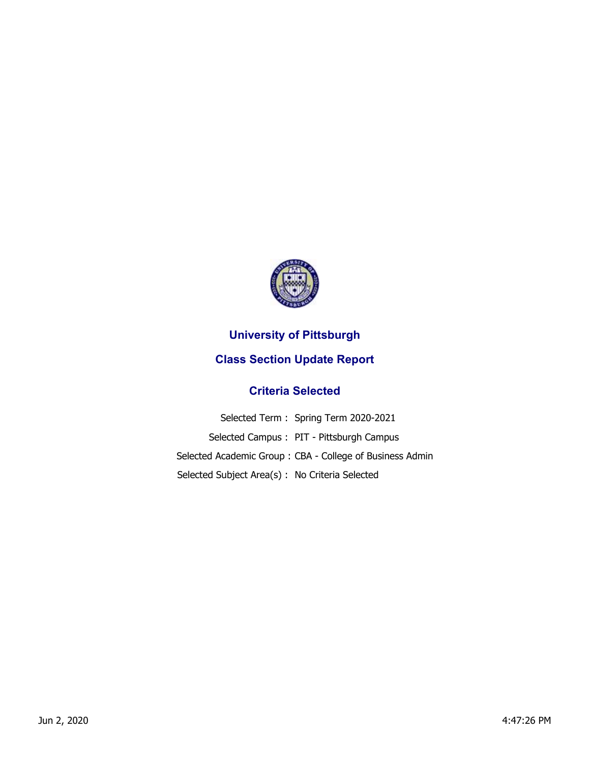# University of Pittsburgh

## Class Section Update Report

### Criteria Selected

Selected Term : Spring Term 2020-2021

Selected Campus : PIT - Pittsburgh Campus

Selected Academic Group : CBA - College of Business Admin

Selected Subject Area(s) : No Criteria Selected

Jun 2, 2020 4:47:26 PM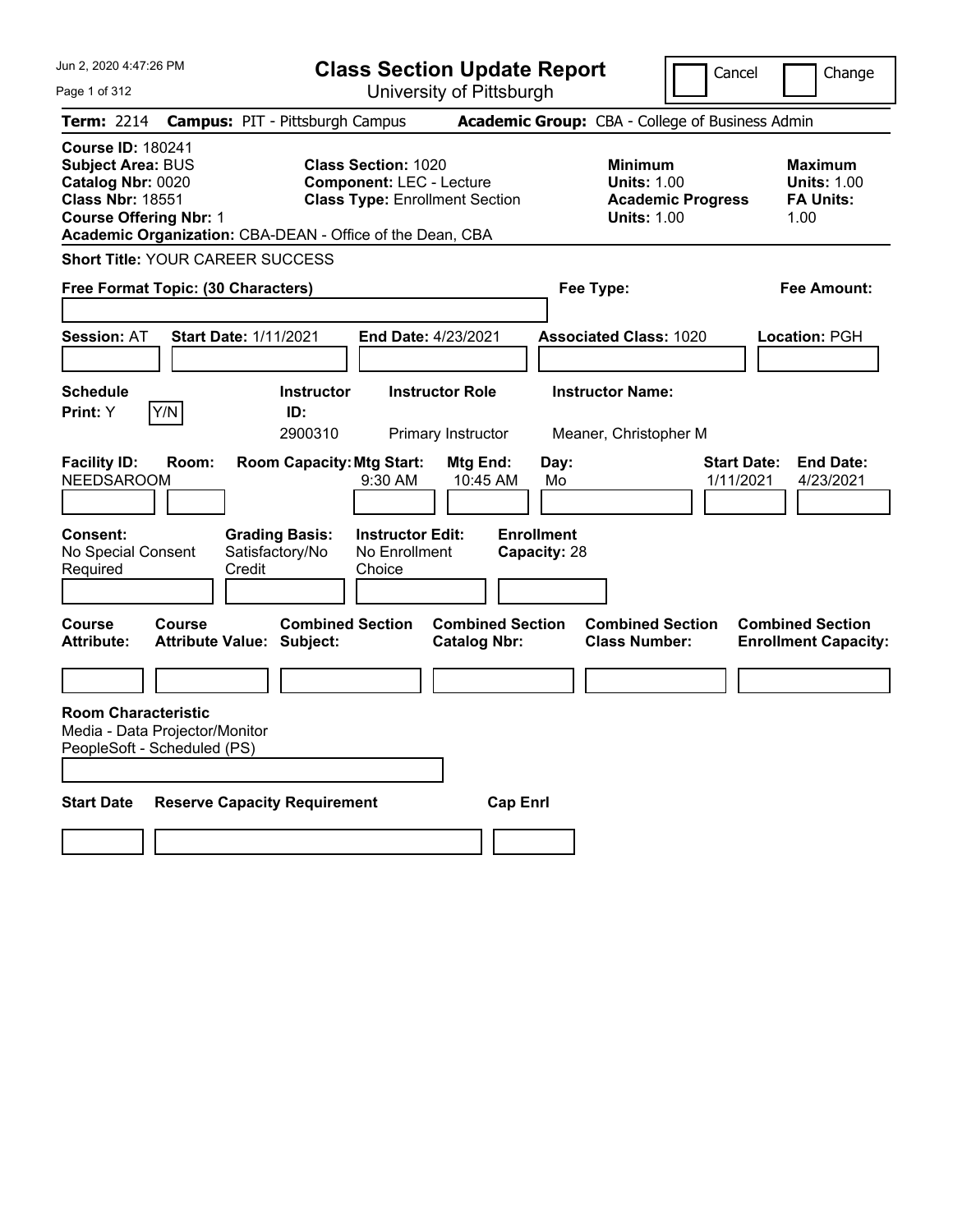Jun 2, 2020 4:47:26 PM

# Class Section Update Report

University of Pittsburgh

Cancel | Change

**Term:** 2214 **Campus:** PIT - Pittsburgh Campus **Academic Group:** CBA - College of Business Admin

**Course ID:** 180241
**Subject Area:** BUS
**Catalog Nbr:** 0020
**Class Nbr:** 18551
**Course Offering Nbr:** 1
**Academic Organization:** CBA-DEAN - Office of the Dean, CBA

**Class Section:** 1020
**Component:** LEC - Lecture
**Class Type:** Enrollment Section

**Minimum Units:** 1.00
**Academic Progress Units:** 1.00

**Maximum Units:** 1.00
**FA Units:** 1.00

**Short Title:** YOUR CAREER SUCCESS

**Free Format Topic: (30 Characters)** | **Fee Type:** | **Fee Amount:**

**Session:** AT **Start Date:** 1/11/2021 **End Date:** 4/23/2021 **Associated Class:** 1020 **Location:** PGH

| Schedule Print | Instructor ID | Instructor Role | Instructor Name |
|---|---|---|---|
| Y | 2900310 | Primary Instructor | Meaner, Christopher M |

| Facility ID | Room | Room Capacity | Mtg Start | Mtg End | Day | Start Date | End Date |
|---|---|---|---|---|---|---|---|
| NEEDSAROOM | | | 9:30 AM | 10:45 AM | Mo | 1/11/2021 | 4/23/2021 |

| Consent | Grading Basis | Instructor Edit | Enrollment Capacity |
|---|---|---|---|
| No Special Consent Required | Satisfactory/No Credit | No Enrollment Choice | 28 |

| Course Attribute | Course Attribute Value | Combined Section Subject | Combined Section Catalog Nbr | Combined Section Class Number | Combined Section Enrollment Capacity |
|---|---|---|---|---|---|
| | | | | | |

**Room Characteristic**
Media - Data Projector/Monitor
PeopleSoft - Scheduled (PS)

| Start Date | Reserve Capacity Requirement | Cap Enrl |
|---|---|---|
| | | |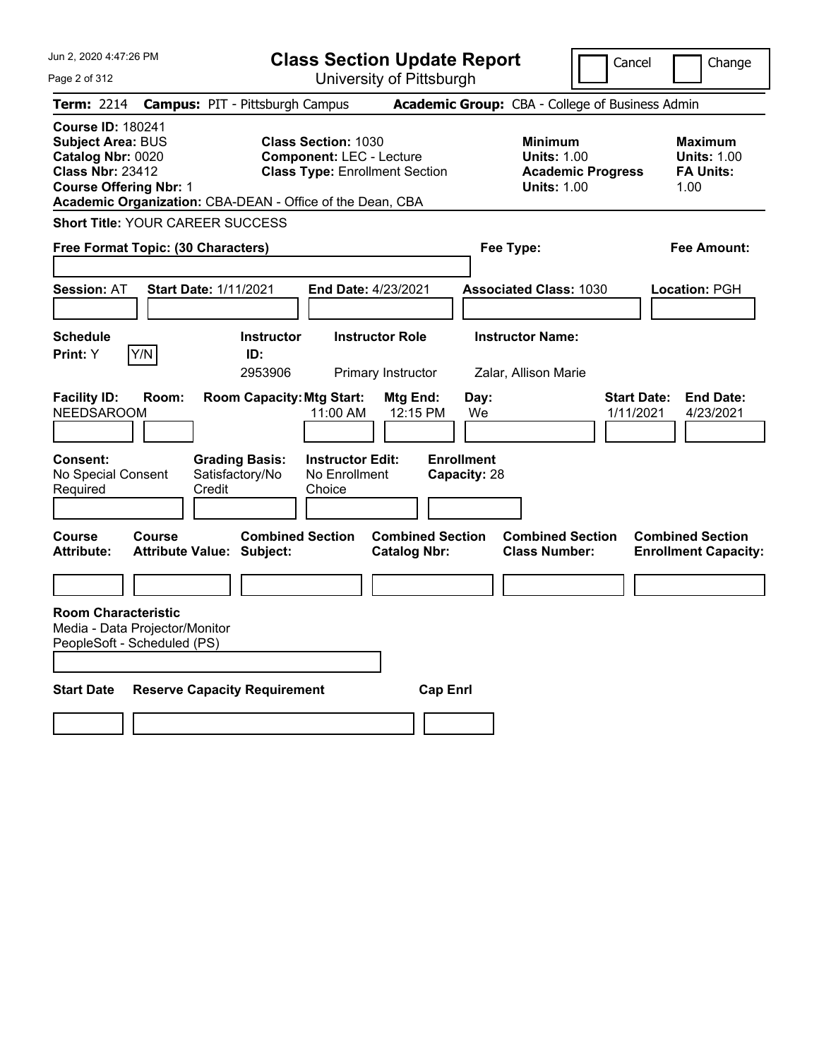# Class Section Update Report

University of Pittsburgh

Cancel | Change

**Term:** 2214 **Campus:** PIT - Pittsburgh Campus **Academic Group:** CBA - College of Business Admin

**Course ID:** 180241
**Subject Area:** BUS
**Catalog Nbr:** 0020
**Class Nbr:** 23412
**Course Offering Nbr:** 1
**Academic Organization:** CBA-DEAN - Office of the Dean, CBA

**Class Section:** 1030
**Component:** LEC - Lecture
**Class Type:** Enrollment Section

**Minimum Units:** 1.00
**Academic Progress Units:** 1.00

**Maximum Units:** 1.00
**FA Units:** 1.00

**Short Title:** YOUR CAREER SUCCESS

**Free Format Topic: (30 Characters)**

**Fee Type:**

**Fee Amount:**

**Session:** AT **Start Date:** 1/11/2021 **End Date:** 4/23/2021 **Associated Class:** 1030 **Location:** PGH

| Schedule Print | Instructor ID | Instructor Role | Instructor Name |
|---|---|---|---|
| Y | 2953906 | Primary Instructor | Zalar, Allison Marie |

| Facility ID | Room | Room Capacity | Mtg Start | Mtg End | Day | Start Date | End Date |
|---|---|---|---|---|---|---|---|
| NEEDSAROOM | | | 11:00 AM | 12:15 PM | We | 1/11/2021 | 4/23/2021 |

**Consent:** No Special Consent Required
**Grading Basis:** Satisfactory/No Credit
**Instructor Edit:** No Enrollment Choice
**Enrollment Capacity:** 28

| Course Attribute | Course Attribute Value | Combined Section Subject | Combined Section Catalog Nbr | Combined Section Class Number | Combined Section Enrollment Capacity |
|---|---|---|---|---|---|
| | | | | | |

**Room Characteristic**
Media - Data Projector/Monitor
PeopleSoft - Scheduled (PS)

| Start Date | Reserve Capacity Requirement | Cap Enrl |
|---|---|---|
| | | |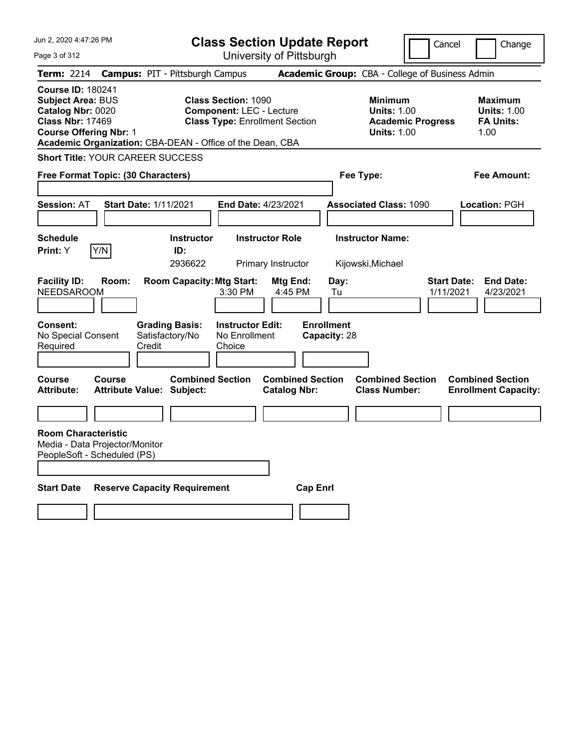# Class Section Update Report

University of Pittsburgh

Cancel | Change

**Term:** 2214 **Campus:** PIT - Pittsburgh Campus **Academic Group:** CBA - College of Business Admin

**Course ID:** 180241
**Subject Area:** BUS
**Catalog Nbr:** 0020
**Class Nbr:** 17469
**Course Offering Nbr:** 1
**Academic Organization:** CBA-DEAN - Office of the Dean, CBA

**Class Section:** 1090
**Component:** LEC - Lecture
**Class Type:** Enrollment Section

**Minimum Units:** 1.00
**Academic Progress Units:** 1.00

**Maximum Units:** 1.00
**FA Units:** 1.00

**Short Title:** YOUR CAREER SUCCESS

**Free Format Topic: (30 Characters)**

**Fee Type:**

**Fee Amount:**

**Session:** AT **Start Date:** 1/11/2021 **End Date:** 4/23/2021 **Associated Class:** 1090 **Location:** PGH

| Schedule Print | Y/N | Instructor ID | Instructor Role | Instructor Name |
|---|---|---|---|---|
| Y | | 2936622 | Primary Instructor | Kijowski,Michael |

| Facility ID | Room | Room Capacity | Mtg Start | Mtg End | Day | Start Date | End Date |
|---|---|---|---|---|---|---|---|
| NEEDSAROOM | | | 3:30 PM | 4:45 PM | Tu | 1/11/2021 | 4/23/2021 |

| Consent | Grading Basis | Instructor Edit | Enrollment Capacity |
|---|---|---|---|
| No Special Consent Required | Satisfactory/No Credit | No Enrollment Choice | 28 |

| Course Attribute | Course Attribute Value | Combined Section Subject | Combined Section Catalog Nbr | Combined Section Class Number | Combined Section Enrollment Capacity |
|---|---|---|---|---|---|
| | | | | | |

**Room Characteristic**
Media - Data Projector/Monitor
PeopleSoft - Scheduled (PS)

| Start Date | Reserve Capacity Requirement | Cap Enrl |
|---|---|---|
| | | |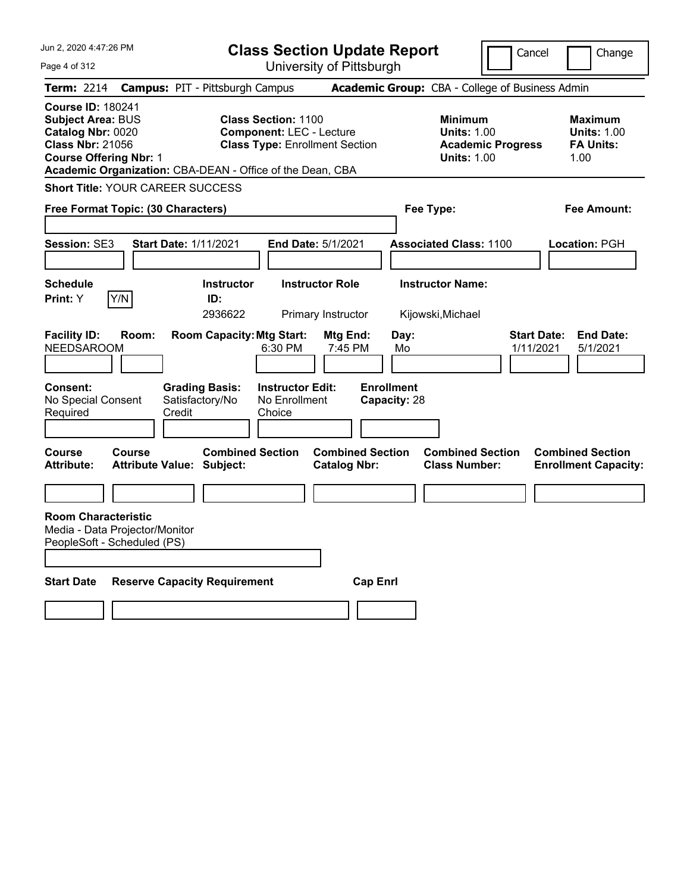Jun 2, 2020 4:47:26 PM

# Class Section Update Report

University of Pittsburgh

Cancel | Change

**Term:** 2214 **Campus:** PIT - Pittsburgh Campus **Academic Group:** CBA - College of Business Admin

**Course ID:** 180241
**Subject Area:** BUS
**Catalog Nbr:** 0020
**Class Nbr:** 21056
**Course Offering Nbr:** 1
**Academic Organization:** CBA-DEAN - Office of the Dean, CBA

**Class Section:** 1100
**Component:** LEC - Lecture
**Class Type:** Enrollment Section

**Minimum Units:** 1.00
**Academic Progress Units:** 1.00

**Maximum Units:** 1.00
**FA Units:** 1.00

**Short Title:** YOUR CAREER SUCCESS

**Free Format Topic: (30 Characters)**

**Fee Type:**

**Fee Amount:**

**Session:** SE3 **Start Date:** 1/11/2021 **End Date:** 5/1/2021 **Associated Class:** 1100 **Location:** PGH

| Schedule Print | Y/N | Instructor ID | Instructor Role | Instructor Name |
|---|---|---|---|---|
| Y | | 2936622 | Primary Instructor | Kijowski,Michael |

| Facility ID | Room | Room Capacity | Mtg Start | Mtg End | Day | Start Date | End Date |
|---|---|---|---|---|---|---|---|
| NEEDSAROOM | | | 6:30 PM | 7:45 PM | Mo | 1/11/2021 | 5/1/2021 |

| Consent | Grading Basis | Instructor Edit | Enrollment Capacity |
|---|---|---|---|
| No Special Consent Required | Satisfactory/No Credit | No Enrollment Choice | 28 |

| Course Attribute | Course Attribute Value | Combined Section Subject | Combined Section Catalog Nbr | Combined Section Class Number | Combined Section Enrollment Capacity |
|---|---|---|---|---|---|
| | | | | | |

**Room Characteristic**
Media - Data Projector/Monitor
PeopleSoft - Scheduled (PS)

| Start Date | Reserve Capacity Requirement | Cap Enrl |
|---|---|---|
| | | |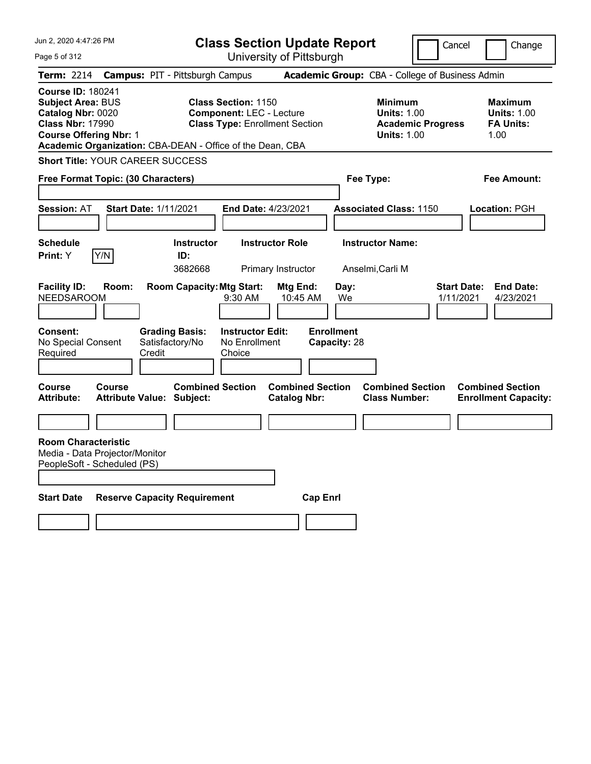# Class Section Update Report

University of Pittsburgh

Cancel | Change

**Term:** 2214 **Campus:** PIT - Pittsburgh Campus **Academic Group:** CBA - College of Business Admin

**Course ID:** 180241
**Subject Area:** BUS
**Catalog Nbr:** 0020
**Class Nbr:** 17990
**Course Offering Nbr:** 1
**Academic Organization:** CBA-DEAN - Office of the Dean, CBA

**Class Section:** 1150
**Component:** LEC - Lecture
**Class Type:** Enrollment Section

**Minimum**
**Units:** 1.00
**Academic Progress Units:** 1.00

**Maximum**
**Units:** 1.00
**FA Units:** 1.00

**Short Title:** YOUR CAREER SUCCESS

**Free Format Topic: (30 Characters)**

**Fee Type:**

**Fee Amount:**

**Session:** AT **Start Date:** 1/11/2021 **End Date:** 4/23/2021 **Associated Class:** 1150 **Location:** PGH

| Schedule Print: | Instructor ID: | Instructor Role | Instructor Name: |
|---|---|---|---|
| Y [Y/N] | 3682668 | Primary Instructor | Anselmi,Carli M |

| Facility ID: | Room: | Room Capacity: | Mtg Start: | Mtg End: | Day: | Start Date: | End Date: |
|---|---|---|---|---|---|---|---|
| NEEDSAROOM | | | 9:30 AM | 10:45 AM | We | 1/11/2021 | 4/23/2021 |

| Consent: | Grading Basis: | Instructor Edit: | Enrollment Capacity: |
|---|---|---|---|
| No Special Consent Required | Satisfactory/No Credit | No Enrollment Choice | 28 |

| Course Attribute: | Course Attribute Value: | Combined Section Subject: | Combined Section Catalog Nbr: | Combined Section Class Number: | Combined Section Enrollment Capacity: |
|---|---|---|---|---|---|
| | | | | | |

**Room Characteristic**
Media - Data Projector/Monitor
PeopleSoft - Scheduled (PS)

| Start Date | Reserve Capacity Requirement | Cap Enrl |
|---|---|---|
| | | |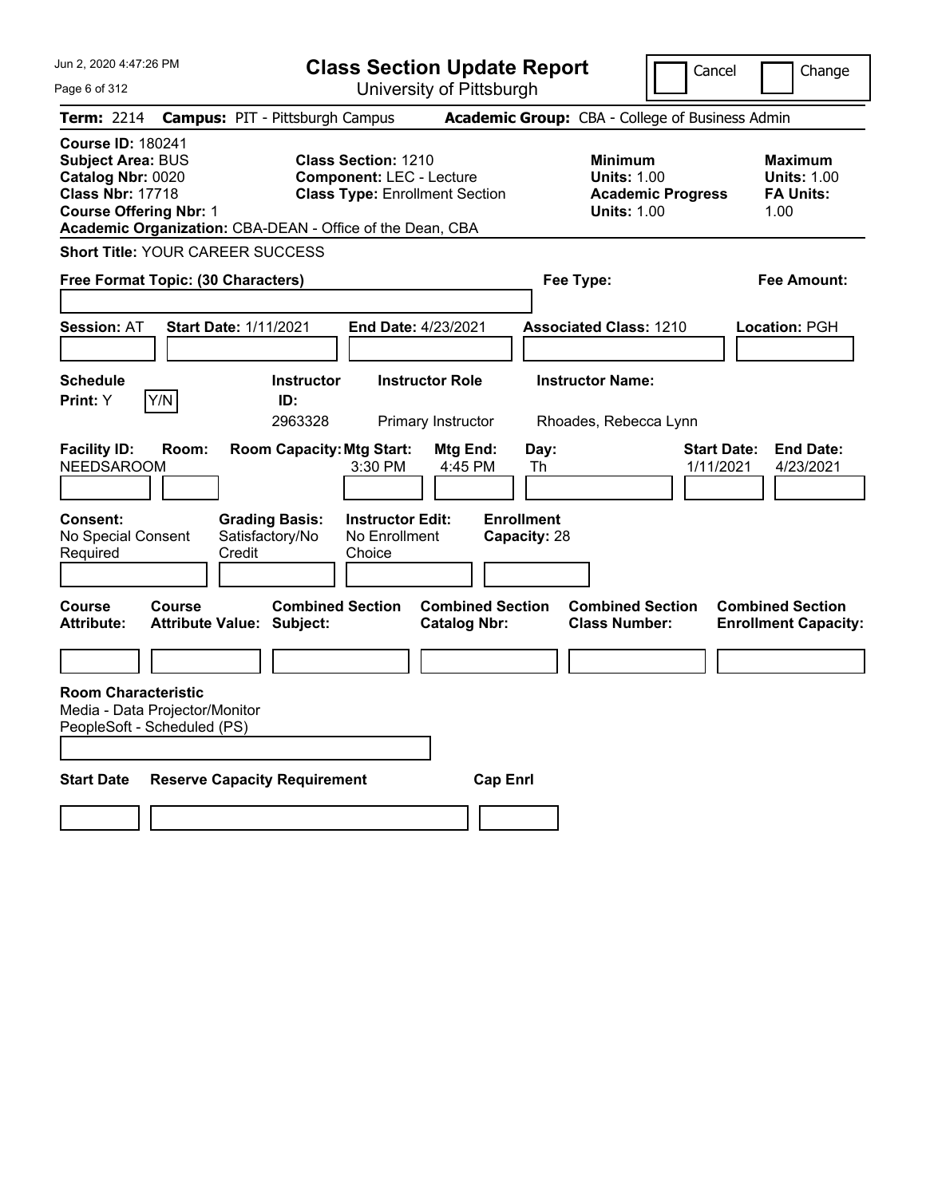# Class Section Update Report

University of Pittsburgh

Jun 2, 2020 4:47:26 PM

Cancel | Change

**Term:** 2214 **Campus:** PIT - Pittsburgh Campus **Academic Group:** CBA - College of Business Admin

**Course ID:** 180241
**Subject Area:** BUS
**Catalog Nbr:** 0020
**Class Nbr:** 17718
**Course Offering Nbr:** 1
**Academic Organization:** CBA-DEAN - Office of the Dean, CBA

**Class Section:** 1210
**Component:** LEC - Lecture
**Class Type:** Enrollment Section

**Minimum**
**Units:** 1.00
**Academic Progress Units:** 1.00

**Maximum**
**Units:** 1.00
**FA Units:** 1.00

**Short Title:** YOUR CAREER SUCCESS

**Free Format Topic: (30 Characters)**

**Fee Type:**

**Fee Amount:**

**Session:** AT **Start Date:** 1/11/2021 **End Date:** 4/23/2021 **Associated Class:** 1210 **Location:** PGH

| Schedule Print | Instructor ID | Instructor Role | Instructor Name |
|---|---|---|---|
| Y (Y/N) | 2963328 | Primary Instructor | Rhoades, Rebecca Lynn |

| Facility ID | Room | Room Capacity | Mtg Start | Mtg End | Day | Start Date | End Date |
|---|---|---|---|---|---|---|---|
| NEEDSAROOM | | | 3:30 PM | 4:45 PM | Th | 1/11/2021 | 4/23/2021 |

**Consent:** No Special Consent Required
**Grading Basis:** Satisfactory/No Credit
**Instructor Edit:** No Enrollment Choice
**Enrollment Capacity:** 28

| Course Attribute | Course Attribute Value | Combined Section Subject | Combined Section Catalog Nbr | Combined Section Class Number | Combined Section Enrollment Capacity |
|---|---|---|---|---|---|
| | | | | | |

**Room Characteristic**
Media - Data Projector/Monitor
PeopleSoft - Scheduled (PS)

| Start Date | Reserve Capacity Requirement | Cap Enrl |
|---|---|---|
| | | |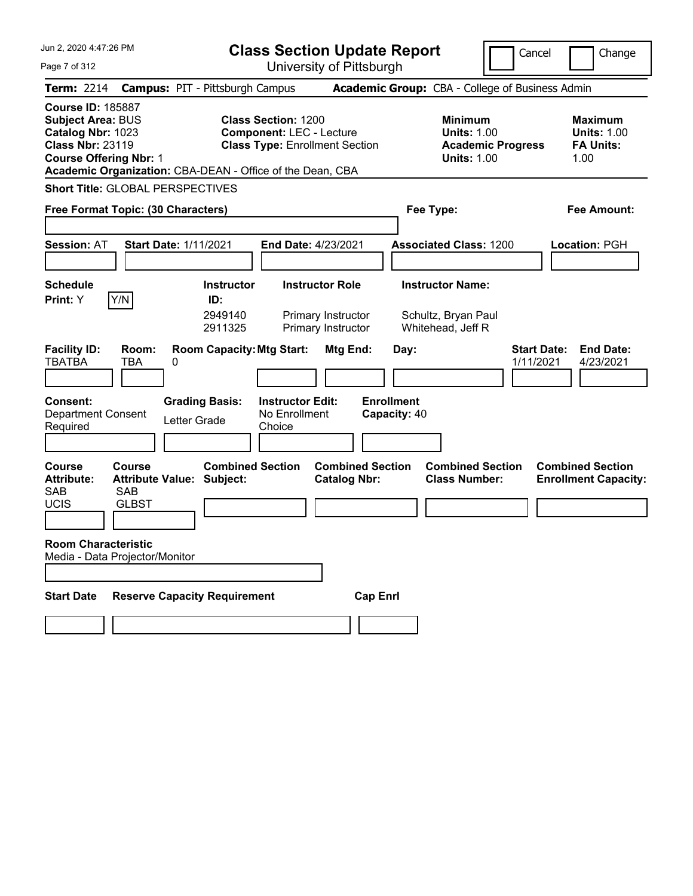Jun 2, 2020 4:47:26 PM

# Class Section Update Report

University of Pittsburgh

Cancel | Change

**Term:** 2214 **Campus:** PIT - Pittsburgh Campus **Academic Group:** CBA - College of Business Admin

**Course ID:** 185887
**Subject Area:** BUS
**Catalog Nbr:** 1023
**Class Nbr:** 23119
**Course Offering Nbr:** 1
**Academic Organization:** CBA-DEAN - Office of the Dean, CBA

**Class Section:** 1200
**Component:** LEC - Lecture
**Class Type:** Enrollment Section

**Minimum Units:** 1.00
**Academic Progress Units:** 1.00

**Maximum Units:** 1.00
**FA Units:** 1.00

**Short Title:** GLOBAL PERSPECTIVES

**Free Format Topic: (30 Characters)**

**Fee Type:**

**Fee Amount:**

**Session:** AT **Start Date:** 1/11/2021 **End Date:** 4/23/2021 **Associated Class:** 1200 **Location:** PGH

**Schedule Print:** Y Y/N

| Instructor ID | Instructor Role | Instructor Name |
|---|---|---|
| 2949140 | Primary Instructor | Schultz, Bryan Paul |
| 2911325 | Primary Instructor | Whitehead, Jeff R |

| Facility ID | Room | Room Capacity | Mtg Start | Mtg End | Day | Start Date | End Date |
|---|---|---|---|---|---|---|---|
| TBATBA | TBA | 0 | | | | 1/11/2021 | 4/23/2021 |

**Consent:** Department Consent Required
**Grading Basis:** Letter Grade
**Instructor Edit:** No Enrollment Choice
**Enrollment Capacity:** 40

| Course Attribute | Course Attribute Value | Combined Section Subject | Combined Section Catalog Nbr | Combined Section Class Number | Combined Section Enrollment Capacity |
|---|---|---|---|---|---|
| SAB | SAB | | | | |
| UCIS | GLBST | | | | |

**Room Characteristic**
Media - Data Projector/Monitor

**Start Date** **Reserve Capacity Requirement** **Cap Enrl**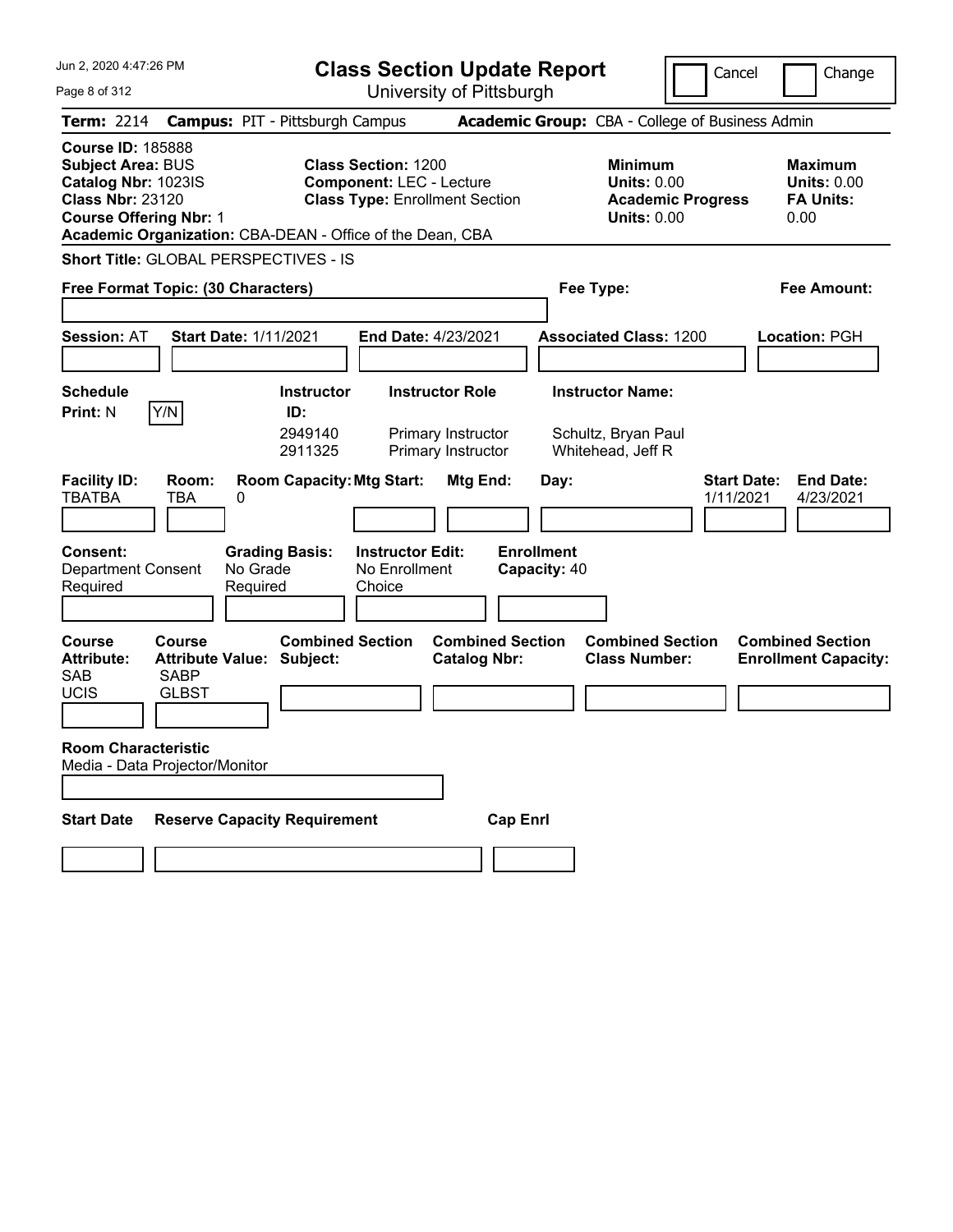Jun 2, 2020 4:47:26 PM

# Class Section Update Report

University of Pittsburgh

Cancel | Change

**Term:** 2214 **Campus:** PIT - Pittsburgh Campus **Academic Group:** CBA - College of Business Admin

**Course ID:** 185888
**Subject Area:** BUS
**Catalog Nbr:** 1023IS
**Class Nbr:** 23120
**Course Offering Nbr:** 1
**Academic Organization:** CBA-DEAN - Office of the Dean, CBA

**Class Section:** 1200
**Component:** LEC - Lecture
**Class Type:** Enrollment Section

**Minimum Units:** 0.00
**Academic Progress Units:** 0.00

**Maximum Units:** 0.00
**FA Units:** 0.00

**Short Title:** GLOBAL PERSPECTIVES - IS

**Free Format Topic: (30 Characters)**

**Fee Type:**

**Fee Amount:**

**Session:** AT **Start Date:** 1/11/2021 **End Date:** 4/23/2021 **Associated Class:** 1200 **Location:** PGH

**Schedule Print:** N Y/N

| Instructor ID: | Instructor Role | Instructor Name: |
|---|---|---|
| 2949140 | Primary Instructor | Schultz, Bryan Paul |
| 2911325 | Primary Instructor | Whitehead, Jeff R |

| Facility ID: | Room: | Room Capacity: | Mtg Start: | Mtg End: | Day: | Start Date: | End Date: |
|---|---|---|---|---|---|---|---|
| TBATBA | TBA | 0 | | | | 1/11/2021 | 4/23/2021 |

**Consent:** Department Consent Required
**Grading Basis:** No Grade Required
**Instructor Edit:** No Enrollment Choice
**Enrollment Capacity:** 40

| Course Attribute: | Course Attribute Value: | Combined Section Subject: | Combined Section Catalog Nbr: | Combined Section Class Number: | Combined Section Enrollment Capacity: |
|---|---|---|---|---|---|
| SAB | SABP | | | | |
| UCIS | GLBST | | | | |

**Room Characteristic**
Media - Data Projector/Monitor

**Start Date** **Reserve Capacity Requirement** **Cap Enrl**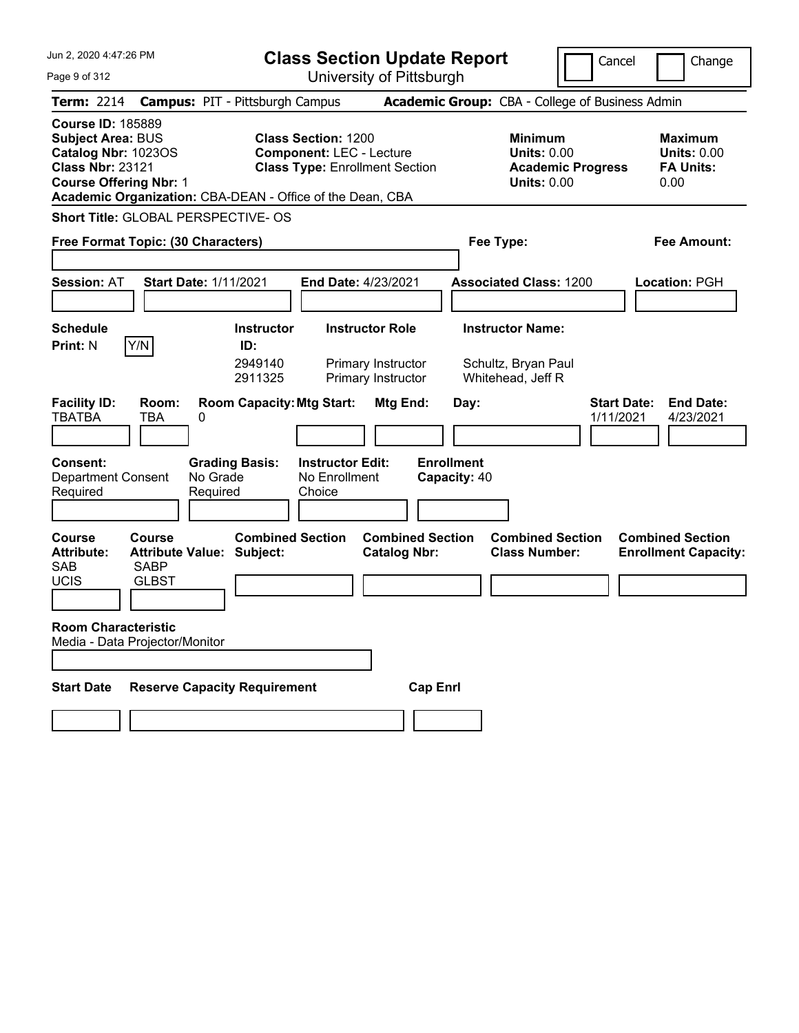# Class Section Update Report

University of Pittsburgh

Jun 2, 2020 4:47:26 PM

Cancel | Change

**Term:** 2214 **Campus:** PIT - Pittsburgh Campus **Academic Group:** CBA - College of Business Admin

**Course ID:** 185889
**Subject Area:** BUS
**Catalog Nbr:** 1023OS
**Class Nbr:** 23121
**Course Offering Nbr:** 1
**Academic Organization:** CBA-DEAN - Office of the Dean, CBA

**Class Section:** 1200
**Component:** LEC - Lecture
**Class Type:** Enrollment Section

**Minimum Units:** 0.00
**Academic Progress Units:** 0.00

**Maximum Units:** 0.00
**FA Units:** 0.00

**Short Title:** GLOBAL PERSPECTIVE- OS

**Free Format Topic: (30 Characters)**

**Fee Type:**

**Fee Amount:**

**Session:** AT **Start Date:** 1/11/2021 **End Date:** 4/23/2021 **Associated Class:** 1200 **Location:** PGH

| Schedule Print | Instructor ID | Instructor Role | Instructor Name |
|---|---|---|---|
| N | 2949140 | Primary Instructor | Schultz, Bryan Paul |
| | 2911325 | Primary Instructor | Whitehead, Jeff R |

| Facility ID | Room | Room Capacity | Mtg Start | Mtg End | Day | Start Date | End Date |
|---|---|---|---|---|---|---|---|
| TBATBA | TBA | 0 | | | | 1/11/2021 | 4/23/2021 |

**Consent:** Department Consent Required
**Grading Basis:** No Grade Required
**Instructor Edit:** No Enrollment Choice
**Enrollment Capacity:** 40

| Course Attribute | Course Attribute Value | Combined Section Subject | Combined Section Catalog Nbr | Combined Section Class Number | Combined Section Enrollment Capacity |
|---|---|---|---|---|---|
| SAB | SABP | | | | |
| UCIS | GLBST | | | | |

**Room Characteristic**
Media - Data Projector/Monitor

| Start Date | Reserve Capacity Requirement | Cap Enrl |
|---|---|---|
| | | |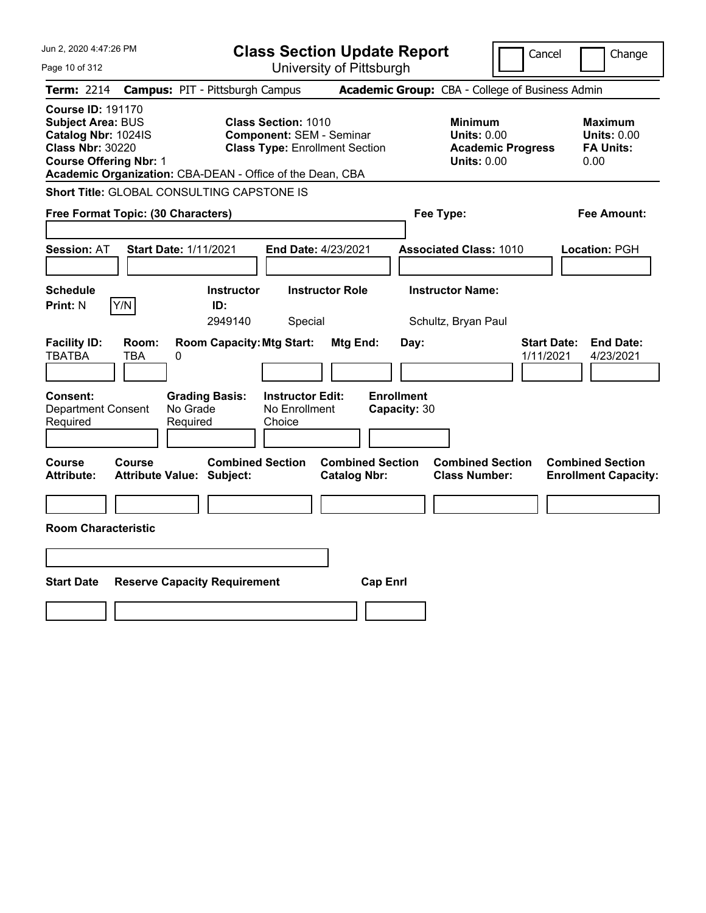# Class Section Update Report

University of Pittsburgh

Cancel Change

**Term:** 2214 **Campus:** PIT - Pittsburgh Campus **Academic Group:** CBA - College of Business Admin

**Course ID:** 191170
**Subject Area:** BUS
**Catalog Nbr:** 1024IS
**Class Nbr:** 30220
**Course Offering Nbr:** 1
**Academic Organization:** CBA-DEAN - Office of the Dean, CBA

**Class Section:** 1010
**Component:** SEM - Seminar
**Class Type:** Enrollment Section

**Minimum**
**Units:** 0.00
**Academic Progress Units:** 0.00

**Maximum**
**Units:** 0.00
**FA Units:** 0.00

**Short Title:** GLOBAL CONSULTING CAPSTONE IS

**Free Format Topic: (30 Characters)**

**Fee Type:**

**Fee Amount:**

**Session:** AT **Start Date:** 1/11/2021 **End Date:** 4/23/2021 **Associated Class:** 1010 **Location:** PGH

| Schedule Print: | Instructor ID: | Instructor Role | Instructor Name: |
|---|---|---|---|
| N Y/N | 2949140 | Special | Schultz, Bryan Paul |

| Facility ID: | Room: | Room Capacity: | Mtg Start: | Mtg End: | Day: | Start Date: | End Date: |
|---|---|---|---|---|---|---|---|
| TBATBA | TBA | 0 | | | | 1/11/2021 | 4/23/2021 |

| Consent: | Grading Basis: | Instructor Edit: | Enrollment Capacity: |
|---|---|---|---|
| Department Consent Required | No Grade Required | No Enrollment Choice | 30 |

| Course Attribute: | Course Attribute Value: | Combined Section Subject: | Combined Section Catalog Nbr: | Combined Section Class Number: | Combined Section Enrollment Capacity: |
|---|---|---|---|---|---|
| | | | | | |

**Room Characteristic**

| Start Date | Reserve Capacity Requirement | Cap Enrl |
|---|---|---|
| | | |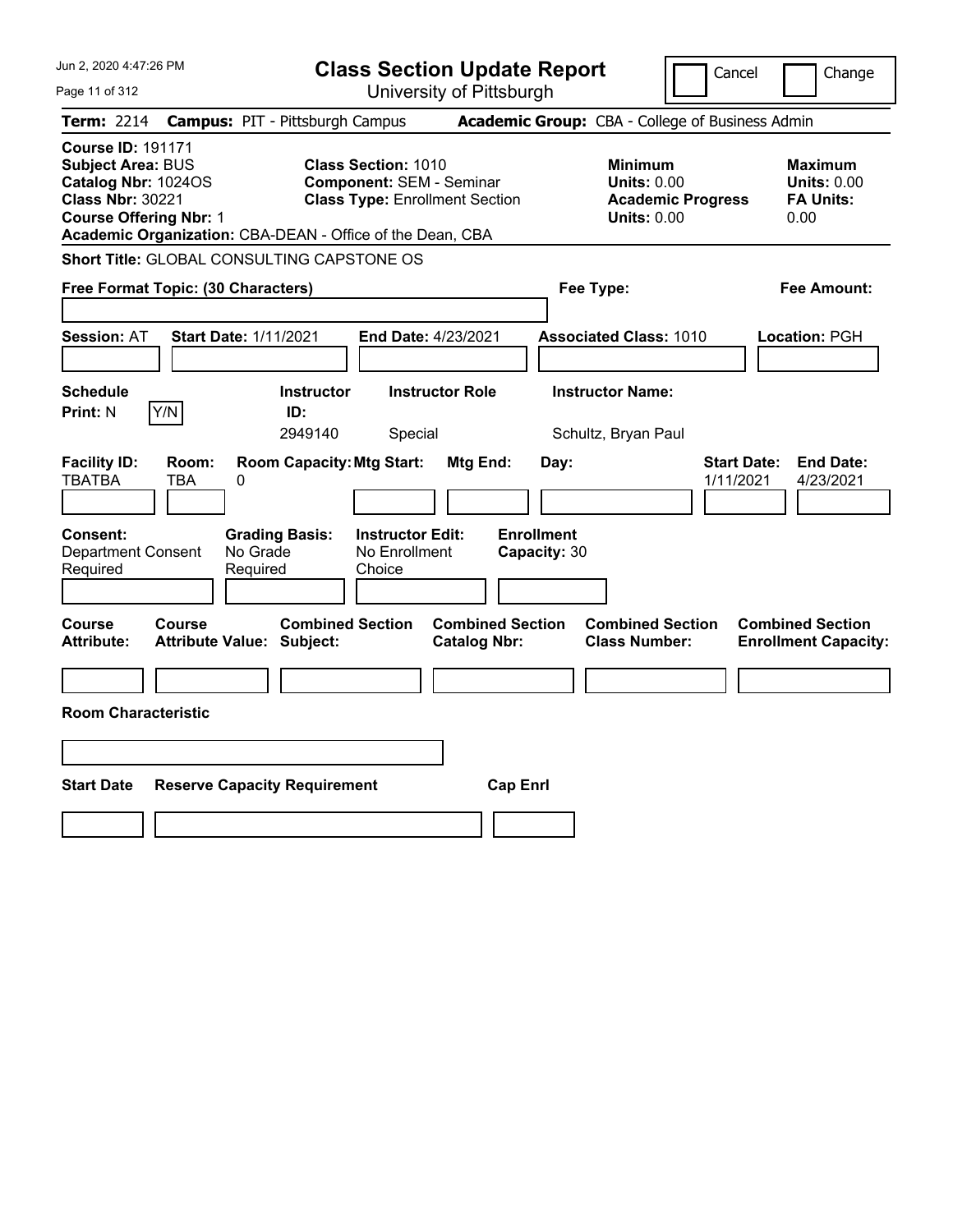# Class Section Update Report

University of Pittsburgh

Cancel | Change

**Term:** 2214 **Campus:** PIT - Pittsburgh Campus **Academic Group:** CBA - College of Business Admin

**Course ID:** 191171
**Subject Area:** BUS
**Catalog Nbr:** 1024OS
**Class Nbr:** 30221
**Course Offering Nbr:** 1
**Academic Organization:** CBA-DEAN - Office of the Dean, CBA

**Class Section:** 1010
**Component:** SEM - Seminar
**Class Type:** Enrollment Section

**Minimum Units:** 0.00
**Academic Progress Units:** 0.00

**Maximum Units:** 0.00
**FA Units:** 0.00

**Short Title:** GLOBAL CONSULTING CAPSTONE OS

**Free Format Topic: (30 Characters)**

**Fee Type:**

**Fee Amount:**

**Session:** AT **Start Date:** 1/11/2021 **End Date:** 4/23/2021 **Associated Class:** 1010 **Location:** PGH

| Schedule Print | Instructor ID | Instructor Role | Instructor Name |
|---|---|---|---|
| N (Y/N) | 2949140 | Special | Schultz, Bryan Paul |

| Facility ID | Room | Room Capacity | Mtg Start | Mtg End | Day | Start Date | End Date |
|---|---|---|---|---|---|---|---|
| TBATBA | TBA | 0 | | | | 1/11/2021 | 4/23/2021 |

**Consent:** Department Consent Required
**Grading Basis:** No Grade Required
**Instructor Edit:** No Enrollment Choice
**Enrollment Capacity:** 30

| Course Attribute | Course Attribute Value | Combined Section Subject | Combined Section Catalog Nbr | Combined Section Class Number | Combined Section Enrollment Capacity |
|---|---|---|---|---|---|
| | | | | | |

**Room Characteristic**

| Start Date | Reserve Capacity Requirement | Cap Enrl |
|---|---|---|
| | | |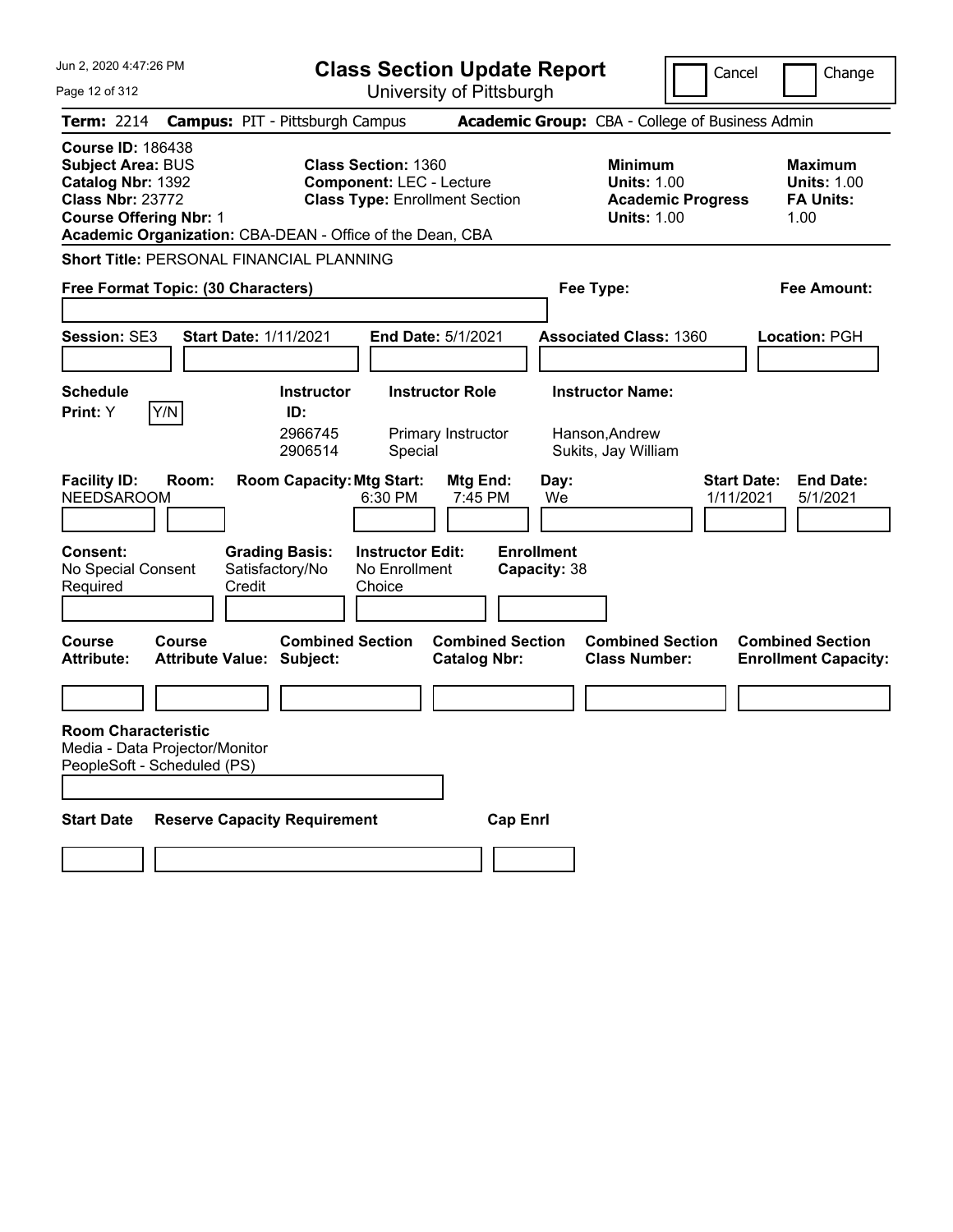# Class Section Update Report

University of Pittsburgh

Cancel | Change

**Term:** 2214 **Campus:** PIT - Pittsburgh Campus **Academic Group:** CBA - College of Business Admin

**Course ID:** 186438
**Subject Area:** BUS
**Catalog Nbr:** 1392
**Class Nbr:** 23772
**Course Offering Nbr:** 1

**Class Section:** 1360
**Component:** LEC - Lecture
**Class Type:** Enrollment Section

**Minimum Units:** 1.00
**Academic Progress Units:** 1.00

**Maximum Units:** 1.00
**FA Units:** 1.00

**Academic Organization:** CBA-DEAN - Office of the Dean, CBA

**Short Title:** PERSONAL FINANCIAL PLANNING

**Free Format Topic: (30 Characters)**

**Fee Type:**

**Fee Amount:**

**Session:** SE3 **Start Date:** 1/11/2021 **End Date:** 5/1/2021 **Associated Class:** 1360 **Location:** PGH

**Schedule Print:** Y [Y/N]

| Instructor ID | Instructor Role | Instructor Name |
|---|---|---|
| 2966745 | Primary Instructor | Hanson,Andrew |
| 2906514 | Special | Sukits, Jay William |

| Facility ID | Room | Room Capacity | Mtg Start | Mtg End | Day | Start Date | End Date |
|---|---|---|---|---|---|---|---|
| NEEDSAROOM | | | 6:30 PM | 7:45 PM | We | 1/11/2021 | 5/1/2021 |

**Consent:** No Special Consent Required
**Grading Basis:** Satisfactory/No Credit
**Instructor Edit:** No Enrollment Choice
**Enrollment Capacity:** 38

| Course Attribute | Course Attribute Value | Combined Section Subject | Combined Section Catalog Nbr | Combined Section Class Number | Combined Section Enrollment Capacity |
|---|---|---|---|---|---|
| | | | | | |

**Room Characteristic**
Media - Data Projector/Monitor
PeopleSoft - Scheduled (PS)

| Start Date | Reserve Capacity Requirement | Cap Enrl |
|---|---|---|
| | | |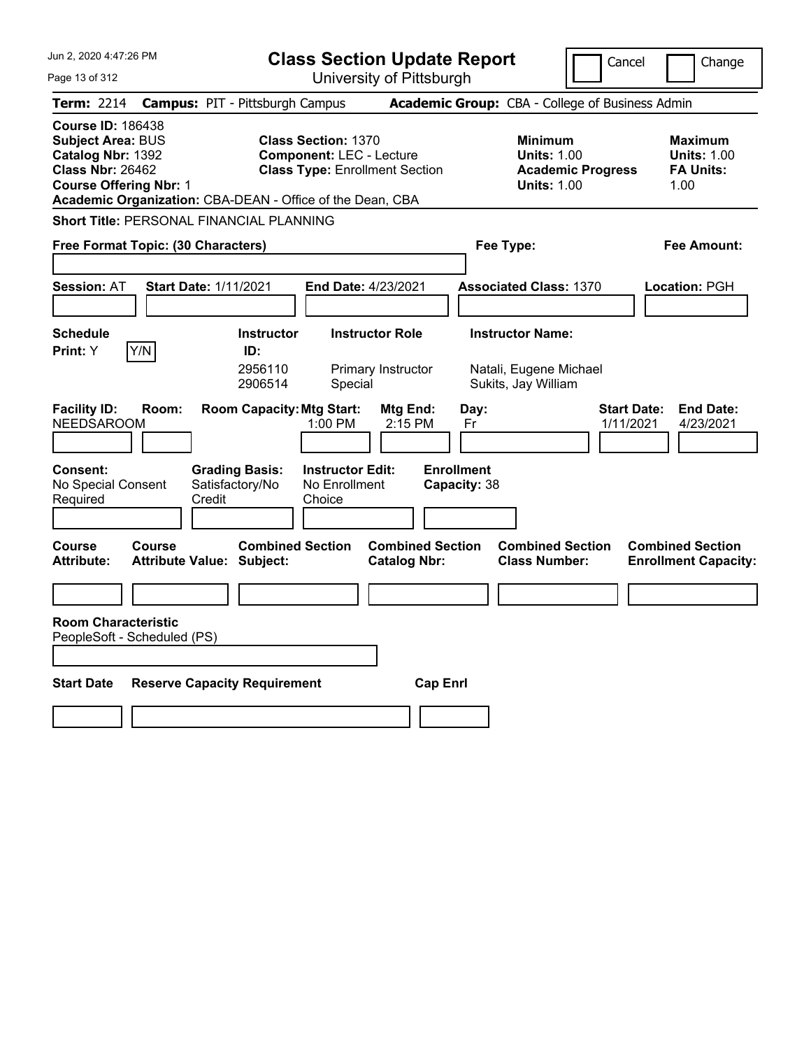# Class Section Update Report

University of Pittsburgh

Cancel | Change

**Term:** 2214 **Campus:** PIT - Pittsburgh Campus **Academic Group:** CBA - College of Business Admin

**Course ID:** 186438
**Subject Area:** BUS
**Catalog Nbr:** 1392
**Class Nbr:** 26462
**Course Offering Nbr:** 1
**Academic Organization:** CBA-DEAN - Office of the Dean, CBA

**Class Section:** 1370
**Component:** LEC - Lecture
**Class Type:** Enrollment Section

**Minimum Units:** 1.00
**Academic Progress Units:** 1.00

**Maximum Units:** 1.00
**FA Units:** 1.00

**Short Title:** PERSONAL FINANCIAL PLANNING

**Free Format Topic: (30 Characters)**

**Fee Type:**

**Fee Amount:**

**Session:** AT **Start Date:** 1/11/2021 **End Date:** 4/23/2021 **Associated Class:** 1370 **Location:** PGH

**Schedule Print:** Y [Y/N]

| Instructor ID | Instructor Role | Instructor Name |
|---|---|---|
| 2956110 | Primary Instructor | Natali, Eugene Michael |
| 2906514 | Special | Sukits, Jay William |

| Facility ID | Room | Room Capacity | Mtg Start | Mtg End | Day | Start Date | End Date |
|---|---|---|---|---|---|---|---|
| NEEDSAROOM | | | 1:00 PM | 2:15 PM | Fr | 1/11/2021 | 4/23/2021 |

**Consent:** No Special Consent Required
**Grading Basis:** Satisfactory/No Credit
**Instructor Edit:** No Enrollment Choice
**Enrollment Capacity:** 38

| Course Attribute | Course Attribute Value | Combined Section Subject | Combined Section Catalog Nbr | Combined Section Class Number | Combined Section Enrollment Capacity |
|---|---|---|---|---|---|
| | | | | | |

**Room Characteristic**
PeopleSoft - Scheduled (PS)

| Start Date | Reserve Capacity Requirement | Cap Enrl |
|---|---|---|
| | | |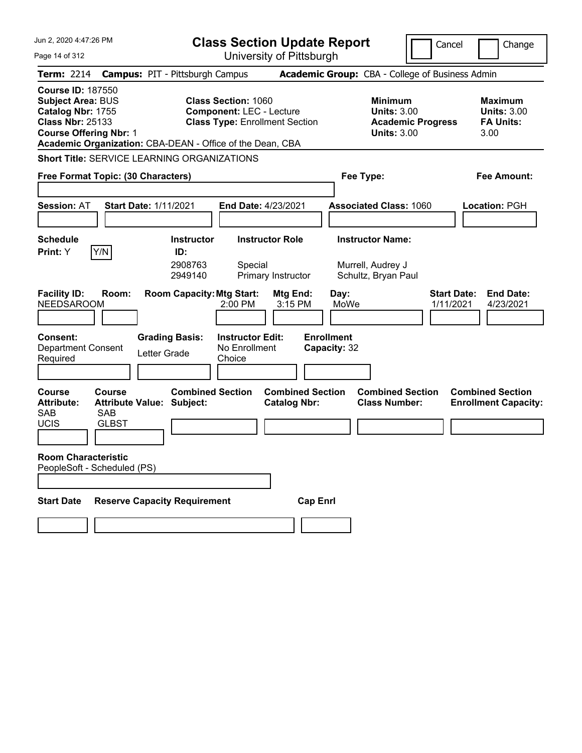# Class Section Update Report

University of Pittsburgh

Cancel | Change

Jun 2, 2020 4:47:26 PM

**Term:** 2214 **Campus:** PIT - Pittsburgh Campus **Academic Group:** CBA - College of Business Admin

**Course ID:** 187550
**Subject Area:** BUS
**Catalog Nbr:** 1755
**Class Nbr:** 25133
**Course Offering Nbr:** 1
**Academic Organization:** CBA-DEAN - Office of the Dean, CBA

**Class Section:** 1060
**Component:** LEC - Lecture
**Class Type:** Enrollment Section

**Minimum Units:** 3.00
**Academic Progress Units:** 3.00

**Maximum Units:** 3.00
**FA Units:** 3.00

**Short Title:** SERVICE LEARNING ORGANIZATIONS

**Free Format Topic: (30 Characters)**

**Fee Type:**

**Fee Amount:**

**Session:** AT **Start Date:** 1/11/2021 **End Date:** 4/23/2021 **Associated Class:** 1060 **Location:** PGH

**Schedule Print:** Y Y/N

| Instructor ID | Instructor Role | Instructor Name |
|---|---|---|
| 2908763 | Special | Murrell, Audrey J |
| 2949140 | Primary Instructor | Schultz, Bryan Paul |

| Facility ID | Room | Room Capacity | Mtg Start | Mtg End | Day | Start Date | End Date |
|---|---|---|---|---|---|---|---|
| NEEDSAROOM | | | 2:00 PM | 3:15 PM | MoWe | 1/11/2021 | 4/23/2021 |

**Consent:** Department Consent Required
**Grading Basis:** Letter Grade
**Instructor Edit:** No Enrollment Choice
**Enrollment Capacity:** 32

| Course Attribute | Course Attribute Value |
|---|---|
| SAB | SAB |
| UCIS | GLBST |

**Combined Section Subject:**
**Combined Section Catalog Nbr:**
**Combined Section Class Number:**
**Combined Section Enrollment Capacity:**

**Room Characteristic**
PeopleSoft - Scheduled (PS)

**Start Date** **Reserve Capacity Requirement** **Cap Enrl**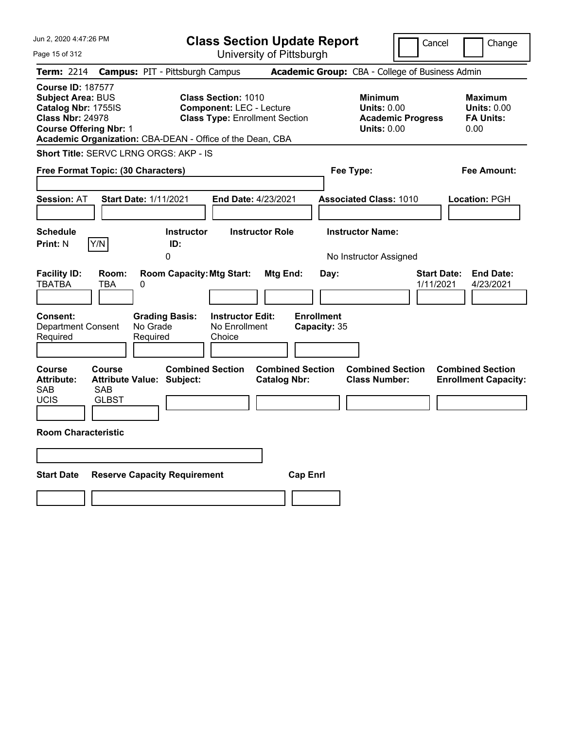# Class Section Update Report

University of Pittsburgh

Jun 2, 2020 4:47:26 PM

Cancel | Change

**Term:** 2214 **Campus:** PIT - Pittsburgh Campus **Academic Group:** CBA - College of Business Admin

**Course ID:** 187577
**Subject Area:** BUS
**Catalog Nbr:** 1755IS
**Class Nbr:** 24978
**Course Offering Nbr:** 1
**Academic Organization:** CBA-DEAN - Office of the Dean, CBA

**Class Section:** 1010
**Component:** LEC - Lecture
**Class Type:** Enrollment Section

**Minimum Units:** 0.00
**Academic Progress Units:** 0.00

**Maximum Units:** 0.00
**FA Units:** 0.00

**Short Title:** SERVC LRNG ORGS: AKP - IS

**Free Format Topic: (30 Characters)**

**Fee Type:**

**Fee Amount:**

**Session:** AT **Start Date:** 1/11/2021 **End Date:** 4/23/2021 **Associated Class:** 1010 **Location:** PGH

| Schedule Print: | Instructor ID: | Instructor Role | Instructor Name: |
|---|---|---|---|
| N Y/N | 0 | | No Instructor Assigned |

| Facility ID: | Room: | Room Capacity: | Mtg Start: | Mtg End: | Day: | Start Date: | End Date: |
|---|---|---|---|---|---|---|---|
| TBATBA | TBA | 0 | | | | 1/11/2021 | 4/23/2021 |

| Consent: | Grading Basis: | Instructor Edit: | Enrollment Capacity: |
|---|---|---|---|
| Department Consent Required | No Grade Required | No Enrollment Choice | 35 |

| Course Attribute: | Course Attribute Value: | Combined Section Subject: | Combined Section Catalog Nbr: | Combined Section Class Number: | Combined Section Enrollment Capacity: |
|---|---|---|---|---|---|
| SAB | SAB | | | | |
| UCIS | GLBST | | | | |

**Room Characteristic**

| Start Date | Reserve Capacity Requirement | Cap Enrl |
|---|---|---|
| | | |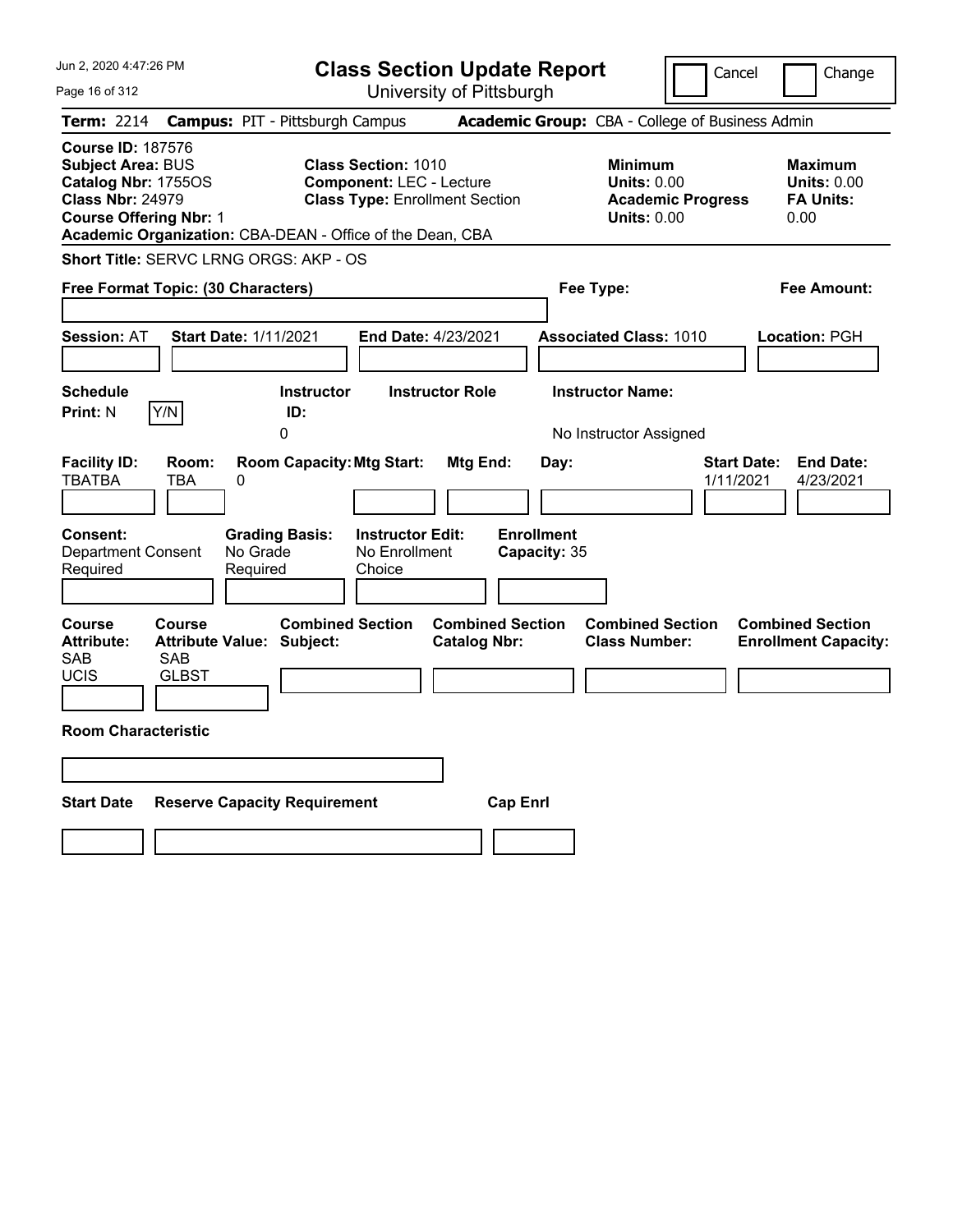# Class Section Update Report

University of Pittsburgh

Jun 2, 2020 4:47:26 PM

Cancel | Change

**Term:** 2214 **Campus:** PIT - Pittsburgh Campus **Academic Group:** CBA - College of Business Admin

**Course ID:** 187576
**Subject Area:** BUS
**Catalog Nbr:** 1755OS
**Class Nbr:** 24979
**Course Offering Nbr:** 1
**Academic Organization:** CBA-DEAN - Office of the Dean, CBA

**Class Section:** 1010
**Component:** LEC - Lecture
**Class Type:** Enrollment Section

**Minimum Units:** 0.00
**Academic Progress Units:** 0.00

**Maximum Units:** 0.00
**FA Units:** 0.00

**Short Title:** SERVC LRNG ORGS: AKP - OS

**Free Format Topic: (30 Characters)**

**Fee Type:**

**Fee Amount:**

**Session:** AT **Start Date:** 1/11/2021 **End Date:** 4/23/2021 **Associated Class:** 1010 **Location:** PGH

| Schedule Print | | Instructor ID | Instructor Role | Instructor Name |
|---|---|---|---|---|
| N | Y/N | 0 | | No Instructor Assigned |

| Facility ID | Room | Room Capacity | Mtg Start | Mtg End | Day | Start Date | End Date |
|---|---|---|---|---|---|---|---|
| TBATBA | TBA | 0 | | | | 1/11/2021 | 4/23/2021 |

| Consent | Grading Basis | Instructor Edit | Enrollment Capacity |
|---|---|---|---|
| Department Consent Required | No Grade Required | No Enrollment Choice | 35 |

| Course Attribute | Course Attribute Value | Combined Section Subject | Combined Section Catalog Nbr | Combined Section Class Number | Combined Section Enrollment Capacity |
|---|---|---|---|---|---|
| SAB | SAB | | | | |
| UCIS | GLBST | | | | |

**Room Characteristic**

| Start Date | Reserve Capacity Requirement | Cap Enrl |
|---|---|---|
| | | |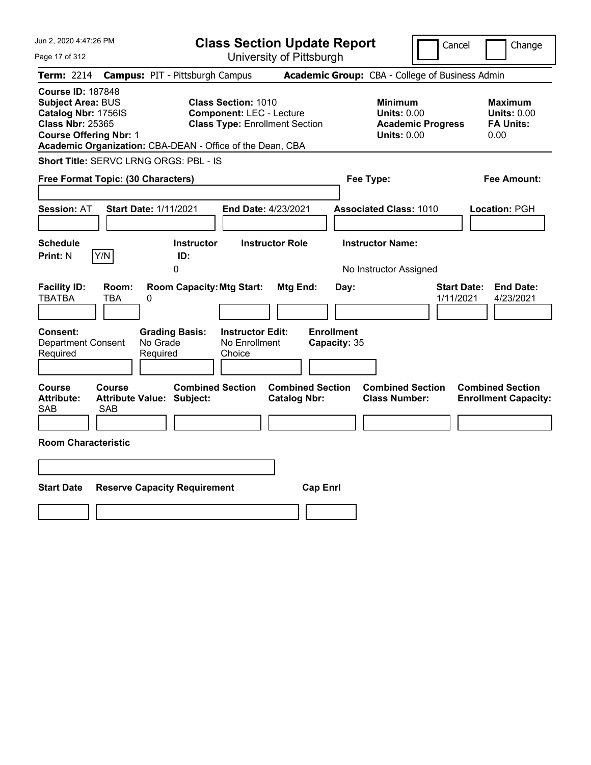# Class Section Update Report

University of Pittsburgh

Cancel | Change

**Term:** 2214 **Campus:** PIT - Pittsburgh Campus **Academic Group:** CBA - College of Business Admin

**Course ID:** 187848
**Subject Area:** BUS
**Catalog Nbr:** 1756IS
**Class Nbr:** 25365
**Course Offering Nbr:** 1

**Class Section:** 1010
**Component:** LEC - Lecture
**Class Type:** Enrollment Section

**Minimum Units:** 0.00
**Academic Progress Units:** 0.00

**Maximum Units:** 0.00
**FA Units:** 0.00

**Academic Organization:** CBA-DEAN - Office of the Dean, CBA

**Short Title:** SERVC LRNG ORGS: PBL - IS

**Free Format Topic: (30 Characters)**

**Fee Type:**

**Fee Amount:**

**Session:** AT **Start Date:** 1/11/2021 **End Date:** 4/23/2021 **Associated Class:** 1010 **Location:** PGH

| Schedule Print: | Instructor ID: | Instructor Role | Instructor Name: |
|---|---|---|---|
| N (Y/N) | 0 | | No Instructor Assigned |

| Facility ID: | Room: | Room Capacity: | Mtg Start: | Mtg End: | Day: | Start Date: | End Date: |
|---|---|---|---|---|---|---|---|
| TBATBA | TBA | 0 | | | | 1/11/2021 | 4/23/2021 |

| Consent: | Grading Basis: | Instructor Edit: | Enrollment Capacity: |
|---|---|---|---|
| Department Consent Required | No Grade Required | No Enrollment Choice | 35 |

| Course Attribute: | Course Attribute Value: | Combined Section Subject: | Combined Section Catalog Nbr: | Combined Section Class Number: | Combined Section Enrollment Capacity: |
|---|---|---|---|---|---|
| SAB | SAB | | | | |

**Room Characteristic**

| Start Date | Reserve Capacity Requirement | Cap Enrl |
|---|---|---|
| | | |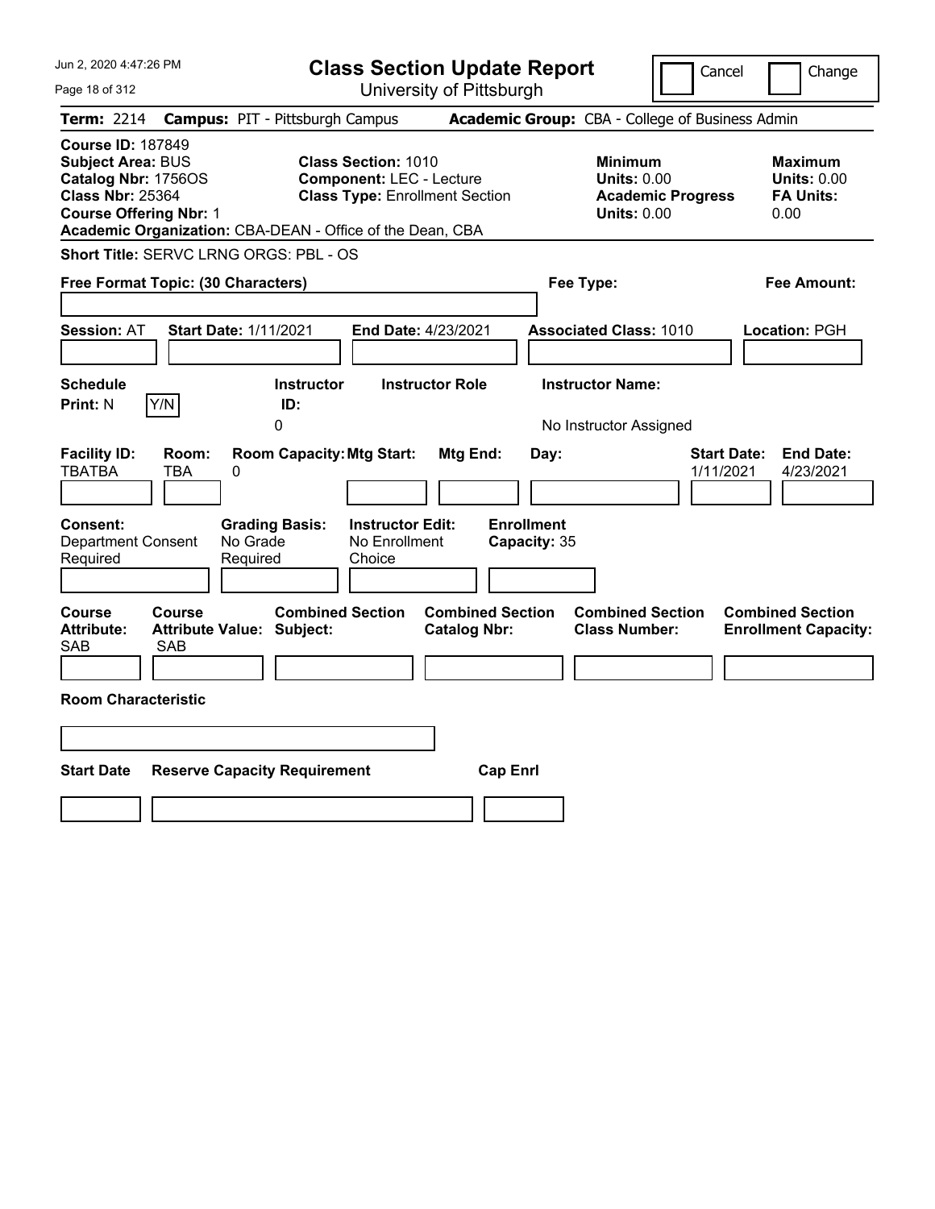# Class Section Update Report

University of Pittsburgh

Cancel | Change

**Term:** 2214 **Campus:** PIT - Pittsburgh Campus **Academic Group:** CBA - College of Business Admin

**Course ID:** 187849
**Subject Area:** BUS
**Catalog Nbr:** 1756OS
**Class Nbr:** 25364
**Course Offering Nbr:** 1

**Class Section:** 1010
**Component:** LEC - Lecture
**Class Type:** Enrollment Section

**Minimum Units:** 0.00
**Academic Progress Units:** 0.00

**Maximum Units:** 0.00
**FA Units:** 0.00

**Academic Organization:** CBA-DEAN - Office of the Dean, CBA

**Short Title:** SERVC LRNG ORGS: PBL - OS

**Free Format Topic: (30 Characters)**

**Fee Type:**

**Fee Amount:**

**Session:** AT **Start Date:** 1/11/2021 **End Date:** 4/23/2021 **Associated Class:** 1010 **Location:** PGH

| Schedule Print | | Instructor ID | Instructor Role | Instructor Name |
|---|---|---|---|---|
| N | Y/N | 0 | | No Instructor Assigned |

| Facility ID | Room | Room Capacity | Mtg Start | Mtg End | Day | Start Date | End Date |
|---|---|---|---|---|---|---|---|
| TBATBA | TBA | 0 | | | | 1/11/2021 | 4/23/2021 |

| Consent | Grading Basis | Instructor Edit | Enrollment Capacity |
|---|---|---|---|
| Department Consent Required | No Grade Required | No Enrollment Choice | 35 |

| Course Attribute | Course Attribute Value | Combined Section Subject | Combined Section Catalog Nbr | Combined Section Class Number | Combined Section Enrollment Capacity |
|---|---|---|---|---|---|
| SAB | SAB | | | | |

**Room Characteristic**

| Start Date | Reserve Capacity Requirement | Cap Enrl |
|---|---|---|
| | | |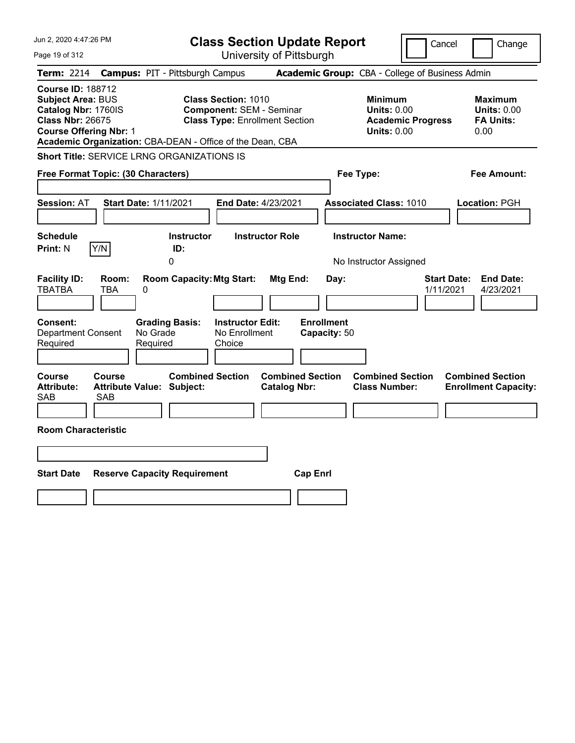# Class Section Update Report

University of Pittsburgh

Cancel | Change

**Term:** 2214 **Campus:** PIT - Pittsburgh Campus **Academic Group:** CBA - College of Business Admin

**Course ID:** 188712
**Subject Area:** BUS
**Catalog Nbr:** 1760IS
**Class Nbr:** 26675
**Course Offering Nbr:** 1

**Class Section:** 1010
**Component:** SEM - Seminar
**Class Type:** Enrollment Section

**Minimum Units:** 0.00
**Academic Progress Units:** 0.00

**Maximum Units:** 0.00
**FA Units:** 0.00

**Academic Organization:** CBA-DEAN - Office of the Dean, CBA

**Short Title:** SERVICE LRNG ORGANIZATIONS IS

**Free Format Topic: (30 Characters)**

**Fee Type:**

**Fee Amount:**

**Session:** AT **Start Date:** 1/11/2021 **End Date:** 4/23/2021 **Associated Class:** 1010 **Location:** PGH

| Schedule Print | | Instructor ID | Instructor Role | Instructor Name |
|---|---|---|---|---|
| N | Y/N | 0 | | No Instructor Assigned |

| Facility ID | Room | Room Capacity | Mtg Start | Mtg End | Day | Start Date | End Date |
|---|---|---|---|---|---|---|---|
| TBATBA | TBA | 0 | | | | 1/11/2021 | 4/23/2021 |

| Consent | Grading Basis | Instructor Edit | Enrollment Capacity |
|---|---|---|---|
| Department Consent Required | No Grade Required | No Enrollment Choice | 50 |

| Course Attribute | Course Attribute Value | Combined Section Subject | Combined Section Catalog Nbr | Combined Section Class Number | Combined Section Enrollment Capacity |
|---|---|---|---|---|---|
| SAB | SAB | | | | |

**Room Characteristic**

| Start Date | Reserve Capacity Requirement | Cap Enrl |
|---|---|---|
| | | |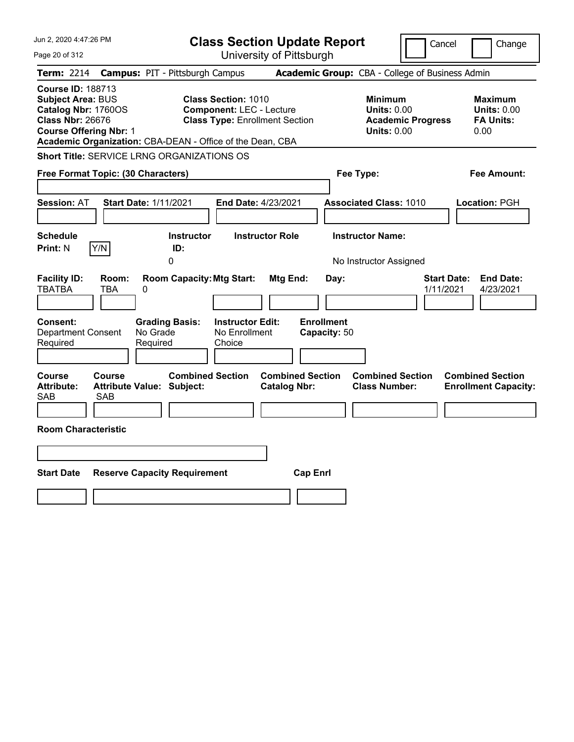# Class Section Update Report

University of Pittsburgh

Cancel | Change

**Term:** 2214 **Campus:** PIT - Pittsburgh Campus **Academic Group:** CBA - College of Business Admin

**Course ID:** 188713
**Subject Area:** BUS
**Catalog Nbr:** 1760OS
**Class Nbr:** 26676
**Course Offering Nbr:** 1
**Academic Organization:** CBA-DEAN - Office of the Dean, CBA

**Class Section:** 1010
**Component:** LEC - Lecture
**Class Type:** Enrollment Section

**Minimum Units:** 0.00
**Academic Progress Units:** 0.00

**Maximum Units:** 0.00
**FA Units:** 0.00

**Short Title:** SERVICE LRNG ORGANIZATIONS OS

**Free Format Topic: (30 Characters)**

**Fee Type:**

**Fee Amount:**

**Session:** AT **Start Date:** 1/11/2021 **End Date:** 4/23/2021 **Associated Class:** 1010 **Location:** PGH

| Schedule Print | Instructor ID | Instructor Role | Instructor Name |
|---|---|---|---|
| N | 0 | | No Instructor Assigned |

| Facility ID | Room | Room Capacity | Mtg Start | Mtg End | Day | Start Date | End Date |
|---|---|---|---|---|---|---|---|
| TBATBA | TBA | 0 | | | | 1/11/2021 | 4/23/2021 |

| Consent | Grading Basis | Instructor Edit | Enrollment Capacity |
|---|---|---|---|
| Department Consent Required | No Grade Required | No Enrollment Choice | 50 |

| Course Attribute | Course Attribute Value | Combined Section Subject | Combined Section Catalog Nbr | Combined Section Class Number | Combined Section Enrollment Capacity |
|---|---|---|---|---|---|
| SAB | SAB | | | | |

**Room Characteristic**

| Start Date | Reserve Capacity Requirement | Cap Enrl |
|---|---|---|
| | | |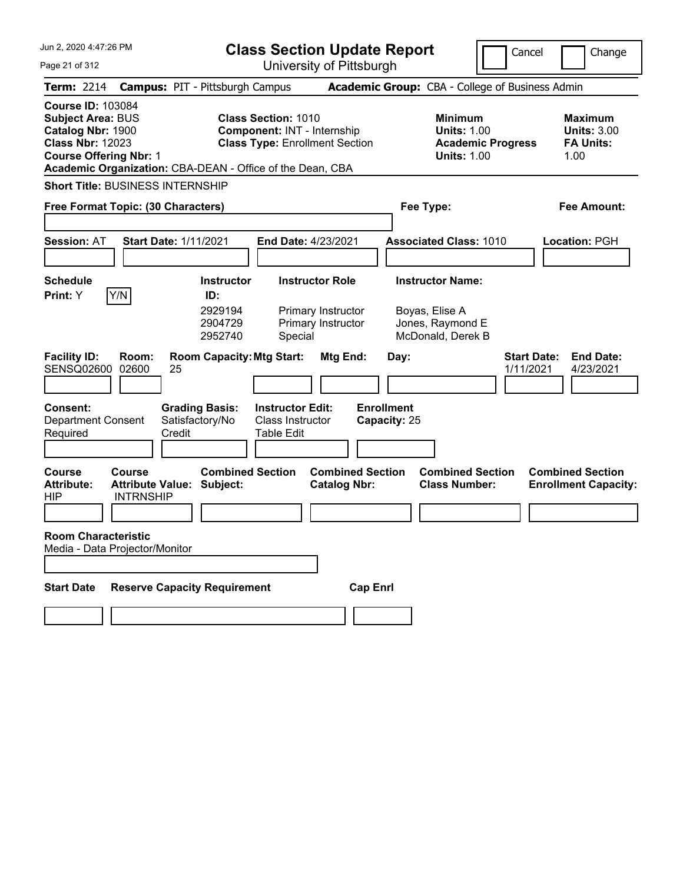# Class Section Update Report

University of Pittsburgh

Cancel | Change

**Term:** 2214 **Campus:** PIT - Pittsburgh Campus **Academic Group:** CBA - College of Business Admin

**Course ID:** 103084
**Subject Area:** BUS
**Catalog Nbr:** 1900
**Class Nbr:** 12023
**Course Offering Nbr:** 1
**Academic Organization:** CBA-DEAN - Office of the Dean, CBA

**Class Section:** 1010
**Component:** INT - Internship
**Class Type:** Enrollment Section

**Minimum Units:** 1.00
**Academic Progress Units:** 1.00

**Maximum Units:** 3.00
**FA Units:** 1.00

**Short Title:** BUSINESS INTERNSHIP

**Free Format Topic: (30 Characters)**

**Fee Type:**

**Fee Amount:**

**Session:** AT **Start Date:** 1/11/2021 **End Date:** 4/23/2021 **Associated Class:** 1010 **Location:** PGH

**Schedule Print:** Y Y/N

| Instructor ID | Instructor Role | Instructor Name |
|---|---|---|
| 2929194 | Primary Instructor | Boyas, Elise A |
| 2904729 | Primary Instructor | Jones, Raymond E |
| 2952740 | Special | McDonald, Derek B |

| Facility ID | Room | Room Capacity | Mtg Start | Mtg End | Day | Start Date | End Date |
|---|---|---|---|---|---|---|---|
| SENSQ02600 | 02600 | 25 | | | | 1/11/2021 | 4/23/2021 |

**Consent:** Department Consent Required
**Grading Basis:** Satisfactory/No Credit
**Instructor Edit:** Class Instructor Table Edit
**Enrollment Capacity:** 25

| Course Attribute | Course Attribute Value | Combined Section Subject | Combined Section Catalog Nbr | Combined Section Class Number | Combined Section Enrollment Capacity |
|---|---|---|---|---|---|
| HIP | INTRNSHIP | | | | |

**Room Characteristic**
Media - Data Projector/Monitor

**Start Date** **Reserve Capacity Requirement** **Cap Enrl**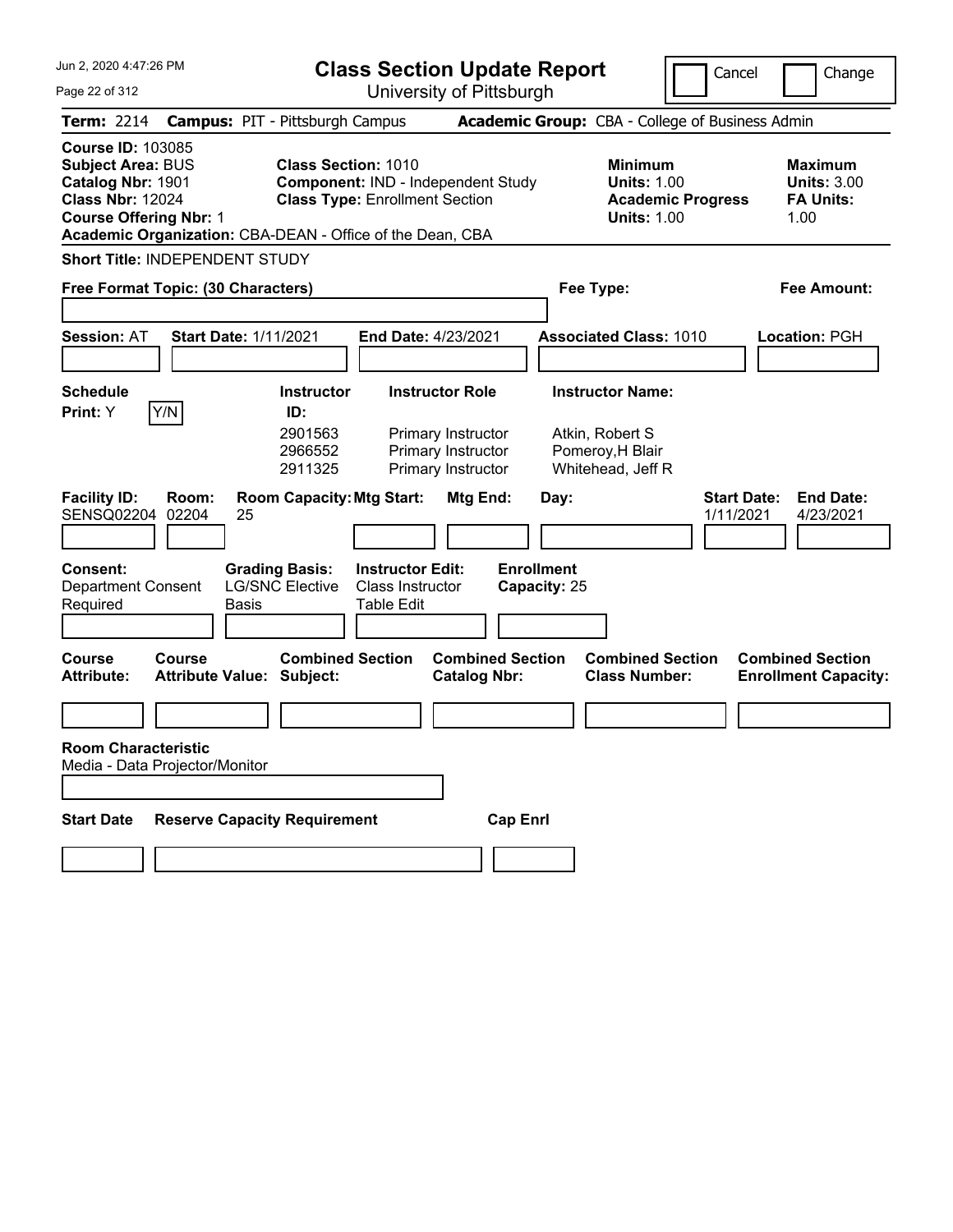# Class Section Update Report

University of Pittsburgh

Jun 2, 2020 4:47:26 PM

Cancel | Change

**Term:** 2214 **Campus:** PIT - Pittsburgh Campus **Academic Group:** CBA - College of Business Admin

**Course ID:** 103085
**Subject Area:** BUS
**Catalog Nbr:** 1901
**Class Nbr:** 12024
**Course Offering Nbr:** 1
**Academic Organization:** CBA-DEAN - Office of the Dean, CBA

**Class Section:** 1010
**Component:** IND - Independent Study
**Class Type:** Enrollment Section

**Minimum Units:** 1.00
**Academic Progress Units:** 1.00

**Maximum Units:** 3.00
**FA Units:** 1.00

**Short Title:** INDEPENDENT STUDY

**Free Format Topic: (30 Characters)**

**Fee Type:**

**Fee Amount:**

**Session:** AT **Start Date:** 1/11/2021 **End Date:** 4/23/2021 **Associated Class:** 1010 **Location:** PGH

**Schedule Print:** Y Y/N

| Instructor ID: | Instructor Role | Instructor Name: |
|---|---|---|
| 2901563 | Primary Instructor | Atkin, Robert S |
| 2966552 | Primary Instructor | Pomeroy,H Blair |
| 2911325 | Primary Instructor | Whitehead, Jeff R |

| Facility ID: | Room: | Room Capacity: | Mtg Start: | Mtg End: | Day: | Start Date: | End Date: |
|---|---|---|---|---|---|---|---|
| SENSQ02204 | 02204 | 25 | | | | 1/11/2021 | 4/23/2021 |

**Consent:** Department Consent Required

**Grading Basis:** LG/SNC Elective Basis

**Instructor Edit:** Class Instructor Table Edit

**Enrollment Capacity:** 25

| Course Attribute: | Course Attribute Value: | Combined Section Subject: | Combined Section Catalog Nbr: | Combined Section Class Number: | Combined Section Enrollment Capacity: |
|---|---|---|---|---|---|
| | | | | | |

**Room Characteristic**
Media - Data Projector/Monitor

| Start Date | Reserve Capacity Requirement | Cap Enrl |
|---|---|---|
| | | |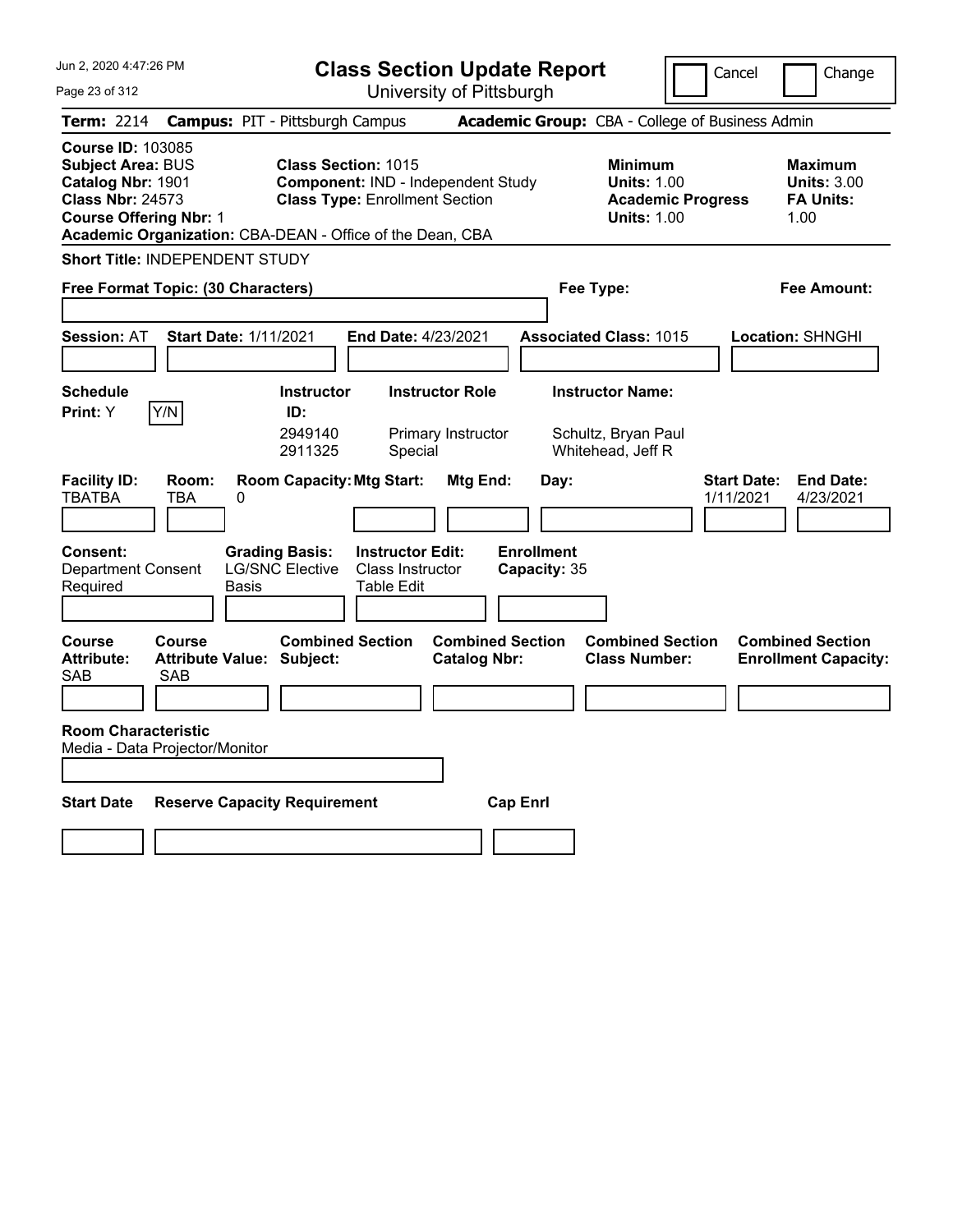# Class Section Update Report

University of Pittsburgh

Jun 2, 2020 4:47:26 PM

Cancel | Change

**Term:** 2214 **Campus:** PIT - Pittsburgh Campus **Academic Group:** CBA - College of Business Admin

**Course ID:** 103085
**Subject Area:** BUS
**Catalog Nbr:** 1901
**Class Nbr:** 24573
**Course Offering Nbr:** 1
**Academic Organization:** CBA-DEAN - Office of the Dean, CBA

**Class Section:** 1015
**Component:** IND - Independent Study
**Class Type:** Enrollment Section

**Minimum Units:** 1.00
**Academic Progress Units:** 1.00

**Maximum Units:** 3.00
**FA Units:** 1.00

**Short Title:** INDEPENDENT STUDY

**Free Format Topic: (30 Characters)**

**Fee Type:**

**Fee Amount:**

**Session:** AT **Start Date:** 1/11/2021 **End Date:** 4/23/2021 **Associated Class:** 1015 **Location:** SHNGHI

**Schedule Print:** Y Y/N

| Instructor ID: | Instructor Role | Instructor Name: |
|---|---|---|
| 2949140 | Primary Instructor | Schultz, Bryan Paul |
| 2911325 | Special | Whitehead, Jeff R |

| Facility ID: | Room: | Room Capacity: | Mtg Start: | Mtg End: | Day: | Start Date: | End Date: |
|---|---|---|---|---|---|---|---|
| TBATBA | TBA | 0 | | | | 1/11/2021 | 4/23/2021 |

**Consent:** Department Consent Required
**Grading Basis:** LG/SNC Elective Basis
**Instructor Edit:** Class Instructor Table Edit
**Enrollment Capacity:** 35

| Course Attribute: | Course Attribute Value: | Combined Section Subject: | Combined Section Catalog Nbr: | Combined Section Class Number: | Combined Section Enrollment Capacity: |
|---|---|---|---|---|---|
| SAB | SAB | | | | |

**Room Characteristic**
Media - Data Projector/Monitor

| Start Date | Reserve Capacity Requirement | Cap Enrl |
|---|---|---|
| | | |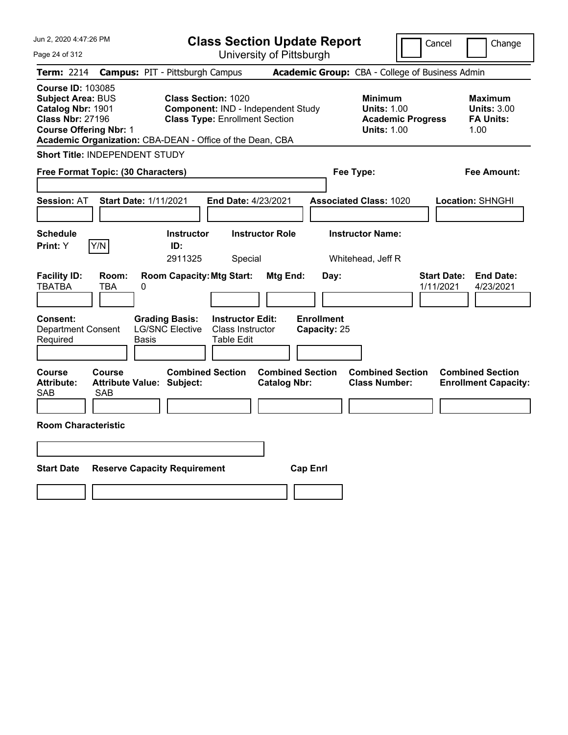# Class Section Update Report

University of Pittsburgh

Cancel | Change

**Term:** 2214 **Campus:** PIT - Pittsburgh Campus **Academic Group:** CBA - College of Business Admin

**Course ID:** 103085
**Subject Area:** BUS
**Catalog Nbr:** 1901
**Class Nbr:** 27196
**Course Offering Nbr:** 1
**Academic Organization:** CBA-DEAN - Office of the Dean, CBA

**Class Section:** 1020
**Component:** IND - Independent Study
**Class Type:** Enrollment Section

**Minimum Units:** 1.00
**Academic Progress Units:** 1.00

**Maximum Units:** 3.00
**FA Units:** 1.00

**Short Title:** INDEPENDENT STUDY

**Free Format Topic: (30 Characters)**

**Fee Type:**

**Fee Amount:**

**Session:** AT **Start Date:** 1/11/2021 **End Date:** 4/23/2021 **Associated Class:** 1020 **Location:** SHNGHI

| Schedule Print | | Instructor ID | Instructor Role | Instructor Name |
|---|---|---|---|---|
| Y | Y/N | 2911325 | Special | Whitehead, Jeff R |

| Facility ID | Room | Room Capacity | Mtg Start | Mtg End | Day | Start Date | End Date |
|---|---|---|---|---|---|---|---|
| TBATBA | TBA | 0 | | | | 1/11/2021 | 4/23/2021 |

| Consent | Grading Basis | Instructor Edit | Enrollment Capacity |
|---|---|---|---|
| Department Consent Required | LG/SNC Elective Basis | Class Instructor Table Edit | 25 |

| Course Attribute | Course Attribute Value | Combined Section Subject | Combined Section Catalog Nbr | Combined Section Class Number | Combined Section Enrollment Capacity |
|---|---|---|---|---|---|
| SAB | SAB | | | | |

**Room Characteristic**

| Start Date | Reserve Capacity Requirement | Cap Enrl |
|---|---|---|
| | | |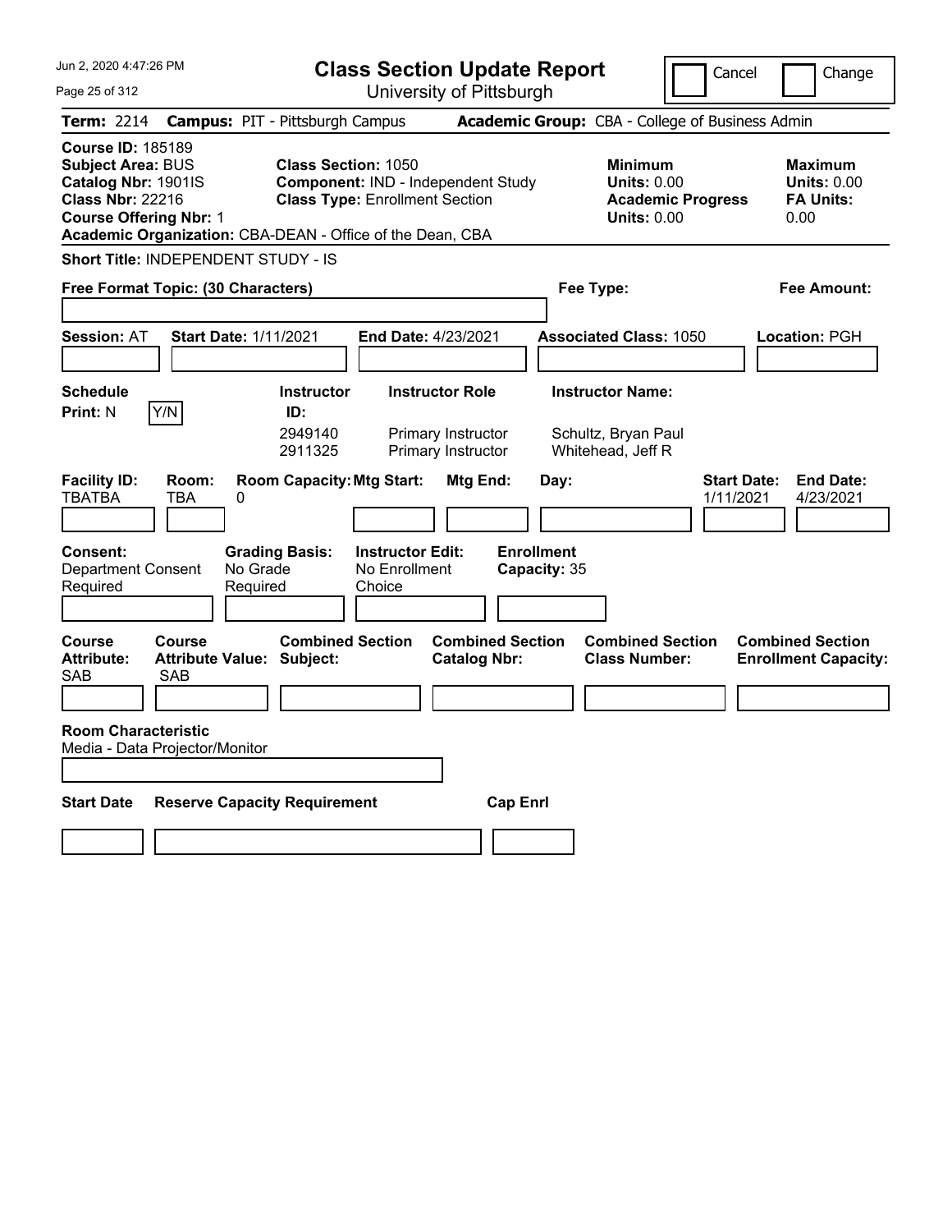Jun 2, 2020 4:47:26 PM

# Class Section Update Report

University of Pittsburgh

Cancel | Change

**Term:** 2214 **Campus:** PIT - Pittsburgh Campus **Academic Group:** CBA - College of Business Admin

**Course ID:** 185189
**Subject Area:** BUS
**Catalog Nbr:** 1901IS
**Class Nbr:** 22216
**Course Offering Nbr:** 1
**Academic Organization:** CBA-DEAN - Office of the Dean, CBA

**Class Section:** 1050
**Component:** IND - Independent Study
**Class Type:** Enrollment Section

**Minimum Units:** 0.00
**Academic Progress Units:** 0.00

**Maximum Units:** 0.00
**FA Units:** 0.00

**Short Title:** INDEPENDENT STUDY - IS

**Free Format Topic: (30 Characters)**

**Fee Type:**

**Fee Amount:**

**Session:** AT **Start Date:** 1/11/2021 **End Date:** 4/23/2021 **Associated Class:** 1050 **Location:** PGH

**Schedule Print:** N Y/N

| Instructor ID: | Instructor Role | Instructor Name: |
|---|---|---|
| 2949140 | Primary Instructor | Schultz, Bryan Paul |
| 2911325 | Primary Instructor | Whitehead, Jeff R |

| Facility ID: | Room: | Room Capacity: | Mtg Start: | Mtg End: | Day: | Start Date: | End Date: |
|---|---|---|---|---|---|---|---|
| TBATBA | TBA | 0 | | | | 1/11/2021 | 4/23/2021 |

**Consent:** Department Consent Required
**Grading Basis:** No Grade Required
**Instructor Edit:** No Enrollment Choice
**Enrollment Capacity:** 35

| Course Attribute: | Course Attribute Value: | Combined Section Subject: | Combined Section Catalog Nbr: | Combined Section Class Number: | Combined Section Enrollment Capacity: |
|---|---|---|---|---|---|
| SAB | SAB | | | | |

**Room Characteristic**
Media - Data Projector/Monitor

| Start Date | Reserve Capacity Requirement | Cap Enrl |
|---|---|---|
| | | |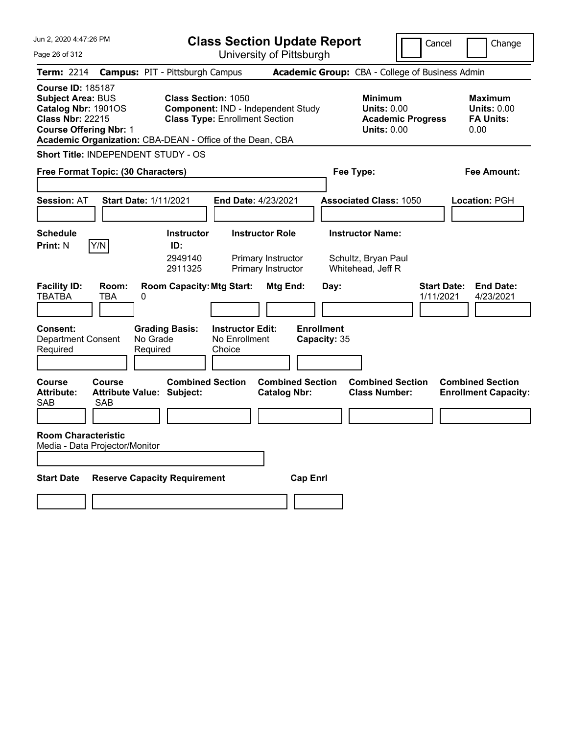# Class Section Update Report

University of Pittsburgh

Cancel | Change

**Term:** 2214 **Campus:** PIT - Pittsburgh Campus **Academic Group:** CBA - College of Business Admin

**Course ID:** 185187
**Subject Area:** BUS
**Catalog Nbr:** 1901OS
**Class Nbr:** 22215
**Course Offering Nbr:** 1

**Class Section:** 1050
**Component:** IND - Independent Study
**Class Type:** Enrollment Section

**Minimum Units:** 0.00
**Academic Progress Units:** 0.00

**Maximum Units:** 0.00
**FA Units:** 0.00

**Academic Organization:** CBA-DEAN - Office of the Dean, CBA

**Short Title:** INDEPENDENT STUDY - OS

**Free Format Topic: (30 Characters)**

**Fee Type:**

**Fee Amount:**

**Session:** AT **Start Date:** 1/11/2021 **End Date:** 4/23/2021 **Associated Class:** 1050 **Location:** PGH

**Schedule Print:** N Y/N

| Instructor ID: | Instructor Role | Instructor Name: |
|---|---|---|
| 2949140 | Primary Instructor | Schultz, Bryan Paul |
| 2911325 | Primary Instructor | Whitehead, Jeff R |

| Facility ID: | Room: | Room Capacity: | Mtg Start: | Mtg End: | Day: | Start Date: | End Date: |
|---|---|---|---|---|---|---|---|
| TBATBA | TBA | 0 | | | | 1/11/2021 | 4/23/2021 |

**Consent:** Department Consent Required
**Grading Basis:** No Grade Required
**Instructor Edit:** No Enrollment Choice
**Enrollment Capacity:** 35

| Course Attribute: | Course Attribute Value: | Combined Section Subject: | Combined Section Catalog Nbr: | Combined Section Class Number: | Combined Section Enrollment Capacity: |
|---|---|---|---|---|---|
| SAB | SAB | | | | |

**Room Characteristic**
Media - Data Projector/Monitor

| Start Date | Reserve Capacity Requirement | Cap Enrl |
|---|---|---|
| | | |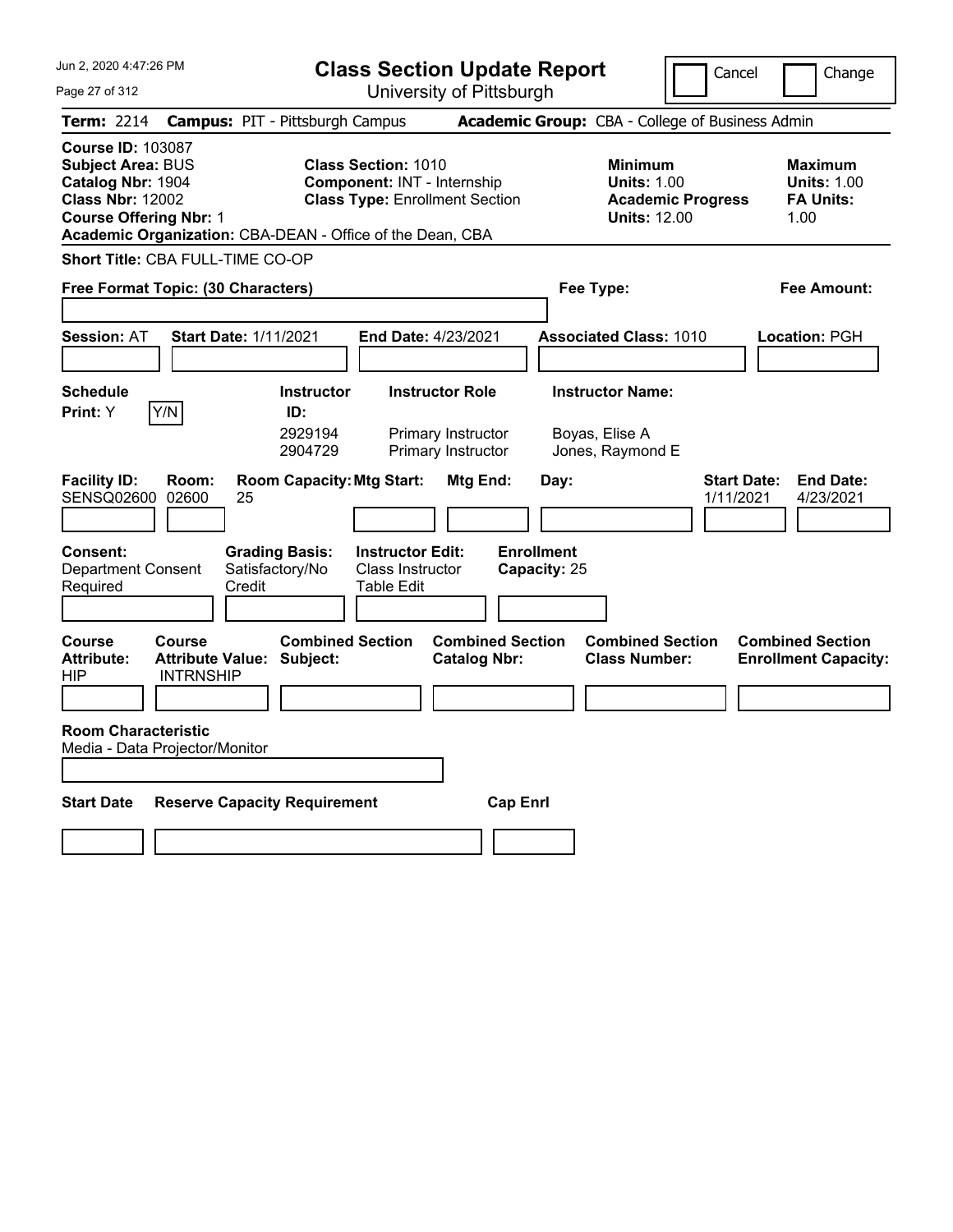# Class Section Update Report

University of Pittsburgh

Cancel | Change

**Term:** 2214 **Campus:** PIT - Pittsburgh Campus **Academic Group:** CBA - College of Business Admin

**Course ID:** 103087
**Subject Area:** BUS
**Catalog Nbr:** 1904
**Class Nbr:** 12002
**Course Offering Nbr:** 1
**Academic Organization:** CBA-DEAN - Office of the Dean, CBA

**Class Section:** 1010
**Component:** INT - Internship
**Class Type:** Enrollment Section

**Minimum**
**Units:** 1.00
**Academic Progress Units:** 12.00

**Maximum**
**Units:** 1.00
**FA Units:** 1.00

**Short Title:** CBA FULL-TIME CO-OP

**Free Format Topic: (30 Characters)**

**Fee Type:**

**Fee Amount:**

**Session:** AT **Start Date:** 1/11/2021 **End Date:** 4/23/2021 **Associated Class:** 1010 **Location:** PGH

**Schedule Print:** Y  Y/N

| Instructor ID | Instructor Role | Instructor Name |
|---|---|---|
| 2929194 | Primary Instructor | Boyas, Elise A |
| 2904729 | Primary Instructor | Jones, Raymond E |

| Facility ID | Room | Room Capacity | Mtg Start | Mtg End | Day | Start Date | End Date |
|---|---|---|---|---|---|---|---|
| SENSQ02600 | 02600 | 25 | | | | 1/11/2021 | 4/23/2021 |

**Consent:** Department Consent Required
**Grading Basis:** Satisfactory/No Credit
**Instructor Edit:** Class Instructor Table Edit
**Enrollment Capacity:** 25

| Course Attribute | Course Attribute Value | Combined Section Subject | Combined Section Catalog Nbr | Combined Section Class Number | Combined Section Enrollment Capacity |
|---|---|---|---|---|---|
| HIP | INTRNSHIP | | | | |

**Room Characteristic**
Media - Data Projector/Monitor

| Start Date | Reserve Capacity Requirement | Cap Enrl |
|---|---|---|
| | | |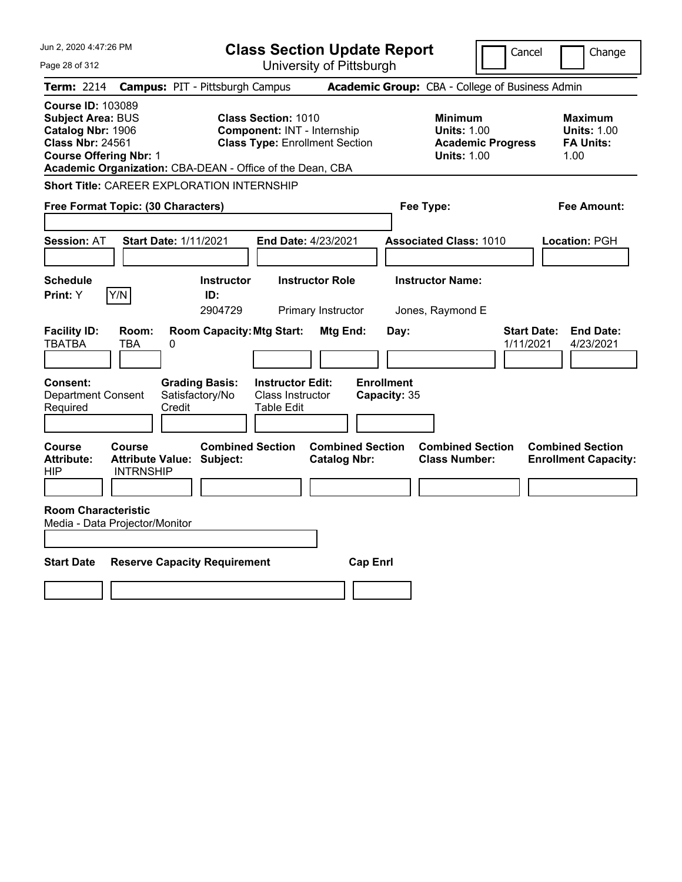# Class Section Update Report

University of Pittsburgh

Jun 2, 2020 4:47:26 PM

Cancel | Change

**Term:** 2214 **Campus:** PIT - Pittsburgh Campus **Academic Group:** CBA - College of Business Admin

**Course ID:** 103089
**Subject Area:** BUS
**Catalog Nbr:** 1906
**Class Nbr:** 24561
**Course Offering Nbr:** 1
**Academic Organization:** CBA-DEAN - Office of the Dean, CBA

**Class Section:** 1010
**Component:** INT - Internship
**Class Type:** Enrollment Section

**Minimum Units:** 1.00
**Academic Progress Units:** 1.00

**Maximum Units:** 1.00
**FA Units:** 1.00

**Short Title:** CAREER EXPLORATION INTERNSHIP

**Free Format Topic: (30 Characters)**

**Fee Type:**

**Fee Amount:**

**Session:** AT **Start Date:** 1/11/2021 **End Date:** 4/23/2021 **Associated Class:** 1010 **Location:** PGH

| Schedule Print | Instructor ID | Instructor Role | Instructor Name |
|---|---|---|---|
| Y | 2904729 | Primary Instructor | Jones, Raymond E |

| Facility ID | Room | Room Capacity | Mtg Start | Mtg End | Day | Start Date | End Date |
|---|---|---|---|---|---|---|---|
| TBATBA | TBA | 0 | | | | 1/11/2021 | 4/23/2021 |

**Consent:** Department Consent Required
**Grading Basis:** Satisfactory/No Credit
**Instructor Edit:** Class Instructor Table Edit
**Enrollment Capacity:** 35

| Course Attribute | Course Attribute Value | Combined Section Subject | Combined Section Catalog Nbr | Combined Section Class Number | Combined Section Enrollment Capacity |
|---|---|---|---|---|---|
| HIP | INTRNSHIP | | | | |

**Room Characteristic**
Media - Data Projector/Monitor

| Start Date | Reserve Capacity Requirement | Cap Enrl |
|---|---|---|
| | | |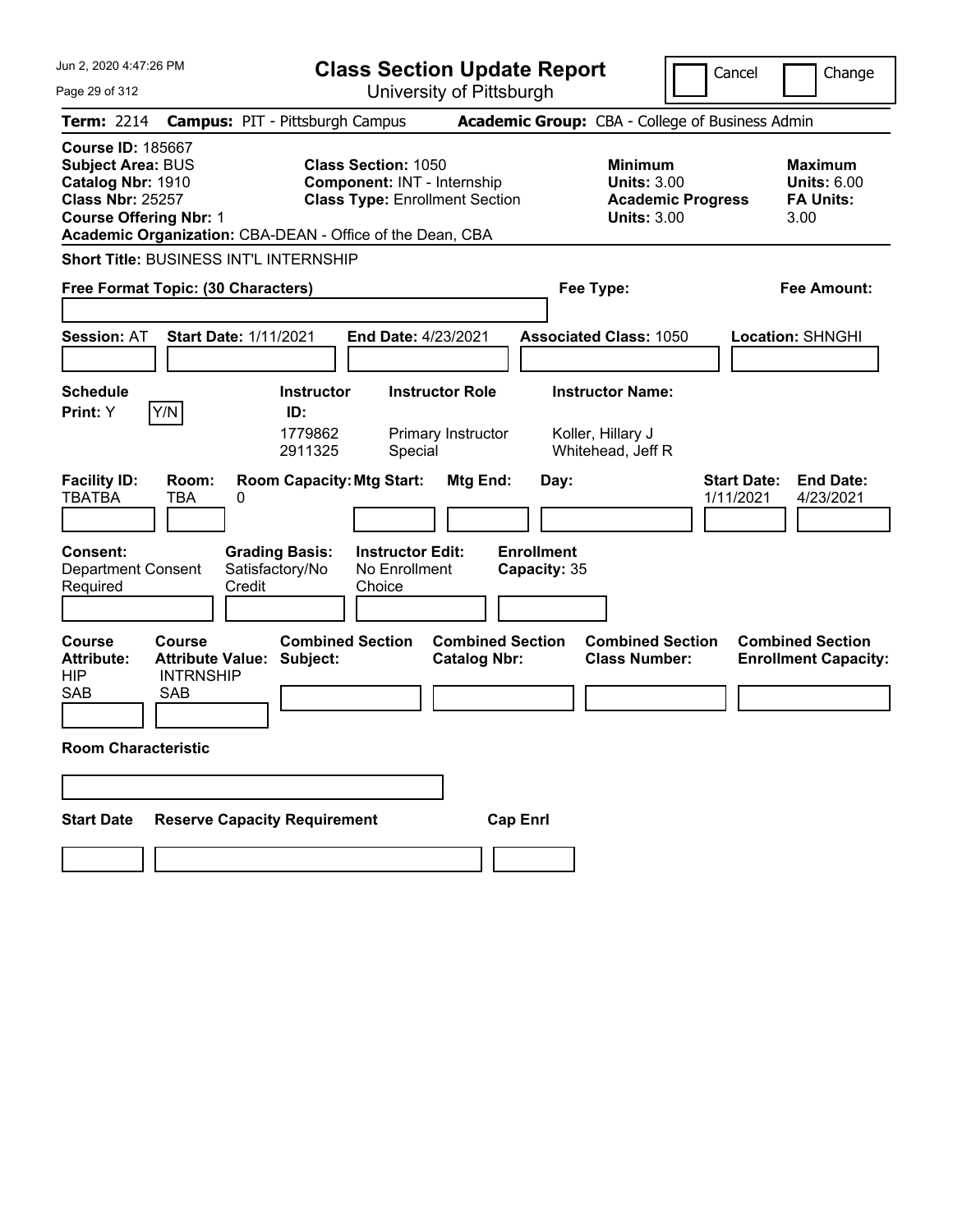# Class Section Update Report

University of Pittsburgh

Cancel | Change

**Term:** 2214 **Campus:** PIT - Pittsburgh Campus **Academic Group:** CBA - College of Business Admin

**Course ID:** 185667
**Subject Area:** BUS
**Catalog Nbr:** 1910
**Class Nbr:** 25257
**Course Offering Nbr:** 1
**Academic Organization:** CBA-DEAN - Office of the Dean, CBA

**Class Section:** 1050
**Component:** INT - Internship
**Class Type:** Enrollment Section

**Minimum Units:** 3.00
**Academic Progress Units:** 3.00

**Maximum Units:** 6.00
**FA Units:** 3.00

**Short Title:** BUSINESS INT'L INTERNSHIP

**Free Format Topic: (30 Characters)**

**Fee Type:**

**Fee Amount:**

**Session:** AT **Start Date:** 1/11/2021 **End Date:** 4/23/2021 **Associated Class:** 1050 **Location:** SHNGHI

**Schedule Print:** Y Y/N

| Instructor ID | Instructor Role | Instructor Name |
|---|---|---|
| 1779862 | Primary Instructor | Koller, Hillary J |
| 2911325 | Special | Whitehead, Jeff R |

| Facility ID | Room | Room Capacity | Mtg Start | Mtg End | Day | Start Date | End Date |
|---|---|---|---|---|---|---|---|
| TBATBA | TBA | 0 | | | | 1/11/2021 | 4/23/2021 |

**Consent:** Department Consent Required
**Grading Basis:** Satisfactory/No Credit
**Instructor Edit:** No Enrollment Choice
**Enrollment Capacity:** 35

| Course Attribute | Course Attribute Value | Combined Section Subject | Combined Section Catalog Nbr | Combined Section Class Number | Combined Section Enrollment Capacity |
|---|---|---|---|---|---|
| HIP | INTRNSHIP | | | | |
| SAB | SAB | | | | |

**Room Characteristic**

**Start Date** **Reserve Capacity Requirement** **Cap Enrl**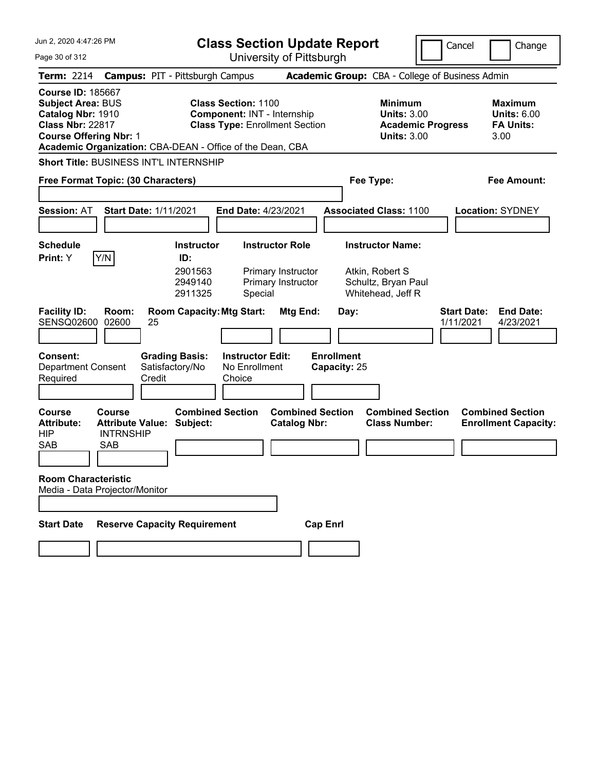Jun 2, 2020 4:47:26 PM

# Class Section Update Report

University of Pittsburgh

Cancel | Change

**Term:** 2214 **Campus:** PIT - Pittsburgh Campus **Academic Group:** CBA - College of Business Admin

**Course ID:** 185667
**Subject Area:** BUS
**Catalog Nbr:** 1910
**Class Nbr:** 22817
**Course Offering Nbr:** 1

**Class Section:** 1100
**Component:** INT - Internship
**Class Type:** Enrollment Section

**Minimum Units:** 3.00
**Academic Progress Units:** 3.00

**Maximum Units:** 6.00
**FA Units:** 3.00

**Academic Organization:** CBA-DEAN - Office of the Dean, CBA

**Short Title:** BUSINESS INT'L INTERNSHIP

**Free Format Topic: (30 Characters)**

**Fee Type:**

**Fee Amount:**

**Session:** AT **Start Date:** 1/11/2021 **End Date:** 4/23/2021 **Associated Class:** 1100 **Location:** SYDNEY

**Schedule Print:** Y Y/N

| Instructor ID | Instructor Role | Instructor Name |
|---|---|---|
| 2901563 | Primary Instructor | Atkin, Robert S |
| 2949140 | Primary Instructor | Schultz, Bryan Paul |
| 2911325 | Special | Whitehead, Jeff R |

| Facility ID | Room | Room Capacity | Mtg Start | Mtg End | Day | Start Date | End Date |
|---|---|---|---|---|---|---|---|
| SENSQ02600 | 02600 | 25 | | | | 1/11/2021 | 4/23/2021 |

**Consent:** Department Consent Required
**Grading Basis:** Satisfactory/No Credit
**Instructor Edit:** No Enrollment Choice
**Enrollment Capacity:** 25

| Course Attribute | Course Attribute Value | Combined Section Subject | Combined Section Catalog Nbr | Combined Section Class Number | Combined Section Enrollment Capacity |
|---|---|---|---|---|---|
| HIP | INTRNSHIP | | | | |
| SAB | SAB | | | | |

**Room Characteristic**
Media - Data Projector/Monitor

| Start Date | Reserve Capacity Requirement | Cap Enrl |
|---|---|---|
| | | |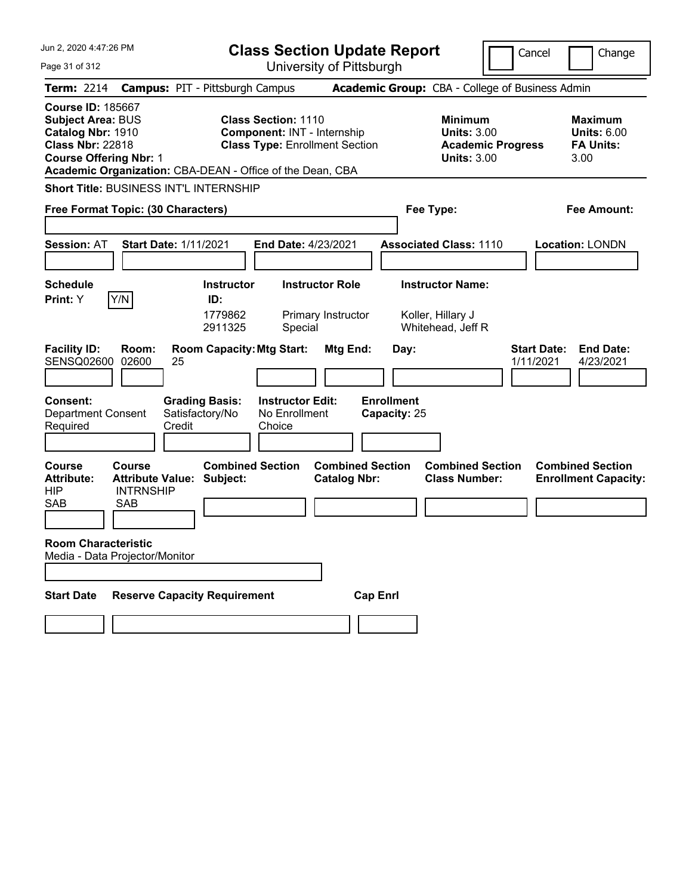# Class Section Update Report

University of Pittsburgh

Cancel | Change

**Term:** 2214 **Campus:** PIT - Pittsburgh Campus **Academic Group:** CBA - College of Business Admin

**Course ID:** 185667
**Subject Area:** BUS
**Catalog Nbr:** 1910
**Class Nbr:** 22818
**Course Offering Nbr:** 1
**Academic Organization:** CBA-DEAN - Office of the Dean, CBA

**Class Section:** 1110
**Component:** INT - Internship
**Class Type:** Enrollment Section

**Minimum Units:** 3.00
**Academic Progress Units:** 3.00

**Maximum Units:** 6.00
**FA Units:** 3.00

**Short Title:** BUSINESS INT'L INTERNSHIP

**Free Format Topic: (30 Characters)**

**Fee Type:**

**Fee Amount:**

**Session:** AT **Start Date:** 1/11/2021 **End Date:** 4/23/2021 **Associated Class:** 1110 **Location:** LONDN

**Schedule Print:** Y Y/N

| Instructor ID: | Instructor Role | Instructor Name: |
|---|---|---|
| 1779862 | Primary Instructor | Koller, Hillary J |
| 2911325 | Special | Whitehead, Jeff R |

| Facility ID: | Room: | Room Capacity: | Mtg Start: | Mtg End: | Day: | Start Date: | End Date: |
|---|---|---|---|---|---|---|---|
| SENSQ02600 | 02600 | 25 | | | | 1/11/2021 | 4/23/2021 |

**Consent:** Department Consent Required
**Grading Basis:** Satisfactory/No Credit
**Instructor Edit:** No Enrollment Choice
**Enrollment Capacity:** 25

| Course Attribute: | Course Attribute Value: | Combined Section Subject: | Combined Section Catalog Nbr: | Combined Section Class Number: | Combined Section Enrollment Capacity: |
|---|---|---|---|---|---|
| HIP | INTRNSHIP | | | | |
| SAB | SAB | | | | |

**Room Characteristic**
Media - Data Projector/Monitor

**Start Date** **Reserve Capacity Requirement** **Cap Enrl**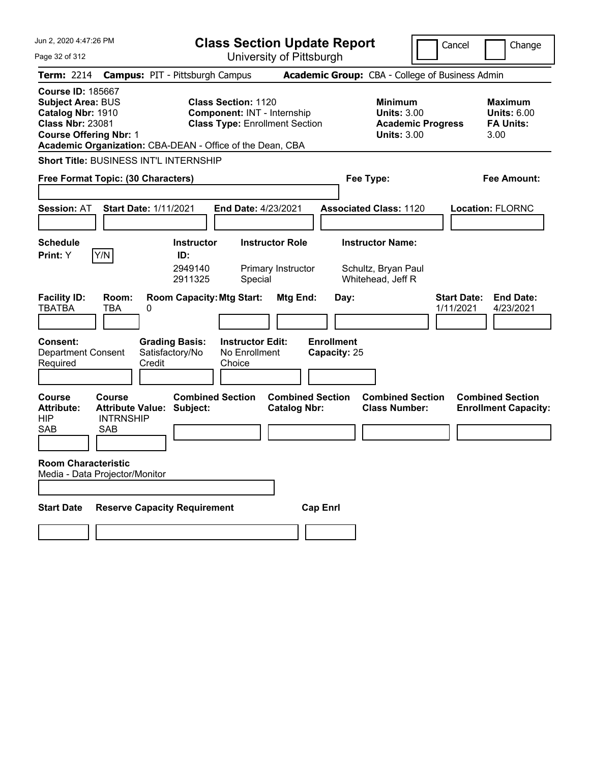Jun 2, 2020 4:47:26 PM

# Class Section Update Report

University of Pittsburgh

Cancel | Change

**Term:** 2214 **Campus:** PIT - Pittsburgh Campus **Academic Group:** CBA - College of Business Admin

**Course ID:** 185667
**Subject Area:** BUS
**Catalog Nbr:** 1910
**Class Nbr:** 23081
**Course Offering Nbr:** 1
**Academic Organization:** CBA-DEAN - Office of the Dean, CBA

**Class Section:** 1120
**Component:** INT - Internship
**Class Type:** Enrollment Section

**Minimum Units:** 3.00
**Academic Progress Units:** 3.00

**Maximum Units:** 6.00
**FA Units:** 3.00

**Short Title:** BUSINESS INT'L INTERNSHIP

**Free Format Topic: (30 Characters)**

**Fee Type:**

**Fee Amount:**

**Session:** AT **Start Date:** 1/11/2021 **End Date:** 4/23/2021 **Associated Class:** 1120 **Location:** FLORNC

**Schedule Print:** Y Y/N

| Instructor ID: | Instructor Role | Instructor Name: |
|---|---|---|
| 2949140 | Primary Instructor | Schultz, Bryan Paul |
| 2911325 | Special | Whitehead, Jeff R |

| Facility ID: | Room: | Room Capacity: | Mtg Start: | Mtg End: | Day: | Start Date: | End Date: |
|---|---|---|---|---|---|---|---|
| TBATBA | TBA | 0 | | | | 1/11/2021 | 4/23/2021 |

**Consent:** Department Consent Required
**Grading Basis:** Satisfactory/No Credit
**Instructor Edit:** No Enrollment Choice
**Enrollment Capacity:** 25

| Course Attribute: | Course Attribute Value: | Combined Section Subject: | Combined Section Catalog Nbr: | Combined Section Class Number: | Combined Section Enrollment Capacity: |
|---|---|---|---|---|---|
| HIP | INTRNSHIP | | | | |
| SAB | SAB | | | | |

**Room Characteristic**
Media - Data Projector/Monitor

**Start Date** **Reserve Capacity Requirement** **Cap Enrl**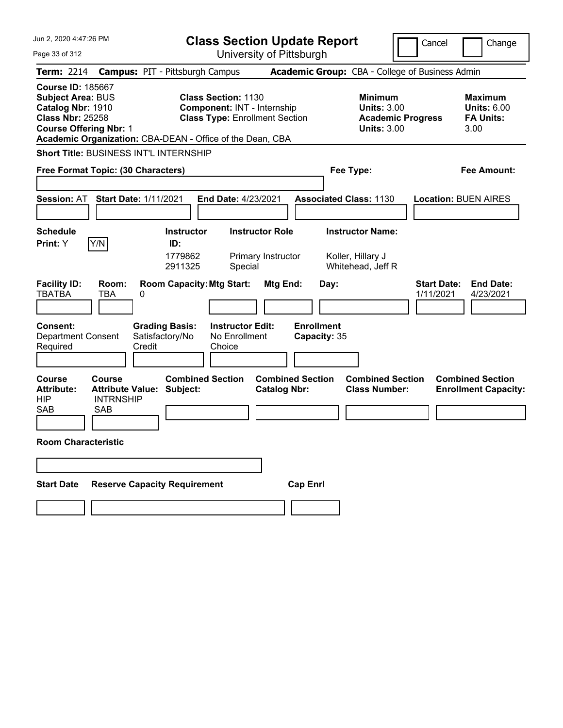# Class Section Update Report

University of Pittsburgh

Cancel | Change

**Term:** 2214 **Campus:** PIT - Pittsburgh Campus **Academic Group:** CBA - College of Business Admin

**Course ID:** 185667
**Subject Area:** BUS
**Catalog Nbr:** 1910
**Class Nbr:** 25258
**Course Offering Nbr:** 1
**Academic Organization:** CBA-DEAN - Office of the Dean, CBA

**Class Section:** 1130
**Component:** INT - Internship
**Class Type:** Enrollment Section

**Minimum Units:** 3.00
**Academic Progress Units:** 3.00

**Maximum Units:** 6.00
**FA Units:** 3.00

**Short Title:** BUSINESS INT'L INTERNSHIP

**Free Format Topic: (30 Characters)**

**Fee Type:**

**Fee Amount:**

**Session:** AT **Start Date:** 1/11/2021 **End Date:** 4/23/2021 **Associated Class:** 1130 **Location:** BUEN AIRES

**Schedule Print:** Y Y/N

| Instructor ID: | Instructor Role | Instructor Name: |
|---|---|---|
| 1779862 | Primary Instructor | Koller, Hillary J |
| 2911325 | Special | Whitehead, Jeff R |

| Facility ID: | Room: | Room Capacity: | Mtg Start: | Mtg End: | Day: | Start Date: | End Date: |
|---|---|---|---|---|---|---|---|
| TBATBA | TBA | 0 | | | | 1/11/2021 | 4/23/2021 |

**Consent:** Department Consent Required
**Grading Basis:** Satisfactory/No Credit
**Instructor Edit:** No Enrollment Choice
**Enrollment Capacity:** 35

| Course Attribute: | Course Attribute Value: | Combined Section Subject: | Combined Section Catalog Nbr: | Combined Section Class Number: | Combined Section Enrollment Capacity: |
|---|---|---|---|---|---|
| HIP | INTRNSHIP | | | | |
| SAB | SAB | | | | |

**Room Characteristic**

**Start Date** **Reserve Capacity Requirement** **Cap Enrl**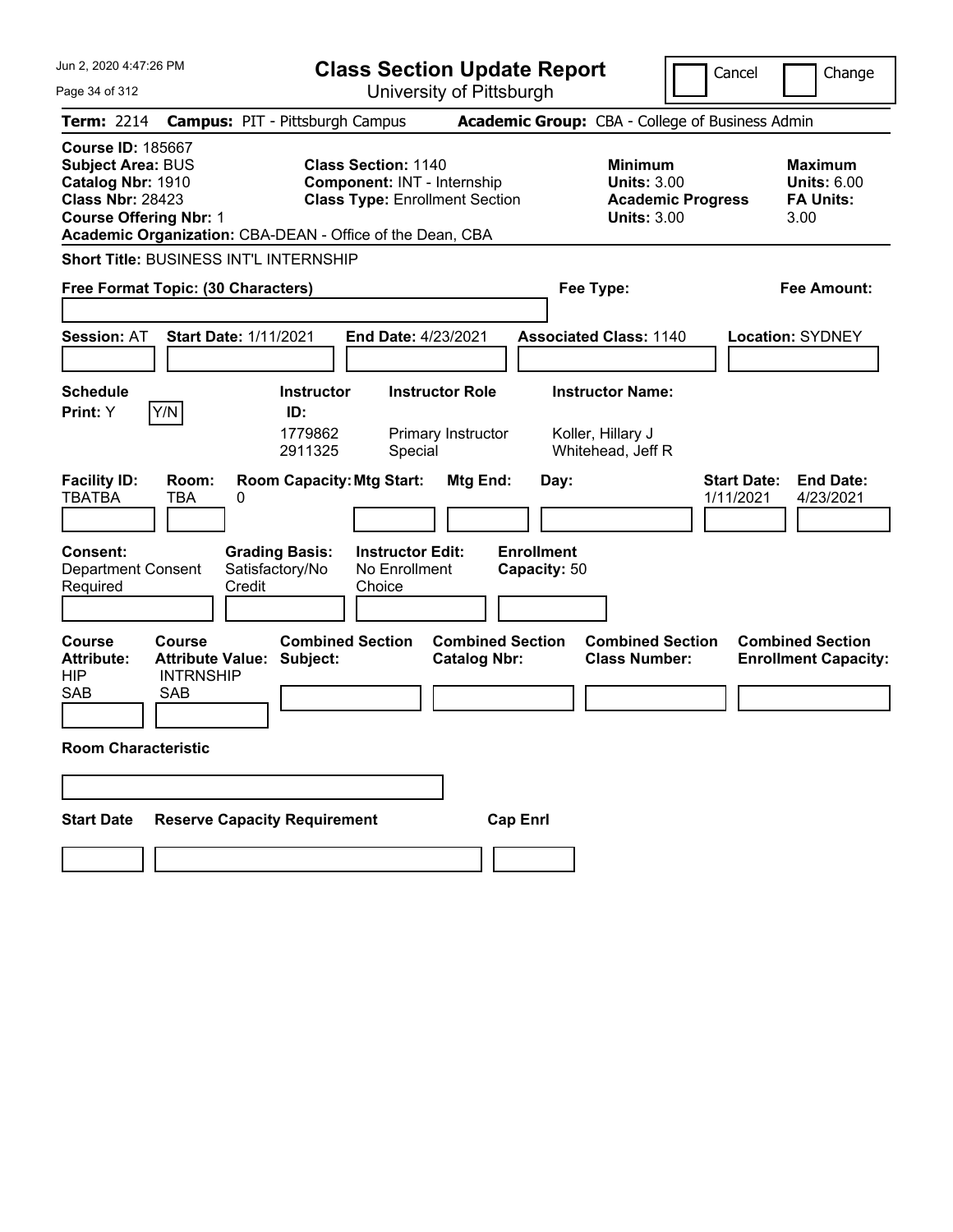# Class Section Update Report

University of Pittsburgh

Cancel | Change

**Term:** 2214 **Campus:** PIT - Pittsburgh Campus **Academic Group:** CBA - College of Business Admin

**Course ID:** 185667
**Subject Area:** BUS
**Catalog Nbr:** 1910
**Class Nbr:** 28423
**Course Offering Nbr:** 1

**Class Section:** 1140
**Component:** INT - Internship
**Class Type:** Enrollment Section

**Minimum Units:** 3.00
**Academic Progress Units:** 3.00

**Maximum Units:** 6.00
**FA Units:** 3.00

**Academic Organization:** CBA-DEAN - Office of the Dean, CBA

**Short Title:** BUSINESS INT'L INTERNSHIP

**Free Format Topic: (30 Characters)** **Fee Type:** **Fee Amount:**

**Session:** AT **Start Date:** 1/11/2021 **End Date:** 4/23/2021 **Associated Class:** 1140 **Location:** SYDNEY

**Schedule Print:** Y Y/N

| Instructor ID | Instructor Role | Instructor Name |
|---|---|---|
| 1779862 | Primary Instructor | Koller, Hillary J |
| 2911325 | Special | Whitehead, Jeff R |

| Facility ID | Room | Room Capacity | Mtg Start | Mtg End | Day | Start Date | End Date |
|---|---|---|---|---|---|---|---|
| TBATBA | TBA | 0 | | | | 1/11/2021 | 4/23/2021 |

**Consent:** Department Consent Required
**Grading Basis:** Satisfactory/No Credit
**Instructor Edit:** No Enrollment Choice
**Enrollment Capacity:** 50

| Course Attribute | Course Attribute Value | Combined Section Subject | Combined Section Catalog Nbr | Combined Section Class Number | Combined Section Enrollment Capacity |
|---|---|---|---|---|---|
| HIP | INTRNSHIP | | | | |
| SAB | SAB | | | | |

**Room Characteristic**

**Start Date** **Reserve Capacity Requirement** **Cap Enrl**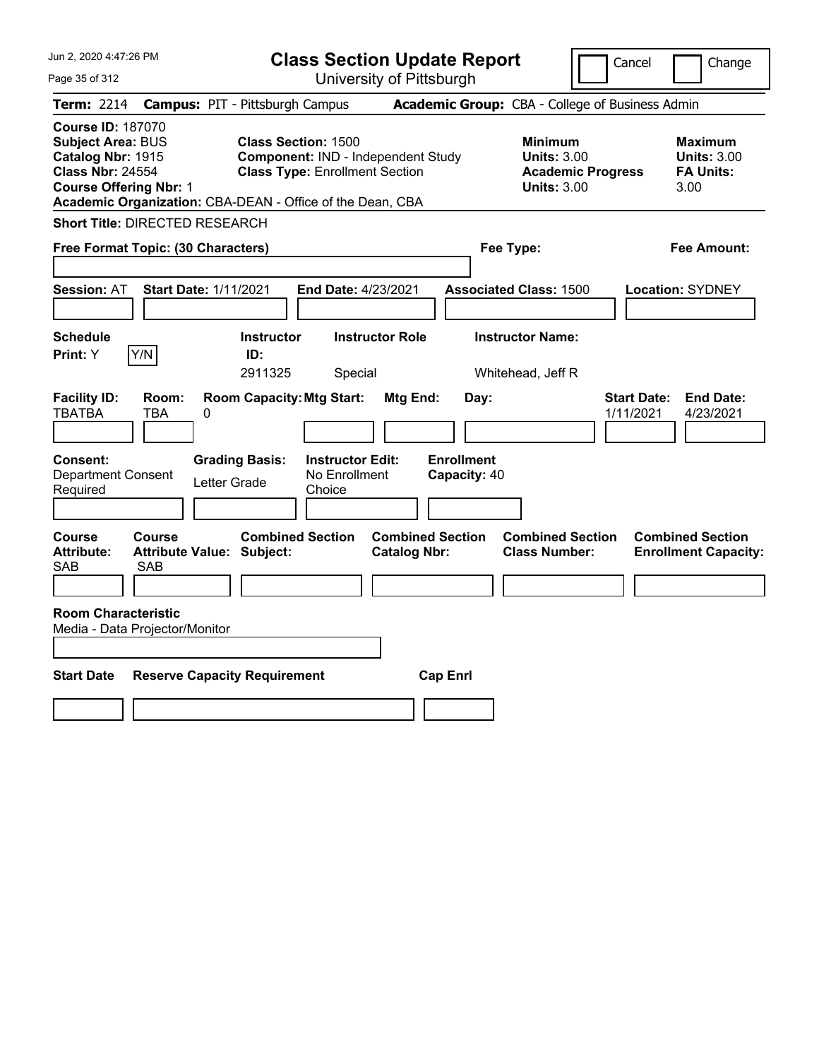Jun 2, 2020 4:47:26 PM

# Class Section Update Report

University of Pittsburgh

Cancel | Change

**Term:** 2214 **Campus:** PIT - Pittsburgh Campus **Academic Group:** CBA - College of Business Admin

**Course ID:** 187070
**Subject Area:** BUS
**Catalog Nbr:** 1915
**Class Nbr:** 24554
**Course Offering Nbr:** 1
**Academic Organization:** CBA-DEAN - Office of the Dean, CBA

**Class Section:** 1500
**Component:** IND - Independent Study
**Class Type:** Enrollment Section

**Minimum Units:** 3.00
**Academic Progress Units:** 3.00

**Maximum Units:** 3.00
**FA Units:** 3.00

**Short Title:** DIRECTED RESEARCH

**Free Format Topic: (30 Characters)**

**Fee Type:**

**Fee Amount:**

**Session:** AT **Start Date:** 1/11/2021 **End Date:** 4/23/2021 **Associated Class:** 1500 **Location:** SYDNEY

| Schedule Print: | Instructor ID: | Instructor Role | Instructor Name: |
|---|---|---|---|
| Y | 2911325 | Special | Whitehead, Jeff R |

| Facility ID: | Room: | Room Capacity: | Mtg Start: | Mtg End: | Day: | Start Date: | End Date: |
|---|---|---|---|---|---|---|---|
| TBATBA | TBA | 0 | | | | 1/11/2021 | 4/23/2021 |

| Consent: | Grading Basis: | Instructor Edit: | Enrollment Capacity: |
|---|---|---|---|
| Department Consent Required | Letter Grade | No Enrollment Choice | 40 |

| Course Attribute: | Course Attribute Value: | Combined Section Subject: | Combined Section Catalog Nbr: | Combined Section Class Number: | Combined Section Enrollment Capacity: |
|---|---|---|---|---|---|
| SAB | SAB | | | | |

**Room Characteristic**
Media - Data Projector/Monitor

| Start Date | Reserve Capacity Requirement | Cap Enrl |
|---|---|---|
| | | |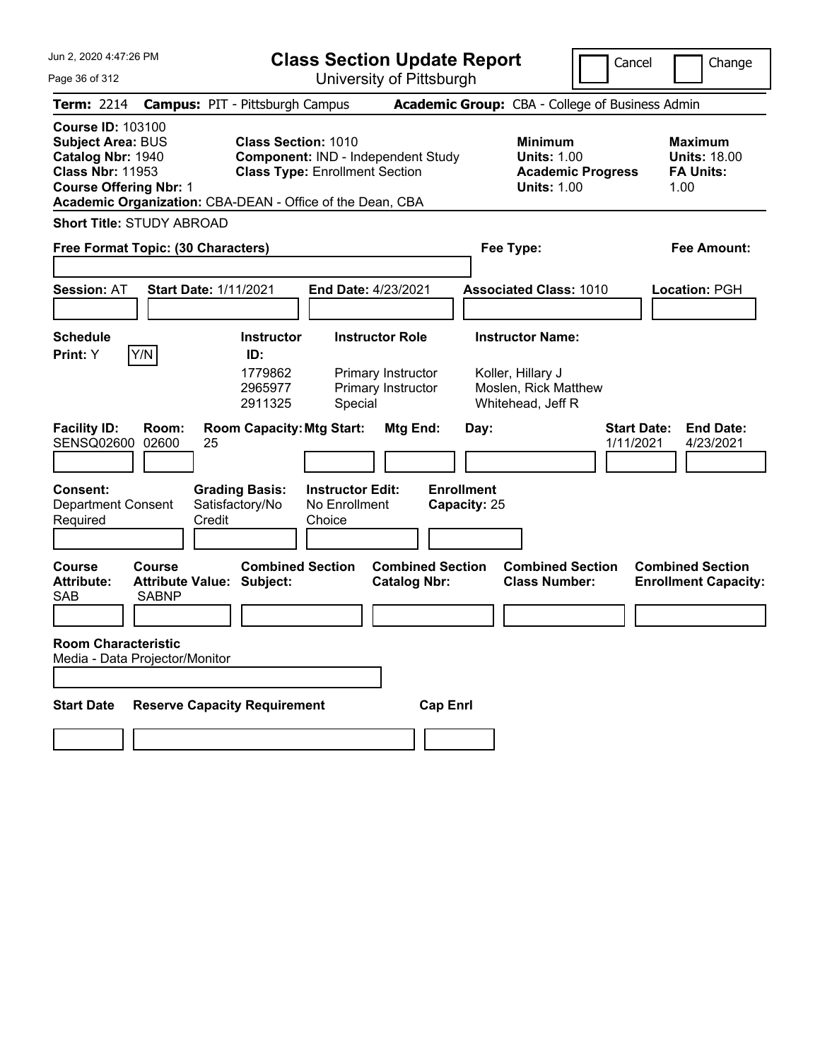# Class Section Update Report

University of Pittsburgh

Cancel | Change

**Term:** 2214 **Campus:** PIT - Pittsburgh Campus **Academic Group:** CBA - College of Business Admin

**Course ID:** 103100
**Subject Area:** BUS
**Catalog Nbr:** 1940
**Class Nbr:** 11953
**Course Offering Nbr:** 1
**Academic Organization:** CBA-DEAN - Office of the Dean, CBA

**Class Section:** 1010
**Component:** IND - Independent Study
**Class Type:** Enrollment Section

**Minimum Units:** 1.00
**Academic Progress Units:** 1.00

**Maximum Units:** 18.00
**FA Units:** 1.00

**Short Title:** STUDY ABROAD

**Free Format Topic: (30 Characters)**

**Fee Type:**

**Fee Amount:**

**Session:** AT **Start Date:** 1/11/2021 **End Date:** 4/23/2021 **Associated Class:** 1010 **Location:** PGH

**Schedule Print:** Y Y/N

| Instructor ID: | Instructor Role | Instructor Name: |
|---|---|---|
| 1779862 | Primary Instructor | Koller, Hillary J |
| 2965977 | Primary Instructor | Moslen, Rick Matthew |
| 2911325 | Special | Whitehead, Jeff R |

| Facility ID: | Room: | Room Capacity: | Mtg Start: | Mtg End: | Day: | Start Date: | End Date: |
|---|---|---|---|---|---|---|---|
| SENSQ02600 | 02600 | 25 | | | | 1/11/2021 | 4/23/2021 |

**Consent:** Department Consent Required
**Grading Basis:** Satisfactory/No Credit
**Instructor Edit:** No Enrollment Choice
**Enrollment Capacity:** 25

| Course Attribute: | Course Attribute Value: | Combined Section Subject: | Combined Section Catalog Nbr: | Combined Section Class Number: | Combined Section Enrollment Capacity: |
|---|---|---|---|---|---|
| SAB | SABNP | | | | |

**Room Characteristic**
Media - Data Projector/Monitor

| Start Date | Reserve Capacity Requirement | Cap Enrl |
|---|---|---|
| | | |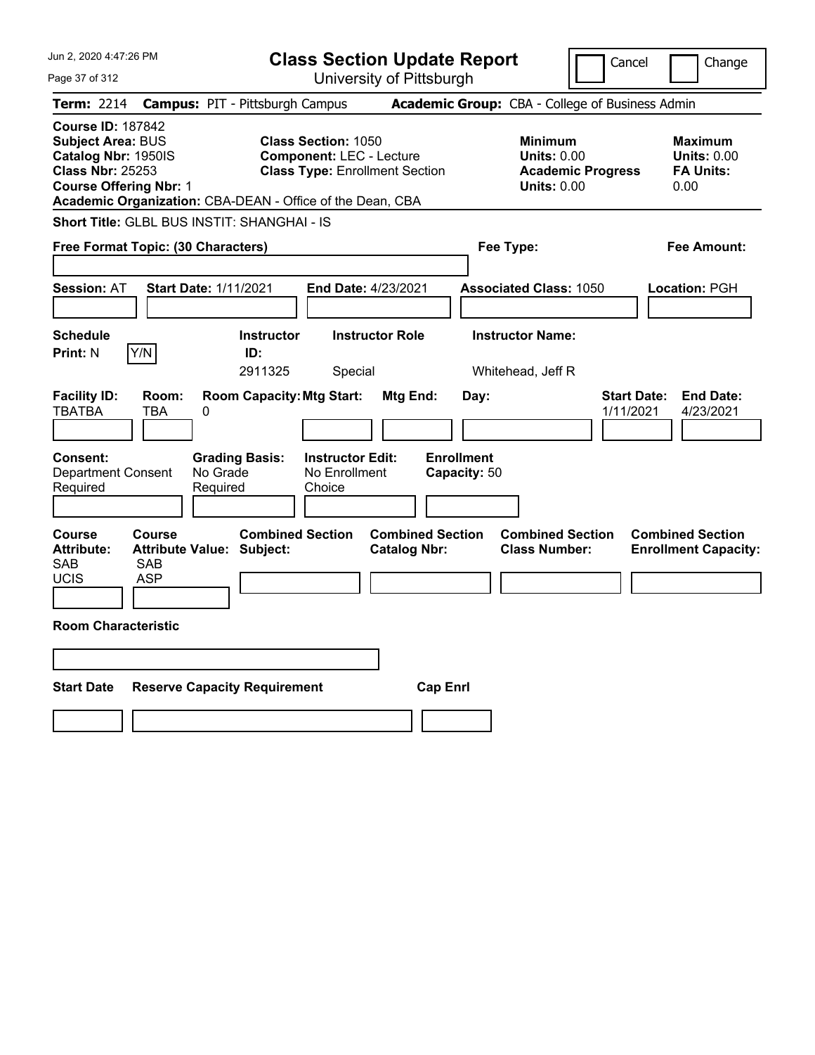# Class Section Update Report

University of Pittsburgh

Cancel | Change

**Term:** 2214 **Campus:** PIT - Pittsburgh Campus **Academic Group:** CBA - College of Business Admin

**Course ID:** 187842
**Subject Area:** BUS
**Catalog Nbr:** 1950IS
**Class Nbr:** 25253
**Course Offering Nbr:** 1
**Academic Organization:** CBA-DEAN - Office of the Dean, CBA

**Class Section:** 1050
**Component:** LEC - Lecture
**Class Type:** Enrollment Section

**Minimum Units:** 0.00
**Academic Progress Units:** 0.00

**Maximum Units:** 0.00
**FA Units:** 0.00

**Short Title:** GLBL BUS INSTIT: SHANGHAI - IS

**Free Format Topic: (30 Characters)**

**Fee Type:**

**Fee Amount:**

**Session:** AT **Start Date:** 1/11/2021 **End Date:** 4/23/2021 **Associated Class:** 1050 **Location:** PGH

| Schedule Print | Instructor ID | Instructor Role | Instructor Name |
|---|---|---|---|
| N (Y/N) | 2911325 | Special | Whitehead, Jeff R |

| Facility ID | Room | Room Capacity | Mtg Start | Mtg End | Day | Start Date | End Date |
|---|---|---|---|---|---|---|---|
| TBATBA | TBA | 0 | | | | 1/11/2021 | 4/23/2021 |

**Consent:** Department Consent Required
**Grading Basis:** No Grade Required
**Instructor Edit:** No Enrollment Choice
**Enrollment Capacity:** 50

| Course Attribute | Course Attribute Value | Combined Section Subject | Combined Section Catalog Nbr | Combined Section Class Number | Combined Section Enrollment Capacity |
|---|---|---|---|---|---|
| SAB | SAB | | | | |
| UCIS | ASP | | | | |

**Room Characteristic**

| Start Date | Reserve Capacity Requirement | Cap Enrl |
|---|---|---|
| | | |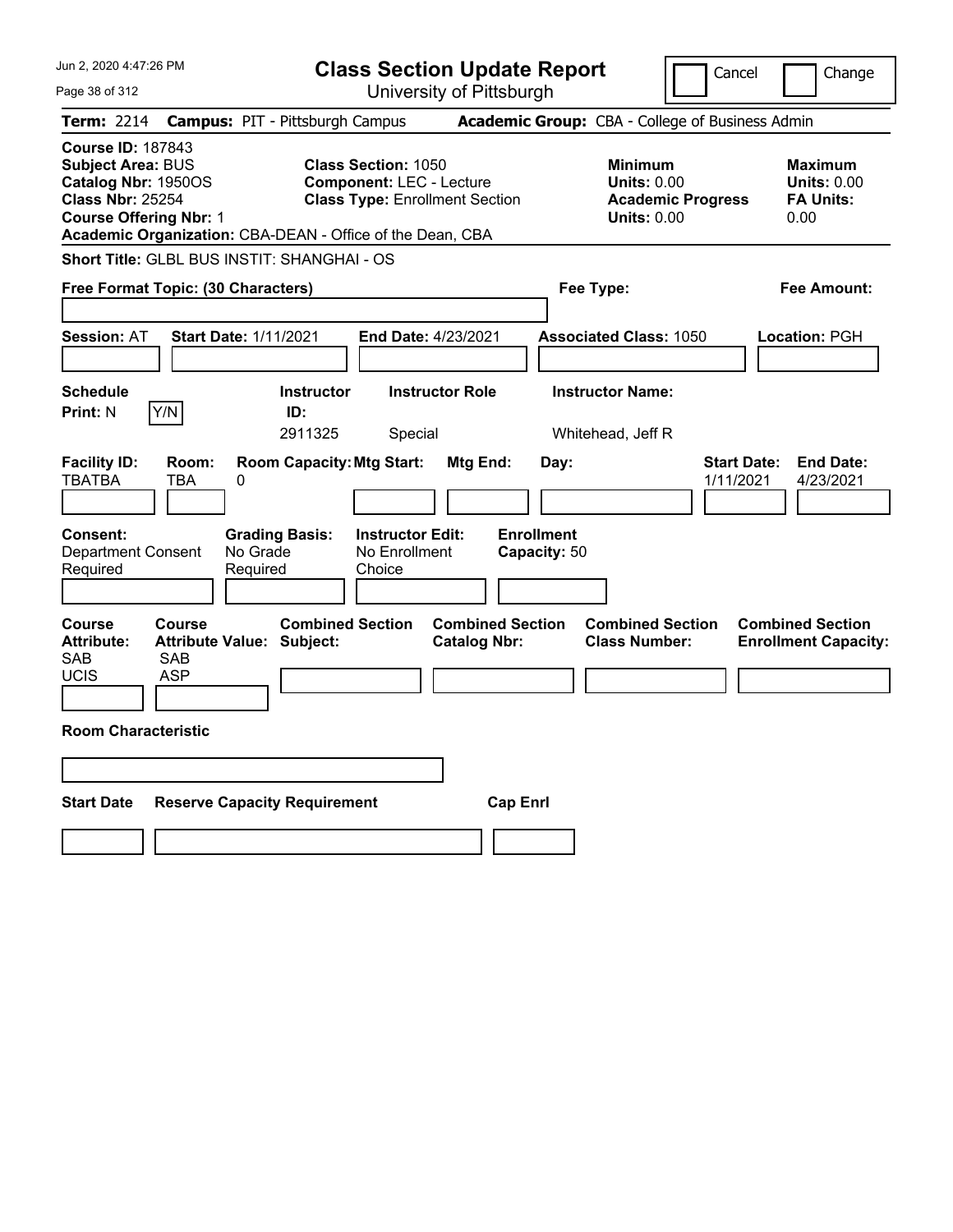Jun 2, 2020 4:47:26 PM

# Class Section Update Report

University of Pittsburgh

Cancel | Change

**Term:** 2214 **Campus:** PIT - Pittsburgh Campus **Academic Group:** CBA - College of Business Admin

**Course ID:** 187843
**Subject Area:** BUS
**Catalog Nbr:** 1950OS
**Class Nbr:** 25254
**Course Offering Nbr:** 1
**Academic Organization:** CBA-DEAN - Office of the Dean, CBA

**Class Section:** 1050
**Component:** LEC - Lecture
**Class Type:** Enrollment Section

**Minimum**
**Units:** 0.00
**Academic Progress Units:** 0.00

**Maximum**
**Units:** 0.00
**FA Units:** 0.00

**Short Title:** GLBL BUS INSTIT: SHANGHAI - OS

**Free Format Topic: (30 Characters)**

**Fee Type:**

**Fee Amount:**

**Session:** AT **Start Date:** 1/11/2021 **End Date:** 4/23/2021 **Associated Class:** 1050 **Location:** PGH

| Schedule Print: | Instructor ID: | Instructor Role | Instructor Name: |
|---|---|---|---|
| N Y/N | 2911325 | Special | Whitehead, Jeff R |

| Facility ID: | Room: | Room Capacity: | Mtg Start: | Mtg End: | Day: | Start Date: | End Date: |
|---|---|---|---|---|---|---|---|
| TBATBA | TBA | 0 | | | | 1/11/2021 | 4/23/2021 |

| Consent: | Grading Basis: | Instructor Edit: | Enrollment Capacity: |
|---|---|---|---|
| Department Consent Required | No Grade Required | No Enrollment Choice | 50 |

| Course Attribute: | Course Attribute Value: | Combined Section Subject: | Combined Section Catalog Nbr: | Combined Section Class Number: | Combined Section Enrollment Capacity: |
|---|---|---|---|---|---|
| SAB | SAB | | | | |
| UCIS | ASP | | | | |

**Room Characteristic**

| Start Date | Reserve Capacity Requirement | Cap Enrl |
|---|---|---|
| | | |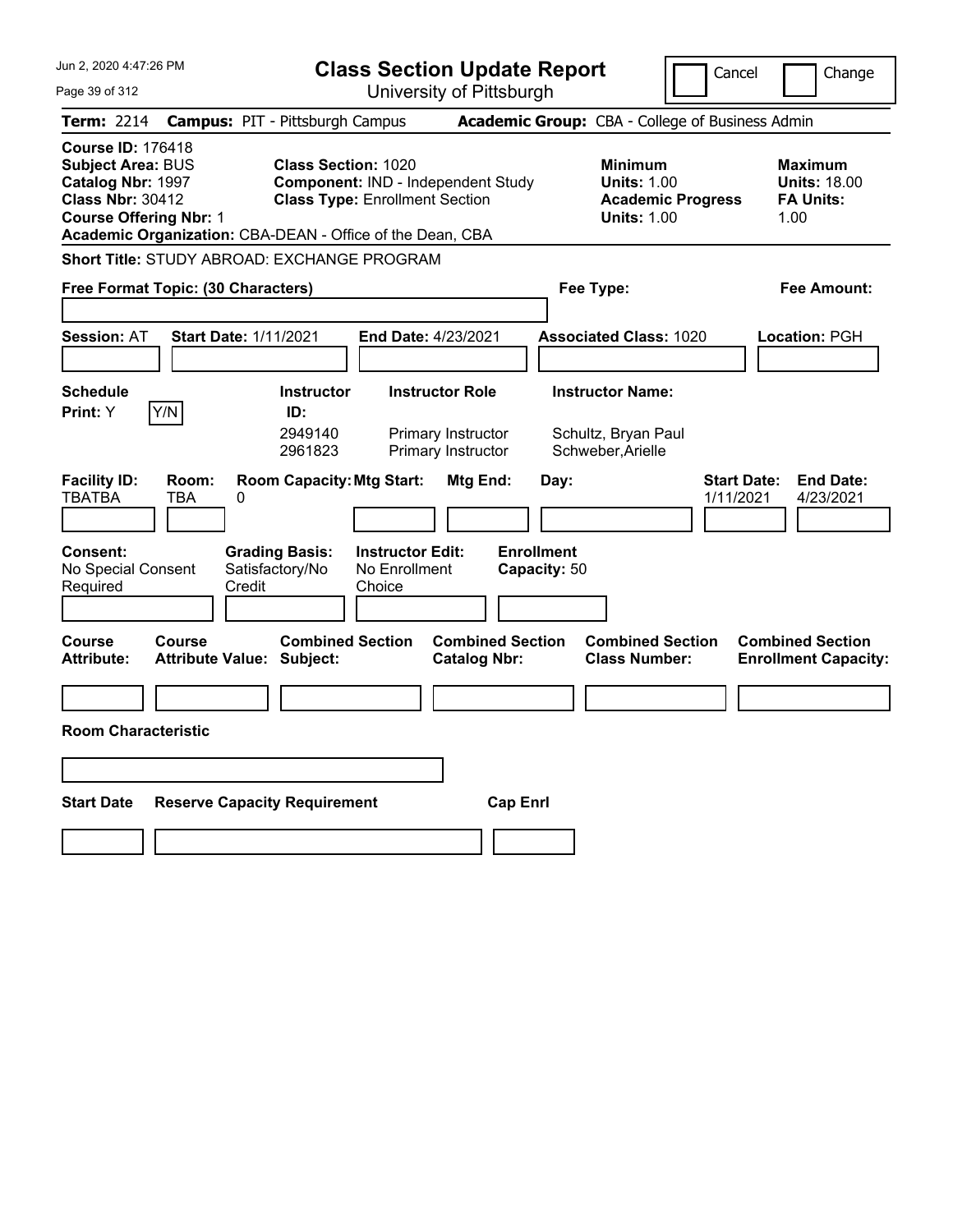# Class Section Update Report

University of Pittsburgh

Jun 2, 2020 4:47:26 PM

Cancel | Change

**Term:** 2214 **Campus:** PIT - Pittsburgh Campus **Academic Group:** CBA - College of Business Admin

**Course ID:** 176418
**Subject Area:** BUS
**Catalog Nbr:** 1997
**Class Nbr:** 30412
**Course Offering Nbr:** 1
**Academic Organization:** CBA-DEAN - Office of the Dean, CBA

**Class Section:** 1020
**Component:** IND - Independent Study
**Class Type:** Enrollment Section

**Minimum**
**Units:** 1.00
**Academic Progress Units:** 1.00

**Maximum**
**Units:** 18.00
**FA Units:** 1.00

**Short Title:** STUDY ABROAD: EXCHANGE PROGRAM

**Free Format Topic: (30 Characters)**

**Fee Type:**

**Fee Amount:**

**Session:** AT **Start Date:** 1/11/2021 **End Date:** 4/23/2021 **Associated Class:** 1020 **Location:** PGH

**Schedule Print:** Y [Y/N]

| Instructor ID: | Instructor Role | Instructor Name: |
|---|---|---|
| 2949140 | Primary Instructor | Schultz, Bryan Paul |
| 2961823 | Primary Instructor | Schweber,Arielle |

| Facility ID: | Room: | Room Capacity: | Mtg Start: | Mtg End: | Day: | Start Date: | End Date: |
|---|---|---|---|---|---|---|---|
| TBATBA | TBA | 0 | | | | 1/11/2021 | 4/23/2021 |

**Consent:** No Special Consent Required
**Grading Basis:** Satisfactory/No Credit
**Instructor Edit:** No Enrollment Choice
**Enrollment Capacity:** 50

| Course Attribute: | Course Attribute Value: | Combined Section Subject: | Combined Section Catalog Nbr: | Combined Section Class Number: | Combined Section Enrollment Capacity: |
|---|---|---|---|---|---|
| | | | | | |

**Room Characteristic**

| Start Date | Reserve Capacity Requirement | Cap Enrl |
|---|---|---|
| | | |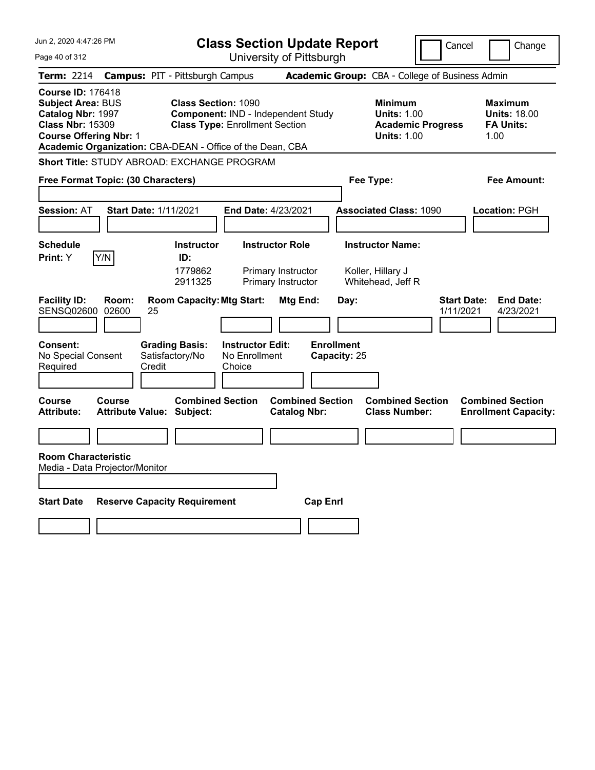# Class Section Update Report

University of Pittsburgh

Cancel | Change

**Term:** 2214 **Campus:** PIT - Pittsburgh Campus **Academic Group:** CBA - College of Business Admin

**Course ID:** 176418
**Subject Area:** BUS
**Catalog Nbr:** 1997
**Class Nbr:** 15309
**Course Offering Nbr:** 1
**Academic Organization:** CBA-DEAN - Office of the Dean, CBA

**Class Section:** 1090
**Component:** IND - Independent Study
**Class Type:** Enrollment Section

**Minimum**
**Units:** 1.00
**Academic Progress Units:** 1.00

**Maximum**
**Units:** 18.00
**FA Units:** 1.00

**Short Title:** STUDY ABROAD: EXCHANGE PROGRAM

**Free Format Topic: (30 Characters)**

**Fee Type:**

**Fee Amount:**

**Session:** AT **Start Date:** 1/11/2021 **End Date:** 4/23/2021 **Associated Class:** 1090 **Location:** PGH

**Schedule Print:** Y [Y/N]

| Instructor ID: | Instructor Role | Instructor Name: |
|---|---|---|
| 1779862 | Primary Instructor | Koller, Hillary J |
| 2911325 | Primary Instructor | Whitehead, Jeff R |

| Facility ID: | Room: | Room Capacity: | Mtg Start: | Mtg End: | Day: | Start Date: | End Date: |
|---|---|---|---|---|---|---|---|
| SENSQ02600 | 02600 | 25 | | | | 1/11/2021 | 4/23/2021 |

**Consent:** No Special Consent Required
**Grading Basis:** Satisfactory/No Credit
**Instructor Edit:** No Enrollment Choice
**Enrollment Capacity:** 25

| Course Attribute: | Course Attribute Value: | Combined Section Subject: | Combined Section Catalog Nbr: | Combined Section Class Number: | Combined Section Enrollment Capacity: |
|---|---|---|---|---|---|
| | | | | | |

**Room Characteristic**
Media - Data Projector/Monitor

| Start Date | Reserve Capacity Requirement | Cap Enrl |
|---|---|---|
| | | |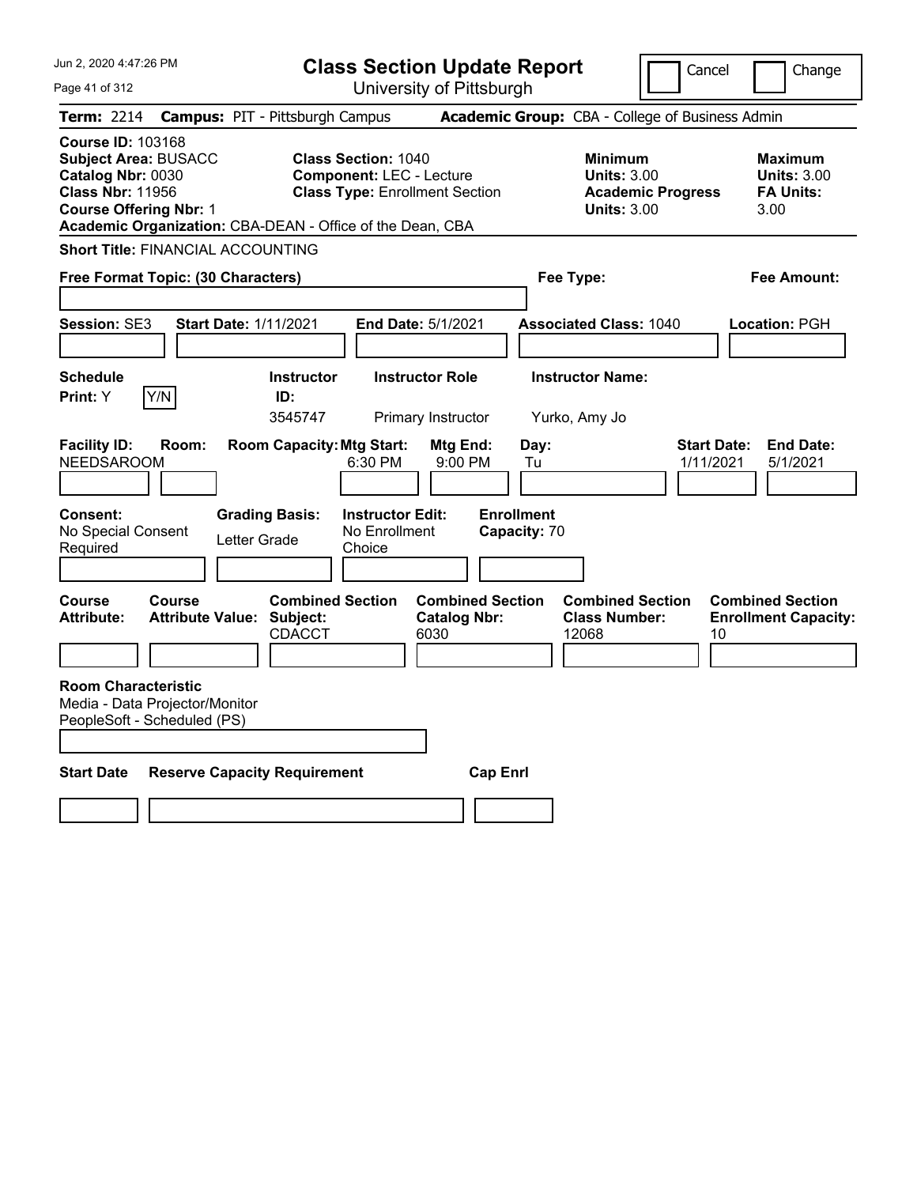Jun 2, 2020 4:47:26 PM

# Class Section Update Report

University of Pittsburgh

Cancel | Change

**Term:** 2214 **Campus:** PIT - Pittsburgh Campus **Academic Group:** CBA - College of Business Admin

**Course ID:** 103168
**Subject Area:** BUSACC
**Catalog Nbr:** 0030
**Class Nbr:** 11956
**Course Offering Nbr:** 1
**Academic Organization:** CBA-DEAN - Office of the Dean, CBA

**Class Section:** 1040
**Component:** LEC - Lecture
**Class Type:** Enrollment Section

**Minimum Units:** 3.00
**Academic Progress Units:** 3.00

**Maximum Units:** 3.00
**FA Units:** 3.00

**Short Title:** FINANCIAL ACCOUNTING

**Free Format Topic: (30 Characters)**

**Fee Type:**

**Fee Amount:**

**Session:** SE3 **Start Date:** 1/11/2021 **End Date:** 5/1/2021 **Associated Class:** 1040 **Location:** PGH

| Schedule Print | Y/N | Instructor ID | Instructor Role | Instructor Name |
|---|---|---|---|---|
| Y | | 3545747 | Primary Instructor | Yurko, Amy Jo |

| Facility ID | Room | Room Capacity | Mtg Start | Mtg End | Day | Start Date | End Date |
|---|---|---|---|---|---|---|---|
| NEEDSAROOM | | | 6:30 PM | 9:00 PM | Tu | 1/11/2021 | 5/1/2021 |

| Consent | Grading Basis | Instructor Edit | Enrollment Capacity |
|---|---|---|---|
| No Special Consent Required | Letter Grade | No Enrollment Choice | 70 |

| Course Attribute | Course Attribute Value | Combined Section Subject | Combined Section Catalog Nbr | Combined Section Class Number | Combined Section Enrollment Capacity |
|---|---|---|---|---|---|
| | | CDACCT | 6030 | 12068 | 10 |

**Room Characteristic**
Media - Data Projector/Monitor
PeopleSoft - Scheduled (PS)

| Start Date | Reserve Capacity Requirement | Cap Enrl |
|---|---|---|
| | | |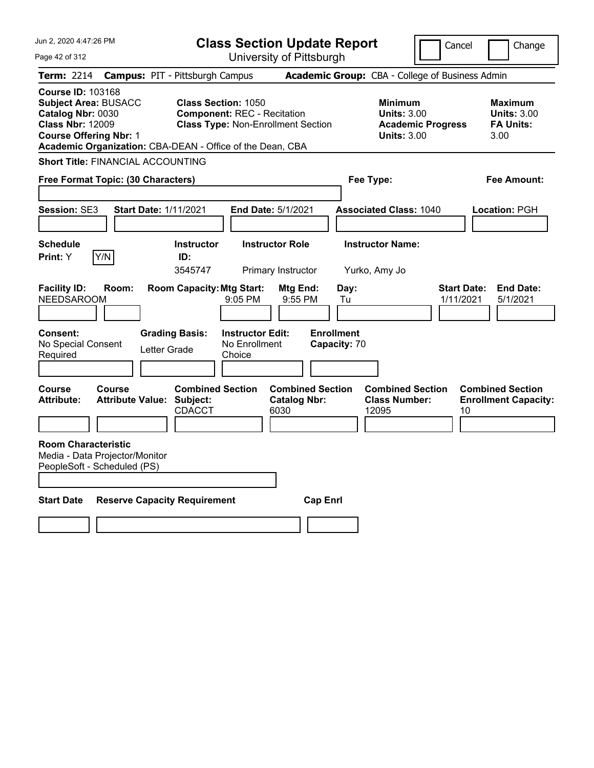Jun 2, 2020 4:47:26 PM

# Class Section Update Report

University of Pittsburgh

Cancel | Change

**Term:** 2214 **Campus:** PIT - Pittsburgh Campus **Academic Group:** CBA - College of Business Admin

**Course ID:** 103168
**Subject Area:** BUSACC
**Catalog Nbr:** 0030
**Class Nbr:** 12009
**Course Offering Nbr:** 1
**Academic Organization:** CBA-DEAN - Office of the Dean, CBA

**Class Section:** 1050
**Component:** REC - Recitation
**Class Type:** Non-Enrollment Section

| | Minimum | Maximum |
|---|---|---|
| Units | 3.00 | 3.00 |
| Academic Progress Units / FA Units | 3.00 | 3.00 |

**Short Title:** FINANCIAL ACCOUNTING

**Free Format Topic: (30 Characters)**

**Fee Type:**

**Fee Amount:**

**Session:** SE3 **Start Date:** 1/11/2021 **End Date:** 5/1/2021 **Associated Class:** 1040 **Location:** PGH

**Schedule Print:** Y Y/N

| Instructor ID | Instructor Role | Instructor Name |
|---|---|---|
| 3545747 | Primary Instructor | Yurko, Amy Jo |

| Facility ID | Room | Room Capacity | Mtg Start | Mtg End | Day | Start Date | End Date |
|---|---|---|---|---|---|---|---|
| NEEDSAROOM | | | 9:05 PM | 9:55 PM | Tu | 1/11/2021 | 5/1/2021 |

**Consent:** No Special Consent Required
**Grading Basis:** Letter Grade
**Instructor Edit:** No Enrollment Choice
**Enrollment Capacity:** 70

| Course Attribute | Course Attribute Value | Combined Section Subject | Combined Section Catalog Nbr | Combined Section Class Number | Combined Section Enrollment Capacity |
|---|---|---|---|---|---|
| | | CDACCT | 6030 | 12095 | 10 |

**Room Characteristic**
Media - Data Projector/Monitor
PeopleSoft - Scheduled (PS)

| Start Date | Reserve Capacity Requirement | Cap Enrl |
|---|---|---|
| | | |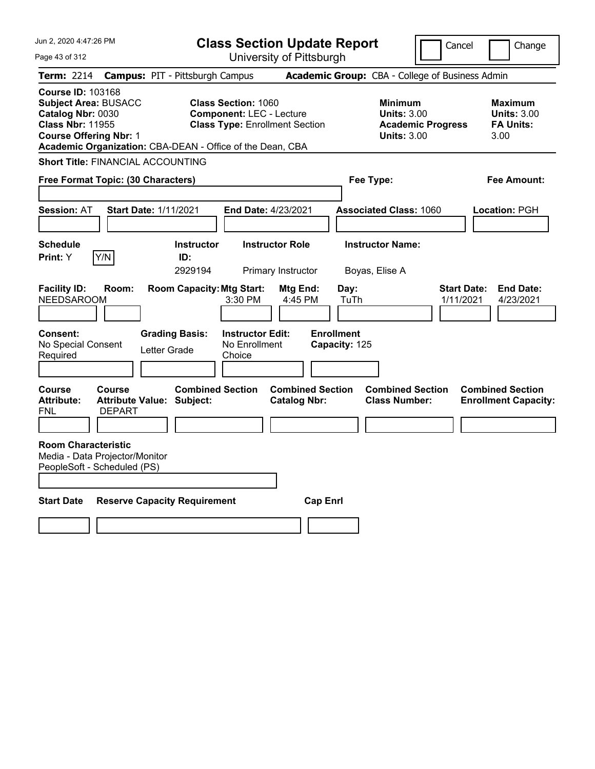# Class Section Update Report

University of Pittsburgh

Jun 2, 2020 4:47:26 PM

Cancel | Change

**Term:** 2214 **Campus:** PIT - Pittsburgh Campus **Academic Group:** CBA - College of Business Admin

**Course ID:** 103168
**Subject Area:** BUSACC
**Catalog Nbr:** 0030
**Class Nbr:** 11955
**Course Offering Nbr:** 1
**Academic Organization:** CBA-DEAN - Office of the Dean, CBA

**Class Section:** 1060
**Component:** LEC - Lecture
**Class Type:** Enrollment Section

**Minimum Units:** 3.00
**Academic Progress Units:** 3.00

**Maximum Units:** 3.00
**FA Units:** 3.00

**Short Title:** FINANCIAL ACCOUNTING

**Free Format Topic: (30 Characters)**

**Fee Type:**

**Fee Amount:**

**Session:** AT **Start Date:** 1/11/2021 **End Date:** 4/23/2021 **Associated Class:** 1060 **Location:** PGH

| Schedule Print: | | Instructor ID: | Instructor Role | Instructor Name: |
|---|---|---|---|---|
| Y | Y/N | 2929194 | Primary Instructor | Boyas, Elise A |

| Facility ID: | Room: | Room Capacity: | Mtg Start: | Mtg End: | Day: | Start Date: | End Date: |
|---|---|---|---|---|---|---|---|
| NEEDSAROOM | | | 3:30 PM | 4:45 PM | TuTh | 1/11/2021 | 4/23/2021 |

| Consent: | Grading Basis: | Instructor Edit: | Enrollment Capacity: |
|---|---|---|---|
| No Special Consent Required | Letter Grade | No Enrollment Choice | 125 |

| Course Attribute: | Course Attribute Value: | Combined Section Subject: | Combined Section Catalog Nbr: | Combined Section Class Number: | Combined Section Enrollment Capacity: |
|---|---|---|---|---|---|
| FNL | DEPART | | | | |

**Room Characteristic**
Media - Data Projector/Monitor
PeopleSoft - Scheduled (PS)

| Start Date | Reserve Capacity Requirement | Cap Enrl |
|---|---|---|
| | | |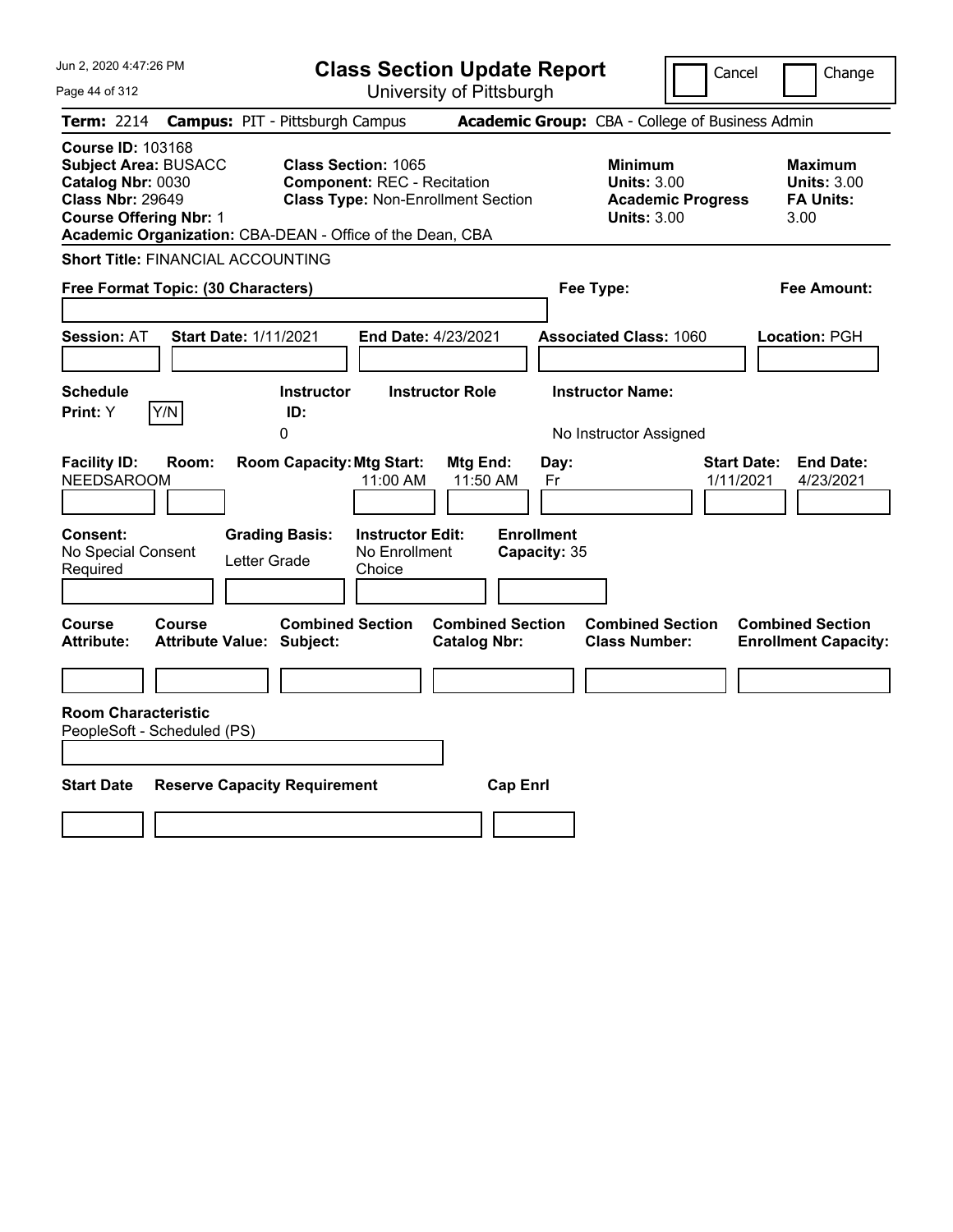# Class Section Update Report

University of Pittsburgh

Cancel | Change

**Term:** 2214 **Campus:** PIT - Pittsburgh Campus **Academic Group:** CBA - College of Business Admin

**Course ID:** 103168
**Subject Area:** BUSACC
**Catalog Nbr:** 0030
**Class Nbr:** 29649
**Course Offering Nbr:** 1

**Class Section:** 1065
**Component:** REC - Recitation
**Class Type:** Non-Enrollment Section

**Minimum Units:** 3.00
**Academic Progress Units:** 3.00

**Maximum Units:** 3.00
**FA Units:** 3.00

**Academic Organization:** CBA-DEAN - Office of the Dean, CBA

**Short Title:** FINANCIAL ACCOUNTING

**Free Format Topic: (30 Characters)**

**Fee Type:**

**Fee Amount:**

**Session:** AT **Start Date:** 1/11/2021 **End Date:** 4/23/2021 **Associated Class:** 1060 **Location:** PGH

| Schedule Print: | Instructor ID: | Instructor Role | Instructor Name: |
|---|---|---|---|
| Y Y/N | 0 | | No Instructor Assigned |

| Facility ID: | Room: | Room Capacity: | Mtg Start: | Mtg End: | Day: | Start Date: | End Date: |
|---|---|---|---|---|---|---|---|
| NEEDSAROOM | | | 11:00 AM | 11:50 AM | Fr | 1/11/2021 | 4/23/2021 |

| Consent: | Grading Basis: | Instructor Edit: | Enrollment Capacity: |
|---|---|---|---|
| No Special Consent Required | Letter Grade | No Enrollment Choice | 35 |

| Course Attribute: | Course Attribute Value: | Combined Section Subject: | Combined Section Catalog Nbr: | Combined Section Class Number: | Combined Section Enrollment Capacity: |
|---|---|---|---|---|---|
| | | | | | |

**Room Characteristic**
PeopleSoft - Scheduled (PS)

| Start Date | Reserve Capacity Requirement | Cap Enrl |
|---|---|---|
| | | |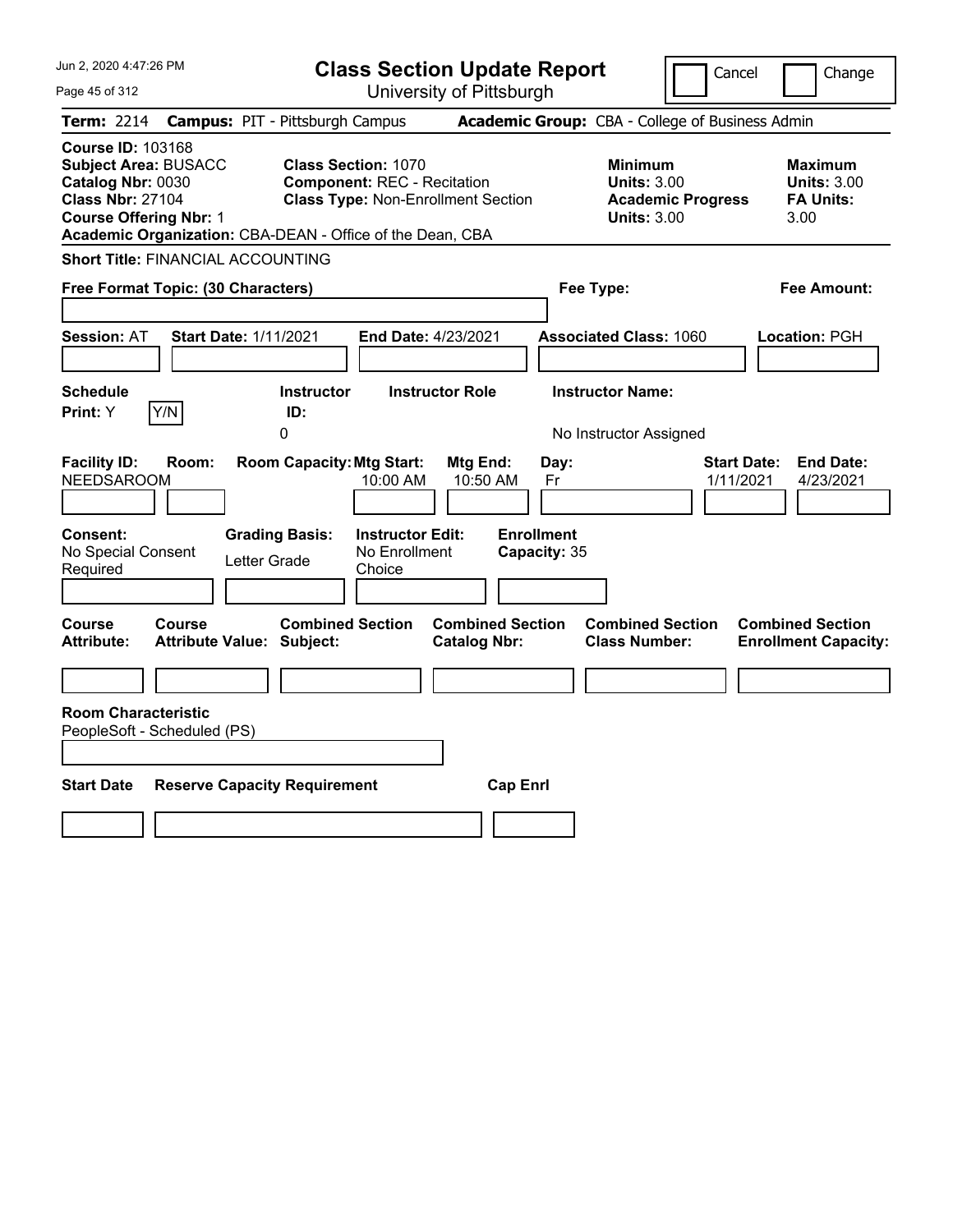# Class Section Update Report

University of Pittsburgh

Cancel | Change

**Term:** 2214 **Campus:** PIT - Pittsburgh Campus **Academic Group:** CBA - College of Business Admin

**Course ID:** 103168
**Subject Area:** BUSACC
**Catalog Nbr:** 0030
**Class Nbr:** 27104
**Course Offering Nbr:** 1
**Academic Organization:** CBA-DEAN - Office of the Dean, CBA

**Class Section:** 1070
**Component:** REC - Recitation
**Class Type:** Non-Enrollment Section

**Minimum Units:** 3.00
**Academic Progress Units:** 3.00

**Maximum Units:** 3.00
**FA Units:** 3.00

**Short Title:** FINANCIAL ACCOUNTING

**Free Format Topic: (30 Characters)**

**Fee Type:**

**Fee Amount:**

**Session:** AT **Start Date:** 1/11/2021 **End Date:** 4/23/2021 **Associated Class:** 1060 **Location:** PGH

| Schedule Print | | Instructor ID | Instructor Role | Instructor Name |
|---|---|---|---|---|
| Y | Y/N | 0 | | No Instructor Assigned |

| Facility ID | Room | Room Capacity | Mtg Start | Mtg End | Day | Start Date | End Date |
|---|---|---|---|---|---|---|---|
| NEEDSAROOM | | | 10:00 AM | 10:50 AM | Fr | 1/11/2021 | 4/23/2021 |

| Consent | Grading Basis | Instructor Edit | Enrollment Capacity |
|---|---|---|---|
| No Special Consent Required | Letter Grade | No Enrollment Choice | 35 |

| Course Attribute | Course Attribute Value | Combined Section Subject | Combined Section Catalog Nbr | Combined Section Class Number | Combined Section Enrollment Capacity |
|---|---|---|---|---|---|
| | | | | | |

**Room Characteristic**
PeopleSoft - Scheduled (PS)

| Start Date | Reserve Capacity Requirement | Cap Enrl |
|---|---|---|
| | | |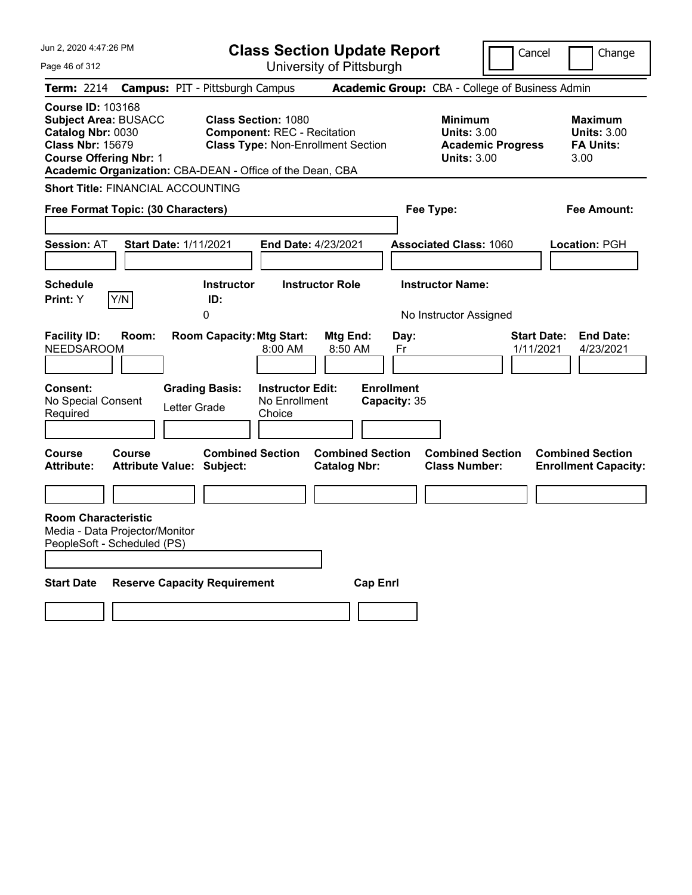Jun 2, 2020 4:47:26 PM

# Class Section Update Report

University of Pittsburgh

Cancel | Change

**Term:** 2214 **Campus:** PIT - Pittsburgh Campus **Academic Group:** CBA - College of Business Admin

**Course ID:** 103168
**Subject Area:** BUSACC
**Catalog Nbr:** 0030
**Class Nbr:** 15679
**Course Offering Nbr:** 1
**Academic Organization:** CBA-DEAN - Office of the Dean, CBA

**Class Section:** 1080
**Component:** REC - Recitation
**Class Type:** Non-Enrollment Section

**Minimum Units:** 3.00
**Academic Progress Units:** 3.00

**Maximum Units:** 3.00
**FA Units:** 3.00

**Short Title:** FINANCIAL ACCOUNTING

**Free Format Topic: (30 Characters)**

**Fee Type:**

**Fee Amount:**

**Session:** AT **Start Date:** 1/11/2021 **End Date:** 4/23/2021 **Associated Class:** 1060 **Location:** PGH

| Schedule Print: | Instructor ID: | Instructor Role | Instructor Name: |
|---|---|---|---|
| Y | 0 | | No Instructor Assigned |

| Facility ID: | Room: | Room Capacity: | Mtg Start: | Mtg End: | Day: | Start Date: | End Date: |
|---|---|---|---|---|---|---|---|
| NEEDSAROOM | | | 8:00 AM | 8:50 AM | Fr | 1/11/2021 | 4/23/2021 |

| Consent: | Grading Basis: | Instructor Edit: | Enrollment Capacity: |
|---|---|---|---|
| No Special Consent Required | Letter Grade | No Enrollment Choice | 35 |

| Course Attribute: | Course Attribute Value: | Combined Section Subject: | Combined Section Catalog Nbr: | Combined Section Class Number: | Combined Section Enrollment Capacity: |
|---|---|---|---|---|---|
| | | | | | |

**Room Characteristic**
Media - Data Projector/Monitor
PeopleSoft - Scheduled (PS)

| Start Date | Reserve Capacity Requirement | Cap Enrl |
|---|---|---|
| | | |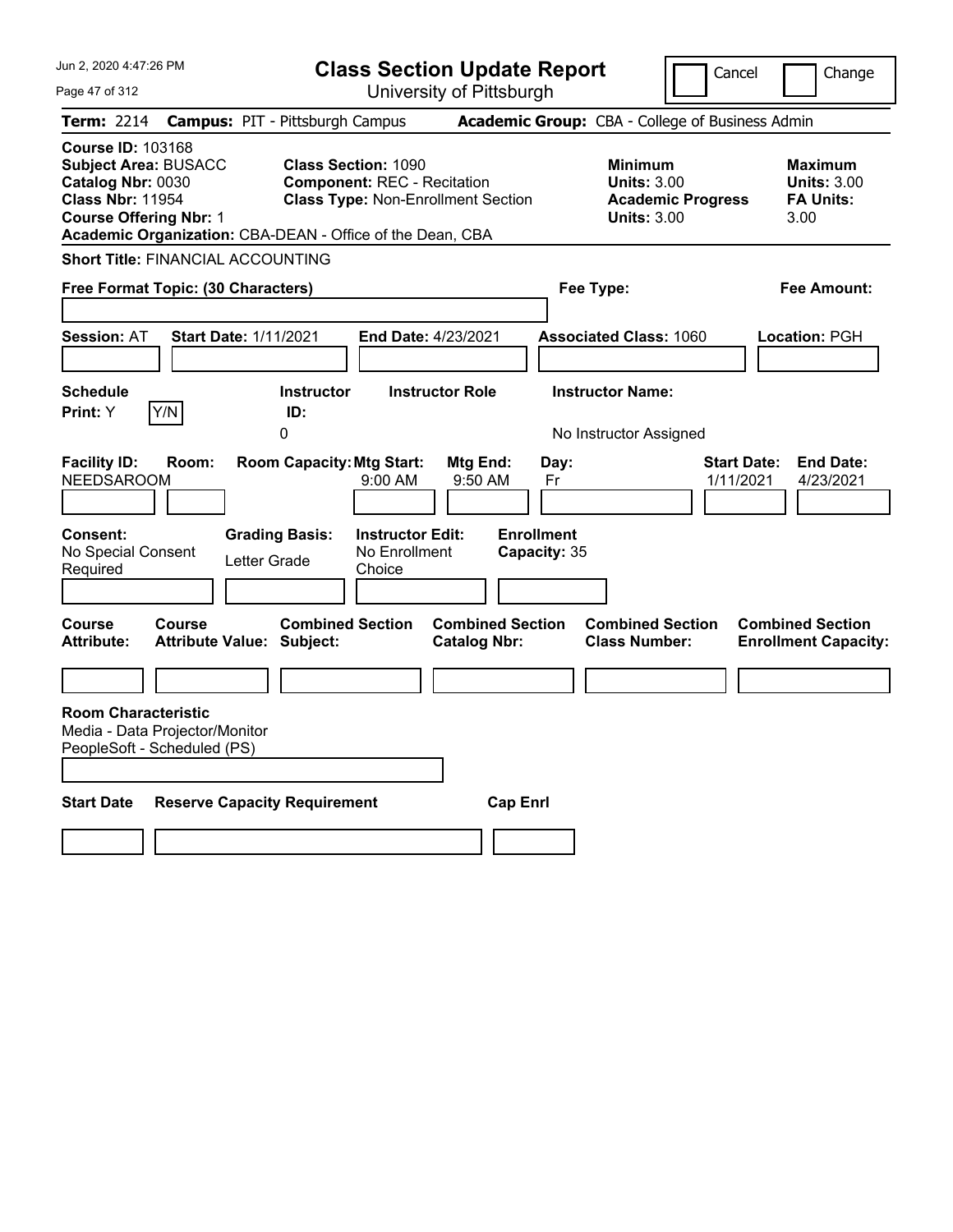Jun 2, 2020 4:47:26 PM

# Class Section Update Report

University of Pittsburgh

Cancel | Change

**Term:** 2214 **Campus:** PIT - Pittsburgh Campus **Academic Group:** CBA - College of Business Admin

**Course ID:** 103168
**Subject Area:** BUSACC
**Catalog Nbr:** 0030
**Class Nbr:** 11954
**Course Offering Nbr:** 1
**Academic Organization:** CBA-DEAN - Office of the Dean, CBA

**Class Section:** 1090
**Component:** REC - Recitation
**Class Type:** Non-Enrollment Section

**Minimum Units:** 3.00
**Academic Progress Units:** 3.00

**Maximum Units:** 3.00
**FA Units:** 3.00

**Short Title:** FINANCIAL ACCOUNTING

**Free Format Topic: (30 Characters)**

**Fee Type:**

**Fee Amount:**

**Session:** AT **Start Date:** 1/11/2021 **End Date:** 4/23/2021 **Associated Class:** 1060 **Location:** PGH

**Schedule Print:** Y Y/N

| Instructor ID | Instructor Role | Instructor Name |
|---|---|---|
| 0 | | No Instructor Assigned |

| Facility ID | Room | Room Capacity | Mtg Start | Mtg End | Day | Start Date | End Date |
|---|---|---|---|---|---|---|---|
| NEEDSAROOM | | | 9:00 AM | 9:50 AM | Fr | 1/11/2021 | 4/23/2021 |

**Consent:** No Special Consent Required
**Grading Basis:** Letter Grade
**Instructor Edit:** No Enrollment Choice
**Enrollment Capacity:** 35

| Course Attribute | Course Attribute Value | Combined Section Subject | Combined Section Catalog Nbr | Combined Section Class Number | Combined Section Enrollment Capacity |
|---|---|---|---|---|---|
| | | | | | |

**Room Characteristic**
Media - Data Projector/Monitor
PeopleSoft - Scheduled (PS)

| Start Date | Reserve Capacity Requirement | Cap Enrl |
|---|---|---|
| | | |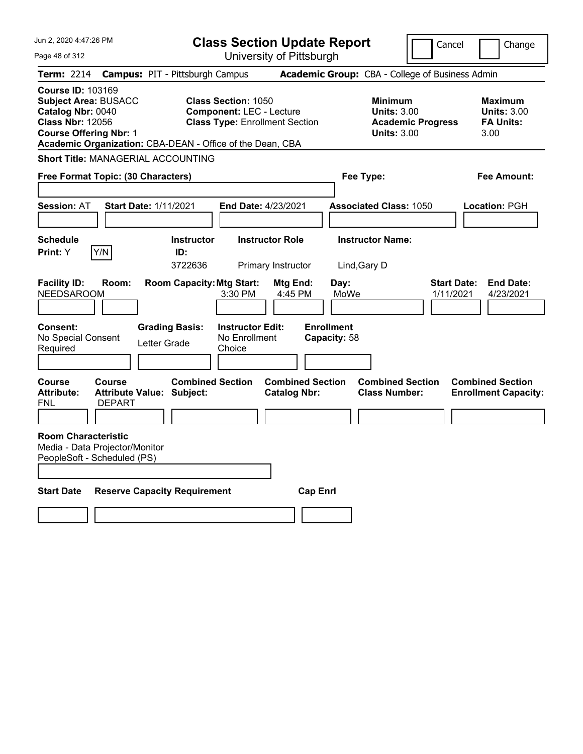# Class Section Update Report

University of Pittsburgh

Jun 2, 2020 4:47:26 PM

Cancel | Change

**Term:** 2214 **Campus:** PIT - Pittsburgh Campus **Academic Group:** CBA - College of Business Admin

**Course ID:** 103169
**Subject Area:** BUSACC
**Catalog Nbr:** 0040
**Class Nbr:** 12056
**Course Offering Nbr:** 1
**Academic Organization:** CBA-DEAN - Office of the Dean, CBA

**Class Section:** 1050
**Component:** LEC - Lecture
**Class Type:** Enrollment Section

**Minimum Units:** 3.00
**Academic Progress Units:** 3.00

**Maximum Units:** 3.00
**FA Units:** 3.00

**Short Title:** MANAGERIAL ACCOUNTING

**Free Format Topic: (30 Characters)**

**Fee Type:**

**Fee Amount:**

**Session:** AT **Start Date:** 1/11/2021 **End Date:** 4/23/2021 **Associated Class:** 1050 **Location:** PGH

| Schedule Print | Instructor ID | Instructor Role | Instructor Name |
|---|---|---|---|
| Y (Y/N) | 3722636 | Primary Instructor | Lind,Gary D |

| Facility ID | Room | Room Capacity | Mtg Start | Mtg End | Day | Start Date | End Date |
|---|---|---|---|---|---|---|---|
| NEEDSAROOM | | | 3:30 PM | 4:45 PM | MoWe | 1/11/2021 | 4/23/2021 |

| Consent | Grading Basis | Instructor Edit | Enrollment Capacity |
|---|---|---|---|
| No Special Consent Required | Letter Grade | No Enrollment Choice | 58 |

| Course Attribute | Course Attribute Value | Combined Section Subject | Combined Section Catalog Nbr | Combined Section Class Number | Combined Section Enrollment Capacity |
|---|---|---|---|---|---|
| FNL | DEPART | | | | |

**Room Characteristic**
Media - Data Projector/Monitor
PeopleSoft - Scheduled (PS)

| Start Date | Reserve Capacity Requirement | Cap Enrl |
|---|---|---|
| | | |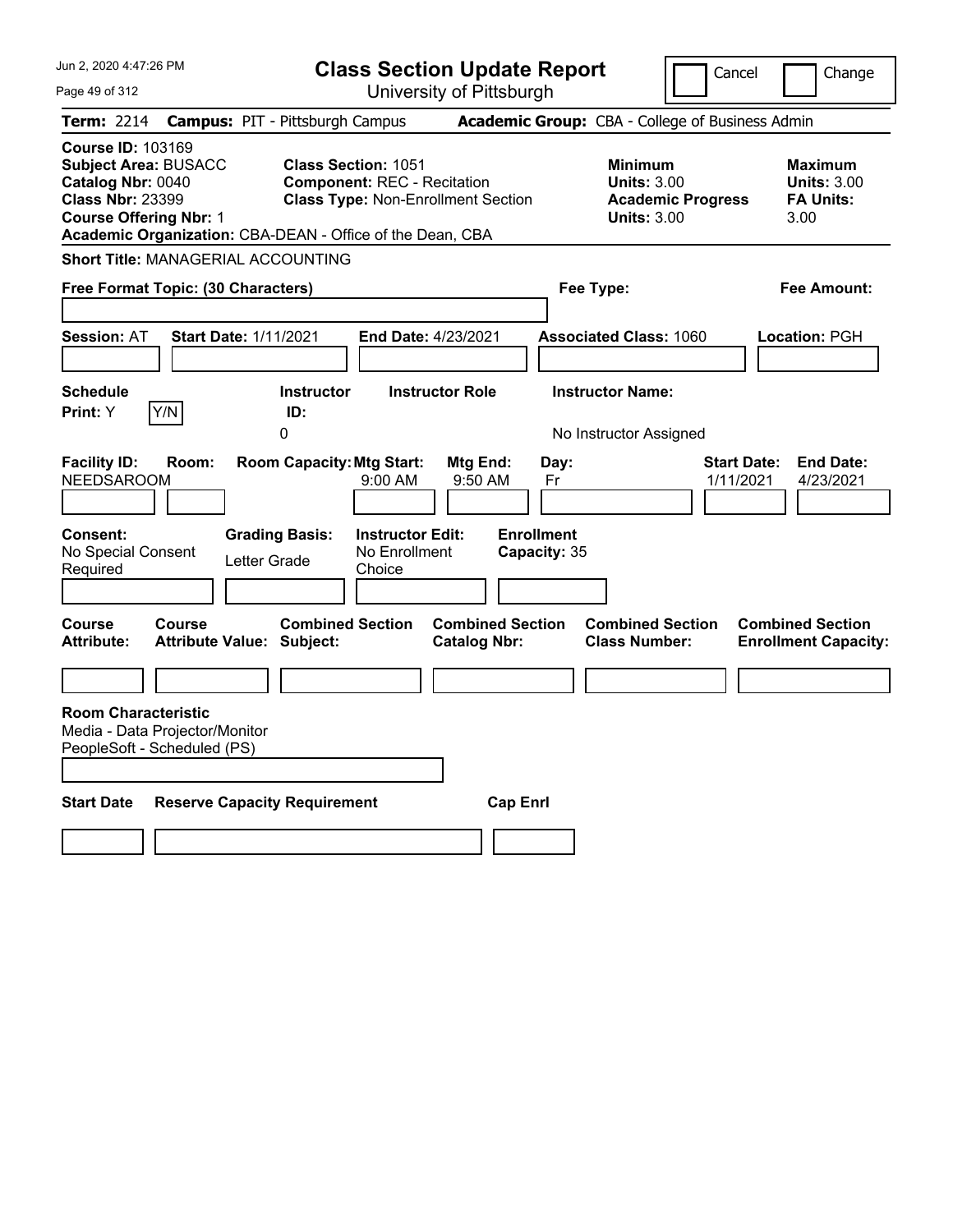Jun 2, 2020 4:47:26 PM

# Class Section Update Report

University of Pittsburgh

Cancel | Change

**Term:** 2214 **Campus:** PIT - Pittsburgh Campus **Academic Group:** CBA - College of Business Admin

**Course ID:** 103169
**Subject Area:** BUSACC
**Catalog Nbr:** 0040
**Class Nbr:** 23399
**Course Offering Nbr:** 1
**Academic Organization:** CBA-DEAN - Office of the Dean, CBA

**Class Section:** 1051
**Component:** REC - Recitation
**Class Type:** Non-Enrollment Section

**Minimum Units:** 3.00
**Academic Progress Units:** 3.00

**Maximum Units:** 3.00
**FA Units:** 3.00

**Short Title:** MANAGERIAL ACCOUNTING

**Free Format Topic: (30 Characters)**

**Fee Type:**

**Fee Amount:**

**Session:** AT **Start Date:** 1/11/2021 **End Date:** 4/23/2021 **Associated Class:** 1060 **Location:** PGH

| Schedule Print | Instructor ID | Instructor Role | Instructor Name |
|---|---|---|---|
| Y (Y/N) | 0 | | No Instructor Assigned |

| Facility ID | Room | Room Capacity | Mtg Start | Mtg End | Day | Start Date | End Date |
|---|---|---|---|---|---|---|---|
| NEEDSAROOM | | | 9:00 AM | 9:50 AM | Fr | 1/11/2021 | 4/23/2021 |

| Consent | Grading Basis | Instructor Edit | Enrollment Capacity |
|---|---|---|---|
| No Special Consent Required | Letter Grade | No Enrollment Choice | 35 |

| Course Attribute | Course Attribute Value | Combined Section Subject | Combined Section Catalog Nbr | Combined Section Class Number | Combined Section Enrollment Capacity |
|---|---|---|---|---|---|
| | | | | | |

**Room Characteristic**
Media - Data Projector/Monitor
PeopleSoft - Scheduled (PS)

| Start Date | Reserve Capacity Requirement | Cap Enrl |
|---|---|---|
| | | |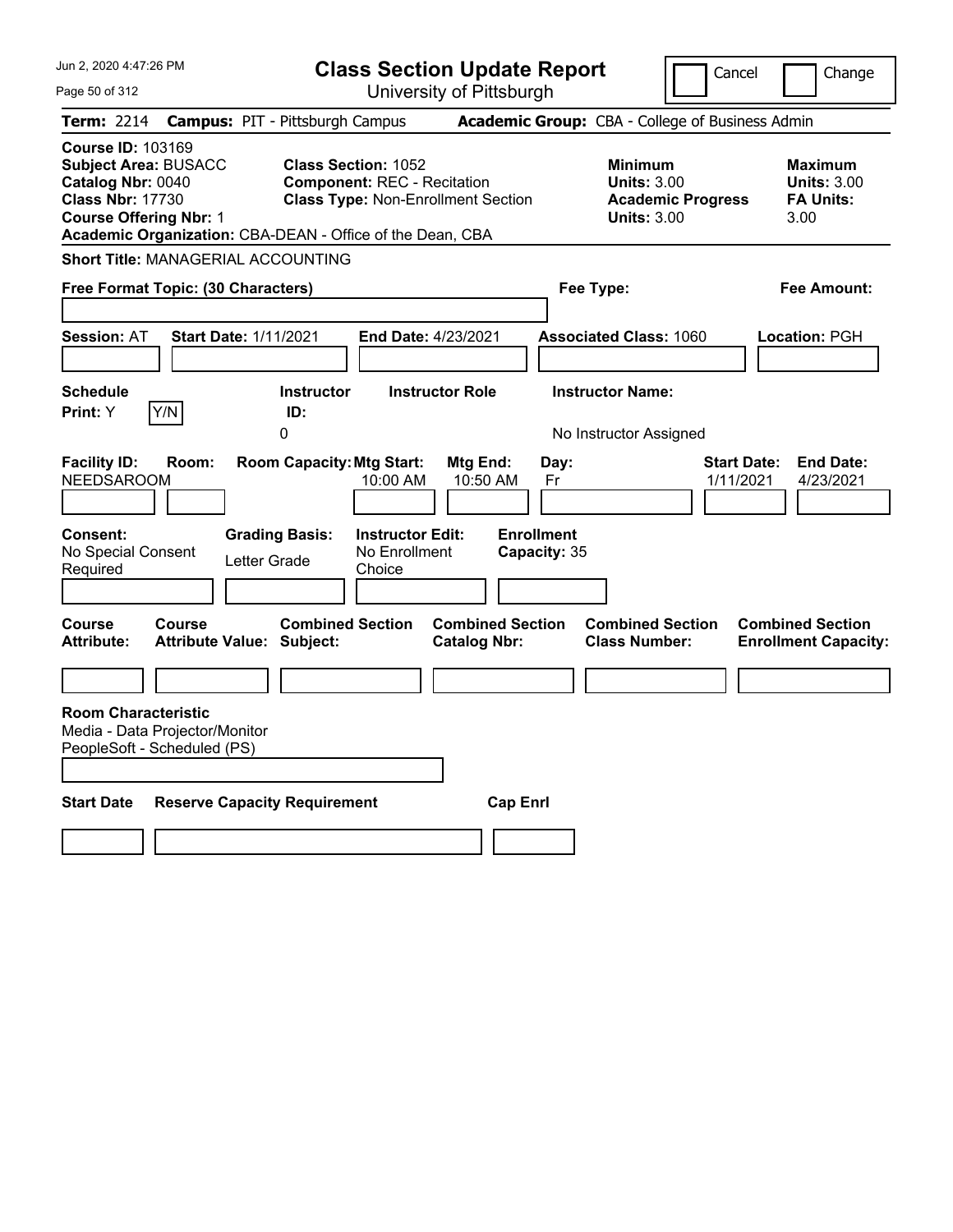# Class Section Update Report

University of Pittsburgh

Cancel ☐ Change ☐

**Term:** 2214 **Campus:** PIT - Pittsburgh Campus **Academic Group:** CBA - College of Business Admin

**Course ID:** 103169
**Subject Area:** BUSACC
**Catalog Nbr:** 0040
**Class Nbr:** 17730
**Course Offering Nbr:** 1
**Academic Organization:** CBA-DEAN - Office of the Dean, CBA

**Class Section:** 1052
**Component:** REC - Recitation
**Class Type:** Non-Enrollment Section

**Minimum Units:** 3.00
**Academic Progress Units:** 3.00

**Maximum Units:** 3.00
**FA Units:** 3.00

**Short Title:** MANAGERIAL ACCOUNTING

**Free Format Topic: (30 Characters)**

**Fee Type:**

**Fee Amount:**

**Session:** AT **Start Date:** 1/11/2021 **End Date:** 4/23/2021 **Associated Class:** 1060 **Location:** PGH

| Schedule Print | | Instructor ID | Instructor Role | Instructor Name |
|---|---|---|---|---|
| Y | Y/N | 0 | | No Instructor Assigned |

| Facility ID | Room | Room Capacity | Mtg Start | Mtg End | Day | Start Date | End Date |
|---|---|---|---|---|---|---|---|
| NEEDSAROOM | | | 10:00 AM | 10:50 AM | Fr | 1/11/2021 | 4/23/2021 |

| Consent | Grading Basis | Instructor Edit | Enrollment Capacity |
|---|---|---|---|
| No Special Consent Required | Letter Grade | No Enrollment Choice | 35 |

| Course Attribute | Course Attribute Value | Combined Section Subject | Combined Section Catalog Nbr | Combined Section Class Number | Combined Section Enrollment Capacity |
|---|---|---|---|---|---|
| | | | | | |

**Room Characteristic**
Media - Data Projector/Monitor
PeopleSoft - Scheduled (PS)

| Start Date | Reserve Capacity Requirement | Cap Enrl |
|---|---|---|
| | | |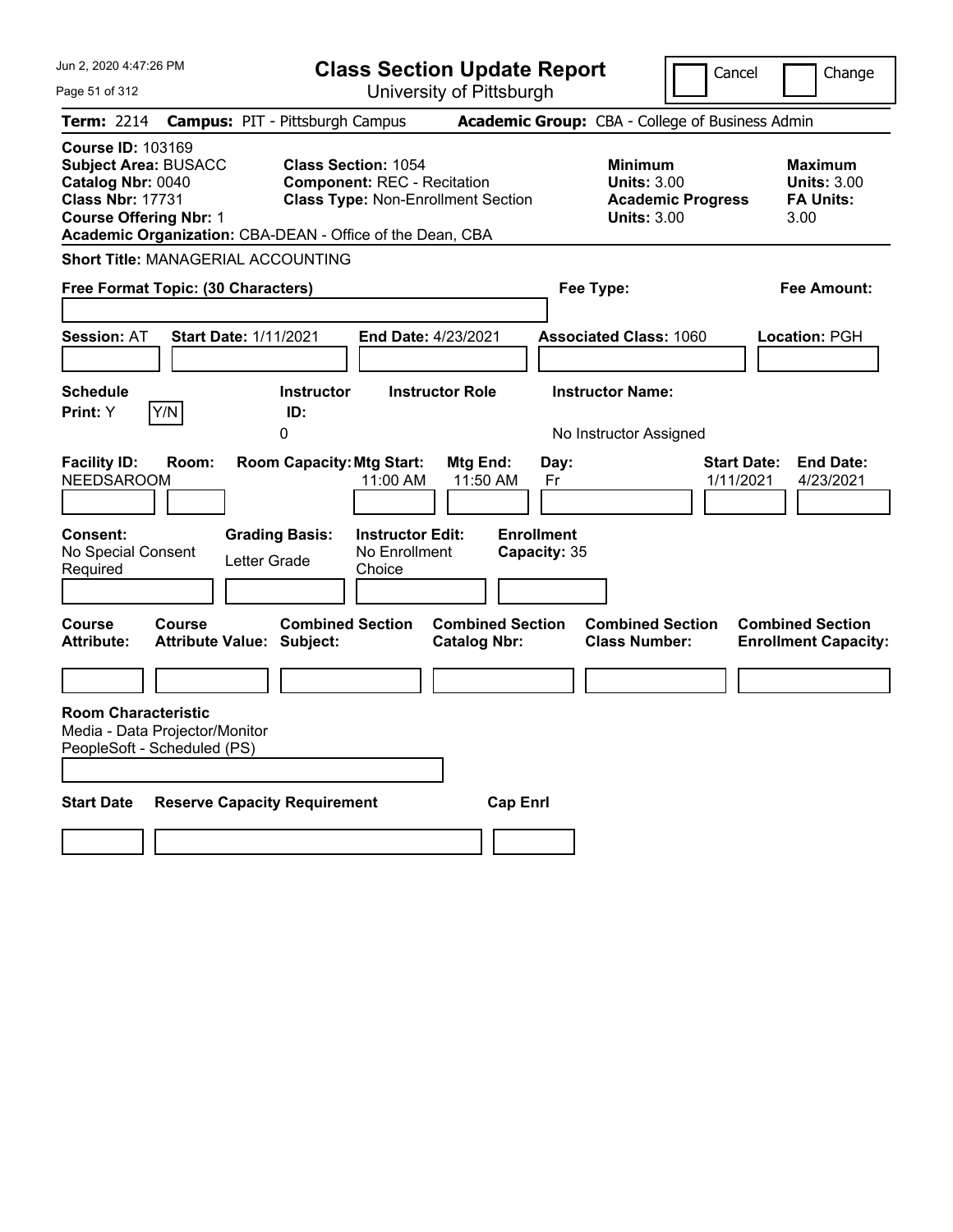# Class Section Update Report

University of Pittsburgh

Jun 2, 2020 4:47:26 PM

Cancel | Change

**Term:** 2214 **Campus:** PIT - Pittsburgh Campus **Academic Group:** CBA - College of Business Admin

**Course ID:** 103169
**Subject Area:** BUSACC
**Catalog Nbr:** 0040
**Class Nbr:** 17731
**Course Offering Nbr:** 1
**Academic Organization:** CBA-DEAN - Office of the Dean, CBA

**Class Section:** 1054
**Component:** REC - Recitation
**Class Type:** Non-Enrollment Section

| | Minimum | Maximum |
|---|---|---|
| Units | 3.00 | 3.00 |
| Academic Progress Units / FA Units | 3.00 | 3.00 |

**Short Title:** MANAGERIAL ACCOUNTING

**Free Format Topic: (30 Characters)**

**Fee Type:**

**Fee Amount:**

**Session:** AT **Start Date:** 1/11/2021 **End Date:** 4/23/2021 **Associated Class:** 1060 **Location:** PGH

| Schedule Print | Instructor ID | Instructor Role | Instructor Name |
|---|---|---|---|
| Y | 0 | | No Instructor Assigned |

| Facility ID | Room | Room Capacity | Mtg Start | Mtg End | Day | Start Date | End Date |
|---|---|---|---|---|---|---|---|
| NEEDSAROOM | | | 11:00 AM | 11:50 AM | Fr | 1/11/2021 | 4/23/2021 |

**Consent:** No Special Consent Required
**Grading Basis:** Letter Grade
**Instructor Edit:** No Enrollment Choice
**Enrollment Capacity:** 35

| Course Attribute | Course Attribute Value | Combined Section Subject | Combined Section Catalog Nbr | Combined Section Class Number | Combined Section Enrollment Capacity |
|---|---|---|---|---|---|
| | | | | | |

**Room Characteristic**
Media - Data Projector/Monitor
PeopleSoft - Scheduled (PS)

| Start Date | Reserve Capacity Requirement | Cap Enrl |
|---|---|---|
| | | |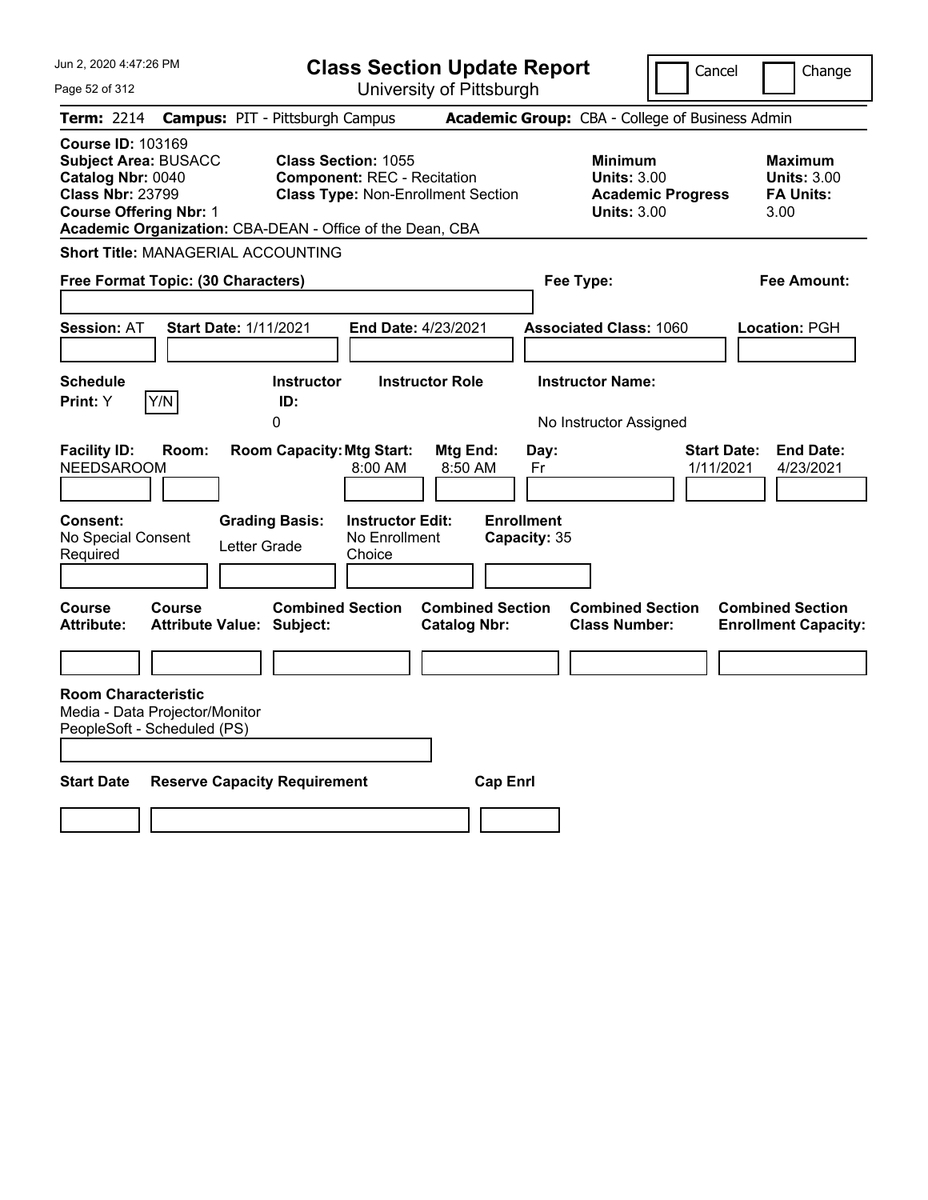# Class Section Update Report

University of Pittsburgh

Cancel | Change

**Term:** 2214 **Campus:** PIT - Pittsburgh Campus **Academic Group:** CBA - College of Business Admin

**Course ID:** 103169
**Subject Area:** BUSACC
**Catalog Nbr:** 0040
**Class Nbr:** 23799
**Course Offering Nbr:** 1

**Class Section:** 1055
**Component:** REC - Recitation
**Class Type:** Non-Enrollment Section

**Minimum Units:** 3.00
**Academic Progress Units:** 3.00

**Maximum Units:** 3.00
**FA Units:** 3.00

**Academic Organization:** CBA-DEAN - Office of the Dean, CBA

**Short Title:** MANAGERIAL ACCOUNTING

**Free Format Topic: (30 Characters)**

**Fee Type:**

**Fee Amount:**

**Session:** AT **Start Date:** 1/11/2021 **End Date:** 4/23/2021 **Associated Class:** 1060 **Location:** PGH

| Schedule Print | Instructor ID | Instructor Role | Instructor Name |
|---|---|---|---|
| Y | 0 | | No Instructor Assigned |

| Facility ID | Room | Room Capacity | Mtg Start | Mtg End | Day | Start Date | End Date |
|---|---|---|---|---|---|---|---|
| NEEDSAROOM | | | 8:00 AM | 8:50 AM | Fr | 1/11/2021 | 4/23/2021 |

| Consent | Grading Basis | Instructor Edit | Enrollment Capacity |
|---|---|---|---|
| No Special Consent Required | Letter Grade | No Enrollment Choice | 35 |

| Course Attribute | Course Attribute Value | Combined Section Subject | Combined Section Catalog Nbr | Combined Section Class Number | Combined Section Enrollment Capacity |
|---|---|---|---|---|---|
| | | | | | |

**Room Characteristic**
Media - Data Projector/Monitor
PeopleSoft - Scheduled (PS)

| Start Date | Reserve Capacity Requirement | Cap Enrl |
|---|---|---|
| | | |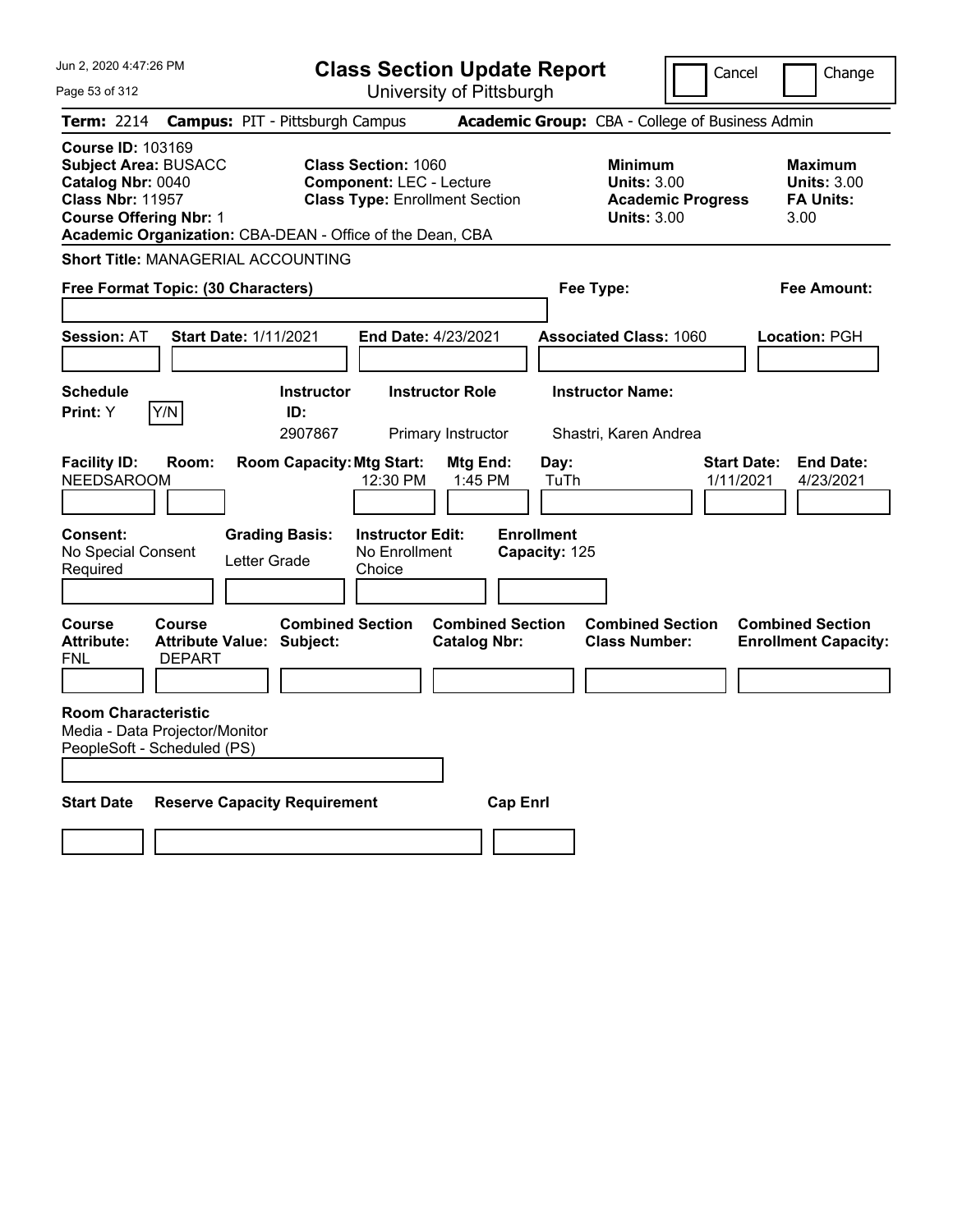# Class Section Update Report

University of Pittsburgh

Cancel ☐ Change ☐

**Term:** 2214 **Campus:** PIT - Pittsburgh Campus **Academic Group:** CBA - College of Business Admin

**Course ID:** 103169
**Subject Area:** BUSACC
**Catalog Nbr:** 0040
**Class Nbr:** 11957
**Course Offering Nbr:** 1
**Academic Organization:** CBA-DEAN - Office of the Dean, CBA

**Class Section:** 1060
**Component:** LEC - Lecture
**Class Type:** Enrollment Section

**Minimum Units:** 3.00
**Academic Progress Units:** 3.00

**Maximum Units:** 3.00
**FA Units:** 3.00

**Short Title:** MANAGERIAL ACCOUNTING

**Free Format Topic: (30 Characters)**

**Fee Type:**

**Fee Amount:**

**Session:** AT **Start Date:** 1/11/2021 **End Date:** 4/23/2021 **Associated Class:** 1060 **Location:** PGH

**Schedule Print:** Y Y/N

| Instructor ID | Instructor Role | Instructor Name |
|---|---|---|
| 2907867 | Primary Instructor | Shastri, Karen Andrea |

| Facility ID | Room | Room Capacity | Mtg Start | Mtg End | Day | Start Date | End Date |
|---|---|---|---|---|---|---|---|
| NEEDSAROOM | | | 12:30 PM | 1:45 PM | TuTh | 1/11/2021 | 4/23/2021 |

**Consent:** No Special Consent Required
**Grading Basis:** Letter Grade
**Instructor Edit:** No Enrollment Choice
**Enrollment Capacity:** 125

| Course Attribute | Course Attribute Value | Combined Section Subject | Combined Section Catalog Nbr | Combined Section Class Number | Combined Section Enrollment Capacity |
|---|---|---|---|---|---|
| FNL | DEPART | | | | |

**Room Characteristic**
Media - Data Projector/Monitor
PeopleSoft - Scheduled (PS)

| Start Date | Reserve Capacity Requirement | Cap Enrl |
|---|---|---|
| | | |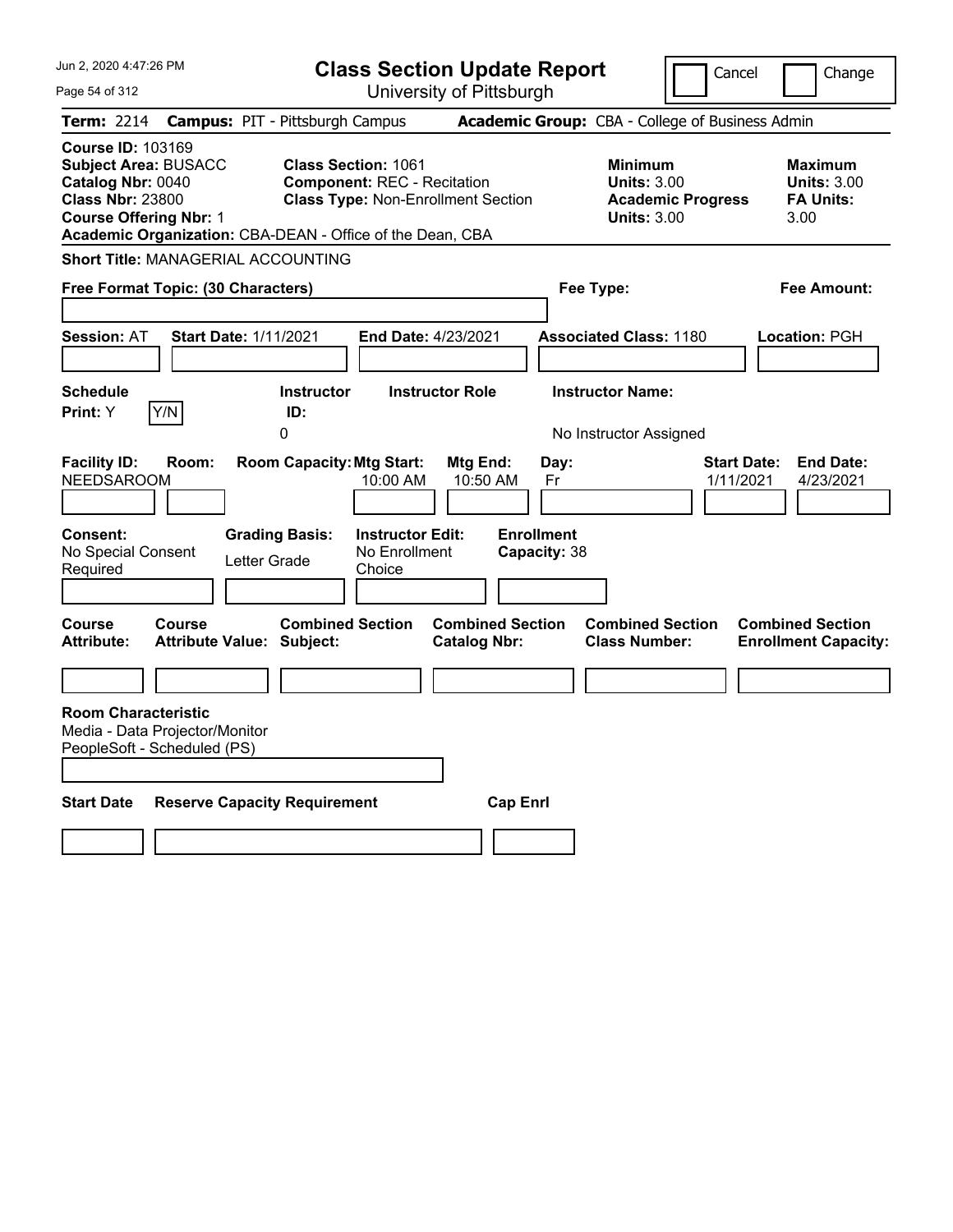# Class Section Update Report

University of Pittsburgh

Cancel | Change

**Term:** 2214 **Campus:** PIT - Pittsburgh Campus **Academic Group:** CBA - College of Business Admin

**Course ID:** 103169
**Subject Area:** BUSACC
**Catalog Nbr:** 0040
**Class Nbr:** 23800
**Course Offering Nbr:** 1
**Academic Organization:** CBA-DEAN - Office of the Dean, CBA

**Class Section:** 1061
**Component:** REC - Recitation
**Class Type:** Non-Enrollment Section

**Minimum Units:** 3.00
**Academic Progress Units:** 3.00

**Maximum Units:** 3.00
**FA Units:** 3.00

**Short Title:** MANAGERIAL ACCOUNTING

**Free Format Topic: (30 Characters)**

**Fee Type:**

**Fee Amount:**

**Session:** AT **Start Date:** 1/11/2021 **End Date:** 4/23/2021 **Associated Class:** 1180 **Location:** PGH

| Schedule Print | Instructor ID | Instructor Role | Instructor Name |
|---|---|---|---|
| Y | 0 | | No Instructor Assigned |

| Facility ID | Room | Room Capacity | Mtg Start | Mtg End | Day | Start Date | End Date |
|---|---|---|---|---|---|---|---|
| NEEDSAROOM | | | 10:00 AM | 10:50 AM | Fr | 1/11/2021 | 4/23/2021 |

**Consent:** No Special Consent Required
**Grading Basis:** Letter Grade
**Instructor Edit:** No Enrollment Choice
**Enrollment Capacity:** 38

| Course Attribute | Course Attribute Value | Combined Section Subject | Combined Section Catalog Nbr | Combined Section Class Number | Combined Section Enrollment Capacity |
|---|---|---|---|---|---|
| | | | | | |

**Room Characteristic**
Media - Data Projector/Monitor
PeopleSoft - Scheduled (PS)

| Start Date | Reserve Capacity Requirement | Cap Enrl |
|---|---|---|
| | | |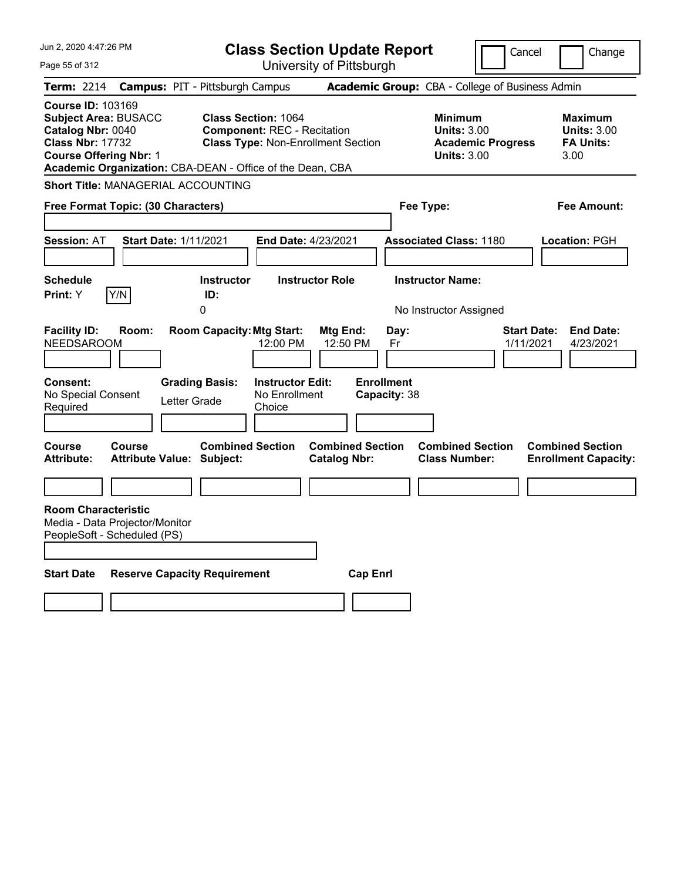# Class Section Update Report

University of Pittsburgh

Cancel | Change

**Term:** 2214 **Campus:** PIT - Pittsburgh Campus **Academic Group:** CBA - College of Business Admin

**Course ID:** 103169
**Subject Area:** BUSACC
**Catalog Nbr:** 0040
**Class Nbr:** 17732
**Course Offering Nbr:** 1
**Academic Organization:** CBA-DEAN - Office of the Dean, CBA

**Class Section:** 1064
**Component:** REC - Recitation
**Class Type:** Non-Enrollment Section

**Minimum Units:** 3.00
**Academic Progress Units:** 3.00

**Maximum Units:** 3.00
**FA Units:** 3.00

**Short Title:** MANAGERIAL ACCOUNTING

**Free Format Topic: (30 Characters)**

**Fee Type:**

**Fee Amount:**

**Session:** AT **Start Date:** 1/11/2021 **End Date:** 4/23/2021 **Associated Class:** 1180 **Location:** PGH

| Schedule Print: | Instructor ID: | Instructor Role | Instructor Name: |
|---|---|---|---|
| Y Y/N | 0 | | No Instructor Assigned |

| Facility ID: | Room: | Room Capacity: | Mtg Start: | Mtg End: | Day: | Start Date: | End Date: |
|---|---|---|---|---|---|---|---|
| NEEDSAROOM | | | 12:00 PM | 12:50 PM | Fr | 1/11/2021 | 4/23/2021 |

| Consent: | Grading Basis: | Instructor Edit: | Enrollment Capacity: |
|---|---|---|---|
| No Special Consent Required | Letter Grade | No Enrollment Choice | 38 |

| Course Attribute: | Course Attribute Value: | Combined Section Subject: | Combined Section Catalog Nbr: | Combined Section Class Number: | Combined Section Enrollment Capacity: |
|---|---|---|---|---|---|
| | | | | | |

**Room Characteristic**
Media - Data Projector/Monitor
PeopleSoft - Scheduled (PS)

| Start Date | Reserve Capacity Requirement | Cap Enrl |
|---|---|---|
| | | |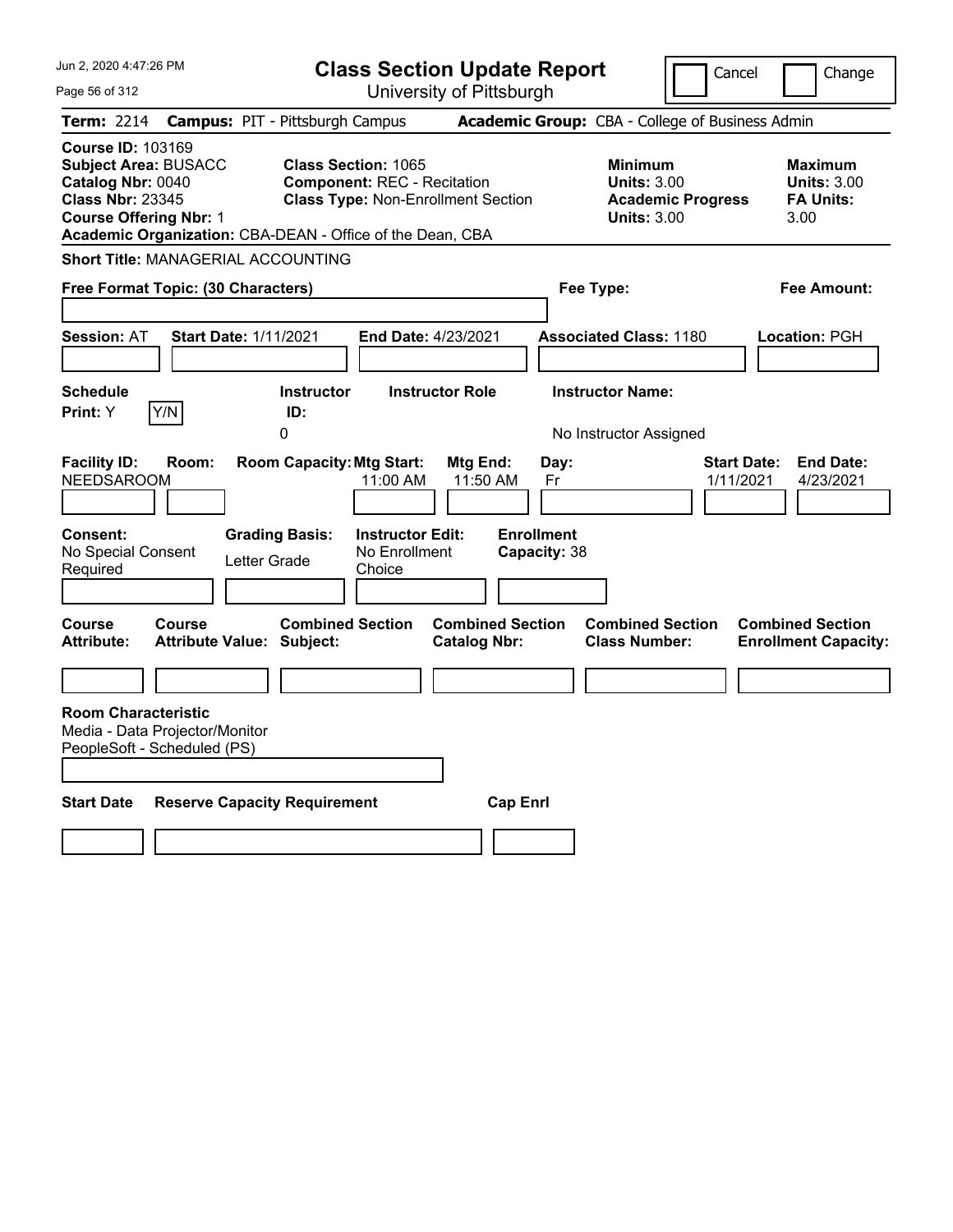# Class Section Update Report

University of Pittsburgh

Cancel | Change

**Term:** 2214 **Campus:** PIT - Pittsburgh Campus **Academic Group:** CBA - College of Business Admin

**Course ID:** 103169
**Subject Area:** BUSACC
**Catalog Nbr:** 0040
**Class Nbr:** 23345
**Course Offering Nbr:** 1
**Academic Organization:** CBA-DEAN - Office of the Dean, CBA

**Class Section:** 1065
**Component:** REC - Recitation
**Class Type:** Non-Enrollment Section

**Minimum Units:** 3.00
**Academic Progress Units:** 3.00

**Maximum Units:** 3.00
**FA Units:** 3.00

**Short Title:** MANAGERIAL ACCOUNTING

**Free Format Topic: (30 Characters)**

**Fee Type:**

**Fee Amount:**

**Session:** AT **Start Date:** 1/11/2021 **End Date:** 4/23/2021 **Associated Class:** 1180 **Location:** PGH

| Schedule Print: | Instructor ID: | Instructor Role | Instructor Name: |
|---|---|---|---|
| Y | 0 | | No Instructor Assigned |

| Facility ID: | Room: | Room Capacity: | Mtg Start: | Mtg End: | Day: | Start Date: | End Date: |
|---|---|---|---|---|---|---|---|
| NEEDSAROOM | | | 11:00 AM | 11:50 AM | Fr | 1/11/2021 | 4/23/2021 |

| Consent: | Grading Basis: | Instructor Edit: | Enrollment Capacity: |
|---|---|---|---|
| No Special Consent Required | Letter Grade | No Enrollment Choice | 38 |

| Course Attribute: | Course Attribute Value: | Combined Section Subject: | Combined Section Catalog Nbr: | Combined Section Class Number: | Combined Section Enrollment Capacity: |
|---|---|---|---|---|---|
| | | | | | |

**Room Characteristic**
Media - Data Projector/Monitor
PeopleSoft - Scheduled (PS)

| Start Date | Reserve Capacity Requirement | Cap Enrl |
|---|---|---|
| | | |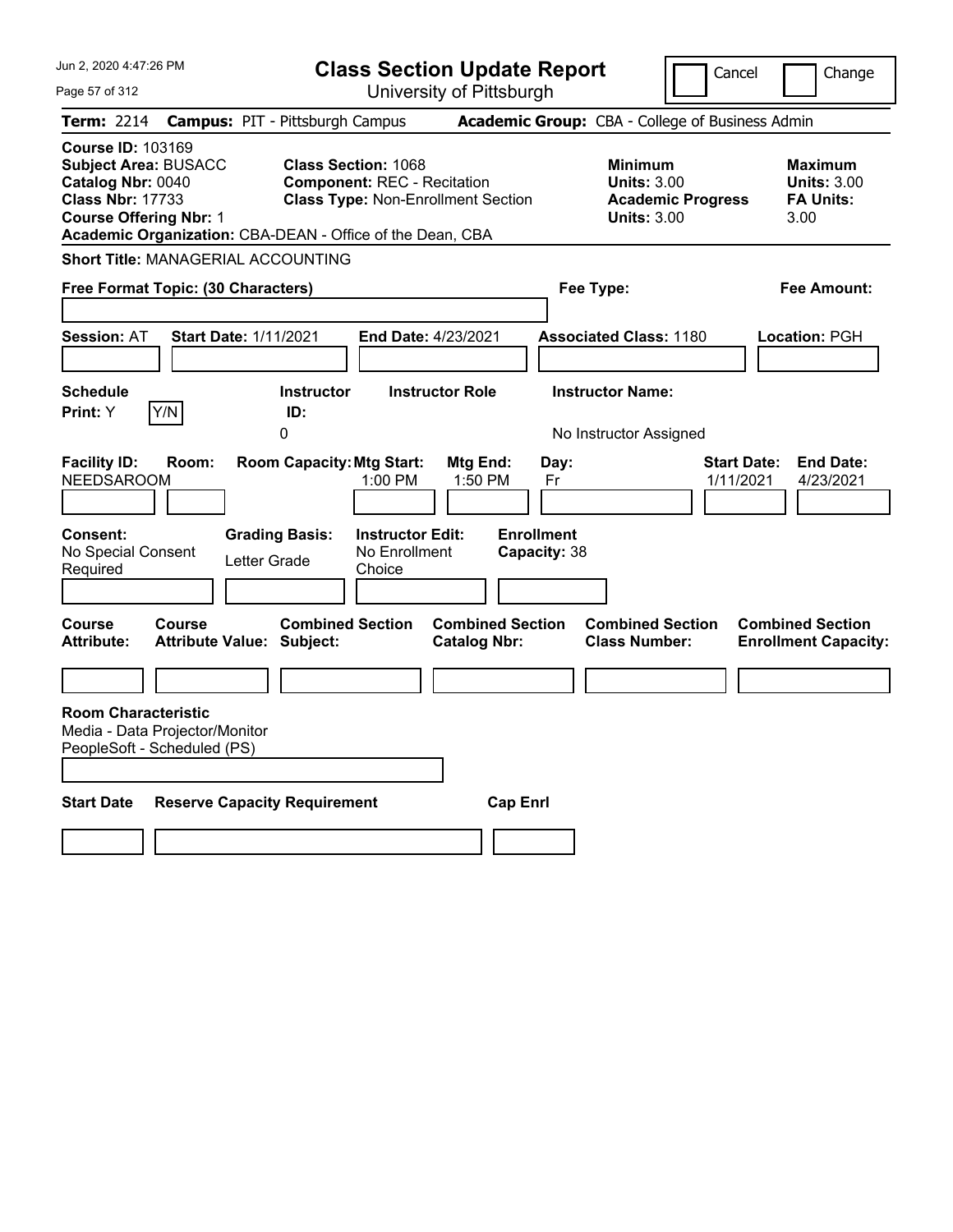Jun 2, 2020 4:47:26 PM

# Class Section Update Report

University of Pittsburgh

Cancel | Change

**Term:** 2214 **Campus:** PIT - Pittsburgh Campus **Academic Group:** CBA - College of Business Admin

**Course ID:** 103169
**Subject Area:** BUSACC
**Catalog Nbr:** 0040
**Class Nbr:** 17733
**Course Offering Nbr:** 1
**Academic Organization:** CBA-DEAN - Office of the Dean, CBA

**Class Section:** 1068
**Component:** REC - Recitation
**Class Type:** Non-Enrollment Section

**Minimum Units:** 3.00
**Academic Progress Units:** 3.00

**Maximum Units:** 3.00
**FA Units:** 3.00

**Short Title:** MANAGERIAL ACCOUNTING

**Free Format Topic: (30 Characters)**

**Fee Type:**

**Fee Amount:**

**Session:** AT **Start Date:** 1/11/2021 **End Date:** 4/23/2021 **Associated Class:** 1180 **Location:** PGH

| Schedule Print: | Instructor ID: | Instructor Role | Instructor Name: |
|---|---|---|---|
| Y | 0 | | No Instructor Assigned |

| Facility ID: | Room: | Room Capacity: | Mtg Start: | Mtg End: | Day: | Start Date: | End Date: |
|---|---|---|---|---|---|---|---|
| NEEDSAROOM | | | 1:00 PM | 1:50 PM | Fr | 1/11/2021 | 4/23/2021 |

| Consent: | Grading Basis: | Instructor Edit: | Enrollment Capacity: |
|---|---|---|---|
| No Special Consent Required | Letter Grade | No Enrollment Choice | 38 |

| Course Attribute: | Course Attribute Value: | Combined Section Subject: | Combined Section Catalog Nbr: | Combined Section Class Number: | Combined Section Enrollment Capacity: |
|---|---|---|---|---|---|
| | | | | | |

**Room Characteristic**
Media - Data Projector/Monitor
PeopleSoft - Scheduled (PS)

| Start Date | Reserve Capacity Requirement | Cap Enrl |
|---|---|---|
| | | |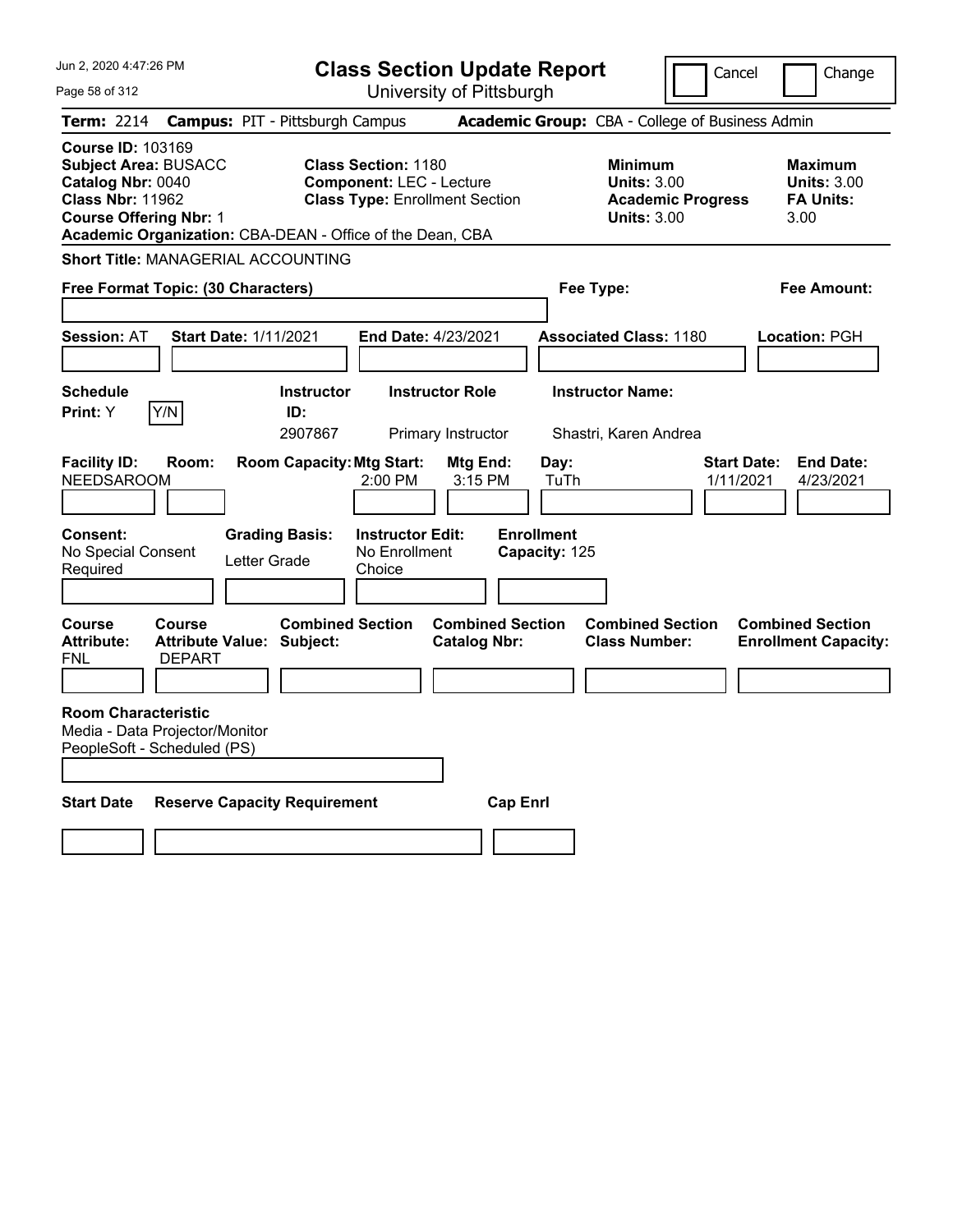# Class Section Update Report

University of Pittsburgh

Jun 2, 2020 4:47:26 PM

Cancel | Change

**Term:** 2214 **Campus:** PIT - Pittsburgh Campus **Academic Group:** CBA - College of Business Admin

**Course ID:** 103169
**Subject Area:** BUSACC
**Catalog Nbr:** 0040
**Class Nbr:** 11962
**Course Offering Nbr:** 1
**Academic Organization:** CBA-DEAN - Office of the Dean, CBA

**Class Section:** 1180
**Component:** LEC - Lecture
**Class Type:** Enrollment Section

**Minimum Units:** 3.00
**Academic Progress Units:** 3.00

**Maximum Units:** 3.00
**FA Units:** 3.00

**Short Title:** MANAGERIAL ACCOUNTING

**Free Format Topic: (30 Characters)**

**Fee Type:**

**Fee Amount:**

**Session:** AT **Start Date:** 1/11/2021 **End Date:** 4/23/2021 **Associated Class:** 1180 **Location:** PGH

| Schedule Print | Instructor ID | Instructor Role | Instructor Name |
|---|---|---|---|
| Y (Y/N) | 2907867 | Primary Instructor | Shastri, Karen Andrea |

| Facility ID | Room | Room Capacity | Mtg Start | Mtg End | Day | Start Date | End Date |
|---|---|---|---|---|---|---|---|
| NEEDSAROOM | | | 2:00 PM | 3:15 PM | TuTh | 1/11/2021 | 4/23/2021 |

| Consent | Grading Basis | Instructor Edit | Enrollment Capacity |
|---|---|---|---|
| No Special Consent Required | Letter Grade | No Enrollment Choice | 125 |

| Course Attribute | Course Attribute Value | Combined Section Subject | Combined Section Catalog Nbr | Combined Section Class Number | Combined Section Enrollment Capacity |
|---|---|---|---|---|---|
| FNL | DEPART | | | | |

**Room Characteristic**
Media - Data Projector/Monitor
PeopleSoft - Scheduled (PS)

| Start Date | Reserve Capacity Requirement | Cap Enrl |
|---|---|---|
| | | |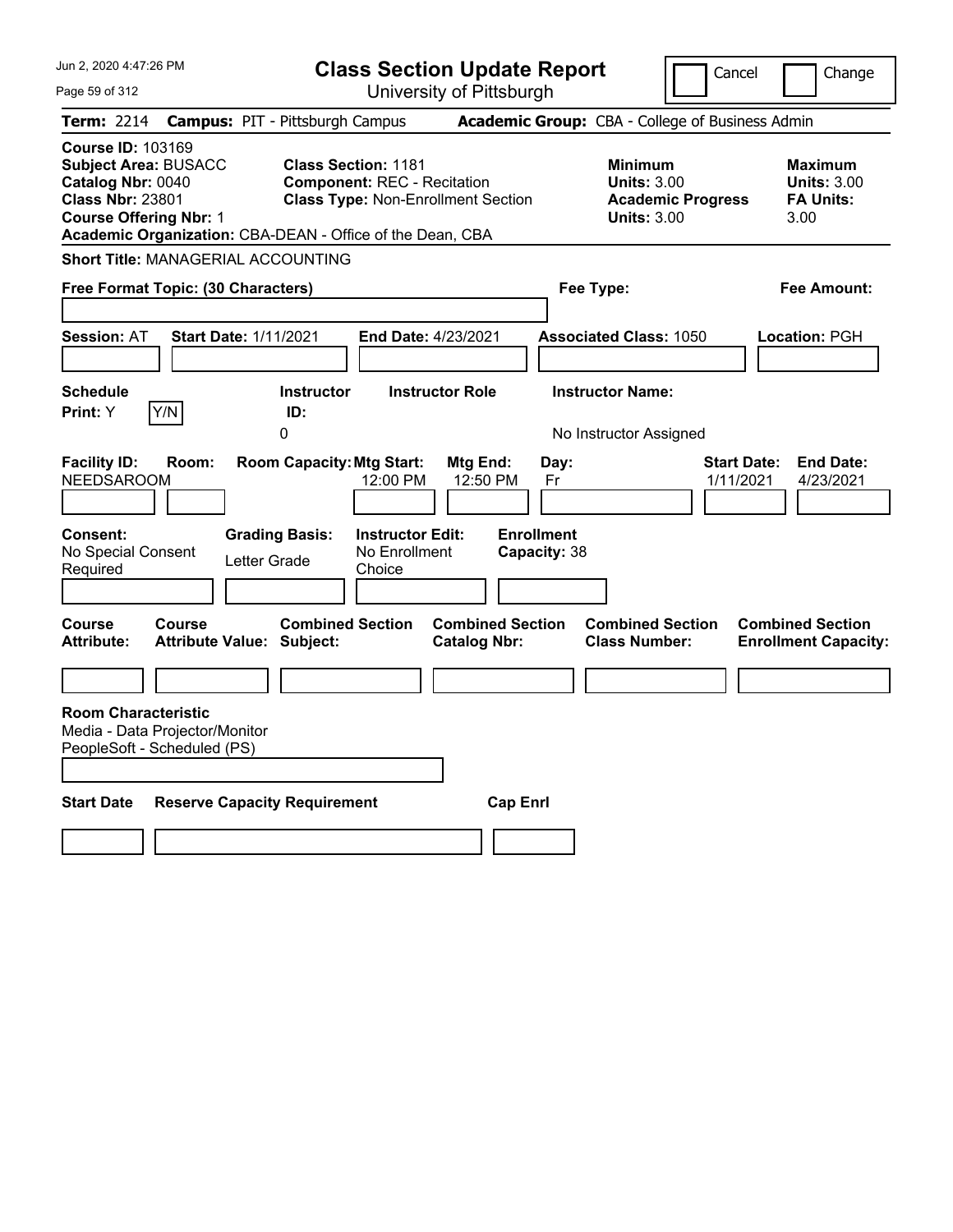# Class Section Update Report

University of Pittsburgh

Cancel | Change

**Term:** 2214 **Campus:** PIT - Pittsburgh Campus **Academic Group:** CBA - College of Business Admin

**Course ID:** 103169
**Subject Area:** BUSACC
**Catalog Nbr:** 0040
**Class Nbr:** 23801
**Course Offering Nbr:** 1
**Academic Organization:** CBA-DEAN - Office of the Dean, CBA

**Class Section:** 1181
**Component:** REC - Recitation
**Class Type:** Non-Enrollment Section

**Minimum Units:** 3.00
**Academic Progress Units:** 3.00

**Maximum Units:** 3.00
**FA Units:** 3.00

**Short Title:** MANAGERIAL ACCOUNTING

**Free Format Topic: (30 Characters)**

**Fee Type:**

**Fee Amount:**

**Session:** AT **Start Date:** 1/11/2021 **End Date:** 4/23/2021 **Associated Class:** 1050 **Location:** PGH

| Schedule Print | | Instructor ID | Instructor Role | Instructor Name |
|---|---|---|---|---|
| Y | Y/N | 0 | | No Instructor Assigned |

| Facility ID | Room | Room Capacity | Mtg Start | Mtg End | Day | Start Date | End Date |
|---|---|---|---|---|---|---|---|
| NEEDSAROOM | | | 12:00 PM | 12:50 PM | Fr | 1/11/2021 | 4/23/2021 |

| Consent | Grading Basis | Instructor Edit | Enrollment Capacity |
|---|---|---|---|
| No Special Consent Required | Letter Grade | No Enrollment Choice | 38 |

| Course Attribute | Course Attribute Value | Combined Section Subject | Combined Section Catalog Nbr | Combined Section Class Number | Combined Section Enrollment Capacity |
|---|---|---|---|---|---|
| | | | | | |

**Room Characteristic**
Media - Data Projector/Monitor
PeopleSoft - Scheduled (PS)

| Start Date | Reserve Capacity Requirement | Cap Enrl |
|---|---|---|
| | | |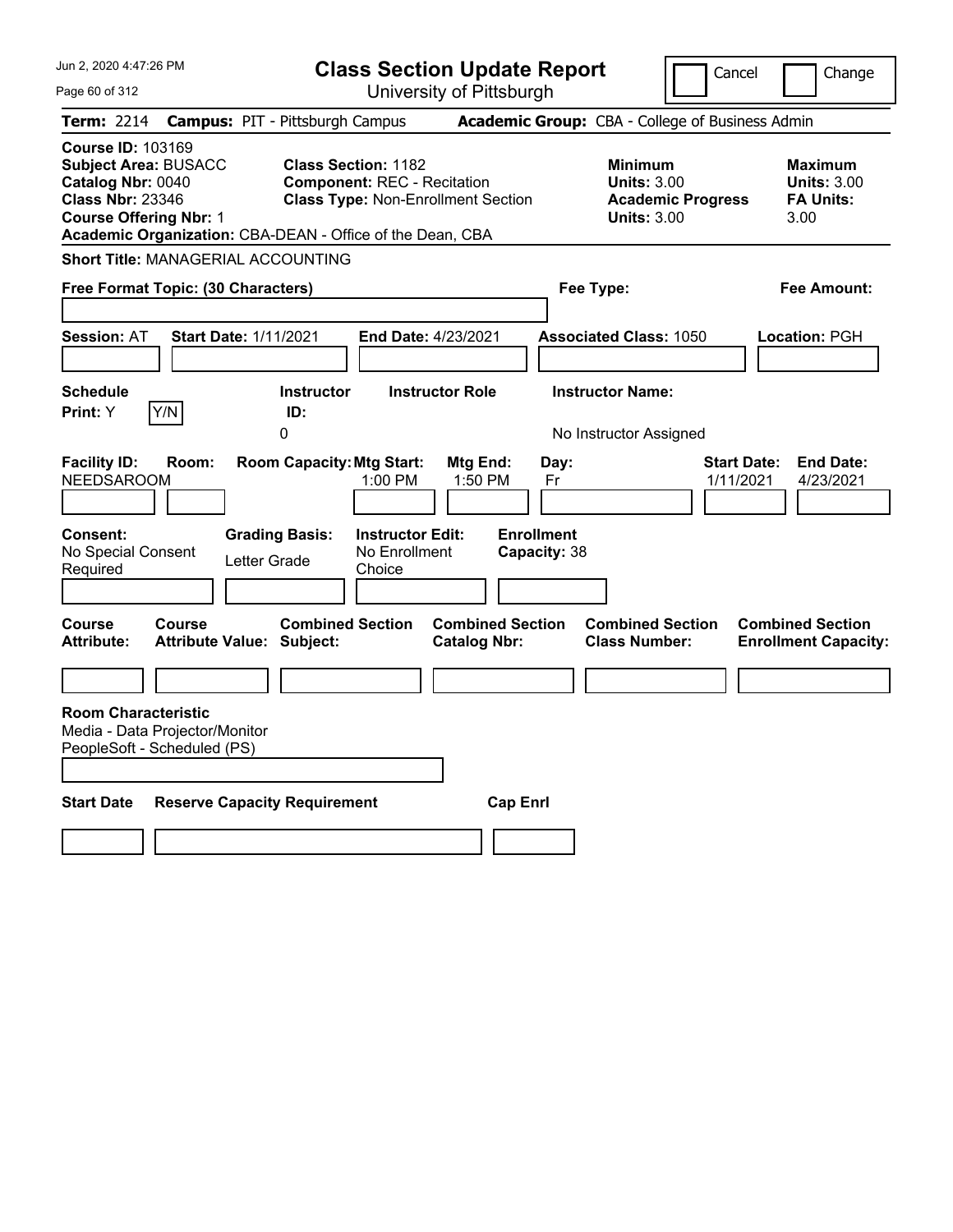# Class Section Update Report

University of Pittsburgh

Cancel | Change

**Term:** 2214 **Campus:** PIT - Pittsburgh Campus **Academic Group:** CBA - College of Business Admin

**Course ID:** 103169
**Subject Area:** BUSACC
**Catalog Nbr:** 0040
**Class Nbr:** 23346
**Course Offering Nbr:** 1
**Academic Organization:** CBA-DEAN - Office of the Dean, CBA

**Class Section:** 1182
**Component:** REC - Recitation
**Class Type:** Non-Enrollment Section

**Minimum**
**Units:** 3.00
**Academic Progress Units:** 3.00

**Maximum**
**Units:** 3.00
**FA Units:** 3.00

**Short Title:** MANAGERIAL ACCOUNTING

**Free Format Topic: (30 Characters)**

**Fee Type:**

**Fee Amount:**

**Session:** AT **Start Date:** 1/11/2021 **End Date:** 4/23/2021 **Associated Class:** 1050 **Location:** PGH

| Schedule Print: | Instructor ID: | Instructor Role | Instructor Name: |
|---|---|---|---|
| Y | 0 | | No Instructor Assigned |

| Facility ID: | Room: | Room Capacity: | Mtg Start: | Mtg End: | Day: | Start Date: | End Date: |
|---|---|---|---|---|---|---|---|
| NEEDSAROOM | | | 1:00 PM | 1:50 PM | Fr | 1/11/2021 | 4/23/2021 |

| Consent: | Grading Basis: | Instructor Edit: | Enrollment Capacity: |
|---|---|---|---|
| No Special Consent Required | Letter Grade | No Enrollment Choice | 38 |

| Course Attribute: | Course Attribute Value: | Combined Section Subject: | Combined Section Catalog Nbr: | Combined Section Class Number: | Combined Section Enrollment Capacity: |
|---|---|---|---|---|---|
| | | | | | |

**Room Characteristic**
Media - Data Projector/Monitor
PeopleSoft - Scheduled (PS)

| Start Date | Reserve Capacity Requirement | Cap Enrl |
|---|---|---|
| | | |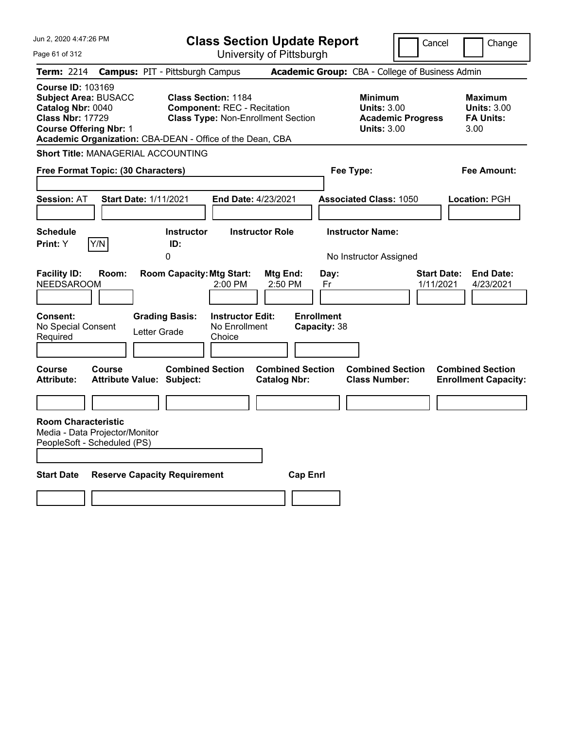# Class Section Update Report

University of Pittsburgh

Cancel | Change

**Term:** 2214 **Campus:** PIT - Pittsburgh Campus **Academic Group:** CBA - College of Business Admin

**Course ID:** 103169
**Subject Area:** BUSACC
**Catalog Nbr:** 0040
**Class Nbr:** 17729
**Course Offering Nbr:** 1
**Academic Organization:** CBA-DEAN - Office of the Dean, CBA

**Class Section:** 1184
**Component:** REC - Recitation
**Class Type:** Non-Enrollment Section

**Minimum Units:** 3.00
**Academic Progress Units:** 3.00

**Maximum Units:** 3.00
**FA Units:** 3.00

**Short Title:** MANAGERIAL ACCOUNTING

**Free Format Topic: (30 Characters)**

**Fee Type:**

**Fee Amount:**

**Session:** AT **Start Date:** 1/11/2021 **End Date:** 4/23/2021 **Associated Class:** 1050 **Location:** PGH

| Schedule Print: | Instructor ID: | Instructor Role | Instructor Name: |
|---|---|---|---|
| Y | 0 | | No Instructor Assigned |

| Facility ID: | Room: | Room Capacity: | Mtg Start: | Mtg End: | Day: | Start Date: | End Date: |
|---|---|---|---|---|---|---|---|
| NEEDSAROOM | | | 2:00 PM | 2:50 PM | Fr | 1/11/2021 | 4/23/2021 |

| Consent: | Grading Basis: | Instructor Edit: | Enrollment Capacity: |
|---|---|---|---|
| No Special Consent Required | Letter Grade | No Enrollment Choice | 38 |

| Course Attribute: | Course Attribute Value: | Combined Section Subject: | Combined Section Catalog Nbr: | Combined Section Class Number: | Combined Section Enrollment Capacity: |
|---|---|---|---|---|---|
| | | | | | |

**Room Characteristic**
Media - Data Projector/Monitor
PeopleSoft - Scheduled (PS)

| Start Date | Reserve Capacity Requirement | Cap Enrl |
|---|---|---|
| | | |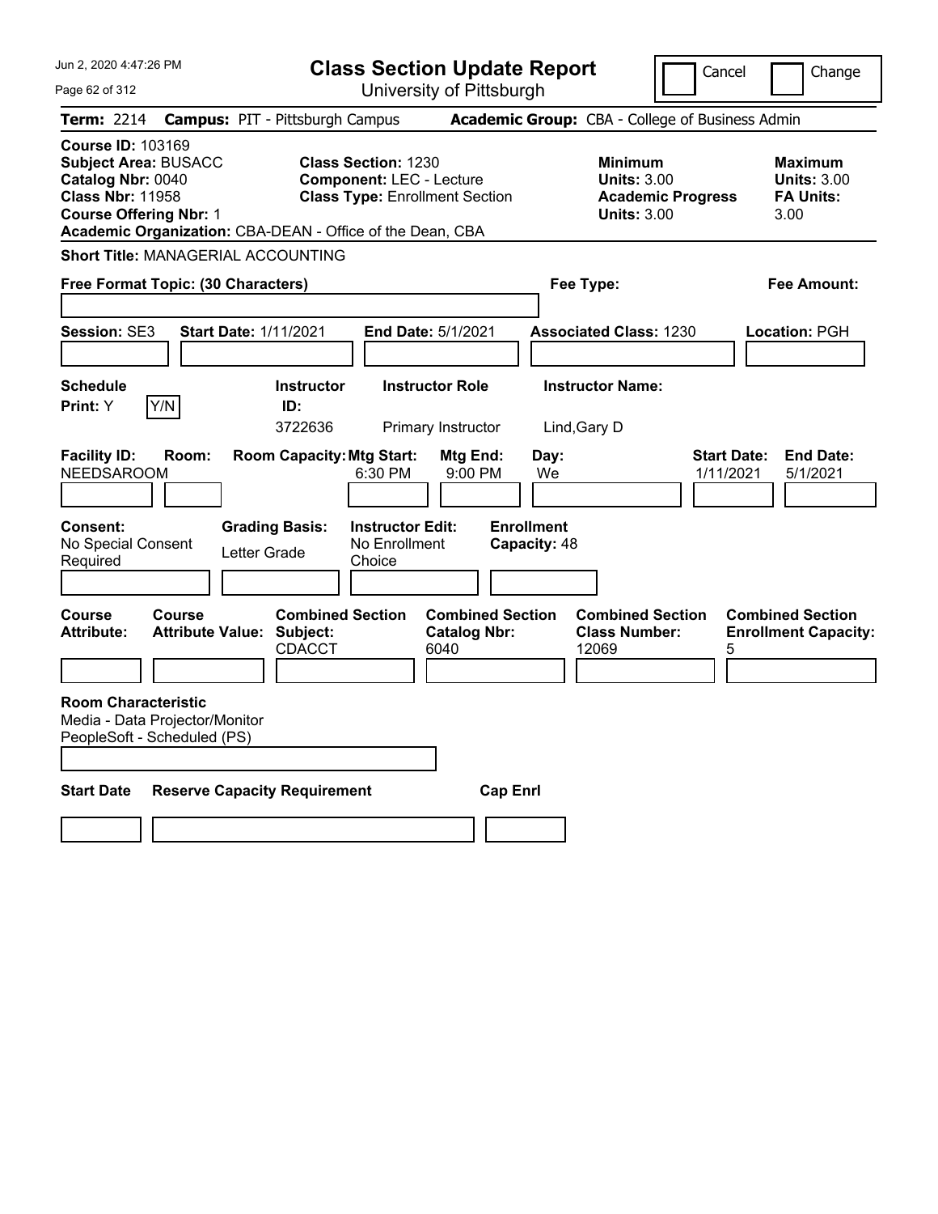# Class Section Update Report

University of Pittsburgh

Cancel | Change

**Term:** 2214 **Campus:** PIT - Pittsburgh Campus **Academic Group:** CBA - College of Business Admin

**Course ID:** 103169
**Subject Area:** BUSACC
**Catalog Nbr:** 0040
**Class Nbr:** 11958
**Course Offering Nbr:** 1
**Academic Organization:** CBA-DEAN - Office of the Dean, CBA

**Class Section:** 1230
**Component:** LEC - Lecture
**Class Type:** Enrollment Section

**Minimum Units:** 3.00
**Academic Progress Units:** 3.00

**Maximum Units:** 3.00
**FA Units:** 3.00

**Short Title:** MANAGERIAL ACCOUNTING

**Free Format Topic: (30 Characters)**

**Fee Type:**

**Fee Amount:**

**Session:** SE3 **Start Date:** 1/11/2021 **End Date:** 5/1/2021 **Associated Class:** 1230 **Location:** PGH

| Schedule Print | Instructor ID | Instructor Role | Instructor Name |
|---|---|---|---|
| Y | 3722636 | Primary Instructor | Lind,Gary D |

| Facility ID | Room | Room Capacity | Mtg Start | Mtg End | Day | Start Date | End Date |
|---|---|---|---|---|---|---|---|
| NEEDSAROOM | | | 6:30 PM | 9:00 PM | We | 1/11/2021 | 5/1/2021 |

**Consent:** No Special Consent Required
**Grading Basis:** Letter Grade
**Instructor Edit:** No Enrollment Choice
**Enrollment Capacity:** 48

| Course Attribute | Course Attribute Value | Combined Section Subject | Combined Section Catalog Nbr | Combined Section Class Number | Combined Section Enrollment Capacity |
|---|---|---|---|---|---|
| | | CDACCT | 6040 | 12069 | 5 |

**Room Characteristic**
Media - Data Projector/Monitor
PeopleSoft - Scheduled (PS)

| Start Date | Reserve Capacity Requirement | Cap Enrl |
|---|---|---|
| | | |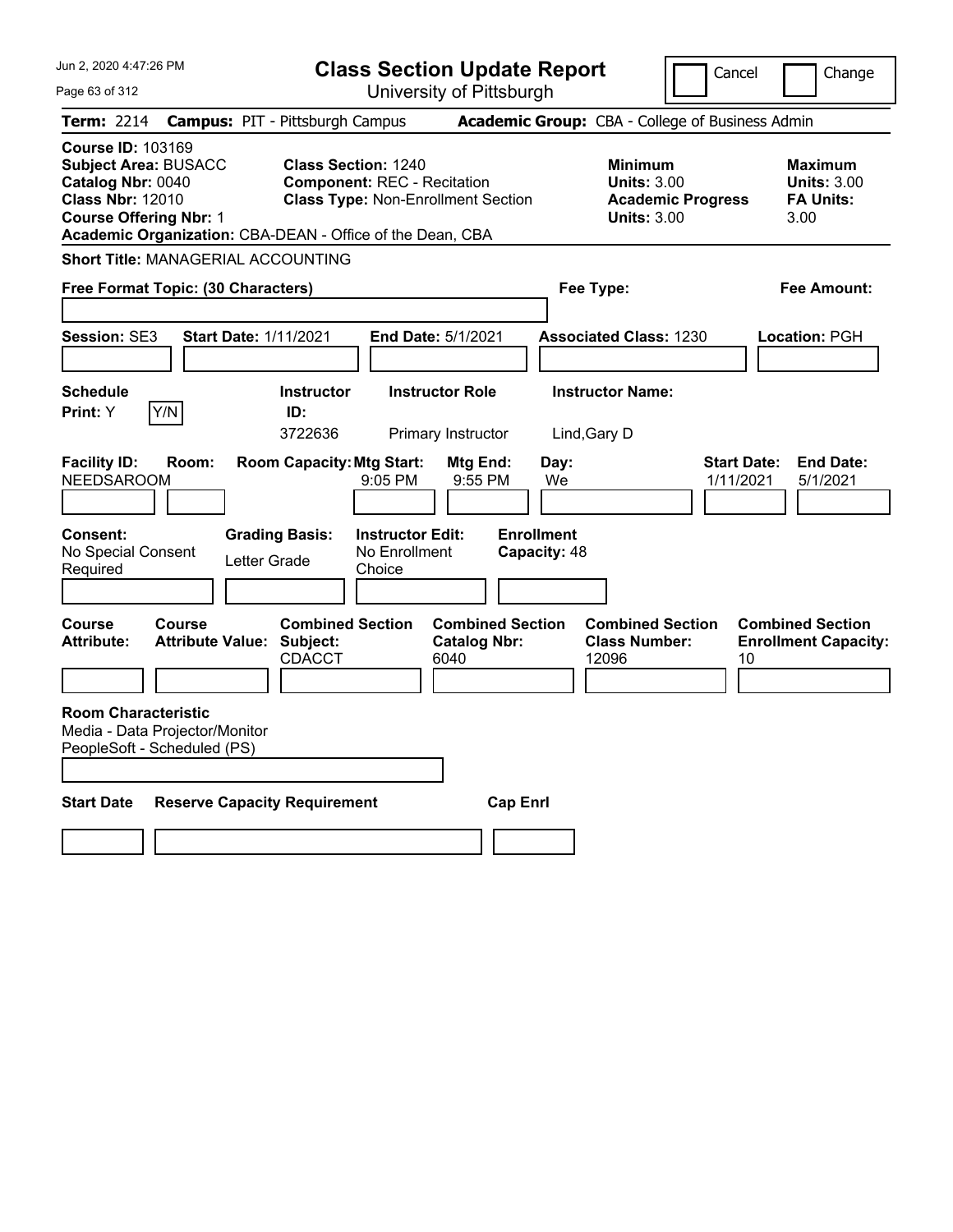Jun 2, 2020 4:47:26 PM

# Class Section Update Report

University of Pittsburgh

Cancel | Change

**Term:** 2214 **Campus:** PIT - Pittsburgh Campus **Academic Group:** CBA - College of Business Admin

**Course ID:** 103169
**Subject Area:** BUSACC
**Catalog Nbr:** 0040
**Class Nbr:** 12010
**Course Offering Nbr:** 1
**Academic Organization:** CBA-DEAN - Office of the Dean, CBA

**Class Section:** 1240
**Component:** REC - Recitation
**Class Type:** Non-Enrollment Section

**Minimum Units:** 3.00
**Academic Progress Units:** 3.00

**Maximum Units:** 3.00
**FA Units:** 3.00

**Short Title:** MANAGERIAL ACCOUNTING

**Free Format Topic: (30 Characters)**

**Fee Type:**

**Fee Amount:**

**Session:** SE3 **Start Date:** 1/11/2021 **End Date:** 5/1/2021 **Associated Class:** 1230 **Location:** PGH

| Schedule Print | Instructor ID | Instructor Role | Instructor Name |
|---|---|---|---|
| Y [Y/N] | 3722636 | Primary Instructor | Lind,Gary D |

| Facility ID | Room | Room Capacity | Mtg Start | Mtg End | Day | Start Date | End Date |
|---|---|---|---|---|---|---|---|
| NEEDSAROOM | | | 9:05 PM | 9:55 PM | We | 1/11/2021 | 5/1/2021 |

| Consent | Grading Basis | Instructor Edit | Enrollment Capacity |
|---|---|---|---|
| No Special Consent Required | Letter Grade | No Enrollment Choice | 48 |

| Course Attribute | Course Attribute Value | Combined Section Subject | Combined Section Catalog Nbr | Combined Section Class Number | Combined Section Enrollment Capacity |
|---|---|---|---|---|---|
| | | CDACCT | 6040 | 12096 | 10 |

**Room Characteristic**
Media - Data Projector/Monitor
PeopleSoft - Scheduled (PS)

| Start Date | Reserve Capacity Requirement | Cap Enrl |
|---|---|---|
| | | |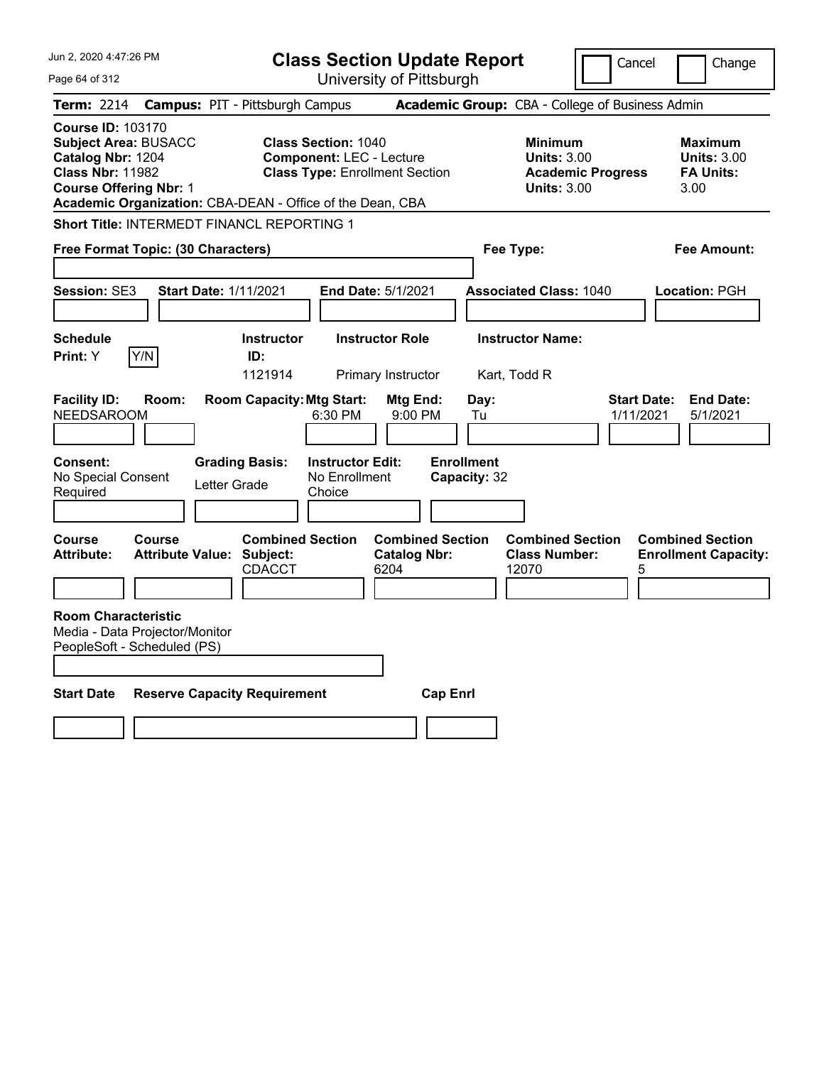# Class Section Update Report

University of Pittsburgh

Cancel | Change

**Term:** 2214 **Campus:** PIT - Pittsburgh Campus **Academic Group:** CBA - College of Business Admin

**Course ID:** 103170
**Subject Area:** BUSACC
**Catalog Nbr:** 1204
**Class Nbr:** 11982
**Course Offering Nbr:** 1
**Academic Organization:** CBA-DEAN - Office of the Dean, CBA

**Class Section:** 1040
**Component:** LEC - Lecture
**Class Type:** Enrollment Section

| | Minimum | Maximum |
|---|---|---|
| Units | 3.00 | 3.00 |
| Academic Progress Units | 3.00 | |
| FA Units | | 3.00 |

**Short Title:** INTERMEDT FINANCL REPORTING 1

**Free Format Topic: (30 Characters)**

**Fee Type:**

**Fee Amount:**

**Session:** SE3 **Start Date:** 1/11/2021 **End Date:** 5/1/2021 **Associated Class:** 1040 **Location:** PGH

| Schedule Print | Instructor ID | Instructor Role | Instructor Name |
|---|---|---|---|
| Y | 1121914 | Primary Instructor | Kart, Todd R |

| Facility ID | Room | Room Capacity | Mtg Start | Mtg End | Day | Start Date | End Date |
|---|---|---|---|---|---|---|---|
| NEEDSAROOM | | | 6:30 PM | 9:00 PM | Tu | 1/11/2021 | 5/1/2021 |

| Consent | Grading Basis | Instructor Edit | Enrollment Capacity |
|---|---|---|---|
| No Special Consent Required | Letter Grade | No Enrollment Choice | 32 |

| Course Attribute | Course Attribute Value | Combined Section Subject | Combined Section Catalog Nbr | Combined Section Class Number | Combined Section Enrollment Capacity |
|---|---|---|---|---|---|
| | | CDACCT | 6204 | 12070 | 5 |

**Room Characteristic**
Media - Data Projector/Monitor
PeopleSoft - Scheduled (PS)

| Start Date | Reserve Capacity Requirement | Cap Enrl |
|---|---|---|
| | | |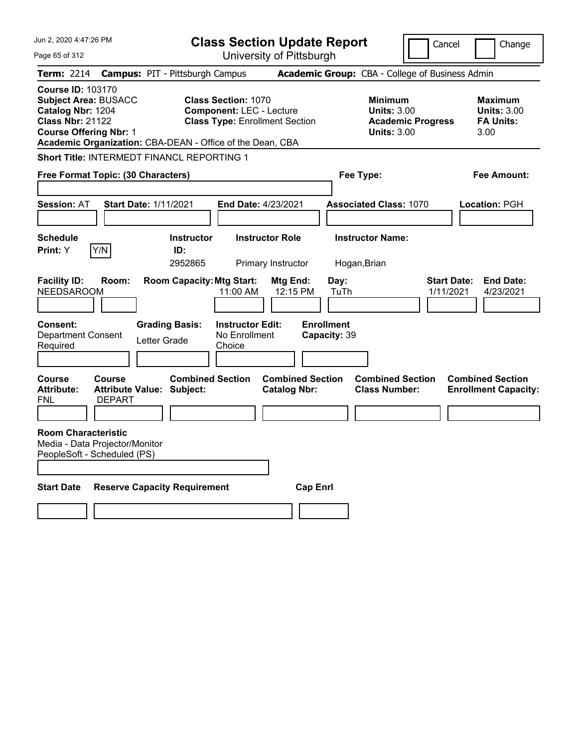# Class Section Update Report

University of Pittsburgh

Cancel | Change

**Term:** 2214 **Campus:** PIT - Pittsburgh Campus **Academic Group:** CBA - College of Business Admin

**Course ID:** 103170
**Subject Area:** BUSACC
**Catalog Nbr:** 1204
**Class Nbr:** 21122
**Course Offering Nbr:** 1
**Academic Organization:** CBA-DEAN - Office of the Dean, CBA

**Class Section:** 1070
**Component:** LEC - Lecture
**Class Type:** Enrollment Section

**Minimum Units:** 3.00
**Academic Progress Units:** 3.00

**Maximum Units:** 3.00
**FA Units:** 3.00

**Short Title:** INTERMEDT FINANCL REPORTING 1

**Free Format Topic: (30 Characters)**

**Fee Type:**

**Fee Amount:**

**Session:** AT **Start Date:** 1/11/2021 **End Date:** 4/23/2021 **Associated Class:** 1070 **Location:** PGH

| Schedule Print | Instructor ID | Instructor Role | Instructor Name |
|---|---|---|---|
| Y (Y/N) | 2952865 | Primary Instructor | Hogan,Brian |

| Facility ID | Room | Room Capacity | Mtg Start | Mtg End | Day | Start Date | End Date |
|---|---|---|---|---|---|---|---|
| NEEDSAROOM | | | 11:00 AM | 12:15 PM | TuTh | 1/11/2021 | 4/23/2021 |

**Consent:** Department Consent Required
**Grading Basis:** Letter Grade
**Instructor Edit:** No Enrollment Choice
**Enrollment Capacity:** 39

| Course Attribute | Course Attribute Value | Combined Section Subject | Combined Section Catalog Nbr | Combined Section Class Number | Combined Section Enrollment Capacity |
|---|---|---|---|---|---|
| FNL | DEPART | | | | |

**Room Characteristic**
Media - Data Projector/Monitor
PeopleSoft - Scheduled (PS)

| Start Date | Reserve Capacity Requirement | Cap Enrl |
|---|---|---|
| | | |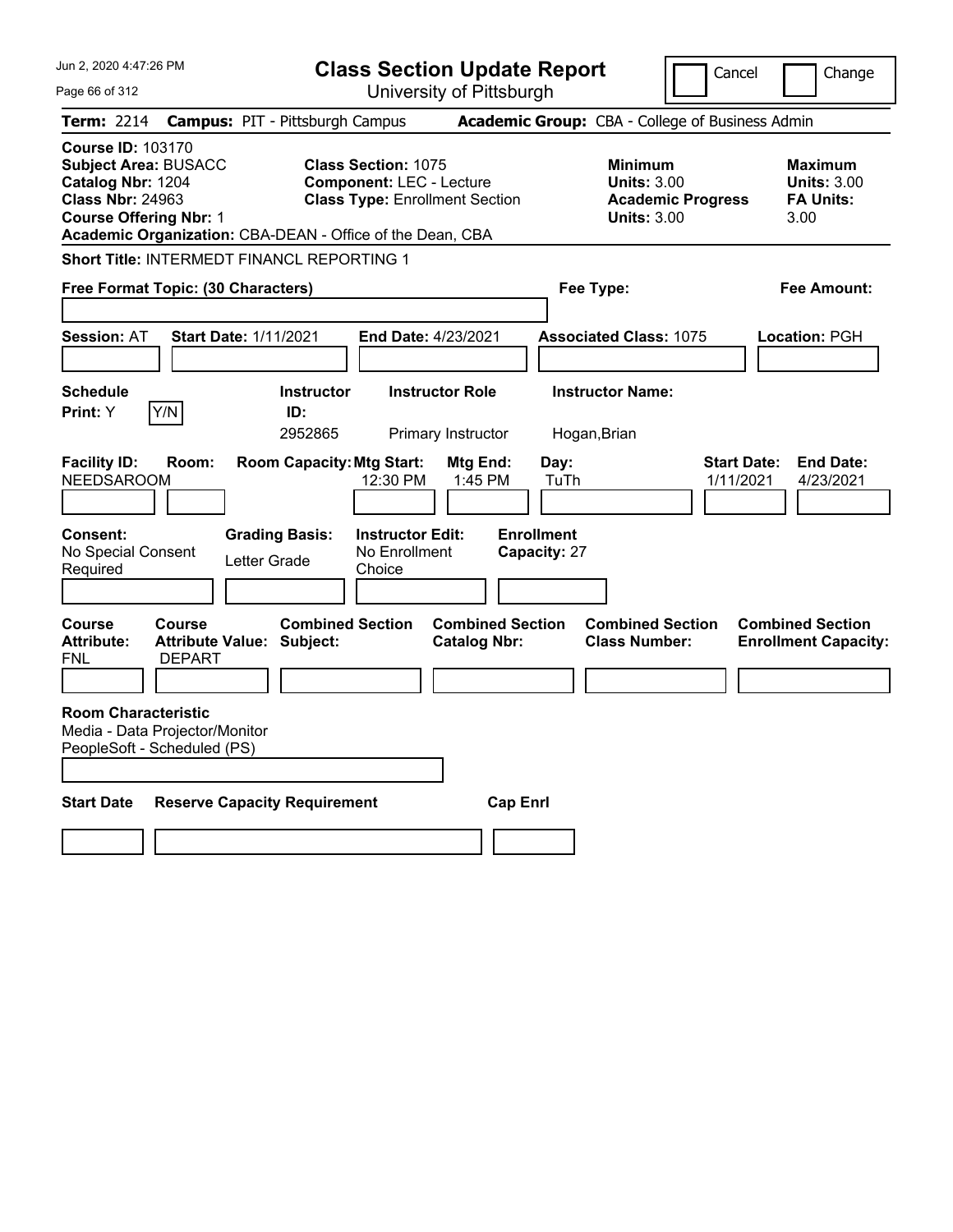# Class Section Update Report

University of Pittsburgh

Cancel | Change

**Term:** 2214 **Campus:** PIT - Pittsburgh Campus **Academic Group:** CBA - College of Business Admin

**Course ID:** 103170
**Subject Area:** BUSACC
**Catalog Nbr:** 1204
**Class Nbr:** 24963
**Course Offering Nbr:** 1
**Academic Organization:** CBA-DEAN - Office of the Dean, CBA

**Class Section:** 1075
**Component:** LEC - Lecture
**Class Type:** Enrollment Section

**Minimum Units:** 3.00
**Academic Progress Units:** 3.00

**Maximum Units:** 3.00
**FA Units:** 3.00

**Short Title:** INTERMEDT FINANCL REPORTING 1

**Free Format Topic: (30 Characters)**

**Fee Type:**

**Fee Amount:**

**Session:** AT **Start Date:** 1/11/2021 **End Date:** 4/23/2021 **Associated Class:** 1075 **Location:** PGH

| Schedule Print | Instructor ID | Instructor Role | Instructor Name |
|---|---|---|---|
| Y (Y/N) | 2952865 | Primary Instructor | Hogan,Brian |

| Facility ID | Room | Room Capacity | Mtg Start | Mtg End | Day | Start Date | End Date |
|---|---|---|---|---|---|---|---|
| NEEDSAROOM | | | 12:30 PM | 1:45 PM | TuTh | 1/11/2021 | 4/23/2021 |

**Consent:** No Special Consent Required
**Grading Basis:** Letter Grade
**Instructor Edit:** No Enrollment Choice
**Enrollment Capacity:** 27

| Course Attribute | Course Attribute Value | Combined Section Subject | Combined Section Catalog Nbr | Combined Section Class Number | Combined Section Enrollment Capacity |
|---|---|---|---|---|---|
| FNL | DEPART | | | | |

**Room Characteristic**
Media - Data Projector/Monitor
PeopleSoft - Scheduled (PS)

| Start Date | Reserve Capacity Requirement | Cap Enrl |
|---|---|---|
| | | |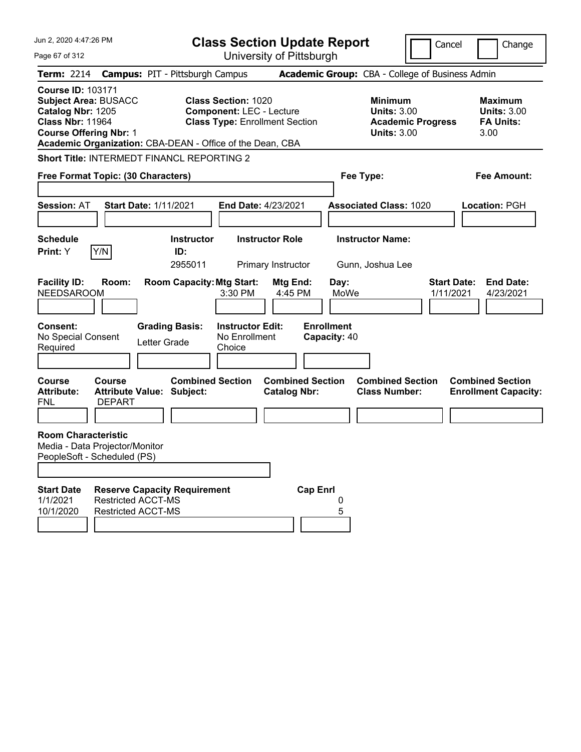# Class Section Update Report

University of Pittsburgh

Jun 2, 2020 4:47:26 PM

Cancel | Change

**Term:** 2214 **Campus:** PIT - Pittsburgh Campus **Academic Group:** CBA - College of Business Admin

**Course ID:** 103171
**Subject Area:** BUSACC
**Catalog Nbr:** 1205
**Class Nbr:** 11964
**Course Offering Nbr:** 1
**Academic Organization:** CBA-DEAN - Office of the Dean, CBA

**Class Section:** 1020
**Component:** LEC - Lecture
**Class Type:** Enrollment Section

**Minimum Units:** 3.00
**Academic Progress Units:** 3.00

**Maximum Units:** 3.00
**FA Units:** 3.00

**Short Title:** INTERMEDT FINANCL REPORTING 2

**Free Format Topic: (30 Characters)**

**Fee Type:**

**Fee Amount:**

**Session:** AT **Start Date:** 1/11/2021 **End Date:** 4/23/2021 **Associated Class:** 1020 **Location:** PGH

| Schedule Print | Instructor ID | Instructor Role | Instructor Name |
|---|---|---|---|
| Y (Y/N) | 2955011 | Primary Instructor | Gunn, Joshua Lee |

| Facility ID | Room | Room Capacity | Mtg Start | Mtg End | Day | Start Date | End Date |
|---|---|---|---|---|---|---|---|
| NEEDSAROOM | | | 3:30 PM | 4:45 PM | MoWe | 1/11/2021 | 4/23/2021 |

**Consent:** No Special Consent Required
**Grading Basis:** Letter Grade
**Instructor Edit:** No Enrollment Choice
**Enrollment Capacity:** 40

| Course Attribute | Course Attribute Value | Combined Section Subject | Combined Section Catalog Nbr | Combined Section Class Number | Combined Section Enrollment Capacity |
|---|---|---|---|---|---|
| FNL | DEPART | | | | |

**Room Characteristic**
Media - Data Projector/Monitor
PeopleSoft - Scheduled (PS)

| Start Date | Reserve Capacity Requirement | Cap Enrl |
|---|---|---|
| 1/1/2021 | Restricted ACCT-MS | 0 |
| 10/1/2020 | Restricted ACCT-MS | 5 |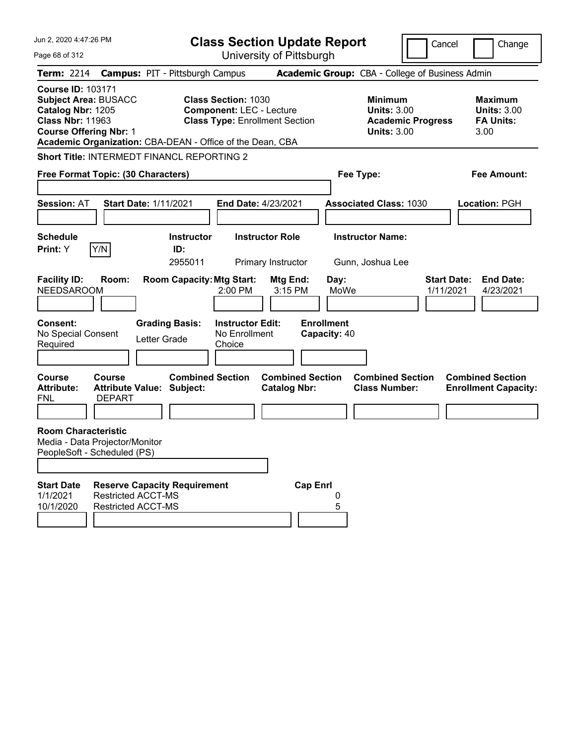# Class Section Update Report

University of Pittsburgh

Cancel | Change

**Term:** 2214 **Campus:** PIT - Pittsburgh Campus **Academic Group:** CBA - College of Business Admin

**Course ID:** 103171
**Subject Area:** BUSACC
**Catalog Nbr:** 1205
**Class Nbr:** 11963
**Course Offering Nbr:** 1
**Academic Organization:** CBA-DEAN - Office of the Dean, CBA

**Class Section:** 1030
**Component:** LEC - Lecture
**Class Type:** Enrollment Section

**Minimum Units:** 3.00
**Academic Progress Units:** 3.00

**Maximum Units:** 3.00
**FA Units:** 3.00

**Short Title:** INTERMEDT FINANCL REPORTING 2

**Free Format Topic: (30 Characters)**

**Fee Type:**

**Fee Amount:**

**Session:** AT **Start Date:** 1/11/2021 **End Date:** 4/23/2021 **Associated Class:** 1030 **Location:** PGH

| Schedule Print | Instructor ID | Instructor Role | Instructor Name |
|---|---|---|---|
| Y (Y/N) | 2955011 | Primary Instructor | Gunn, Joshua Lee |

| Facility ID | Room | Room Capacity | Mtg Start | Mtg End | Day | Start Date | End Date |
|---|---|---|---|---|---|---|---|
| NEEDSAROOM | | | 2:00 PM | 3:15 PM | MoWe | 1/11/2021 | 4/23/2021 |

**Consent:** No Special Consent Required
**Grading Basis:** Letter Grade
**Instructor Edit:** No Enrollment Choice
**Enrollment Capacity:** 40

| Course Attribute | Course Attribute Value | Combined Section Subject | Combined Section Catalog Nbr | Combined Section Class Number | Combined Section Enrollment Capacity |
|---|---|---|---|---|---|
| FNL | DEPART | | | | |

**Room Characteristic**
Media - Data Projector/Monitor
PeopleSoft - Scheduled (PS)

| Start Date | Reserve Capacity Requirement | Cap Enrl |
|---|---|---|
| 1/1/2021 | Restricted ACCT-MS | 0 |
| 10/1/2020 | Restricted ACCT-MS | 5 |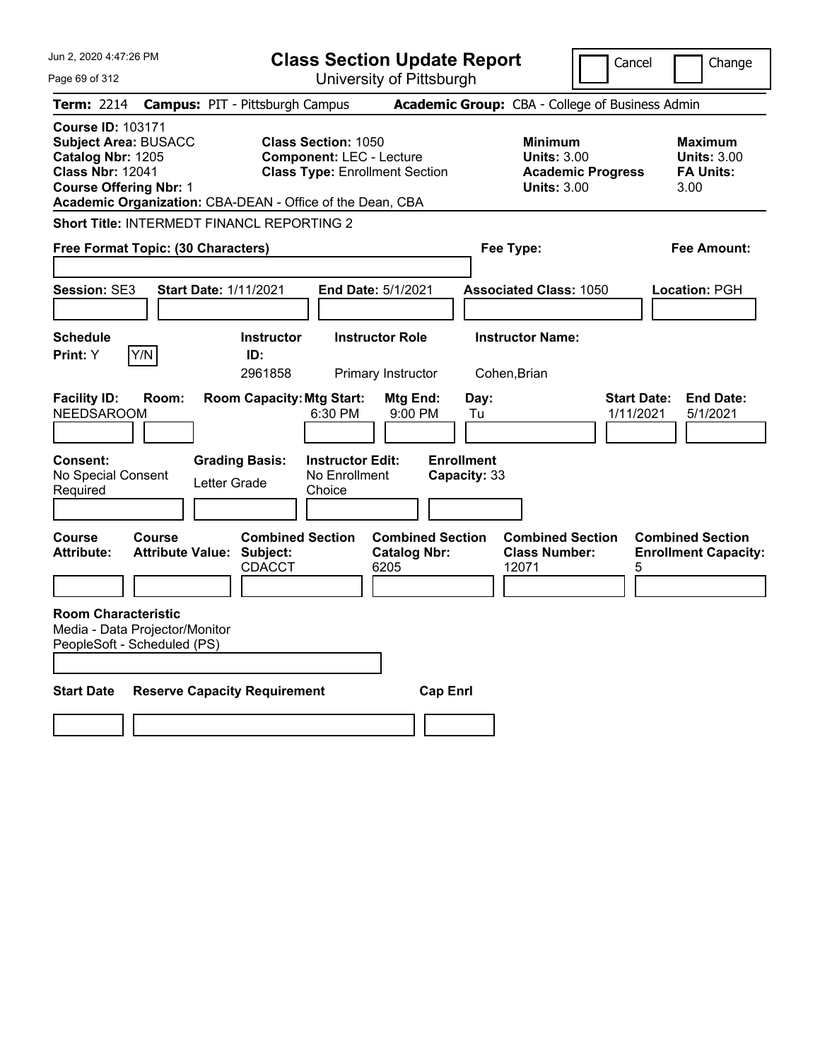Jun 2, 2020 4:47:26 PM

# Class Section Update Report

University of Pittsburgh

Cancel | Change

**Term:** 2214 **Campus:** PIT - Pittsburgh Campus **Academic Group:** CBA - College of Business Admin

**Course ID:** 103171
**Subject Area:** BUSACC
**Catalog Nbr:** 1205
**Class Nbr:** 12041
**Course Offering Nbr:** 1
**Academic Organization:** CBA-DEAN - Office of the Dean, CBA

**Class Section:** 1050
**Component:** LEC - Lecture
**Class Type:** Enrollment Section

**Minimum Units:** 3.00
**Academic Progress Units:** 3.00

**Maximum Units:** 3.00
**FA Units:** 3.00

**Short Title:** INTERMEDT FINANCL REPORTING 2

**Free Format Topic: (30 Characters)**

**Fee Type:**

**Fee Amount:**

**Session:** SE3 **Start Date:** 1/11/2021 **End Date:** 5/1/2021 **Associated Class:** 1050 **Location:** PGH

| Schedule Print | Instructor ID | Instructor Role | Instructor Name |
|---|---|---|---|
| Y (Y/N) | 2961858 | Primary Instructor | Cohen,Brian |

| Facility ID | Room | Room Capacity | Mtg Start | Mtg End | Day | Start Date | End Date |
|---|---|---|---|---|---|---|---|
| NEEDSAROOM | | | 6:30 PM | 9:00 PM | Tu | 1/11/2021 | 5/1/2021 |

**Consent:** No Special Consent Required
**Grading Basis:** Letter Grade
**Instructor Edit:** No Enrollment Choice
**Enrollment Capacity:** 33

| Course Attribute | Course Attribute Value | Combined Section Subject | Combined Section Catalog Nbr | Combined Section Class Number | Combined Section Enrollment Capacity |
|---|---|---|---|---|---|
| | | CDACCT | 6205 | 12071 | 5 |

**Room Characteristic**
Media - Data Projector/Monitor
PeopleSoft - Scheduled (PS)

| Start Date | Reserve Capacity Requirement | Cap Enrl |
|---|---|---|
| | | |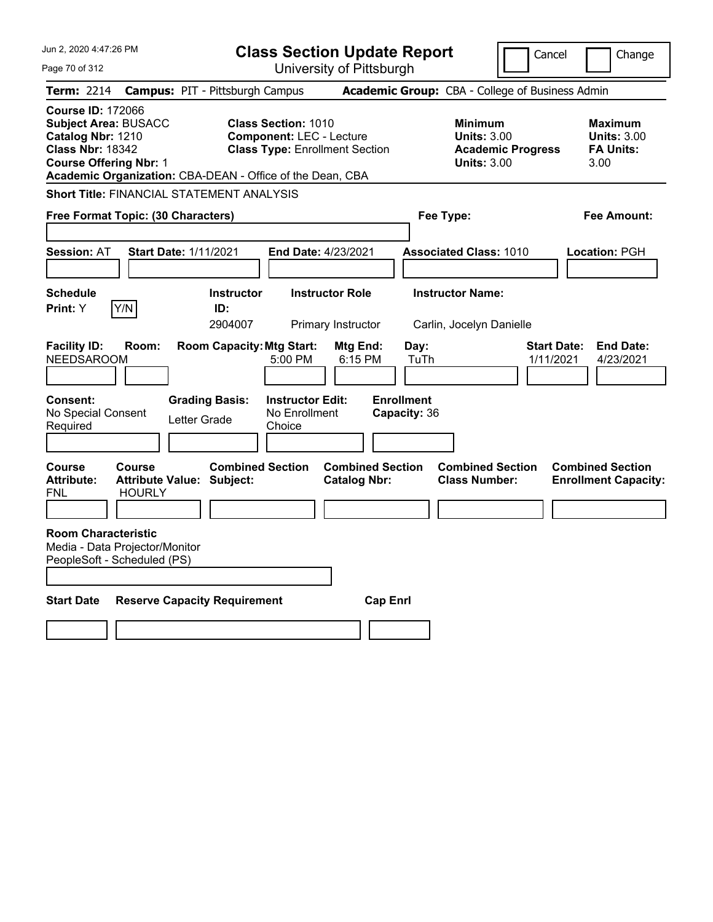# Class Section Update Report

University of Pittsburgh

Jun 2, 2020 4:47:26 PM

Cancel | Change

**Term:** 2214 **Campus:** PIT - Pittsburgh Campus **Academic Group:** CBA - College of Business Admin

**Course ID:** 172066
**Subject Area:** BUSACC
**Catalog Nbr:** 1210
**Class Nbr:** 18342
**Course Offering Nbr:** 1
**Academic Organization:** CBA-DEAN - Office of the Dean, CBA

**Class Section:** 1010
**Component:** LEC - Lecture
**Class Type:** Enrollment Section

**Minimum**
**Units:** 3.00
**Academic Progress Units:** 3.00

**Maximum**
**Units:** 3.00
**FA Units:** 3.00

**Short Title:** FINANCIAL STATEMENT ANALYSIS

**Free Format Topic: (30 Characters)**

**Fee Type:**

**Fee Amount:**

**Session:** AT **Start Date:** 1/11/2021 **End Date:** 4/23/2021 **Associated Class:** 1010 **Location:** PGH

| Schedule Print | | Instructor ID | Instructor Role | Instructor Name |
|---|---|---|---|---|
| Y | Y/N | 2904007 | Primary Instructor | Carlin, Jocelyn Danielle |

| Facility ID | Room | Room Capacity | Mtg Start | Mtg End | Day | Start Date | End Date |
|---|---|---|---|---|---|---|---|
| NEEDSAROOM | | | 5:00 PM | 6:15 PM | TuTh | 1/11/2021 | 4/23/2021 |

| Consent | Grading Basis | Instructor Edit | Enrollment Capacity |
|---|---|---|---|
| No Special Consent Required | Letter Grade | No Enrollment Choice | 36 |

| Course Attribute | Course Attribute Value | Combined Section Subject | Combined Section Catalog Nbr | Combined Section Class Number | Combined Section Enrollment Capacity |
|---|---|---|---|---|---|
| FNL | HOURLY | | | | |

**Room Characteristic**
Media - Data Projector/Monitor
PeopleSoft - Scheduled (PS)

| Start Date | Reserve Capacity Requirement | Cap Enrl |
|---|---|---|
| | | |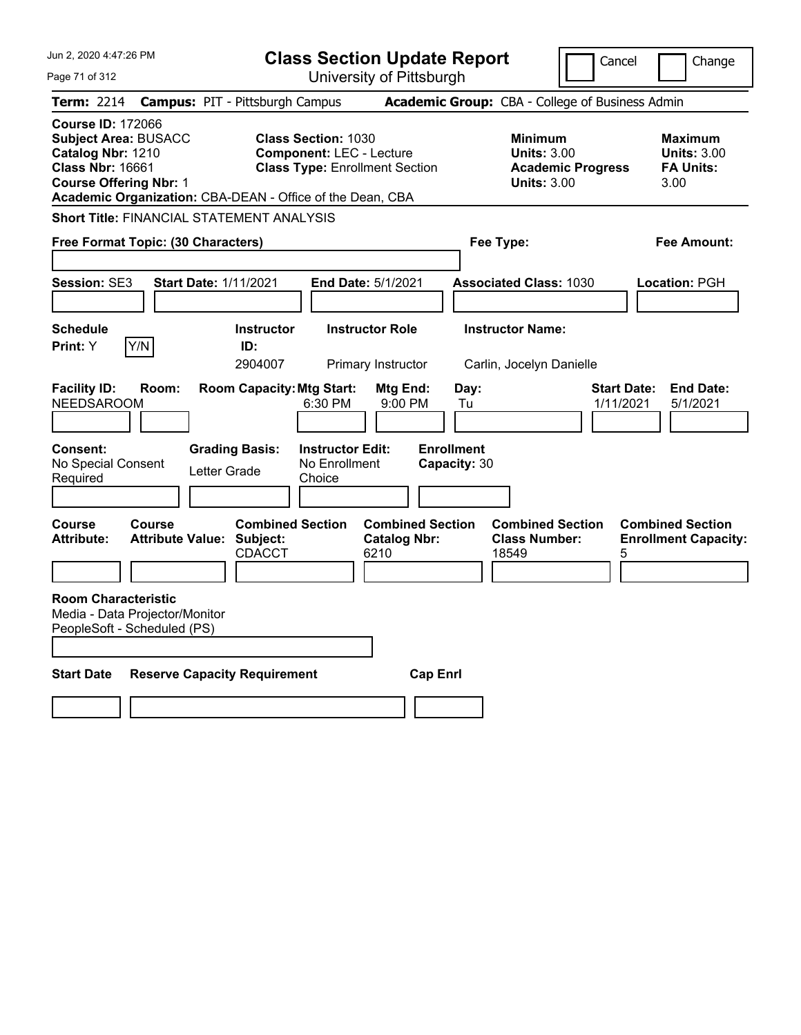Jun 2, 2020 4:47:26 PM

# Class Section Update Report

University of Pittsburgh

Cancel | Change

**Term:** 2214 **Campus:** PIT - Pittsburgh Campus **Academic Group:** CBA - College of Business Admin

**Course ID:** 172066
**Subject Area:** BUSACC
**Catalog Nbr:** 1210
**Class Nbr:** 16661
**Course Offering Nbr:** 1
**Academic Organization:** CBA-DEAN - Office of the Dean, CBA

**Class Section:** 1030
**Component:** LEC - Lecture
**Class Type:** Enrollment Section

**Minimum Units:** 3.00
**Academic Progress Units:** 3.00

**Maximum Units:** 3.00
**FA Units:** 3.00

**Short Title:** FINANCIAL STATEMENT ANALYSIS

**Free Format Topic: (30 Characters)**

**Fee Type:**

**Fee Amount:**

**Session:** SE3 **Start Date:** 1/11/2021 **End Date:** 5/1/2021 **Associated Class:** 1030 **Location:** PGH

| Schedule Print | Instructor ID | Instructor Role | Instructor Name |
|---|---|---|---|
| Y (Y/N) | 2904007 | Primary Instructor | Carlin, Jocelyn Danielle |

| Facility ID | Room | Room Capacity | Mtg Start | Mtg End | Day | Start Date | End Date |
|---|---|---|---|---|---|---|---|
| NEEDSAROOM | | | 6:30 PM | 9:00 PM | Tu | 1/11/2021 | 5/1/2021 |

| Consent | Grading Basis | Instructor Edit | Enrollment Capacity |
|---|---|---|---|
| No Special Consent Required | Letter Grade | No Enrollment Choice | 30 |

| Course Attribute | Course Attribute Value | Combined Section Subject | Combined Section Catalog Nbr | Combined Section Class Number | Combined Section Enrollment Capacity |
|---|---|---|---|---|---|
| | | CDACCT | 6210 | 18549 | 5 |

**Room Characteristic**
Media - Data Projector/Monitor
PeopleSoft - Scheduled (PS)

| Start Date | Reserve Capacity Requirement | Cap Enrl |
|---|---|---|
| | | |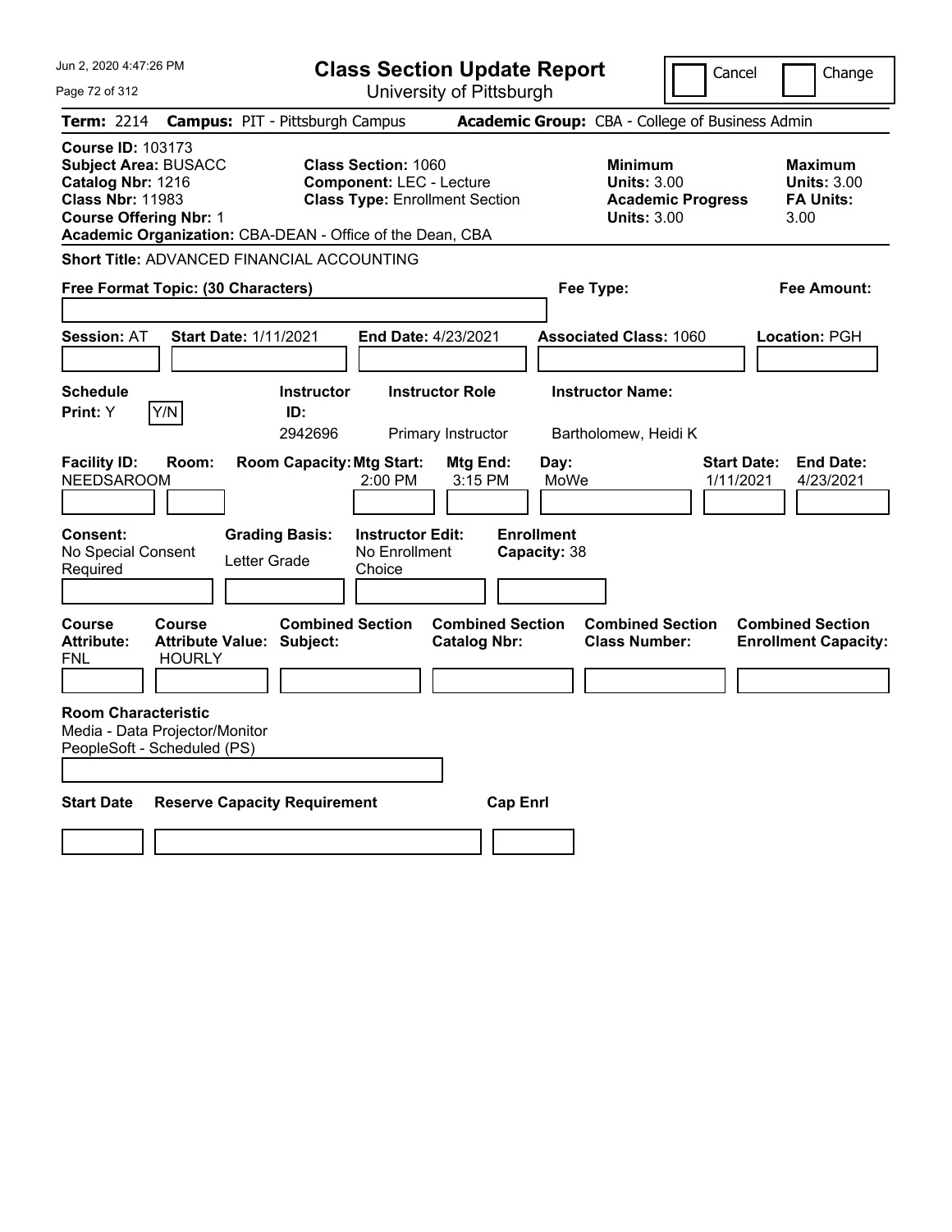# Class Section Update Report

University of Pittsburgh

Cancel ☐ Change ☐

**Term:** 2214 **Campus:** PIT - Pittsburgh Campus **Academic Group:** CBA - College of Business Admin

**Course ID:** 103173
**Subject Area:** BUSACC
**Catalog Nbr:** 1216
**Class Nbr:** 11983
**Course Offering Nbr:** 1
**Academic Organization:** CBA-DEAN - Office of the Dean, CBA

**Class Section:** 1060
**Component:** LEC - Lecture
**Class Type:** Enrollment Section

**Minimum Units:** 3.00
**Academic Progress Units:** 3.00

**Maximum Units:** 3.00
**FA Units:** 3.00

**Short Title:** ADVANCED FINANCIAL ACCOUNTING

**Free Format Topic: (30 Characters)**

**Fee Type:**

**Fee Amount:**

**Session:** AT **Start Date:** 1/11/2021 **End Date:** 4/23/2021 **Associated Class:** 1060 **Location:** PGH

| Schedule Print | Instructor ID | Instructor Role | Instructor Name |
|---|---|---|---|
| Y (Y/N) | 2942696 | Primary Instructor | Bartholomew, Heidi K |

| Facility ID | Room | Room Capacity | Mtg Start | Mtg End | Day | Start Date | End Date |
|---|---|---|---|---|---|---|---|
| NEEDSAROOM | | | 2:00 PM | 3:15 PM | MoWe | 1/11/2021 | 4/23/2021 |

**Consent:** No Special Consent Required
**Grading Basis:** Letter Grade
**Instructor Edit:** No Enrollment Choice
**Enrollment Capacity:** 38

| Course Attribute | Course Attribute Value | Combined Section Subject | Combined Section Catalog Nbr | Combined Section Class Number | Combined Section Enrollment Capacity |
|---|---|---|---|---|---|
| FNL | HOURLY | | | | |

**Room Characteristic**
Media - Data Projector/Monitor
PeopleSoft - Scheduled (PS)

| Start Date | Reserve Capacity Requirement | Cap Enrl |
|---|---|---|
| | | |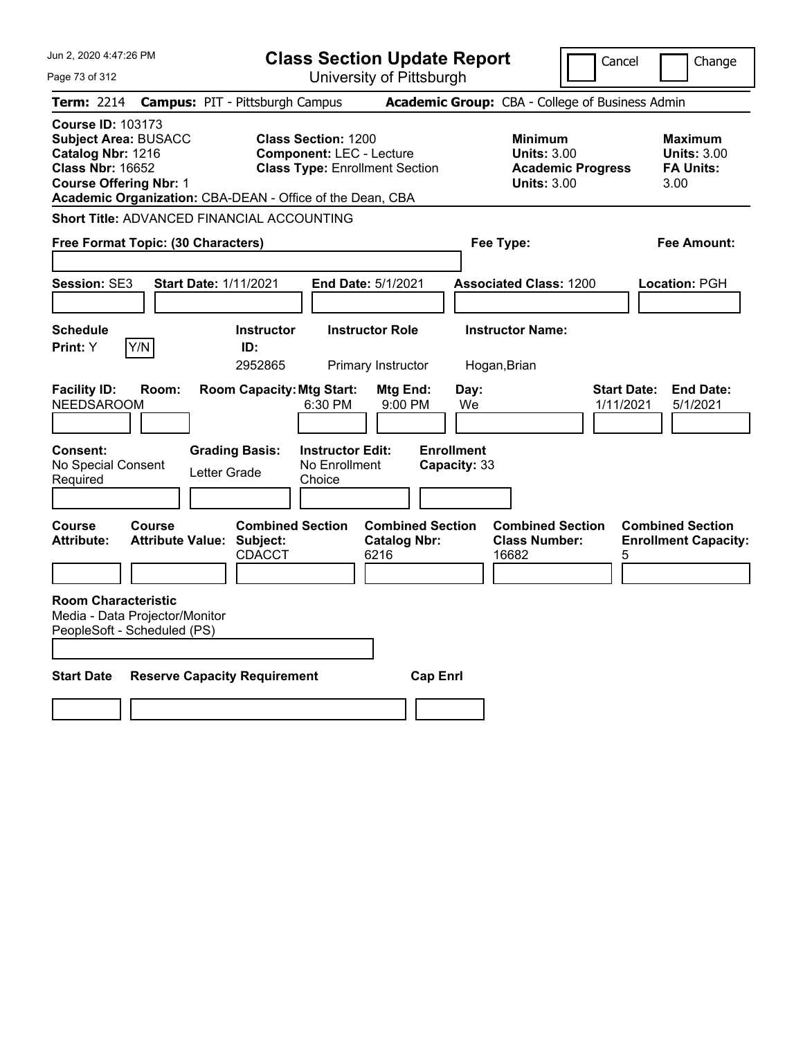# Class Section Update Report

University of Pittsburgh

Jun 2, 2020 4:47:26 PM

Cancel | Change

**Term:** 2214 **Campus:** PIT - Pittsburgh Campus **Academic Group:** CBA - College of Business Admin

**Course ID:** 103173
**Subject Area:** BUSACC
**Catalog Nbr:** 1216
**Class Nbr:** 16652
**Course Offering Nbr:** 1
**Academic Organization:** CBA-DEAN - Office of the Dean, CBA

**Class Section:** 1200
**Component:** LEC - Lecture
**Class Type:** Enrollment Section

**Minimum Units:** 3.00
**Academic Progress Units:** 3.00

**Maximum Units:** 3.00
**FA Units:** 3.00

**Short Title:** ADVANCED FINANCIAL ACCOUNTING

**Free Format Topic: (30 Characters)**

**Fee Type:**

**Fee Amount:**

**Session:** SE3 **Start Date:** 1/11/2021 **End Date:** 5/1/2021 **Associated Class:** 1200 **Location:** PGH

| Schedule Print | Instructor ID | Instructor Role | Instructor Name |
|---|---|---|---|
| Y (Y/N) | 2952865 | Primary Instructor | Hogan,Brian |

| Facility ID | Room | Room Capacity | Mtg Start | Mtg End | Day | Start Date | End Date |
|---|---|---|---|---|---|---|---|
| NEEDSAROOM | | | 6:30 PM | 9:00 PM | We | 1/11/2021 | 5/1/2021 |

**Consent:** No Special Consent Required
**Grading Basis:** Letter Grade
**Instructor Edit:** No Enrollment Choice
**Enrollment Capacity:** 33

| Course Attribute | Course Attribute Value | Combined Section Subject | Combined Section Catalog Nbr | Combined Section Class Number | Combined Section Enrollment Capacity |
|---|---|---|---|---|---|
| | | CDACCT | 6216 | 16682 | 5 |

**Room Characteristic**
Media - Data Projector/Monitor
PeopleSoft - Scheduled (PS)

| Start Date | Reserve Capacity Requirement | Cap Enrl |
|---|---|---|
| | | |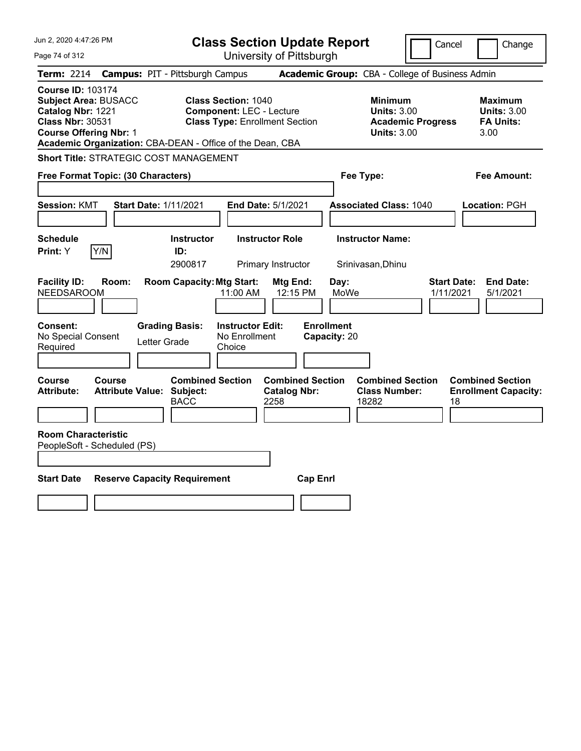Jun 2, 2020 4:47:26 PM

# Class Section Update Report

University of Pittsburgh

Cancel | Change

**Term:** 2214 **Campus:** PIT - Pittsburgh Campus **Academic Group:** CBA - College of Business Admin

**Course ID:** 103174
**Subject Area:** BUSACC
**Catalog Nbr:** 1221
**Class Nbr:** 30531
**Course Offering Nbr:** 1
**Academic Organization:** CBA-DEAN - Office of the Dean, CBA

**Class Section:** 1040
**Component:** LEC - Lecture
**Class Type:** Enrollment Section

**Minimum Units:** 3.00
**Academic Progress Units:** 3.00

**Maximum Units:** 3.00
**FA Units:** 3.00

**Short Title:** STRATEGIC COST MANAGEMENT

**Free Format Topic: (30 Characters)**

**Fee Type:**

**Fee Amount:**

**Session:** KMT **Start Date:** 1/11/2021 **End Date:** 5/1/2021 **Associated Class:** 1040 **Location:** PGH

| Schedule Print: | Instructor ID: | Instructor Role | Instructor Name: |
|---|---|---|---|
| Y (Y/N) | 2900817 | Primary Instructor | Srinivasan,Dhinu |

| Facility ID: | Room: | Room Capacity: | Mtg Start: | Mtg End: | Day: | Start Date: | End Date: |
|---|---|---|---|---|---|---|---|
| NEEDSAROOM | | | 11:00 AM | 12:15 PM | MoWe | 1/11/2021 | 5/1/2021 |

| Consent: | Grading Basis: | Instructor Edit: | Enrollment Capacity: |
|---|---|---|---|
| No Special Consent Required | Letter Grade | No Enrollment Choice | 20 |

| Course Attribute: | Course Attribute Value: | Combined Section Subject: | Combined Section Catalog Nbr: | Combined Section Class Number: | Combined Section Enrollment Capacity: |
|---|---|---|---|---|---|
| | | BACC | 2258 | 18282 | 18 |

**Room Characteristic**
PeopleSoft - Scheduled (PS)

| Start Date | Reserve Capacity Requirement | Cap Enrl |
|---|---|---|
| | | |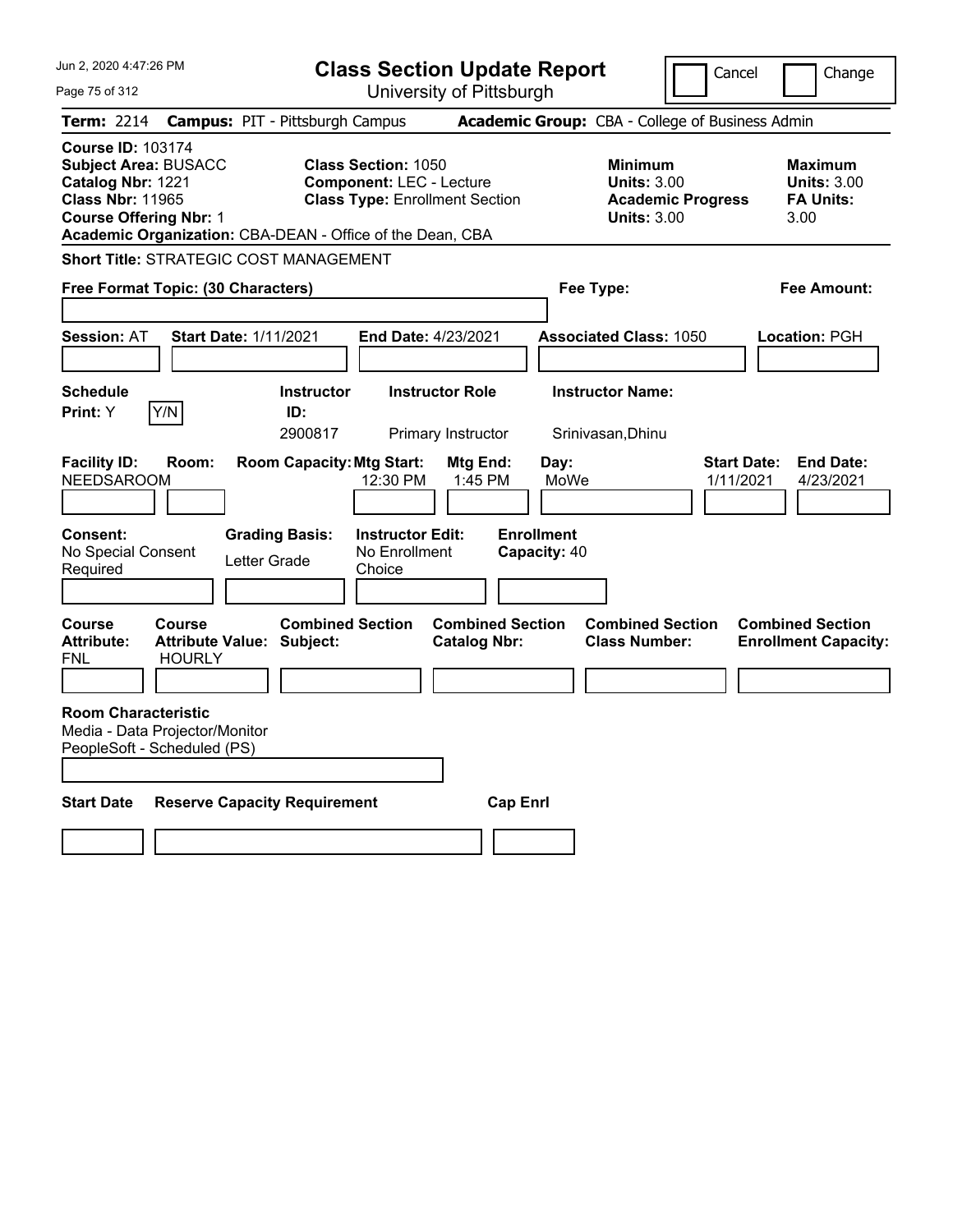# Class Section Update Report

University of Pittsburgh

Cancel | Change

**Term:** 2214 **Campus:** PIT - Pittsburgh Campus **Academic Group:** CBA - College of Business Admin

**Course ID:** 103174
**Subject Area:** BUSACC
**Catalog Nbr:** 1221
**Class Nbr:** 11965
**Course Offering Nbr:** 1
**Academic Organization:** CBA-DEAN - Office of the Dean, CBA

**Class Section:** 1050
**Component:** LEC - Lecture
**Class Type:** Enrollment Section

**Minimum Units:** 3.00
**Academic Progress Units:** 3.00

**Maximum Units:** 3.00
**FA Units:** 3.00

**Short Title:** STRATEGIC COST MANAGEMENT

**Free Format Topic: (30 Characters)**

**Fee Type:**

**Fee Amount:**

**Session:** AT **Start Date:** 1/11/2021 **End Date:** 4/23/2021 **Associated Class:** 1050 **Location:** PGH

| Schedule Print | | Instructor ID | Instructor Role | Instructor Name |
|---|---|---|---|---|
| Y | Y/N | 2900817 | Primary Instructor | Srinivasan,Dhinu |

| Facility ID | Room | Room Capacity | Mtg Start | Mtg End | Day | Start Date | End Date |
|---|---|---|---|---|---|---|---|
| NEEDSAROOM | | | 12:30 PM | 1:45 PM | MoWe | 1/11/2021 | 4/23/2021 |

**Consent:** No Special Consent Required
**Grading Basis:** Letter Grade
**Instructor Edit:** No Enrollment Choice
**Enrollment Capacity:** 40

| Course Attribute | Course Attribute Value | Combined Section Subject | Combined Section Catalog Nbr | Combined Section Class Number | Combined Section Enrollment Capacity |
|---|---|---|---|---|---|
| FNL | HOURLY | | | | |

**Room Characteristic**
Media - Data Projector/Monitor
PeopleSoft - Scheduled (PS)

| Start Date | Reserve Capacity Requirement | Cap Enrl |
|---|---|---|
| | | |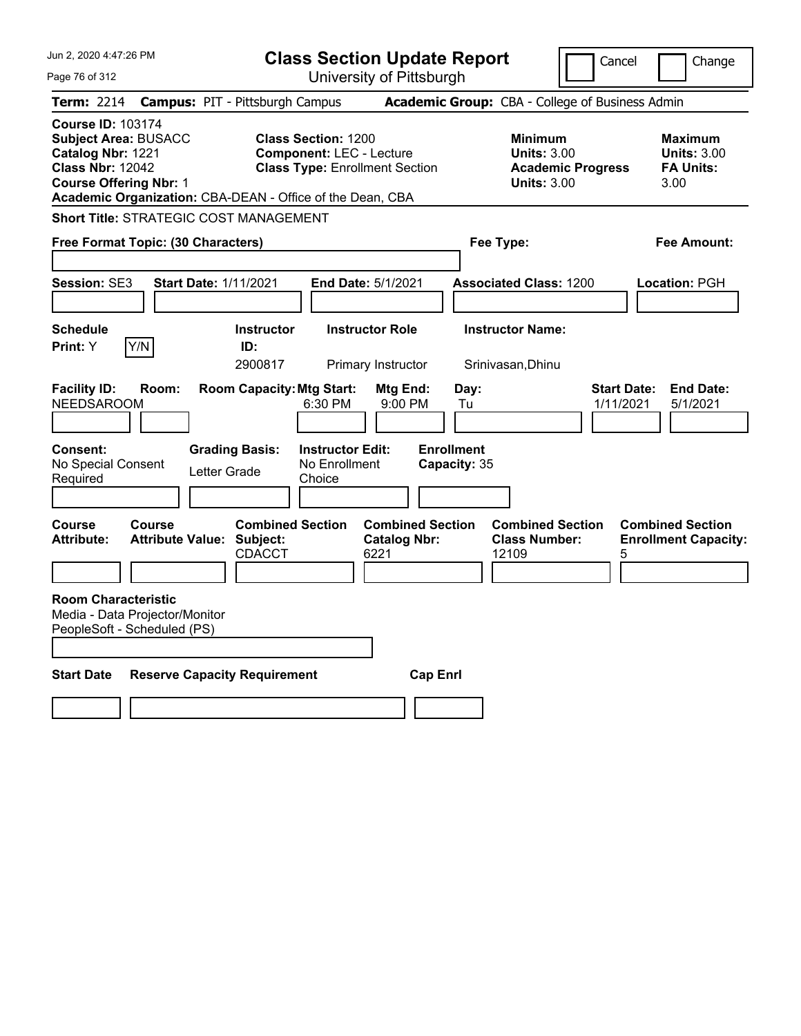# Class Section Update Report

University of Pittsburgh

Cancel | Change

Jun 2, 2020 4:47:26 PM

**Term:** 2214 **Campus:** PIT - Pittsburgh Campus **Academic Group:** CBA - College of Business Admin

**Course ID:** 103174
**Subject Area:** BUSACC
**Catalog Nbr:** 1221
**Class Nbr:** 12042
**Course Offering Nbr:** 1
**Academic Organization:** CBA-DEAN - Office of the Dean, CBA

**Class Section:** 1200
**Component:** LEC - Lecture
**Class Type:** Enrollment Section

**Minimum Units:** 3.00
**Academic Progress Units:** 3.00

**Maximum Units:** 3.00
**FA Units:** 3.00

**Short Title:** STRATEGIC COST MANAGEMENT

**Free Format Topic: (30 Characters)**

**Fee Type:**

**Fee Amount:**

**Session:** SE3 **Start Date:** 1/11/2021 **End Date:** 5/1/2021 **Associated Class:** 1200 **Location:** PGH

| Schedule Print | Instructor ID | Instructor Role | Instructor Name |
|---|---|---|---|
| Y | 2900817 | Primary Instructor | Srinivasan,Dhinu |

| Facility ID | Room | Room Capacity | Mtg Start | Mtg End | Day | Start Date | End Date |
|---|---|---|---|---|---|---|---|
| NEEDSAROOM | | | 6:30 PM | 9:00 PM | Tu | 1/11/2021 | 5/1/2021 |

**Consent:** No Special Consent Required
**Grading Basis:** Letter Grade
**Instructor Edit:** No Enrollment Choice
**Enrollment Capacity:** 35

| Course Attribute | Course Attribute Value | Combined Section Subject | Combined Section Catalog Nbr | Combined Section Class Number | Combined Section Enrollment Capacity |
|---|---|---|---|---|---|
| | | CDACCT | 6221 | 12109 | 5 |

**Room Characteristic**
Media - Data Projector/Monitor
PeopleSoft - Scheduled (PS)

| Start Date | Reserve Capacity Requirement | Cap Enrl |
|---|---|---|
| | | |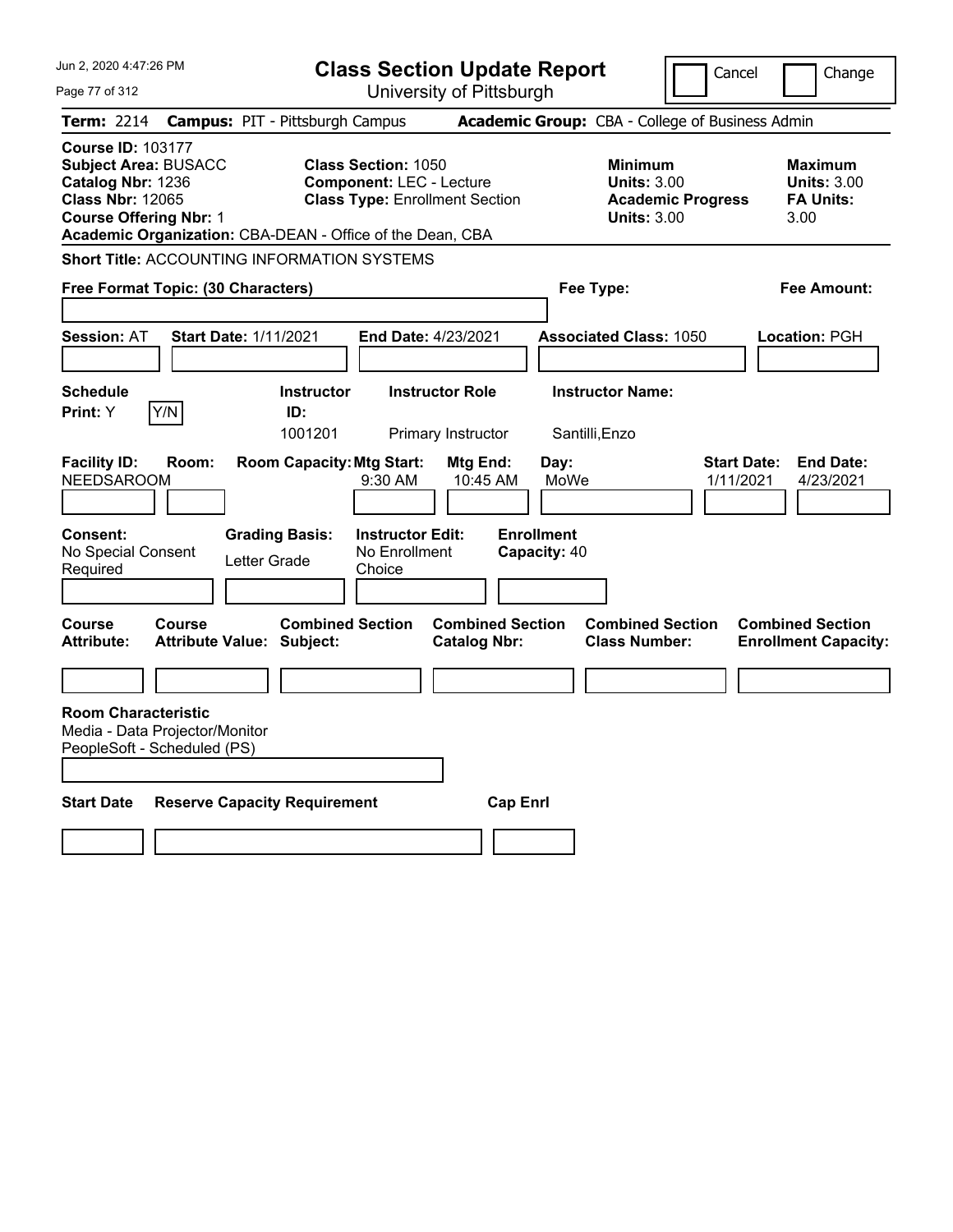# Class Section Update Report

University of Pittsburgh

Cancel | Change

**Term:** 2214 **Campus:** PIT - Pittsburgh Campus **Academic Group:** CBA - College of Business Admin

**Course ID:** 103177
**Subject Area:** BUSACC
**Catalog Nbr:** 1236
**Class Nbr:** 12065
**Course Offering Nbr:** 1
**Academic Organization:** CBA-DEAN - Office of the Dean, CBA

**Class Section:** 1050
**Component:** LEC - Lecture
**Class Type:** Enrollment Section

**Minimum Units:** 3.00
**Academic Progress Units:** 3.00

**Maximum Units:** 3.00
**FA Units:** 3.00

**Short Title:** ACCOUNTING INFORMATION SYSTEMS

**Free Format Topic: (30 Characters)**

**Fee Type:**

**Fee Amount:**

**Session:** AT **Start Date:** 1/11/2021 **End Date:** 4/23/2021 **Associated Class:** 1050 **Location:** PGH

| Schedule Print | Y/N | Instructor ID | Instructor Role | Instructor Name |
|---|---|---|---|---|
| Y | | 1001201 | Primary Instructor | Santilli,Enzo |

| Facility ID | Room | Room Capacity | Mtg Start | Mtg End | Day | Start Date | End Date |
|---|---|---|---|---|---|---|---|
| NEEDSAROOM | | | 9:30 AM | 10:45 AM | MoWe | 1/11/2021 | 4/23/2021 |

| Consent | Grading Basis | Instructor Edit | Enrollment Capacity |
|---|---|---|---|
| No Special Consent Required | Letter Grade | No Enrollment Choice | 40 |

| Course Attribute | Course Attribute Value | Combined Section Subject | Combined Section Catalog Nbr | Combined Section Class Number | Combined Section Enrollment Capacity |
|---|---|---|---|---|---|
| | | | | | |

**Room Characteristic**
Media - Data Projector/Monitor
PeopleSoft - Scheduled (PS)

| Start Date | Reserve Capacity Requirement | Cap Enrl |
|---|---|---|
| | | |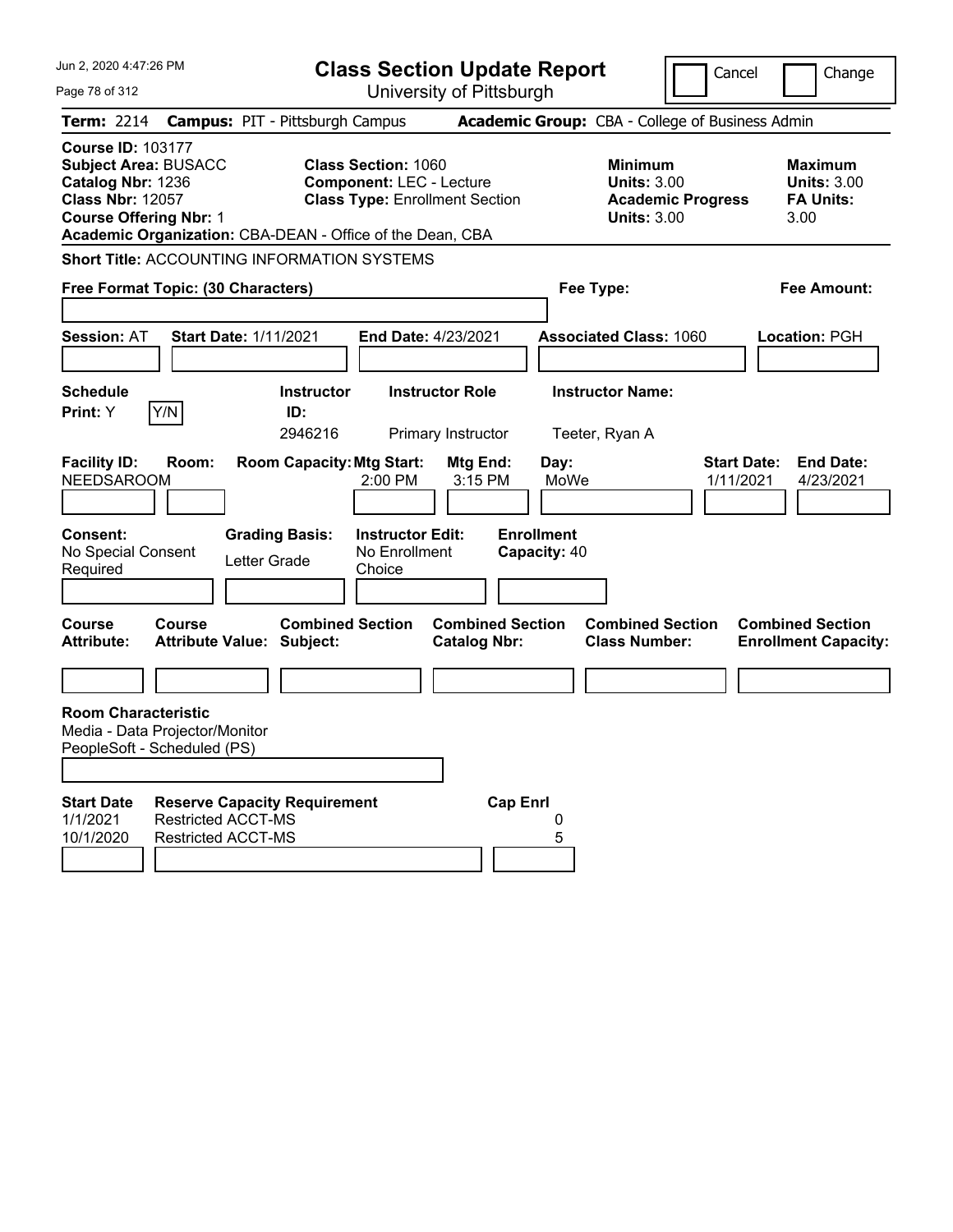# Class Section Update Report

University of Pittsburgh

Cancel | Change

**Term:** 2214 **Campus:** PIT - Pittsburgh Campus **Academic Group:** CBA - College of Business Admin

**Course ID:** 103177
**Subject Area:** BUSACC
**Catalog Nbr:** 1236
**Class Nbr:** 12057
**Course Offering Nbr:** 1

**Class Section:** 1060
**Component:** LEC - Lecture
**Class Type:** Enrollment Section

**Minimum**
**Units:** 3.00
**Academic Progress Units:** 3.00

**Maximum**
**Units:** 3.00
**FA Units:** 3.00

**Academic Organization:** CBA-DEAN - Office of the Dean, CBA

**Short Title:** ACCOUNTING INFORMATION SYSTEMS

**Free Format Topic: (30 Characters)**

**Fee Type:**

**Fee Amount:**

**Session:** AT **Start Date:** 1/11/2021 **End Date:** 4/23/2021 **Associated Class:** 1060 **Location:** PGH

| Schedule Print | | Instructor ID | Instructor Role | Instructor Name |
|---|---|---|---|---|
| Y | Y/N | 2946216 | Primary Instructor | Teeter, Ryan A |

| Facility ID | Room | Room Capacity | Mtg Start | Mtg End | Day | Start Date | End Date |
|---|---|---|---|---|---|---|---|
| NEEDSAROOM | | | 2:00 PM | 3:15 PM | MoWe | 1/11/2021 | 4/23/2021 |

| Consent | Grading Basis | Instructor Edit | Enrollment Capacity |
|---|---|---|---|
| No Special Consent Required | Letter Grade | No Enrollment Choice | 40 |

| Course Attribute | Course Attribute Value | Combined Section Subject | Combined Section Catalog Nbr | Combined Section Class Number | Combined Section Enrollment Capacity |
|---|---|---|---|---|---|
| | | | | | |

**Room Characteristic**
Media - Data Projector/Monitor
PeopleSoft - Scheduled (PS)

| Start Date | Reserve Capacity Requirement | Cap Enrl |
|---|---|---|
| 1/1/2021 | Restricted ACCT-MS | 0 |
| 10/1/2020 | Restricted ACCT-MS | 5 |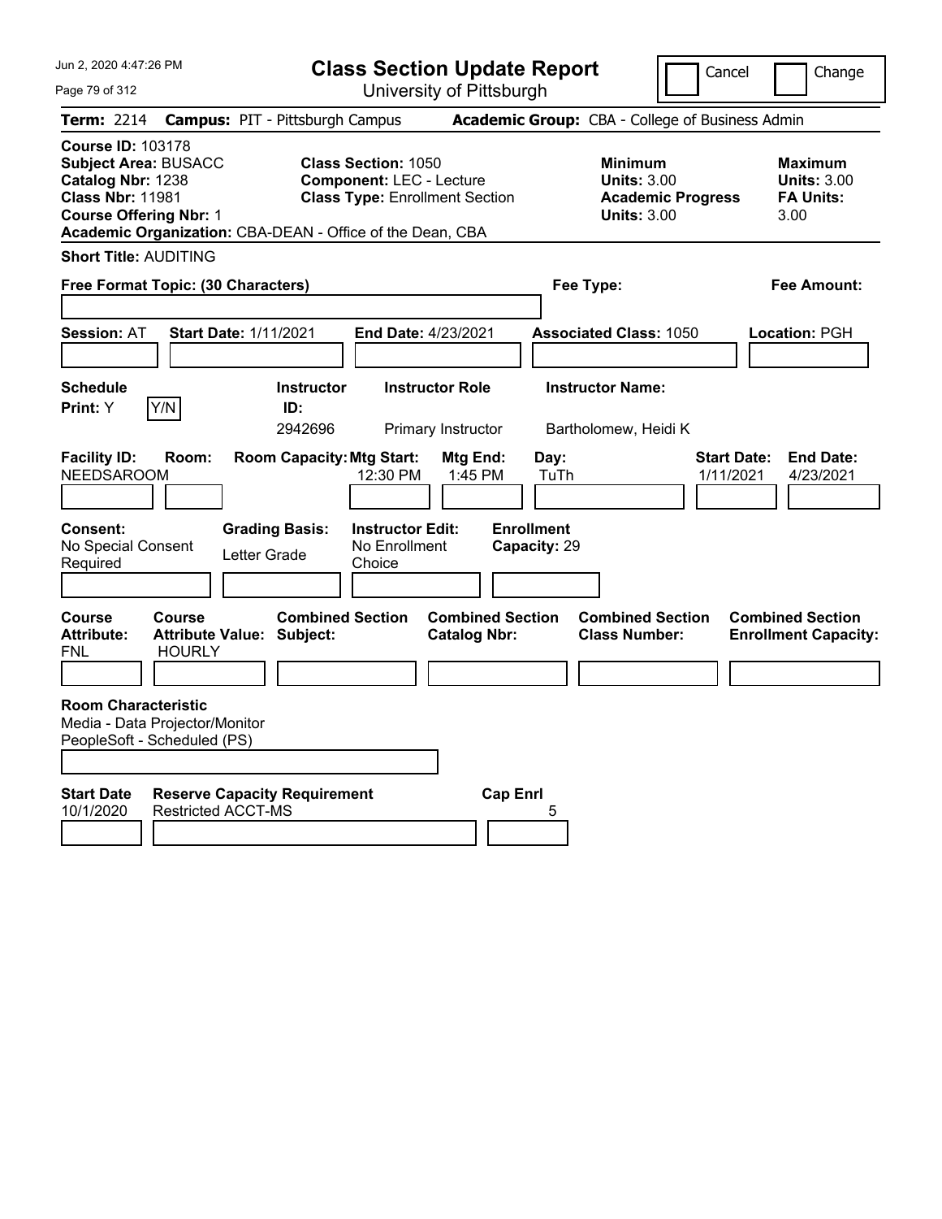# Class Section Update Report

University of Pittsburgh

Cancel ☐ Change ☐

**Term:** 2214 **Campus:** PIT - Pittsburgh Campus **Academic Group:** CBA - College of Business Admin

**Course ID:** 103178
**Subject Area:** BUSACC
**Catalog Nbr:** 1238
**Class Nbr:** 11981
**Course Offering Nbr:** 1
**Academic Organization:** CBA-DEAN - Office of the Dean, CBA

**Class Section:** 1050
**Component:** LEC - Lecture
**Class Type:** Enrollment Section

**Minimum Units:** 3.00
**Academic Progress Units:** 3.00

**Maximum Units:** 3.00
**FA Units:** 3.00

**Short Title:** AUDITING

**Free Format Topic: (30 Characters)**

**Fee Type:**

**Fee Amount:**

**Session:** AT **Start Date:** 1/11/2021 **End Date:** 4/23/2021 **Associated Class:** 1050 **Location:** PGH

| Schedule Print | Instructor ID | Instructor Role | Instructor Name |
|---|---|---|---|
| Y [Y/N] | 2942696 | Primary Instructor | Bartholomew, Heidi K |

| Facility ID | Room | Room Capacity | Mtg Start | Mtg End | Day | Start Date | End Date |
|---|---|---|---|---|---|---|---|
| NEEDSAROOM | | | 12:30 PM | 1:45 PM | TuTh | 1/11/2021 | 4/23/2021 |

| Consent | Grading Basis | Instructor Edit | Enrollment Capacity |
|---|---|---|---|
| No Special Consent Required | Letter Grade | No Enrollment Choice | 29 |

| Course Attribute | Course Attribute Value | Combined Section Subject | Combined Section Catalog Nbr | Combined Section Class Number | Combined Section Enrollment Capacity |
|---|---|---|---|---|---|
| FNL | HOURLY | | | | |

**Room Characteristic**
Media - Data Projector/Monitor
PeopleSoft - Scheduled (PS)

| Start Date | Reserve Capacity Requirement | Cap Enrl |
|---|---|---|
| 10/1/2020 | Restricted ACCT-MS | 5 |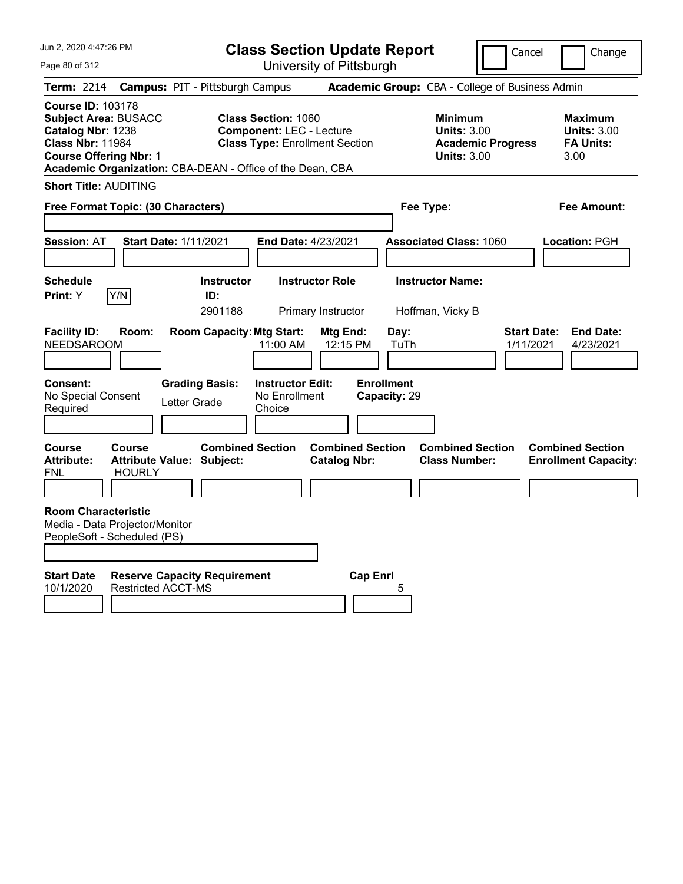# Class Section Update Report

University of Pittsburgh

Jun 2, 2020 4:47:26 PM

Cancel | Change

**Term:** 2214 **Campus:** PIT - Pittsburgh Campus **Academic Group:** CBA - College of Business Admin

**Course ID:** 103178
**Subject Area:** BUSACC
**Catalog Nbr:** 1238
**Class Nbr:** 11984
**Course Offering Nbr:** 1
**Academic Organization:** CBA-DEAN - Office of the Dean, CBA

**Class Section:** 1060
**Component:** LEC - Lecture
**Class Type:** Enrollment Section

**Minimum**
**Units:** 3.00
**Academic Progress Units:** 3.00

**Maximum**
**Units:** 3.00
**FA Units:** 3.00

**Short Title:** AUDITING

**Free Format Topic: (30 Characters)**

**Fee Type:**

**Fee Amount:**

**Session:** AT **Start Date:** 1/11/2021 **End Date:** 4/23/2021 **Associated Class:** 1060 **Location:** PGH

| Schedule Print | Instructor ID | Instructor Role | Instructor Name |
|---|---|---|---|
| Y (Y/N) | 2901188 | Primary Instructor | Hoffman, Vicky B |

| Facility ID | Room | Room Capacity | Mtg Start | Mtg End | Day | Start Date | End Date |
|---|---|---|---|---|---|---|---|
| NEEDSAROOM | | | 11:00 AM | 12:15 PM | TuTh | 1/11/2021 | 4/23/2021 |

| Consent | Grading Basis | Instructor Edit | Enrollment Capacity |
|---|---|---|---|
| No Special Consent Required | Letter Grade | No Enrollment Choice | 29 |

| Course Attribute | Course Attribute Value | Combined Section Subject | Combined Section Catalog Nbr | Combined Section Class Number | Combined Section Enrollment Capacity |
|---|---|---|---|---|---|
| FNL | HOURLY | | | | |

**Room Characteristic**
Media - Data Projector/Monitor
PeopleSoft - Scheduled (PS)

| Start Date | Reserve Capacity Requirement | Cap Enrl |
|---|---|---|
| 10/1/2020 | Restricted ACCT-MS | 5 |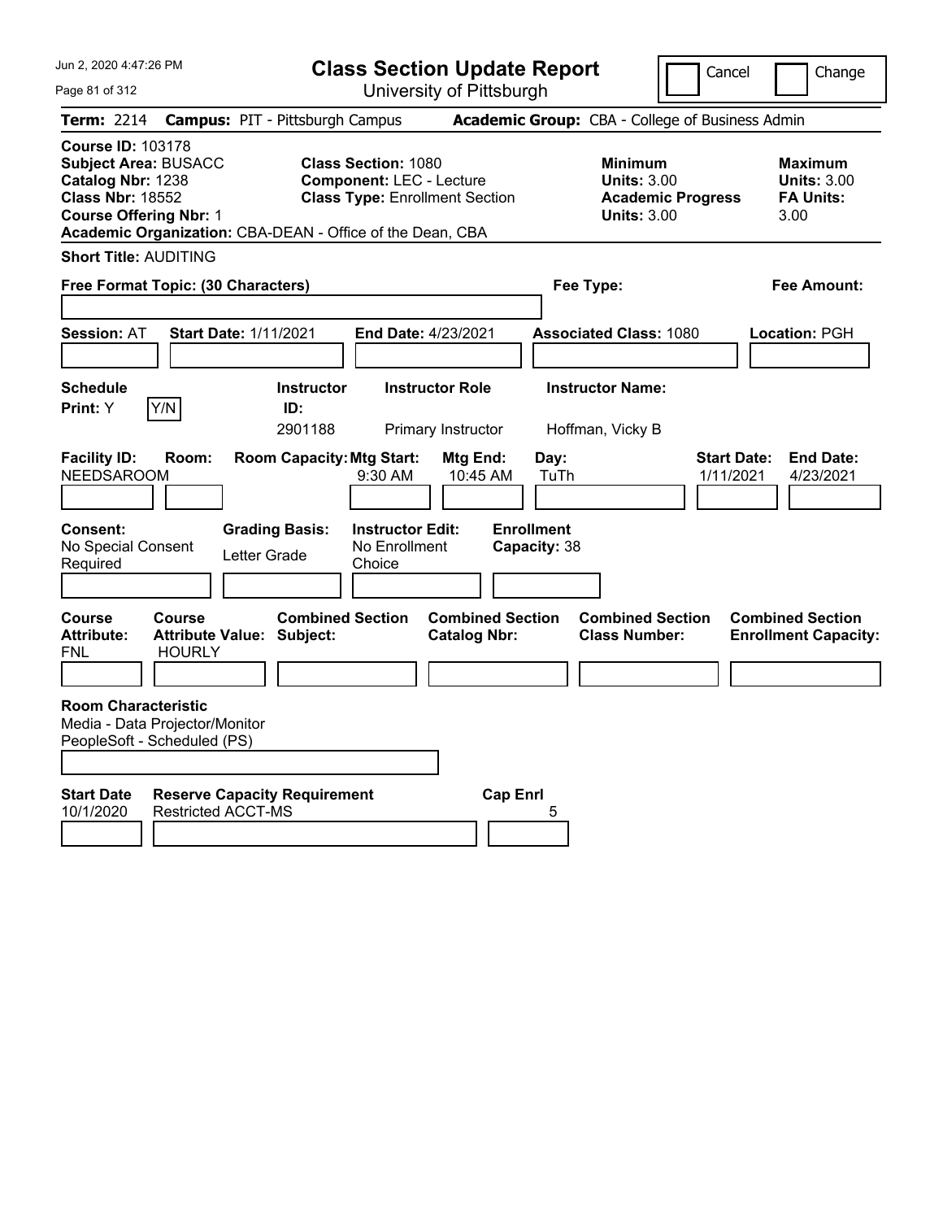# Class Section Update Report

University of Pittsburgh

Cancel | Change

**Term:** 2214 **Campus:** PIT - Pittsburgh Campus **Academic Group:** CBA - College of Business Admin

**Course ID:** 103178
**Subject Area:** BUSACC
**Catalog Nbr:** 1238
**Class Nbr:** 18552
**Course Offering Nbr:** 1
**Academic Organization:** CBA-DEAN - Office of the Dean, CBA

**Class Section:** 1080
**Component:** LEC - Lecture
**Class Type:** Enrollment Section

**Minimum Units:** 3.00
**Academic Progress Units:** 3.00

**Maximum Units:** 3.00
**FA Units:** 3.00

**Short Title:** AUDITING

**Free Format Topic: (30 Characters)**

**Fee Type:**

**Fee Amount:**

**Session:** AT **Start Date:** 1/11/2021 **End Date:** 4/23/2021 **Associated Class:** 1080 **Location:** PGH

| Schedule Print: | Y/N | Instructor ID: | Instructor Role | Instructor Name: |
|---|---|---|---|---|
| Y | | 2901188 | Primary Instructor | Hoffman, Vicky B |

| Facility ID: | Room: | Room Capacity: | Mtg Start: | Mtg End: | Day: | Start Date: | End Date: |
|---|---|---|---|---|---|---|---|
| NEEDSAROOM | | | 9:30 AM | 10:45 AM | TuTh | 1/11/2021 | 4/23/2021 |

| Consent: | Grading Basis: | Instructor Edit: | Enrollment Capacity: |
|---|---|---|---|
| No Special Consent Required | Letter Grade | No Enrollment Choice | 38 |

| Course Attribute: | Course Attribute Value: | Combined Section Subject: | Combined Section Catalog Nbr: | Combined Section Class Number: | Combined Section Enrollment Capacity: |
|---|---|---|---|---|---|
| FNL | HOURLY | | | | |

**Room Characteristic**
Media - Data Projector/Monitor
PeopleSoft - Scheduled (PS)

| Start Date | Reserve Capacity Requirement | Cap Enrl |
|---|---|---|
| 10/1/2020 | Restricted ACCT-MS | 5 |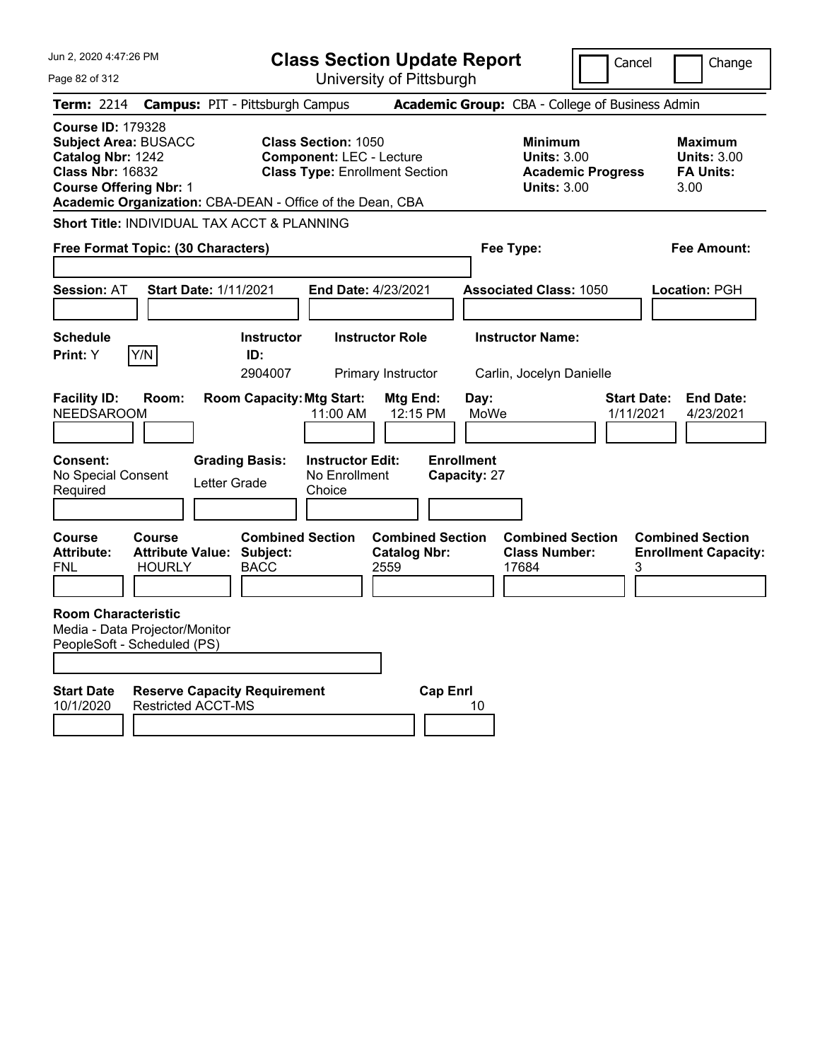# Class Section Update Report

University of Pittsburgh

Jun 2, 2020 4:47:26 PM

Cancel | Change

**Term:** 2214 **Campus:** PIT - Pittsburgh Campus **Academic Group:** CBA - College of Business Admin

**Course ID:** 179328
**Subject Area:** BUSACC
**Catalog Nbr:** 1242
**Class Nbr:** 16832
**Course Offering Nbr:** 1
**Academic Organization:** CBA-DEAN - Office of the Dean, CBA

**Class Section:** 1050
**Component:** LEC - Lecture
**Class Type:** Enrollment Section

**Minimum Units:** 3.00
**Academic Progress Units:** 3.00

**Maximum Units:** 3.00
**FA Units:** 3.00

**Short Title:** INDIVIDUAL TAX ACCT & PLANNING

**Free Format Topic: (30 Characters)**

**Fee Type:**

**Fee Amount:**

**Session:** AT **Start Date:** 1/11/2021 **End Date:** 4/23/2021 **Associated Class:** 1050 **Location:** PGH

| Schedule Print | Instructor ID | Instructor Role | Instructor Name |
|---|---|---|---|
| Y (Y/N) | 2904007 | Primary Instructor | Carlin, Jocelyn Danielle |

| Facility ID | Room | Room Capacity | Mtg Start | Mtg End | Day | Start Date | End Date |
|---|---|---|---|---|---|---|---|
| NEEDSAROOM | | | 11:00 AM | 12:15 PM | MoWe | 1/11/2021 | 4/23/2021 |

| Consent | Grading Basis | Instructor Edit | Enrollment Capacity |
|---|---|---|---|
| No Special Consent Required | Letter Grade | No Enrollment Choice | 27 |

| Course Attribute | Course Attribute Value | Combined Section Subject | Combined Section Catalog Nbr | Combined Section Class Number | Combined Section Enrollment Capacity |
|---|---|---|---|---|---|
| FNL | HOURLY | BACC | 2559 | 17684 | 3 |

**Room Characteristic**
Media - Data Projector/Monitor
PeopleSoft - Scheduled (PS)

| Start Date | Reserve Capacity Requirement | Cap Enrl |
|---|---|---|
| 10/1/2020 | Restricted ACCT-MS | 10 |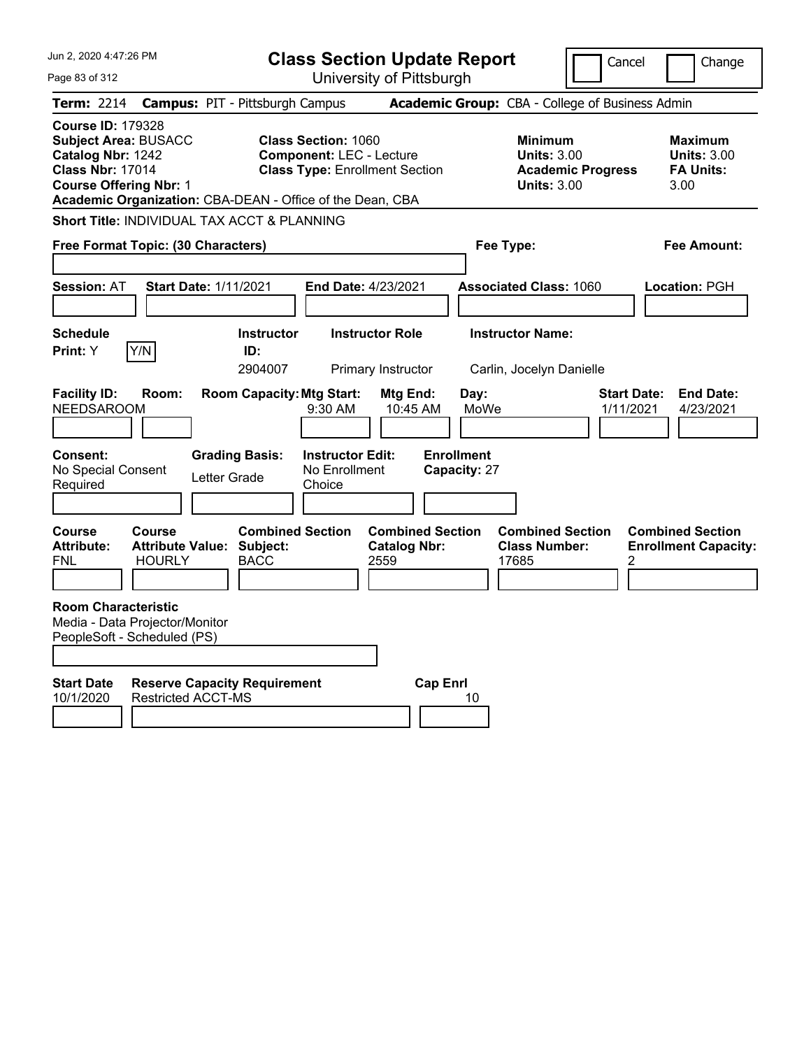# Class Section Update Report

University of Pittsburgh

Cancel | Change

**Term:** 2214 **Campus:** PIT - Pittsburgh Campus **Academic Group:** CBA - College of Business Admin

**Course ID:** 179328
**Subject Area:** BUSACC
**Catalog Nbr:** 1242
**Class Nbr:** 17014
**Course Offering Nbr:** 1
**Academic Organization:** CBA-DEAN - Office of the Dean, CBA

**Class Section:** 1060
**Component:** LEC - Lecture
**Class Type:** Enrollment Section

**Minimum Units:** 3.00
**Academic Progress Units:** 3.00

**Maximum Units:** 3.00
**FA Units:** 3.00

**Short Title:** INDIVIDUAL TAX ACCT & PLANNING

**Free Format Topic: (30 Characters)**

**Fee Type:**

**Fee Amount:**

**Session:** AT **Start Date:** 1/11/2021 **End Date:** 4/23/2021 **Associated Class:** 1060 **Location:** PGH

| Schedule Print | | Instructor ID | Instructor Role | Instructor Name |
|---|---|---|---|---|
| Y | Y/N | 2904007 | Primary Instructor | Carlin, Jocelyn Danielle |

| Facility ID | Room | Room Capacity | Mtg Start | Mtg End | Day | Start Date | End Date |
|---|---|---|---|---|---|---|---|
| NEEDSAROOM | | | 9:30 AM | 10:45 AM | MoWe | 1/11/2021 | 4/23/2021 |

| Consent | Grading Basis | Instructor Edit | Enrollment Capacity |
|---|---|---|---|
| No Special Consent Required | Letter Grade | No Enrollment Choice | 27 |

| Course Attribute | Course Attribute Value | Combined Section Subject | Combined Section Catalog Nbr | Combined Section Class Number | Combined Section Enrollment Capacity |
|---|---|---|---|---|---|
| FNL | HOURLY | BACC | 2559 | 17685 | 2 |

**Room Characteristic**
Media - Data Projector/Monitor
PeopleSoft - Scheduled (PS)

| Start Date | Reserve Capacity Requirement | Cap Enrl |
|---|---|---|
| 10/1/2020 | Restricted ACCT-MS | 10 |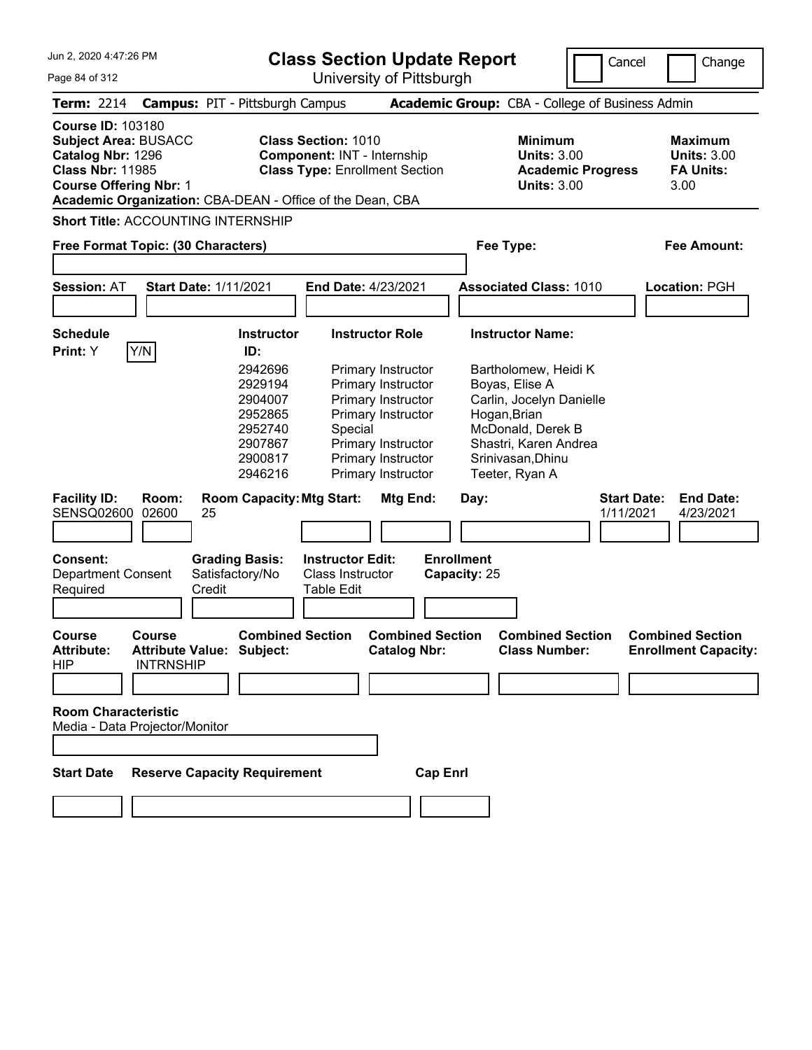# Class Section Update Report

University of Pittsburgh

Cancel ☐ Change ☐

**Term:** 2214 **Campus:** PIT - Pittsburgh Campus **Academic Group:** CBA - College of Business Admin

**Course ID:** 103180
**Subject Area:** BUSACC
**Catalog Nbr:** 1296
**Class Nbr:** 11985
**Course Offering Nbr:** 1
**Academic Organization:** CBA-DEAN - Office of the Dean, CBA

**Class Section:** 1010
**Component:** INT - Internship
**Class Type:** Enrollment Section

**Minimum Units:** 3.00
**Academic Progress Units:** 3.00

**Maximum Units:** 3.00
**FA Units:** 3.00

**Short Title:** ACCOUNTING INTERNSHIP

**Free Format Topic: (30 Characters)**

**Fee Type:**

**Fee Amount:**

**Session:** AT **Start Date:** 1/11/2021 **End Date:** 4/23/2021 **Associated Class:** 1010 **Location:** PGH

**Schedule Print:** Y Y/N

| Instructor ID: | Instructor Role | Instructor Name: |
|---|---|---|
| 2942696 | Primary Instructor | Bartholomew, Heidi K |
| 2929194 | Primary Instructor | Boyas, Elise A |
| 2904007 | Primary Instructor | Carlin, Jocelyn Danielle |
| 2952865 | Primary Instructor | Hogan,Brian |
| 2952740 | Special | McDonald, Derek B |
| 2907867 | Primary Instructor | Shastri, Karen Andrea |
| 2900817 | Primary Instructor | Srinivasan,Dhinu |
| 2946216 | Primary Instructor | Teeter, Ryan A |

| Facility ID: | Room: | Room Capacity: | Mtg Start: | Mtg End: | Day: | Start Date: | End Date: |
|---|---|---|---|---|---|---|---|
| SENSQ02600 | 02600 | 25 | | | | 1/11/2021 | 4/23/2021 |

**Consent:** Department Consent Required
**Grading Basis:** Satisfactory/No Credit
**Instructor Edit:** Class Instructor Table Edit
**Enrollment Capacity:** 25

| Course Attribute: | Course Attribute Value: | Combined Section Subject: | Combined Section Catalog Nbr: | Combined Section Class Number: | Combined Section Enrollment Capacity: |
|---|---|---|---|---|---|
| HIP | INTRNSHIP | | | | |

**Room Characteristic**
Media - Data Projector/Monitor

**Start Date** **Reserve Capacity Requirement** **Cap Enrl**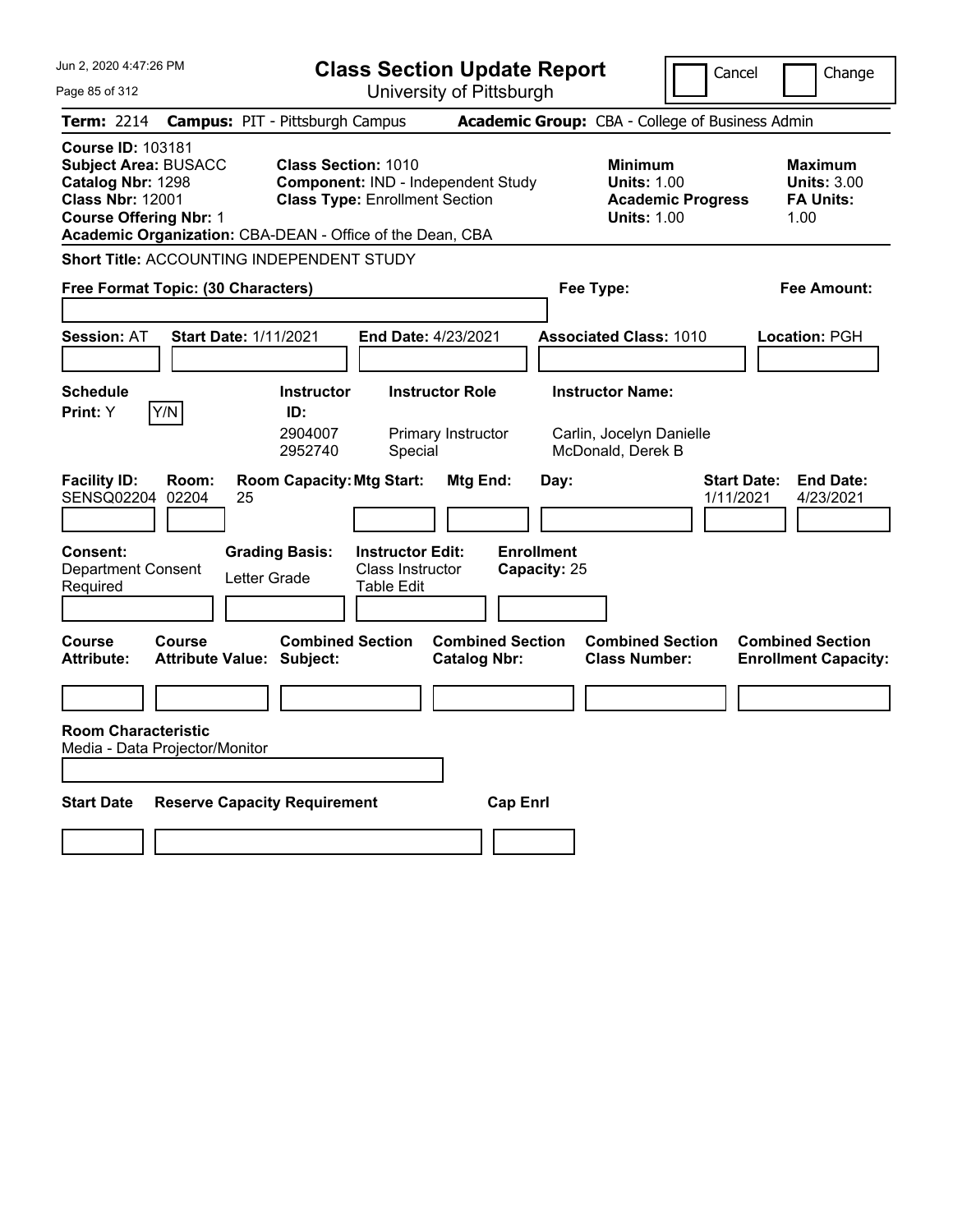# Class Section Update Report

University of Pittsburgh

Jun 2, 2020 4:47:26 PM

Cancel | Change

**Term:** 2214 **Campus:** PIT - Pittsburgh Campus **Academic Group:** CBA - College of Business Admin

**Course ID:** 103181
**Subject Area:** BUSACC
**Catalog Nbr:** 1298
**Class Nbr:** 12001
**Course Offering Nbr:** 1
**Academic Organization:** CBA-DEAN - Office of the Dean, CBA

**Class Section:** 1010
**Component:** IND - Independent Study
**Class Type:** Enrollment Section

**Minimum Units:** 1.00
**Academic Progress Units:** 1.00

**Maximum Units:** 3.00
**FA Units:** 1.00

**Short Title:** ACCOUNTING INDEPENDENT STUDY

**Free Format Topic: (30 Characters)**

**Fee Type:**

**Fee Amount:**

**Session:** AT **Start Date:** 1/11/2021 **End Date:** 4/23/2021 **Associated Class:** 1010 **Location:** PGH

**Schedule Print:** Y [Y/N]

| Instructor ID | Instructor Role | Instructor Name |
|---|---|---|
| 2904007 | Primary Instructor | Carlin, Jocelyn Danielle |
| 2952740 | Special | McDonald, Derek B |

| Facility ID | Room | Room Capacity | Mtg Start | Mtg End | Day | Start Date | End Date |
|---|---|---|---|---|---|---|---|
| SENSQ02204 | 02204 | 25 | | | | 1/11/2021 | 4/23/2021 |

**Consent:** Department Consent Required

**Grading Basis:** Letter Grade

**Instructor Edit:** Class Instructor Table Edit

**Enrollment Capacity:** 25

| Course Attribute | Course Attribute Value | Combined Section Subject | Combined Section Catalog Nbr | Combined Section Class Number | Combined Section Enrollment Capacity |
|---|---|---|---|---|---|
| | | | | | |

**Room Characteristic**
Media - Data Projector/Monitor

| Start Date | Reserve Capacity Requirement | Cap Enrl |
|---|---|---|
| | | |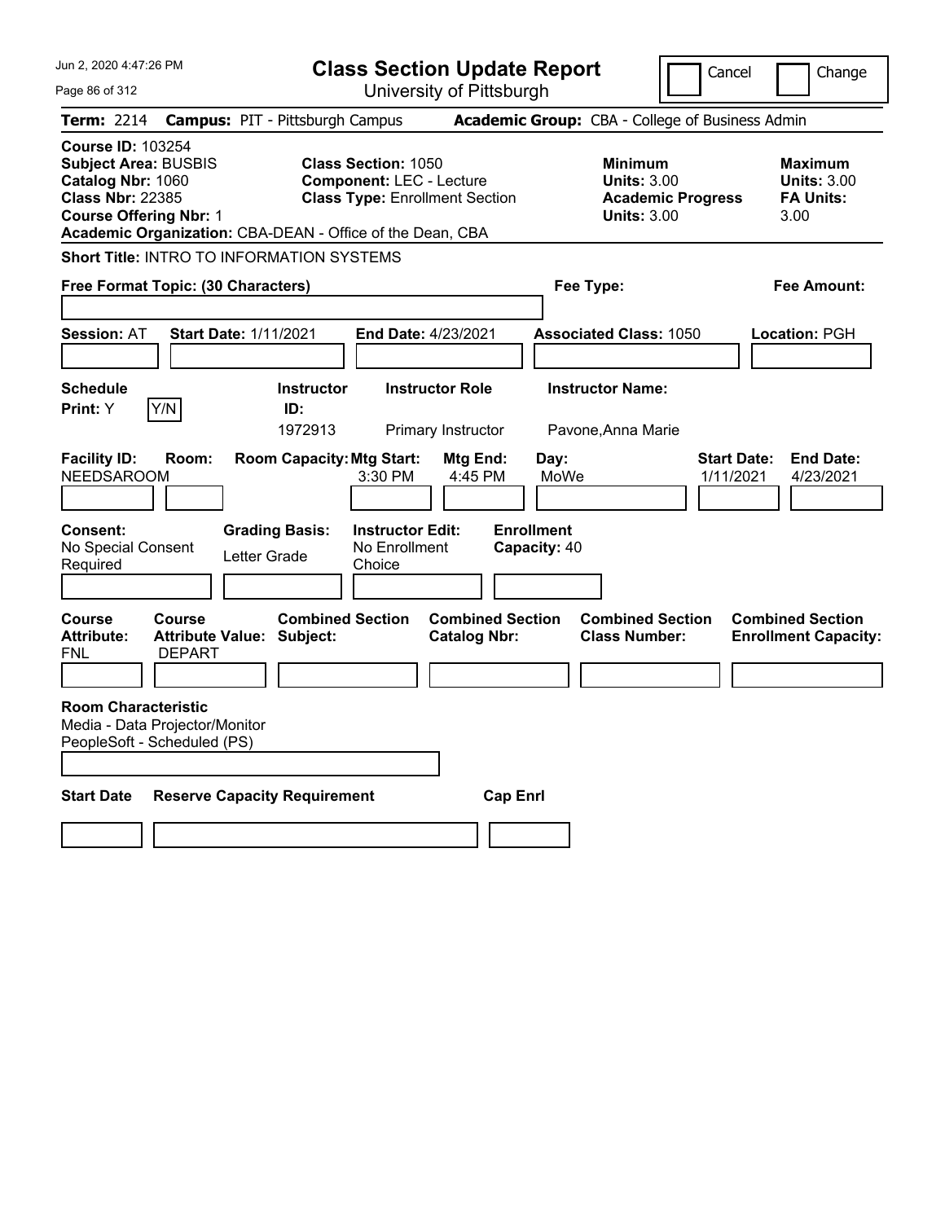# Class Section Update Report

University of Pittsburgh

Cancel | Change

**Term:** 2214 **Campus:** PIT - Pittsburgh Campus **Academic Group:** CBA - College of Business Admin

**Course ID:** 103254
**Subject Area:** BUSBIS
**Catalog Nbr:** 1060
**Class Nbr:** 22385
**Course Offering Nbr:** 1
**Academic Organization:** CBA-DEAN - Office of the Dean, CBA

**Class Section:** 1050
**Component:** LEC - Lecture
**Class Type:** Enrollment Section

**Minimum Units:** 3.00
**Academic Progress Units:** 3.00

**Maximum Units:** 3.00
**FA Units:** 3.00

**Short Title:** INTRO TO INFORMATION SYSTEMS

**Free Format Topic: (30 Characters)**

**Fee Type:**

**Fee Amount:**

**Session:** AT **Start Date:** 1/11/2021 **End Date:** 4/23/2021 **Associated Class:** 1050 **Location:** PGH

| Schedule Print | Instructor ID | Instructor Role | Instructor Name |
|---|---|---|---|
| Y | 1972913 | Primary Instructor | Pavone,Anna Marie |

| Facility ID | Room | Room Capacity | Mtg Start | Mtg End | Day | Start Date | End Date |
|---|---|---|---|---|---|---|---|
| NEEDSAROOM | | | 3:30 PM | 4:45 PM | MoWe | 1/11/2021 | 4/23/2021 |

**Consent:** No Special Consent Required
**Grading Basis:** Letter Grade
**Instructor Edit:** No Enrollment Choice
**Enrollment Capacity:** 40

| Course Attribute | Course Attribute Value | Combined Section Subject | Combined Section Catalog Nbr | Combined Section Class Number | Combined Section Enrollment Capacity |
|---|---|---|---|---|---|
| FNL | DEPART | | | | |

**Room Characteristic**
Media - Data Projector/Monitor
PeopleSoft - Scheduled (PS)

| Start Date | Reserve Capacity Requirement | Cap Enrl |
|---|---|---|
| | | |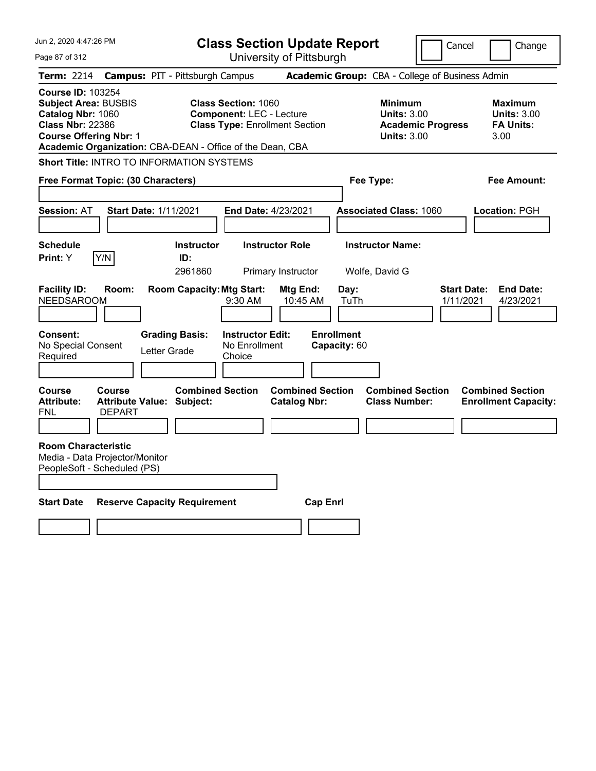# Class Section Update Report

University of Pittsburgh

Cancel | Change

**Term:** 2214 **Campus:** PIT - Pittsburgh Campus **Academic Group:** CBA - College of Business Admin

**Course ID:** 103254
**Subject Area:** BUSBIS
**Catalog Nbr:** 1060
**Class Nbr:** 22386
**Course Offering Nbr:** 1
**Academic Organization:** CBA-DEAN - Office of the Dean, CBA

**Class Section:** 1060
**Component:** LEC - Lecture
**Class Type:** Enrollment Section

| | Minimum | Maximum |
|---|---|---|
| Units | 3.00 | 3.00 |
| Academic Progress / FA Units | 3.00 | 3.00 |

**Short Title:** INTRO TO INFORMATION SYSTEMS

**Free Format Topic: (30 Characters)**

**Fee Type:**

**Fee Amount:**

**Session:** AT **Start Date:** 1/11/2021 **End Date:** 4/23/2021 **Associated Class:** 1060 **Location:** PGH

**Schedule Print:** Y Y/N

| Instructor ID | Instructor Role | Instructor Name |
|---|---|---|
| 2961860 | Primary Instructor | Wolfe, David G |

| Facility ID | Room | Room Capacity | Mtg Start | Mtg End | Day | Start Date | End Date |
|---|---|---|---|---|---|---|---|
| NEEDSAROOM | | | 9:30 AM | 10:45 AM | TuTh | 1/11/2021 | 4/23/2021 |

**Consent:** No Special Consent Required
**Grading Basis:** Letter Grade
**Instructor Edit:** No Enrollment Choice
**Enrollment Capacity:** 60

| Course Attribute | Course Attribute Value | Combined Section Subject | Combined Section Catalog Nbr | Combined Section Class Number | Combined Section Enrollment Capacity |
|---|---|---|---|---|---|
| FNL | DEPART | | | | |

**Room Characteristic**
Media - Data Projector/Monitor
PeopleSoft - Scheduled (PS)

| Start Date | Reserve Capacity Requirement | Cap Enrl |
|---|---|---|
| | | |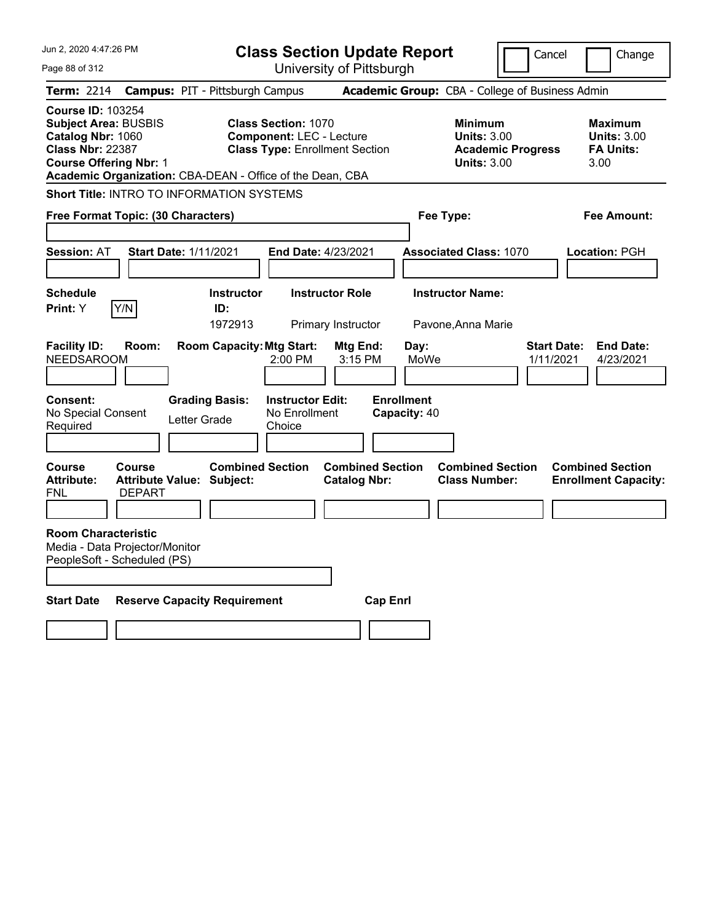# Class Section Update Report

University of Pittsburgh

Cancel | Change

**Term:** 2214 **Campus:** PIT - Pittsburgh Campus **Academic Group:** CBA - College of Business Admin

**Course ID:** 103254
**Subject Area:** BUSBIS
**Catalog Nbr:** 1060
**Class Nbr:** 22387
**Course Offering Nbr:** 1
**Academic Organization:** CBA-DEAN - Office of the Dean, CBA

**Class Section:** 1070
**Component:** LEC - Lecture
**Class Type:** Enrollment Section

**Minimum**
**Units:** 3.00
**Academic Progress Units:** 3.00

**Maximum**
**Units:** 3.00
**FA Units:** 3.00

**Short Title:** INTRO TO INFORMATION SYSTEMS

**Free Format Topic: (30 Characters)**

**Fee Type:**

**Fee Amount:**

**Session:** AT **Start Date:** 1/11/2021 **End Date:** 4/23/2021 **Associated Class:** 1070 **Location:** PGH

| Schedule Print | Instructor ID | Instructor Role | Instructor Name |
|---|---|---|---|
| Y | 1972913 | Primary Instructor | Pavone,Anna Marie |

| Facility ID | Room | Room Capacity | Mtg Start | Mtg End | Day | Start Date | End Date |
|---|---|---|---|---|---|---|---|
| NEEDSAROOM | | | 2:00 PM | 3:15 PM | MoWe | 1/11/2021 | 4/23/2021 |

**Consent:** No Special Consent Required
**Grading Basis:** Letter Grade
**Instructor Edit:** No Enrollment Choice
**Enrollment Capacity:** 40

| Course Attribute | Course Attribute Value | Combined Section Subject | Combined Section Catalog Nbr | Combined Section Class Number | Combined Section Enrollment Capacity |
|---|---|---|---|---|---|
| FNL | DEPART | | | | |

**Room Characteristic**
Media - Data Projector/Monitor
PeopleSoft - Scheduled (PS)

| Start Date | Reserve Capacity Requirement | Cap Enrl |
|---|---|---|
| | | |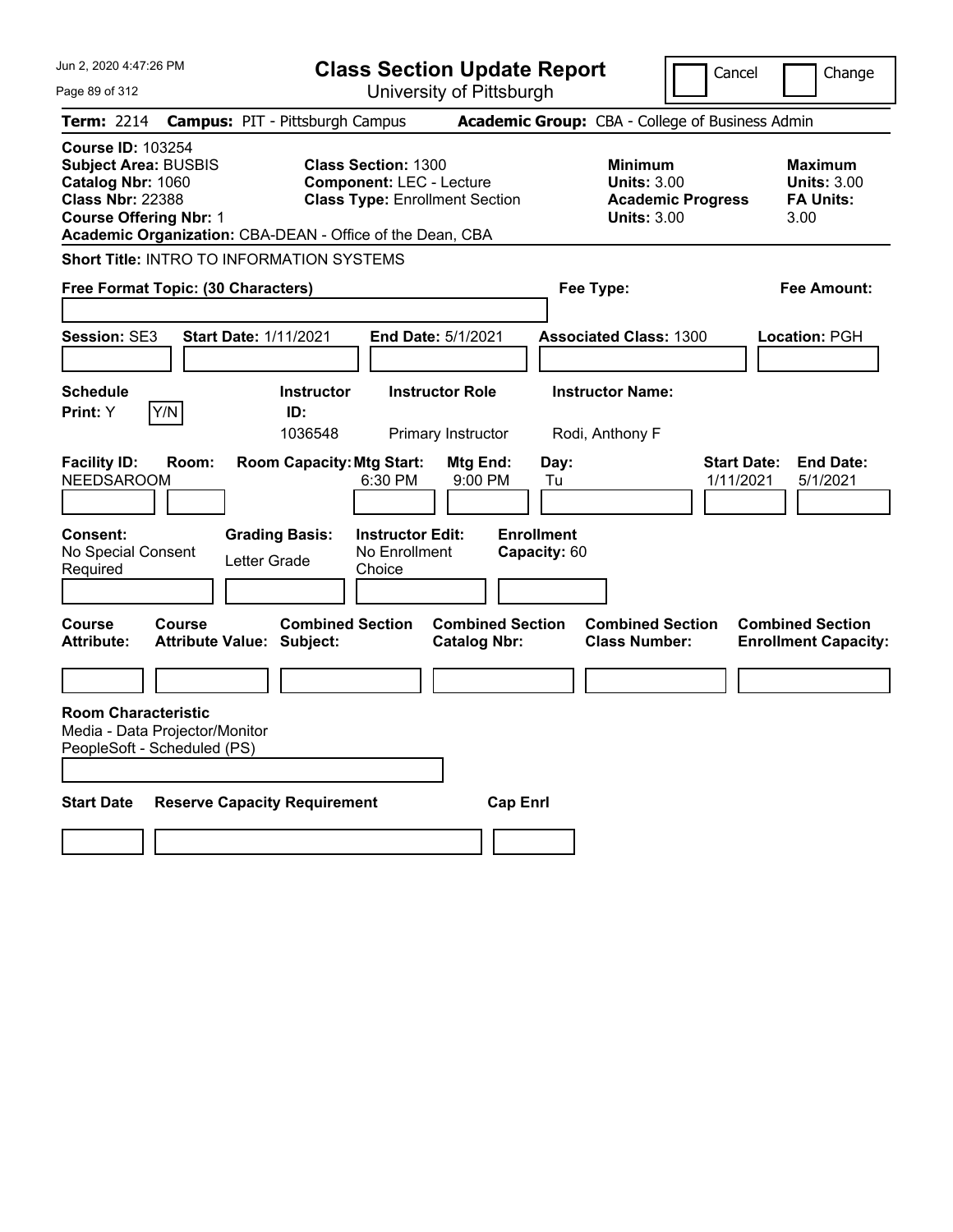# Class Section Update Report

University of Pittsburgh

Cancel | Change

**Term:** 2214 **Campus:** PIT - Pittsburgh Campus **Academic Group:** CBA - College of Business Admin

**Course ID:** 103254
**Subject Area:** BUSBIS
**Catalog Nbr:** 1060
**Class Nbr:** 22388
**Course Offering Nbr:** 1
**Academic Organization:** CBA-DEAN - Office of the Dean, CBA

**Class Section:** 1300
**Component:** LEC - Lecture
**Class Type:** Enrollment Section

| | Minimum | Maximum |
|---|---|---|
| Units | 3.00 | 3.00 |
| Academic Progress Units / FA Units | 3.00 | 3.00 |

**Short Title:** INTRO TO INFORMATION SYSTEMS

**Free Format Topic: (30 Characters)**

**Fee Type:**

**Fee Amount:**

**Session:** SE3 **Start Date:** 1/11/2021 **End Date:** 5/1/2021 **Associated Class:** 1300 **Location:** PGH

**Schedule Print:** Y [Y/N]

| Instructor ID | Instructor Role | Instructor Name |
|---|---|---|
| 1036548 | Primary Instructor | Rodi, Anthony F |

| Facility ID | Room | Room Capacity | Mtg Start | Mtg End | Day | Start Date | End Date |
|---|---|---|---|---|---|---|---|
| NEEDSAROOM | | | 6:30 PM | 9:00 PM | Tu | 1/11/2021 | 5/1/2021 |

**Consent:** No Special Consent Required
**Grading Basis:** Letter Grade
**Instructor Edit:** No Enrollment Choice
**Enrollment Capacity:** 60

| Course Attribute | Course Attribute Value | Combined Section Subject | Combined Section Catalog Nbr | Combined Section Class Number | Combined Section Enrollment Capacity |
|---|---|---|---|---|---|
| | | | | | |

**Room Characteristic**
Media - Data Projector/Monitor
PeopleSoft - Scheduled (PS)

| Start Date | Reserve Capacity Requirement | Cap Enrl |
|---|---|---|
| | | |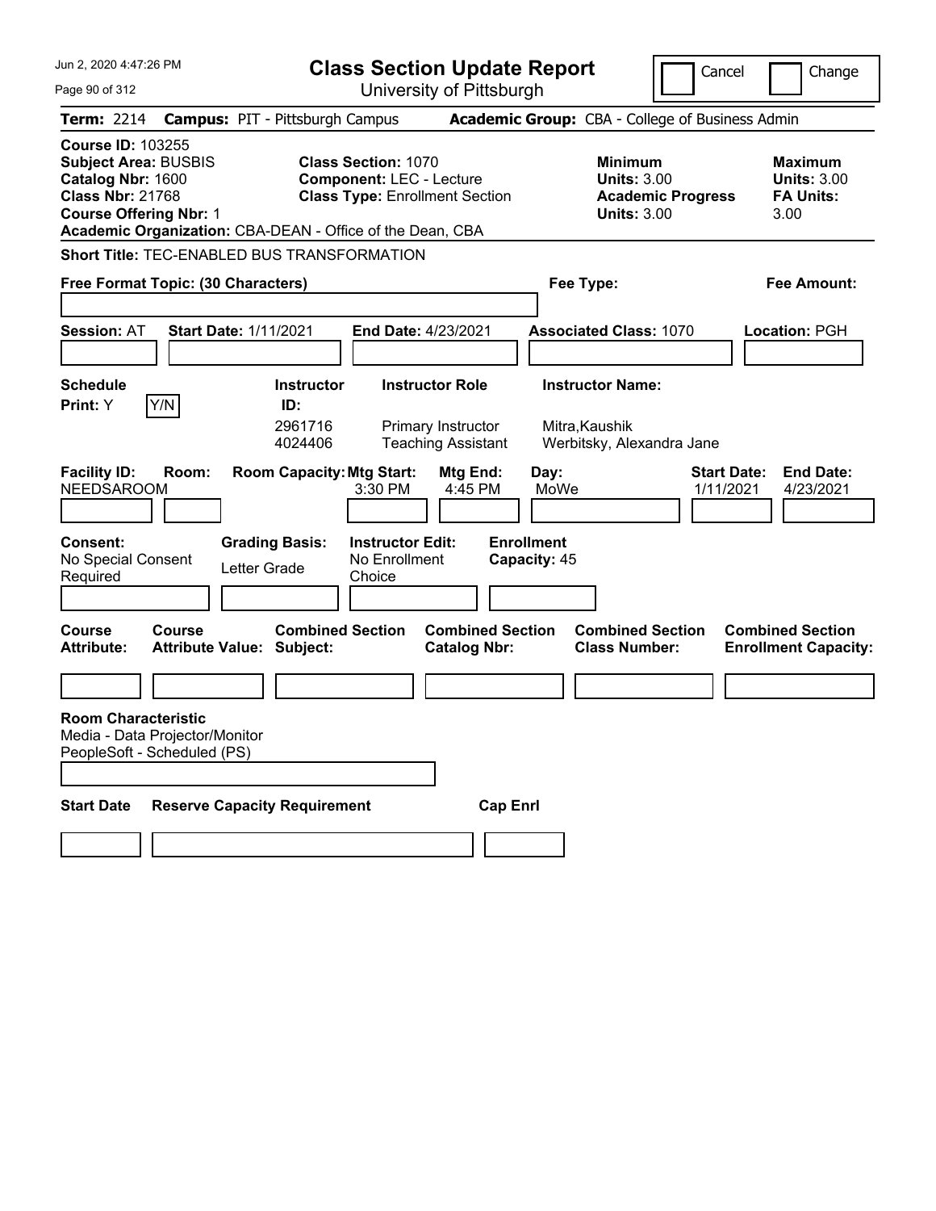# Class Section Update Report

University of Pittsburgh

Jun 2, 2020 4:47:26 PM

Cancel | Change

**Term:** 2214 **Campus:** PIT - Pittsburgh Campus **Academic Group:** CBA - College of Business Admin

**Course ID:** 103255
**Subject Area:** BUSBIS
**Catalog Nbr:** 1600
**Class Nbr:** 21768
**Course Offering Nbr:** 1
**Academic Organization:** CBA-DEAN - Office of the Dean, CBA

**Class Section:** 1070
**Component:** LEC - Lecture
**Class Type:** Enrollment Section

**Minimum Units:** 3.00
**Academic Progress Units:** 3.00

**Maximum Units:** 3.00
**FA Units:** 3.00

**Short Title:** TEC-ENABLED BUS TRANSFORMATION

**Free Format Topic: (30 Characters)**

**Fee Type:**

**Fee Amount:**

**Session:** AT **Start Date:** 1/11/2021 **End Date:** 4/23/2021 **Associated Class:** 1070 **Location:** PGH

**Schedule Print:** Y Y/N

| Instructor ID | Instructor Role | Instructor Name |
|---|---|---|
| 2961716 | Primary Instructor | Mitra,Kaushik |
| 4024406 | Teaching Assistant | Werbitsky, Alexandra Jane |

| Facility ID: | Room: | Room Capacity: | Mtg Start: | Mtg End: | Day: | Start Date: | End Date: |
|---|---|---|---|---|---|---|---|
| NEEDSAROOM | | | 3:30 PM | 4:45 PM | MoWe | 1/11/2021 | 4/23/2021 |

**Consent:** No Special Consent Required
**Grading Basis:** Letter Grade
**Instructor Edit:** No Enrollment Choice
**Enrollment Capacity:** 45

| Course Attribute: | Course Attribute Value: | Combined Section Subject: | Combined Section Catalog Nbr: | Combined Section Class Number: | Combined Section Enrollment Capacity: |
|---|---|---|---|---|---|
| | | | | | |

**Room Characteristic**
Media - Data Projector/Monitor
PeopleSoft - Scheduled (PS)

| Start Date | Reserve Capacity Requirement | Cap Enrl |
|---|---|---|
| | | |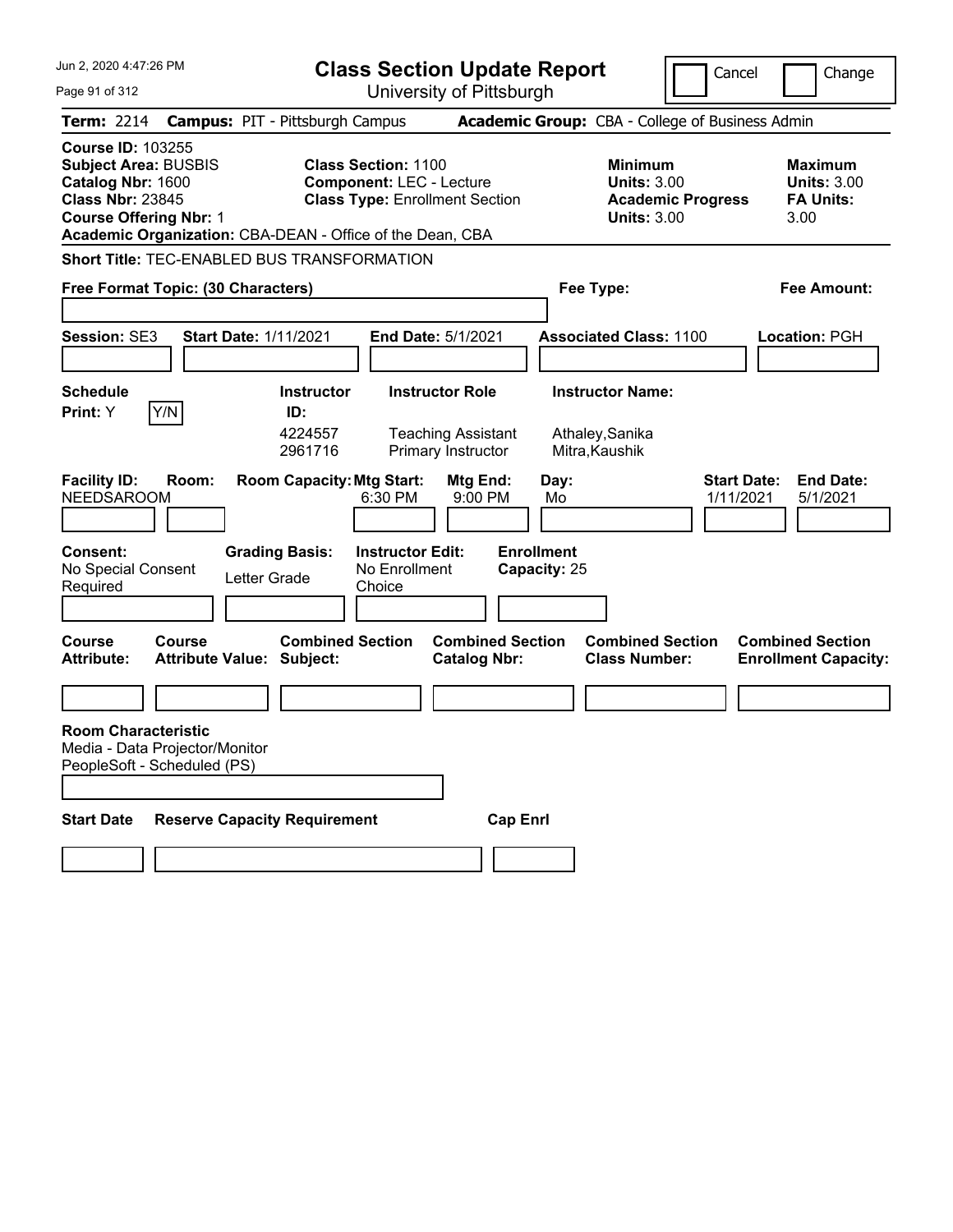# Class Section Update Report

University of Pittsburgh

Cancel | Change

**Term:** 2214 **Campus:** PIT - Pittsburgh Campus **Academic Group:** CBA - College of Business Admin

**Course ID:** 103255
**Subject Area:** BUSBIS
**Catalog Nbr:** 1600
**Class Nbr:** 23845
**Course Offering Nbr:** 1
**Academic Organization:** CBA-DEAN - Office of the Dean, CBA

**Class Section:** 1100
**Component:** LEC - Lecture
**Class Type:** Enrollment Section

**Minimum Units:** 3.00
**Academic Progress Units:** 3.00

**Maximum Units:** 3.00
**FA Units:** 3.00

**Short Title:** TEC-ENABLED BUS TRANSFORMATION

**Free Format Topic: (30 Characters)**

**Fee Type:**

**Fee Amount:**

**Session:** SE3 **Start Date:** 1/11/2021 **End Date:** 5/1/2021 **Associated Class:** 1100 **Location:** PGH

**Schedule Print:** Y Y/N

| Instructor ID | Instructor Role | Instructor Name |
|---|---|---|
| 4224557 | Teaching Assistant | Athaley,Sanika |
| 2961716 | Primary Instructor | Mitra,Kaushik |

| Facility ID | Room | Room Capacity | Mtg Start | Mtg End | Day | Start Date | End Date |
|---|---|---|---|---|---|---|---|
| NEEDSAROOM | | | 6:30 PM | 9:00 PM | Mo | 1/11/2021 | 5/1/2021 |

**Consent:** No Special Consent Required
**Grading Basis:** Letter Grade
**Instructor Edit:** No Enrollment Choice
**Enrollment Capacity:** 25

| Course Attribute | Course Attribute Value | Combined Section Subject | Combined Section Catalog Nbr | Combined Section Class Number | Combined Section Enrollment Capacity |
|---|---|---|---|---|---|
| | | | | | |

**Room Characteristic**
Media - Data Projector/Monitor
PeopleSoft - Scheduled (PS)

| Start Date | Reserve Capacity Requirement | Cap Enrl |
|---|---|---|
| | | |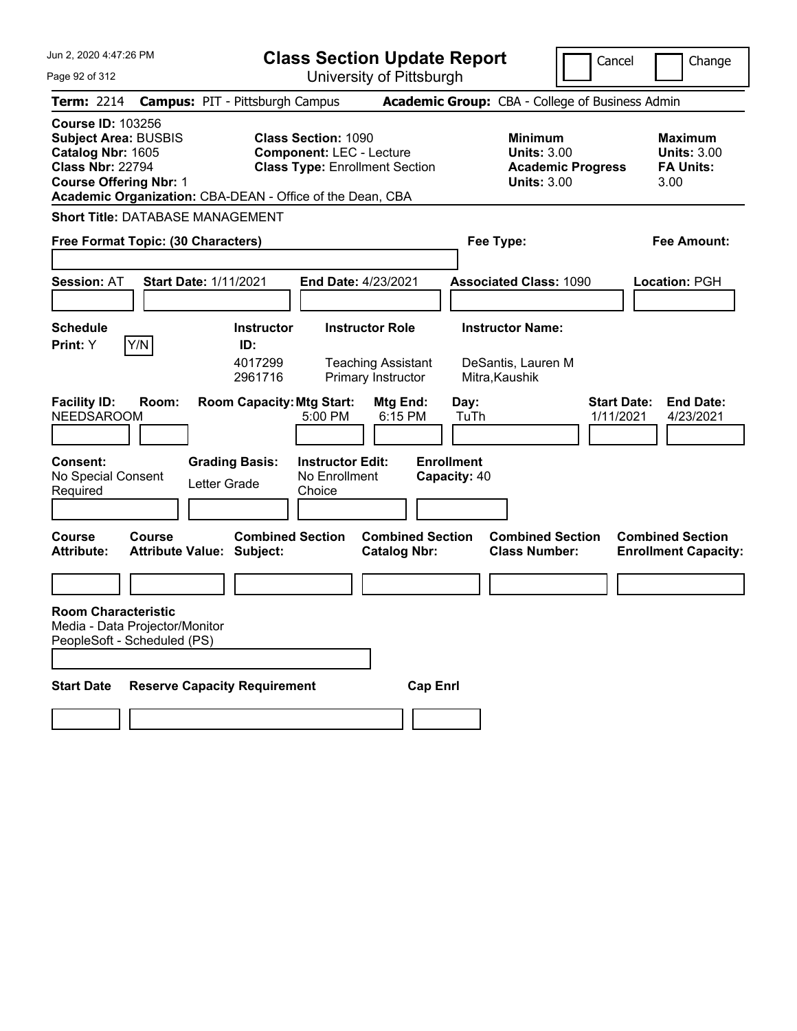# Class Section Update Report

University of Pittsburgh

Cancel | Change

**Term:** 2214 **Campus:** PIT - Pittsburgh Campus **Academic Group:** CBA - College of Business Admin

**Course ID:** 103256
**Subject Area:** BUSBIS
**Catalog Nbr:** 1605
**Class Nbr:** 22794
**Course Offering Nbr:** 1
**Academic Organization:** CBA-DEAN - Office of the Dean, CBA

**Class Section:** 1090
**Component:** LEC - Lecture
**Class Type:** Enrollment Section

**Minimum**
**Units:** 3.00
**Academic Progress Units:** 3.00

**Maximum**
**Units:** 3.00
**FA Units:** 3.00

**Short Title:** DATABASE MANAGEMENT

**Free Format Topic: (30 Characters)**

**Fee Type:**

**Fee Amount:**

**Session:** AT **Start Date:** 1/11/2021 **End Date:** 4/23/2021 **Associated Class:** 1090 **Location:** PGH

**Schedule Print:** Y Y/N

| Instructor ID | Instructor Role | Instructor Name |
|---|---|---|
| 4017299 | Teaching Assistant | DeSantis, Lauren M |
| 2961716 | Primary Instructor | Mitra,Kaushik |

| Facility ID | Room | Room Capacity | Mtg Start | Mtg End | Day | Start Date | End Date |
|---|---|---|---|---|---|---|---|
| NEEDSAROOM | | | 5:00 PM | 6:15 PM | TuTh | 1/11/2021 | 4/23/2021 |

**Consent:** No Special Consent Required
**Grading Basis:** Letter Grade
**Instructor Edit:** No Enrollment Choice
**Enrollment Capacity:** 40

| Course Attribute | Course Attribute Value | Combined Section Subject | Combined Section Catalog Nbr | Combined Section Class Number | Combined Section Enrollment Capacity |
|---|---|---|---|---|---|
| | | | | | |

**Room Characteristic**
Media - Data Projector/Monitor
PeopleSoft - Scheduled (PS)

| Start Date | Reserve Capacity Requirement | Cap Enrl |
|---|---|---|
| | | |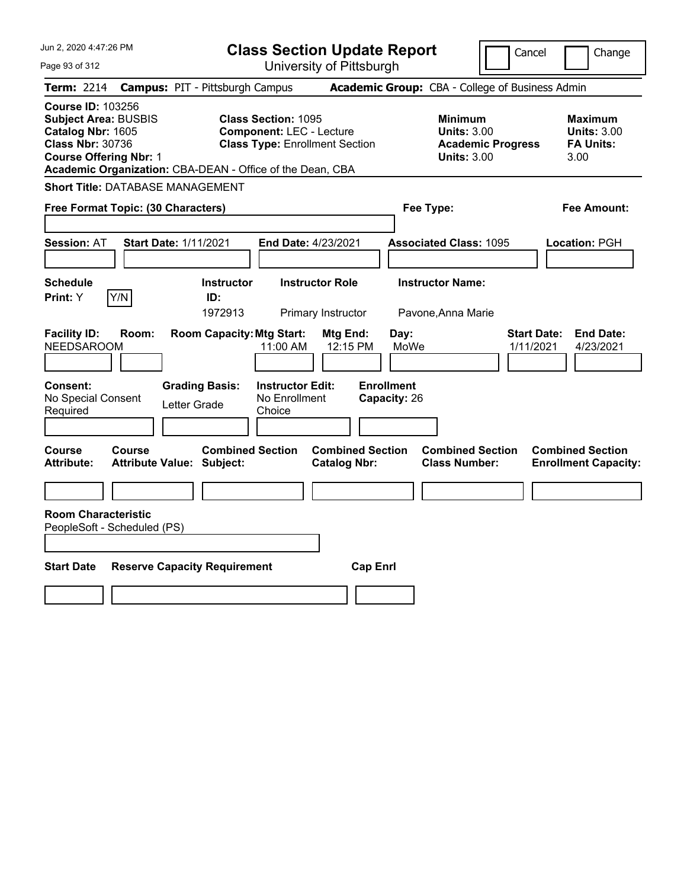# Class Section Update Report

University of Pittsburgh

Cancel | Change

**Term:** 2214 **Campus:** PIT - Pittsburgh Campus **Academic Group:** CBA - College of Business Admin

**Course ID:** 103256
**Subject Area:** BUSBIS
**Catalog Nbr:** 1605
**Class Nbr:** 30736
**Course Offering Nbr:** 1
**Academic Organization:** CBA-DEAN - Office of the Dean, CBA

**Class Section:** 1095
**Component:** LEC - Lecture
**Class Type:** Enrollment Section

**Minimum Units:** 3.00
**Academic Progress Units:** 3.00

**Maximum Units:** 3.00
**FA Units:** 3.00

**Short Title:** DATABASE MANAGEMENT

**Free Format Topic: (30 Characters)**

**Fee Type:**

**Fee Amount:**

**Session:** AT **Start Date:** 1/11/2021 **End Date:** 4/23/2021 **Associated Class:** 1095 **Location:** PGH

| Schedule Print | Y/N | Instructor ID | Instructor Role | Instructor Name |
|---|---|---|---|---|
| Y | | 1972913 | Primary Instructor | Pavone,Anna Marie |

| Facility ID | Room | Room Capacity | Mtg Start | Mtg End | Day | Start Date | End Date |
|---|---|---|---|---|---|---|---|
| NEEDSAROOM | | | 11:00 AM | 12:15 PM | MoWe | 1/11/2021 | 4/23/2021 |

**Consent:** No Special Consent Required
**Grading Basis:** Letter Grade
**Instructor Edit:** No Enrollment Choice
**Enrollment Capacity:** 26

| Course Attribute | Course Attribute Value | Combined Section Subject | Combined Section Catalog Nbr | Combined Section Class Number | Combined Section Enrollment Capacity |
|---|---|---|---|---|---|
| | | | | | |

**Room Characteristic**
PeopleSoft - Scheduled (PS)

| Start Date | Reserve Capacity Requirement | Cap Enrl |
|---|---|---|
| | | |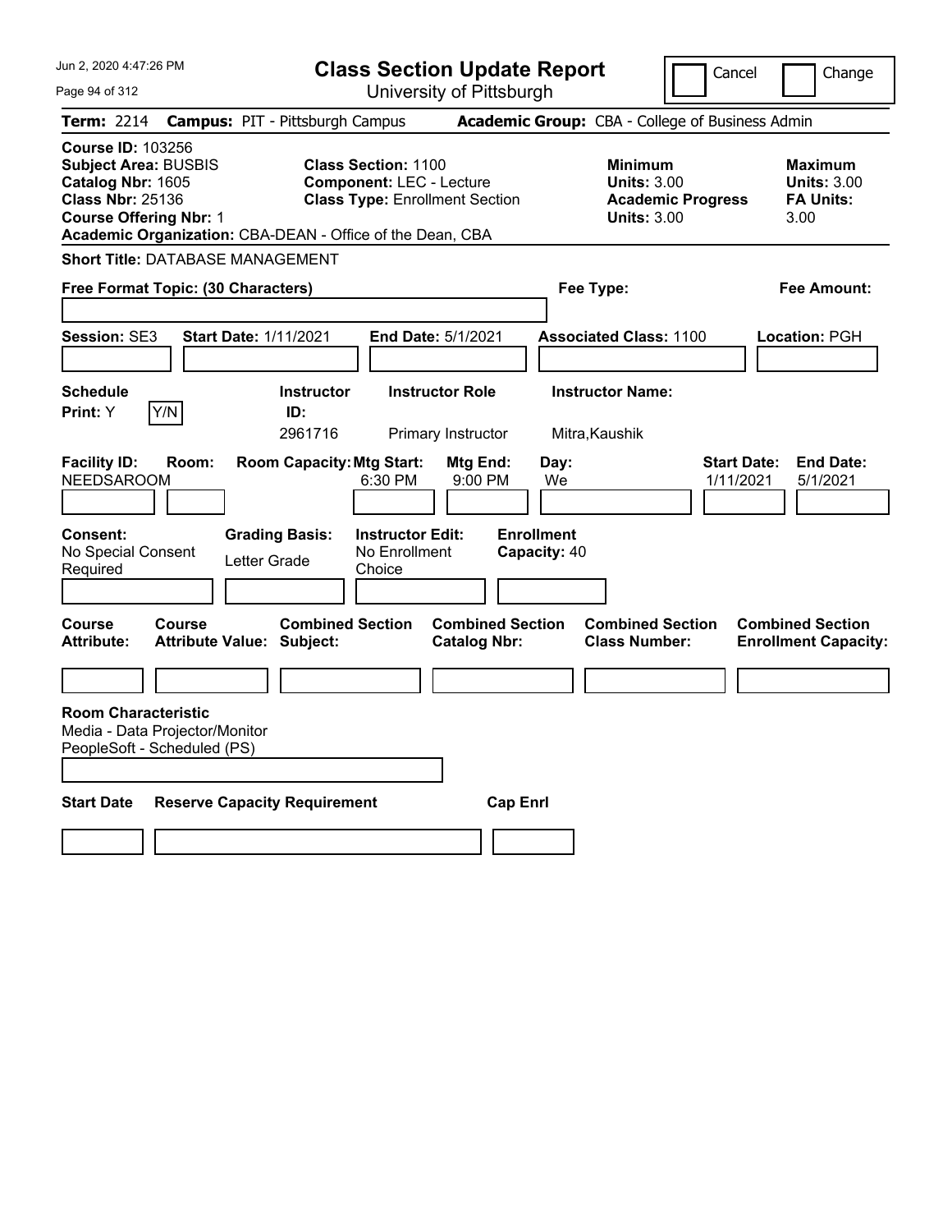# Class Section Update Report

University of Pittsburgh

Cancel ☐ Change ☐

**Term:** 2214 **Campus:** PIT - Pittsburgh Campus **Academic Group:** CBA - College of Business Admin

**Course ID:** 103256
**Subject Area:** BUSBIS
**Catalog Nbr:** 1605
**Class Nbr:** 25136
**Course Offering Nbr:** 1
**Academic Organization:** CBA-DEAN - Office of the Dean, CBA

**Class Section:** 1100
**Component:** LEC - Lecture
**Class Type:** Enrollment Section

| | Minimum | Maximum |
|---|---|---|
| Units | 3.00 | 3.00 |
| Academic Progress / FA Units | 3.00 | 3.00 |

**Short Title:** DATABASE MANAGEMENT

**Free Format Topic: (30 Characters)**

**Fee Type:**

**Fee Amount:**

**Session:** SE3 **Start Date:** 1/11/2021 **End Date:** 5/1/2021 **Associated Class:** 1100 **Location:** PGH

**Schedule Print:** Y [Y/N]

| Instructor ID | Instructor Role | Instructor Name |
|---|---|---|
| 2961716 | Primary Instructor | Mitra,Kaushik |

| Facility ID | Room | Room Capacity | Mtg Start | Mtg End | Day | Start Date | End Date |
|---|---|---|---|---|---|---|---|
| NEEDSAROOM | | | 6:30 PM | 9:00 PM | We | 1/11/2021 | 5/1/2021 |

**Consent:** No Special Consent Required
**Grading Basis:** Letter Grade
**Instructor Edit:** No Enrollment Choice
**Enrollment Capacity:** 40

| Course Attribute | Course Attribute Value | Combined Section Subject | Combined Section Catalog Nbr | Combined Section Class Number | Combined Section Enrollment Capacity |
|---|---|---|---|---|---|
| | | | | | |

**Room Characteristic**
Media - Data Projector/Monitor
PeopleSoft - Scheduled (PS)

| Start Date | Reserve Capacity Requirement | Cap Enrl |
|---|---|---|
| | | |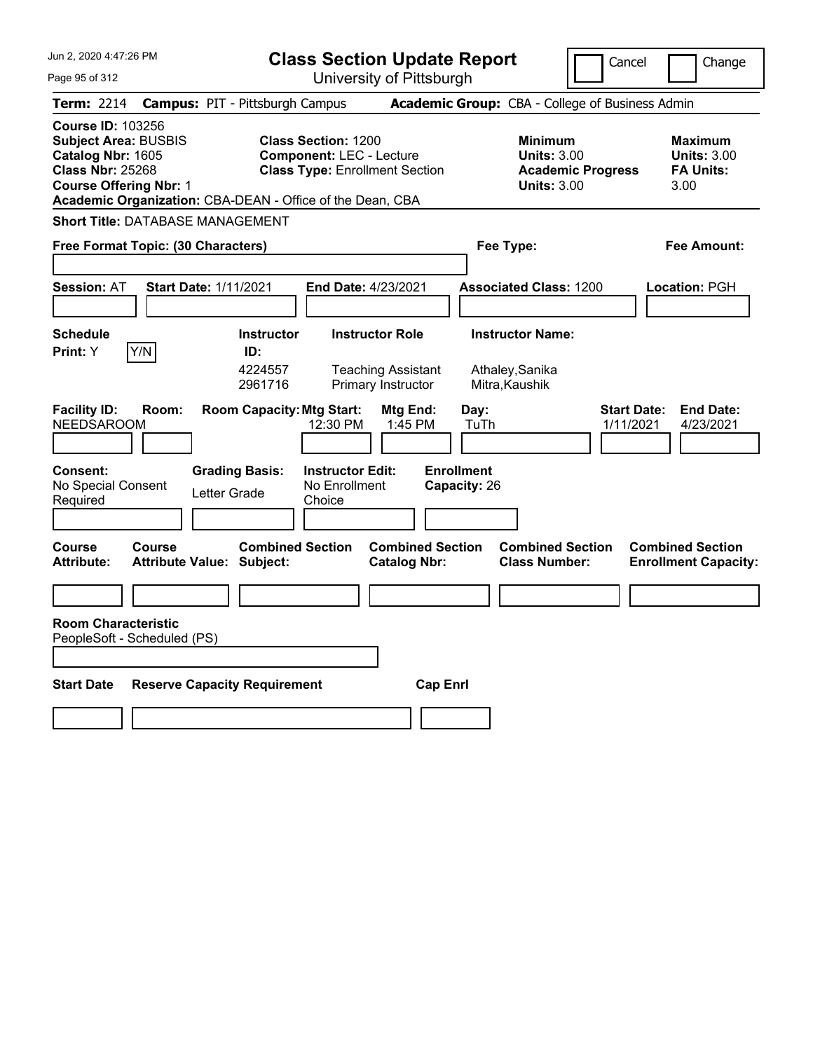# Class Section Update Report

University of Pittsburgh

Jun 2, 2020 4:47:26 PM

Cancel | Change

**Term:** 2214 **Campus:** PIT - Pittsburgh Campus **Academic Group:** CBA - College of Business Admin

**Course ID:** 103256
**Subject Area:** BUSBIS
**Catalog Nbr:** 1605
**Class Nbr:** 25268
**Course Offering Nbr:** 1
**Academic Organization:** CBA-DEAN - Office of the Dean, CBA

**Class Section:** 1200
**Component:** LEC - Lecture
**Class Type:** Enrollment Section

**Minimum Units:** 3.00
**Academic Progress Units:** 3.00

**Maximum Units:** 3.00
**FA Units:** 3.00

**Short Title:** DATABASE MANAGEMENT

**Free Format Topic: (30 Characters)**

**Fee Type:**

**Fee Amount:**

**Session:** AT **Start Date:** 1/11/2021 **End Date:** 4/23/2021 **Associated Class:** 1200 **Location:** PGH

**Schedule Print:** Y  Y/N

| Instructor ID | Instructor Role | Instructor Name |
|---|---|---|
| 4224557 | Teaching Assistant | Athaley,Sanika |
| 2961716 | Primary Instructor | Mitra,Kaushik |

| Facility ID | Room | Room Capacity | Mtg Start | Mtg End | Day | Start Date | End Date |
|---|---|---|---|---|---|---|---|
| NEEDSAROOM | | | 12:30 PM | 1:45 PM | TuTh | 1/11/2021 | 4/23/2021 |

**Consent:** No Special Consent Required
**Grading Basis:** Letter Grade
**Instructor Edit:** No Enrollment Choice
**Enrollment Capacity:** 26

| Course Attribute | Course Attribute Value | Combined Section Subject | Combined Section Catalog Nbr | Combined Section Class Number | Combined Section Enrollment Capacity |
|---|---|---|---|---|---|
| | | | | | |

**Room Characteristic**
PeopleSoft - Scheduled (PS)

| Start Date | Reserve Capacity Requirement | Cap Enrl |
|---|---|---|
| | | |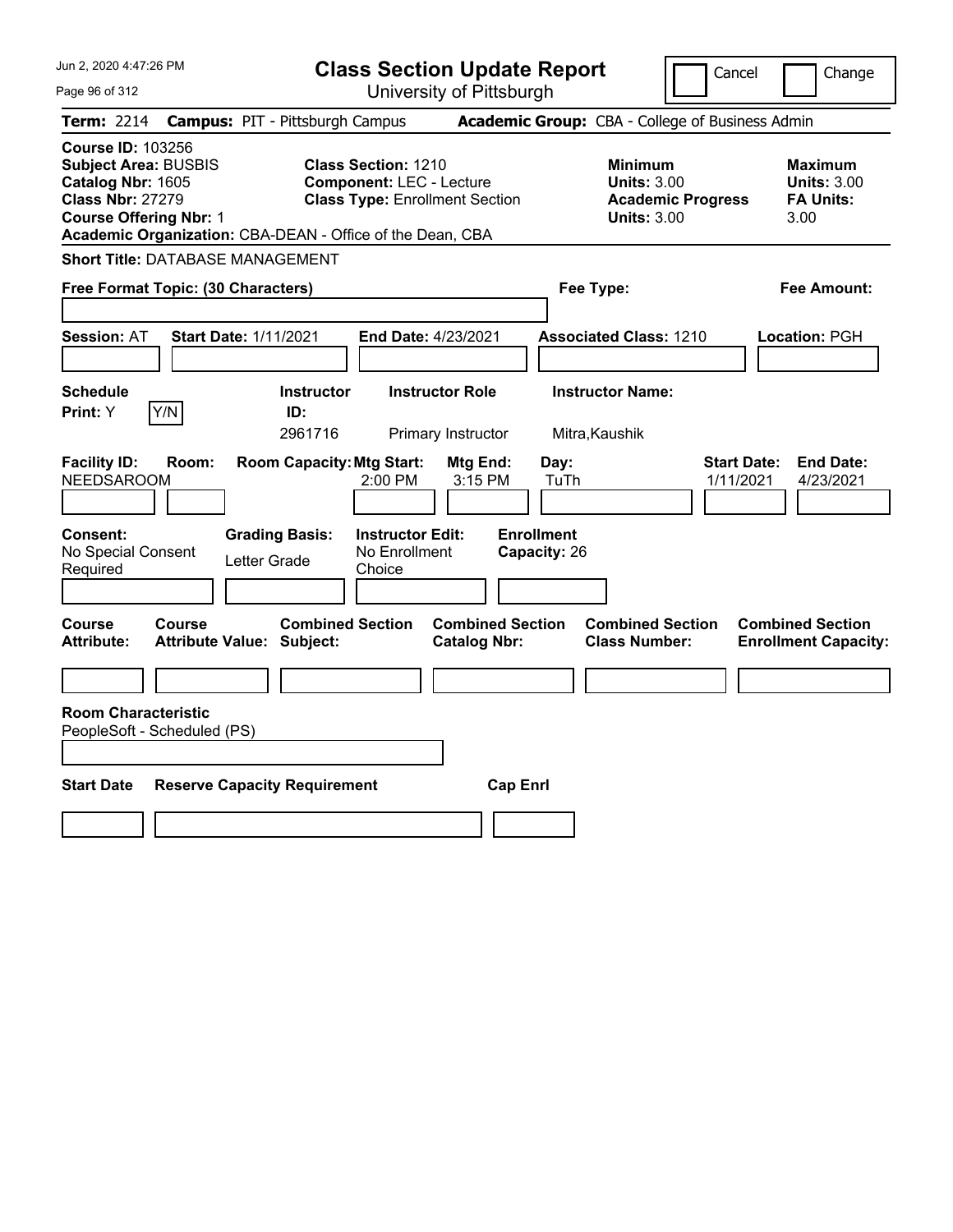# Class Section Update Report

University of Pittsburgh

Cancel | Change

**Term:** 2214 **Campus:** PIT - Pittsburgh Campus **Academic Group:** CBA - College of Business Admin

**Course ID:** 103256
**Subject Area:** BUSBIS
**Catalog Nbr:** 1605
**Class Nbr:** 27279
**Course Offering Nbr:** 1
**Academic Organization:** CBA-DEAN - Office of the Dean, CBA

**Class Section:** 1210
**Component:** LEC - Lecture
**Class Type:** Enrollment Section

**Minimum Units:** 3.00
**Academic Progress Units:** 3.00

**Maximum Units:** 3.00
**FA Units:** 3.00

**Short Title:** DATABASE MANAGEMENT

**Free Format Topic: (30 Characters)**

**Fee Type:**

**Fee Amount:**

**Session:** AT **Start Date:** 1/11/2021 **End Date:** 4/23/2021 **Associated Class:** 1210 **Location:** PGH

| Schedule Print | Instructor ID | Instructor Role | Instructor Name |
|---|---|---|---|
| Y | 2961716 | Primary Instructor | Mitra,Kaushik |

| Facility ID | Room | Room Capacity | Mtg Start | Mtg End | Day | Start Date | End Date |
|---|---|---|---|---|---|---|---|
| NEEDSAROOM | | | 2:00 PM | 3:15 PM | TuTh | 1/11/2021 | 4/23/2021 |

**Consent:** No Special Consent Required
**Grading Basis:** Letter Grade
**Instructor Edit:** No Enrollment Choice
**Enrollment Capacity:** 26

| Course Attribute | Course Attribute Value | Combined Section Subject | Combined Section Catalog Nbr | Combined Section Class Number | Combined Section Enrollment Capacity |
|---|---|---|---|---|---|
| | | | | | |

**Room Characteristic**
PeopleSoft - Scheduled (PS)

| Start Date | Reserve Capacity Requirement | Cap Enrl |
|---|---|---|
| | | |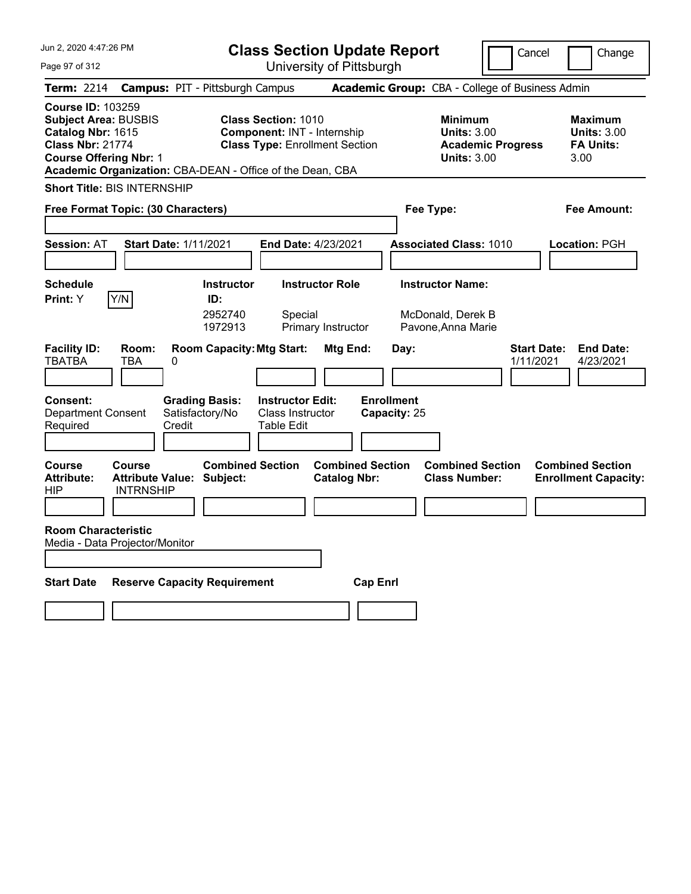# Class Section Update Report

University of Pittsburgh

Cancel | Change

**Term:** 2214 **Campus:** PIT - Pittsburgh Campus **Academic Group:** CBA - College of Business Admin

**Course ID:** 103259
**Subject Area:** BUSBIS
**Catalog Nbr:** 1615
**Class Nbr:** 21774
**Course Offering Nbr:** 1
**Academic Organization:** CBA-DEAN - Office of the Dean, CBA

**Class Section:** 1010
**Component:** INT - Internship
**Class Type:** Enrollment Section

**Minimum Units:** 3.00
**Academic Progress Units:** 3.00

**Maximum Units:** 3.00
**FA Units:** 3.00

**Short Title:** BIS INTERNSHIP

**Free Format Topic: (30 Characters)**

**Fee Type:**

**Fee Amount:**

**Session:** AT **Start Date:** 1/11/2021 **End Date:** 4/23/2021 **Associated Class:** 1010 **Location:** PGH

**Schedule Print:** Y (Y/N)

| Instructor ID | Instructor Role | Instructor Name |
|---|---|---|
| 2952740 | Special | McDonald, Derek B |
| 1972913 | Primary Instructor | Pavone,Anna Marie |

| Facility ID | Room | Room Capacity | Mtg Start | Mtg End | Day | Start Date | End Date |
|---|---|---|---|---|---|---|---|
| TBATBA | TBA | 0 | | | | 1/11/2021 | 4/23/2021 |

**Consent:** Department Consent Required
**Grading Basis:** Satisfactory/No Credit
**Instructor Edit:** Class Instructor Table Edit
**Enrollment Capacity:** 25

| Course Attribute | Course Attribute Value | Combined Section Subject | Combined Section Catalog Nbr | Combined Section Class Number | Combined Section Enrollment Capacity |
|---|---|---|---|---|---|
| HIP | INTRNSHIP | | | | |

**Room Characteristic**
Media - Data Projector/Monitor

| Start Date | Reserve Capacity Requirement | Cap Enrl |
|---|---|---|
| | | |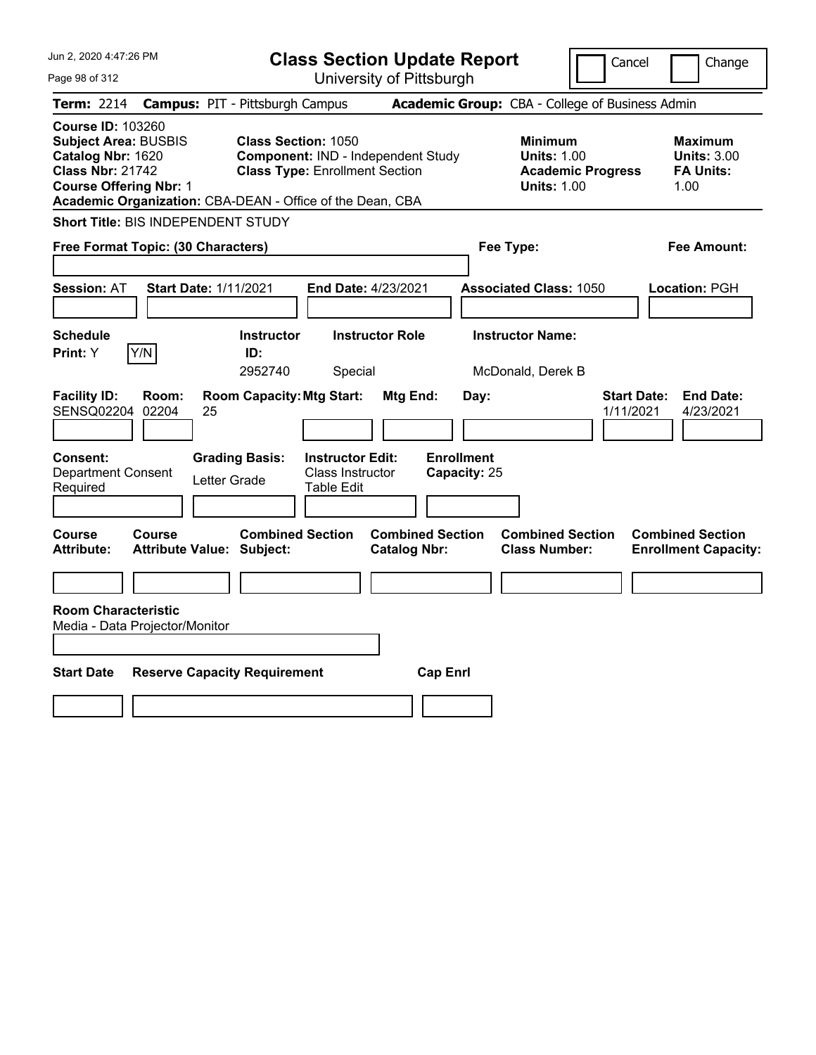# Class Section Update Report

University of Pittsburgh

Cancel | Change

**Term:** 2214 **Campus:** PIT - Pittsburgh Campus **Academic Group:** CBA - College of Business Admin

**Course ID:** 103260
**Subject Area:** BUSBIS
**Catalog Nbr:** 1620
**Class Nbr:** 21742
**Course Offering Nbr:** 1
**Academic Organization:** CBA-DEAN - Office of the Dean, CBA

**Class Section:** 1050
**Component:** IND - Independent Study
**Class Type:** Enrollment Section

**Minimum**
**Units:** 1.00
**Academic Progress Units:** 1.00

**Maximum**
**Units:** 3.00
**FA Units:** 1.00

**Short Title:** BIS INDEPENDENT STUDY

**Free Format Topic: (30 Characters)**

**Fee Type:**

**Fee Amount:**

**Session:** AT **Start Date:** 1/11/2021 **End Date:** 4/23/2021 **Associated Class:** 1050 **Location:** PGH

| Schedule Print | | Instructor ID | Instructor Role | Instructor Name |
|---|---|---|---|---|
| Y | Y/N | 2952740 | Special | McDonald, Derek B |

| Facility ID | Room | Room Capacity | Mtg Start | Mtg End | Day | Start Date | End Date |
|---|---|---|---|---|---|---|---|
| SENSQ02204 | 02204 | 25 | | | | 1/11/2021 | 4/23/2021 |

**Consent:** Department Consent Required
**Grading Basis:** Letter Grade
**Instructor Edit:** Class Instructor Table Edit
**Enrollment Capacity:** 25

| Course Attribute | Course Attribute Value | Combined Section Subject | Combined Section Catalog Nbr | Combined Section Class Number | Combined Section Enrollment Capacity |
|---|---|---|---|---|---|
| | | | | | |

**Room Characteristic**
Media - Data Projector/Monitor

| Start Date | Reserve Capacity Requirement | Cap Enrl |
|---|---|---|
| | | |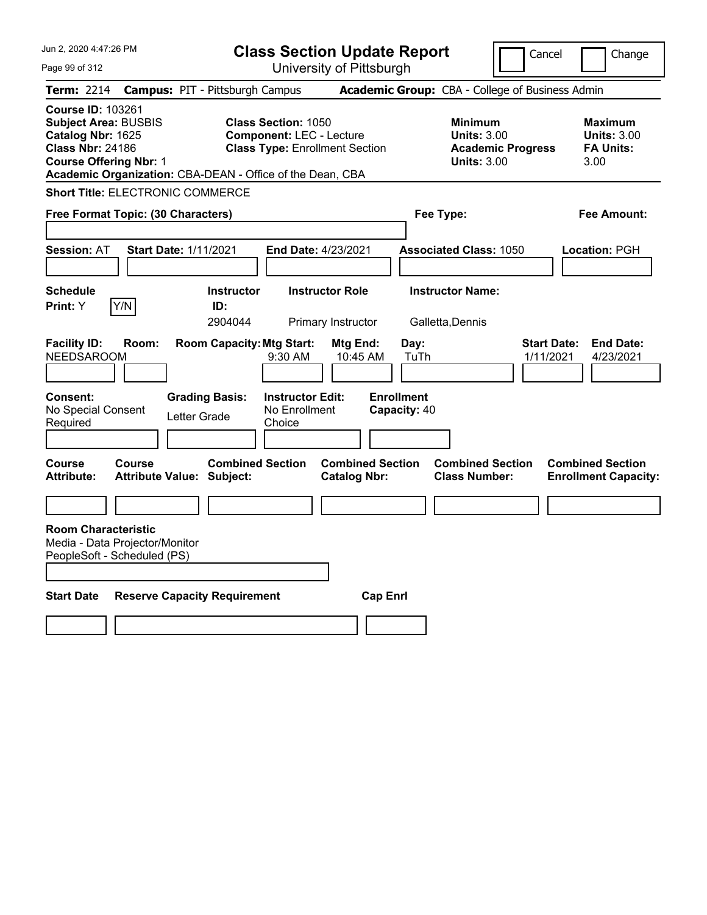# Class Section Update Report

University of Pittsburgh

Cancel ☐ Change ☐

**Term:** 2214 **Campus:** PIT - Pittsburgh Campus **Academic Group:** CBA - College of Business Admin

**Course ID:** 103261
**Subject Area:** BUSBIS
**Catalog Nbr:** 1625
**Class Nbr:** 24186
**Course Offering Nbr:** 1
**Academic Organization:** CBA-DEAN - Office of the Dean, CBA

**Class Section:** 1050
**Component:** LEC - Lecture
**Class Type:** Enrollment Section

**Minimum Units:** 3.00
**Academic Progress Units:** 3.00

**Maximum Units:** 3.00
**FA Units:** 3.00

**Short Title:** ELECTRONIC COMMERCE

**Free Format Topic: (30 Characters)**

**Fee Type:**

**Fee Amount:**

**Session:** AT **Start Date:** 1/11/2021 **End Date:** 4/23/2021 **Associated Class:** 1050 **Location:** PGH

| Schedule Print | Instructor ID | Instructor Role | Instructor Name |
|---|---|---|---|
| Y | 2904044 | Primary Instructor | Galletta,Dennis |

| Facility ID | Room | Room Capacity | Mtg Start | Mtg End | Day | Start Date | End Date |
|---|---|---|---|---|---|---|---|
| NEEDSAROOM | | | 9:30 AM | 10:45 AM | TuTh | 1/11/2021 | 4/23/2021 |

**Consent:** No Special Consent Required
**Grading Basis:** Letter Grade
**Instructor Edit:** No Enrollment Choice
**Enrollment Capacity:** 40

| Course Attribute | Course Attribute Value | Combined Section Subject | Combined Section Catalog Nbr | Combined Section Class Number | Combined Section Enrollment Capacity |
|---|---|---|---|---|---|
| | | | | | |

**Room Characteristic**
Media - Data Projector/Monitor
PeopleSoft - Scheduled (PS)

| Start Date | Reserve Capacity Requirement | Cap Enrl |
|---|---|---|
| | | |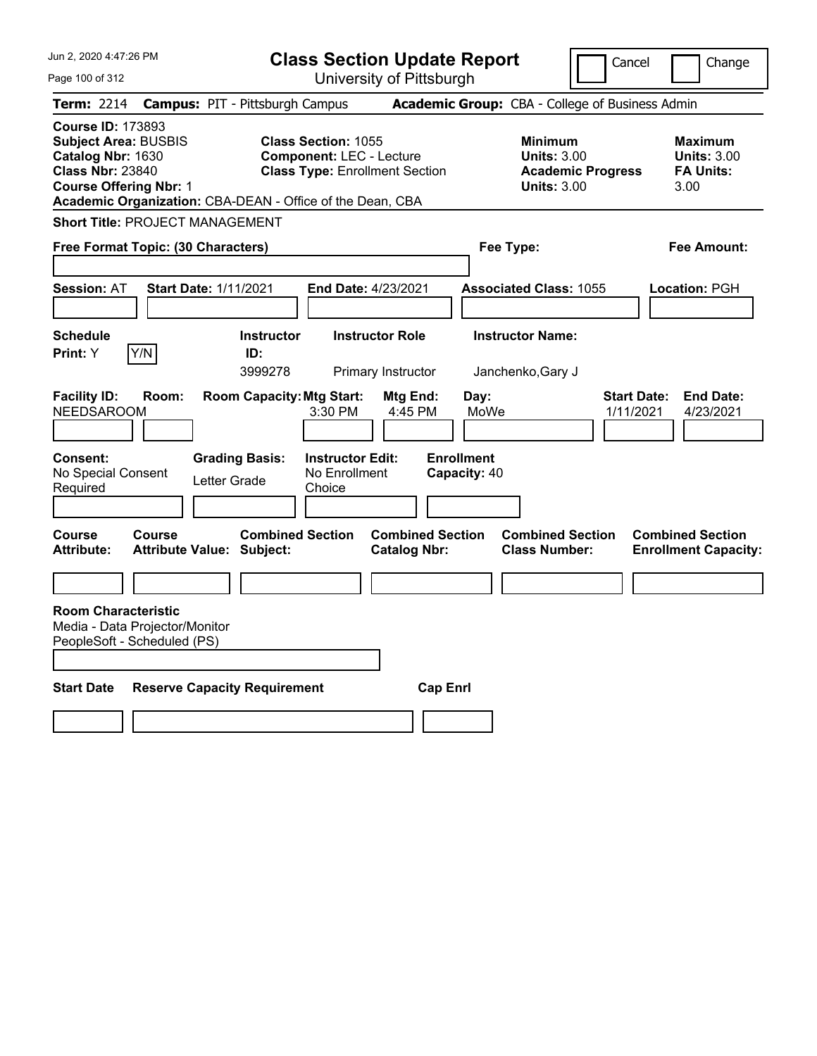# Class Section Update Report

University of Pittsburgh

Jun 2, 2020 4:47:26 PM

Cancel | Change

**Term:** 2214 **Campus:** PIT - Pittsburgh Campus **Academic Group:** CBA - College of Business Admin

**Course ID:** 173893
**Subject Area:** BUSBIS
**Catalog Nbr:** 1630
**Class Nbr:** 23840
**Course Offering Nbr:** 1
**Academic Organization:** CBA-DEAN - Office of the Dean, CBA

**Class Section:** 1055
**Component:** LEC - Lecture
**Class Type:** Enrollment Section

**Minimum**
**Units:** 3.00
**Academic Progress Units:** 3.00

**Maximum**
**Units:** 3.00
**FA Units:** 3.00

**Short Title:** PROJECT MANAGEMENT

**Free Format Topic: (30 Characters)**

**Fee Type:**

**Fee Amount:**

**Session:** AT **Start Date:** 1/11/2021 **End Date:** 4/23/2021 **Associated Class:** 1055 **Location:** PGH

| Schedule Print | Instructor ID | Instructor Role | Instructor Name |
|---|---|---|---|
| Y (Y/N) | 3999278 | Primary Instructor | Janchenko,Gary J |

| Facility ID | Room | Room Capacity | Mtg Start | Mtg End | Day | Start Date | End Date |
|---|---|---|---|---|---|---|---|
| NEEDSAROOM | | | 3:30 PM | 4:45 PM | MoWe | 1/11/2021 | 4/23/2021 |

| Consent | Grading Basis | Instructor Edit | Enrollment Capacity |
|---|---|---|---|
| No Special Consent Required | Letter Grade | No Enrollment Choice | 40 |

| Course Attribute | Course Attribute Value | Combined Section Subject | Combined Section Catalog Nbr | Combined Section Class Number | Combined Section Enrollment Capacity |
|---|---|---|---|---|---|
| | | | | | |

**Room Characteristic**
Media - Data Projector/Monitor
PeopleSoft - Scheduled (PS)

| Start Date | Reserve Capacity Requirement | Cap Enrl |
|---|---|---|
| | | |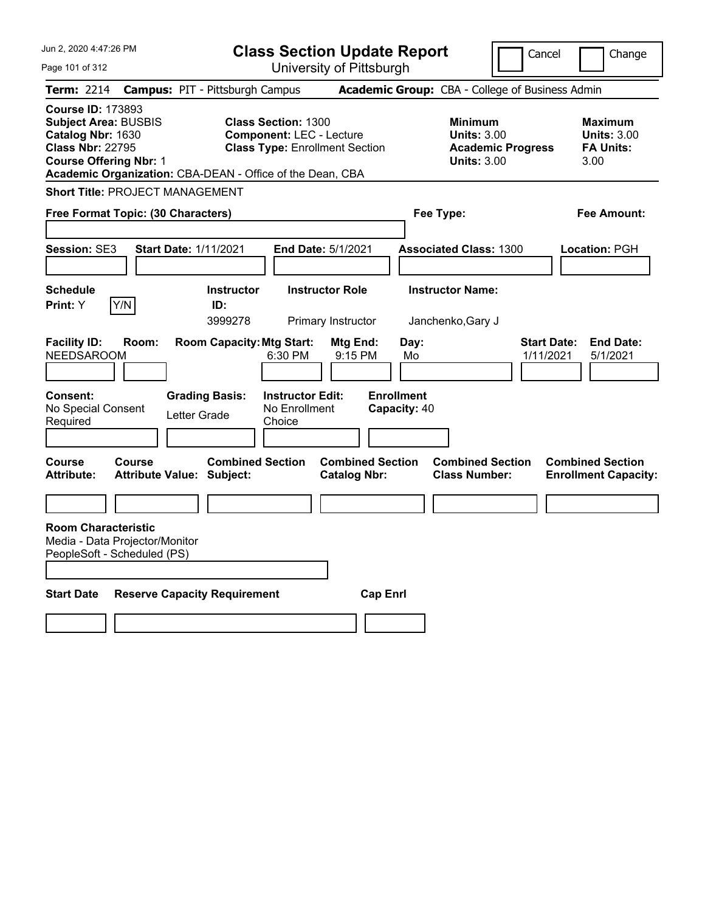# Class Section Update Report

University of Pittsburgh

Cancel | Change

**Term:** 2214 **Campus:** PIT - Pittsburgh Campus **Academic Group:** CBA - College of Business Admin

**Course ID:** 173893
**Subject Area:** BUSBIS
**Catalog Nbr:** 1630
**Class Nbr:** 22795
**Course Offering Nbr:** 1
**Academic Organization:** CBA-DEAN - Office of the Dean, CBA

**Class Section:** 1300
**Component:** LEC - Lecture
**Class Type:** Enrollment Section

**Minimum Units:** 3.00
**Academic Progress Units:** 3.00

**Maximum Units:** 3.00
**FA Units:** 3.00

**Short Title:** PROJECT MANAGEMENT

**Free Format Topic: (30 Characters)**

**Fee Type:**

**Fee Amount:**

**Session:** SE3 **Start Date:** 1/11/2021 **End Date:** 5/1/2021 **Associated Class:** 1300 **Location:** PGH

| Schedule Print: | | Instructor ID: | Instructor Role | Instructor Name: |
|---|---|---|---|---|
| Y | Y/N | 3999278 | Primary Instructor | Janchenko,Gary J |

| Facility ID: | Room: | Room Capacity: | Mtg Start: | Mtg End: | Day: | Start Date: | End Date: |
|---|---|---|---|---|---|---|---|
| NEEDSAROOM | | | 6:30 PM | 9:15 PM | Mo | 1/11/2021 | 5/1/2021 |

| Consent: | Grading Basis: | Instructor Edit: | Enrollment Capacity: |
|---|---|---|---|
| No Special Consent Required | Letter Grade | No Enrollment Choice | 40 |

| Course Attribute: | Course Attribute Value: | Combined Section Subject: | Combined Section Catalog Nbr: | Combined Section Class Number: | Combined Section Enrollment Capacity: |
|---|---|---|---|---|---|
| | | | | | |

**Room Characteristic**
Media - Data Projector/Monitor
PeopleSoft - Scheduled (PS)

| Start Date | Reserve Capacity Requirement | Cap Enrl |
|---|---|---|
| | | |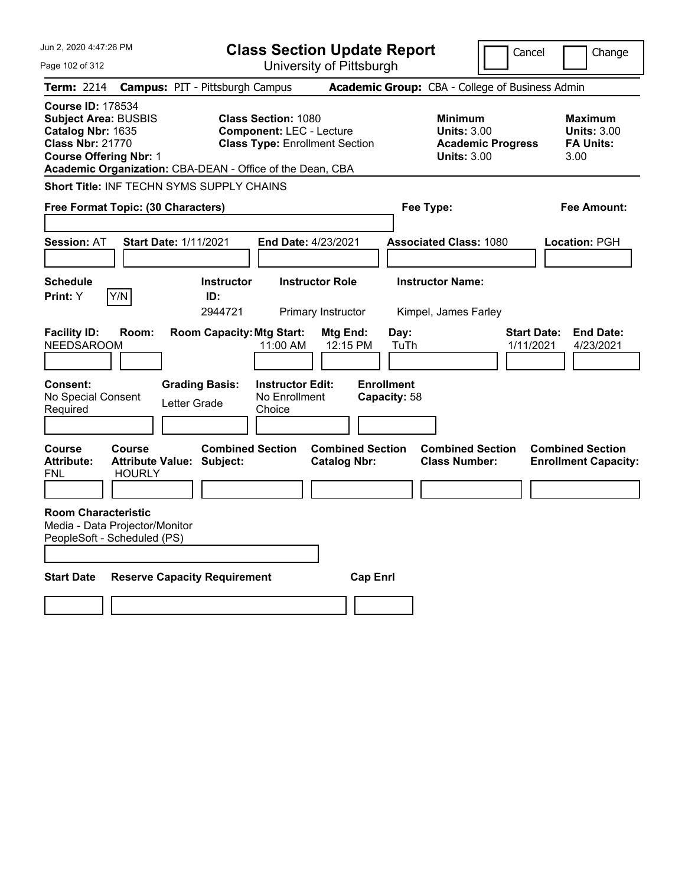# Class Section Update Report

University of Pittsburgh

Cancel | Change

**Term:** 2214 **Campus:** PIT - Pittsburgh Campus **Academic Group:** CBA - College of Business Admin

**Course ID:** 178534
**Subject Area:** BUSBIS
**Catalog Nbr:** 1635
**Class Nbr:** 21770
**Course Offering Nbr:** 1
**Academic Organization:** CBA-DEAN - Office of the Dean, CBA

**Class Section:** 1080
**Component:** LEC - Lecture
**Class Type:** Enrollment Section

**Minimum**
**Units:** 3.00
**Academic Progress Units:** 3.00

**Maximum**
**Units:** 3.00
**FA Units:** 3.00

**Short Title:** INF TECHN SYMS SUPPLY CHAINS

**Free Format Topic: (30 Characters)**

**Fee Type:**

**Fee Amount:**

**Session:** AT **Start Date:** 1/11/2021 **End Date:** 4/23/2021 **Associated Class:** 1080 **Location:** PGH

| Schedule Print: | Instructor ID: | Instructor Role | Instructor Name: |
|---|---|---|---|
| Y (Y/N) | 2944721 | Primary Instructor | Kimpel, James Farley |

| Facility ID: | Room: | Room Capacity: | Mtg Start: | Mtg End: | Day: | Start Date: | End Date: |
|---|---|---|---|---|---|---|---|
| NEEDSAROOM | | | 11:00 AM | 12:15 PM | TuTh | 1/11/2021 | 4/23/2021 |

| Consent: | Grading Basis: | Instructor Edit: | Enrollment Capacity: |
|---|---|---|---|
| No Special Consent Required | Letter Grade | No Enrollment Choice | 58 |

| Course Attribute: | Course Attribute Value: | Combined Section Subject: | Combined Section Catalog Nbr: | Combined Section Class Number: | Combined Section Enrollment Capacity: |
|---|---|---|---|---|---|
| FNL | HOURLY | | | | |

**Room Characteristic**
Media - Data Projector/Monitor
PeopleSoft - Scheduled (PS)

| Start Date | Reserve Capacity Requirement | Cap Enrl |
|---|---|---|
| | | |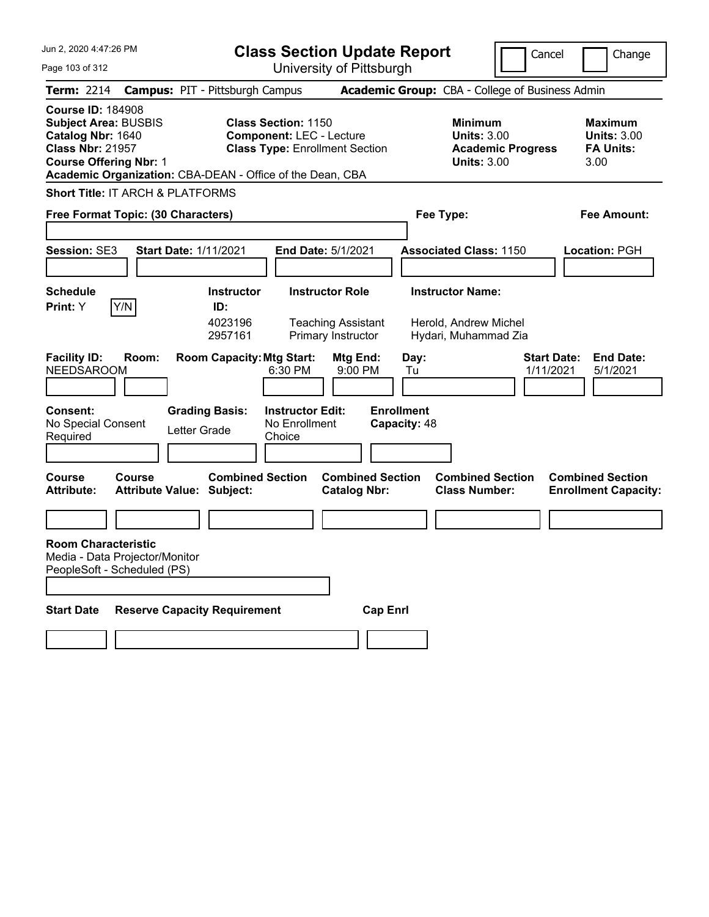# Class Section Update Report

University of Pittsburgh

Cancel | Change

**Term:** 2214 **Campus:** PIT - Pittsburgh Campus **Academic Group:** CBA - College of Business Admin

**Course ID:** 184908
**Subject Area:** BUSBIS
**Catalog Nbr:** 1640
**Class Nbr:** 21957
**Course Offering Nbr:** 1
**Academic Organization:** CBA-DEAN - Office of the Dean, CBA

**Class Section:** 1150
**Component:** LEC - Lecture
**Class Type:** Enrollment Section

**Minimum Units:** 3.00
**Academic Progress Units:** 3.00

**Maximum Units:** 3.00
**FA Units:** 3.00

**Short Title:** IT ARCH & PLATFORMS

**Free Format Topic: (30 Characters)**

**Fee Type:**

**Fee Amount:**

**Session:** SE3 **Start Date:** 1/11/2021 **End Date:** 5/1/2021 **Associated Class:** 1150 **Location:** PGH

**Schedule Print:** Y [Y/N]

| Instructor ID | Instructor Role | Instructor Name |
|---|---|---|
| 4023196 | Teaching Assistant | Herold, Andrew Michel |
| 2957161 | Primary Instructor | Hydari, Muhammad Zia |

| Facility ID | Room | Room Capacity | Mtg Start | Mtg End | Day | Start Date | End Date |
|---|---|---|---|---|---|---|---|
| NEEDSAROOM | | | 6:30 PM | 9:00 PM | Tu | 1/11/2021 | 5/1/2021 |

**Consent:** No Special Consent Required
**Grading Basis:** Letter Grade
**Instructor Edit:** No Enrollment Choice
**Enrollment Capacity:** 48

| Course Attribute | Course Attribute Value | Combined Section Subject | Combined Section Catalog Nbr | Combined Section Class Number | Combined Section Enrollment Capacity |
|---|---|---|---|---|---|
| | | | | | |

**Room Characteristic**
Media - Data Projector/Monitor
PeopleSoft - Scheduled (PS)

| Start Date | Reserve Capacity Requirement | Cap Enrl |
|---|---|---|
| | | |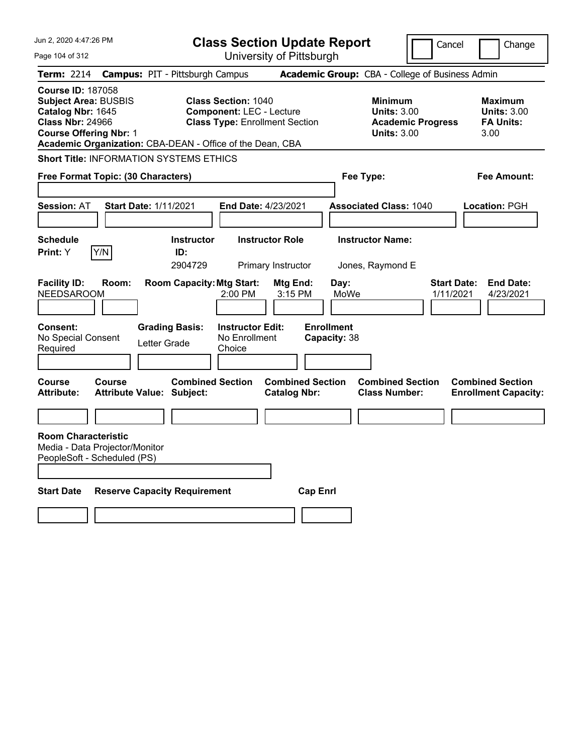# Class Section Update Report

University of Pittsburgh

Cancel | Change

**Term:** 2214 **Campus:** PIT - Pittsburgh Campus **Academic Group:** CBA - College of Business Admin

**Course ID:** 187058
**Subject Area:** BUSBIS
**Catalog Nbr:** 1645
**Class Nbr:** 24966
**Course Offering Nbr:** 1
**Academic Organization:** CBA-DEAN - Office of the Dean, CBA

**Class Section:** 1040
**Component:** LEC - Lecture
**Class Type:** Enrollment Section

**Minimum**
**Units:** 3.00
**Academic Progress Units:** 3.00

**Maximum**
**Units:** 3.00
**FA Units:** 3.00

**Short Title:** INFORMATION SYSTEMS ETHICS

**Free Format Topic: (30 Characters)**

**Fee Type:**

**Fee Amount:**

**Session:** AT **Start Date:** 1/11/2021 **End Date:** 4/23/2021 **Associated Class:** 1040 **Location:** PGH

| Schedule Print: | Instructor ID: | Instructor Role | Instructor Name: |
|---|---|---|---|
| Y | 2904729 | Primary Instructor | Jones, Raymond E |

| Facility ID: | Room: | Room Capacity: | Mtg Start: | Mtg End: | Day: | Start Date: | End Date: |
|---|---|---|---|---|---|---|---|
| NEEDSAROOM | | | 2:00 PM | 3:15 PM | MoWe | 1/11/2021 | 4/23/2021 |

| Consent: | Grading Basis: | Instructor Edit: | Enrollment Capacity: |
|---|---|---|---|
| No Special Consent Required | Letter Grade | No Enrollment Choice | 38 |

| Course Attribute: | Course Attribute Value: | Combined Section Subject: | Combined Section Catalog Nbr: | Combined Section Class Number: | Combined Section Enrollment Capacity: |
|---|---|---|---|---|---|
| | | | | | |

**Room Characteristic**
Media - Data Projector/Monitor
PeopleSoft - Scheduled (PS)

| Start Date | Reserve Capacity Requirement | Cap Enrl |
|---|---|---|
| | | |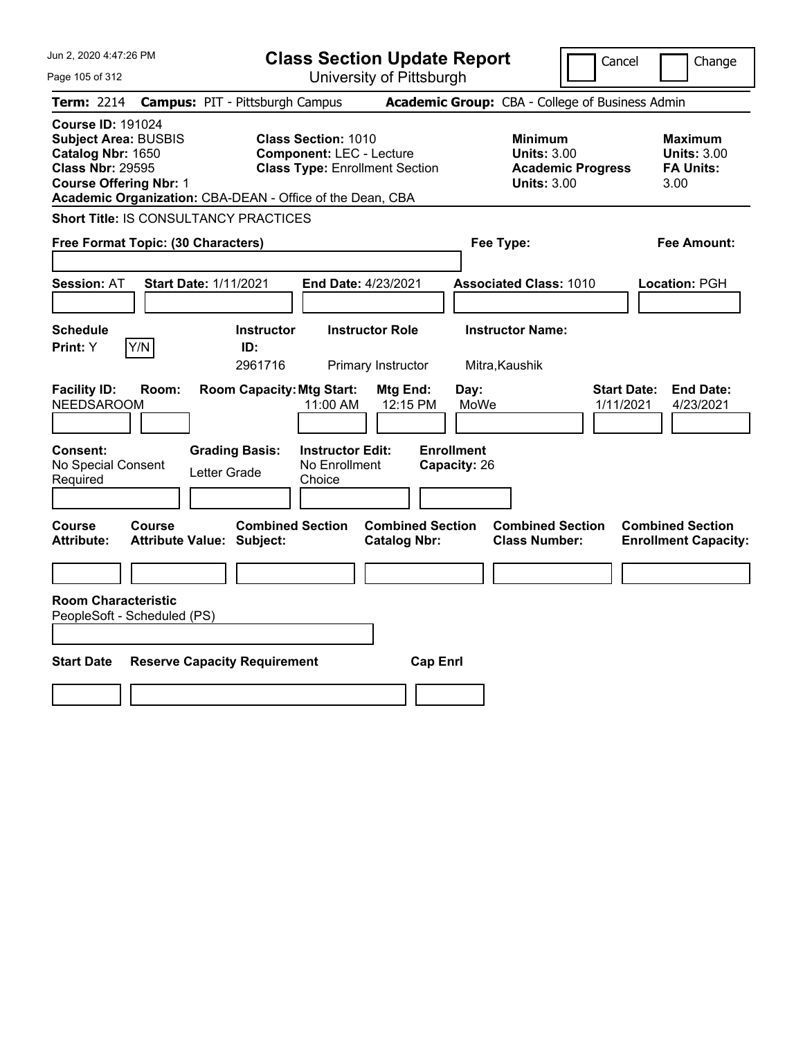# Class Section Update Report

University of Pittsburgh

Cancel | Change

**Term:** 2214 **Campus:** PIT - Pittsburgh Campus **Academic Group:** CBA - College of Business Admin

**Course ID:** 191024
**Subject Area:** BUSBIS
**Catalog Nbr:** 1650
**Class Nbr:** 29595
**Course Offering Nbr:** 1
**Academic Organization:** CBA-DEAN - Office of the Dean, CBA

**Class Section:** 1010
**Component:** LEC - Lecture
**Class Type:** Enrollment Section

**Minimum**
**Units:** 3.00
**Academic Progress Units:** 3.00

**Maximum**
**Units:** 3.00
**FA Units:** 3.00

**Short Title:** IS CONSULTANCY PRACTICES

**Free Format Topic: (30 Characters)**

**Fee Type:**

**Fee Amount:**

**Session:** AT **Start Date:** 1/11/2021 **End Date:** 4/23/2021 **Associated Class:** 1010 **Location:** PGH

| Schedule Print: | | Instructor ID: | Instructor Role | Instructor Name: |
|---|---|---|---|---|
| Y | Y/N | 2961716 | Primary Instructor | Mitra,Kaushik |

| Facility ID: | Room: | Room Capacity: | Mtg Start: | Mtg End: | Day: | Start Date: | End Date: |
|---|---|---|---|---|---|---|---|
| NEEDSAROOM | | | 11:00 AM | 12:15 PM | MoWe | 1/11/2021 | 4/23/2021 |

| Consent: | Grading Basis: | Instructor Edit: | Enrollment Capacity: |
|---|---|---|---|
| No Special Consent Required | Letter Grade | No Enrollment Choice | 26 |

| Course Attribute: | Course Attribute Value: | Combined Section Subject: | Combined Section Catalog Nbr: | Combined Section Class Number: | Combined Section Enrollment Capacity: |
|---|---|---|---|---|---|
| | | | | | |

**Room Characteristic**
PeopleSoft - Scheduled (PS)

| Start Date | Reserve Capacity Requirement | Cap Enrl |
|---|---|---|
| | | |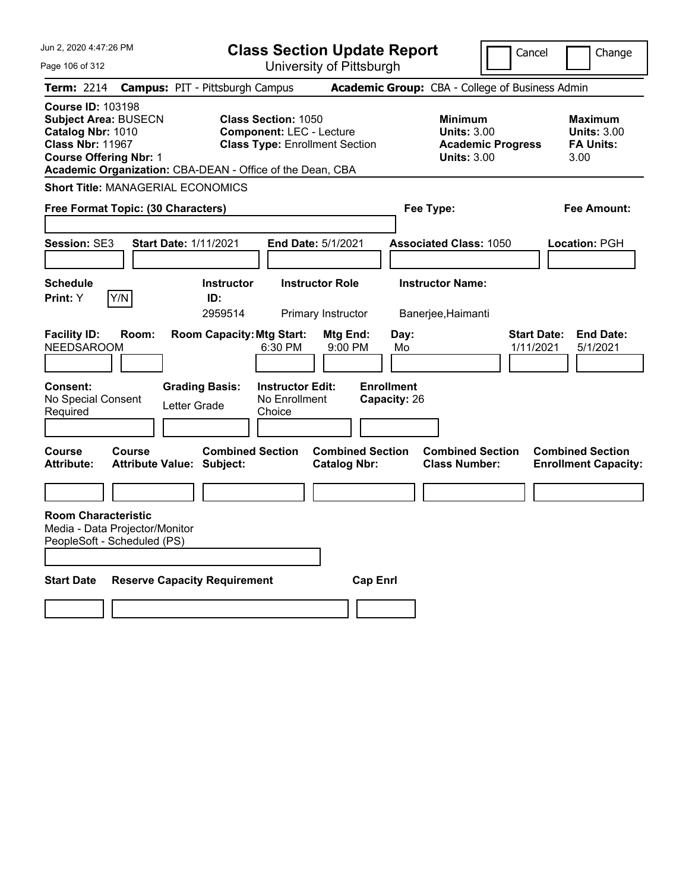# Class Section Update Report

University of Pittsburgh

Cancel | Change

**Term:** 2214 **Campus:** PIT - Pittsburgh Campus **Academic Group:** CBA - College of Business Admin

**Course ID:** 103198
**Subject Area:** BUSECN
**Catalog Nbr:** 1010
**Class Nbr:** 11967
**Course Offering Nbr:** 1
**Academic Organization:** CBA-DEAN - Office of the Dean, CBA

**Class Section:** 1050
**Component:** LEC - Lecture
**Class Type:** Enrollment Section

**Minimum Units:** 3.00
**Academic Progress Units:** 3.00

**Maximum Units:** 3.00
**FA Units:** 3.00

**Short Title:** MANAGERIAL ECONOMICS

**Free Format Topic: (30 Characters)**

**Fee Type:**

**Fee Amount:**

**Session:** SE3 **Start Date:** 1/11/2021 **End Date:** 5/1/2021 **Associated Class:** 1050 **Location:** PGH

| Schedule Print | Instructor ID | Instructor Role | Instructor Name |
|---|---|---|---|
| Y | 2959514 | Primary Instructor | Banerjee,Haimanti |

| Facility ID | Room | Room Capacity | Mtg Start | Mtg End | Day | Start Date | End Date |
|---|---|---|---|---|---|---|---|
| NEEDSAROOM | | | 6:30 PM | 9:00 PM | Mo | 1/11/2021 | 5/1/2021 |

**Consent:** No Special Consent Required
**Grading Basis:** Letter Grade
**Instructor Edit:** No Enrollment Choice
**Enrollment Capacity:** 26

| Course Attribute | Course Attribute Value | Combined Section Subject | Combined Section Catalog Nbr | Combined Section Class Number | Combined Section Enrollment Capacity |
|---|---|---|---|---|---|
| | | | | | |

**Room Characteristic**
Media - Data Projector/Monitor
PeopleSoft - Scheduled (PS)

| Start Date | Reserve Capacity Requirement | Cap Enrl |
|---|---|---|
| | | |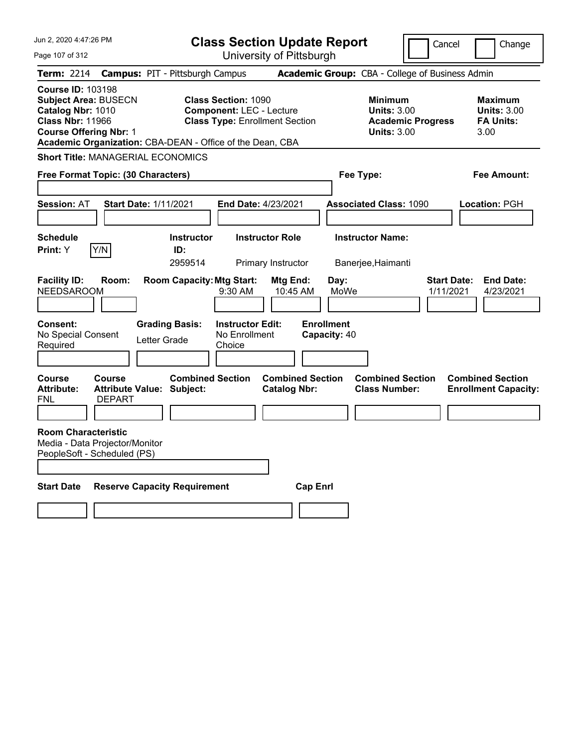# Class Section Update Report

University of Pittsburgh

Jun 2, 2020 4:47:26 PM

Cancel | Change

**Term:** 2214 **Campus:** PIT - Pittsburgh Campus **Academic Group:** CBA - College of Business Admin

**Course ID:** 103198
**Subject Area:** BUSECN
**Catalog Nbr:** 1010
**Class Nbr:** 11966
**Course Offering Nbr:** 1
**Academic Organization:** CBA-DEAN - Office of the Dean, CBA

**Class Section:** 1090
**Component:** LEC - Lecture
**Class Type:** Enrollment Section

**Minimum**
**Units:** 3.00
**Academic Progress Units:** 3.00

**Maximum**
**Units:** 3.00
**FA Units:** 3.00

**Short Title:** MANAGERIAL ECONOMICS

**Free Format Topic: (30 Characters)**

**Fee Type:**

**Fee Amount:**

**Session:** AT **Start Date:** 1/11/2021 **End Date:** 4/23/2021 **Associated Class:** 1090 **Location:** PGH

| Schedule Print | Instructor ID | Instructor Role | Instructor Name |
|---|---|---|---|
| Y (Y/N) | 2959514 | Primary Instructor | Banerjee,Haimanti |

| Facility ID | Room | Room Capacity | Mtg Start | Mtg End | Day | Start Date | End Date |
|---|---|---|---|---|---|---|---|
| NEEDSAROOM | | | 9:30 AM | 10:45 AM | MoWe | 1/11/2021 | 4/23/2021 |

| Consent | Grading Basis | Instructor Edit | Enrollment Capacity |
|---|---|---|---|
| No Special Consent Required | Letter Grade | No Enrollment Choice | 40 |

| Course Attribute | Course Attribute Value | Combined Section Subject | Combined Section Catalog Nbr | Combined Section Class Number | Combined Section Enrollment Capacity |
|---|---|---|---|---|---|
| FNL | DEPART | | | | |

**Room Characteristic**
Media - Data Projector/Monitor
PeopleSoft - Scheduled (PS)

| Start Date | Reserve Capacity Requirement | Cap Enrl |
|---|---|---|
| | | |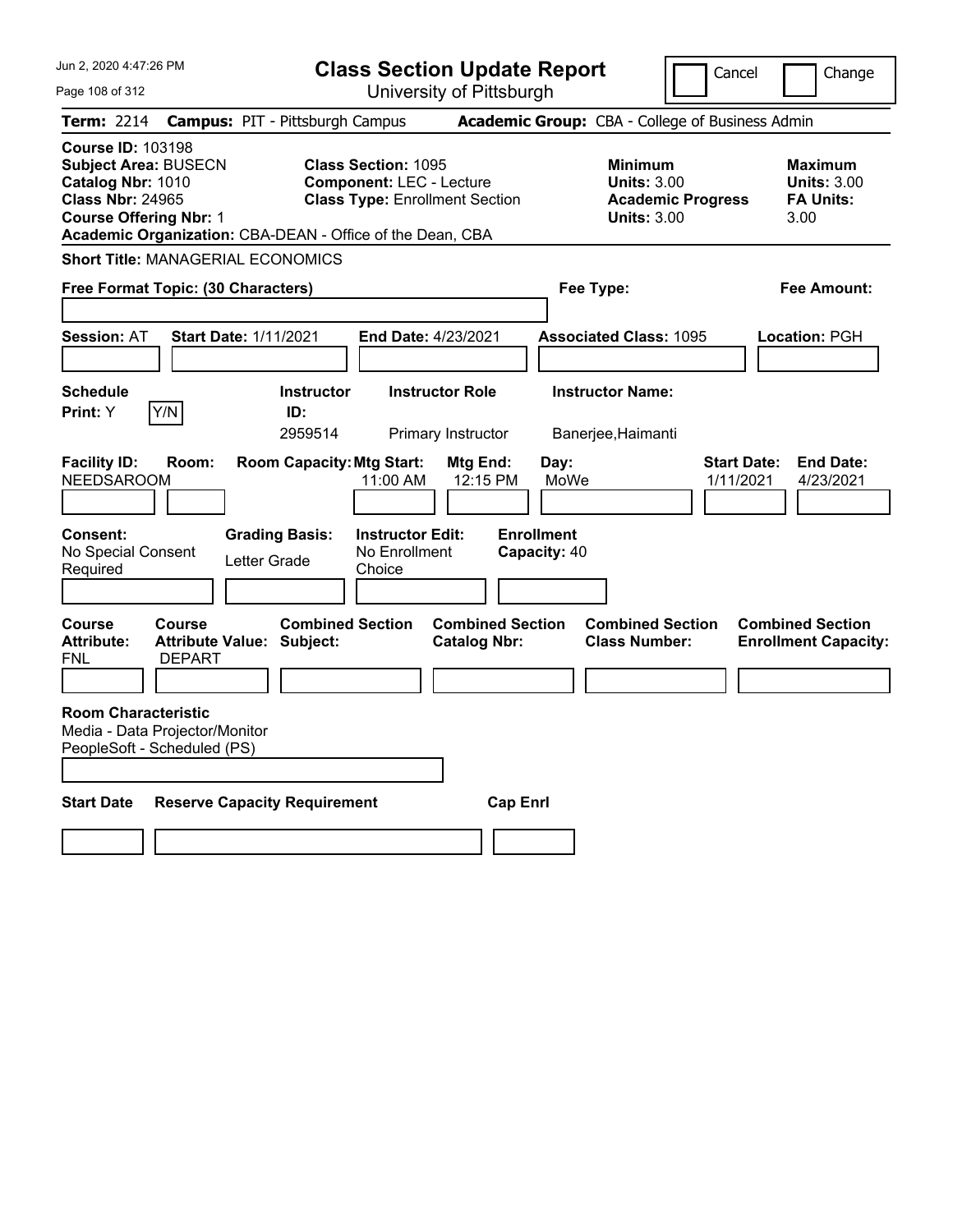# Class Section Update Report

University of Pittsburgh

Cancel | Change

**Term:** 2214 **Campus:** PIT - Pittsburgh Campus **Academic Group:** CBA - College of Business Admin

**Course ID:** 103198
**Subject Area:** BUSECN
**Catalog Nbr:** 1010
**Class Nbr:** 24965
**Course Offering Nbr:** 1
**Academic Organization:** CBA-DEAN - Office of the Dean, CBA

**Class Section:** 1095
**Component:** LEC - Lecture
**Class Type:** Enrollment Section

**Minimum Units:** 3.00
**Academic Progress Units:** 3.00

**Maximum Units:** 3.00
**FA Units:** 3.00

**Short Title:** MANAGERIAL ECONOMICS

**Free Format Topic: (30 Characters)**

**Fee Type:**

**Fee Amount:**

**Session:** AT **Start Date:** 1/11/2021 **End Date:** 4/23/2021 **Associated Class:** 1095 **Location:** PGH

| Schedule Print | Instructor ID | Instructor Role | Instructor Name |
|---|---|---|---|
| Y (Y/N) | 2959514 | Primary Instructor | Banerjee,Haimanti |

| Facility ID | Room | Room Capacity | Mtg Start | Mtg End | Day | Start Date | End Date |
|---|---|---|---|---|---|---|---|
| NEEDSAROOM | | | 11:00 AM | 12:15 PM | MoWe | 1/11/2021 | 4/23/2021 |

| Consent | Grading Basis | Instructor Edit | Enrollment Capacity |
|---|---|---|---|
| No Special Consent Required | Letter Grade | No Enrollment Choice | 40 |

| Course Attribute | Course Attribute Value | Combined Section Subject | Combined Section Catalog Nbr | Combined Section Class Number | Combined Section Enrollment Capacity |
|---|---|---|---|---|---|
| FNL | DEPART | | | | |

**Room Characteristic**
Media - Data Projector/Monitor
PeopleSoft - Scheduled (PS)

| Start Date | Reserve Capacity Requirement | Cap Enrl |
|---|---|---|
| | | |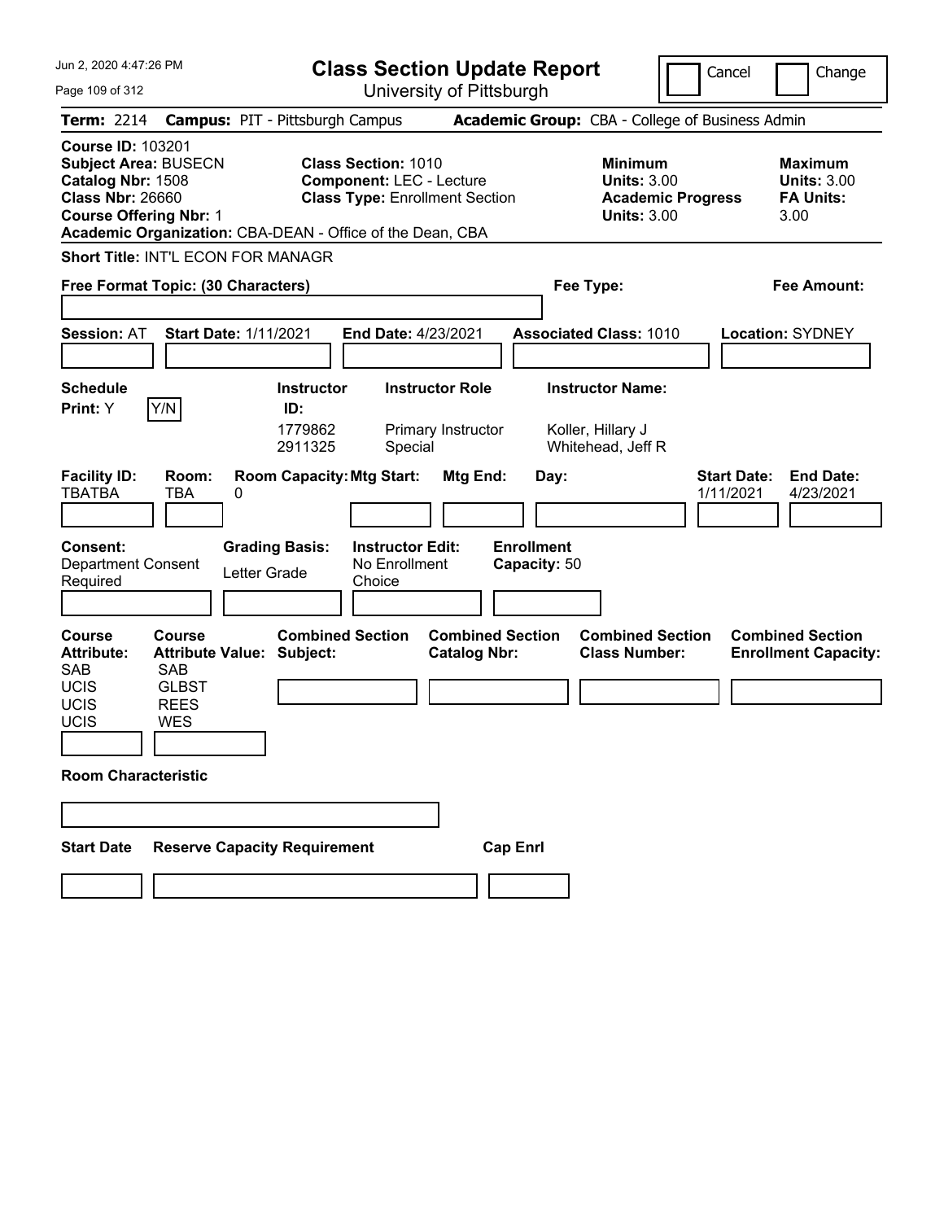# Class Section Update Report

University of Pittsburgh

Jun 2, 2020 4:47:26 PM

Cancel | Change

**Term:** 2214 **Campus:** PIT - Pittsburgh Campus **Academic Group:** CBA - College of Business Admin

**Course ID:** 103201
**Subject Area:** BUSECN
**Catalog Nbr:** 1508
**Class Nbr:** 26660
**Course Offering Nbr:** 1
**Academic Organization:** CBA-DEAN - Office of the Dean, CBA

**Class Section:** 1010
**Component:** LEC - Lecture
**Class Type:** Enrollment Section

**Minimum Units:** 3.00
**Academic Progress Units:** 3.00

**Maximum Units:** 3.00
**FA Units:** 3.00

**Short Title:** INT'L ECON FOR MANAGR

**Free Format Topic: (30 Characters)**

**Fee Type:**

**Fee Amount:**

**Session:** AT **Start Date:** 1/11/2021 **End Date:** 4/23/2021 **Associated Class:** 1010 **Location:** SYDNEY

**Schedule Print:** Y [Y/N]

| Instructor ID: | Instructor Role | Instructor Name: |
|---|---|---|
| 1779862 | Primary Instructor | Koller, Hillary J |
| 2911325 | Special | Whitehead, Jeff R |

| Facility ID: | Room: | Room Capacity: | Mtg Start: | Mtg End: | Day: | Start Date: | End Date: |
|---|---|---|---|---|---|---|---|
| TBATBA | TBA | 0 | | | | 1/11/2021 | 4/23/2021 |

**Consent:** Department Consent Required
**Grading Basis:** Letter Grade
**Instructor Edit:** No Enrollment Choice
**Enrollment Capacity:** 50

| Course Attribute: | Course Attribute Value: |
|---|---|
| SAB | SAB |
| UCIS | GLBST |
| UCIS | REES |
| UCIS | WES |

**Combined Section Subject:**
**Combined Section Catalog Nbr:**
**Combined Section Class Number:**
**Combined Section Enrollment Capacity:**

**Room Characteristic**

**Start Date** **Reserve Capacity Requirement** **Cap Enrl**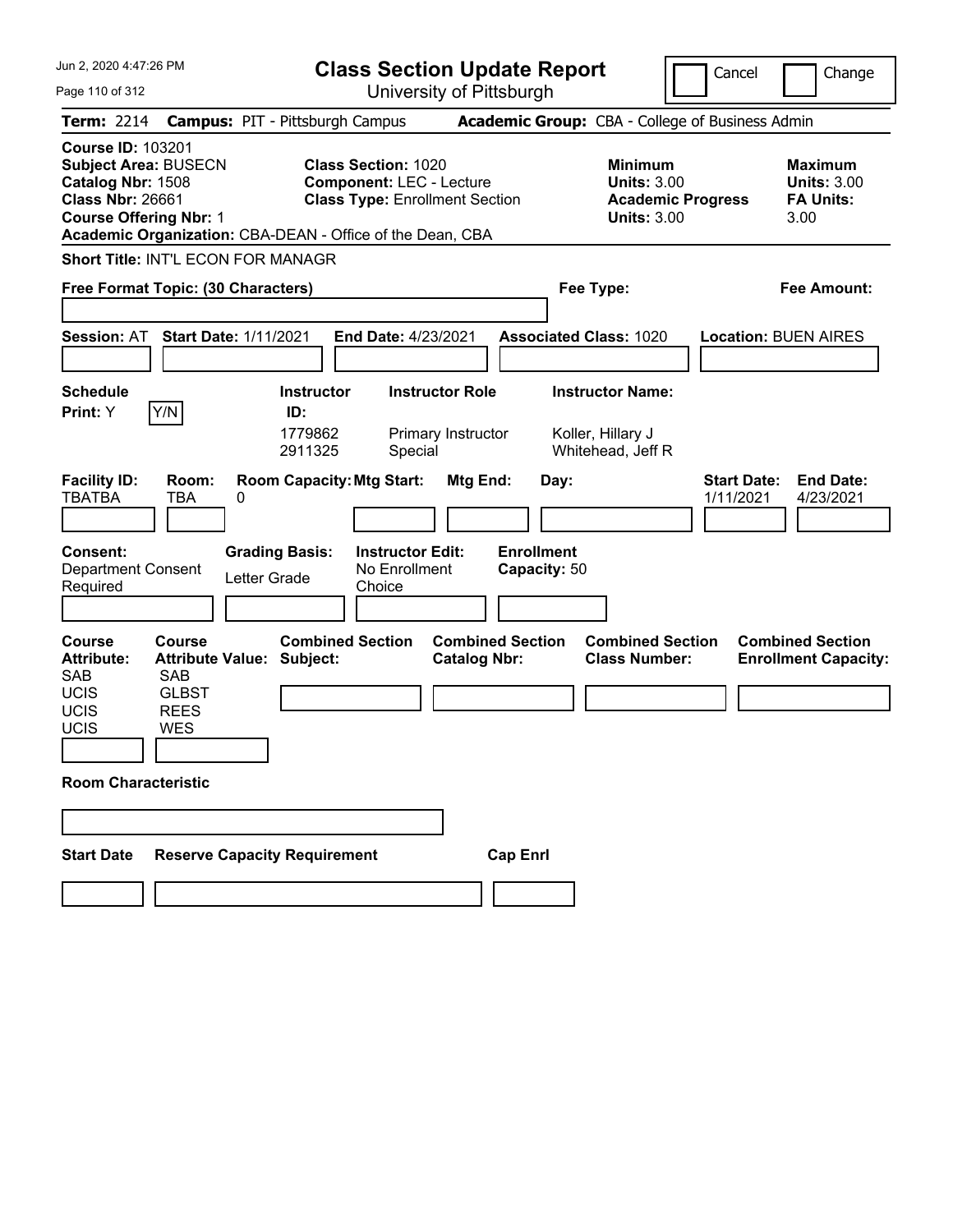# Class Section Update Report

University of Pittsburgh

Cancel | Change

**Term:** 2214 **Campus:** PIT - Pittsburgh Campus **Academic Group:** CBA - College of Business Admin

**Course ID:** 103201
**Subject Area:** BUSECN
**Catalog Nbr:** 1508
**Class Nbr:** 26661
**Course Offering Nbr:** 1
**Academic Organization:** CBA-DEAN - Office of the Dean, CBA

**Class Section:** 1020
**Component:** LEC - Lecture
**Class Type:** Enrollment Section

**Minimum Units:** 3.00
**Academic Progress Units:** 3.00

**Maximum Units:** 3.00
**FA Units:** 3.00

**Short Title:** INT'L ECON FOR MANAGR

**Free Format Topic: (30 Characters)**

**Fee Type:**

**Fee Amount:**

**Session:** AT **Start Date:** 1/11/2021 **End Date:** 4/23/2021 **Associated Class:** 1020 **Location:** BUEN AIRES

**Schedule Print:** Y [Y/N]

| Instructor ID | Instructor Role | Instructor Name |
|---|---|---|
| 1779862 | Primary Instructor | Koller, Hillary J |
| 2911325 | Special | Whitehead, Jeff R |

| Facility ID | Room | Room Capacity | Mtg Start | Mtg End | Day | Start Date | End Date |
|---|---|---|---|---|---|---|---|
| TBATBA | TBA | 0 | | | | 1/11/2021 | 4/23/2021 |

**Consent:** Department Consent Required
**Grading Basis:** Letter Grade
**Instructor Edit:** No Enrollment Choice
**Enrollment Capacity:** 50

| Course Attribute | Course Attribute Value |
|---|---|
| SAB | SAB |
| UCIS | GLBST |
| UCIS | REES |
| UCIS | WES |

**Combined Section Subject:**
**Combined Section Catalog Nbr:**
**Combined Section Class Number:**
**Combined Section Enrollment Capacity:**

**Room Characteristic**

**Start Date** | **Reserve Capacity Requirement** | **Cap Enrl**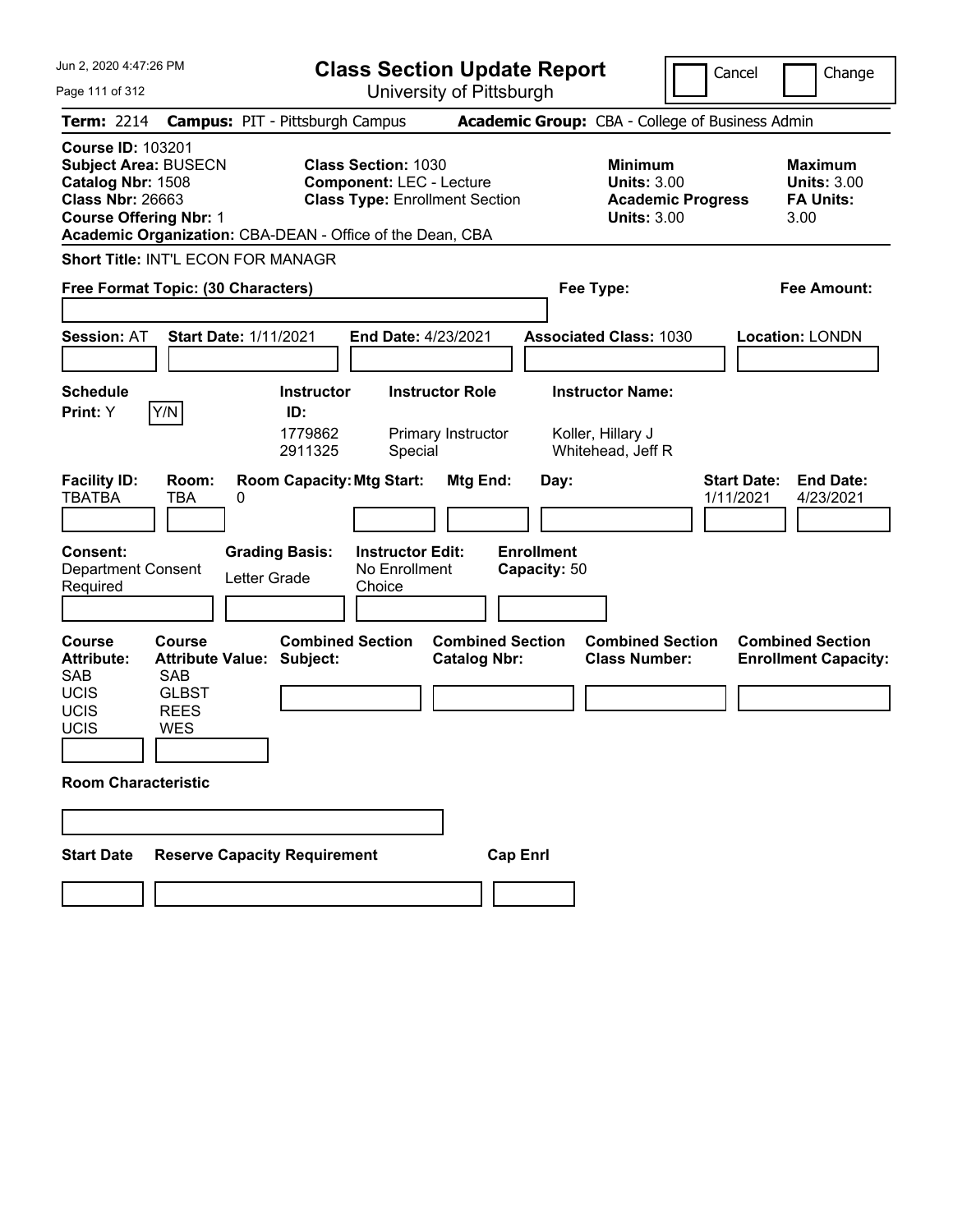# Class Section Update Report

University of Pittsburgh

Jun 2, 2020 4:47:26 PM

Cancel | Change

**Term:** 2214 **Campus:** PIT - Pittsburgh Campus **Academic Group:** CBA - College of Business Admin

**Course ID:** 103201
**Subject Area:** BUSECN
**Catalog Nbr:** 1508
**Class Nbr:** 26663
**Course Offering Nbr:** 1
**Academic Organization:** CBA-DEAN - Office of the Dean, CBA

**Class Section:** 1030
**Component:** LEC - Lecture
**Class Type:** Enrollment Section

**Minimum Units:** 3.00
**Academic Progress Units:** 3.00

**Maximum Units:** 3.00
**FA Units:** 3.00

**Short Title:** INT'L ECON FOR MANAGR

**Free Format Topic: (30 Characters)**

**Fee Type:**

**Fee Amount:**

**Session:** AT **Start Date:** 1/11/2021 **End Date:** 4/23/2021 **Associated Class:** 1030 **Location:** LONDN

| Schedule Print | Instructor ID | Instructor Role | Instructor Name |
|---|---|---|---|
| Y (Y/N) | 1779862 | Primary Instructor | Koller, Hillary J |
| | 2911325 | Special | Whitehead, Jeff R |

| Facility ID | Room | Room Capacity | Mtg Start | Mtg End | Day | Start Date | End Date |
|---|---|---|---|---|---|---|---|
| TBATBA | TBA | 0 | | | | 1/11/2021 | 4/23/2021 |

**Consent:** Department Consent Required
**Grading Basis:** Letter Grade
**Instructor Edit:** No Enrollment Choice
**Enrollment Capacity:** 50

| Course Attribute | Course Attribute Value |
|---|---|
| SAB | SAB |
| UCIS | GLBST |
| UCIS | REES |
| UCIS | WES |

**Combined Section Subject:**
**Combined Section Catalog Nbr:**
**Combined Section Class Number:**
**Combined Section Enrollment Capacity:**

**Room Characteristic**

**Start Date** **Reserve Capacity Requirement** **Cap Enrl**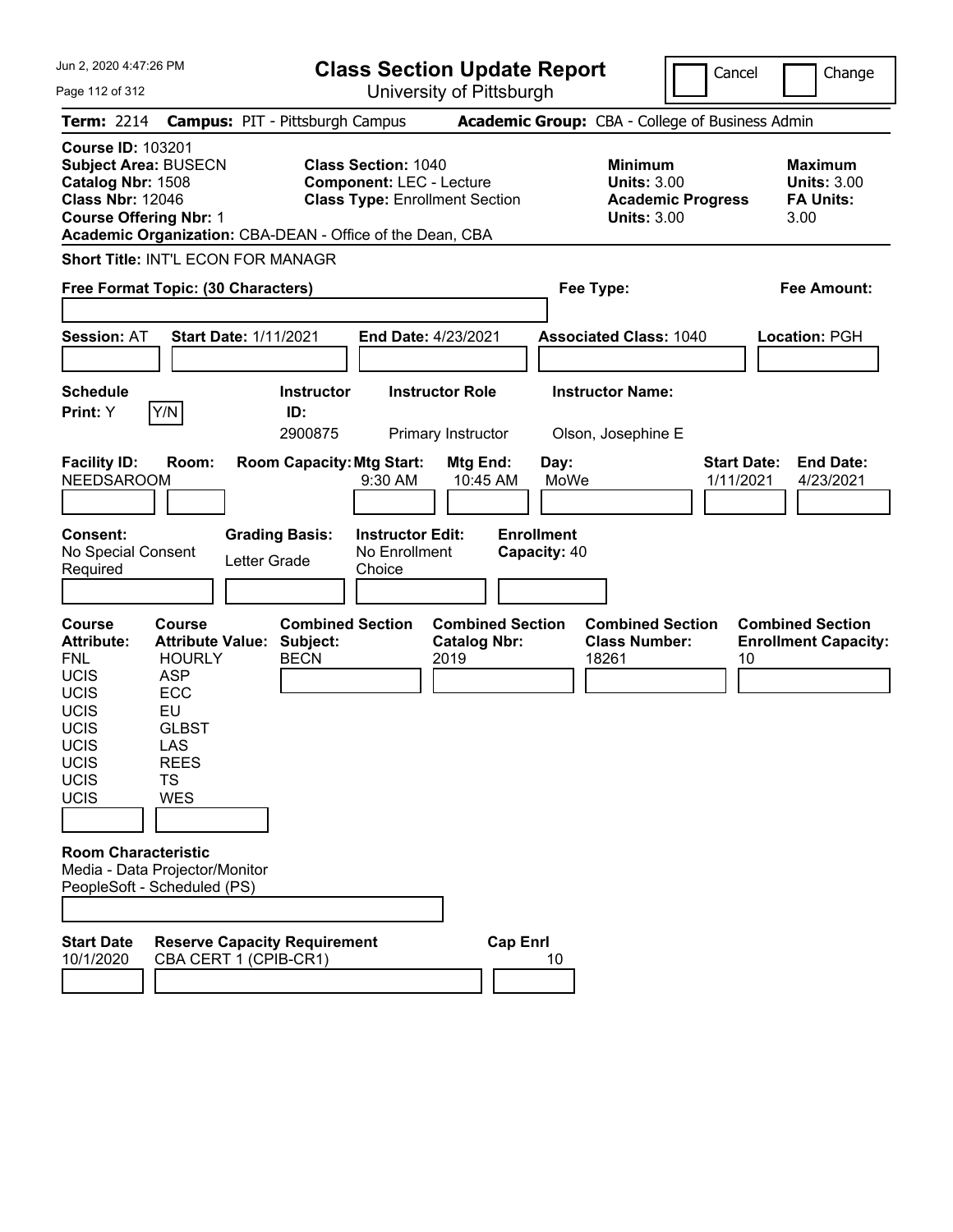Jun 2, 2020 4:47:26 PM

# Class Section Update Report

University of Pittsburgh

Cancel | Change

**Term:** 2214 **Campus:** PIT - Pittsburgh Campus **Academic Group:** CBA - College of Business Admin

**Course ID:** 103201
**Subject Area:** BUSECN
**Catalog Nbr:** 1508
**Class Nbr:** 12046
**Course Offering Nbr:** 1
**Academic Organization:** CBA-DEAN - Office of the Dean, CBA

**Class Section:** 1040
**Component:** LEC - Lecture
**Class Type:** Enrollment Section

**Minimum Units:** 3.00
**Academic Progress Units:** 3.00

**Maximum Units:** 3.00
**FA Units:** 3.00

**Short Title:** INT'L ECON FOR MANAGR

**Free Format Topic: (30 Characters)**

**Fee Type:**

**Fee Amount:**

**Session:** AT **Start Date:** 1/11/2021 **End Date:** 4/23/2021 **Associated Class:** 1040 **Location:** PGH

**Schedule Print:** Y

| Instructor ID | Instructor Role | Instructor Name |
|---|---|---|
| 2900875 | Primary Instructor | Olson, Josephine E |

| Facility ID | Room | Room Capacity | Mtg Start | Mtg End | Day | Start Date | End Date |
|---|---|---|---|---|---|---|---|
| NEEDSAROOM | | | 9:30 AM | 10:45 AM | MoWe | 1/11/2021 | 4/23/2021 |

**Consent:** No Special Consent Required
**Grading Basis:** Letter Grade
**Instructor Edit:** No Enrollment Choice
**Enrollment Capacity:** 40

| Course Attribute | Course Attribute Value | Combined Section Subject | Combined Section Catalog Nbr | Combined Section Class Number | Combined Section Enrollment Capacity |
|---|---|---|---|---|---|
| FNL | HOURLY | BECN | 2019 | 18261 | 10 |
| UCIS | ASP | | | | |
| UCIS | ECC | | | | |
| UCIS | EU | | | | |
| UCIS | GLBST | | | | |
| UCIS | LAS | | | | |
| UCIS | REES | | | | |
| UCIS | TS | | | | |
| UCIS | WES | | | | |

**Room Characteristic**
Media - Data Projector/Monitor
PeopleSoft - Scheduled (PS)

| Start Date | Reserve Capacity Requirement | Cap Enrl |
|---|---|---|
| 10/1/2020 | CBA CERT 1 (CPIB-CR1) | 10 |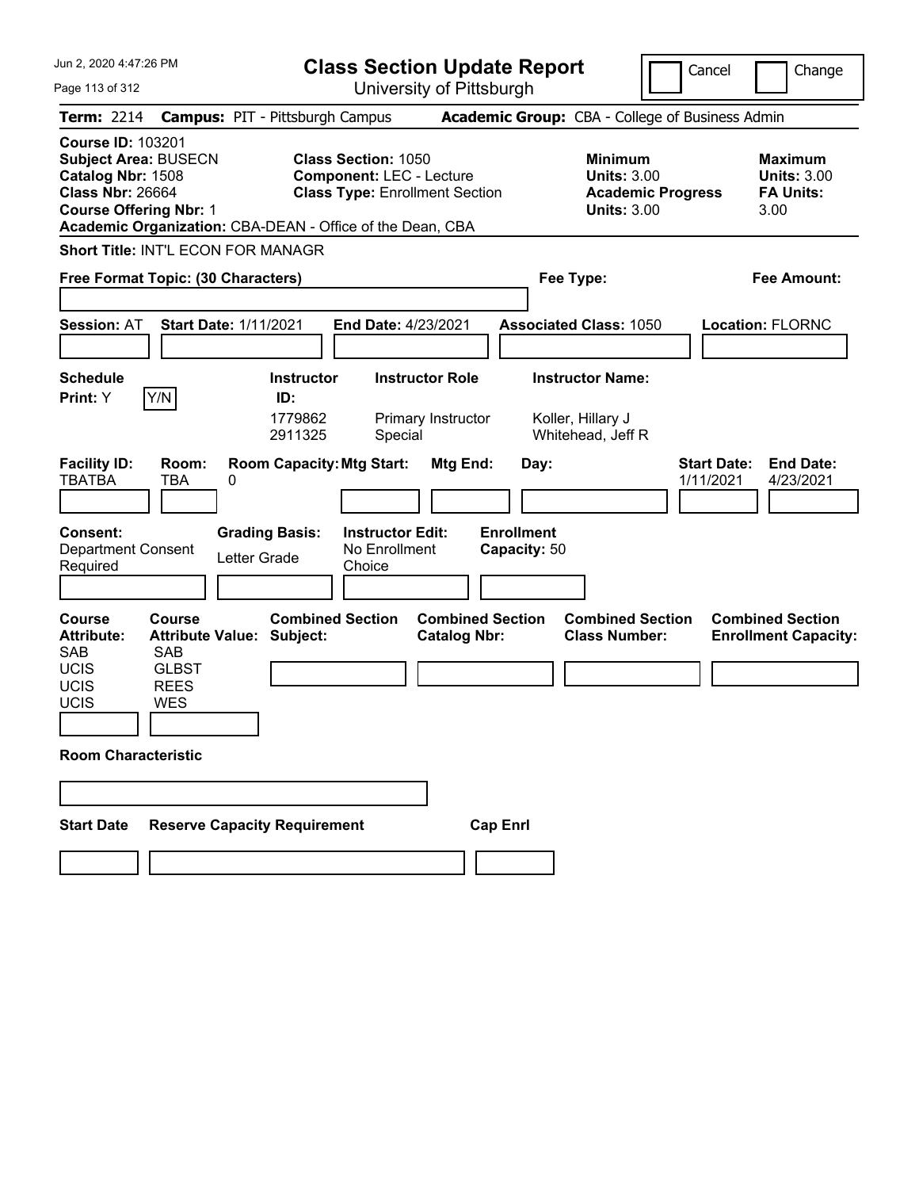# Class Section Update Report

University of Pittsburgh

Cancel | Change

**Term:** 2214 **Campus:** PIT - Pittsburgh Campus **Academic Group:** CBA - College of Business Admin

**Course ID:** 103201
**Subject Area:** BUSECN
**Catalog Nbr:** 1508
**Class Nbr:** 26664
**Course Offering Nbr:** 1
**Academic Organization:** CBA-DEAN - Office of the Dean, CBA

**Class Section:** 1050
**Component:** LEC - Lecture
**Class Type:** Enrollment Section

**Minimum Units:** 3.00
**Academic Progress Units:** 3.00

**Maximum Units:** 3.00
**FA Units:** 3.00

**Short Title:** INT'L ECON FOR MANAGR

**Free Format Topic: (30 Characters)**

**Fee Type:**

**Fee Amount:**

**Session:** AT **Start Date:** 1/11/2021 **End Date:** 4/23/2021 **Associated Class:** 1050 **Location:** FLORNC

**Schedule Print:** Y Y/N

| Instructor ID: | Instructor Role | Instructor Name: |
|---|---|---|
| 1779862 | Primary Instructor | Koller, Hillary J |
| 2911325 | Special | Whitehead, Jeff R |

| Facility ID: | Room: | Room Capacity: | Mtg Start: | Mtg End: | Day: | Start Date: | End Date: |
|---|---|---|---|---|---|---|---|
| TBATBA | TBA | 0 | | | | 1/11/2021 | 4/23/2021 |

**Consent:** Department Consent Required
**Grading Basis:** Letter Grade
**Instructor Edit:** No Enrollment Choice
**Enrollment Capacity:** 50

| Course Attribute: | Course Attribute Value: | Combined Section Subject: | Combined Section Catalog Nbr: | Combined Section Class Number: | Combined Section Enrollment Capacity: |
|---|---|---|---|---|---|
| SAB | SAB | | | | |
| UCIS | GLBST | | | | |
| UCIS | REES | | | | |
| UCIS | WES | | | | |

**Room Characteristic**

| Start Date | Reserve Capacity Requirement | Cap Enrl |
|---|---|---|
| | | |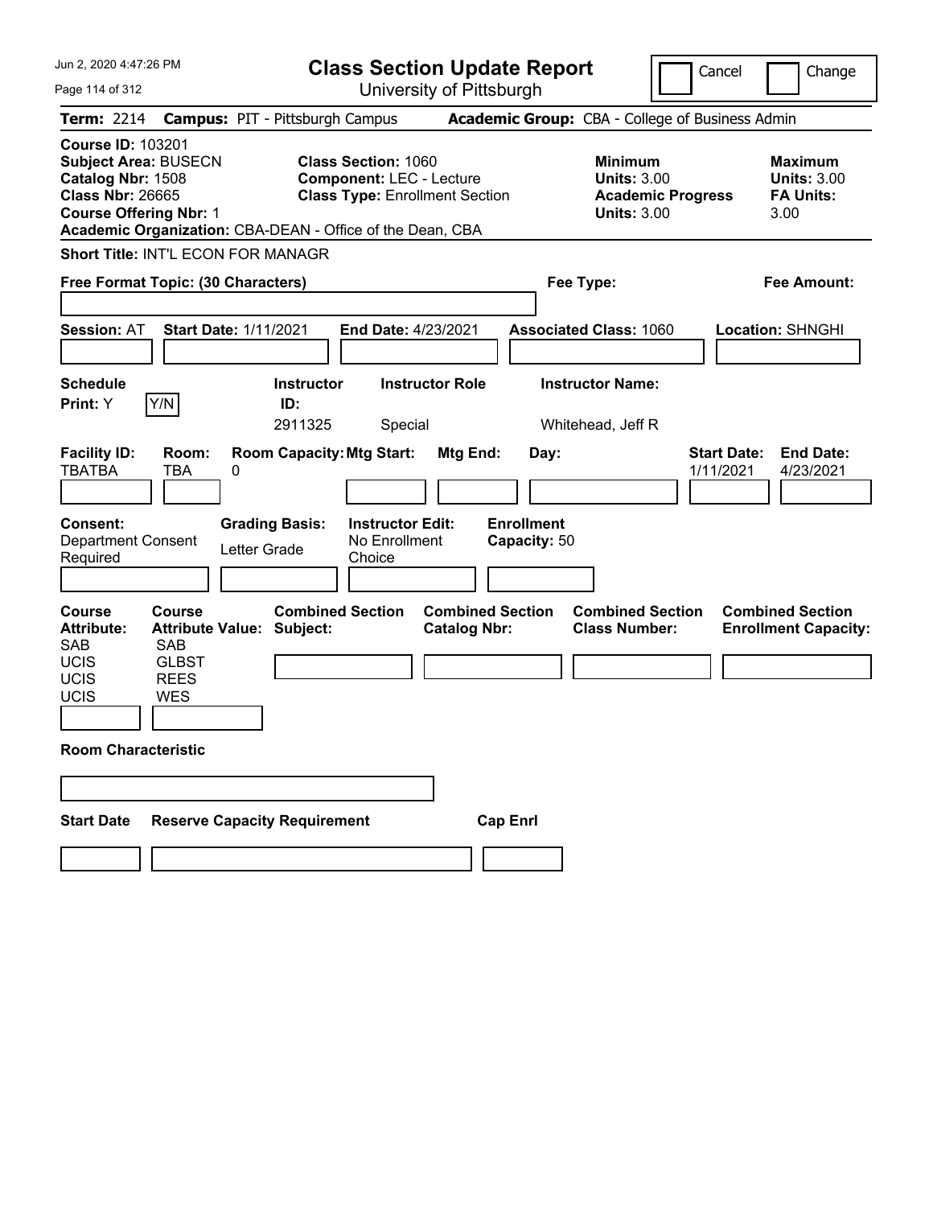Jun 2, 2020 4:47:26 PM

# Class Section Update Report

University of Pittsburgh

Cancel | Change

**Term:** 2214 **Campus:** PIT - Pittsburgh Campus **Academic Group:** CBA - College of Business Admin

**Course ID:** 103201
**Subject Area:** BUSECN
**Catalog Nbr:** 1508
**Class Nbr:** 26665
**Course Offering Nbr:** 1
**Academic Organization:** CBA-DEAN - Office of the Dean, CBA

**Class Section:** 1060
**Component:** LEC - Lecture
**Class Type:** Enrollment Section

**Minimum Units:** 3.00
**Academic Progress Units:** 3.00

**Maximum Units:** 3.00
**FA Units:** 3.00

**Short Title:** INT'L ECON FOR MANAGR

**Free Format Topic: (30 Characters)**

**Fee Type:**

**Fee Amount:**

**Session:** AT **Start Date:** 1/11/2021 **End Date:** 4/23/2021 **Associated Class:** 1060 **Location:** SHNGHI

| Schedule Print | Instructor ID | Instructor Role | Instructor Name |
|---|---|---|---|
| Y [Y/N] | 2911325 | Special | Whitehead, Jeff R |

| Facility ID | Room | Room Capacity | Mtg Start | Mtg End | Day | Start Date | End Date |
|---|---|---|---|---|---|---|---|
| TBATBA | TBA | 0 | | | | 1/11/2021 | 4/23/2021 |

**Consent:** Department Consent Required
**Grading Basis:** Letter Grade
**Instructor Edit:** No Enrollment Choice
**Enrollment Capacity:** 50

| Course Attribute | Course Attribute Value | Combined Section Subject | Combined Section Catalog Nbr | Combined Section Class Number | Combined Section Enrollment Capacity |
|---|---|---|---|---|---|
| SAB | SAB | | | | |
| UCIS | GLBST | | | | |
| UCIS | REES | | | | |
| UCIS | WES | | | | |

**Room Characteristic**

| Start Date | Reserve Capacity Requirement | Cap Enrl |
|---|---|---|
| | | |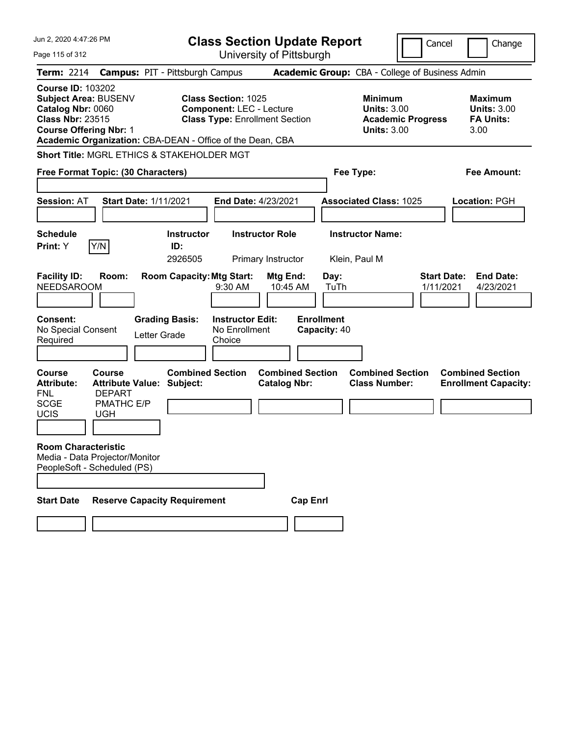# Class Section Update Report

University of Pittsburgh

Jun 2, 2020 4:47:26 PM

Cancel | Change

**Term:** 2214 **Campus:** PIT - Pittsburgh Campus **Academic Group:** CBA - College of Business Admin

**Course ID:** 103202
**Subject Area:** BUSENV
**Catalog Nbr:** 0060
**Class Nbr:** 23515
**Course Offering Nbr:** 1
**Academic Organization:** CBA-DEAN - Office of the Dean, CBA

**Class Section:** 1025
**Component:** LEC - Lecture
**Class Type:** Enrollment Section

**Minimum Units:** 3.00
**Academic Progress Units:** 3.00

**Maximum Units:** 3.00
**FA Units:** 3.00

**Short Title:** MGRL ETHICS & STAKEHOLDER MGT

**Free Format Topic: (30 Characters)**

**Fee Type:**

**Fee Amount:**

**Session:** AT **Start Date:** 1/11/2021 **End Date:** 4/23/2021 **Associated Class:** 1025 **Location:** PGH

| Schedule Print | Instructor ID | Instructor Role | Instructor Name |
|---|---|---|---|
| Y (Y/N) | 2926505 | Primary Instructor | Klein, Paul M |

| Facility ID | Room | Room Capacity | Mtg Start | Mtg End | Day | Start Date | End Date |
|---|---|---|---|---|---|---|---|
| NEEDSAROOM | | | 9:30 AM | 10:45 AM | TuTh | 1/11/2021 | 4/23/2021 |

| Consent | Grading Basis | Instructor Edit | Enrollment Capacity |
|---|---|---|---|
| No Special Consent Required | Letter Grade | No Enrollment Choice | 40 |

| Course Attribute | Course Attribute Value | Combined Section Subject | Combined Section Catalog Nbr | Combined Section Class Number | Combined Section Enrollment Capacity |
|---|---|---|---|---|---|
| FNL | DEPART | | | | |
| SCGE | PMATHC E/P | | | | |
| UCIS | UGH | | | | |

**Room Characteristic**
Media - Data Projector/Monitor
PeopleSoft - Scheduled (PS)

| Start Date | Reserve Capacity Requirement | Cap Enrl |
|---|---|---|
| | | |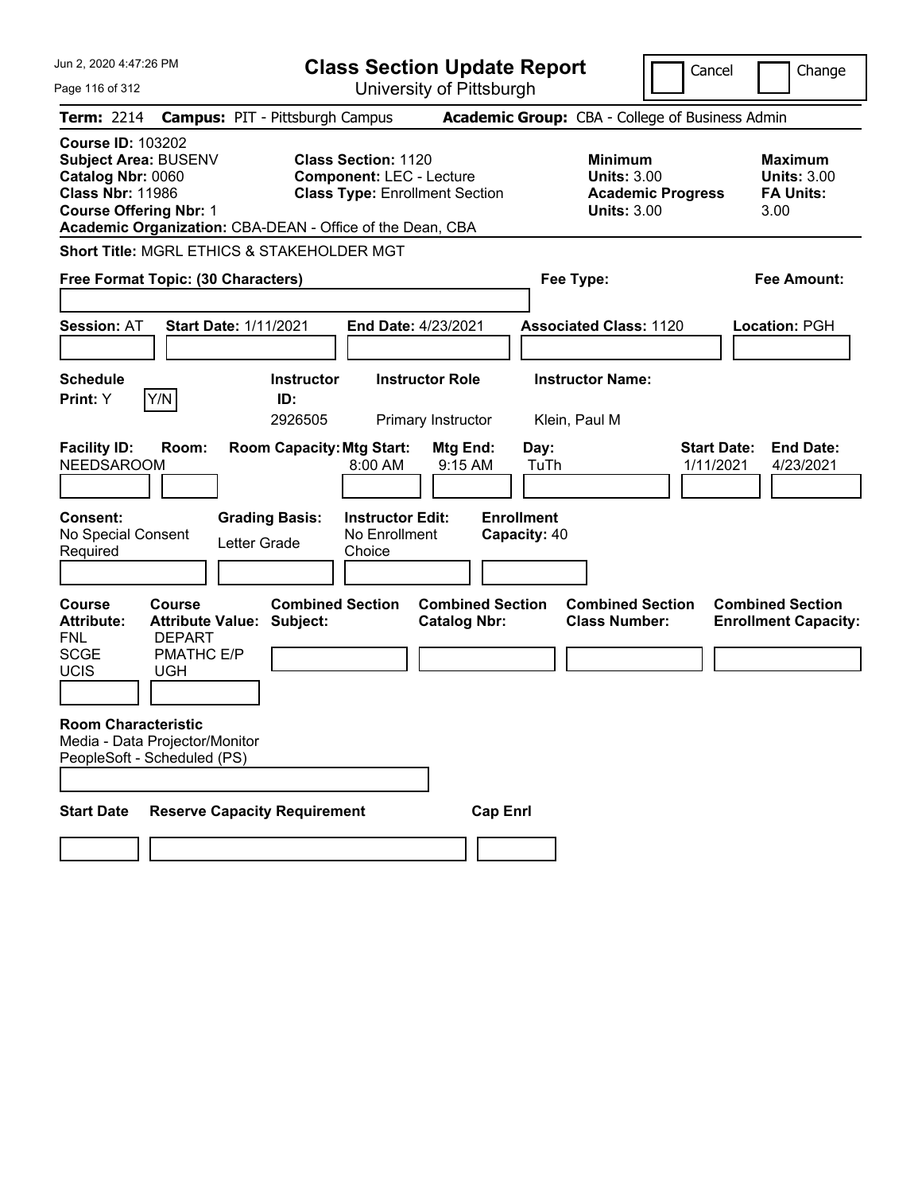# Class Section Update Report

University of Pittsburgh

Cancel | Change

**Term:** 2214 **Campus:** PIT - Pittsburgh Campus **Academic Group:** CBA - College of Business Admin

**Course ID:** 103202
**Subject Area:** BUSENV
**Catalog Nbr:** 0060
**Class Nbr:** 11986
**Course Offering Nbr:** 1
**Academic Organization:** CBA-DEAN - Office of the Dean, CBA

**Class Section:** 1120
**Component:** LEC - Lecture
**Class Type:** Enrollment Section

**Minimum Units:** 3.00
**Academic Progress Units:** 3.00

**Maximum Units:** 3.00
**FA Units:** 3.00

**Short Title:** MGRL ETHICS & STAKEHOLDER MGT

**Free Format Topic: (30 Characters)**

**Fee Type:**

**Fee Amount:**

**Session:** AT **Start Date:** 1/11/2021 **End Date:** 4/23/2021 **Associated Class:** 1120 **Location:** PGH

| Schedule Print | Instructor ID | Instructor Role | Instructor Name |
|---|---|---|---|
| Y | 2926505 | Primary Instructor | Klein, Paul M |

| Facility ID | Room | Room Capacity | Mtg Start | Mtg End | Day | Start Date | End Date |
|---|---|---|---|---|---|---|---|
| NEEDSAROOM | | | 8:00 AM | 9:15 AM | TuTh | 1/11/2021 | 4/23/2021 |

**Consent:** No Special Consent Required
**Grading Basis:** Letter Grade
**Instructor Edit:** No Enrollment Choice
**Enrollment Capacity:** 40

| Course Attribute | Course Attribute Value |
|---|---|
| FNL | DEPART |
| SCGE | PMATHC E/P |
| UCIS | UGH |

**Combined Section Subject:**
**Combined Section Catalog Nbr:**
**Combined Section Class Number:**
**Combined Section Enrollment Capacity:**

**Room Characteristic**
Media - Data Projector/Monitor
PeopleSoft - Scheduled (PS)

**Start Date** | **Reserve Capacity Requirement** | **Cap Enrl**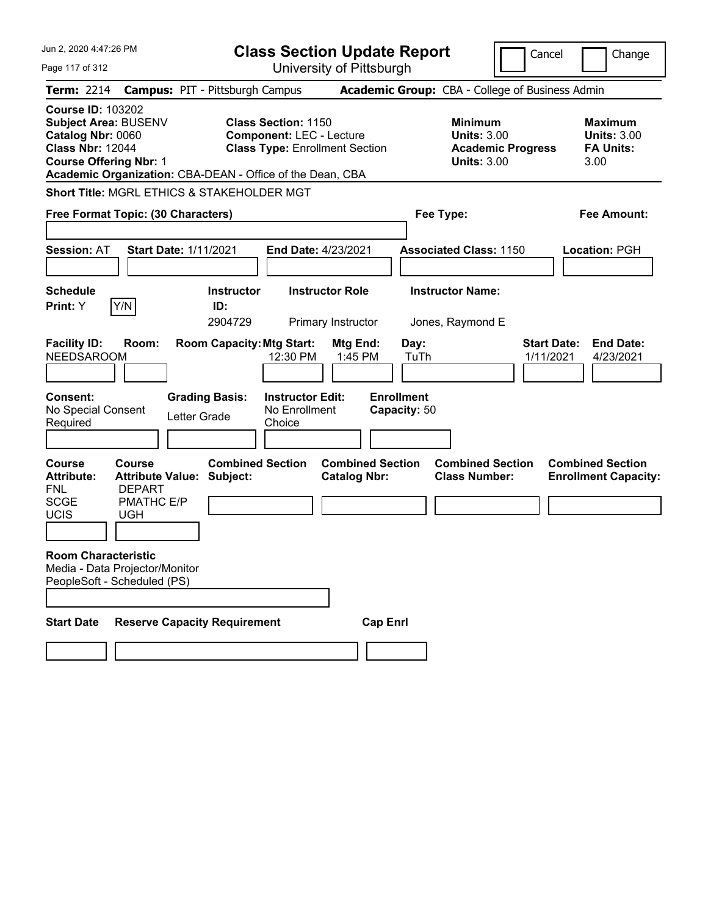# Class Section Update Report

University of Pittsburgh

Jun 2, 2020 4:47:26 PM

Cancel | Change

**Term:** 2214 **Campus:** PIT - Pittsburgh Campus **Academic Group:** CBA - College of Business Admin

**Course ID:** 103202
**Subject Area:** BUSENV
**Catalog Nbr:** 0060
**Class Nbr:** 12044
**Course Offering Nbr:** 1
**Academic Organization:** CBA-DEAN - Office of the Dean, CBA

**Class Section:** 1150
**Component:** LEC - Lecture
**Class Type:** Enrollment Section

**Minimum Units:** 3.00
**Academic Progress Units:** 3.00

**Maximum Units:** 3.00
**FA Units:** 3.00

**Short Title:** MGRL ETHICS & STAKEHOLDER MGT

**Free Format Topic: (30 Characters)**

**Fee Type:**

**Fee Amount:**

**Session:** AT **Start Date:** 1/11/2021 **End Date:** 4/23/2021 **Associated Class:** 1150 **Location:** PGH

| Schedule Print | Instructor ID | Instructor Role | Instructor Name |
|---|---|---|---|
| Y (Y/N) | 2904729 | Primary Instructor | Jones, Raymond E |

| Facility ID | Room | Room Capacity | Mtg Start | Mtg End | Day | Start Date | End Date |
|---|---|---|---|---|---|---|---|
| NEEDSAROOM | | | 12:30 PM | 1:45 PM | TuTh | 1/11/2021 | 4/23/2021 |

| Consent | Grading Basis | Instructor Edit | Enrollment Capacity |
|---|---|---|---|
| No Special Consent Required | Letter Grade | No Enrollment Choice | 50 |

| Course Attribute | Course Attribute Value |
|---|---|
| FNL | DEPART |
| SCGE | PMATHC E/P |
| UCIS | UGH |

**Combined Section Subject:**
**Combined Section Catalog Nbr:**
**Combined Section Class Number:**
**Combined Section Enrollment Capacity:**

**Room Characteristic**
Media - Data Projector/Monitor
PeopleSoft - Scheduled (PS)

**Start Date** | **Reserve Capacity Requirement** | **Cap Enrl**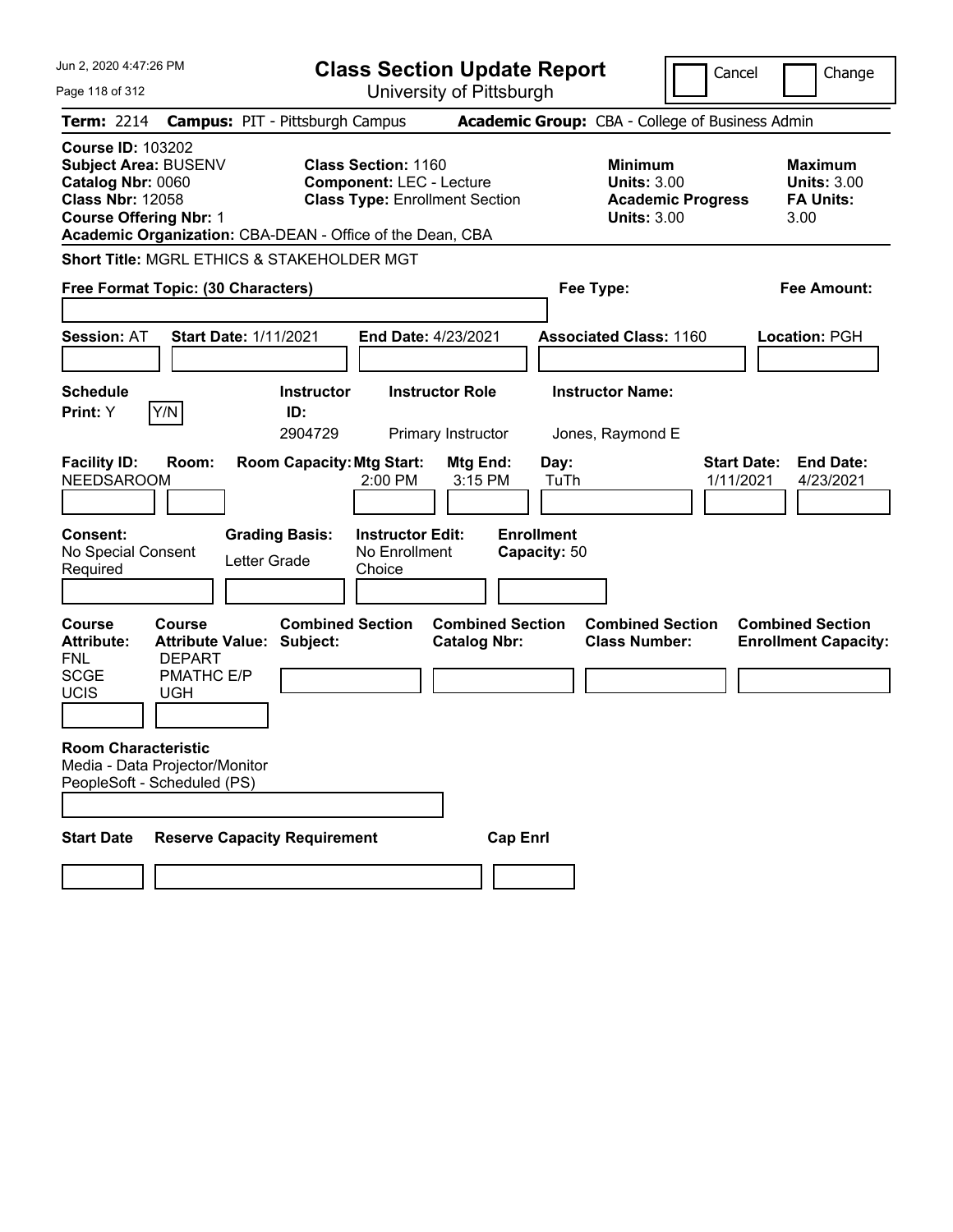# Class Section Update Report

University of Pittsburgh

Cancel | Change

**Term:** 2214 **Campus:** PIT - Pittsburgh Campus **Academic Group:** CBA - College of Business Admin

**Course ID:** 103202
**Subject Area:** BUSENV
**Catalog Nbr:** 0060
**Class Nbr:** 12058
**Course Offering Nbr:** 1
**Academic Organization:** CBA-DEAN - Office of the Dean, CBA

**Class Section:** 1160
**Component:** LEC - Lecture
**Class Type:** Enrollment Section

**Minimum Units:** 3.00
**Academic Progress Units:** 3.00

**Maximum Units:** 3.00
**FA Units:** 3.00

**Short Title:** MGRL ETHICS & STAKEHOLDER MGT

**Free Format Topic: (30 Characters)**

**Fee Type:**

**Fee Amount:**

**Session:** AT **Start Date:** 1/11/2021 **End Date:** 4/23/2021 **Associated Class:** 1160 **Location:** PGH

| Schedule Print | | Instructor ID | Instructor Role | Instructor Name |
|---|---|---|---|---|
| Y | Y/N | 2904729 | Primary Instructor | Jones, Raymond E |

| Facility ID | Room | Room Capacity | Mtg Start | Mtg End | Day | Start Date | End Date |
|---|---|---|---|---|---|---|---|
| NEEDSAROOM | | | 2:00 PM | 3:15 PM | TuTh | 1/11/2021 | 4/23/2021 |

| Consent | Grading Basis | Instructor Edit | Enrollment Capacity |
|---|---|---|---|
| No Special Consent Required | Letter Grade | No Enrollment Choice | 50 |

| Course Attribute | Course Attribute Value | Combined Section Subject | Combined Section Catalog Nbr | Combined Section Class Number | Combined Section Enrollment Capacity |
|---|---|---|---|---|---|
| FNL | DEPART | | | | |
| SCGE | PMATHC E/P | | | | |
| UCIS | UGH | | | | |

**Room Characteristic**
Media - Data Projector/Monitor
PeopleSoft - Scheduled (PS)

| Start Date | Reserve Capacity Requirement | Cap Enrl |
|---|---|---|
| | | |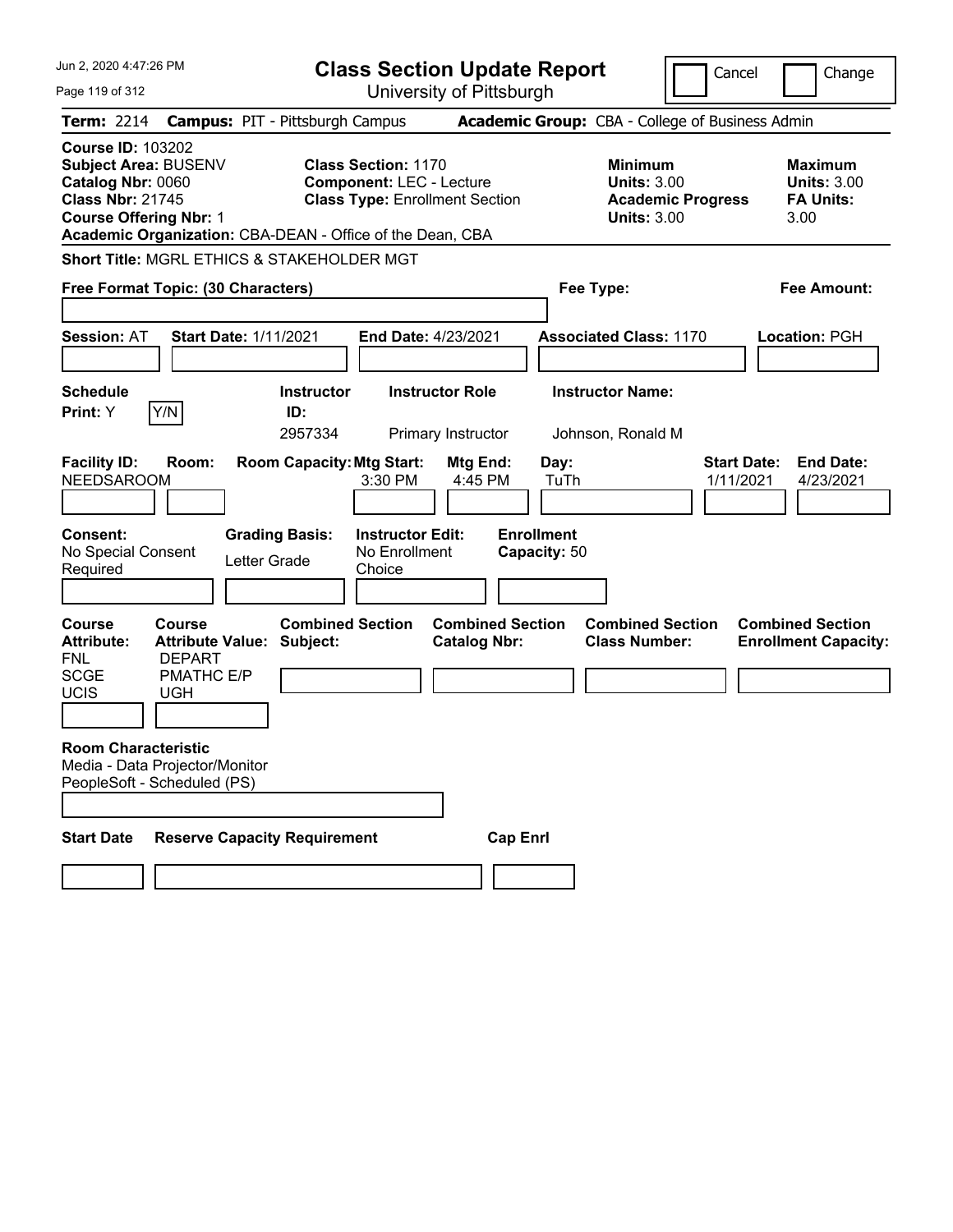# Class Section Update Report

University of Pittsburgh

Cancel | Change

**Term:** 2214 **Campus:** PIT - Pittsburgh Campus **Academic Group:** CBA - College of Business Admin

**Course ID:** 103202
**Subject Area:** BUSENV
**Catalog Nbr:** 0060
**Class Nbr:** 21745
**Course Offering Nbr:** 1
**Academic Organization:** CBA-DEAN - Office of the Dean, CBA

**Class Section:** 1170
**Component:** LEC - Lecture
**Class Type:** Enrollment Section

**Minimum Units:** 3.00
**Academic Progress Units:** 3.00

**Maximum Units:** 3.00
**FA Units:** 3.00

**Short Title:** MGRL ETHICS & STAKEHOLDER MGT

**Free Format Topic: (30 Characters)**

**Fee Type:**

**Fee Amount:**

**Session:** AT **Start Date:** 1/11/2021 **End Date:** 4/23/2021 **Associated Class:** 1170 **Location:** PGH

| Schedule Print | Instructor ID | Instructor Role | Instructor Name |
|---|---|---|---|
| Y (Y/N) | 2957334 | Primary Instructor | Johnson, Ronald M |

| Facility ID | Room | Room Capacity | Mtg Start | Mtg End | Day | Start Date | End Date |
|---|---|---|---|---|---|---|---|
| NEEDSAROOM | | | 3:30 PM | 4:45 PM | TuTh | 1/11/2021 | 4/23/2021 |

**Consent:** No Special Consent Required
**Grading Basis:** Letter Grade
**Instructor Edit:** No Enrollment Choice
**Enrollment Capacity:** 50

| Course Attribute | Course Attribute Value |
|---|---|
| FNL | DEPART |
| SCGE | PMATHC E/P |
| UCIS | UGH |

**Combined Section Subject:**
**Combined Section Catalog Nbr:**
**Combined Section Class Number:**
**Combined Section Enrollment Capacity:**

**Room Characteristic**
Media - Data Projector/Monitor
PeopleSoft - Scheduled (PS)

**Start Date** **Reserve Capacity Requirement** **Cap Enrl**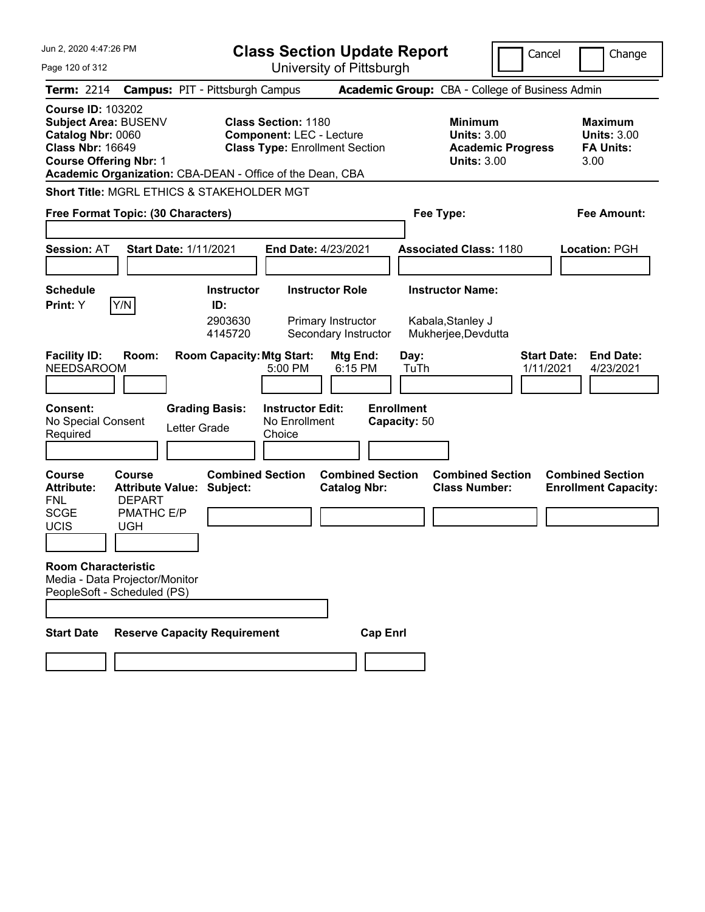# Class Section Update Report

University of Pittsburgh

Cancel | Change

**Term:** 2214 **Campus:** PIT - Pittsburgh Campus **Academic Group:** CBA - College of Business Admin

**Course ID:** 103202
**Subject Area:** BUSENV
**Catalog Nbr:** 0060
**Class Nbr:** 16649
**Course Offering Nbr:** 1
**Academic Organization:** CBA-DEAN - Office of the Dean, CBA

**Class Section:** 1180
**Component:** LEC - Lecture
**Class Type:** Enrollment Section

**Minimum Units:** 3.00
**Academic Progress Units:** 3.00

**Maximum Units:** 3.00
**FA Units:** 3.00

**Short Title:** MGRL ETHICS & STAKEHOLDER MGT

**Free Format Topic: (30 Characters)**

**Fee Type:**

**Fee Amount:**

**Session:** AT **Start Date:** 1/11/2021 **End Date:** 4/23/2021 **Associated Class:** 1180 **Location:** PGH

**Schedule Print:** Y Y/N

| Instructor ID | Instructor Role | Instructor Name |
|---|---|---|
| 2903630 | Primary Instructor | Kabala,Stanley J |
| 4145720 | Secondary Instructor | Mukherjee,Devdutta |

| Facility ID | Room | Room Capacity | Mtg Start | Mtg End | Day | Start Date | End Date |
|---|---|---|---|---|---|---|---|
| NEEDSAROOM | | | 5:00 PM | 6:15 PM | TuTh | 1/11/2021 | 4/23/2021 |

**Consent:** No Special Consent Required

**Grading Basis:** Letter Grade

**Instructor Edit:** No Enrollment Choice

**Enrollment Capacity:** 50

| Course Attribute | Course Attribute Value |
|---|---|
| FNL | DEPART |
| SCGE | PMATHC E/P |
| UCIS | UGH |

**Combined Section Subject:**

**Combined Section Catalog Nbr:**

**Combined Section Class Number:**

**Combined Section Enrollment Capacity:**

**Room Characteristic**
Media - Data Projector/Monitor
PeopleSoft - Scheduled (PS)

**Start Date** **Reserve Capacity Requirement** **Cap Enrl**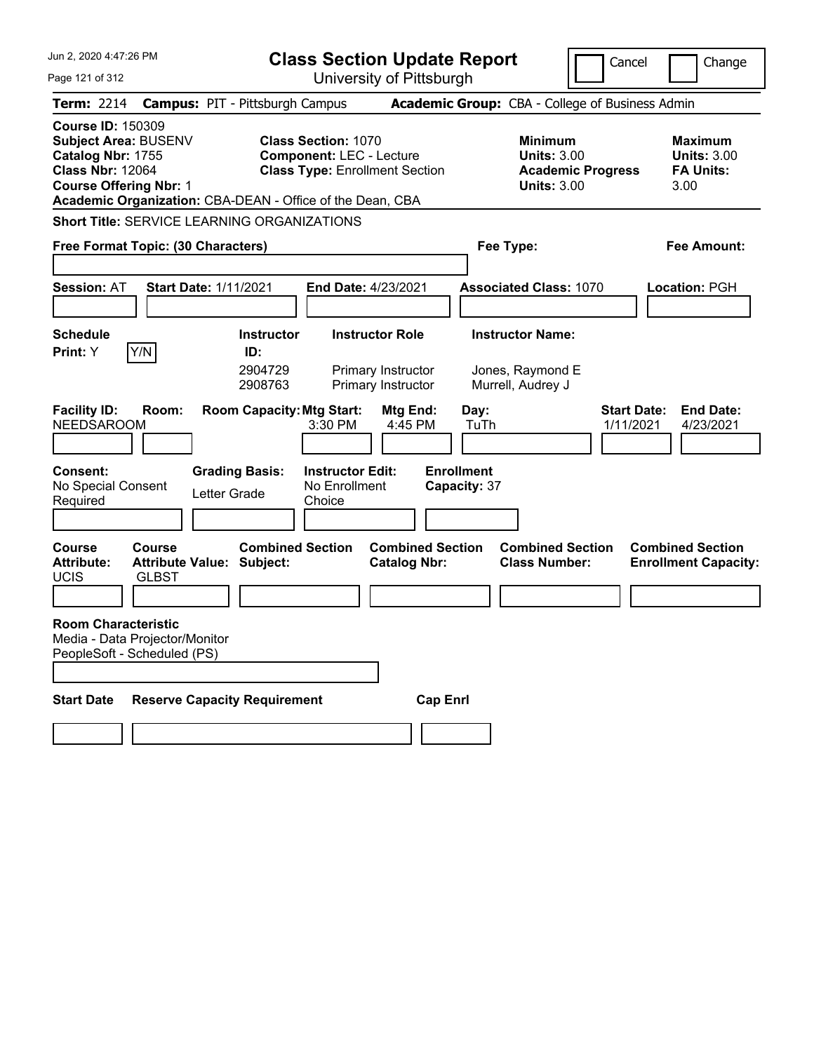# Class Section Update Report

University of Pittsburgh

Jun 2, 2020 4:47:26 PM

Cancel | Change

**Term:** 2214 **Campus:** PIT - Pittsburgh Campus **Academic Group:** CBA - College of Business Admin

**Course ID:** 150309
**Subject Area:** BUSENV
**Catalog Nbr:** 1755
**Class Nbr:** 12064
**Course Offering Nbr:** 1
**Academic Organization:** CBA-DEAN - Office of the Dean, CBA

**Class Section:** 1070
**Component:** LEC - Lecture
**Class Type:** Enrollment Section

**Minimum Units:** 3.00
**Academic Progress Units:** 3.00

**Maximum Units:** 3.00
**FA Units:** 3.00

**Short Title:** SERVICE LEARNING ORGANIZATIONS

**Free Format Topic: (30 Characters)**

**Fee Type:**

**Fee Amount:**

**Session:** AT **Start Date:** 1/11/2021 **End Date:** 4/23/2021 **Associated Class:** 1070 **Location:** PGH

**Schedule Print:** Y [Y/N]

| Instructor ID | Instructor Role | Instructor Name |
|---|---|---|
| 2904729 | Primary Instructor | Jones, Raymond E |
| 2908763 | Primary Instructor | Murrell, Audrey J |

| Facility ID | Room | Room Capacity | Mtg Start | Mtg End | Day | Start Date | End Date |
|---|---|---|---|---|---|---|---|
| NEEDSAROOM | | | 3:30 PM | 4:45 PM | TuTh | 1/11/2021 | 4/23/2021 |

**Consent:** No Special Consent Required
**Grading Basis:** Letter Grade
**Instructor Edit:** No Enrollment Choice
**Enrollment Capacity:** 37

| Course Attribute | Course Attribute Value | Combined Section Subject | Combined Section Catalog Nbr | Combined Section Class Number | Combined Section Enrollment Capacity |
|---|---|---|---|---|---|
| UCIS | GLBST | | | | |

**Room Characteristic**
Media - Data Projector/Monitor
PeopleSoft - Scheduled (PS)

| Start Date | Reserve Capacity Requirement | Cap Enrl |
|---|---|---|
| | | |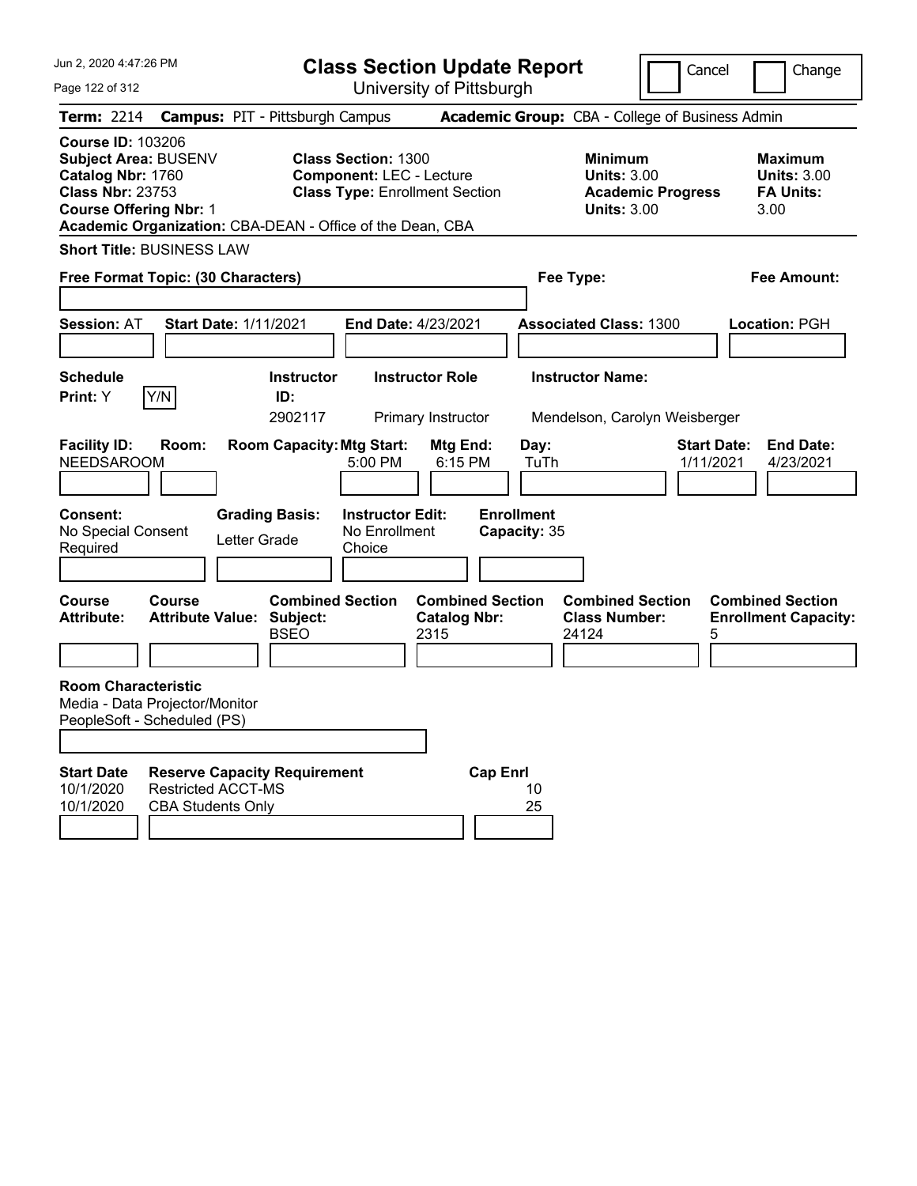# Class Section Update Report

University of Pittsburgh

Cancel | Change

**Term:** 2214 **Campus:** PIT - Pittsburgh Campus **Academic Group:** CBA - College of Business Admin

**Course ID:** 103206
**Subject Area:** BUSENV
**Catalog Nbr:** 1760
**Class Nbr:** 23753
**Course Offering Nbr:** 1
**Academic Organization:** CBA-DEAN - Office of the Dean, CBA

**Class Section:** 1300
**Component:** LEC - Lecture
**Class Type:** Enrollment Section

**Minimum Units:** 3.00
**Academic Progress Units:** 3.00

**Maximum Units:** 3.00
**FA Units:** 3.00

**Short Title:** BUSINESS LAW

**Free Format Topic: (30 Characters)**

**Fee Type:**

**Fee Amount:**

**Session:** AT **Start Date:** 1/11/2021 **End Date:** 4/23/2021 **Associated Class:** 1300 **Location:** PGH

| Schedule Print | Instructor ID | Instructor Role | Instructor Name |
|---|---|---|---|
| Y (Y/N) | 2902117 | Primary Instructor | Mendelson, Carolyn Weisberger |

| Facility ID | Room | Room Capacity | Mtg Start | Mtg End | Day | Start Date | End Date |
|---|---|---|---|---|---|---|---|
| NEEDSAROOM | | | 5:00 PM | 6:15 PM | TuTh | 1/11/2021 | 4/23/2021 |

| Consent | Grading Basis | Instructor Edit | Enrollment Capacity |
|---|---|---|---|
| No Special Consent Required | Letter Grade | No Enrollment Choice | 35 |

| Course Attribute | Course Attribute Value | Combined Section Subject | Combined Section Catalog Nbr | Combined Section Class Number | Combined Section Enrollment Capacity |
|---|---|---|---|---|---|
| | | BSEO | 2315 | 24124 | 5 |

**Room Characteristic**
Media - Data Projector/Monitor
PeopleSoft - Scheduled (PS)

| Start Date | Reserve Capacity Requirement | Cap Enrl |
|---|---|---|
| 10/1/2020 | Restricted ACCT-MS | 10 |
| 10/1/2020 | CBA Students Only | 25 |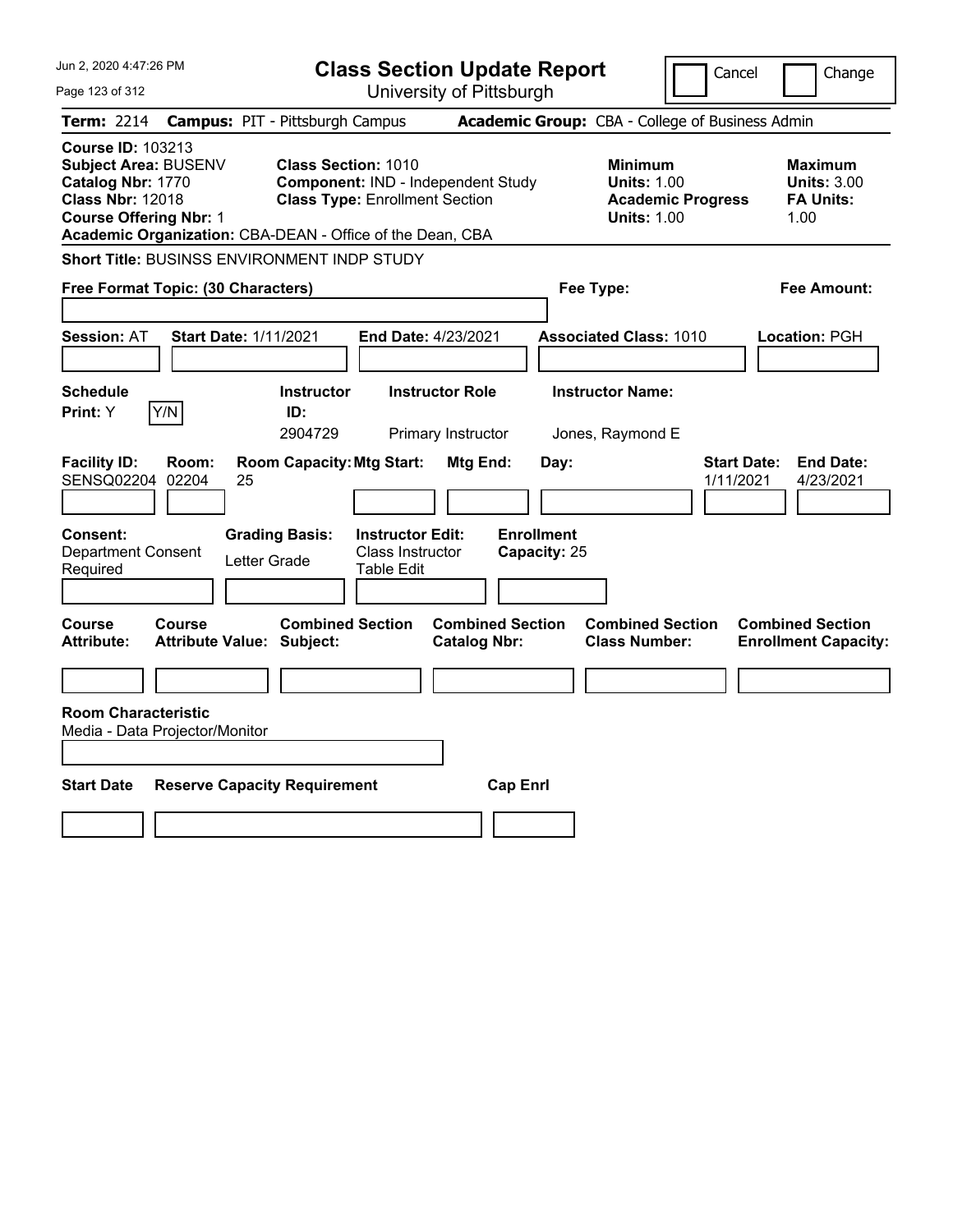# Class Section Update Report

University of Pittsburgh

Jun 2, 2020 4:47:26 PM

Cancel | Change

**Term:** 2214 **Campus:** PIT - Pittsburgh Campus **Academic Group:** CBA - College of Business Admin

**Course ID:** 103213
**Subject Area:** BUSENV
**Catalog Nbr:** 1770
**Class Nbr:** 12018
**Course Offering Nbr:** 1
**Academic Organization:** CBA-DEAN - Office of the Dean, CBA

**Class Section:** 1010
**Component:** IND - Independent Study
**Class Type:** Enrollment Section

**Minimum Units:** 1.00
**Academic Progress Units:** 1.00

**Maximum Units:** 3.00
**FA Units:** 1.00

**Short Title:** BUSINSS ENVIRONMENT INDP STUDY

**Free Format Topic: (30 Characters)**

**Fee Type:**

**Fee Amount:**

**Session:** AT **Start Date:** 1/11/2021 **End Date:** 4/23/2021 **Associated Class:** 1010 **Location:** PGH

| Schedule Print | Instructor ID | Instructor Role | Instructor Name |
|---|---|---|---|
| Y [Y/N] | 2904729 | Primary Instructor | Jones, Raymond E |

| Facility ID | Room | Room Capacity | Mtg Start | Mtg End | Day | Start Date | End Date |
|---|---|---|---|---|---|---|---|
| SENSQ02204 | 02204 | 25 | | | | 1/11/2021 | 4/23/2021 |

**Consent:** Department Consent Required
**Grading Basis:** Letter Grade
**Instructor Edit:** Class Instructor Table Edit
**Enrollment Capacity:** 25

| Course Attribute | Course Attribute Value | Combined Section Subject | Combined Section Catalog Nbr | Combined Section Class Number | Combined Section Enrollment Capacity |
|---|---|---|---|---|---|
| | | | | | |

**Room Characteristic**
Media - Data Projector/Monitor

| Start Date | Reserve Capacity Requirement | Cap Enrl |
|---|---|---|
| | | |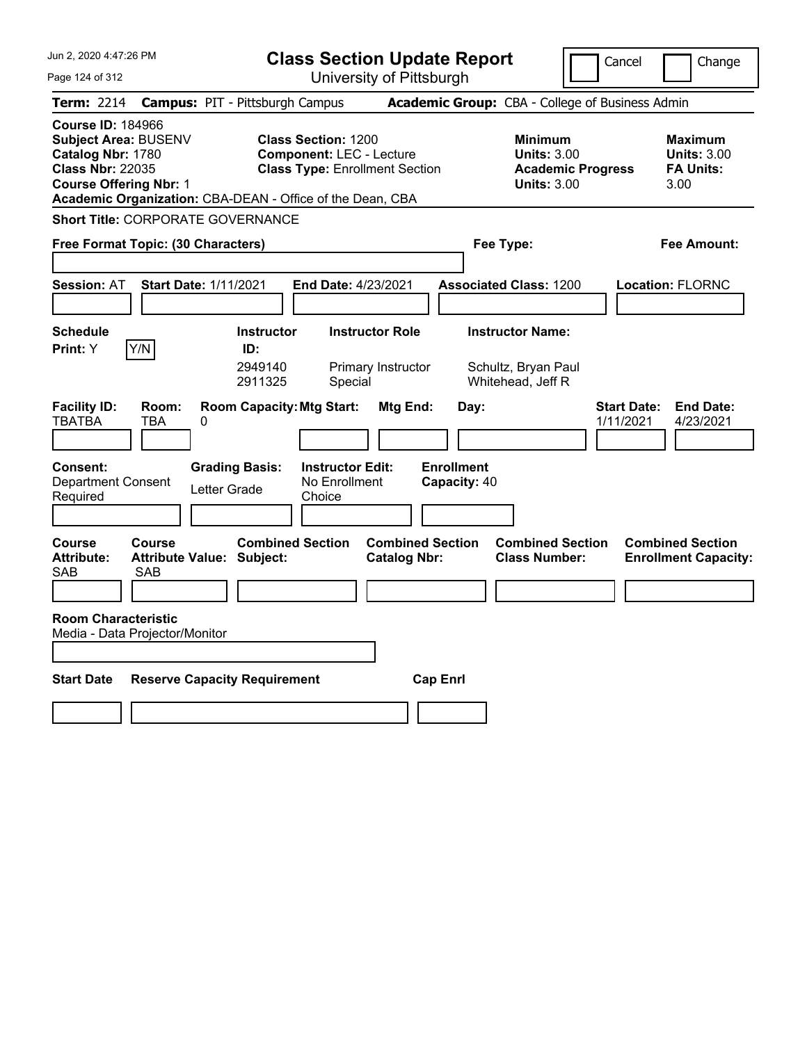# Class Section Update Report

University of Pittsburgh

Cancel | Change

**Term:** 2214 **Campus:** PIT - Pittsburgh Campus **Academic Group:** CBA - College of Business Admin

**Course ID:** 184966
**Subject Area:** BUSENV
**Catalog Nbr:** 1780
**Class Nbr:** 22035
**Course Offering Nbr:** 1
**Academic Organization:** CBA-DEAN - Office of the Dean, CBA

**Class Section:** 1200
**Component:** LEC - Lecture
**Class Type:** Enrollment Section

**Minimum Units:** 3.00
**Academic Progress Units:** 3.00

**Maximum Units:** 3.00
**FA Units:** 3.00

**Short Title:** CORPORATE GOVERNANCE

**Free Format Topic: (30 Characters)**

**Fee Type:**

**Fee Amount:**

**Session:** AT **Start Date:** 1/11/2021 **End Date:** 4/23/2021 **Associated Class:** 1200 **Location:** FLORNC

**Schedule Print:** Y [Y/N]

| Instructor ID: | Instructor Role | Instructor Name: |
|---|---|---|
| 2949140 | Primary Instructor | Schultz, Bryan Paul |
| 2911325 | Special | Whitehead, Jeff R |

| Facility ID: | Room: | Room Capacity: | Mtg Start: | Mtg End: | Day: | Start Date: | End Date: |
|---|---|---|---|---|---|---|---|
| TBATBA | TBA | 0 | | | | 1/11/2021 | 4/23/2021 |

**Consent:** Department Consent Required

**Grading Basis:** Letter Grade

**Instructor Edit:** No Enrollment Choice

**Enrollment Capacity:** 40

| Course Attribute: | Course Attribute Value: | Combined Section Subject: | Combined Section Catalog Nbr: | Combined Section Class Number: | Combined Section Enrollment Capacity: |
|---|---|---|---|---|---|
| SAB | SAB | | | | |

**Room Characteristic**
Media - Data Projector/Monitor

**Start Date** **Reserve Capacity Requirement** **Cap Enrl**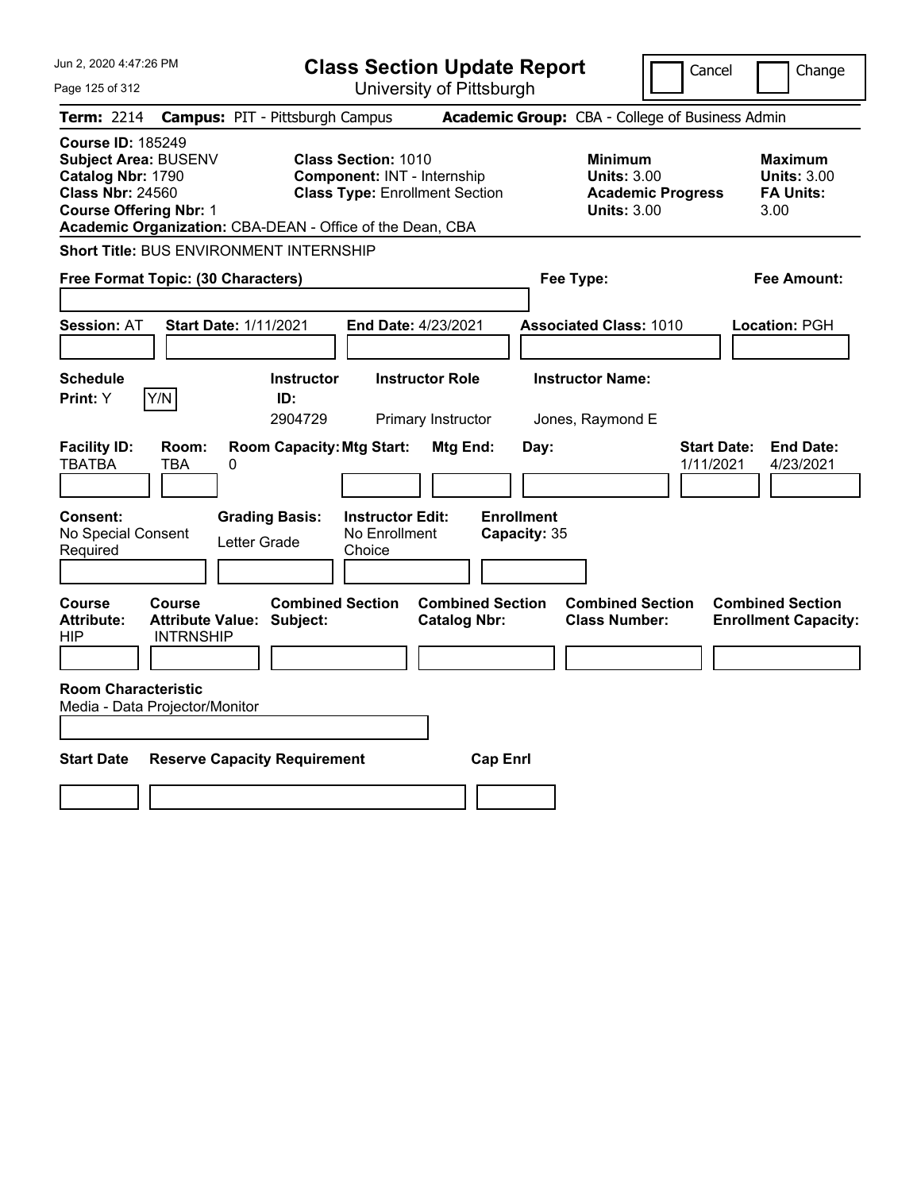# Class Section Update Report

University of Pittsburgh

Cancel ☐ Change ☐

**Term:** 2214 **Campus:** PIT - Pittsburgh Campus **Academic Group:** CBA - College of Business Admin

**Course ID:** 185249
**Subject Area:** BUSENV
**Catalog Nbr:** 1790
**Class Nbr:** 24560
**Course Offering Nbr:** 1
**Academic Organization:** CBA-DEAN - Office of the Dean, CBA

**Class Section:** 1010
**Component:** INT - Internship
**Class Type:** Enrollment Section

**Minimum Units:** 3.00
**Academic Progress Units:** 3.00

**Maximum Units:** 3.00
**FA Units:** 3.00

**Short Title:** BUS ENVIRONMENT INTERNSHIP

**Free Format Topic: (30 Characters)**

**Fee Type:**

**Fee Amount:**

**Session:** AT **Start Date:** 1/11/2021 **End Date:** 4/23/2021 **Associated Class:** 1010 **Location:** PGH

| Schedule Print: | Y/N | Instructor ID: | Instructor Role | Instructor Name: |
|---|---|---|---|---|
| Y | | 2904729 | Primary Instructor | Jones, Raymond E |

| Facility ID: | Room: | Room Capacity: | Mtg Start: | Mtg End: | Day: | Start Date: | End Date: |
|---|---|---|---|---|---|---|---|
| TBATBA | TBA | 0 | | | | 1/11/2021 | 4/23/2021 |

| Consent: | Grading Basis: | Instructor Edit: | Enrollment Capacity: |
|---|---|---|---|
| No Special Consent Required | Letter Grade | No Enrollment Choice | 35 |

| Course Attribute: | Course Attribute Value: | Combined Section Subject: | Combined Section Catalog Nbr: | Combined Section Class Number: | Combined Section Enrollment Capacity: |
|---|---|---|---|---|---|
| HIP | INTRNSHIP | | | | |

**Room Characteristic**
Media - Data Projector/Monitor

| Start Date | Reserve Capacity Requirement | Cap Enrl |
|---|---|---|
| | | |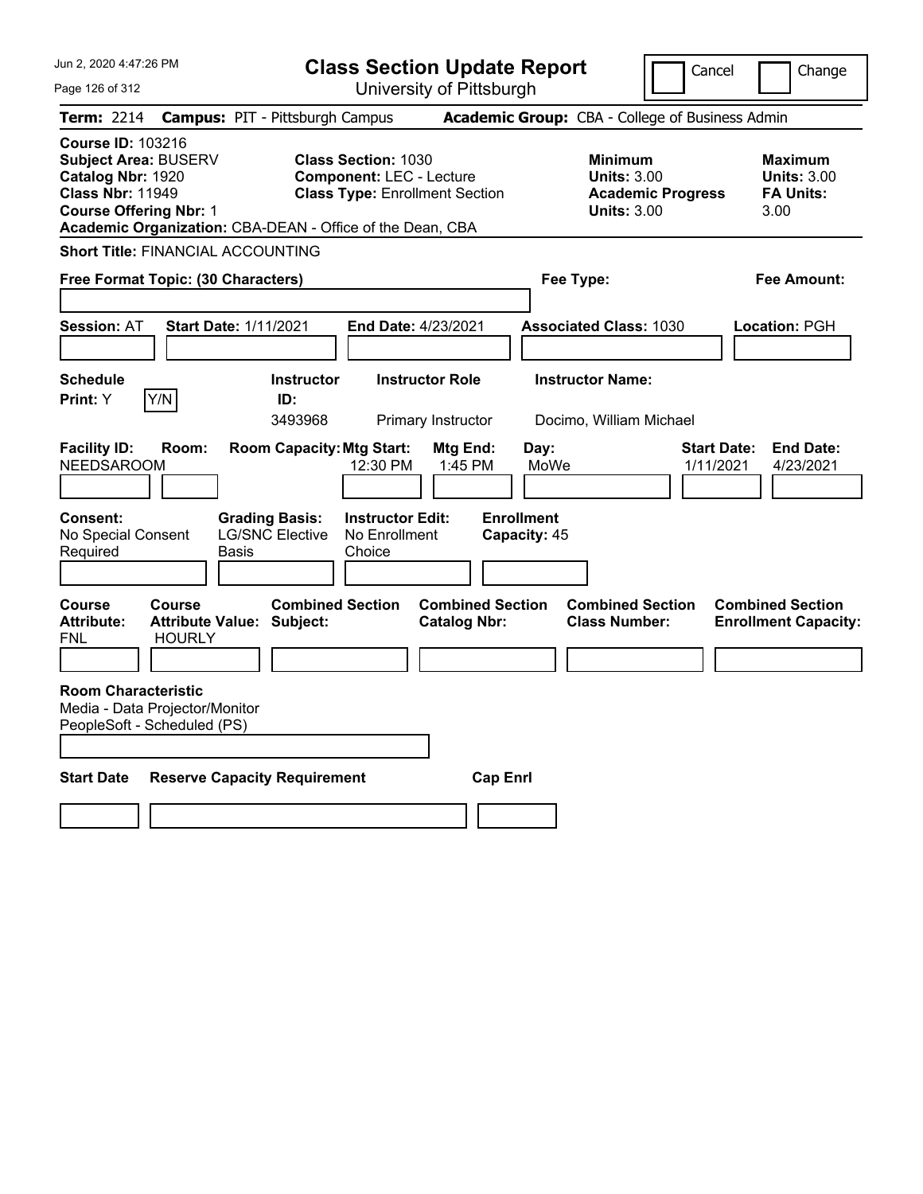# Class Section Update Report

University of Pittsburgh

Jun 2, 2020 4:47:26 PM

Cancel | Change

**Term:** 2214 **Campus:** PIT - Pittsburgh Campus **Academic Group:** CBA - College of Business Admin

**Course ID:** 103216
**Subject Area:** BUSERV
**Catalog Nbr:** 1920
**Class Nbr:** 11949
**Course Offering Nbr:** 1
**Academic Organization:** CBA-DEAN - Office of the Dean, CBA

**Class Section:** 1030
**Component:** LEC - Lecture
**Class Type:** Enrollment Section

**Minimum Units:** 3.00
**Academic Progress Units:** 3.00

**Maximum Units:** 3.00
**FA Units:** 3.00

**Short Title:** FINANCIAL ACCOUNTING

**Free Format Topic: (30 Characters)**

**Fee Type:**

**Fee Amount:**

**Session:** AT **Start Date:** 1/11/2021 **End Date:** 4/23/2021 **Associated Class:** 1030 **Location:** PGH

| Schedule Print | Instructor ID | Instructor Role | Instructor Name |
|---|---|---|---|
| Y (Y/N) | 3493968 | Primary Instructor | Docimo, William Michael |

| Facility ID | Room | Room Capacity | Mtg Start | Mtg End | Day | Start Date | End Date |
|---|---|---|---|---|---|---|---|
| NEEDSAROOM | | | 12:30 PM | 1:45 PM | MoWe | 1/11/2021 | 4/23/2021 |

**Consent:** No Special Consent Required
**Grading Basis:** LG/SNC Elective Basis
**Instructor Edit:** No Enrollment Choice
**Enrollment Capacity:** 45

| Course Attribute | Course Attribute Value | Combined Section Subject | Combined Section Catalog Nbr | Combined Section Class Number | Combined Section Enrollment Capacity |
|---|---|---|---|---|---|
| FNL | HOURLY | | | | |

**Room Characteristic**
Media - Data Projector/Monitor
PeopleSoft - Scheduled (PS)

| Start Date | Reserve Capacity Requirement | Cap Enrl |
|---|---|---|
| | | |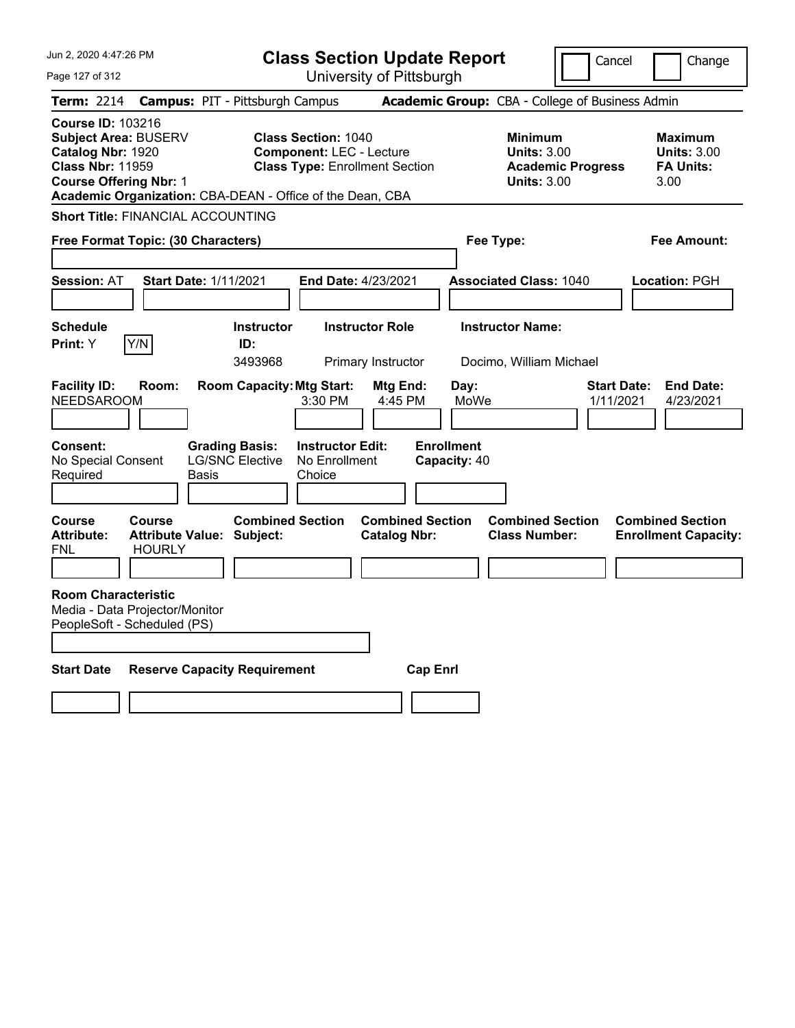# Class Section Update Report

University of Pittsburgh

Jun 2, 2020 4:47:26 PM

Cancel / Change

**Term:** 2214 **Campus:** PIT - Pittsburgh Campus **Academic Group:** CBA - College of Business Admin

**Course ID:** 103216
**Subject Area:** BUSERV
**Catalog Nbr:** 1920
**Class Nbr:** 11959
**Course Offering Nbr:** 1
**Academic Organization:** CBA-DEAN - Office of the Dean, CBA

**Class Section:** 1040
**Component:** LEC - Lecture
**Class Type:** Enrollment Section

| | Minimum | Maximum |
|---|---|---|
| Units | 3.00 | 3.00 |
| Academic Progress / FA Units | 3.00 | 3.00 |

**Short Title:** FINANCIAL ACCOUNTING

**Free Format Topic: (30 Characters)**

**Fee Type:**

**Fee Amount:**

**Session:** AT **Start Date:** 1/11/2021 **End Date:** 4/23/2021 **Associated Class:** 1040 **Location:** PGH

**Schedule Print:** Y Y/N

| Instructor ID | Instructor Role | Instructor Name |
|---|---|---|
| 3493968 | Primary Instructor | Docimo, William Michael |

| Facility ID | Room | Room Capacity | Mtg Start | Mtg End | Day | Start Date | End Date |
|---|---|---|---|---|---|---|---|
| NEEDSAROOM | | | 3:30 PM | 4:45 PM | MoWe | 1/11/2021 | 4/23/2021 |

**Consent:** No Special Consent Required
**Grading Basis:** LG/SNC Elective Basis
**Instructor Edit:** No Enrollment Choice
**Enrollment Capacity:** 40

| Course Attribute | Course Attribute Value | Combined Section Subject | Combined Section Catalog Nbr | Combined Section Class Number | Combined Section Enrollment Capacity |
|---|---|---|---|---|---|
| FNL | HOURLY | | | | |

**Room Characteristic**
Media - Data Projector/Monitor
PeopleSoft - Scheduled (PS)

| Start Date | Reserve Capacity Requirement | Cap Enrl |
|---|---|---|
| | | |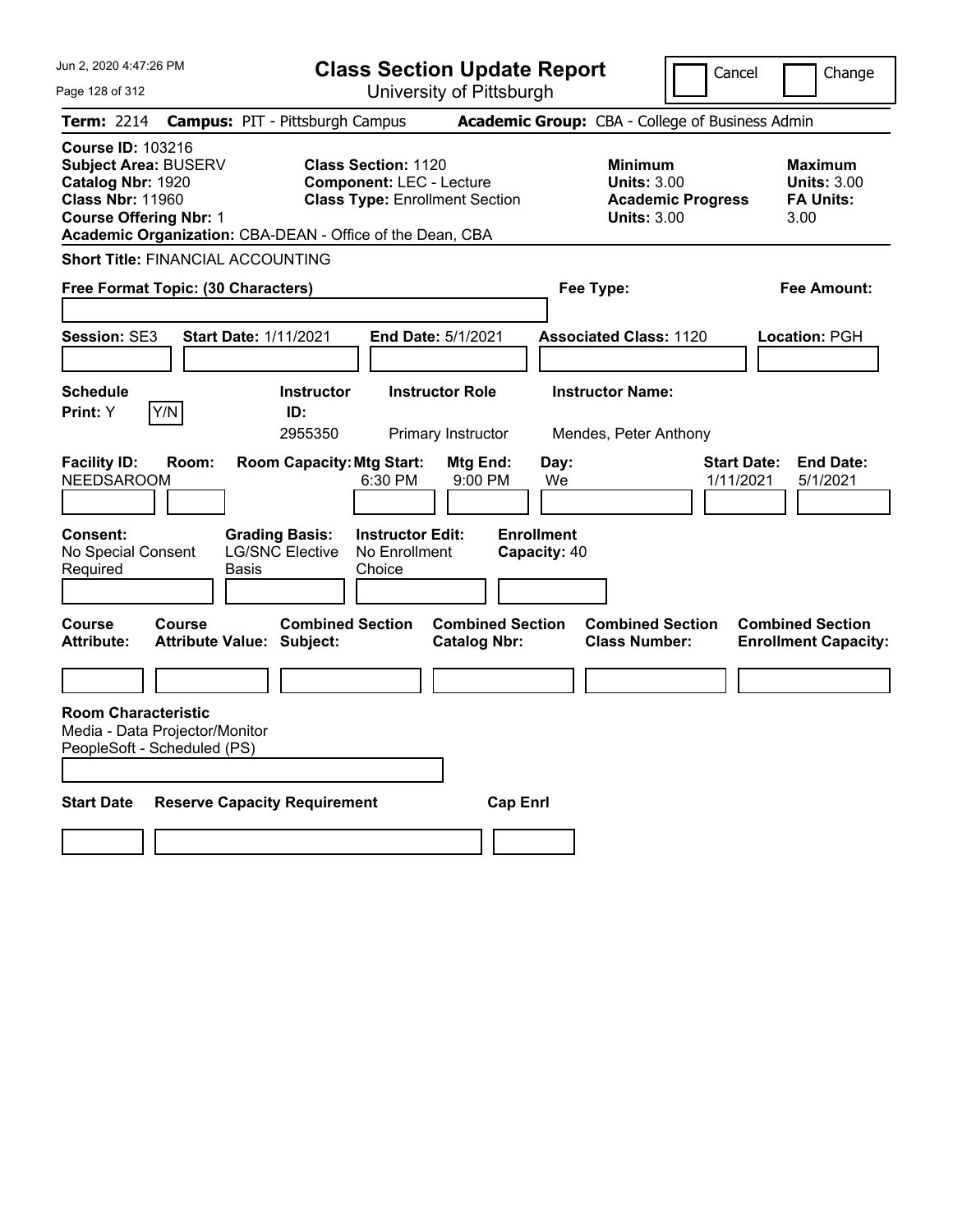Jun 2, 2020 4:47:26 PM

# Class Section Update Report

University of Pittsburgh

Cancel | Change

**Term:** 2214 **Campus:** PIT - Pittsburgh Campus **Academic Group:** CBA - College of Business Admin

**Course ID:** 103216
**Subject Area:** BUSERV
**Catalog Nbr:** 1920
**Class Nbr:** 11960
**Course Offering Nbr:** 1
**Academic Organization:** CBA-DEAN - Office of the Dean, CBA

**Class Section:** 1120
**Component:** LEC - Lecture
**Class Type:** Enrollment Section

**Minimum Units:** 3.00
**Academic Progress Units:** 3.00

**Maximum Units:** 3.00
**FA Units:** 3.00

**Short Title:** FINANCIAL ACCOUNTING

**Free Format Topic: (30 Characters)**

**Fee Type:**

**Fee Amount:**

**Session:** SE3 **Start Date:** 1/11/2021 **End Date:** 5/1/2021 **Associated Class:** 1120 **Location:** PGH

| Schedule Print | Instructor ID | Instructor Role | Instructor Name |
|---|---|---|---|
| Y (Y/N) | 2955350 | Primary Instructor | Mendes, Peter Anthony |

| Facility ID | Room | Room Capacity | Mtg Start | Mtg End | Day | Start Date | End Date |
|---|---|---|---|---|---|---|---|
| NEEDSAROOM | | | 6:30 PM | 9:00 PM | We | 1/11/2021 | 5/1/2021 |

**Consent:** No Special Consent Required
**Grading Basis:** LG/SNC Elective Basis
**Instructor Edit:** No Enrollment Choice
**Enrollment Capacity:** 40

| Course Attribute | Course Attribute Value | Combined Section Subject | Combined Section Catalog Nbr | Combined Section Class Number | Combined Section Enrollment Capacity |
|---|---|---|---|---|---|
| | | | | | |

**Room Characteristic**
Media - Data Projector/Monitor
PeopleSoft - Scheduled (PS)

| Start Date | Reserve Capacity Requirement | Cap Enrl |
|---|---|---|
| | | |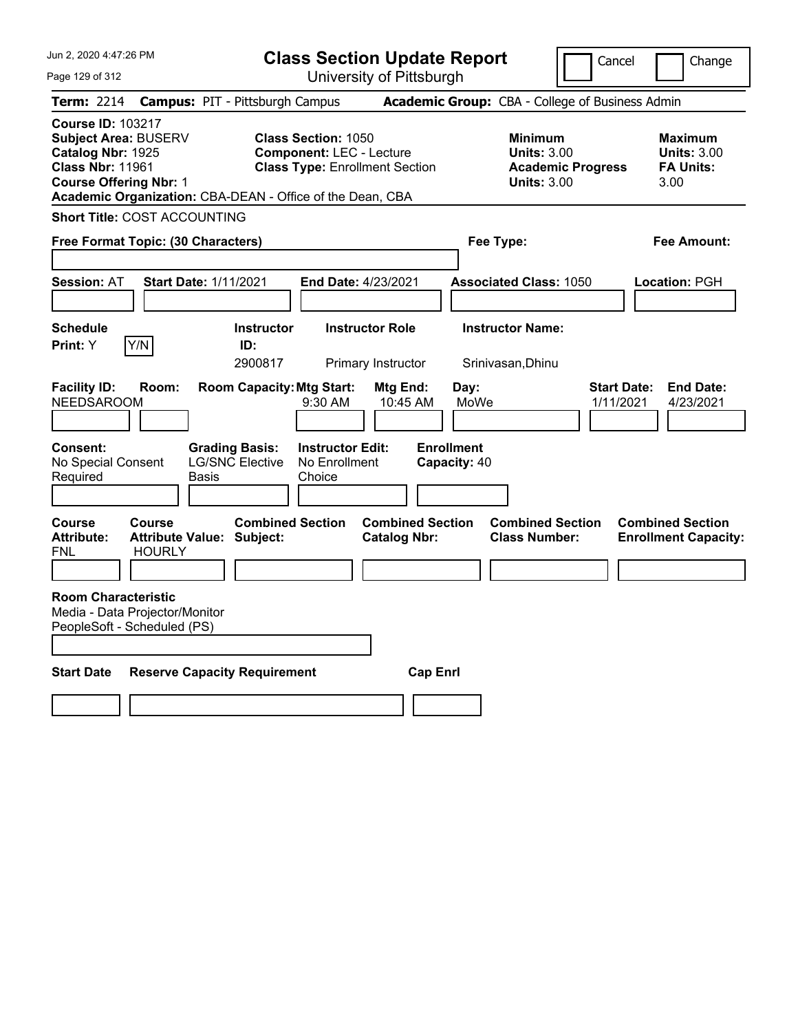# Class Section Update Report

University of Pittsburgh

Cancel | Change

**Term:** 2214 **Campus:** PIT - Pittsburgh Campus **Academic Group:** CBA - College of Business Admin

**Course ID:** 103217
**Subject Area:** BUSERV
**Catalog Nbr:** 1925
**Class Nbr:** 11961
**Course Offering Nbr:** 1
**Academic Organization:** CBA-DEAN - Office of the Dean, CBA

**Class Section:** 1050
**Component:** LEC - Lecture
**Class Type:** Enrollment Section

**Minimum Units:** 3.00
**Academic Progress Units:** 3.00

**Maximum Units:** 3.00
**FA Units:** 3.00

**Short Title:** COST ACCOUNTING

**Free Format Topic: (30 Characters)**

**Fee Type:**

**Fee Amount:**

**Session:** AT **Start Date:** 1/11/2021 **End Date:** 4/23/2021 **Associated Class:** 1050 **Location:** PGH

| Schedule Print: | | Instructor ID: | Instructor Role | Instructor Name: |
|---|---|---|---|---|
| Y | Y/N | 2900817 | Primary Instructor | Srinivasan,Dhinu |

| Facility ID: | Room: | Room Capacity: | Mtg Start: | Mtg End: | Day: | Start Date: | End Date: |
|---|---|---|---|---|---|---|---|
| NEEDSAROOM | | | 9:30 AM | 10:45 AM | MoWe | 1/11/2021 | 4/23/2021 |

| Consent: | Grading Basis: | Instructor Edit: | Enrollment Capacity: |
|---|---|---|---|
| No Special Consent Required | LG/SNC Elective Basis | No Enrollment Choice | 40 |

| Course Attribute: | Course Attribute Value: | Combined Section Subject: | Combined Section Catalog Nbr: | Combined Section Class Number: | Combined Section Enrollment Capacity: |
|---|---|---|---|---|---|
| FNL | HOURLY | | | | |

**Room Characteristic**
Media - Data Projector/Monitor
PeopleSoft - Scheduled (PS)

| Start Date | Reserve Capacity Requirement | Cap Enrl |
|---|---|---|
| | | |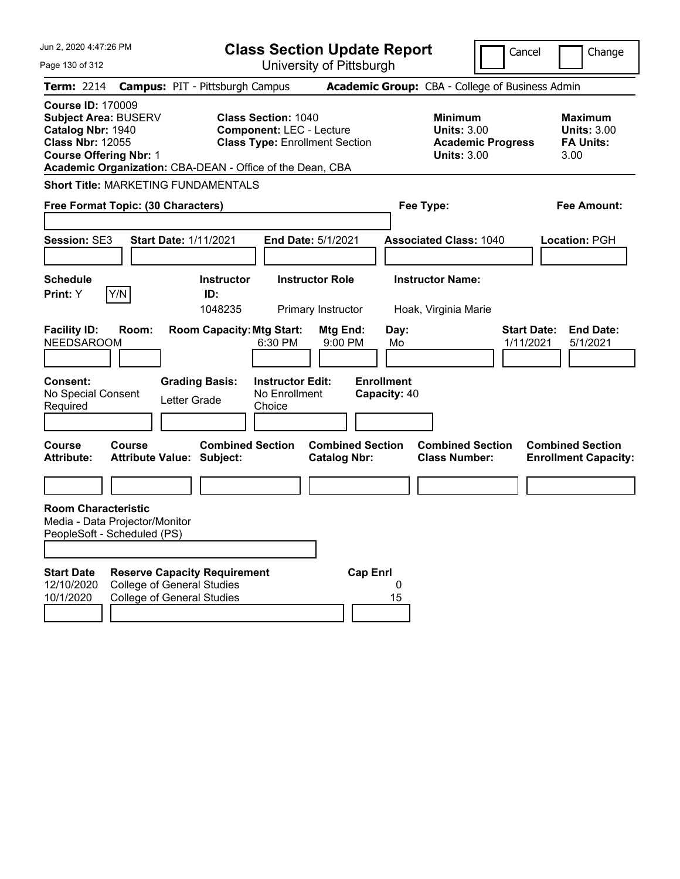Jun 2, 2020 4:47:26 PM

# Class Section Update Report

University of Pittsburgh

Cancel | Change

**Term:** 2214 **Campus:** PIT - Pittsburgh Campus **Academic Group:** CBA - College of Business Admin

**Course ID:** 170009
**Subject Area:** BUSERV
**Catalog Nbr:** 1940
**Class Nbr:** 12055
**Course Offering Nbr:** 1
**Academic Organization:** CBA-DEAN - Office of the Dean, CBA

**Class Section:** 1040
**Component:** LEC - Lecture
**Class Type:** Enrollment Section

**Minimum Units:** 3.00
**Academic Progress Units:** 3.00

**Maximum Units:** 3.00
**FA Units:** 3.00

**Short Title:** MARKETING FUNDAMENTALS

**Free Format Topic: (30 Characters)**

**Fee Type:**

**Fee Amount:**

**Session:** SE3 **Start Date:** 1/11/2021 **End Date:** 5/1/2021 **Associated Class:** 1040 **Location:** PGH

| Schedule Print | Instructor ID | Instructor Role | Instructor Name |
|---|---|---|---|
| Y | 1048235 | Primary Instructor | Hoak, Virginia Marie |

| Facility ID | Room | Room Capacity | Mtg Start | Mtg End | Day | Start Date | End Date |
|---|---|---|---|---|---|---|---|
| NEEDSAROOM | | | 6:30 PM | 9:00 PM | Mo | 1/11/2021 | 5/1/2021 |

**Consent:** No Special Consent Required
**Grading Basis:** Letter Grade
**Instructor Edit:** No Enrollment Choice
**Enrollment Capacity:** 40

| Course Attribute | Course Attribute Value | Combined Section Subject | Combined Section Catalog Nbr | Combined Section Class Number | Combined Section Enrollment Capacity |
|---|---|---|---|---|---|
| | | | | | |

**Room Characteristic**
Media - Data Projector/Monitor
PeopleSoft - Scheduled (PS)

| Start Date | Reserve Capacity Requirement | Cap Enrl |
|---|---|---|
| 12/10/2020 | College of General Studies | 0 |
| 10/1/2020 | College of General Studies | 15 |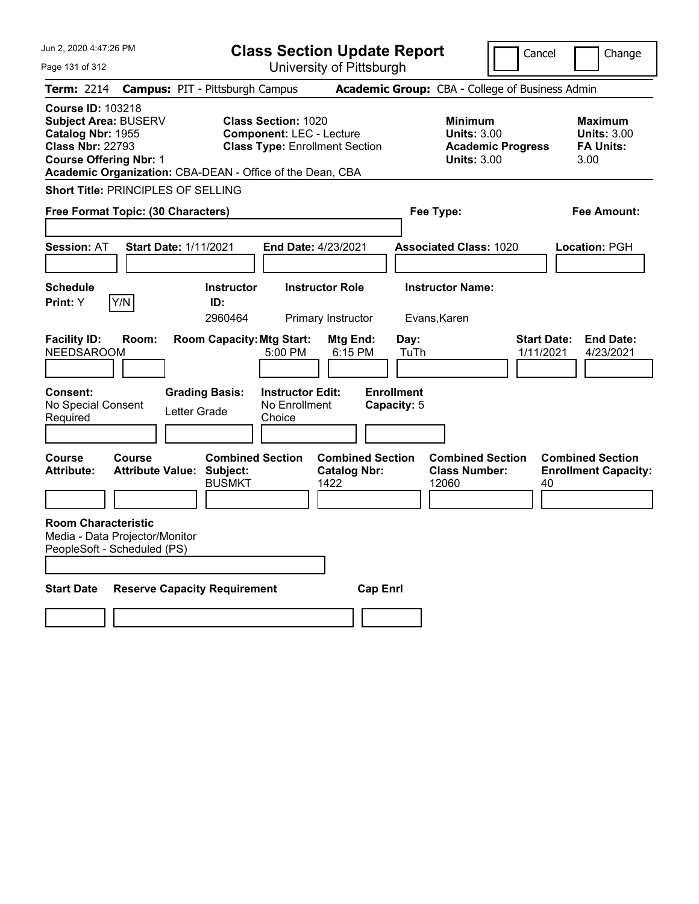# Class Section Update Report

University of Pittsburgh

Cancel | Change

**Term:** 2214 **Campus:** PIT - Pittsburgh Campus **Academic Group:** CBA - College of Business Admin

**Course ID:** 103218
**Subject Area:** BUSERV
**Catalog Nbr:** 1955
**Class Nbr:** 22793
**Course Offering Nbr:** 1
**Academic Organization:** CBA-DEAN - Office of the Dean, CBA

**Class Section:** 1020
**Component:** LEC - Lecture
**Class Type:** Enrollment Section

**Minimum**
**Units:** 3.00
**Academic Progress Units:** 3.00

**Maximum**
**Units:** 3.00
**FA Units:** 3.00

**Short Title:** PRINCIPLES OF SELLING

**Free Format Topic: (30 Characters)**

**Fee Type:**

**Fee Amount:**

**Session:** AT **Start Date:** 1/11/2021 **End Date:** 4/23/2021 **Associated Class:** 1020 **Location:** PGH

| Schedule Print | | Instructor ID | Instructor Role | Instructor Name |
|---|---|---|---|---|
| Y | Y/N | 2960464 | Primary Instructor | Evans,Karen |

| Facility ID | Room | Room Capacity | Mtg Start | Mtg End | Day | Start Date | End Date |
|---|---|---|---|---|---|---|---|
| NEEDSAROOM | | | 5:00 PM | 6:15 PM | TuTh | 1/11/2021 | 4/23/2021 |

| Consent | Grading Basis | Instructor Edit | Enrollment Capacity |
|---|---|---|---|
| No Special Consent Required | Letter Grade | No Enrollment Choice | 5 |

| Course Attribute | Course Attribute Value | Combined Section Subject | Combined Section Catalog Nbr | Combined Section Class Number | Combined Section Enrollment Capacity |
|---|---|---|---|---|---|
| | | BUSMKT | 1422 | 12060 | 40 |

**Room Characteristic**
Media - Data Projector/Monitor
PeopleSoft - Scheduled (PS)

| Start Date | Reserve Capacity Requirement | Cap Enrl |
|---|---|---|
| | | |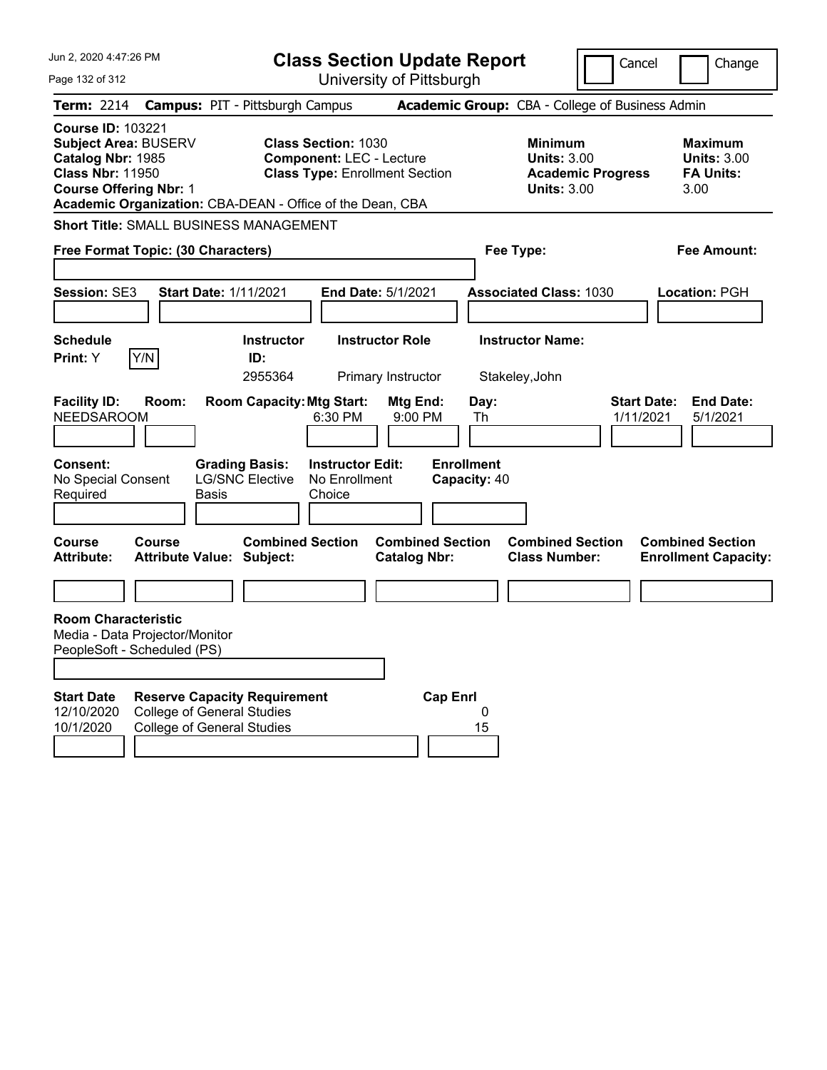# Class Section Update Report

University of Pittsburgh

Cancel | Change

**Term:** 2214 **Campus:** PIT - Pittsburgh Campus **Academic Group:** CBA - College of Business Admin

**Course ID:** 103221
**Subject Area:** BUSERV
**Catalog Nbr:** 1985
**Class Nbr:** 11950
**Course Offering Nbr:** 1
**Academic Organization:** CBA-DEAN - Office of the Dean, CBA

**Class Section:** 1030
**Component:** LEC - Lecture
**Class Type:** Enrollment Section

**Minimum Units:** 3.00
**Academic Progress Units:** 3.00

**Maximum Units:** 3.00
**FA Units:** 3.00

**Short Title:** SMALL BUSINESS MANAGEMENT

**Free Format Topic: (30 Characters)**

**Fee Type:**

**Fee Amount:**

**Session:** SE3 **Start Date:** 1/11/2021 **End Date:** 5/1/2021 **Associated Class:** 1030 **Location:** PGH

| Schedule Print | Instructor ID | Instructor Role | Instructor Name |
|---|---|---|---|
| Y (Y/N) | 2955364 | Primary Instructor | Stakeley,John |

| Facility ID | Room | Room Capacity | Mtg Start | Mtg End | Day | Start Date | End Date |
|---|---|---|---|---|---|---|---|
| NEEDSAROOM | | | 6:30 PM | 9:00 PM | Th | 1/11/2021 | 5/1/2021 |

| Consent | Grading Basis | Instructor Edit | Enrollment Capacity |
|---|---|---|---|
| No Special Consent Required | LG/SNC Elective Basis | No Enrollment Choice | 40 |

| Course Attribute | Course Attribute Value | Combined Section Subject | Combined Section Catalog Nbr | Combined Section Class Number | Combined Section Enrollment Capacity |
|---|---|---|---|---|---|
| | | | | | |

**Room Characteristic**
Media - Data Projector/Monitor
PeopleSoft - Scheduled (PS)

| Start Date | Reserve Capacity Requirement | Cap Enrl |
|---|---|---|
| 12/10/2020 | College of General Studies | 0 |
| 10/1/2020 | College of General Studies | 15 |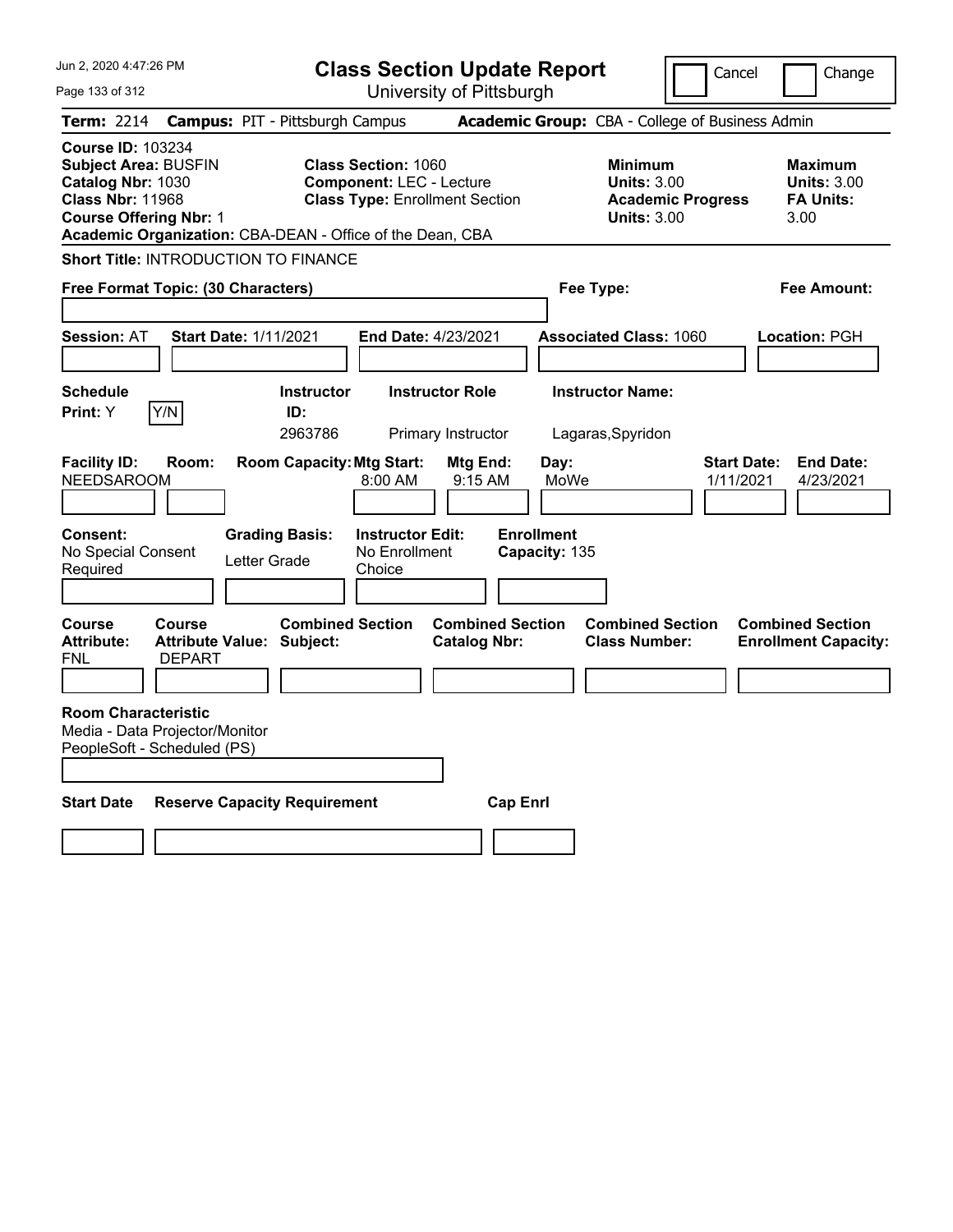# Class Section Update Report

University of Pittsburgh

Cancel | Change

**Term:** 2214 **Campus:** PIT - Pittsburgh Campus **Academic Group:** CBA - College of Business Admin

**Course ID:** 103234
**Subject Area:** BUSFIN
**Catalog Nbr:** 1030
**Class Nbr:** 11968
**Course Offering Nbr:** 1
**Academic Organization:** CBA-DEAN - Office of the Dean, CBA

**Class Section:** 1060
**Component:** LEC - Lecture
**Class Type:** Enrollment Section

**Minimum**
**Units:** 3.00
**Academic Progress Units:** 3.00

**Maximum**
**Units:** 3.00
**FA Units:** 3.00

**Short Title:** INTRODUCTION TO FINANCE

**Free Format Topic: (30 Characters)**

**Fee Type:**

**Fee Amount:**

**Session:** AT **Start Date:** 1/11/2021 **End Date:** 4/23/2021 **Associated Class:** 1060 **Location:** PGH

| Schedule Print | | Instructor ID | Instructor Role | Instructor Name |
|---|---|---|---|---|
| Y | Y/N | 2963786 | Primary Instructor | Lagaras,Spyridon |

| Facility ID | Room | Room Capacity | Mtg Start | Mtg End | Day | Start Date | End Date |
|---|---|---|---|---|---|---|---|
| NEEDSAROOM | | | 8:00 AM | 9:15 AM | MoWe | 1/11/2021 | 4/23/2021 |

| Consent | Grading Basis | Instructor Edit | Enrollment Capacity |
|---|---|---|---|
| No Special Consent Required | Letter Grade | No Enrollment Choice | 135 |

| Course Attribute | Course Attribute Value | Combined Section Subject | Combined Section Catalog Nbr | Combined Section Class Number | Combined Section Enrollment Capacity |
|---|---|---|---|---|---|
| FNL | DEPART | | | | |

**Room Characteristic**
Media - Data Projector/Monitor
PeopleSoft - Scheduled (PS)

| Start Date | Reserve Capacity Requirement | Cap Enrl |
|---|---|---|
| | | |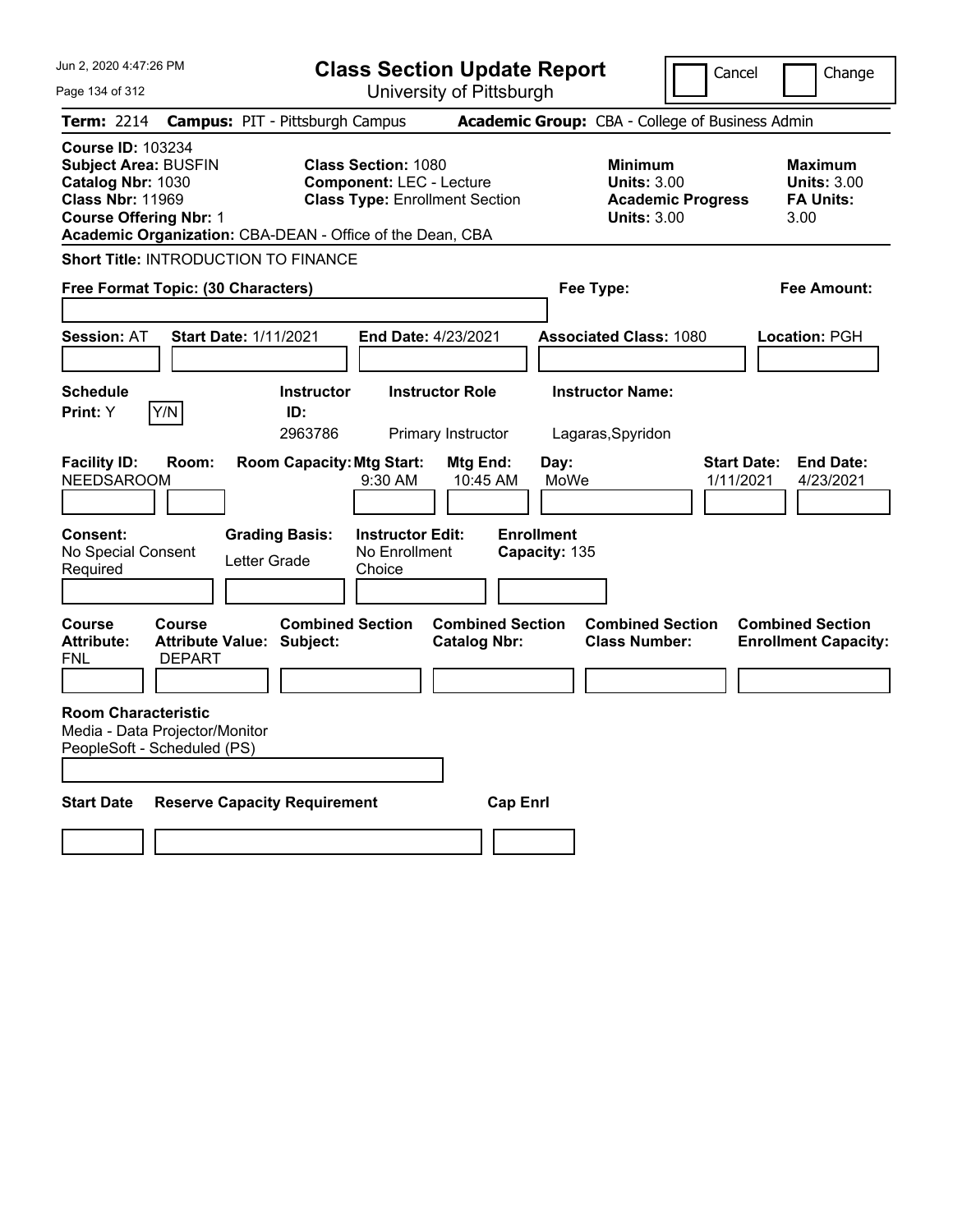# Class Section Update Report

University of Pittsburgh

Jun 2, 2020 4:47:26 PM

Cancel | Change

**Term:** 2214 **Campus:** PIT - Pittsburgh Campus **Academic Group:** CBA - College of Business Admin

**Course ID:** 103234
**Subject Area:** BUSFIN
**Catalog Nbr:** 1030
**Class Nbr:** 11969
**Course Offering Nbr:** 1
**Academic Organization:** CBA-DEAN - Office of the Dean, CBA

**Class Section:** 1080
**Component:** LEC - Lecture
**Class Type:** Enrollment Section

**Minimum Units:** 3.00
**Academic Progress Units:** 3.00

**Maximum Units:** 3.00
**FA Units:** 3.00

**Short Title:** INTRODUCTION TO FINANCE

**Free Format Topic: (30 Characters)**

**Fee Type:**

**Fee Amount:**

**Session:** AT **Start Date:** 1/11/2021 **End Date:** 4/23/2021 **Associated Class:** 1080 **Location:** PGH

| Schedule Print | Instructor ID | Instructor Role | Instructor Name |
|---|---|---|---|
| Y | 2963786 | Primary Instructor | Lagaras,Spyridon |

| Facility ID | Room | Room Capacity | Mtg Start | Mtg End | Day | Start Date | End Date |
|---|---|---|---|---|---|---|---|
| NEEDSAROOM | | | 9:30 AM | 10:45 AM | MoWe | 1/11/2021 | 4/23/2021 |

| Consent | Grading Basis | Instructor Edit | Enrollment Capacity |
|---|---|---|---|
| No Special Consent Required | Letter Grade | No Enrollment Choice | 135 |

| Course Attribute | Course Attribute Value | Combined Section Subject | Combined Section Catalog Nbr | Combined Section Class Number | Combined Section Enrollment Capacity |
|---|---|---|---|---|---|
| FNL | DEPART | | | | |

**Room Characteristic**
Media - Data Projector/Monitor
PeopleSoft - Scheduled (PS)

| Start Date | Reserve Capacity Requirement | Cap Enrl |
|---|---|---|
| | | |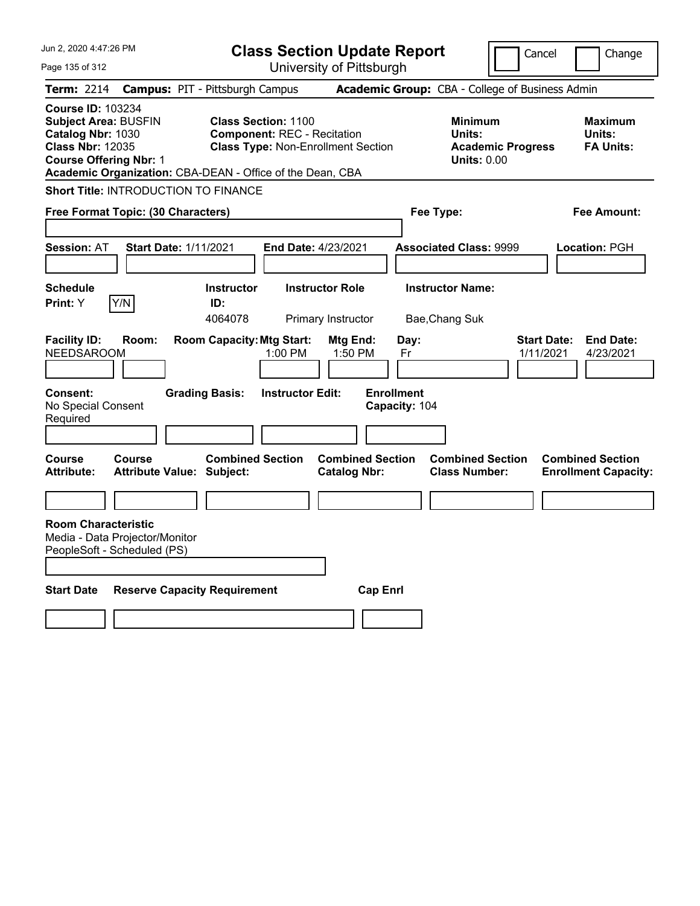# Class Section Update Report

University of Pittsburgh

Cancel ☐ Change ☐

**Term:** 2214 **Campus:** PIT - Pittsburgh Campus **Academic Group:** CBA - College of Business Admin

**Course ID:** 103234
**Subject Area:** BUSFIN
**Catalog Nbr:** 1030
**Class Nbr:** 12035
**Course Offering Nbr:** 1
**Academic Organization:** CBA-DEAN - Office of the Dean, CBA

**Class Section:** 1100
**Component:** REC - Recitation
**Class Type:** Non-Enrollment Section

**Minimum Units:**
**Academic Progress Units:** 0.00

**Maximum Units:**
**FA Units:**

**Short Title:** INTRODUCTION TO FINANCE

**Free Format Topic: (30 Characters)**

**Fee Type:**

**Fee Amount:**

**Session:** AT **Start Date:** 1/11/2021 **End Date:** 4/23/2021 **Associated Class:** 9999 **Location:** PGH

| Schedule Print: | Y/N | Instructor ID: | Instructor Role | Instructor Name: |
|---|---|---|---|---|
| Y | | 4064078 | Primary Instructor | Bae,Chang Suk |

| Facility ID: | Room: | Room Capacity: | Mtg Start: | Mtg End: | Day: | Start Date: | End Date: |
|---|---|---|---|---|---|---|---|
| NEEDSAROOM | | | 1:00 PM | 1:50 PM | Fr | 1/11/2021 | 4/23/2021 |

**Consent:** No Special Consent Required
**Grading Basis:**
**Instructor Edit:**
**Enrollment Capacity:** 104

| Course Attribute: | Course Attribute Value: | Combined Section Subject: | Combined Section Catalog Nbr: | Combined Section Class Number: | Combined Section Enrollment Capacity: |
|---|---|---|---|---|---|
| | | | | | |

**Room Characteristic**
Media - Data Projector/Monitor
PeopleSoft - Scheduled (PS)

| Start Date | Reserve Capacity Requirement | Cap Enrl |
|---|---|---|
| | | |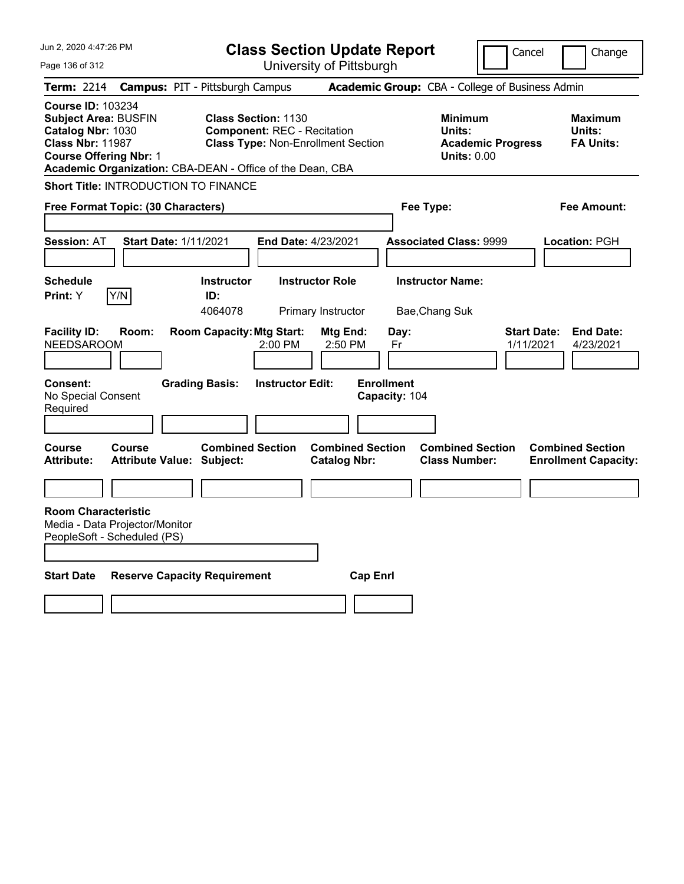# Class Section Update Report

University of Pittsburgh

Cancel | Change

**Term:** 2214 **Campus:** PIT - Pittsburgh Campus **Academic Group:** CBA - College of Business Admin

**Course ID:** 103234
**Subject Area:** BUSFIN
**Catalog Nbr:** 1030
**Class Nbr:** 11987
**Course Offering Nbr:** 1
**Academic Organization:** CBA-DEAN - Office of the Dean, CBA

**Class Section:** 1130
**Component:** REC - Recitation
**Class Type:** Non-Enrollment Section

**Minimum Units:**
**Academic Progress Units:** 0.00

**Maximum Units:**
**FA Units:**

**Short Title:** INTRODUCTION TO FINANCE

**Free Format Topic: (30 Characters)**

**Fee Type:**

**Fee Amount:**

**Session:** AT **Start Date:** 1/11/2021 **End Date:** 4/23/2021 **Associated Class:** 9999 **Location:** PGH

| Schedule Print: | | Instructor ID: | Instructor Role | Instructor Name: |
|---|---|---|---|---|
| Y | Y/N | 4064078 | Primary Instructor | Bae,Chang Suk |

| Facility ID: | Room: | Room Capacity: | Mtg Start: | Mtg End: | Day: | Start Date: | End Date: |
|---|---|---|---|---|---|---|---|
| NEEDSAROOM | | | 2:00 PM | 2:50 PM | Fr | 1/11/2021 | 4/23/2021 |

**Consent:** No Special Consent Required
**Grading Basis:**
**Instructor Edit:**
**Enrollment Capacity:** 104

| Course Attribute: | Course Attribute Value: | Combined Section Subject: | Combined Section Catalog Nbr: | Combined Section Class Number: | Combined Section Enrollment Capacity: |
|---|---|---|---|---|---|
| | | | | | |

**Room Characteristic**
Media - Data Projector/Monitor
PeopleSoft - Scheduled (PS)

| Start Date | Reserve Capacity Requirement | Cap Enrl |
|---|---|---|
| | | |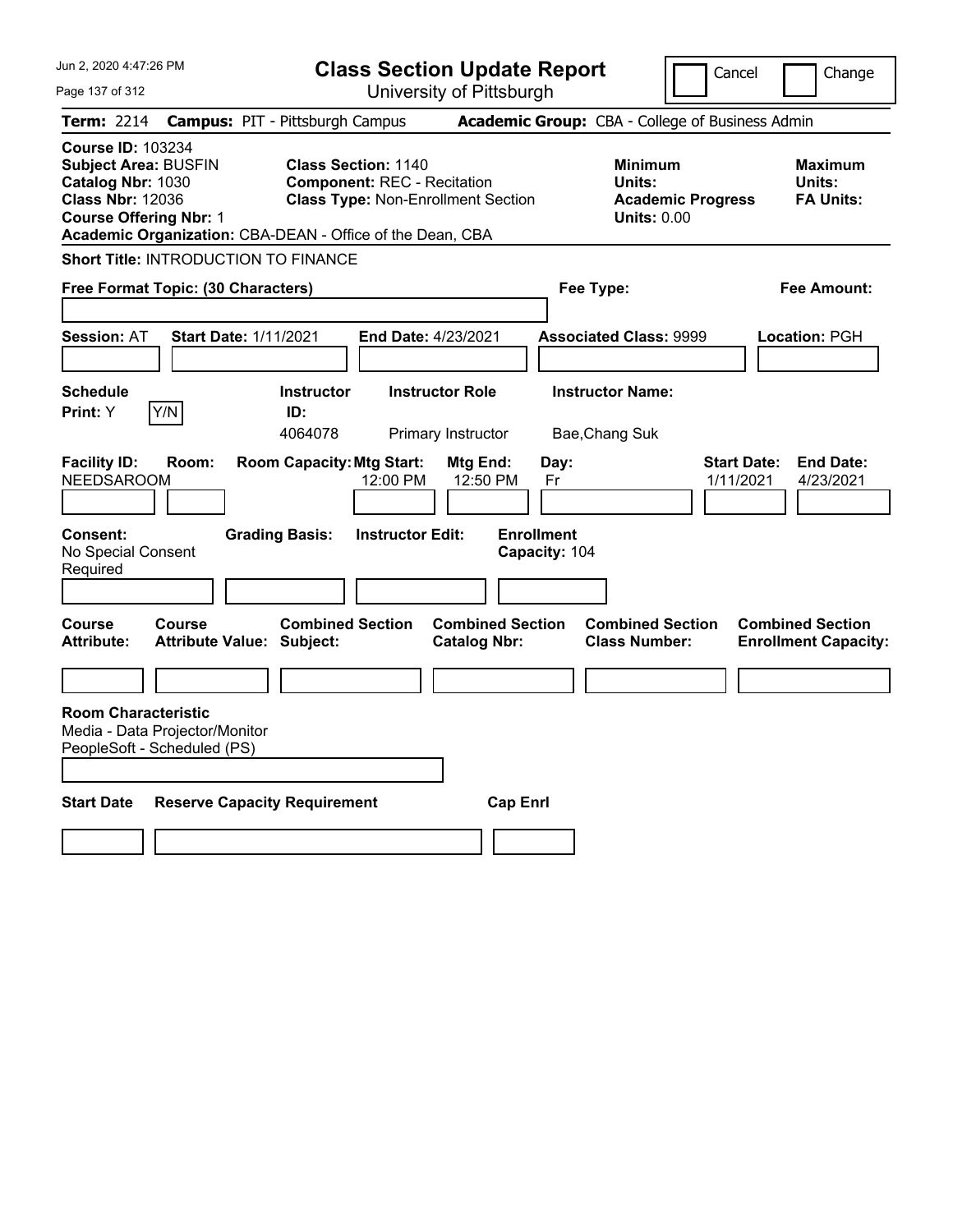# Class Section Update Report

University of Pittsburgh

Cancel | Change

**Term:** 2214 **Campus:** PIT - Pittsburgh Campus **Academic Group:** CBA - College of Business Admin

**Course ID:** 103234
**Subject Area:** BUSFIN
**Catalog Nbr:** 1030
**Class Nbr:** 12036
**Course Offering Nbr:** 1
**Academic Organization:** CBA-DEAN - Office of the Dean, CBA

**Class Section:** 1140
**Component:** REC - Recitation
**Class Type:** Non-Enrollment Section

**Minimum Units:**
**Academic Progress Units:** 0.00

**Maximum Units:**
**FA Units:**

**Short Title:** INTRODUCTION TO FINANCE

**Free Format Topic: (30 Characters)**

**Fee Type:**

**Fee Amount:**

**Session:** AT **Start Date:** 1/11/2021 **End Date:** 4/23/2021 **Associated Class:** 9999 **Location:** PGH

| Schedule Print: | | Instructor ID: | Instructor Role | Instructor Name: |
|---|---|---|---|---|
| Y | Y/N | 4064078 | Primary Instructor | Bae,Chang Suk |

| Facility ID: | Room: | Room Capacity: | Mtg Start: | Mtg End: | Day: | Start Date: | End Date: |
|---|---|---|---|---|---|---|---|
| NEEDSAROOM | | | 12:00 PM | 12:50 PM | Fr | 1/11/2021 | 4/23/2021 |

**Consent:** No Special Consent Required
**Grading Basis:**
**Instructor Edit:**
**Enrollment Capacity:** 104

| Course Attribute: | Course Attribute Value: | Combined Section Subject: | Combined Section Catalog Nbr: | Combined Section Class Number: | Combined Section Enrollment Capacity: |
|---|---|---|---|---|---|
| | | | | | |

**Room Characteristic**
Media - Data Projector/Monitor
PeopleSoft - Scheduled (PS)

| Start Date | Reserve Capacity Requirement | Cap Enrl |
|---|---|---|
| | | |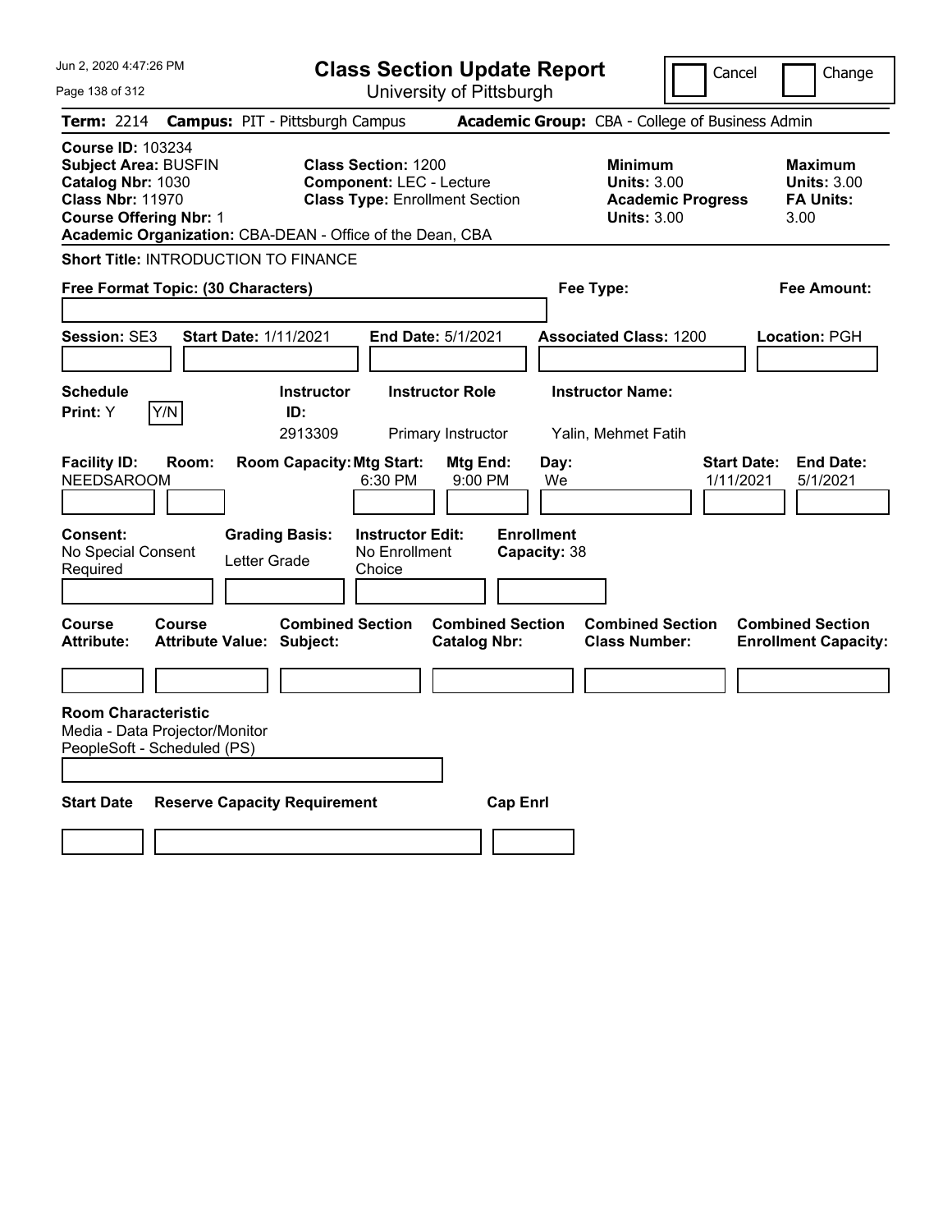# Class Section Update Report

University of Pittsburgh

Cancel | Change

**Term:** 2214 **Campus:** PIT - Pittsburgh Campus **Academic Group:** CBA - College of Business Admin

**Course ID:** 103234
**Subject Area:** BUSFIN
**Catalog Nbr:** 1030
**Class Nbr:** 11970
**Course Offering Nbr:** 1
**Academic Organization:** CBA-DEAN - Office of the Dean, CBA

**Class Section:** 1200
**Component:** LEC - Lecture
**Class Type:** Enrollment Section

**Minimum Units:** 3.00
**Academic Progress Units:** 3.00

**Maximum Units:** 3.00
**FA Units:** 3.00

**Short Title:** INTRODUCTION TO FINANCE

**Free Format Topic: (30 Characters)**

**Fee Type:**

**Fee Amount:**

**Session:** SE3 **Start Date:** 1/11/2021 **End Date:** 5/1/2021 **Associated Class:** 1200 **Location:** PGH

| Schedule Print | Instructor ID | Instructor Role | Instructor Name |
|---|---|---|---|
| Y | 2913309 | Primary Instructor | Yalin, Mehmet Fatih |

| Facility ID | Room | Room Capacity | Mtg Start | Mtg End | Day | Start Date | End Date |
|---|---|---|---|---|---|---|---|
| NEEDSAROOM | | | 6:30 PM | 9:00 PM | We | 1/11/2021 | 5/1/2021 |

**Consent:** No Special Consent Required
**Grading Basis:** Letter Grade
**Instructor Edit:** No Enrollment Choice
**Enrollment Capacity:** 38

| Course Attribute | Course Attribute Value | Combined Section Subject | Combined Section Catalog Nbr | Combined Section Class Number | Combined Section Enrollment Capacity |
|---|---|---|---|---|---|
| | | | | | |

**Room Characteristic**
Media - Data Projector/Monitor
PeopleSoft - Scheduled (PS)

| Start Date | Reserve Capacity Requirement | Cap Enrl |
|---|---|---|
| | | |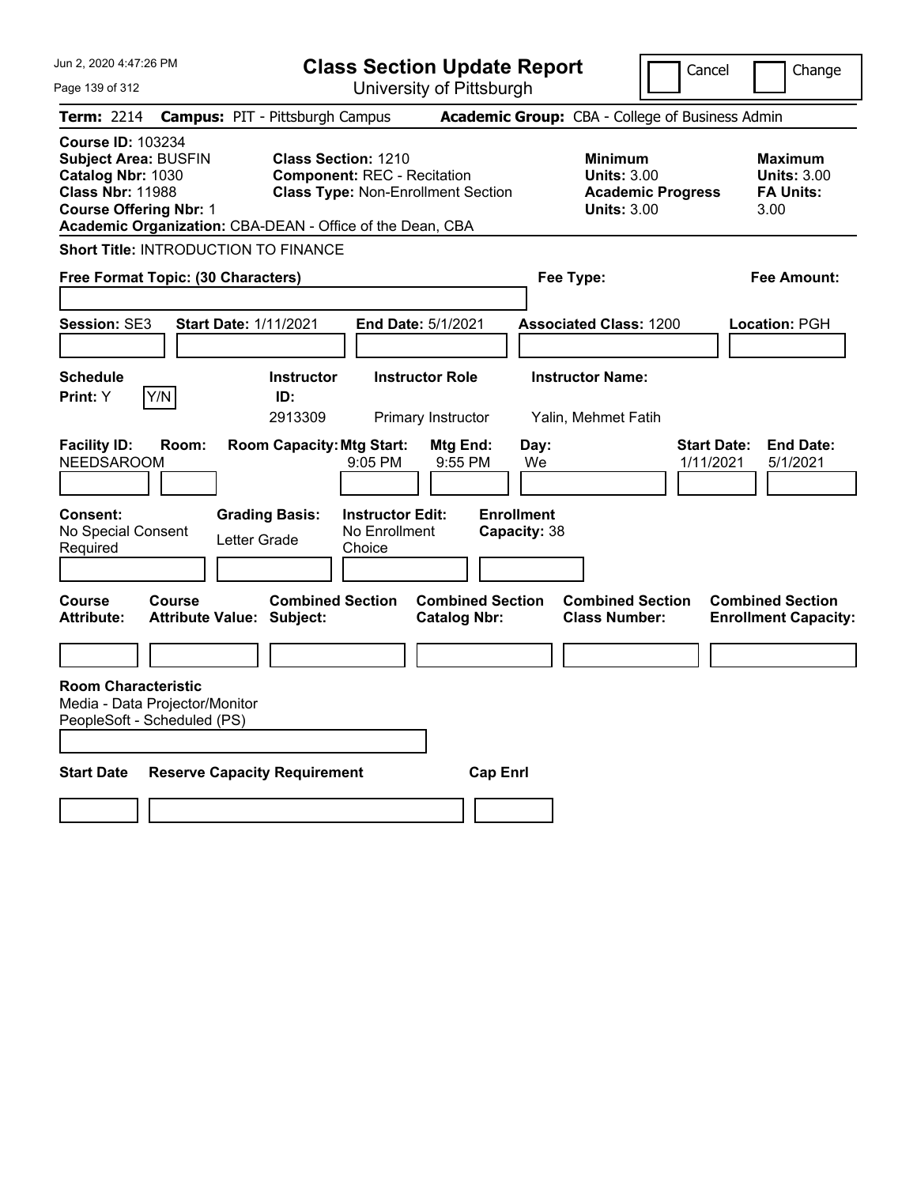# Class Section Update Report

University of Pittsburgh

Jun 2, 2020 4:47:26 PM

Cancel | Change

**Term:** 2214 **Campus:** PIT - Pittsburgh Campus **Academic Group:** CBA - College of Business Admin

**Course ID:** 103234
**Subject Area:** BUSFIN
**Catalog Nbr:** 1030
**Class Nbr:** 11988
**Course Offering Nbr:** 1
**Academic Organization:** CBA-DEAN - Office of the Dean, CBA

**Class Section:** 1210
**Component:** REC - Recitation
**Class Type:** Non-Enrollment Section

**Minimum Units:** 3.00
**Academic Progress Units:** 3.00

**Maximum Units:** 3.00
**FA Units:** 3.00

**Short Title:** INTRODUCTION TO FINANCE

**Free Format Topic: (30 Characters)**

**Fee Type:**

**Fee Amount:**

**Session:** SE3 **Start Date:** 1/11/2021 **End Date:** 5/1/2021 **Associated Class:** 1200 **Location:** PGH

| Schedule Print | Instructor ID | Instructor Role | Instructor Name |
|---|---|---|---|
| Y | 2913309 | Primary Instructor | Yalin, Mehmet Fatih |

| Facility ID | Room | Room Capacity | Mtg Start | Mtg End | Day | Start Date | End Date |
|---|---|---|---|---|---|---|---|
| NEEDSAROOM | | | 9:05 PM | 9:55 PM | We | 1/11/2021 | 5/1/2021 |

**Consent:** No Special Consent Required
**Grading Basis:** Letter Grade
**Instructor Edit:** No Enrollment Choice
**Enrollment Capacity:** 38

| Course Attribute | Course Attribute Value | Combined Section Subject | Combined Section Catalog Nbr | Combined Section Class Number | Combined Section Enrollment Capacity |
|---|---|---|---|---|---|
| | | | | | |

**Room Characteristic**
Media - Data Projector/Monitor
PeopleSoft - Scheduled (PS)

| Start Date | Reserve Capacity Requirement | Cap Enrl |
|---|---|---|
| | | |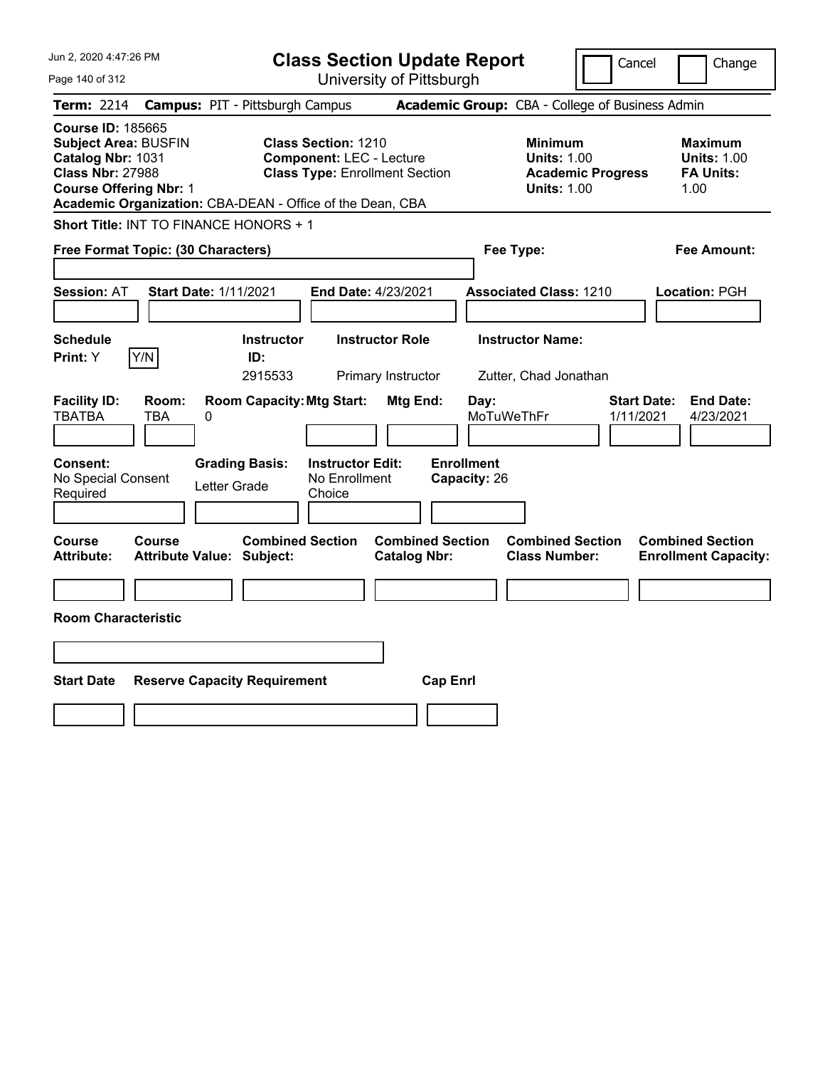# Class Section Update Report

University of Pittsburgh

Jun 2, 2020 4:47:26 PM

Cancel | Change

**Term:** 2214 **Campus:** PIT - Pittsburgh Campus **Academic Group:** CBA - College of Business Admin

**Course ID:** 185665
**Subject Area:** BUSFIN
**Catalog Nbr:** 1031
**Class Nbr:** 27988
**Course Offering Nbr:** 1
**Academic Organization:** CBA-DEAN - Office of the Dean, CBA

**Class Section:** 1210
**Component:** LEC - Lecture
**Class Type:** Enrollment Section

**Minimum**
**Units:** 1.00
**Academic Progress Units:** 1.00

**Maximum**
**Units:** 1.00
**FA Units:** 1.00

**Short Title:** INT TO FINANCE HONORS + 1

**Free Format Topic: (30 Characters)**

**Fee Type:**

**Fee Amount:**

**Session:** AT **Start Date:** 1/11/2021 **End Date:** 4/23/2021 **Associated Class:** 1210 **Location:** PGH

| Schedule Print | Instructor ID | Instructor Role | Instructor Name |
|---|---|---|---|
| Y (Y/N) | 2915533 | Primary Instructor | Zutter, Chad Jonathan |

| Facility ID | Room | Room Capacity | Mtg Start | Mtg End | Day | Start Date | End Date |
|---|---|---|---|---|---|---|---|
| TBATBA | TBA | 0 | | | MoTuWeThFr | 1/11/2021 | 4/23/2021 |

| Consent | Grading Basis | Instructor Edit | Enrollment Capacity |
|---|---|---|---|
| No Special Consent Required | Letter Grade | No Enrollment Choice | 26 |

| Course Attribute | Course Attribute Value | Combined Section Subject | Combined Section Catalog Nbr | Combined Section Class Number | Combined Section Enrollment Capacity |
|---|---|---|---|---|---|
| | | | | | |

**Room Characteristic**

| Start Date | Reserve Capacity Requirement | Cap Enrl |
|---|---|---|
| | | |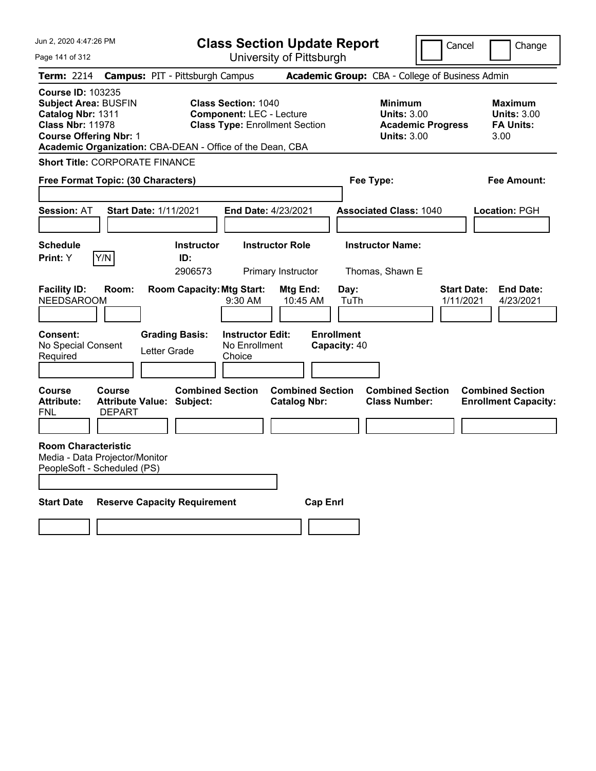# Class Section Update Report

University of Pittsburgh

Jun 2, 2020 4:47:26 PM

Cancel | Change

**Term:** 2214 **Campus:** PIT - Pittsburgh Campus **Academic Group:** CBA - College of Business Admin

**Course ID:** 103235
**Subject Area:** BUSFIN
**Catalog Nbr:** 1311
**Class Nbr:** 11978
**Course Offering Nbr:** 1
**Academic Organization:** CBA-DEAN - Office of the Dean, CBA

**Class Section:** 1040
**Component:** LEC - Lecture
**Class Type:** Enrollment Section

**Minimum**
**Units:** 3.00
**Academic Progress Units:** 3.00

**Maximum**
**Units:** 3.00
**FA Units:** 3.00

**Short Title:** CORPORATE FINANCE

**Free Format Topic: (30 Characters)**

**Fee Type:**

**Fee Amount:**

**Session:** AT **Start Date:** 1/11/2021 **End Date:** 4/23/2021 **Associated Class:** 1040 **Location:** PGH

| Schedule Print | Instructor ID | Instructor Role | Instructor Name |
|---|---|---|---|
| Y (Y/N) | 2906573 | Primary Instructor | Thomas, Shawn E |

| Facility ID | Room | Room Capacity | Mtg Start | Mtg End | Day | Start Date | End Date |
|---|---|---|---|---|---|---|---|
| NEEDSAROOM | | | 9:30 AM | 10:45 AM | TuTh | 1/11/2021 | 4/23/2021 |

| Consent | Grading Basis | Instructor Edit | Enrollment Capacity |
|---|---|---|---|
| No Special Consent Required | Letter Grade | No Enrollment Choice | 40 |

| Course Attribute | Course Attribute Value | Combined Section Subject | Combined Section Catalog Nbr | Combined Section Class Number | Combined Section Enrollment Capacity |
|---|---|---|---|---|---|
| FNL | DEPART | | | | |

**Room Characteristic**
Media - Data Projector/Monitor
PeopleSoft - Scheduled (PS)

| Start Date | Reserve Capacity Requirement | Cap Enrl |
|---|---|---|
| | | |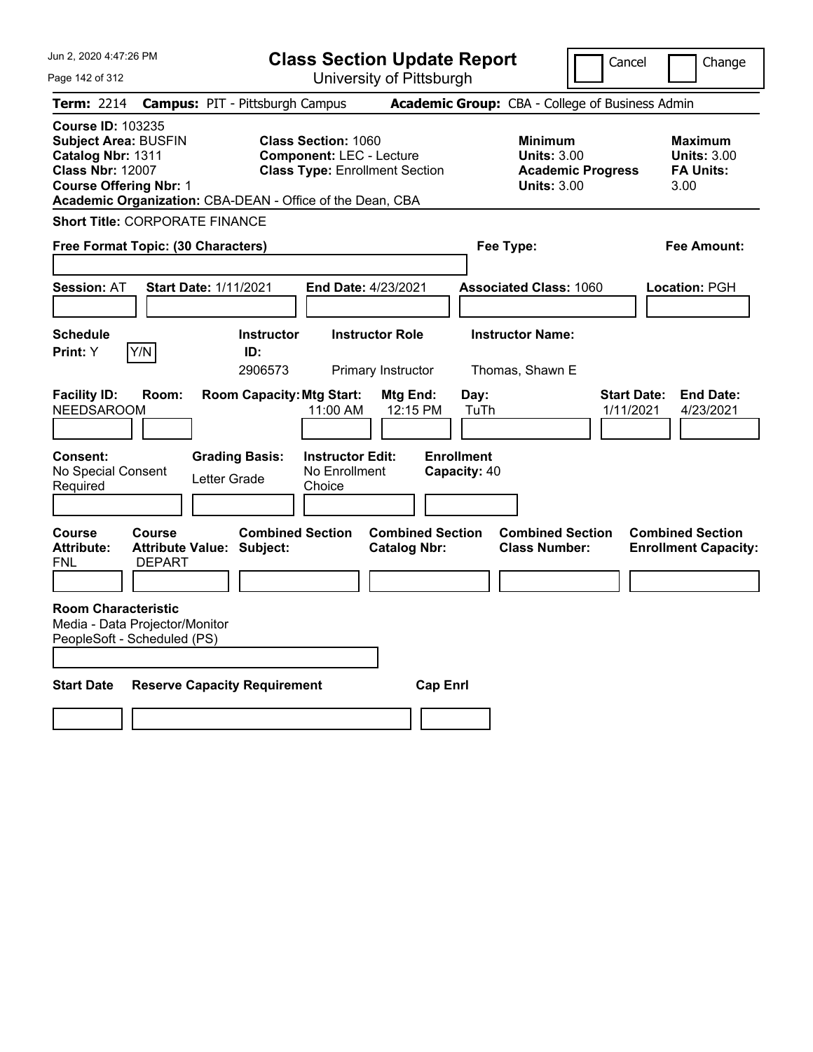# Class Section Update Report

University of Pittsburgh

Jun 2, 2020 4:47:26 PM

Cancel | Change

**Term:** 2214 **Campus:** PIT - Pittsburgh Campus **Academic Group:** CBA - College of Business Admin

**Course ID:** 103235
**Subject Area:** BUSFIN
**Catalog Nbr:** 1311
**Class Nbr:** 12007
**Course Offering Nbr:** 1
**Academic Organization:** CBA-DEAN - Office of the Dean, CBA

**Class Section:** 1060
**Component:** LEC - Lecture
**Class Type:** Enrollment Section

**Minimum Units:** 3.00
**Academic Progress Units:** 3.00

**Maximum Units:** 3.00
**FA Units:** 3.00

**Short Title:** CORPORATE FINANCE

**Free Format Topic: (30 Characters)**

**Fee Type:**

**Fee Amount:**

**Session:** AT **Start Date:** 1/11/2021 **End Date:** 4/23/2021 **Associated Class:** 1060 **Location:** PGH

| Schedule Print | Instructor ID | Instructor Role | Instructor Name |
|---|---|---|---|
| Y | 2906573 | Primary Instructor | Thomas, Shawn E |

| Facility ID | Room | Room Capacity | Mtg Start | Mtg End | Day | Start Date | End Date |
|---|---|---|---|---|---|---|---|
| NEEDSAROOM | | | 11:00 AM | 12:15 PM | TuTh | 1/11/2021 | 4/23/2021 |

**Consent:** No Special Consent Required
**Grading Basis:** Letter Grade
**Instructor Edit:** No Enrollment Choice
**Enrollment Capacity:** 40

| Course Attribute | Course Attribute Value | Combined Section Subject | Combined Section Catalog Nbr | Combined Section Class Number | Combined Section Enrollment Capacity |
|---|---|---|---|---|---|
| FNL | DEPART | | | | |

**Room Characteristic**
Media - Data Projector/Monitor
PeopleSoft - Scheduled (PS)

| Start Date | Reserve Capacity Requirement | Cap Enrl |
|---|---|---|
| | | |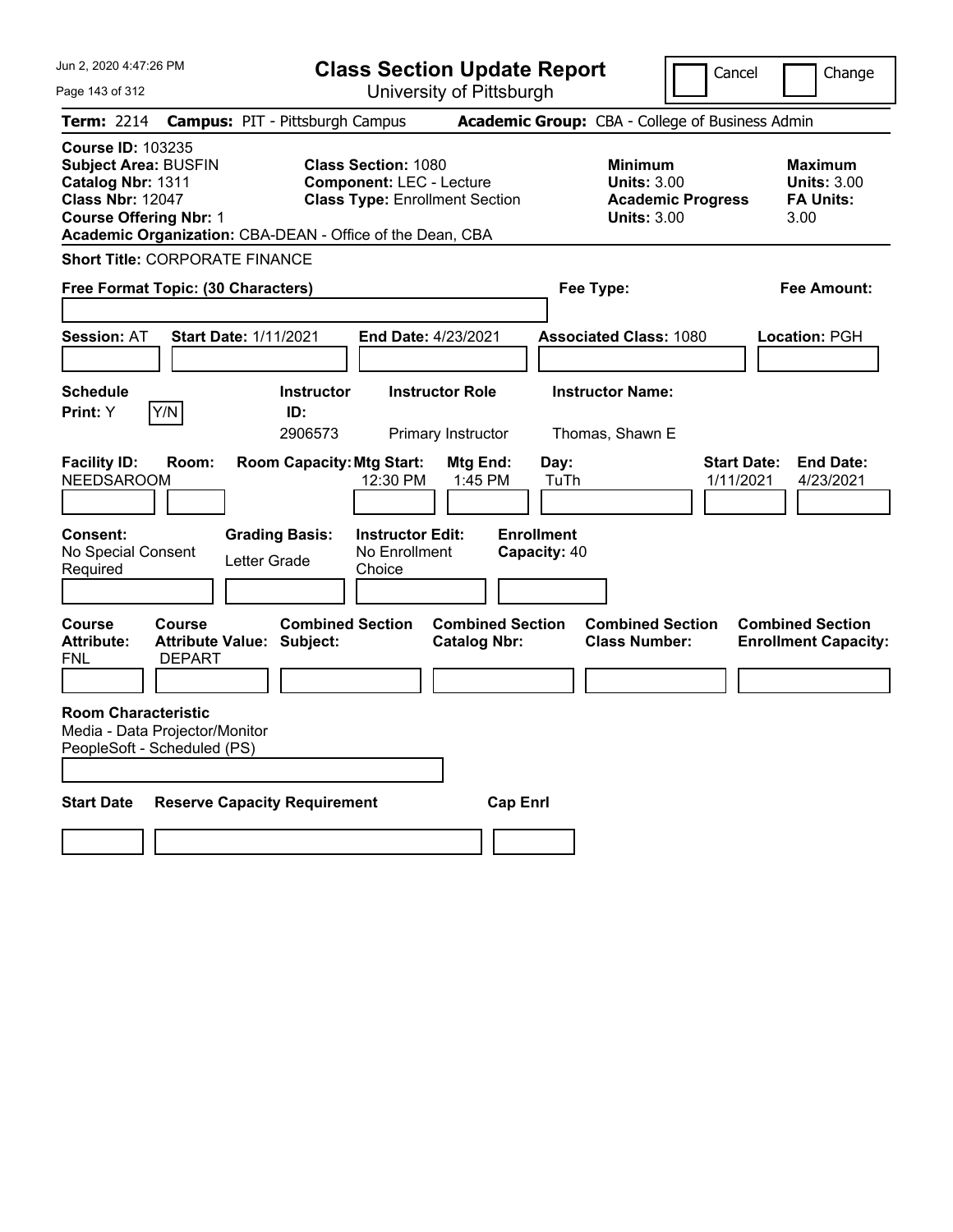# Class Section Update Report

University of Pittsburgh

Cancel | Change

**Term:** 2214 **Campus:** PIT - Pittsburgh Campus **Academic Group:** CBA - College of Business Admin

**Course ID:** 103235
**Subject Area:** BUSFIN
**Catalog Nbr:** 1311
**Class Nbr:** 12047
**Course Offering Nbr:** 1
**Academic Organization:** CBA-DEAN - Office of the Dean, CBA

**Class Section:** 1080
**Component:** LEC - Lecture
**Class Type:** Enrollment Section

**Minimum Units:** 3.00
**Academic Progress Units:** 3.00

**Maximum Units:** 3.00
**FA Units:** 3.00

**Short Title:** CORPORATE FINANCE

**Free Format Topic: (30 Characters)**

**Fee Type:**

**Fee Amount:**

**Session:** AT **Start Date:** 1/11/2021 **End Date:** 4/23/2021 **Associated Class:** 1080 **Location:** PGH

| Schedule Print | Instructor ID | Instructor Role | Instructor Name |
| --- | --- | --- | --- |
| Y (Y/N) | 2906573 | Primary Instructor | Thomas, Shawn E |

| Facility ID | Room | Room Capacity | Mtg Start | Mtg End | Day | Start Date | End Date |
| --- | --- | --- | --- | --- | --- | --- | --- |
| NEEDSAROOM | | | 12:30 PM | 1:45 PM | TuTh | 1/11/2021 | 4/23/2021 |

| Consent | Grading Basis | Instructor Edit | Enrollment Capacity |
| --- | --- | --- | --- |
| No Special Consent Required | Letter Grade | No Enrollment Choice | 40 |

| Course Attribute | Course Attribute Value | Combined Section Subject | Combined Section Catalog Nbr | Combined Section Class Number | Combined Section Enrollment Capacity |
| --- | --- | --- | --- | --- | --- |
| FNL | DEPART | | | | |

**Room Characteristic**
Media - Data Projector/Monitor
PeopleSoft - Scheduled (PS)

| Start Date | Reserve Capacity Requirement | Cap Enrl |
| --- | --- | --- |
| | | |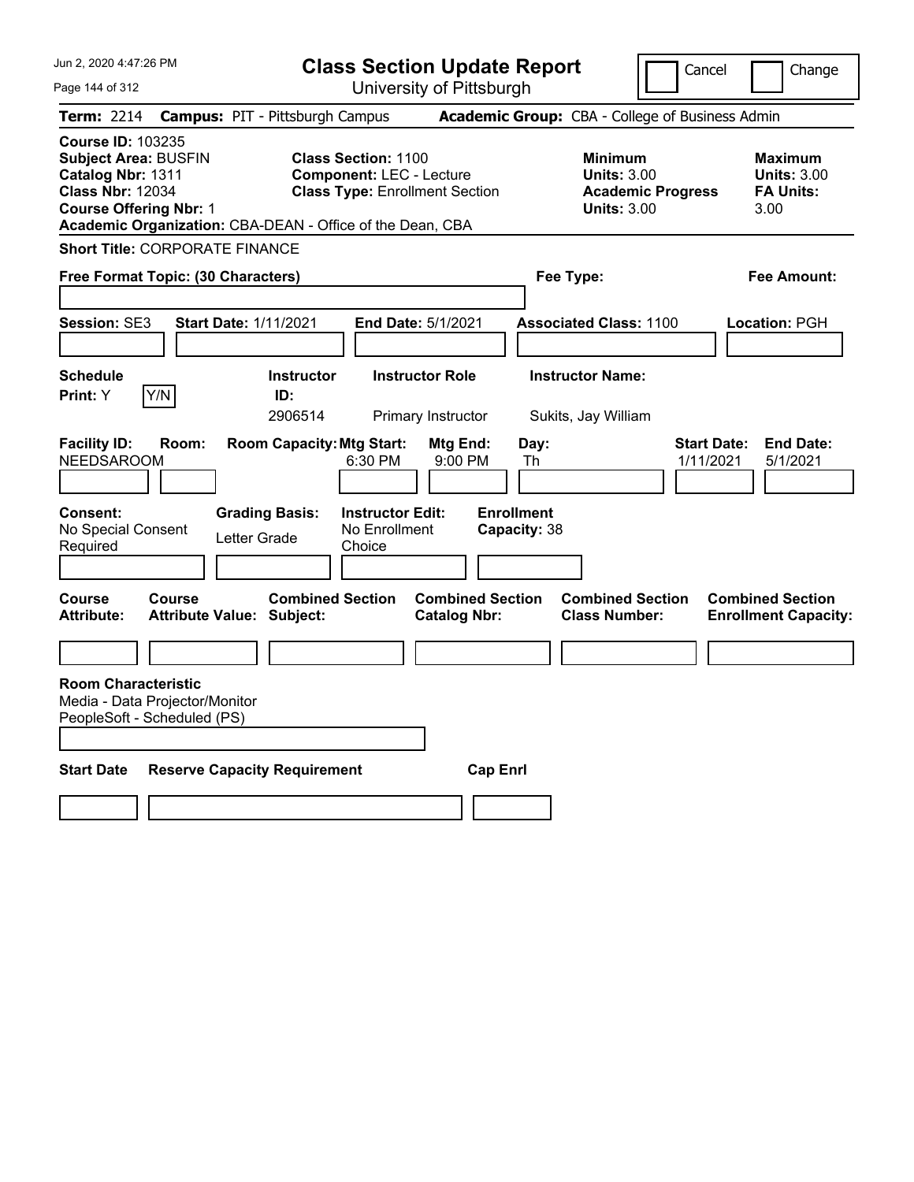# Class Section Update Report

University of Pittsburgh

Cancel | Change

**Term:** 2214 **Campus:** PIT - Pittsburgh Campus **Academic Group:** CBA - College of Business Admin

**Course ID:** 103235
**Subject Area:** BUSFIN
**Catalog Nbr:** 1311
**Class Nbr:** 12034
**Course Offering Nbr:** 1
**Academic Organization:** CBA-DEAN - Office of the Dean, CBA

**Class Section:** 1100
**Component:** LEC - Lecture
**Class Type:** Enrollment Section

**Minimum Units:** 3.00
**Academic Progress Units:** 3.00

**Maximum Units:** 3.00
**FA Units:** 3.00

**Short Title:** CORPORATE FINANCE

**Free Format Topic: (30 Characters)**

**Fee Type:**

**Fee Amount:**

**Session:** SE3 **Start Date:** 1/11/2021 **End Date:** 5/1/2021 **Associated Class:** 1100 **Location:** PGH

| Schedule Print | Instructor ID | Instructor Role | Instructor Name |
|---|---|---|---|
| Y | 2906514 | Primary Instructor | Sukits, Jay William |

| Facility ID | Room | Room Capacity | Mtg Start | Mtg End | Day | Start Date | End Date |
|---|---|---|---|---|---|---|---|
| NEEDSAROOM | | | 6:30 PM | 9:00 PM | Th | 1/11/2021 | 5/1/2021 |

**Consent:** No Special Consent Required
**Grading Basis:** Letter Grade
**Instructor Edit:** No Enrollment Choice
**Enrollment Capacity:** 38

| Course Attribute | Course Attribute Value | Combined Section Subject | Combined Section Catalog Nbr | Combined Section Class Number | Combined Section Enrollment Capacity |
|---|---|---|---|---|---|
| | | | | | |

**Room Characteristic**
Media - Data Projector/Monitor
PeopleSoft - Scheduled (PS)

| Start Date | Reserve Capacity Requirement | Cap Enrl |
|---|---|---|
| | | |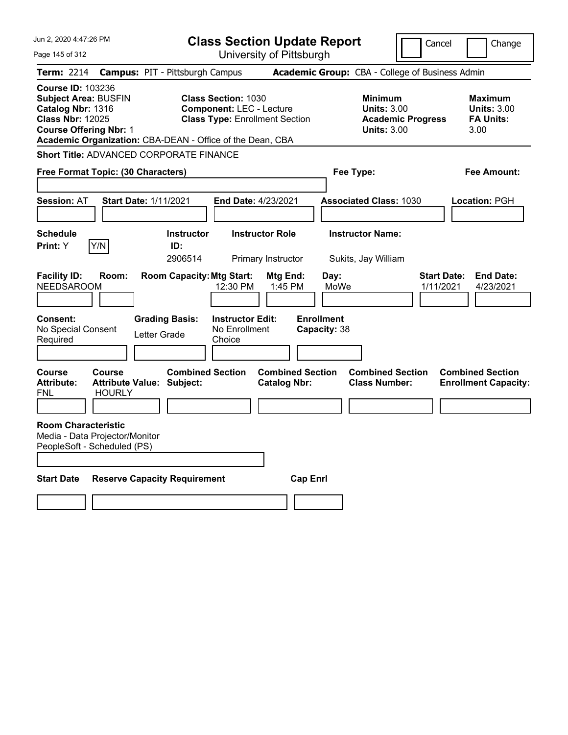# Class Section Update Report

University of Pittsburgh

Cancel | Change

**Term:** 2214 **Campus:** PIT - Pittsburgh Campus **Academic Group:** CBA - College of Business Admin

**Course ID:** 103236
**Subject Area:** BUSFIN
**Catalog Nbr:** 1316
**Class Nbr:** 12025
**Course Offering Nbr:** 1
**Academic Organization:** CBA-DEAN - Office of the Dean, CBA

**Class Section:** 1030
**Component:** LEC - Lecture
**Class Type:** Enrollment Section

**Minimum**
**Units:** 3.00
**Academic Progress Units:** 3.00

**Maximum**
**Units:** 3.00
**FA Units:** 3.00

**Short Title:** ADVANCED CORPORATE FINANCE

**Free Format Topic: (30 Characters)**

**Fee Type:**

**Fee Amount:**

**Session:** AT **Start Date:** 1/11/2021 **End Date:** 4/23/2021 **Associated Class:** 1030 **Location:** PGH

| Schedule Print | Instructor ID | Instructor Role | Instructor Name |
|---|---|---|---|
| Y (Y/N) | 2906514 | Primary Instructor | Sukits, Jay William |

| Facility ID | Room | Room Capacity | Mtg Start | Mtg End | Day | Start Date | End Date |
|---|---|---|---|---|---|---|---|
| NEEDSAROOM | | | 12:30 PM | 1:45 PM | MoWe | 1/11/2021 | 4/23/2021 |

| Consent | Grading Basis | Instructor Edit | Enrollment Capacity |
|---|---|---|---|
| No Special Consent Required | Letter Grade | No Enrollment Choice | 38 |

| Course Attribute | Course Attribute Value | Combined Section Subject | Combined Section Catalog Nbr | Combined Section Class Number | Combined Section Enrollment Capacity |
|---|---|---|---|---|---|
| FNL | HOURLY | | | | |

**Room Characteristic**
Media - Data Projector/Monitor
PeopleSoft - Scheduled (PS)

| Start Date | Reserve Capacity Requirement | Cap Enrl |
|---|---|---|
| | | |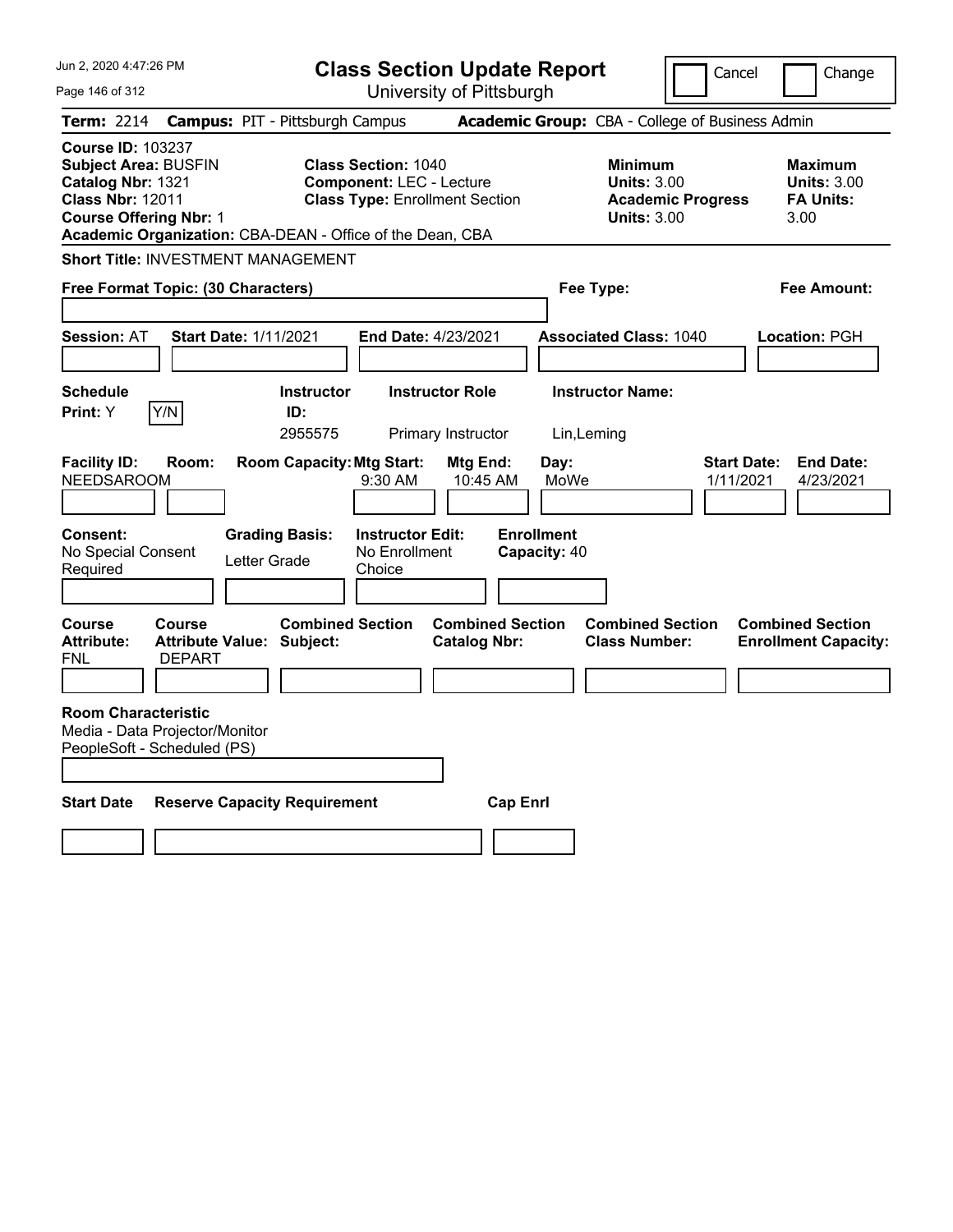# Class Section Update Report

University of Pittsburgh

Jun 2, 2020 4:47:26 PM

Cancel | Change

**Term:** 2214 **Campus:** PIT - Pittsburgh Campus **Academic Group:** CBA - College of Business Admin

**Course ID:** 103237
**Subject Area:** BUSFIN
**Catalog Nbr:** 1321
**Class Nbr:** 12011
**Course Offering Nbr:** 1
**Academic Organization:** CBA-DEAN - Office of the Dean, CBA

**Class Section:** 1040
**Component:** LEC - Lecture
**Class Type:** Enrollment Section

**Minimum Units:** 3.00
**Academic Progress Units:** 3.00

**Maximum Units:** 3.00
**FA Units:** 3.00

**Short Title:** INVESTMENT MANAGEMENT

**Free Format Topic: (30 Characters)**

**Fee Type:**

**Fee Amount:**

**Session:** AT **Start Date:** 1/11/2021 **End Date:** 4/23/2021 **Associated Class:** 1040 **Location:** PGH

| Schedule Print | | Instructor ID | Instructor Role | Instructor Name |
|---|---|---|---|---|
| Y | Y/N | 2955575 | Primary Instructor | Lin,Leming |

| Facility ID | Room | Room Capacity | Mtg Start | Mtg End | Day | Start Date | End Date |
|---|---|---|---|---|---|---|---|
| NEEDSAROOM | | | 9:30 AM | 10:45 AM | MoWe | 1/11/2021 | 4/23/2021 |

| Consent | Grading Basis | Instructor Edit | Enrollment Capacity |
|---|---|---|---|
| No Special Consent Required | Letter Grade | No Enrollment Choice | 40 |

| Course Attribute | Course Attribute Value | Combined Section Subject | Combined Section Catalog Nbr | Combined Section Class Number | Combined Section Enrollment Capacity |
|---|---|---|---|---|---|
| FNL | DEPART | | | | |

**Room Characteristic**
Media - Data Projector/Monitor
PeopleSoft - Scheduled (PS)

| Start Date | Reserve Capacity Requirement | Cap Enrl |
|---|---|---|
| | | |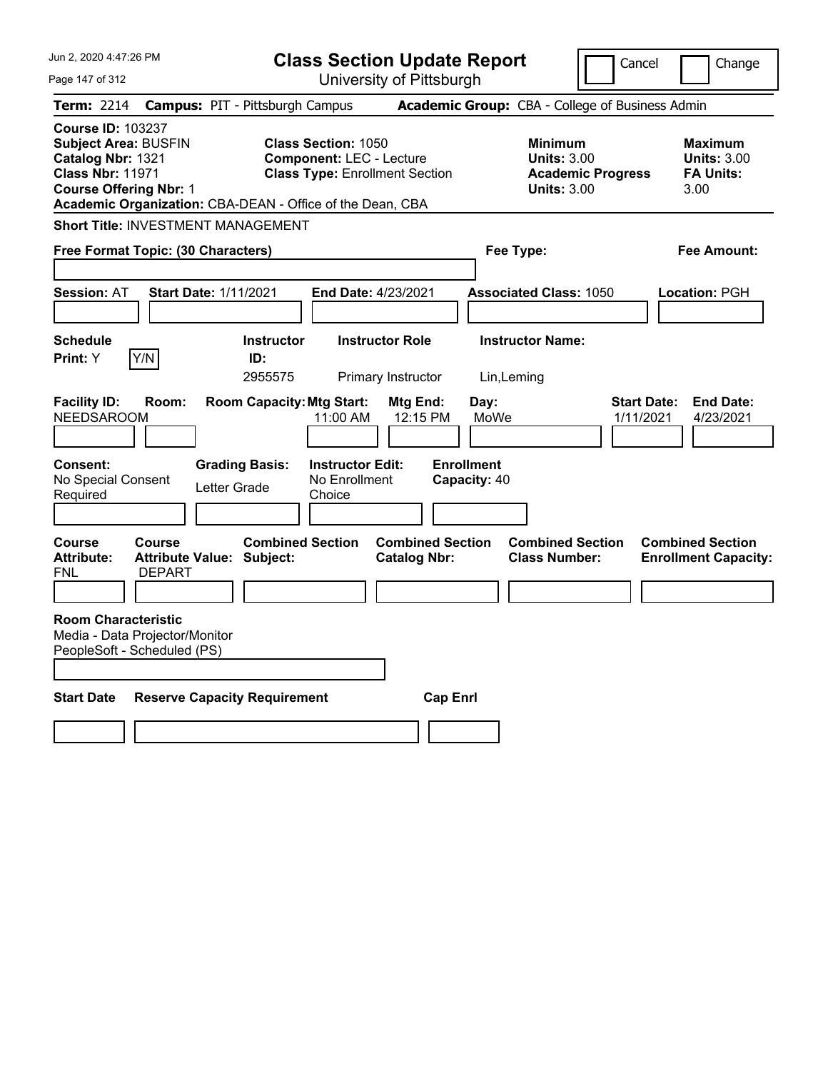# Class Section Update Report

University of Pittsburgh

Jun 2, 2020 4:47:26 PM

Cancel | Change

**Term:** 2214 **Campus:** PIT - Pittsburgh Campus **Academic Group:** CBA - College of Business Admin

**Course ID:** 103237
**Subject Area:** BUSFIN
**Catalog Nbr:** 1321
**Class Nbr:** 11971
**Course Offering Nbr:** 1
**Academic Organization:** CBA-DEAN - Office of the Dean, CBA

**Class Section:** 1050
**Component:** LEC - Lecture
**Class Type:** Enrollment Section

**Minimum Units:** 3.00
**Academic Progress Units:** 3.00

**Maximum Units:** 3.00
**FA Units:** 3.00

**Short Title:** INVESTMENT MANAGEMENT

**Free Format Topic: (30 Characters)**

**Fee Type:**

**Fee Amount:**

**Session:** AT **Start Date:** 1/11/2021 **End Date:** 4/23/2021 **Associated Class:** 1050 **Location:** PGH

| Schedule Print | Instructor ID | Instructor Role | Instructor Name |
|---|---|---|---|
| Y (Y/N) | 2955575 | Primary Instructor | Lin,Leming |

| Facility ID | Room | Room Capacity | Mtg Start | Mtg End | Day | Start Date | End Date |
|---|---|---|---|---|---|---|---|
| NEEDSAROOM | | | 11:00 AM | 12:15 PM | MoWe | 1/11/2021 | 4/23/2021 |

| Consent | Grading Basis | Instructor Edit | Enrollment Capacity |
|---|---|---|---|
| No Special Consent Required | Letter Grade | No Enrollment Choice | 40 |

| Course Attribute | Course Attribute Value | Combined Section Subject | Combined Section Catalog Nbr | Combined Section Class Number | Combined Section Enrollment Capacity |
|---|---|---|---|---|---|
| FNL | DEPART | | | | |

**Room Characteristic**
Media - Data Projector/Monitor
PeopleSoft - Scheduled (PS)

| Start Date | Reserve Capacity Requirement | Cap Enrl |
|---|---|---|
| | | |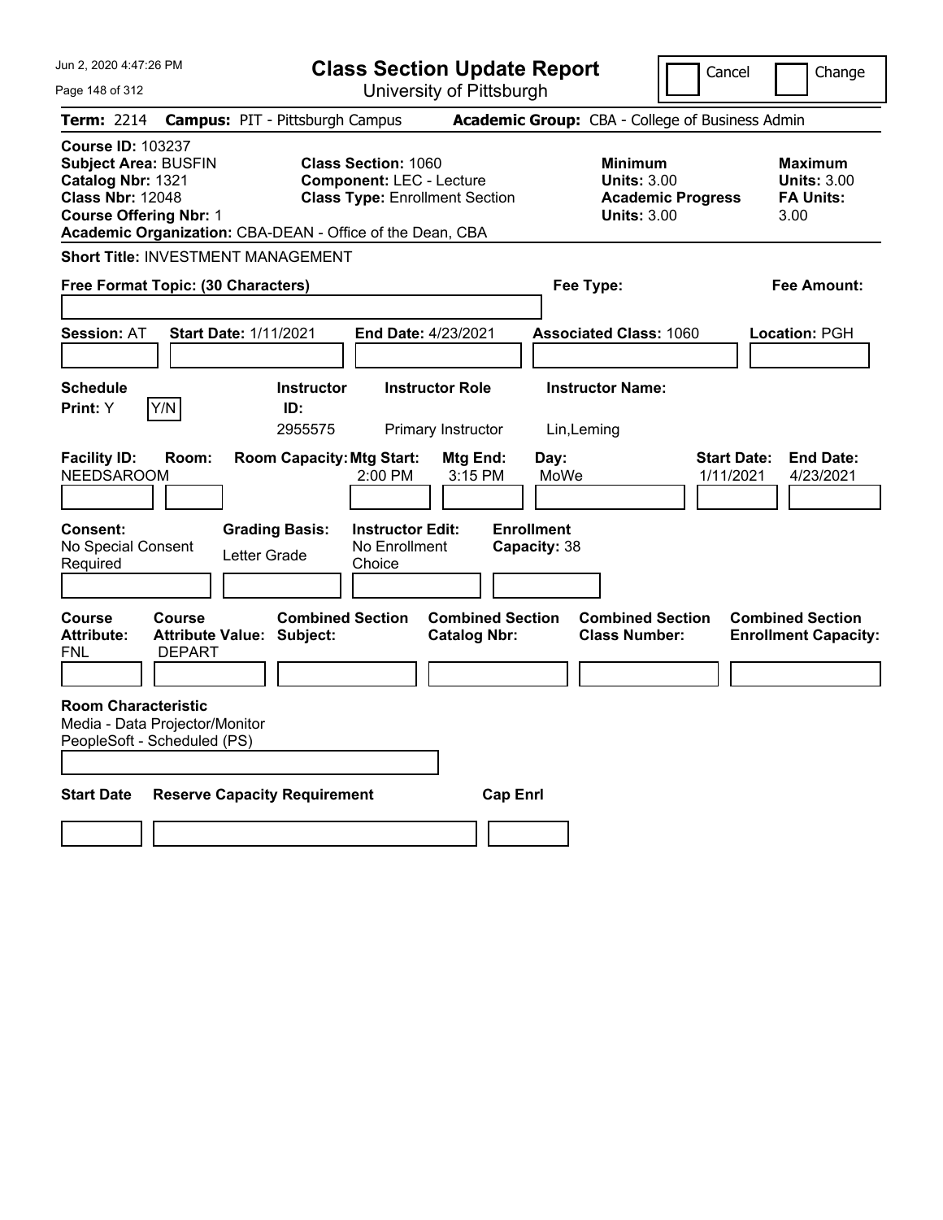Jun 2, 2020 4:47:26 PM

# Class Section Update Report

University of Pittsburgh

Cancel | Change

**Term:** 2214 **Campus:** PIT - Pittsburgh Campus **Academic Group:** CBA - College of Business Admin

**Course ID:** 103237
**Subject Area:** BUSFIN
**Catalog Nbr:** 1321
**Class Nbr:** 12048
**Course Offering Nbr:** 1
**Academic Organization:** CBA-DEAN - Office of the Dean, CBA

**Class Section:** 1060
**Component:** LEC - Lecture
**Class Type:** Enrollment Section

**Minimum Units:** 3.00
**Academic Progress Units:** 3.00

**Maximum Units:** 3.00
**FA Units:** 3.00

**Short Title:** INVESTMENT MANAGEMENT

**Free Format Topic: (30 Characters)**

**Fee Type:**

**Fee Amount:**

**Session:** AT **Start Date:** 1/11/2021 **End Date:** 4/23/2021 **Associated Class:** 1060 **Location:** PGH

| Schedule Print | | Instructor ID | Instructor Role | Instructor Name |
|---|---|---|---|---|
| Y | Y/N | 2955575 | Primary Instructor | Lin,Leming |

| Facility ID | Room | Room Capacity | Mtg Start | Mtg End | Day | Start Date | End Date |
|---|---|---|---|---|---|---|---|
| NEEDSAROOM | | | 2:00 PM | 3:15 PM | MoWe | 1/11/2021 | 4/23/2021 |

**Consent:** No Special Consent Required
**Grading Basis:** Letter Grade
**Instructor Edit:** No Enrollment Choice
**Enrollment Capacity:** 38

| Course Attribute | Course Attribute Value | Combined Section Subject | Combined Section Catalog Nbr | Combined Section Class Number | Combined Section Enrollment Capacity |
|---|---|---|---|---|---|
| FNL | DEPART | | | | |

**Room Characteristic**
Media - Data Projector/Monitor
PeopleSoft - Scheduled (PS)

| Start Date | Reserve Capacity Requirement | Cap Enrl |
|---|---|---|
| | | |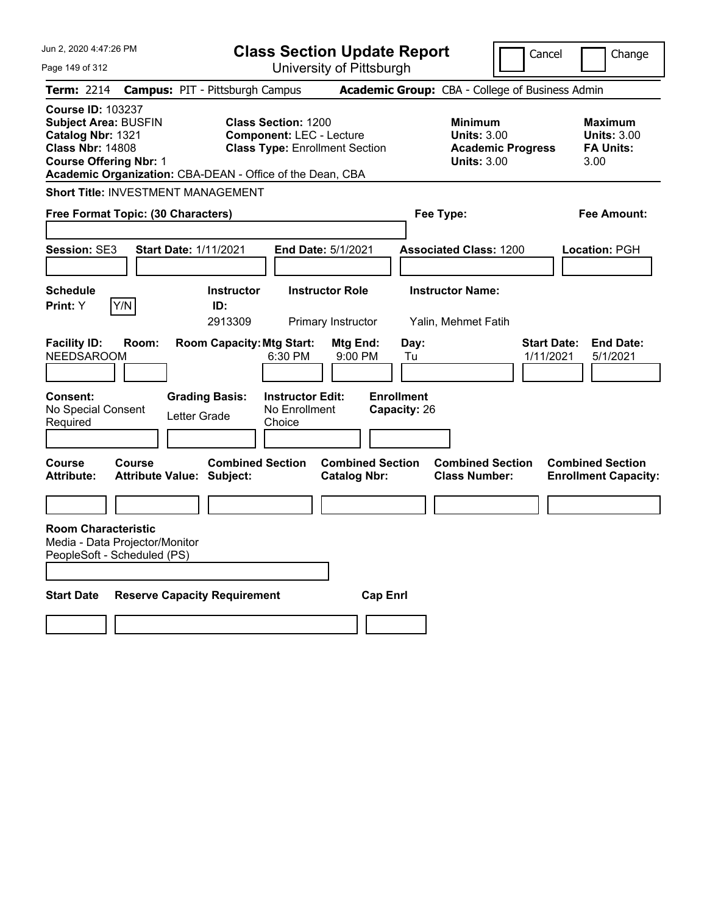# Class Section Update Report

University of Pittsburgh

Cancel | Change

**Term:** 2214 **Campus:** PIT - Pittsburgh Campus **Academic Group:** CBA - College of Business Admin

**Course ID:** 103237
**Subject Area:** BUSFIN
**Catalog Nbr:** 1321
**Class Nbr:** 14808
**Course Offering Nbr:** 1
**Academic Organization:** CBA-DEAN - Office of the Dean, CBA

**Class Section:** 1200
**Component:** LEC - Lecture
**Class Type:** Enrollment Section

**Minimum**
**Units:** 3.00
**Academic Progress Units:** 3.00

**Maximum**
**Units:** 3.00
**FA Units:** 3.00

**Short Title:** INVESTMENT MANAGEMENT

**Free Format Topic: (30 Characters)**

**Fee Type:**

**Fee Amount:**

**Session:** SE3 **Start Date:** 1/11/2021 **End Date:** 5/1/2021 **Associated Class:** 1200 **Location:** PGH

| Schedule Print: | Instructor ID: | Instructor Role | Instructor Name: |
|---|---|---|---|
| Y (Y/N) | 2913309 | Primary Instructor | Yalin, Mehmet Fatih |

| Facility ID: | Room: | Room Capacity: | Mtg Start: | Mtg End: | Day: | Start Date: | End Date: |
|---|---|---|---|---|---|---|---|
| NEEDSAROOM | | | 6:30 PM | 9:00 PM | Tu | 1/11/2021 | 5/1/2021 |

| Consent: | Grading Basis: | Instructor Edit: | Enrollment Capacity: |
|---|---|---|---|
| No Special Consent Required | Letter Grade | No Enrollment Choice | 26 |

| Course Attribute: | Course Attribute Value: | Combined Section Subject: | Combined Section Catalog Nbr: | Combined Section Class Number: | Combined Section Enrollment Capacity: |
|---|---|---|---|---|---|
| | | | | | |

**Room Characteristic**
Media - Data Projector/Monitor
PeopleSoft - Scheduled (PS)

| Start Date | Reserve Capacity Requirement | Cap Enrl |
|---|---|---|
| | | |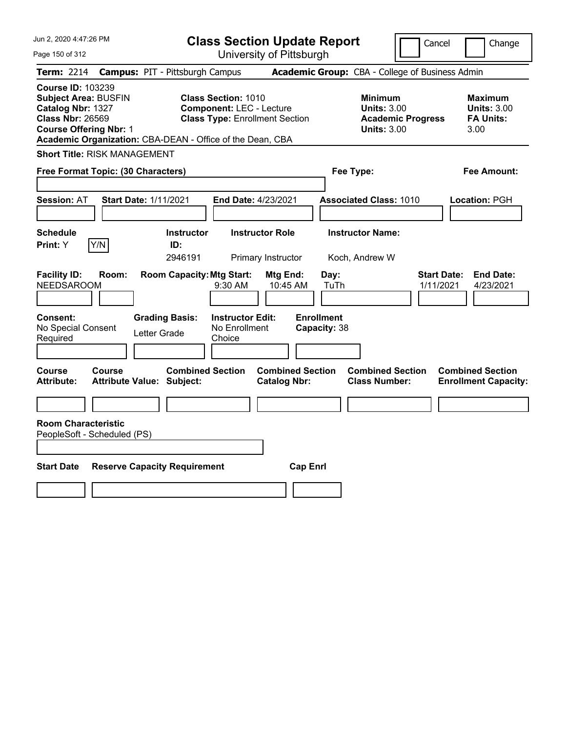# Class Section Update Report

University of Pittsburgh

Jun 2, 2020 4:47:26 PM

Cancel | Change

**Term:** 2214 **Campus:** PIT - Pittsburgh Campus **Academic Group:** CBA - College of Business Admin

**Course ID:** 103239
**Subject Area:** BUSFIN
**Catalog Nbr:** 1327
**Class Nbr:** 26569
**Course Offering Nbr:** 1
**Academic Organization:** CBA-DEAN - Office of the Dean, CBA

**Class Section:** 1010
**Component:** LEC - Lecture
**Class Type:** Enrollment Section

**Minimum Units:** 3.00
**Academic Progress Units:** 3.00

**Maximum Units:** 3.00
**FA Units:** 3.00

**Short Title:** RISK MANAGEMENT

**Free Format Topic: (30 Characters)**

**Fee Type:**

**Fee Amount:**

**Session:** AT **Start Date:** 1/11/2021 **End Date:** 4/23/2021 **Associated Class:** 1010 **Location:** PGH

| Schedule Print | Instructor ID | Instructor Role | Instructor Name |
|---|---|---|---|
| Y (Y/N) | 2946191 | Primary Instructor | Koch, Andrew W |

| Facility ID | Room | Room Capacity | Mtg Start | Mtg End | Day | Start Date | End Date |
|---|---|---|---|---|---|---|---|
| NEEDSAROOM | | | 9:30 AM | 10:45 AM | TuTh | 1/11/2021 | 4/23/2021 |

**Consent:** No Special Consent Required
**Grading Basis:** Letter Grade
**Instructor Edit:** No Enrollment Choice
**Enrollment Capacity:** 38

| Course Attribute | Course Attribute Value | Combined Section Subject | Combined Section Catalog Nbr | Combined Section Class Number | Combined Section Enrollment Capacity |
|---|---|---|---|---|---|
| | | | | | |

**Room Characteristic**
PeopleSoft - Scheduled (PS)

| Start Date | Reserve Capacity Requirement | Cap Enrl |
|---|---|---|
| | | |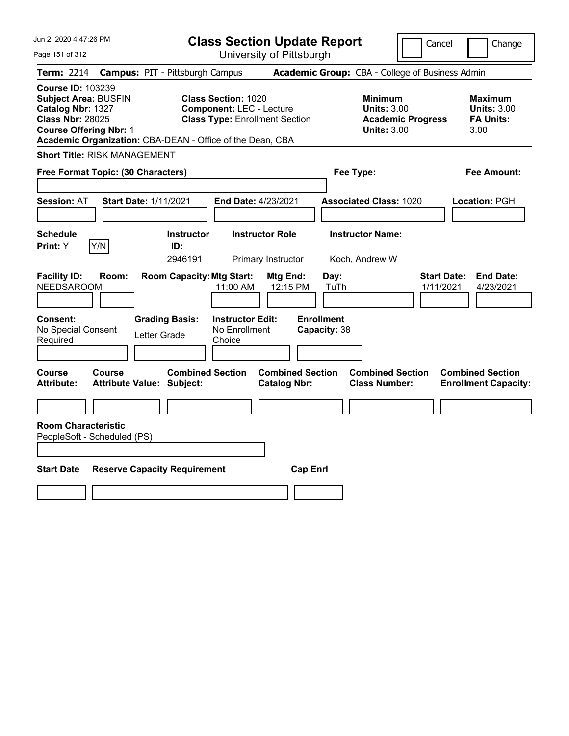Jun 2, 2020 4:47:26 PM

# Class Section Update Report

University of Pittsburgh

Cancel | Change

**Term:** 2214 **Campus:** PIT - Pittsburgh Campus **Academic Group:** CBA - College of Business Admin

**Course ID:** 103239
**Subject Area:** BUSFIN
**Catalog Nbr:** 1327
**Class Nbr:** 28025
**Course Offering Nbr:** 1
**Academic Organization:** CBA-DEAN - Office of the Dean, CBA

**Class Section:** 1020
**Component:** LEC - Lecture
**Class Type:** Enrollment Section

**Minimum**
**Units:** 3.00
**Academic Progress Units:** 3.00

**Maximum**
**Units:** 3.00
**FA Units:** 3.00

**Short Title:** RISK MANAGEMENT

**Free Format Topic: (30 Characters)** | **Fee Type:** | **Fee Amount:**

**Session:** AT **Start Date:** 1/11/2021 **End Date:** 4/23/2021 **Associated Class:** 1020 **Location:** PGH

| Schedule Print: | Instructor ID: | Instructor Role | Instructor Name: |
|---|---|---|---|
| Y (Y/N) | 2946191 | Primary Instructor | Koch, Andrew W |

| Facility ID: | Room: | Room Capacity: | Mtg Start: | Mtg End: | Day: | Start Date: | End Date: |
|---|---|---|---|---|---|---|---|
| NEEDSAROOM | | | 11:00 AM | 12:15 PM | TuTh | 1/11/2021 | 4/23/2021 |

| Consent: | Grading Basis: | Instructor Edit: | Enrollment Capacity: |
|---|---|---|---|
| No Special Consent Required | Letter Grade | No Enrollment Choice | 38 |

| Course Attribute: | Course Attribute Value: | Combined Section Subject: | Combined Section Catalog Nbr: | Combined Section Class Number: | Combined Section Enrollment Capacity: |
|---|---|---|---|---|---|
| | | | | | |

**Room Characteristic**
PeopleSoft - Scheduled (PS)

| Start Date | Reserve Capacity Requirement | Cap Enrl |
|---|---|---|
| | | |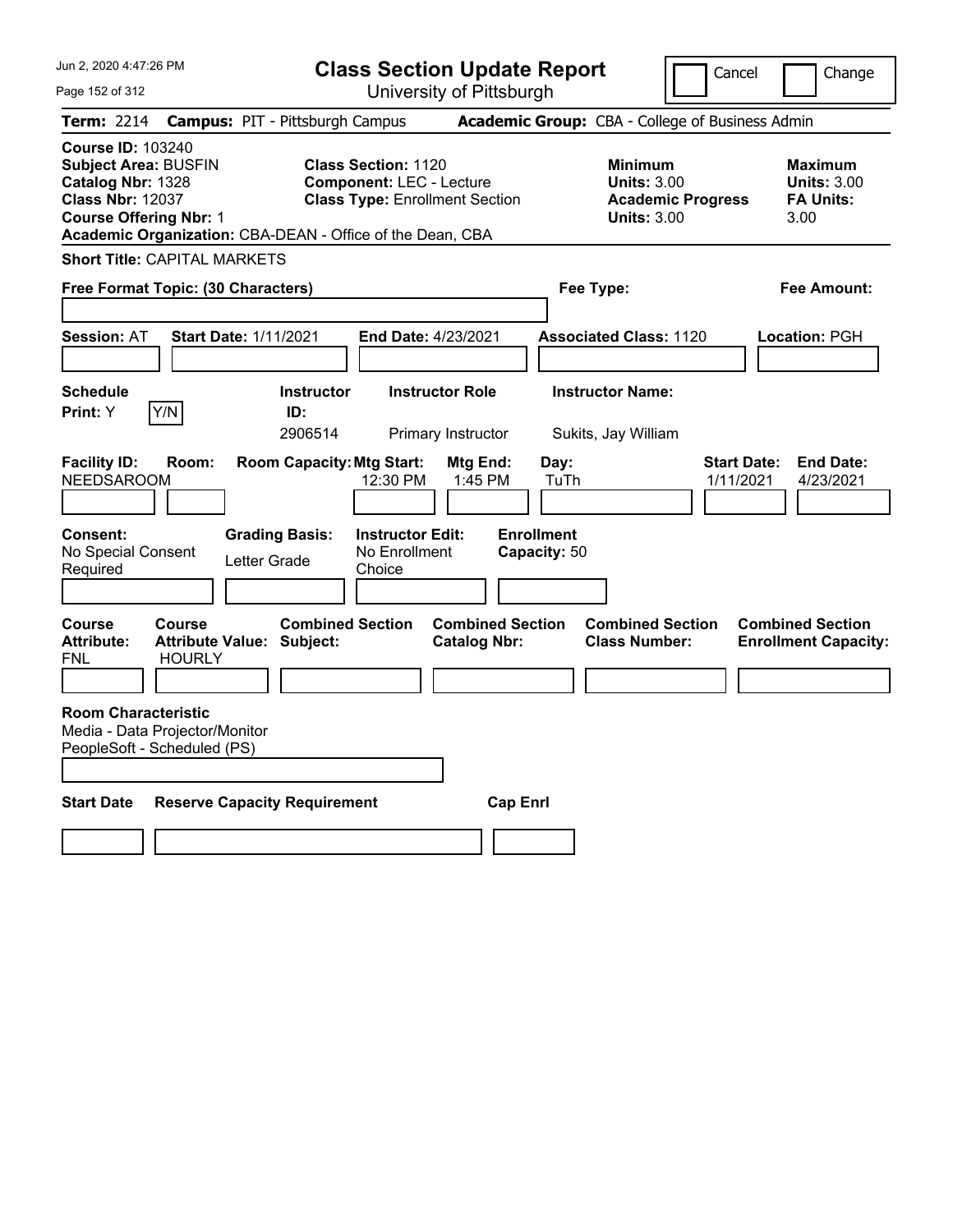# Class Section Update Report

University of Pittsburgh

Cancel | Change

Jun 2, 2020 4:47:26 PM

**Term:** 2214 **Campus:** PIT - Pittsburgh Campus **Academic Group:** CBA - College of Business Admin

**Course ID:** 103240
**Subject Area:** BUSFIN
**Catalog Nbr:** 1328
**Class Nbr:** 12037
**Course Offering Nbr:** 1
**Academic Organization:** CBA-DEAN - Office of the Dean, CBA

**Class Section:** 1120
**Component:** LEC - Lecture
**Class Type:** Enrollment Section

| | Minimum | Maximum |
|---|---|---|
| Units | 3.00 | 3.00 |
| Academic Progress Units / FA Units | 3.00 | 3.00 |

**Short Title:** CAPITAL MARKETS

**Free Format Topic: (30 Characters)**

**Fee Type:**

**Fee Amount:**

**Session:** AT **Start Date:** 1/11/2021 **End Date:** 4/23/2021 **Associated Class:** 1120 **Location:** PGH

**Schedule Print:** Y Y/N

| Instructor ID | Instructor Role | Instructor Name |
|---|---|---|
| 2906514 | Primary Instructor | Sukits, Jay William |

| Facility ID | Room | Room Capacity | Mtg Start | Mtg End | Day | Start Date | End Date |
|---|---|---|---|---|---|---|---|
| NEEDSAROOM | | | 12:30 PM | 1:45 PM | TuTh | 1/11/2021 | 4/23/2021 |

**Consent:** No Special Consent Required
**Grading Basis:** Letter Grade
**Instructor Edit:** No Enrollment Choice
**Enrollment Capacity:** 50

| Course Attribute | Course Attribute Value | Combined Section Subject | Combined Section Catalog Nbr | Combined Section Class Number | Combined Section Enrollment Capacity |
|---|---|---|---|---|---|
| FNL | HOURLY | | | | |

**Room Characteristic**
Media - Data Projector/Monitor
PeopleSoft - Scheduled (PS)

| Start Date | Reserve Capacity Requirement | Cap Enrl |
|---|---|---|
| | | |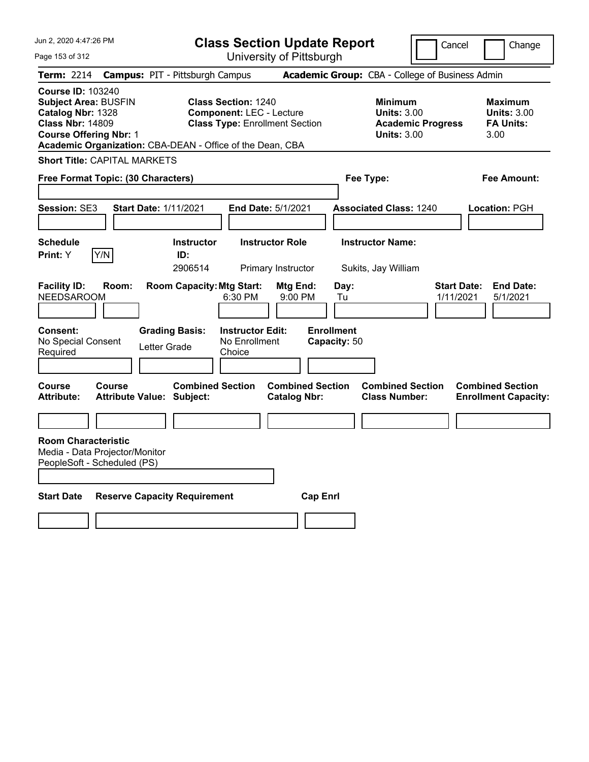# Class Section Update Report

University of Pittsburgh

Cancel | Change

**Term:** 2214 **Campus:** PIT - Pittsburgh Campus **Academic Group:** CBA - College of Business Admin

**Course ID:** 103240
**Subject Area:** BUSFIN
**Catalog Nbr:** 1328
**Class Nbr:** 14809
**Course Offering Nbr:** 1
**Academic Organization:** CBA-DEAN - Office of the Dean, CBA

**Class Section:** 1240
**Component:** LEC - Lecture
**Class Type:** Enrollment Section

**Minimum Units:** 3.00
**Academic Progress Units:** 3.00

**Maximum Units:** 3.00
**FA Units:** 3.00

**Short Title:** CAPITAL MARKETS

**Free Format Topic: (30 Characters)**

**Fee Type:**

**Fee Amount:**

**Session:** SE3 **Start Date:** 1/11/2021 **End Date:** 5/1/2021 **Associated Class:** 1240 **Location:** PGH

| Schedule Print: | Y/N | Instructor ID: | Instructor Role | Instructor Name: |
|---|---|---|---|---|
| Y | | 2906514 | Primary Instructor | Sukits, Jay William |

| Facility ID: | Room: | Room Capacity: | Mtg Start: | Mtg End: | Day: | Start Date: | End Date: |
|---|---|---|---|---|---|---|---|
| NEEDSAROOM | | | 6:30 PM | 9:00 PM | Tu | 1/11/2021 | 5/1/2021 |

| Consent: | Grading Basis: | Instructor Edit: | Enrollment Capacity: |
|---|---|---|---|
| No Special Consent Required | Letter Grade | No Enrollment Choice | 50 |

| Course Attribute: | Course Attribute Value: | Combined Section Subject: | Combined Section Catalog Nbr: | Combined Section Class Number: | Combined Section Enrollment Capacity: |
|---|---|---|---|---|---|
| | | | | | |

**Room Characteristic**
Media - Data Projector/Monitor
PeopleSoft - Scheduled (PS)

| Start Date | Reserve Capacity Requirement | Cap Enrl |
|---|---|---|
| | | |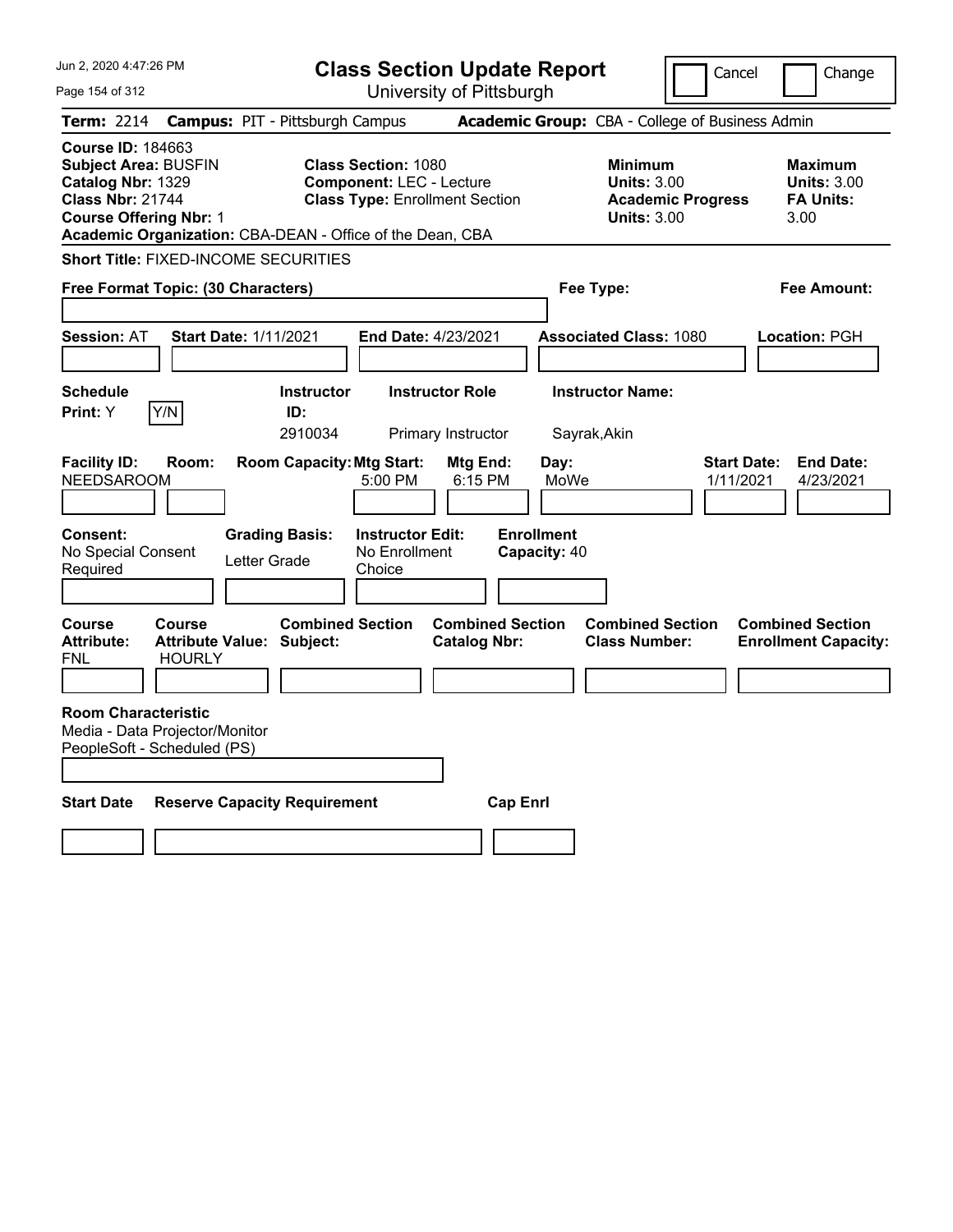# Class Section Update Report

University of Pittsburgh

Jun 2, 2020 4:47:26 PM

Cancel | Change

**Term:** 2214 **Campus:** PIT - Pittsburgh Campus **Academic Group:** CBA - College of Business Admin

**Course ID:** 184663
**Subject Area:** BUSFIN
**Catalog Nbr:** 1329
**Class Nbr:** 21744
**Course Offering Nbr:** 1
**Academic Organization:** CBA-DEAN - Office of the Dean, CBA

**Class Section:** 1080
**Component:** LEC - Lecture
**Class Type:** Enrollment Section

**Minimum Units:** 3.00
**Academic Progress Units:** 3.00

**Maximum Units:** 3.00
**FA Units:** 3.00

**Short Title:** FIXED-INCOME SECURITIES

**Free Format Topic: (30 Characters)**

**Fee Type:**

**Fee Amount:**

**Session:** AT **Start Date:** 1/11/2021 **End Date:** 4/23/2021 **Associated Class:** 1080 **Location:** PGH

| Schedule Print | Instructor ID | Instructor Role | Instructor Name |
|---|---|---|---|
| Y (Y/N) | 2910034 | Primary Instructor | Sayrak,Akin |

| Facility ID | Room | Room Capacity | Mtg Start | Mtg End | Day | Start Date | End Date |
|---|---|---|---|---|---|---|---|
| NEEDSAROOM | | | 5:00 PM | 6:15 PM | MoWe | 1/11/2021 | 4/23/2021 |

| Consent | Grading Basis | Instructor Edit | Enrollment Capacity |
|---|---|---|---|
| No Special Consent Required | Letter Grade | No Enrollment Choice | 40 |

| Course Attribute | Course Attribute Value | Combined Section Subject | Combined Section Catalog Nbr | Combined Section Class Number | Combined Section Enrollment Capacity |
|---|---|---|---|---|---|
| FNL | HOURLY | | | | |

**Room Characteristic**
Media - Data Projector/Monitor
PeopleSoft - Scheduled (PS)

| Start Date | Reserve Capacity Requirement | Cap Enrl |
|---|---|---|
| | | |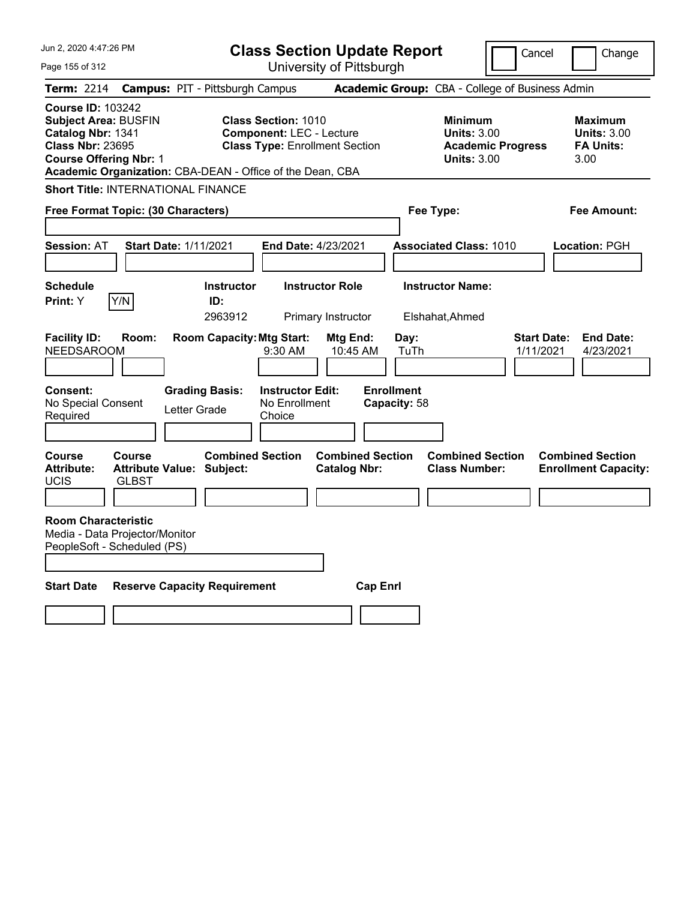# Class Section Update Report

University of Pittsburgh

Cancel | Change

**Term:** 2214 **Campus:** PIT - Pittsburgh Campus **Academic Group:** CBA - College of Business Admin

**Course ID:** 103242
**Subject Area:** BUSFIN
**Catalog Nbr:** 1341
**Class Nbr:** 23695
**Course Offering Nbr:** 1
**Academic Organization:** CBA-DEAN - Office of the Dean, CBA

**Class Section:** 1010
**Component:** LEC - Lecture
**Class Type:** Enrollment Section

**Minimum Units:** 3.00
**Academic Progress Units:** 3.00

**Maximum Units:** 3.00
**FA Units:** 3.00

**Short Title:** INTERNATIONAL FINANCE

**Free Format Topic: (30 Characters)**

**Fee Type:**

**Fee Amount:**

**Session:** AT **Start Date:** 1/11/2021 **End Date:** 4/23/2021 **Associated Class:** 1010 **Location:** PGH

| Schedule Print: | Instructor ID: | Instructor Role | Instructor Name: |
|---|---|---|---|
| Y (Y/N) | 2963912 | Primary Instructor | Elshahat,Ahmed |

| Facility ID: | Room: | Room Capacity: | Mtg Start: | Mtg End: | Day: | Start Date: | End Date: |
|---|---|---|---|---|---|---|---|
| NEEDSAROOM | | | 9:30 AM | 10:45 AM | TuTh | 1/11/2021 | 4/23/2021 |

| Consent: | Grading Basis: | Instructor Edit: | Enrollment Capacity: |
|---|---|---|---|
| No Special Consent Required | Letter Grade | No Enrollment Choice | 58 |

| Course Attribute: | Course Attribute Value: | Combined Section Subject: | Combined Section Catalog Nbr: | Combined Section Class Number: | Combined Section Enrollment Capacity: |
|---|---|---|---|---|---|
| UCIS | GLBST | | | | |

**Room Characteristic**
Media - Data Projector/Monitor
PeopleSoft - Scheduled (PS)

| Start Date | Reserve Capacity Requirement | Cap Enrl |
|---|---|---|
| | | |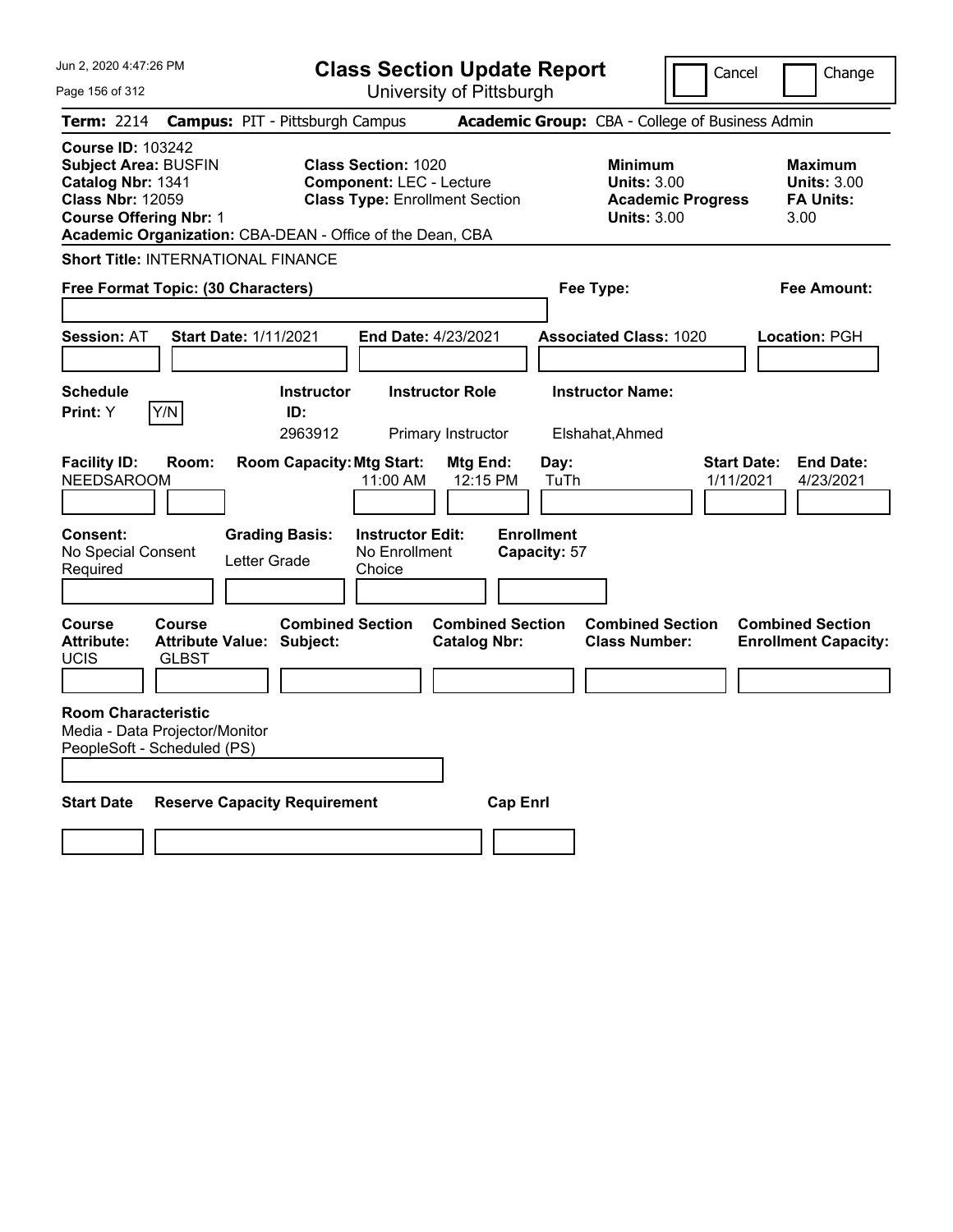# Class Section Update Report

University of Pittsburgh

Jun 2, 2020 4:47:26 PM

Cancel | Change

**Term:** 2214 **Campus:** PIT - Pittsburgh Campus **Academic Group:** CBA - College of Business Admin

**Course ID:** 103242
**Subject Area:** BUSFIN
**Catalog Nbr:** 1341
**Class Nbr:** 12059
**Course Offering Nbr:** 1
**Academic Organization:** CBA-DEAN - Office of the Dean, CBA

**Class Section:** 1020
**Component:** LEC - Lecture
**Class Type:** Enrollment Section

**Minimum Units:** 3.00
**Academic Progress Units:** 3.00

**Maximum Units:** 3.00
**FA Units:** 3.00

**Short Title:** INTERNATIONAL FINANCE

**Free Format Topic: (30 Characters)**

**Fee Type:**

**Fee Amount:**

**Session:** AT **Start Date:** 1/11/2021 **End Date:** 4/23/2021 **Associated Class:** 1020 **Location:** PGH

| Schedule Print | Instructor ID | Instructor Role | Instructor Name |
|---|---|---|---|
| Y (Y/N) | 2963912 | Primary Instructor | Elshahat,Ahmed |

| Facility ID | Room | Room Capacity | Mtg Start | Mtg End | Day | Start Date | End Date |
|---|---|---|---|---|---|---|---|
| NEEDSAROOM | | | 11:00 AM | 12:15 PM | TuTh | 1/11/2021 | 4/23/2021 |

**Consent:** No Special Consent Required
**Grading Basis:** Letter Grade
**Instructor Edit:** No Enrollment Choice
**Enrollment Capacity:** 57

| Course Attribute | Course Attribute Value | Combined Section Subject | Combined Section Catalog Nbr | Combined Section Class Number | Combined Section Enrollment Capacity |
|---|---|---|---|---|---|
| UCIS | GLBST | | | | |

**Room Characteristic**
Media - Data Projector/Monitor
PeopleSoft - Scheduled (PS)

| Start Date | Reserve Capacity Requirement | Cap Enrl |
|---|---|---|
| | | |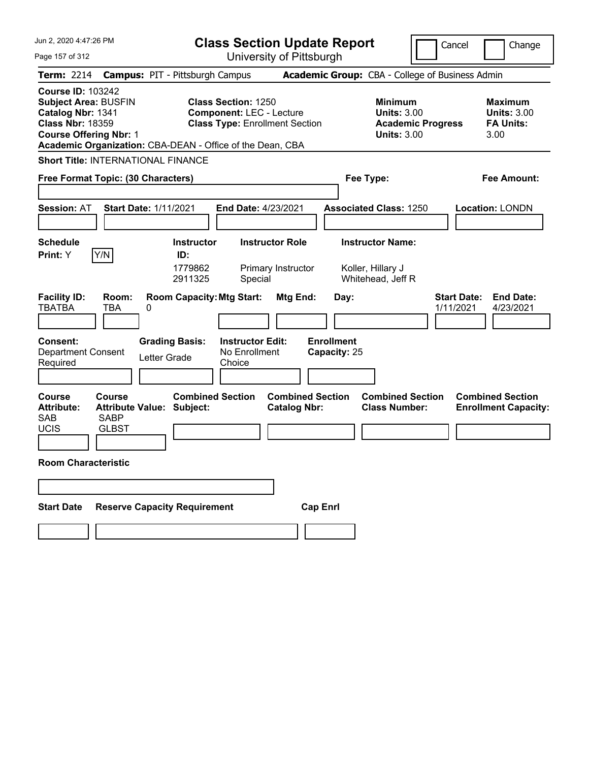# Class Section Update Report

University of Pittsburgh

Cancel | Change

**Term:** 2214 **Campus:** PIT - Pittsburgh Campus **Academic Group:** CBA - College of Business Admin

**Course ID:** 103242
**Subject Area:** BUSFIN
**Catalog Nbr:** 1341
**Class Nbr:** 18359
**Course Offering Nbr:** 1
**Academic Organization:** CBA-DEAN - Office of the Dean, CBA

**Class Section:** 1250
**Component:** LEC - Lecture
**Class Type:** Enrollment Section

**Minimum Units:** 3.00
**Academic Progress Units:** 3.00

**Maximum Units:** 3.00
**FA Units:** 3.00

**Short Title:** INTERNATIONAL FINANCE

**Free Format Topic: (30 Characters)**

**Fee Type:**

**Fee Amount:**

**Session:** AT **Start Date:** 1/11/2021 **End Date:** 4/23/2021 **Associated Class:** 1250 **Location:** LONDN

| Schedule Print | Instructor ID | Instructor Role | Instructor Name |
|---|---|---|---|
| Y (Y/N) | 1779862 | Primary Instructor | Koller, Hillary J |
| | 2911325 | Special | Whitehead, Jeff R |

| Facility ID | Room | Room Capacity | Mtg Start | Mtg End | Day | Start Date | End Date |
|---|---|---|---|---|---|---|---|
| TBATBA | TBA | 0 | | | | 1/11/2021 | 4/23/2021 |

**Consent:** Department Consent Required
**Grading Basis:** Letter Grade
**Instructor Edit:** No Enrollment Choice
**Enrollment Capacity:** 25

| Course Attribute | Course Attribute Value | Combined Section Subject | Combined Section Catalog Nbr | Combined Section Class Number | Combined Section Enrollment Capacity |
|---|---|---|---|---|---|
| SAB | SABP | | | | |
| UCIS | GLBST | | | | |

**Room Characteristic**

**Start Date** **Reserve Capacity Requirement** **Cap Enrl**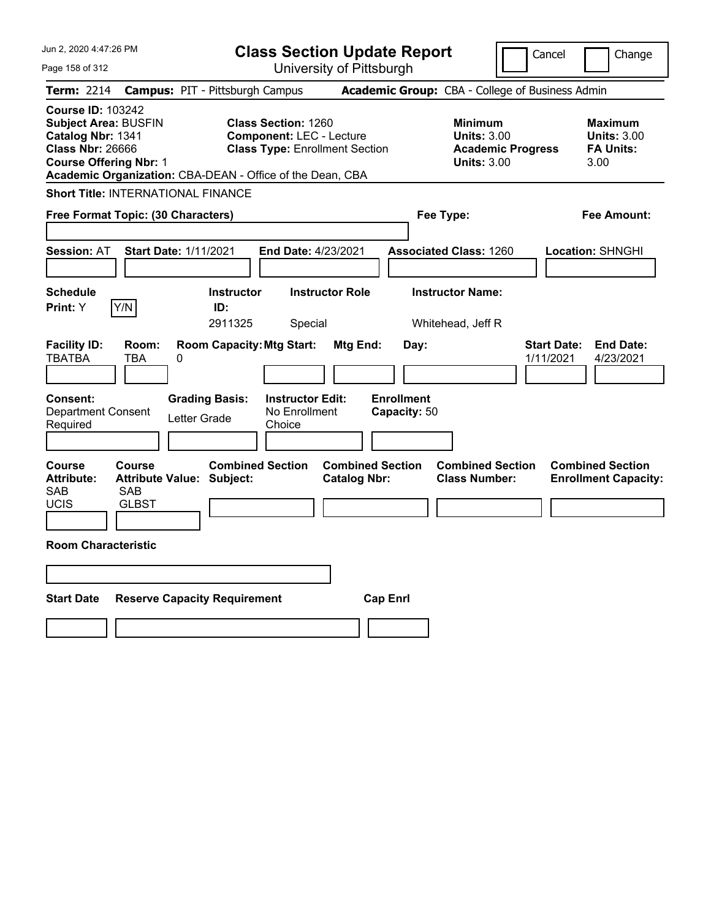# Class Section Update Report

University of Pittsburgh

Jun 2, 2020 4:47:26 PM

Cancel | Change

**Term:** 2214 **Campus:** PIT - Pittsburgh Campus **Academic Group:** CBA - College of Business Admin

**Course ID:** 103242
**Subject Area:** BUSFIN
**Catalog Nbr:** 1341
**Class Nbr:** 26666
**Course Offering Nbr:** 1
**Academic Organization:** CBA-DEAN - Office of the Dean, CBA

**Class Section:** 1260
**Component:** LEC - Lecture
**Class Type:** Enrollment Section

**Minimum**
**Units:** 3.00
**Academic Progress Units:** 3.00

**Maximum**
**Units:** 3.00
**FA Units:** 3.00

**Short Title:** INTERNATIONAL FINANCE

**Free Format Topic: (30 Characters)**

**Fee Type:**

**Fee Amount:**

**Session:** AT **Start Date:** 1/11/2021 **End Date:** 4/23/2021 **Associated Class:** 1260 **Location:** SHNGHI

| Schedule Print | Instructor ID | Instructor Role | Instructor Name |
|---|---|---|---|
| Y | 2911325 | Special | Whitehead, Jeff R |

| Facility ID | Room | Room Capacity | Mtg Start | Mtg End | Day | Start Date | End Date |
|---|---|---|---|---|---|---|---|
| TBATBA | TBA | 0 | | | | 1/11/2021 | 4/23/2021 |

**Consent:** Department Consent Required
**Grading Basis:** Letter Grade
**Instructor Edit:** No Enrollment Choice
**Enrollment Capacity:** 50

| Course Attribute | Course Attribute Value | Combined Section Subject | Combined Section Catalog Nbr | Combined Section Class Number | Combined Section Enrollment Capacity |
|---|---|---|---|---|---|
| SAB | SAB | | | | |
| UCIS | GLBST | | | | |

**Room Characteristic**

| Start Date | Reserve Capacity Requirement | Cap Enrl |
|---|---|---|
| | | |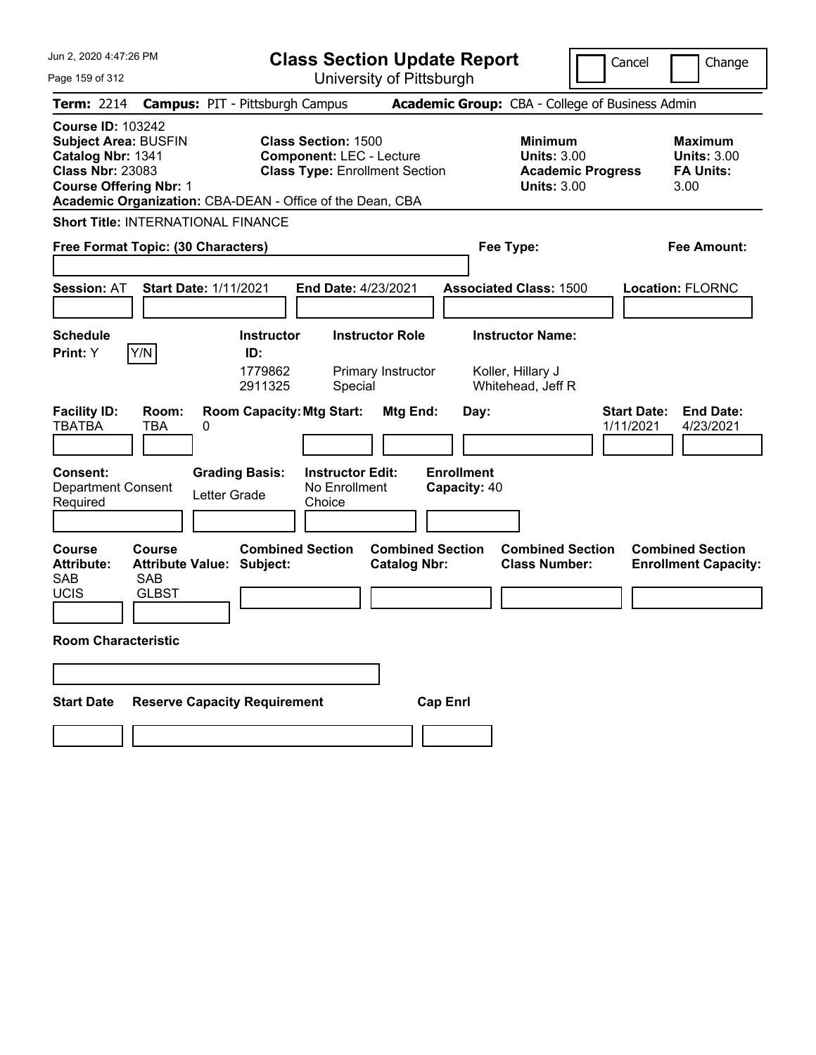# Class Section Update Report

University of Pittsburgh

Cancel | Change

**Term:** 2214 **Campus:** PIT - Pittsburgh Campus **Academic Group:** CBA - College of Business Admin

**Course ID:** 103242
**Subject Area:** BUSFIN
**Catalog Nbr:** 1341
**Class Nbr:** 23083
**Course Offering Nbr:** 1
**Academic Organization:** CBA-DEAN - Office of the Dean, CBA

**Class Section:** 1500
**Component:** LEC - Lecture
**Class Type:** Enrollment Section

**Minimum Units:** 3.00
**Academic Progress Units:** 3.00

**Maximum Units:** 3.00
**FA Units:** 3.00

**Short Title:** INTERNATIONAL FINANCE

**Free Format Topic: (30 Characters)**

**Fee Type:**

**Fee Amount:**

**Session:** AT **Start Date:** 1/11/2021 **End Date:** 4/23/2021 **Associated Class:** 1500 **Location:** FLORNC

**Schedule Print:** Y Y/N

| Instructor ID: | Instructor Role | Instructor Name: |
|---|---|---|
| 1779862 | Primary Instructor | Koller, Hillary J |
| 2911325 | Special | Whitehead, Jeff R |

| Facility ID: | Room: | Room Capacity: | Mtg Start: | Mtg End: | Day: | Start Date: | End Date: |
|---|---|---|---|---|---|---|---|
| TBATBA | TBA | 0 | | | | 1/11/2021 | 4/23/2021 |

**Consent:** Department Consent Required

**Grading Basis:** Letter Grade

**Instructor Edit:** No Enrollment Choice

**Enrollment Capacity:** 40

| Course Attribute: | Course Attribute Value: | Combined Section Subject: | Combined Section Catalog Nbr: | Combined Section Class Number: | Combined Section Enrollment Capacity: |
|---|---|---|---|---|---|
| SAB | SAB | | | | |
| UCIS | GLBST | | | | |

**Room Characteristic**

**Start Date** **Reserve Capacity Requirement** **Cap Enrl**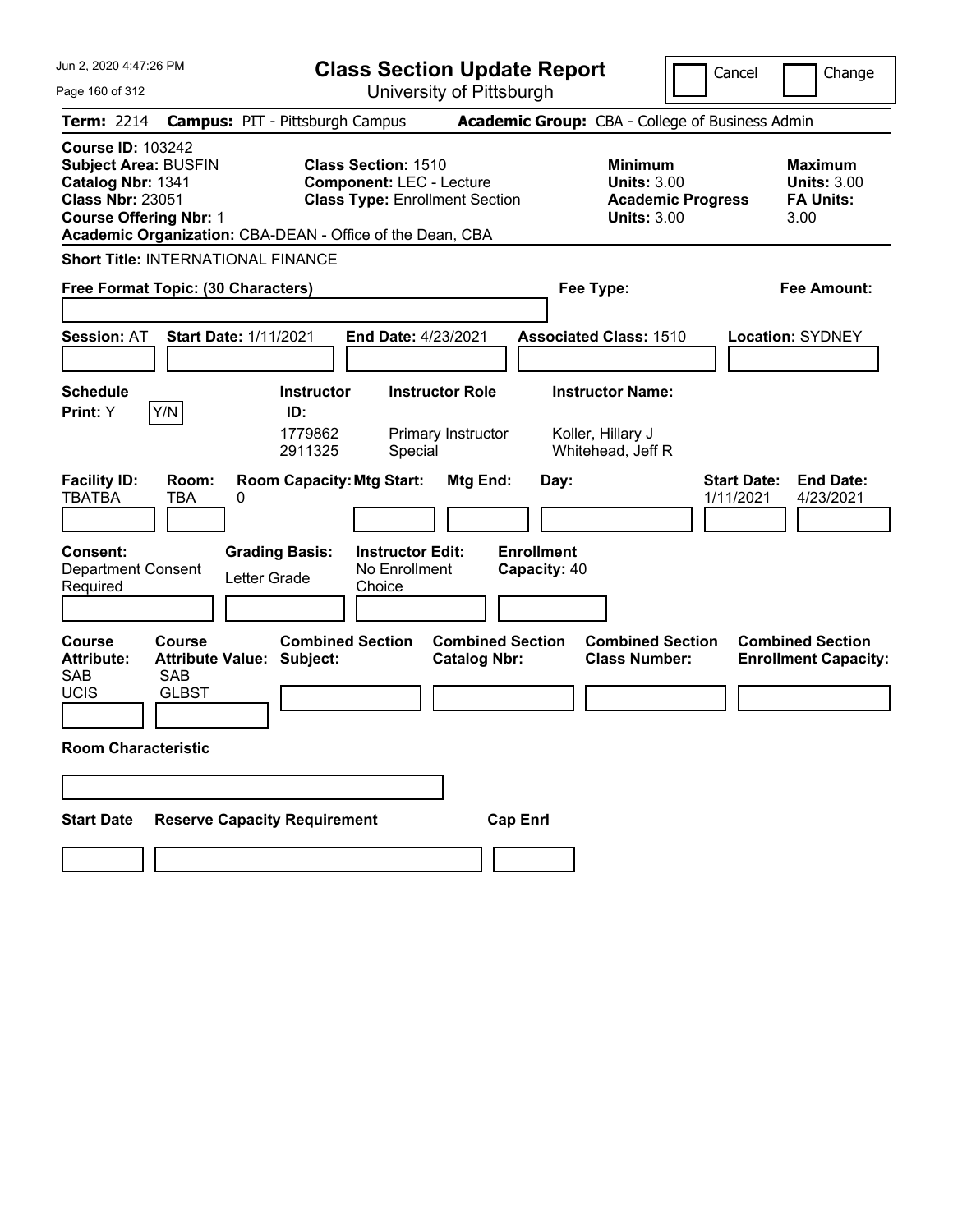Jun 2, 2020 4:47:26 PM

# Class Section Update Report

University of Pittsburgh

Cancel | Change

**Term:** 2214 **Campus:** PIT - Pittsburgh Campus **Academic Group:** CBA - College of Business Admin

**Course ID:** 103242
**Subject Area:** BUSFIN
**Catalog Nbr:** 1341
**Class Nbr:** 23051
**Course Offering Nbr:** 1
**Academic Organization:** CBA-DEAN - Office of the Dean, CBA

**Class Section:** 1510
**Component:** LEC - Lecture
**Class Type:** Enrollment Section

**Minimum Units:** 3.00
**Academic Progress Units:** 3.00

**Maximum Units:** 3.00
**FA Units:** 3.00

**Short Title:** INTERNATIONAL FINANCE

**Free Format Topic: (30 Characters)**

**Fee Type:**

**Fee Amount:**

**Session:** AT **Start Date:** 1/11/2021 **End Date:** 4/23/2021 **Associated Class:** 1510 **Location:** SYDNEY

**Schedule Print:** Y Y/N

| Instructor ID: | Instructor Role | Instructor Name: |
|---|---|---|
| 1779862 | Primary Instructor | Koller, Hillary J |
| 2911325 | Special | Whitehead, Jeff R |

| Facility ID: | Room: | Room Capacity: | Mtg Start: | Mtg End: | Day: | Start Date: | End Date: |
|---|---|---|---|---|---|---|---|
| TBATBA | TBA | 0 | | | | 1/11/2021 | 4/23/2021 |

**Consent:** Department Consent Required

**Grading Basis:** Letter Grade

**Instructor Edit:** No Enrollment Choice

**Enrollment Capacity:** 40

| Course Attribute: | Course Attribute Value: | Combined Section Subject: | Combined Section Catalog Nbr: | Combined Section Class Number: | Combined Section Enrollment Capacity: |
|---|---|---|---|---|---|
| SAB | SAB | | | | |
| UCIS | GLBST | | | | |

**Room Characteristic**

**Start Date** **Reserve Capacity Requirement** **Cap Enrl**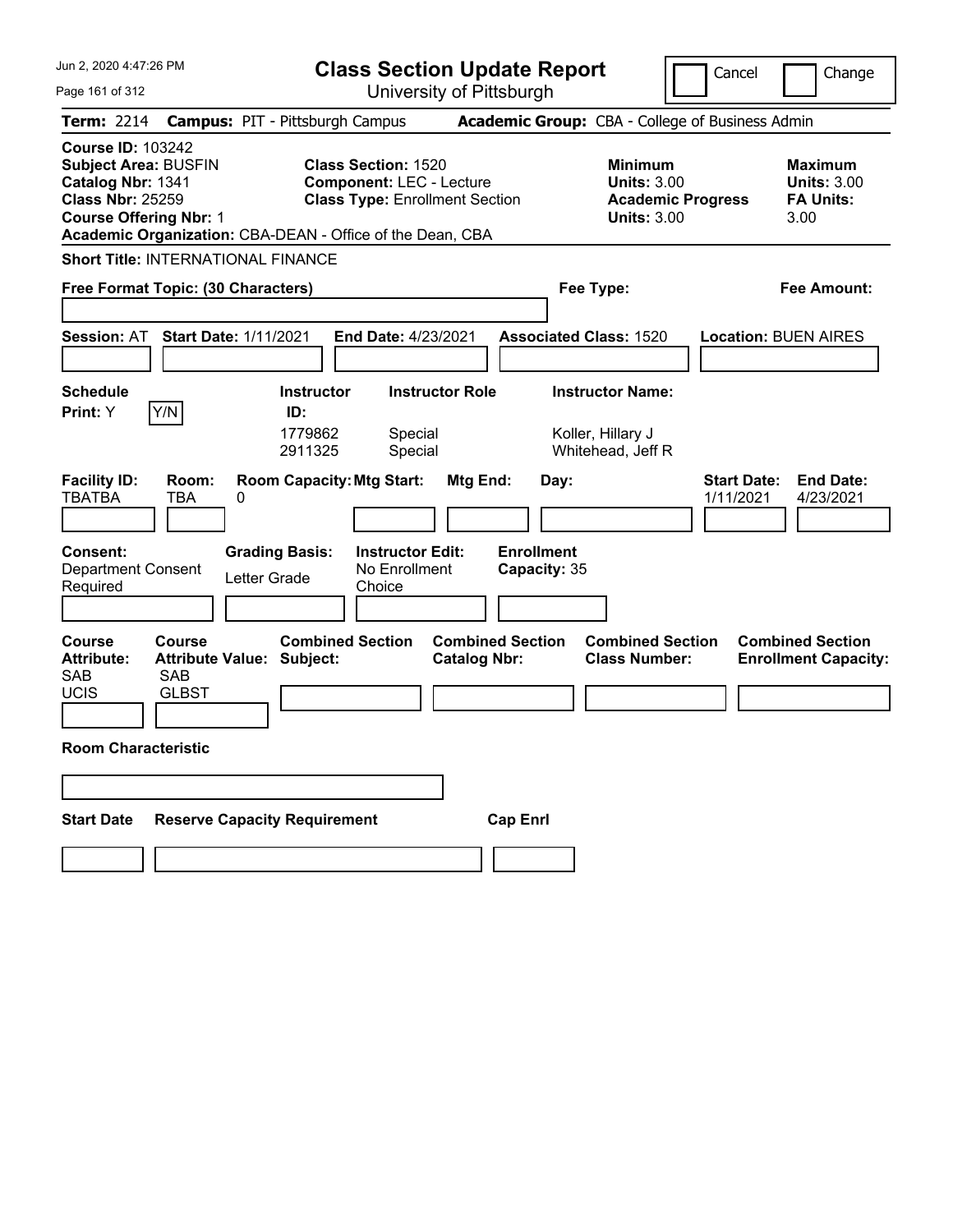Jun 2, 2020 4:47:26 PM

# Class Section Update Report

University of Pittsburgh

Cancel | Change

**Term:** 2214 **Campus:** PIT - Pittsburgh Campus **Academic Group:** CBA - College of Business Admin

**Course ID:** 103242
**Subject Area:** BUSFIN
**Catalog Nbr:** 1341
**Class Nbr:** 25259
**Course Offering Nbr:** 1
**Academic Organization:** CBA-DEAN - Office of the Dean, CBA

**Class Section:** 1520
**Component:** LEC - Lecture
**Class Type:** Enrollment Section

**Minimum Units:** 3.00
**Academic Progress Units:** 3.00

**Maximum Units:** 3.00
**FA Units:** 3.00

**Short Title:** INTERNATIONAL FINANCE

**Free Format Topic: (30 Characters)**

**Fee Type:**

**Fee Amount:**

**Session:** AT **Start Date:** 1/11/2021 **End Date:** 4/23/2021 **Associated Class:** 1520 **Location:** BUEN AIRES

**Schedule Print:** Y [Y/N]

| Instructor ID: | Instructor Role | Instructor Name: |
|---|---|---|
| 1779862 | Special | Koller, Hillary J |
| 2911325 | Special | Whitehead, Jeff R |

| Facility ID: | Room: | Room Capacity: | Mtg Start: | Mtg End: | Day: | Start Date: | End Date: |
|---|---|---|---|---|---|---|---|
| TBATBA | TBA | 0 | | | | 1/11/2021 | 4/23/2021 |

**Consent:** Department Consent Required

**Grading Basis:** Letter Grade

**Instructor Edit:** No Enrollment Choice

**Enrollment Capacity:** 35

| Course Attribute: | Course Attribute Value: | Combined Section Subject: | Combined Section Catalog Nbr: | Combined Section Class Number: | Combined Section Enrollment Capacity: |
|---|---|---|---|---|---|
| SAB | SAB | | | | |
| UCIS | GLBST | | | | |

**Room Characteristic**

**Start Date** **Reserve Capacity Requirement** **Cap Enrl**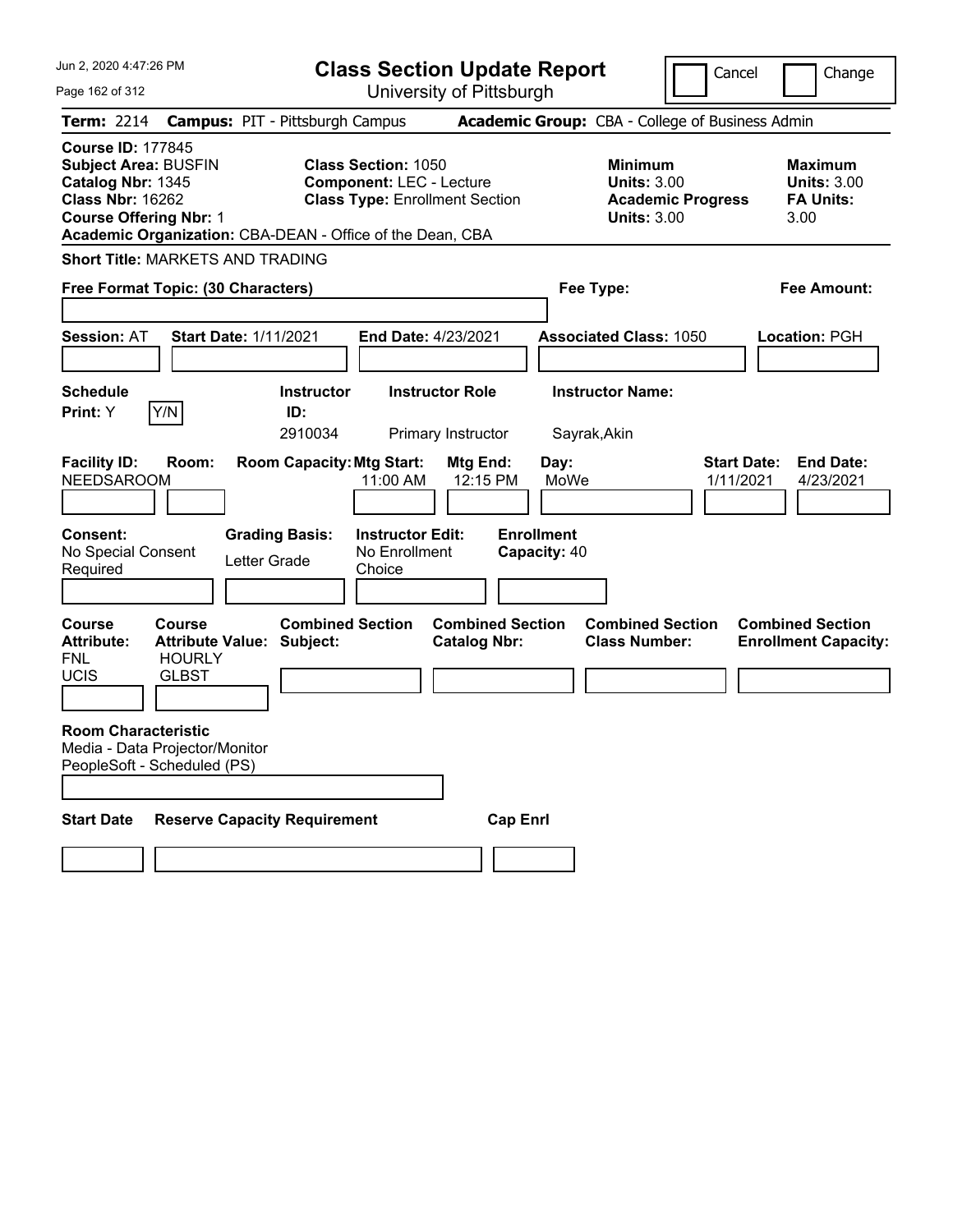Jun 2, 2020 4:47:26 PM

# Class Section Update Report

University of Pittsburgh

Cancel | Change

**Term:** 2214 **Campus:** PIT - Pittsburgh Campus **Academic Group:** CBA - College of Business Admin

**Course ID:** 177845
**Subject Area:** BUSFIN
**Catalog Nbr:** 1345
**Class Nbr:** 16262
**Course Offering Nbr:** 1
**Academic Organization:** CBA-DEAN - Office of the Dean, CBA

**Class Section:** 1050
**Component:** LEC - Lecture
**Class Type:** Enrollment Section

**Minimum Units:** 3.00
**Academic Progress Units:** 3.00

**Maximum Units:** 3.00
**FA Units:** 3.00

**Short Title:** MARKETS AND TRADING

**Free Format Topic: (30 Characters)**

**Fee Type:**

**Fee Amount:**

**Session:** AT **Start Date:** 1/11/2021 **End Date:** 4/23/2021 **Associated Class:** 1050 **Location:** PGH

| Schedule Print | Instructor ID | Instructor Role | Instructor Name |
|---|---|---|---|
| Y (Y/N) | 2910034 | Primary Instructor | Sayrak,Akin |

| Facility ID | Room | Room Capacity | Mtg Start | Mtg End | Day | Start Date | End Date |
|---|---|---|---|---|---|---|---|
| NEEDSAROOM | | | 11:00 AM | 12:15 PM | MoWe | 1/11/2021 | 4/23/2021 |

**Consent:** No Special Consent Required
**Grading Basis:** Letter Grade
**Instructor Edit:** No Enrollment Choice
**Enrollment Capacity:** 40

| Course Attribute | Course Attribute Value | Combined Section Subject | Combined Section Catalog Nbr | Combined Section Class Number | Combined Section Enrollment Capacity |
|---|---|---|---|---|---|
| FNL | HOURLY | | | | |
| UCIS | GLBST | | | | |

**Room Characteristic**
Media - Data Projector/Monitor
PeopleSoft - Scheduled (PS)

| Start Date | Reserve Capacity Requirement | Cap Enrl |
|---|---|---|
| | | |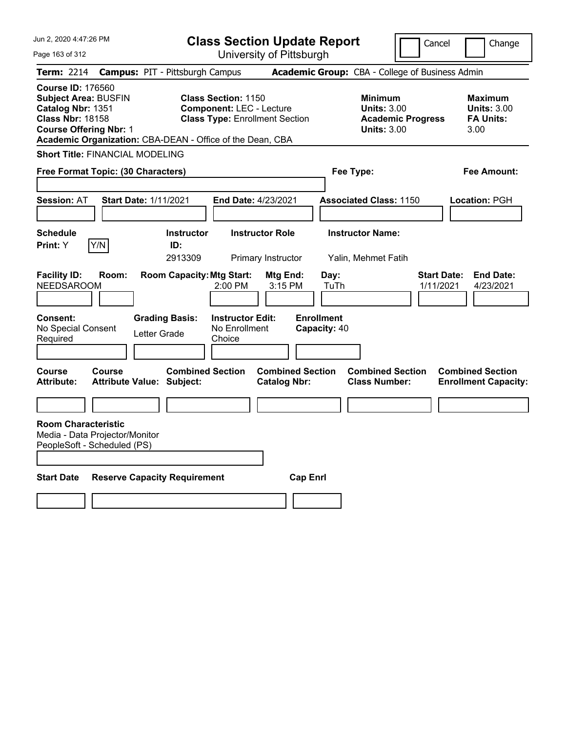Jun 2, 2020 4:47:26 PM

# Class Section Update Report

University of Pittsburgh

Cancel | Change

**Term:** 2214 **Campus:** PIT - Pittsburgh Campus **Academic Group:** CBA - College of Business Admin

**Course ID:** 176560
**Subject Area:** BUSFIN
**Catalog Nbr:** 1351
**Class Nbr:** 18158
**Course Offering Nbr:** 1
**Academic Organization:** CBA-DEAN - Office of the Dean, CBA

**Class Section:** 1150
**Component:** LEC - Lecture
**Class Type:** Enrollment Section

**Minimum**
**Units:** 3.00
**Academic Progress Units:** 3.00

**Maximum**
**Units:** 3.00
**FA Units:** 3.00

**Short Title:** FINANCIAL MODELING

**Free Format Topic: (30 Characters)**

**Fee Type:**

**Fee Amount:**

**Session:** AT **Start Date:** 1/11/2021 **End Date:** 4/23/2021 **Associated Class:** 1150 **Location:** PGH

| Schedule Print: | Instructor ID: | Instructor Role | Instructor Name: |
|---|---|---|---|
| Y Y/N | 2913309 | Primary Instructor | Yalin, Mehmet Fatih |

| Facility ID: | Room: | Room Capacity: | Mtg Start: | Mtg End: | Day: | Start Date: | End Date: |
|---|---|---|---|---|---|---|---|
| NEEDSAROOM | | | 2:00 PM | 3:15 PM | TuTh | 1/11/2021 | 4/23/2021 |

| Consent: | Grading Basis: | Instructor Edit: | Enrollment Capacity: |
|---|---|---|---|
| No Special Consent Required | Letter Grade | No Enrollment Choice | 40 |

| Course Attribute: | Course Attribute Value: | Combined Section Subject: | Combined Section Catalog Nbr: | Combined Section Class Number: | Combined Section Enrollment Capacity: |
|---|---|---|---|---|---|
| | | | | | |

**Room Characteristic**
Media - Data Projector/Monitor
PeopleSoft - Scheduled (PS)

| Start Date | Reserve Capacity Requirement | Cap Enrl |
|---|---|---|
| | | |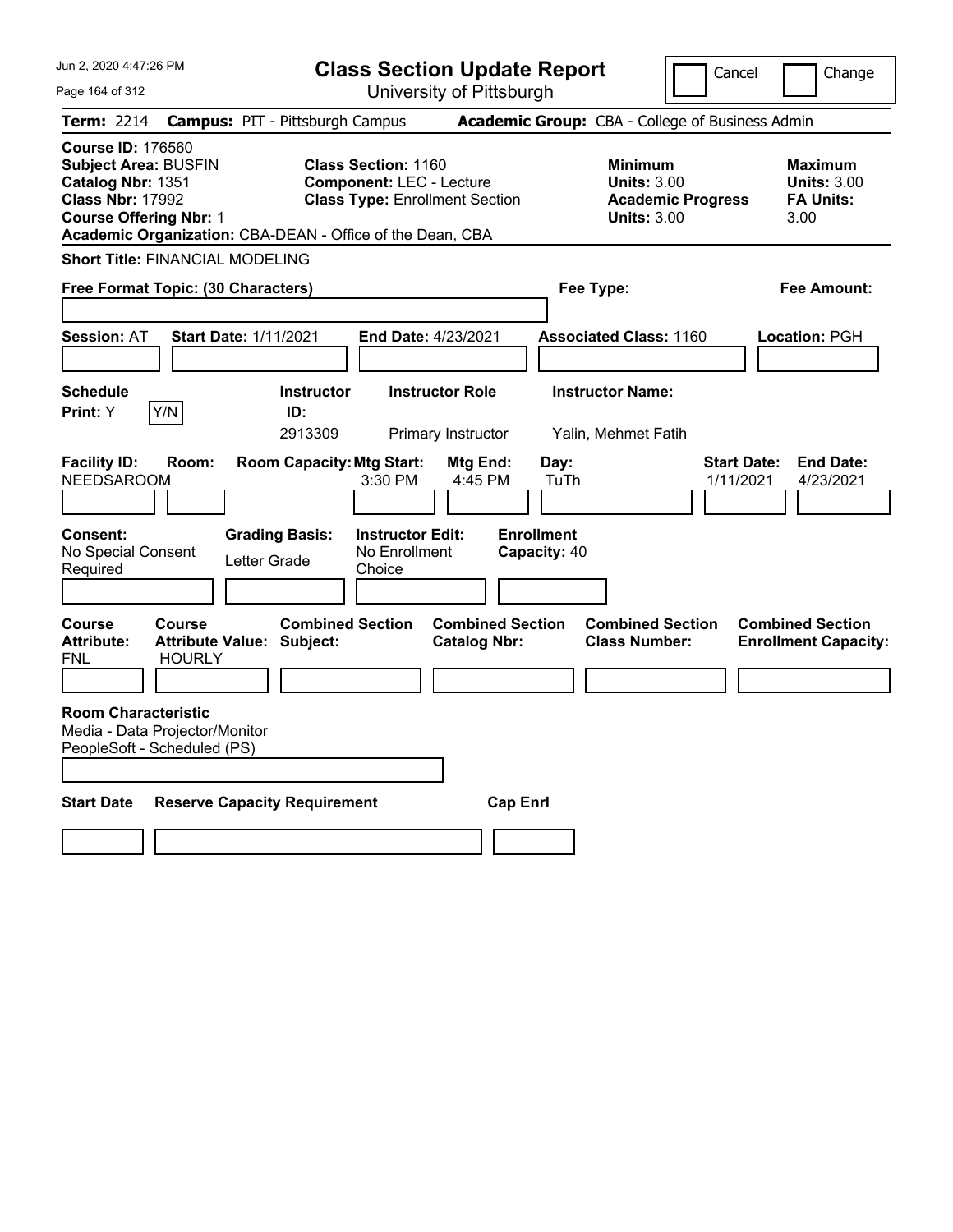# Class Section Update Report

University of Pittsburgh

Jun 2, 2020 4:47:26 PM

Cancel / Change

**Term:** 2214 **Campus:** PIT - Pittsburgh Campus **Academic Group:** CBA - College of Business Admin

**Course ID:** 176560
**Subject Area:** BUSFIN
**Catalog Nbr:** 1351
**Class Nbr:** 17992
**Course Offering Nbr:** 1
**Academic Organization:** CBA-DEAN - Office of the Dean, CBA

**Class Section:** 1160
**Component:** LEC - Lecture
**Class Type:** Enrollment Section

| | Minimum | Maximum |
|---|---|---|
| Units | 3.00 | 3.00 |
| Academic Progress / FA Units | 3.00 | 3.00 |

**Short Title:** FINANCIAL MODELING

**Free Format Topic: (30 Characters)**

**Fee Type:**

**Fee Amount:**

**Session:** AT **Start Date:** 1/11/2021 **End Date:** 4/23/2021 **Associated Class:** 1160 **Location:** PGH

**Schedule Print:** Y Y/N

| Instructor ID | Instructor Role | Instructor Name |
|---|---|---|
| 2913309 | Primary Instructor | Yalin, Mehmet Fatih |

| Facility ID | Room | Room Capacity | Mtg Start | Mtg End | Day | Start Date | End Date |
|---|---|---|---|---|---|---|---|
| NEEDSAROOM | | | 3:30 PM | 4:45 PM | TuTh | 1/11/2021 | 4/23/2021 |

**Consent:** No Special Consent Required
**Grading Basis:** Letter Grade
**Instructor Edit:** No Enrollment Choice
**Enrollment Capacity:** 40

| Course Attribute | Course Attribute Value | Combined Section Subject | Combined Section Catalog Nbr | Combined Section Class Number | Combined Section Enrollment Capacity |
|---|---|---|---|---|---|
| FNL | HOURLY | | | | |

**Room Characteristic**
Media - Data Projector/Monitor
PeopleSoft - Scheduled (PS)

| Start Date | Reserve Capacity Requirement | Cap Enrl |
|---|---|---|
| | | |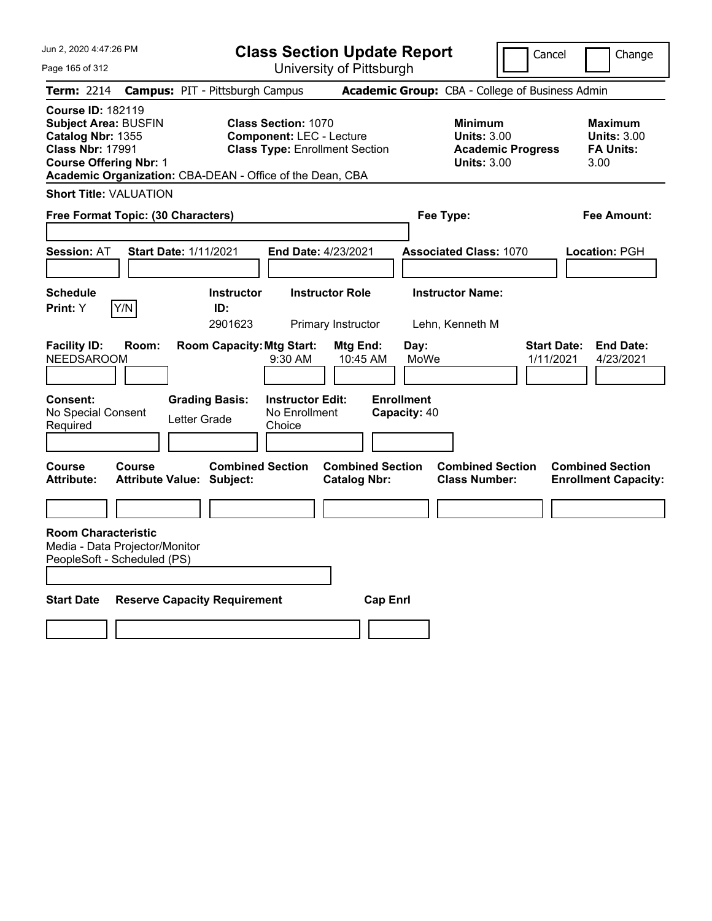Jun 2, 2020 4:47:26 PM

# Class Section Update Report

University of Pittsburgh

Cancel | Change

**Term:** 2214 **Campus:** PIT - Pittsburgh Campus **Academic Group:** CBA - College of Business Admin

**Course ID:** 182119
**Subject Area:** BUSFIN
**Catalog Nbr:** 1355
**Class Nbr:** 17991
**Course Offering Nbr:** 1
**Academic Organization:** CBA-DEAN - Office of the Dean, CBA

**Class Section:** 1070
**Component:** LEC - Lecture
**Class Type:** Enrollment Section

**Minimum Units:** 3.00
**Academic Progress Units:** 3.00

**Maximum Units:** 3.00
**FA Units:** 3.00

**Short Title:** VALUATION

**Free Format Topic: (30 Characters)**

**Fee Type:**

**Fee Amount:**

**Session:** AT **Start Date:** 1/11/2021 **End Date:** 4/23/2021 **Associated Class:** 1070 **Location:** PGH

| Schedule Print | Y/N | Instructor ID | Instructor Role | Instructor Name |
|---|---|---|---|---|
| Y | | 2901623 | Primary Instructor | Lehn, Kenneth M |

| Facility ID | Room | Room Capacity | Mtg Start | Mtg End | Day | Start Date | End Date |
|---|---|---|---|---|---|---|---|
| NEEDSAROOM | | | 9:30 AM | 10:45 AM | MoWe | 1/11/2021 | 4/23/2021 |

| Consent | Grading Basis | Instructor Edit | Enrollment Capacity |
|---|---|---|---|
| No Special Consent Required | Letter Grade | No Enrollment Choice | 40 |

| Course Attribute | Course Attribute Value | Combined Section Subject | Combined Section Catalog Nbr | Combined Section Class Number | Combined Section Enrollment Capacity |
|---|---|---|---|---|---|
| | | | | | |

**Room Characteristic**
Media - Data Projector/Monitor
PeopleSoft - Scheduled (PS)

| Start Date | Reserve Capacity Requirement | Cap Enrl |
|---|---|---|
| | | |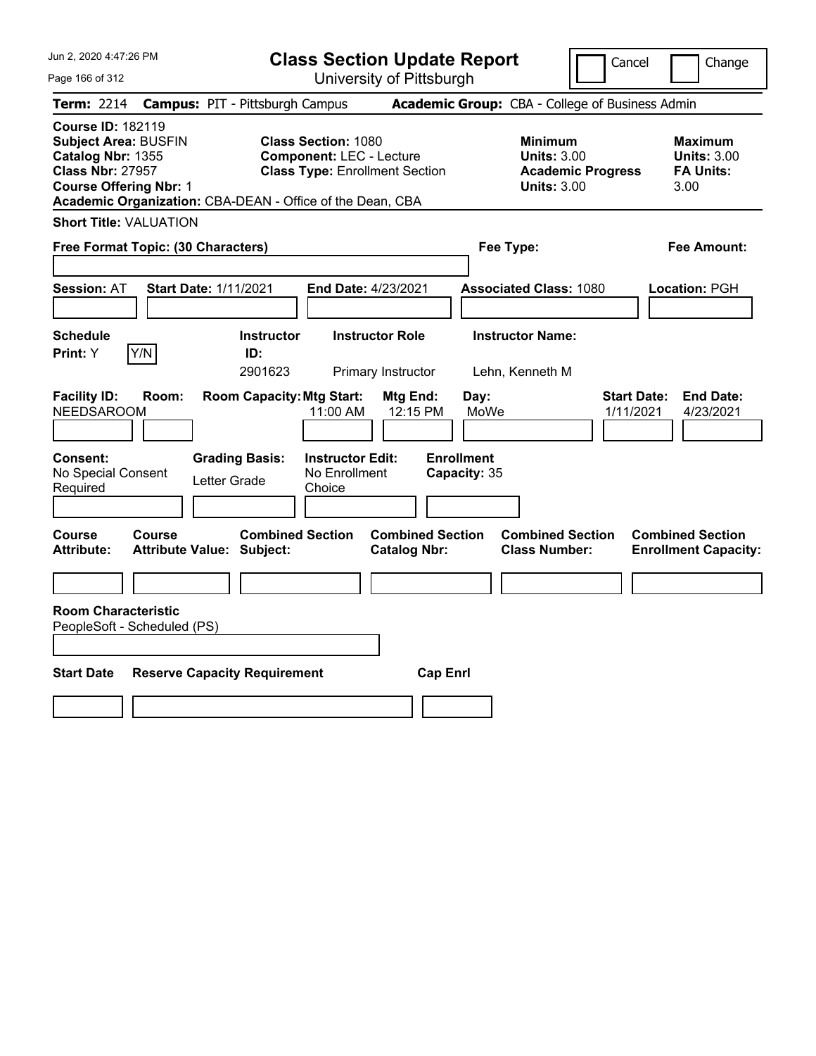Jun 2, 2020 4:47:26 PM

# Class Section Update Report

University of Pittsburgh

Cancel | Change

**Term:** 2214 **Campus:** PIT - Pittsburgh Campus **Academic Group:** CBA - College of Business Admin

**Course ID:** 182119
**Subject Area:** BUSFIN
**Catalog Nbr:** 1355
**Class Nbr:** 27957
**Course Offering Nbr:** 1
**Academic Organization:** CBA-DEAN - Office of the Dean, CBA

**Class Section:** 1080
**Component:** LEC - Lecture
**Class Type:** Enrollment Section

| | Minimum | Maximum |
|---|---|---|
| Units | 3.00 | 3.00 |
| Academic Progress Units / FA Units | 3.00 | 3.00 |

**Short Title:** VALUATION

**Free Format Topic: (30 Characters)**

**Fee Type:**

**Fee Amount:**

**Session:** AT **Start Date:** 1/11/2021 **End Date:** 4/23/2021 **Associated Class:** 1080 **Location:** PGH

| Schedule Print | Instructor ID | Instructor Role | Instructor Name |
|---|---|---|---|
| Y | 2901623 | Primary Instructor | Lehn, Kenneth M |

| Facility ID | Room | Room Capacity | Mtg Start | Mtg End | Day | Start Date | End Date |
|---|---|---|---|---|---|---|---|
| NEEDSAROOM | | | 11:00 AM | 12:15 PM | MoWe | 1/11/2021 | 4/23/2021 |

**Consent:** No Special Consent Required
**Grading Basis:** Letter Grade
**Instructor Edit:** No Enrollment Choice
**Enrollment Capacity:** 35

| Course Attribute | Course Attribute Value | Combined Section Subject | Combined Section Catalog Nbr | Combined Section Class Number | Combined Section Enrollment Capacity |
|---|---|---|---|---|---|
| | | | | | |

**Room Characteristic**
PeopleSoft - Scheduled (PS)

| Start Date | Reserve Capacity Requirement | Cap Enrl |
|---|---|---|
| | | |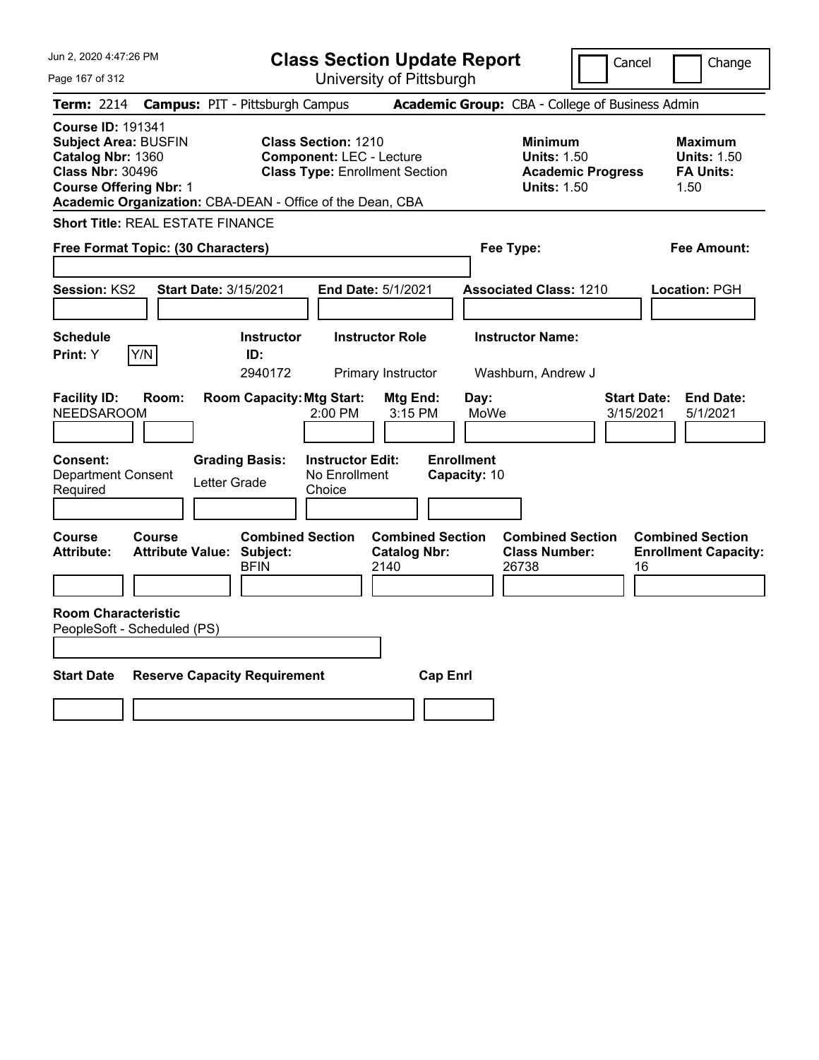# Class Section Update Report

University of Pittsburgh

Jun 2, 2020 4:47:26 PM

Cancel | Change

**Term:** 2214 **Campus:** PIT - Pittsburgh Campus **Academic Group:** CBA - College of Business Admin

**Course ID:** 191341
**Subject Area:** BUSFIN
**Catalog Nbr:** 1360
**Class Nbr:** 30496
**Course Offering Nbr:** 1
**Academic Organization:** CBA-DEAN - Office of the Dean, CBA

**Class Section:** 1210
**Component:** LEC - Lecture
**Class Type:** Enrollment Section

| | Minimum | Maximum |
|---|---|---|
| Units | 1.50 | 1.50 |
| Academic Progress Units / FA Units | 1.50 | 1.50 |

**Short Title:** REAL ESTATE FINANCE

**Free Format Topic: (30 Characters)**

**Fee Type:**

**Fee Amount:**

**Session:** KS2 **Start Date:** 3/15/2021 **End Date:** 5/1/2021 **Associated Class:** 1210 **Location:** PGH

| Schedule Print | Instructor ID | Instructor Role | Instructor Name |
|---|---|---|---|
| Y | 2940172 | Primary Instructor | Washburn, Andrew J |

| Facility ID | Room | Room Capacity | Mtg Start | Mtg End | Day | Start Date | End Date |
|---|---|---|---|---|---|---|---|
| NEEDSAROOM | | | 2:00 PM | 3:15 PM | MoWe | 3/15/2021 | 5/1/2021 |

| Consent | Grading Basis | Instructor Edit | Enrollment Capacity |
|---|---|---|---|
| Department Consent Required | Letter Grade | No Enrollment Choice | 10 |

| Course Attribute | Course Attribute Value | Combined Section Subject | Combined Section Catalog Nbr | Combined Section Class Number | Combined Section Enrollment Capacity |
|---|---|---|---|---|---|
| | | BFIN | 2140 | 26738 | 16 |

**Room Characteristic**
PeopleSoft - Scheduled (PS)

| Start Date | Reserve Capacity Requirement | Cap Enrl |
|---|---|---|
| | | |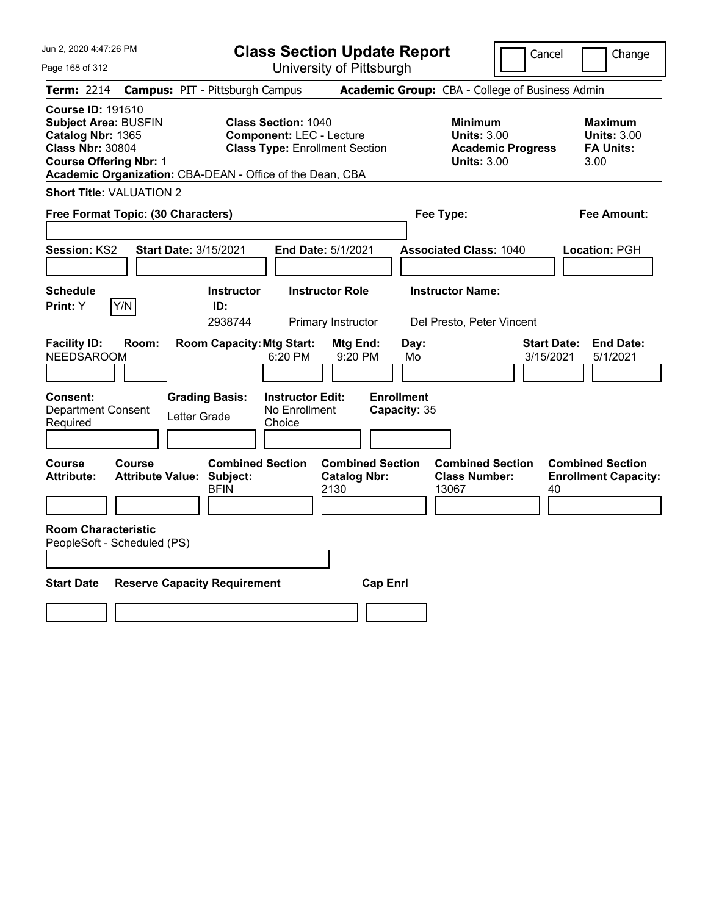Jun 2, 2020 4:47:26 PM

# Class Section Update Report

University of Pittsburgh

Cancel | Change

**Term:** 2214 **Campus:** PIT - Pittsburgh Campus **Academic Group:** CBA - College of Business Admin

**Course ID:** 191510
**Subject Area:** BUSFIN
**Catalog Nbr:** 1365
**Class Nbr:** 30804
**Course Offering Nbr:** 1
**Academic Organization:** CBA-DEAN - Office of the Dean, CBA

**Class Section:** 1040
**Component:** LEC - Lecture
**Class Type:** Enrollment Section

| | Minimum | Maximum |
|---|---|---|
| Units | 3.00 | 3.00 |
| Academic Progress Units / FA Units | 3.00 | 3.00 |

**Short Title:** VALUATION 2

**Free Format Topic: (30 Characters)**

**Fee Type:**

**Fee Amount:**

**Session:** KS2 **Start Date:** 3/15/2021 **End Date:** 5/1/2021 **Associated Class:** 1040 **Location:** PGH

**Schedule Print:** Y Y/N

| Instructor ID | Instructor Role | Instructor Name |
|---|---|---|
| 2938744 | Primary Instructor | Del Presto, Peter Vincent |

| Facility ID | Room | Room Capacity | Mtg Start | Mtg End | Day | Start Date | End Date |
|---|---|---|---|---|---|---|---|
| NEEDSAROOM | | | 6:20 PM | 9:20 PM | Mo | 3/15/2021 | 5/1/2021 |

| Consent | Grading Basis | Instructor Edit | Enrollment Capacity |
|---|---|---|---|
| Department Consent Required | Letter Grade | No Enrollment Choice | 35 |

| Course Attribute | Course Attribute Value | Combined Section Subject | Combined Section Catalog Nbr | Combined Section Class Number | Combined Section Enrollment Capacity |
|---|---|---|---|---|---|
| | | BFIN | 2130 | 13067 | 40 |

**Room Characteristic**
PeopleSoft - Scheduled (PS)

| Start Date | Reserve Capacity Requirement | Cap Enrl |
|---|---|---|
| | | |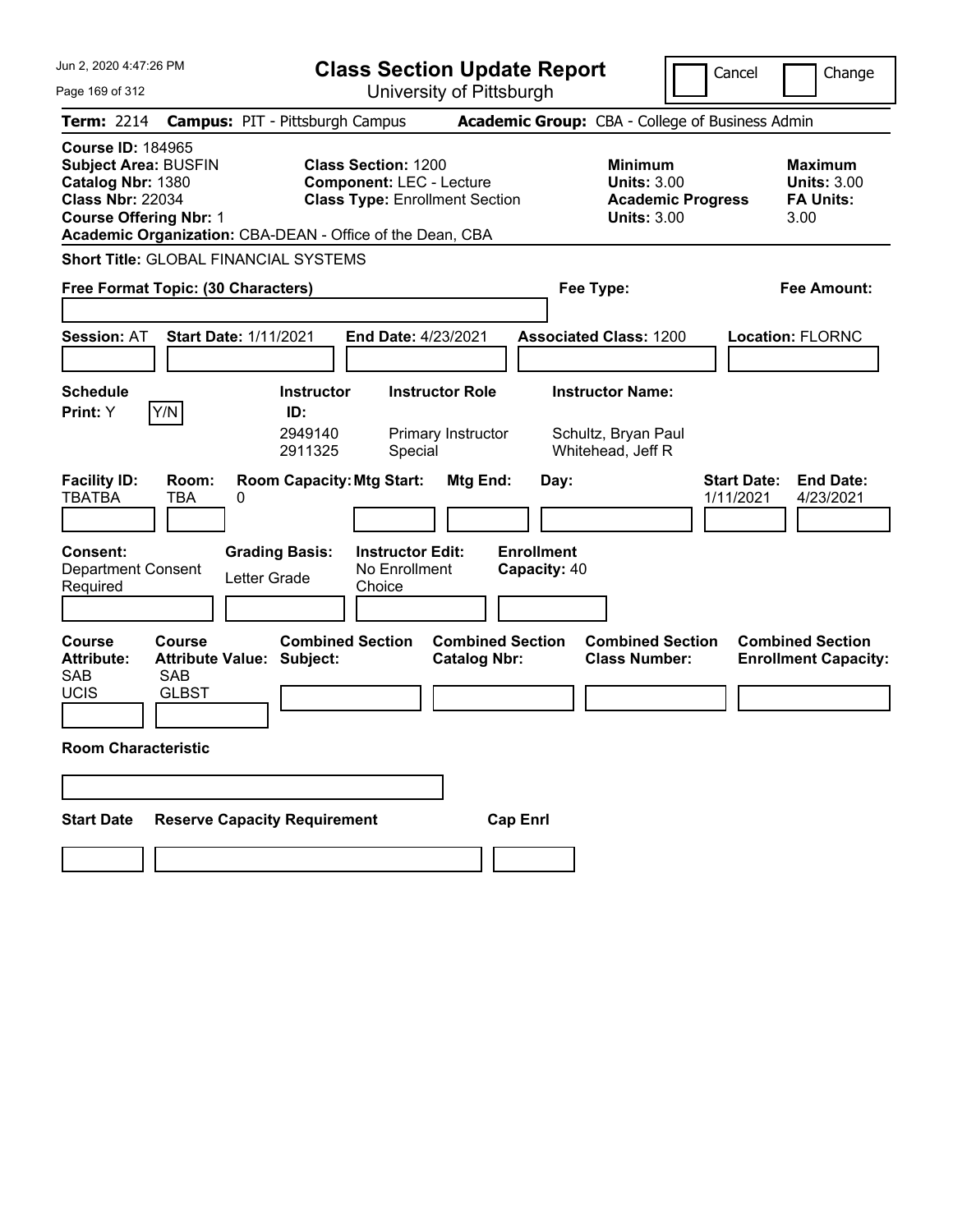# Class Section Update Report

University of Pittsburgh

Cancel | Change

**Term:** 2214 **Campus:** PIT - Pittsburgh Campus **Academic Group:** CBA - College of Business Admin

**Course ID:** 184965
**Subject Area:** BUSFIN
**Catalog Nbr:** 1380
**Class Nbr:** 22034
**Course Offering Nbr:** 1
**Academic Organization:** CBA-DEAN - Office of the Dean, CBA

**Class Section:** 1200
**Component:** LEC - Lecture
**Class Type:** Enrollment Section

**Minimum Units:** 3.00
**Academic Progress Units:** 3.00

**Maximum Units:** 3.00
**FA Units:** 3.00

**Short Title:** GLOBAL FINANCIAL SYSTEMS

**Free Format Topic: (30 Characters)**

**Fee Type:**

**Fee Amount:**

**Session:** AT **Start Date:** 1/11/2021 **End Date:** 4/23/2021 **Associated Class:** 1200 **Location:** FLORNC

**Schedule Print:** Y Y/N

| Instructor ID: | Instructor Role | Instructor Name: |
|---|---|---|
| 2949140 | Primary Instructor | Schultz, Bryan Paul |
| 2911325 | Special | Whitehead, Jeff R |

| Facility ID: | Room: | Room Capacity: | Mtg Start: | Mtg End: | Day: | Start Date: | End Date: |
|---|---|---|---|---|---|---|---|
| TBATBA | TBA | 0 | | | | 1/11/2021 | 4/23/2021 |

**Consent:** Department Consent Required
**Grading Basis:** Letter Grade
**Instructor Edit:** No Enrollment Choice
**Enrollment Capacity:** 40

| Course Attribute: | Course Attribute Value: | Combined Section Subject: | Combined Section Catalog Nbr: | Combined Section Class Number: | Combined Section Enrollment Capacity: |
|---|---|---|---|---|---|
| SAB | SAB | | | | |
| UCIS | GLBST | | | | |

**Room Characteristic**

**Start Date** **Reserve Capacity Requirement** **Cap Enrl**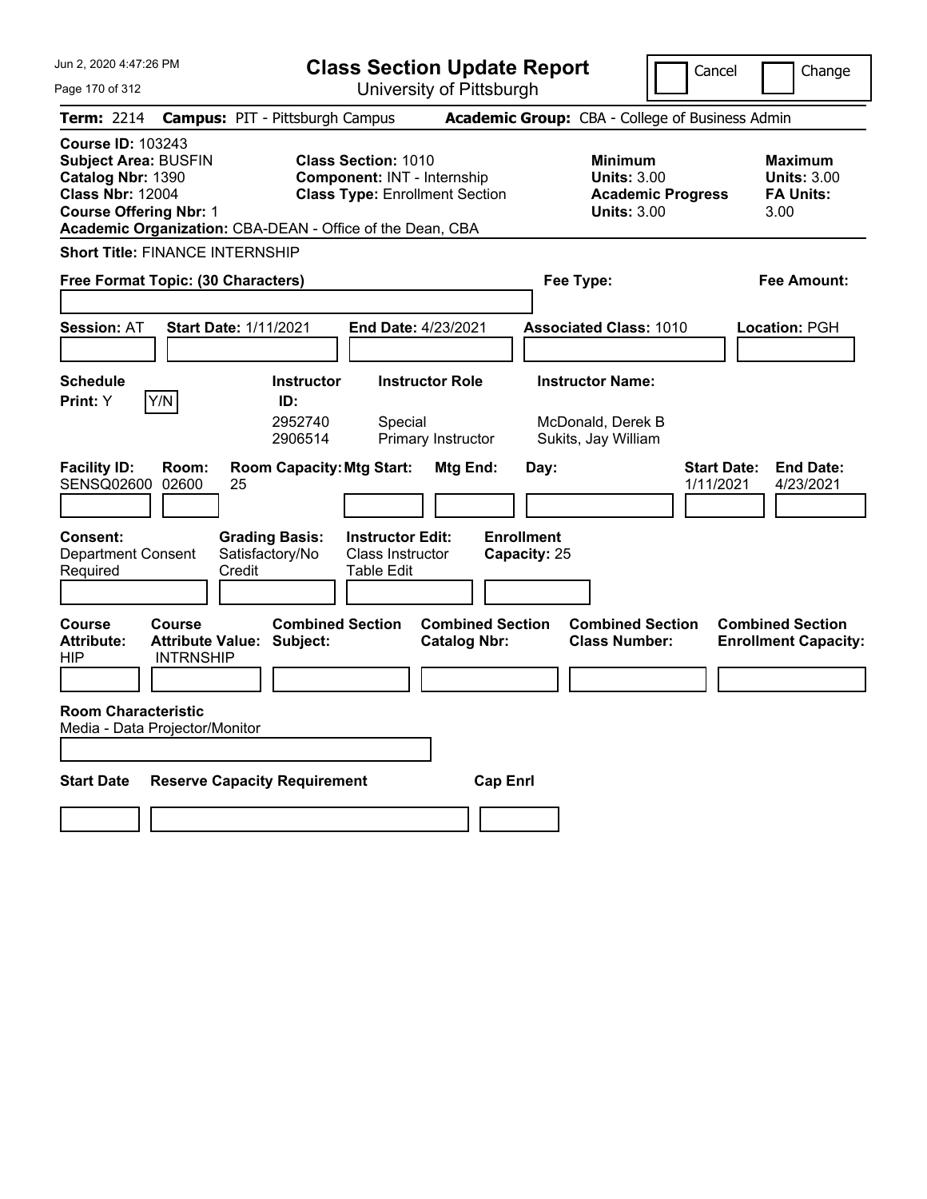# Class Section Update Report

University of Pittsburgh

Cancel | Change

**Term:** 2214 **Campus:** PIT - Pittsburgh Campus **Academic Group:** CBA - College of Business Admin

**Course ID:** 103243
**Subject Area:** BUSFIN
**Catalog Nbr:** 1390
**Class Nbr:** 12004
**Course Offering Nbr:** 1
**Academic Organization:** CBA-DEAN - Office of the Dean, CBA

**Class Section:** 1010
**Component:** INT - Internship
**Class Type:** Enrollment Section

**Minimum Units:** 3.00
**Academic Progress Units:** 3.00

**Maximum Units:** 3.00
**FA Units:** 3.00

**Short Title:** FINANCE INTERNSHIP

**Free Format Topic: (30 Characters)**

**Fee Type:**

**Fee Amount:**

**Session:** AT **Start Date:** 1/11/2021 **End Date:** 4/23/2021 **Associated Class:** 1010 **Location:** PGH

**Schedule Print:** Y [Y/N]

| Instructor ID | Instructor Role | Instructor Name |
|---|---|---|
| 2952740 | Special | McDonald, Derek B |
| 2906514 | Primary Instructor | Sukits, Jay William |

| Facility ID | Room | Room Capacity | Mtg Start | Mtg End | Day | Start Date | End Date |
|---|---|---|---|---|---|---|---|
| SENSQ02600 | 02600 | 25 | | | | 1/11/2021 | 4/23/2021 |

**Consent:** Department Consent Required
**Grading Basis:** Satisfactory/No Credit
**Instructor Edit:** Class Instructor Table Edit
**Enrollment Capacity:** 25

| Course Attribute | Course Attribute Value | Combined Section Subject | Combined Section Catalog Nbr | Combined Section Class Number | Combined Section Enrollment Capacity |
|---|---|---|---|---|---|
| HIP | INTRNSHIP | | | | |

**Room Characteristic**
Media - Data Projector/Monitor

| Start Date | Reserve Capacity Requirement | Cap Enrl |
|---|---|---|
| | | |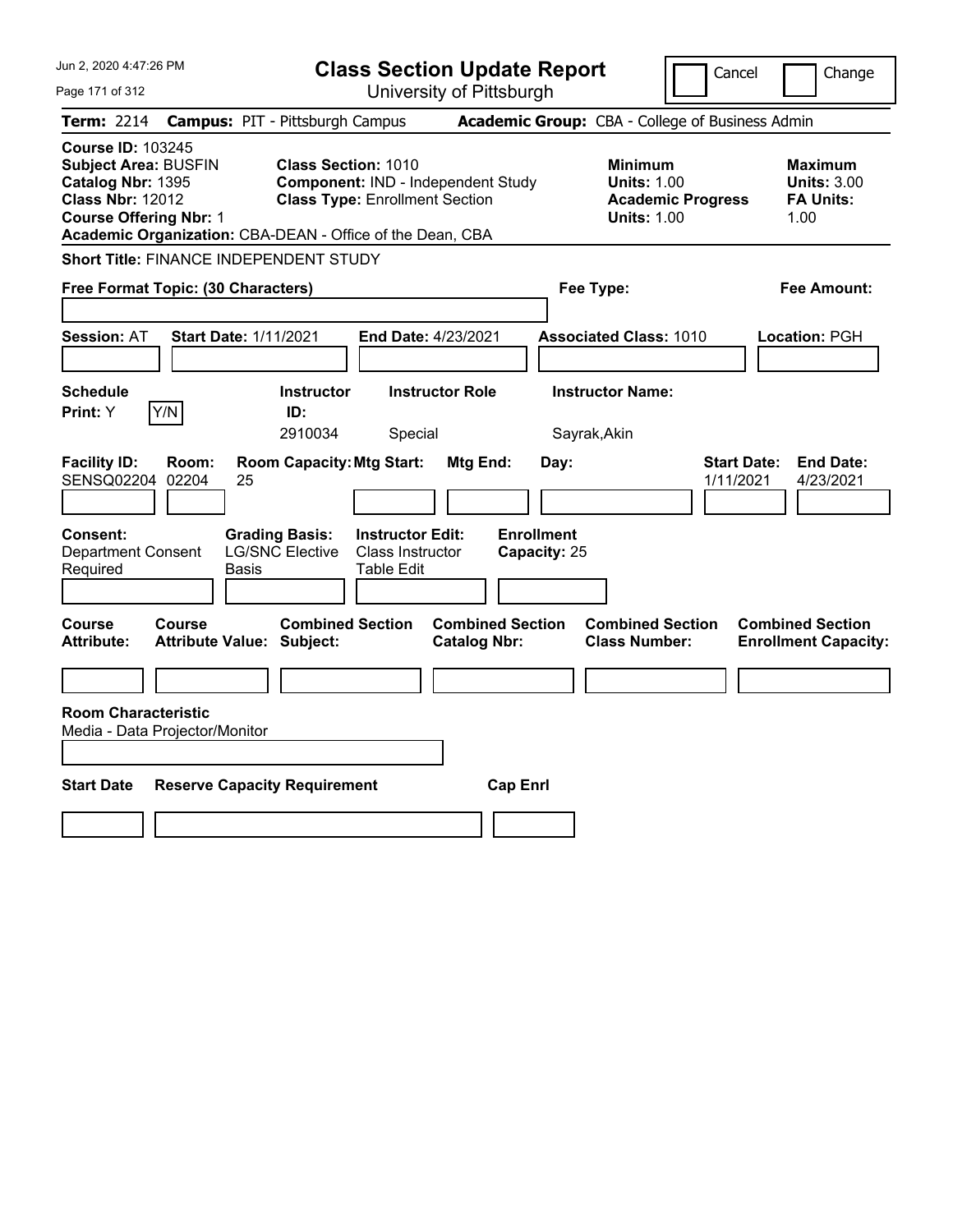# Class Section Update Report

University of Pittsburgh

Jun 2, 2020 4:47:26 PM

Cancel | Change

**Term:** 2214 **Campus:** PIT - Pittsburgh Campus **Academic Group:** CBA - College of Business Admin

**Course ID:** 103245
**Subject Area:** BUSFIN
**Catalog Nbr:** 1395
**Class Nbr:** 12012
**Course Offering Nbr:** 1
**Academic Organization:** CBA-DEAN - Office of the Dean, CBA

**Class Section:** 1010
**Component:** IND - Independent Study
**Class Type:** Enrollment Section

**Minimum Units:** 1.00
**Academic Progress Units:** 1.00

**Maximum Units:** 3.00
**FA Units:** 1.00

**Short Title:** FINANCE INDEPENDENT STUDY

**Free Format Topic: (30 Characters)**

**Fee Type:**

**Fee Amount:**

**Session:** AT **Start Date:** 1/11/2021 **End Date:** 4/23/2021 **Associated Class:** 1010 **Location:** PGH

| Schedule Print | Y/N | Instructor ID | Instructor Role | Instructor Name |
|---|---|---|---|---|
| Y | | 2910034 | Special | Sayrak,Akin |

| Facility ID | Room | Room Capacity | Mtg Start | Mtg End | Day | Start Date | End Date |
|---|---|---|---|---|---|---|---|
| SENSQ02204 | 02204 | 25 | | | | 1/11/2021 | 4/23/2021 |

**Consent:** Department Consent Required
**Grading Basis:** LG/SNC Elective Basis
**Instructor Edit:** Class Instructor Table Edit
**Enrollment Capacity:** 25

| Course Attribute | Course Attribute Value | Combined Section Subject | Combined Section Catalog Nbr | Combined Section Class Number | Combined Section Enrollment Capacity |
|---|---|---|---|---|---|
| | | | | | |

**Room Characteristic**
Media - Data Projector/Monitor

| Start Date | Reserve Capacity Requirement | Cap Enrl |
|---|---|---|
| | | |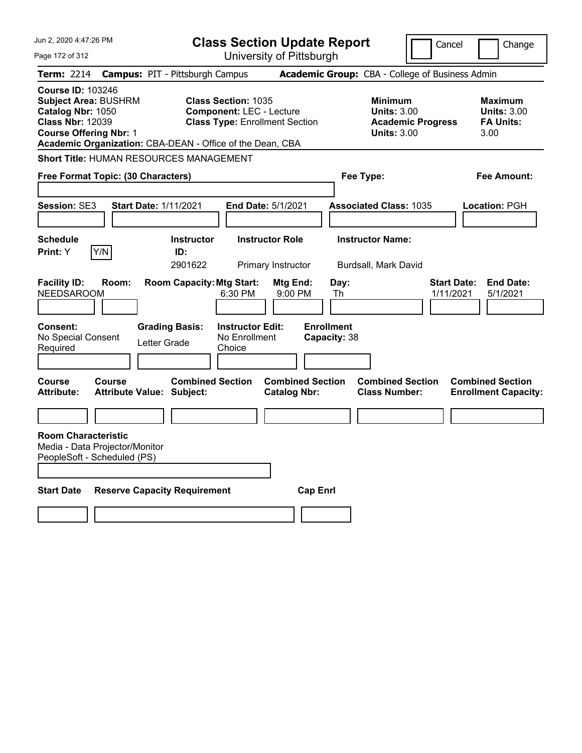# Class Section Update Report

University of Pittsburgh

Cancel | Change

**Term:** 2214 **Campus:** PIT - Pittsburgh Campus **Academic Group:** CBA - College of Business Admin

**Course ID:** 103246
**Subject Area:** BUSHRM
**Catalog Nbr:** 1050
**Class Nbr:** 12039
**Course Offering Nbr:** 1
**Academic Organization:** CBA-DEAN - Office of the Dean, CBA

**Class Section:** 1035
**Component:** LEC - Lecture
**Class Type:** Enrollment Section

| | Minimum | Maximum |
|---|---|---|
| Units | 3.00 | 3.00 |
| Academic Progress Units | 3.00 | |
| FA Units | | 3.00 |

**Short Title:** HUMAN RESOURCES MANAGEMENT

**Free Format Topic: (30 Characters)**
**Fee Type:**
**Fee Amount:**

**Session:** SE3 **Start Date:** 1/11/2021 **End Date:** 5/1/2021 **Associated Class:** 1035 **Location:** PGH

**Schedule Print:** Y [Y/N]

| Instructor ID | Instructor Role | Instructor Name |
|---|---|---|
| 2901622 | Primary Instructor | Burdsall, Mark David |

| Facility ID | Room | Room Capacity | Mtg Start | Mtg End | Day | Start Date | End Date |
|---|---|---|---|---|---|---|---|
| NEEDSAROOM | | | 6:30 PM | 9:00 PM | Th | 1/11/2021 | 5/1/2021 |

**Consent:** No Special Consent Required
**Grading Basis:** Letter Grade
**Instructor Edit:** No Enrollment Choice
**Enrollment Capacity:** 38

| Course Attribute | Course Attribute Value | Combined Section Subject | Combined Section Catalog Nbr | Combined Section Class Number | Combined Section Enrollment Capacity |
|---|---|---|---|---|---|
| | | | | | |

**Room Characteristic**
Media - Data Projector/Monitor
PeopleSoft - Scheduled (PS)

| Start Date | Reserve Capacity Requirement | Cap Enrl |
|---|---|---|
| | | |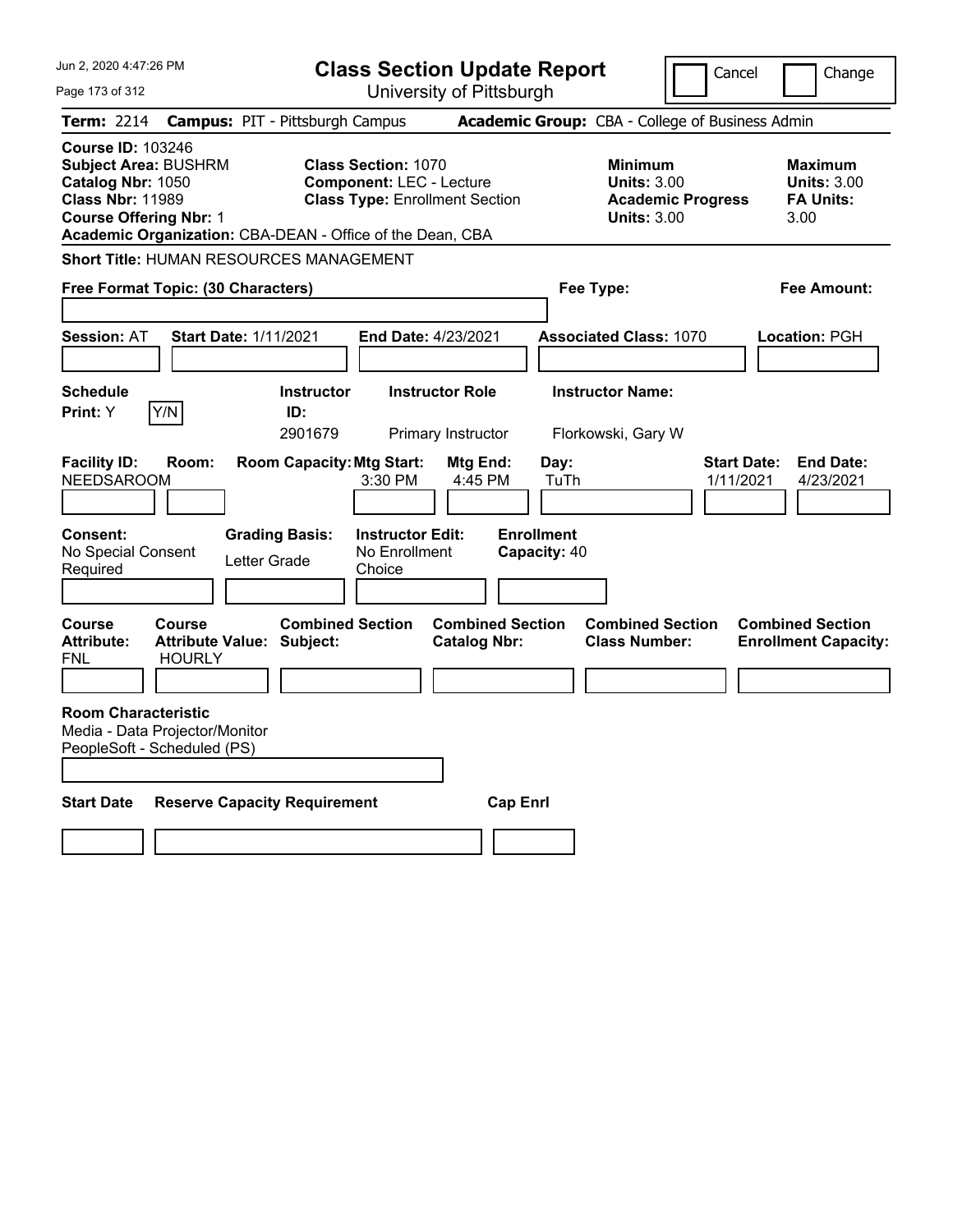# Class Section Update Report

University of Pittsburgh

Jun 2, 2020 4:47:26 PM

Cancel | Change

**Term:** 2214 **Campus:** PIT - Pittsburgh Campus **Academic Group:** CBA - College of Business Admin

**Course ID:** 103246
**Subject Area:** BUSHRM
**Catalog Nbr:** 1050
**Class Nbr:** 11989
**Course Offering Nbr:** 1
**Academic Organization:** CBA-DEAN - Office of the Dean, CBA

**Class Section:** 1070
**Component:** LEC - Lecture
**Class Type:** Enrollment Section

**Minimum Units:** 3.00
**Academic Progress Units:** 3.00

**Maximum Units:** 3.00
**FA Units:** 3.00

**Short Title:** HUMAN RESOURCES MANAGEMENT

**Free Format Topic: (30 Characters)**

**Fee Type:**

**Fee Amount:**

**Session:** AT **Start Date:** 1/11/2021 **End Date:** 4/23/2021 **Associated Class:** 1070 **Location:** PGH

| Schedule Print | Instructor ID | Instructor Role | Instructor Name |
|---|---|---|---|
| Y (Y/N) | 2901679 | Primary Instructor | Florkowski, Gary W |

| Facility ID | Room | Room Capacity | Mtg Start | Mtg End | Day | Start Date | End Date |
|---|---|---|---|---|---|---|---|
| NEEDSAROOM | | | 3:30 PM | 4:45 PM | TuTh | 1/11/2021 | 4/23/2021 |

| Consent | Grading Basis | Instructor Edit | Enrollment Capacity |
|---|---|---|---|
| No Special Consent Required | Letter Grade | No Enrollment Choice | 40 |

| Course Attribute | Course Attribute Value | Combined Section Subject | Combined Section Catalog Nbr | Combined Section Class Number | Combined Section Enrollment Capacity |
|---|---|---|---|---|---|
| FNL | HOURLY | | | | |

**Room Characteristic**
Media - Data Projector/Monitor
PeopleSoft - Scheduled (PS)

| Start Date | Reserve Capacity Requirement | Cap Enrl |
|---|---|---|
| | | |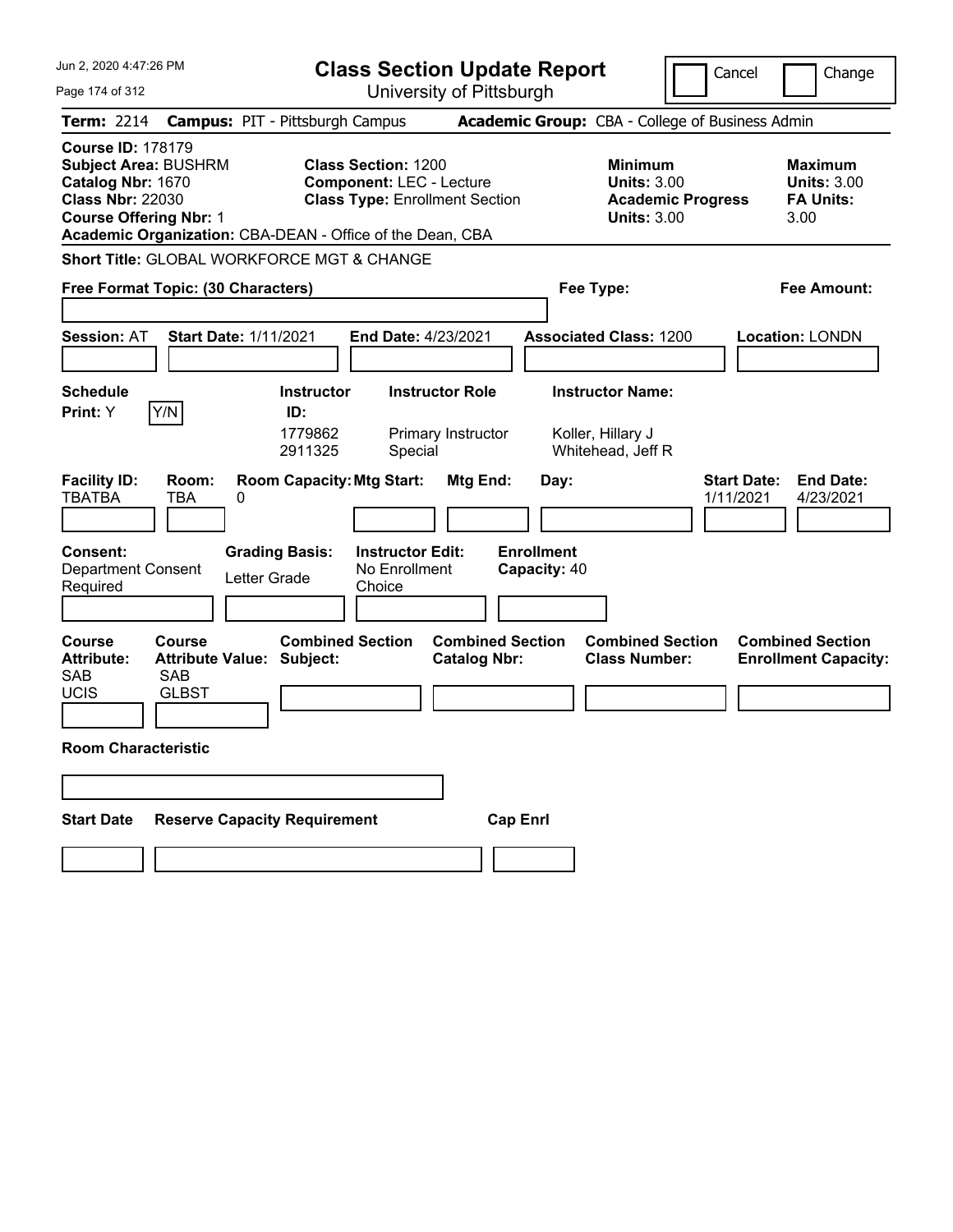# Class Section Update Report

University of Pittsburgh

Jun 2, 2020 4:47:26 PM

Cancel | Change

**Term:** 2214 **Campus:** PIT - Pittsburgh Campus **Academic Group:** CBA - College of Business Admin

**Course ID:** 178179
**Subject Area:** BUSHRM
**Catalog Nbr:** 1670
**Class Nbr:** 22030
**Course Offering Nbr:** 1
**Academic Organization:** CBA-DEAN - Office of the Dean, CBA

**Class Section:** 1200
**Component:** LEC - Lecture
**Class Type:** Enrollment Section

**Minimum Units:** 3.00
**Academic Progress Units:** 3.00

**Maximum Units:** 3.00
**FA Units:** 3.00

**Short Title:** GLOBAL WORKFORCE MGT & CHANGE

**Free Format Topic: (30 Characters)**

**Fee Type:**

**Fee Amount:**

**Session:** AT **Start Date:** 1/11/2021 **End Date:** 4/23/2021 **Associated Class:** 1200 **Location:** LONDN

**Schedule Print:** Y Y/N

| Instructor ID: | Instructor Role | Instructor Name: |
|---|---|---|
| 1779862 | Primary Instructor | Koller, Hillary J |
| 2911325 | Special | Whitehead, Jeff R |

| Facility ID: | Room: | Room Capacity: | Mtg Start: | Mtg End: | Day: | Start Date: | End Date: |
|---|---|---|---|---|---|---|---|
| TBATBA | TBA | 0 | | | | 1/11/2021 | 4/23/2021 |

**Consent:** Department Consent Required
**Grading Basis:** Letter Grade
**Instructor Edit:** No Enrollment Choice
**Enrollment Capacity:** 40

| Course Attribute: | Course Attribute Value: | Combined Section Subject: | Combined Section Catalog Nbr: | Combined Section Class Number: | Combined Section Enrollment Capacity: |
|---|---|---|---|---|---|
| SAB | SAB | | | | |
| UCIS | GLBST | | | | |

**Room Characteristic**

**Start Date** **Reserve Capacity Requirement** **Cap Enrl**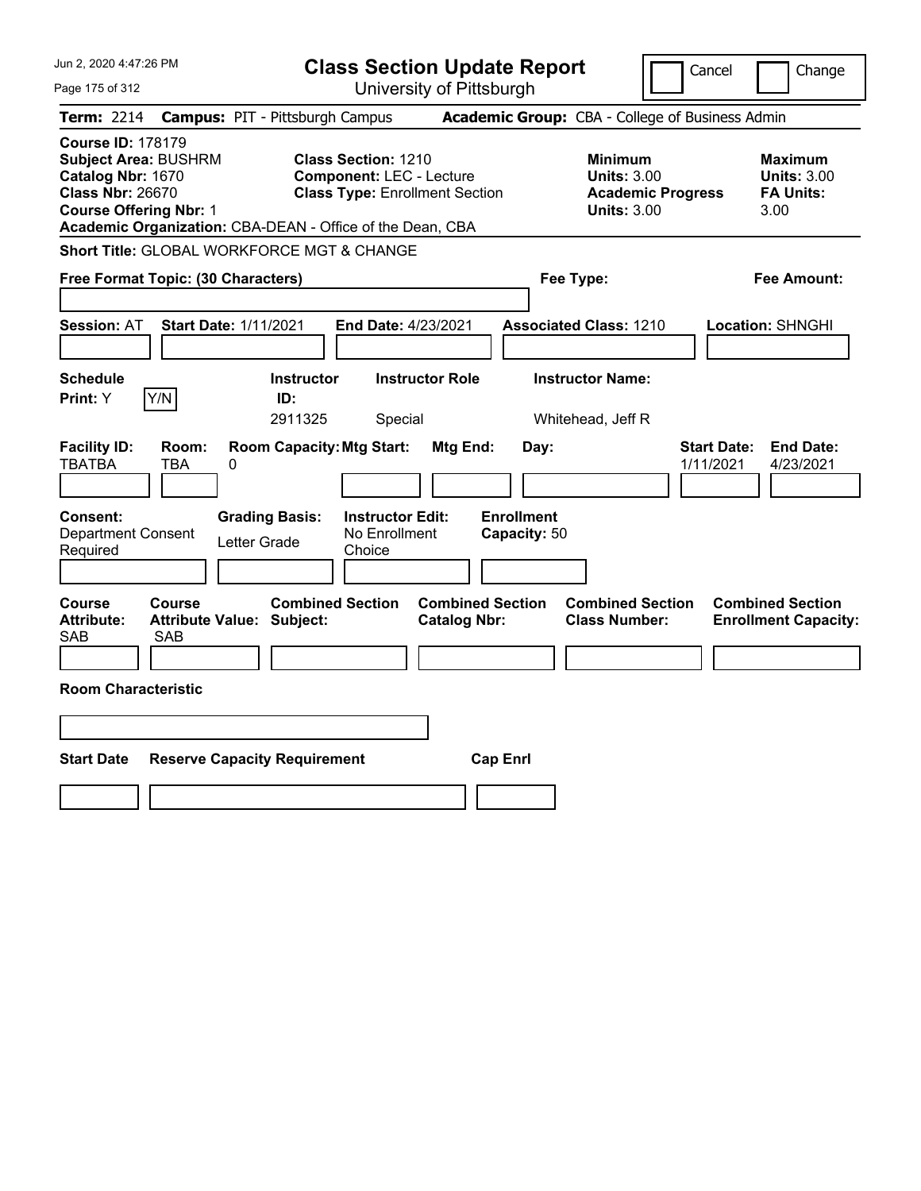# Class Section Update Report

University of Pittsburgh

Jun 2, 2020 4:47:26 PM

Cancel | Change

**Term:** 2214 **Campus:** PIT - Pittsburgh Campus **Academic Group:** CBA - College of Business Admin

**Course ID:** 178179
**Subject Area:** BUSHRM
**Catalog Nbr:** 1670
**Class Nbr:** 26670
**Course Offering Nbr:** 1
**Academic Organization:** CBA-DEAN - Office of the Dean, CBA

**Class Section:** 1210
**Component:** LEC - Lecture
**Class Type:** Enrollment Section

**Minimum Units:** 3.00
**Academic Progress Units:** 3.00

**Maximum Units:** 3.00
**FA Units:** 3.00

**Short Title:** GLOBAL WORKFORCE MGT & CHANGE

**Free Format Topic: (30 Characters)**

**Fee Type:**

**Fee Amount:**

**Session:** AT **Start Date:** 1/11/2021 **End Date:** 4/23/2021 **Associated Class:** 1210 **Location:** SHNGHI

| Schedule Print | Y/N | Instructor ID | Instructor Role | Instructor Name |
|---|---|---|---|---|
| Y | | 2911325 | Special | Whitehead, Jeff R |

| Facility ID | Room | Room Capacity | Mtg Start | Mtg End | Day | Start Date | End Date |
|---|---|---|---|---|---|---|---|
| TBATBA | TBA | 0 | | | | 1/11/2021 | 4/23/2021 |

| Consent | Grading Basis | Instructor Edit | Enrollment Capacity |
|---|---|---|---|
| Department Consent Required | Letter Grade | No Enrollment Choice | 50 |

| Course Attribute | Course Attribute Value | Combined Section Subject | Combined Section Catalog Nbr | Combined Section Class Number | Combined Section Enrollment Capacity |
|---|---|---|---|---|---|
| SAB | SAB | | | | |

**Room Characteristic**

| Start Date | Reserve Capacity Requirement | Cap Enrl |
|---|---|---|
| | | |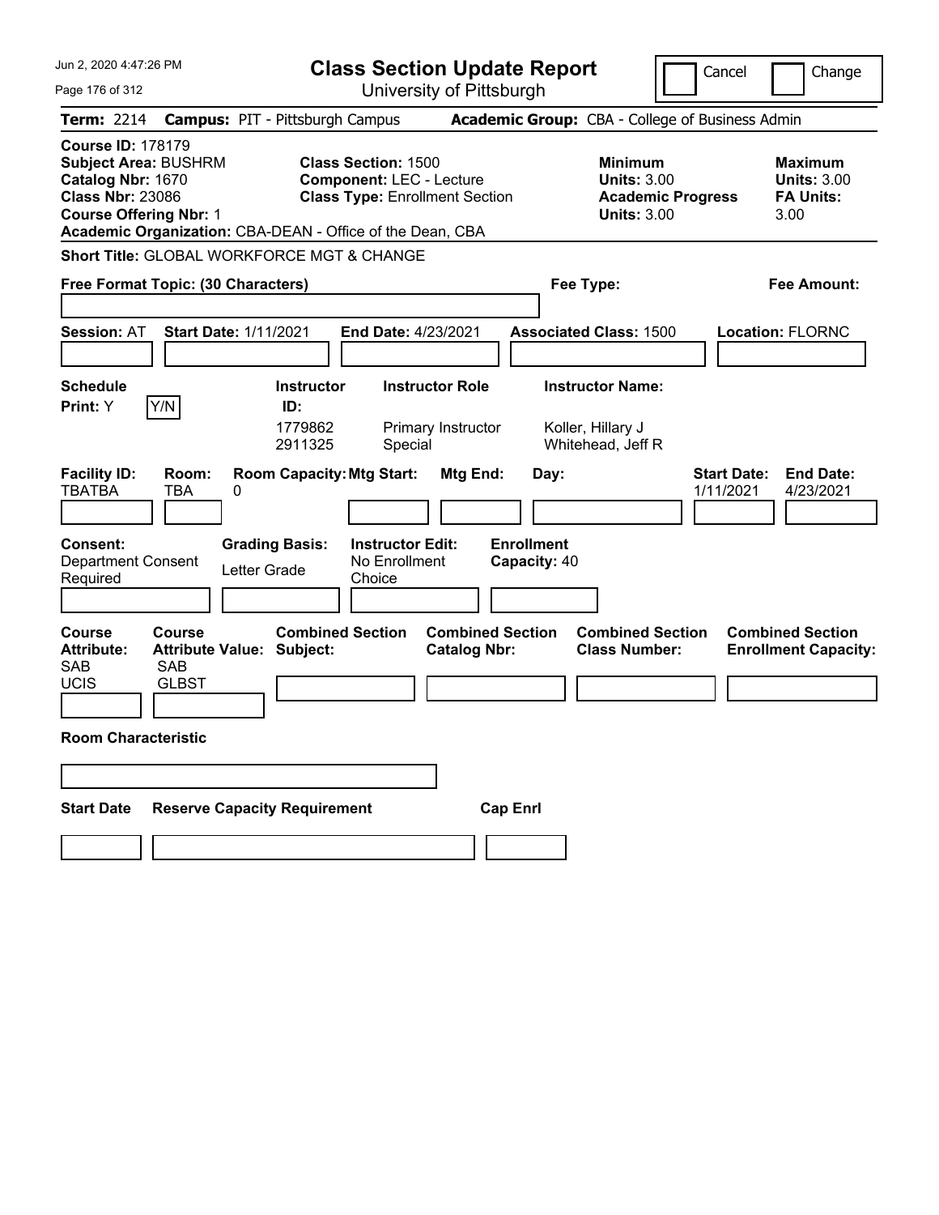Jun 2, 2020 4:47:26 PM

# Class Section Update Report

University of Pittsburgh

Cancel | Change

**Term:** 2214 **Campus:** PIT - Pittsburgh Campus **Academic Group:** CBA - College of Business Admin

**Course ID:** 178179
**Subject Area:** BUSHRM
**Catalog Nbr:** 1670
**Class Nbr:** 23086
**Course Offering Nbr:** 1
**Academic Organization:** CBA-DEAN - Office of the Dean, CBA

**Class Section:** 1500
**Component:** LEC - Lecture
**Class Type:** Enrollment Section

**Minimum Units:** 3.00
**Academic Progress Units:** 3.00

**Maximum Units:** 3.00
**FA Units:** 3.00

**Short Title:** GLOBAL WORKFORCE MGT & CHANGE

**Free Format Topic: (30 Characters)**

**Fee Type:**

**Fee Amount:**

**Session:** AT **Start Date:** 1/11/2021 **End Date:** 4/23/2021 **Associated Class:** 1500 **Location:** FLORNC

**Schedule Print:** Y Y/N

| Instructor ID: | Instructor Role | Instructor Name: |
|---|---|---|
| 1779862 | Primary Instructor | Koller, Hillary J |
| 2911325 | Special | Whitehead, Jeff R |

| Facility ID: | Room: | Room Capacity: | Mtg Start: | Mtg End: | Day: | Start Date: | End Date: |
|---|---|---|---|---|---|---|---|
| TBATBA | TBA | 0 | | | | 1/11/2021 | 4/23/2021 |

**Consent:** Department Consent Required

**Grading Basis:** Letter Grade

**Instructor Edit:** No Enrollment Choice

**Enrollment Capacity:** 40

| Course Attribute: | Course Attribute Value: | Combined Section Subject: | Combined Section Catalog Nbr: | Combined Section Class Number: | Combined Section Enrollment Capacity: |
|---|---|---|---|---|---|
| SAB | SAB | | | | |
| UCIS | GLBST | | | | |

**Room Characteristic**

**Start Date** **Reserve Capacity Requirement** **Cap Enrl**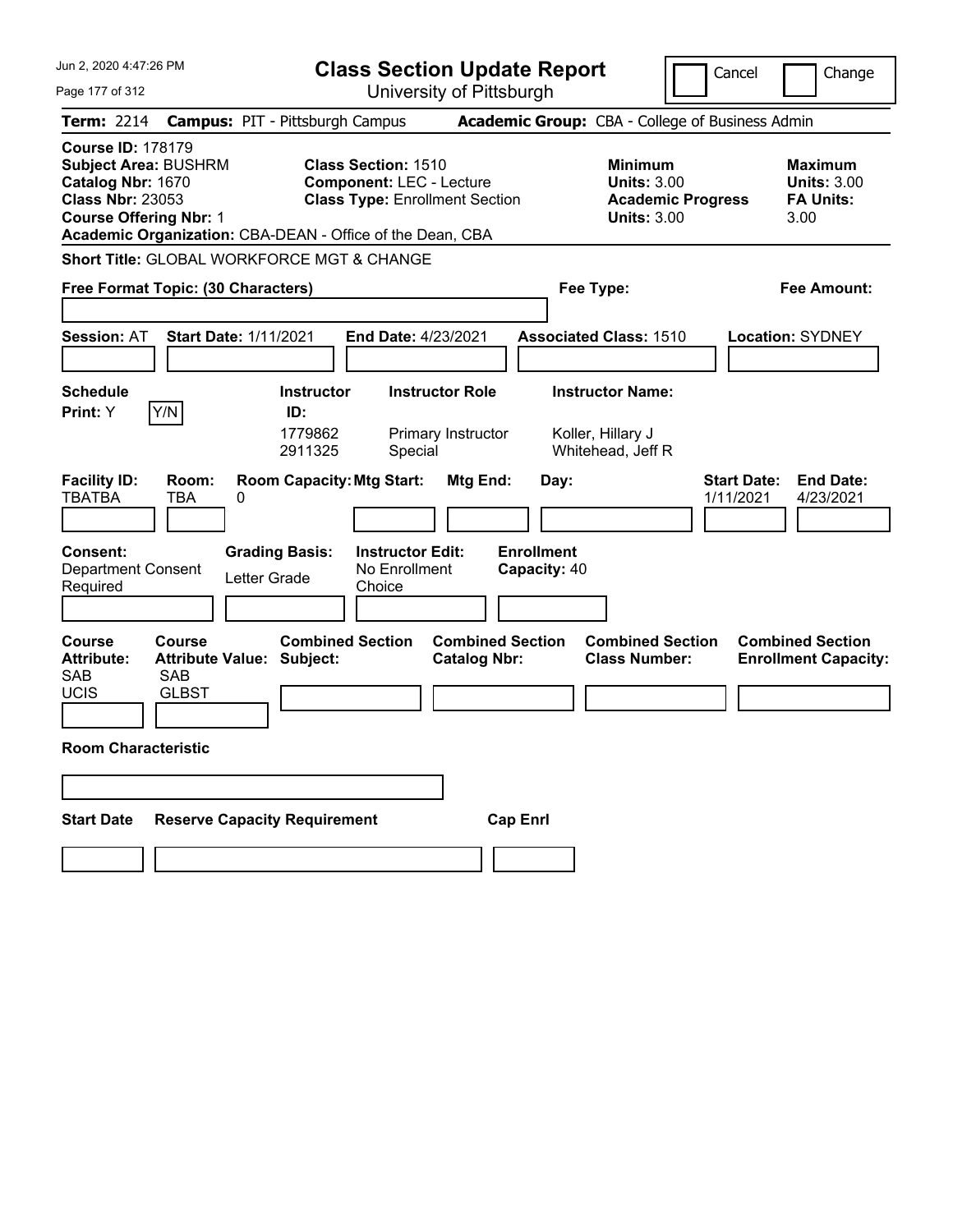# Class Section Update Report

University of Pittsburgh

Cancel | Change

Jun 2, 2020 4:47:26 PM

**Term:** 2214 **Campus:** PIT - Pittsburgh Campus **Academic Group:** CBA - College of Business Admin

**Course ID:** 178179
**Subject Area:** BUSHRM
**Catalog Nbr:** 1670
**Class Nbr:** 23053
**Course Offering Nbr:** 1
**Academic Organization:** CBA-DEAN - Office of the Dean, CBA

**Class Section:** 1510
**Component:** LEC - Lecture
**Class Type:** Enrollment Section

**Minimum Units:** 3.00
**Academic Progress Units:** 3.00

**Maximum Units:** 3.00
**FA Units:** 3.00

**Short Title:** GLOBAL WORKFORCE MGT & CHANGE

**Free Format Topic: (30 Characters)**

**Fee Type:**

**Fee Amount:**

**Session:** AT **Start Date:** 1/11/2021 **End Date:** 4/23/2021 **Associated Class:** 1510 **Location:** SYDNEY

**Schedule Print:** Y Y/N

| Instructor ID: | Instructor Role | Instructor Name: |
|---|---|---|
| 1779862 | Primary Instructor | Koller, Hillary J |
| 2911325 | Special | Whitehead, Jeff R |

| Facility ID: | Room: | Room Capacity: | Mtg Start: | Mtg End: | Day: | Start Date: | End Date: |
|---|---|---|---|---|---|---|---|
| TBATBA | TBA | 0 | | | | 1/11/2021 | 4/23/2021 |

**Consent:** Department Consent Required

**Grading Basis:** Letter Grade

**Instructor Edit:** No Enrollment Choice

**Enrollment Capacity:** 40

| Course Attribute: | Course Attribute Value: | Combined Section Subject: | Combined Section Catalog Nbr: | Combined Section Class Number: | Combined Section Enrollment Capacity: |
|---|---|---|---|---|---|
| SAB | SAB | | | | |
| UCIS | GLBST | | | | |

**Room Characteristic**

| Start Date | Reserve Capacity Requirement | Cap Enrl |
|---|---|---|
| | | |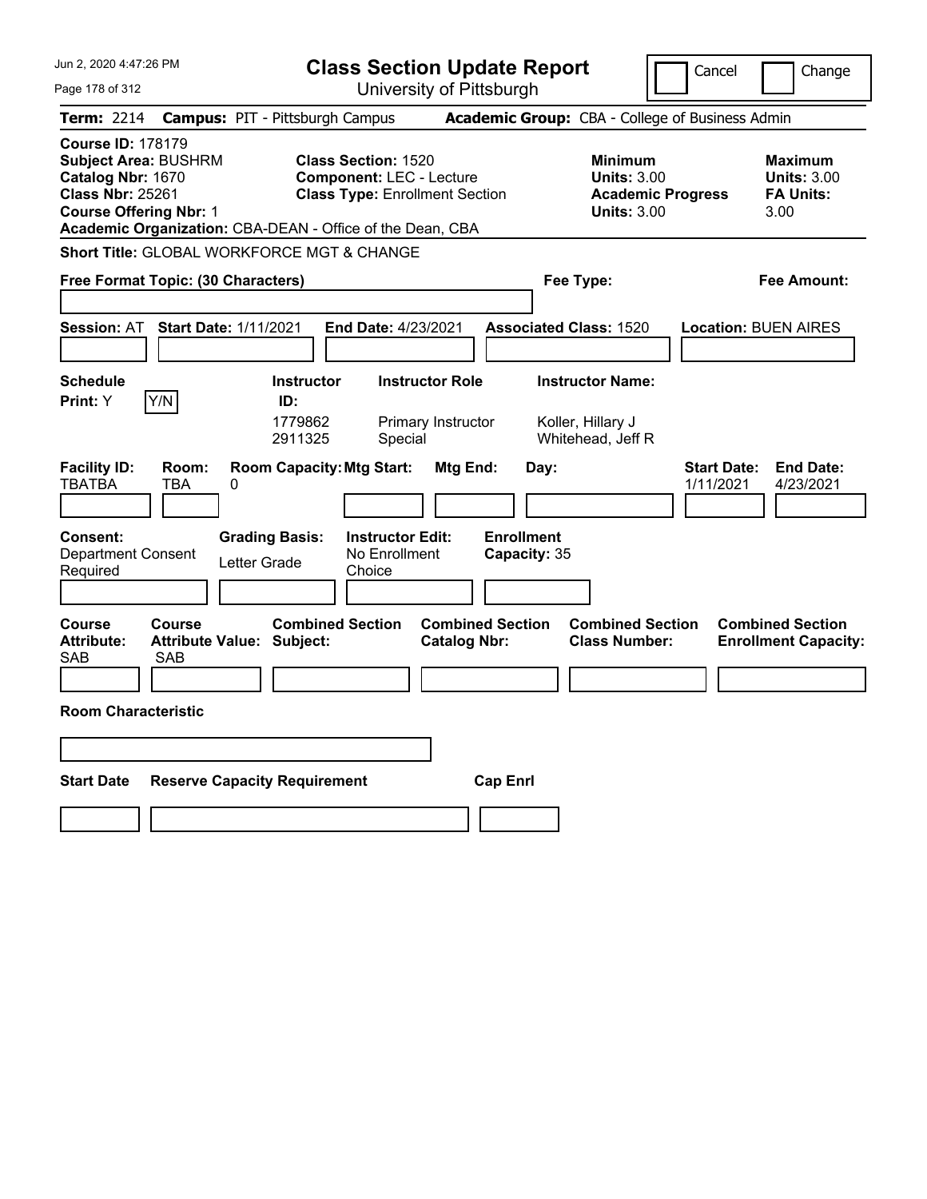Jun 2, 2020 4:47:26 PM

# Class Section Update Report

University of Pittsburgh

Cancel | Change

**Term:** 2214 **Campus:** PIT - Pittsburgh Campus **Academic Group:** CBA - College of Business Admin

**Course ID:** 178179
**Subject Area:** BUSHRM
**Catalog Nbr:** 1670
**Class Nbr:** 25261
**Course Offering Nbr:** 1
**Academic Organization:** CBA-DEAN - Office of the Dean, CBA

**Class Section:** 1520
**Component:** LEC - Lecture
**Class Type:** Enrollment Section

**Minimum Units:** 3.00
**Academic Progress Units:** 3.00

**Maximum Units:** 3.00
**FA Units:** 3.00

**Short Title:** GLOBAL WORKFORCE MGT & CHANGE

**Free Format Topic: (30 Characters)**

**Fee Type:**

**Fee Amount:**

**Session:** AT **Start Date:** 1/11/2021 **End Date:** 4/23/2021 **Associated Class:** 1520 **Location:** BUEN AIRES

**Schedule Print:** Y [Y/N]

| Instructor ID: | Instructor Role | Instructor Name: |
|---|---|---|
| 1779862 | Primary Instructor | Koller, Hillary J |
| 2911325 | Special | Whitehead, Jeff R |

| Facility ID: | Room: | Room Capacity: | Mtg Start: | Mtg End: | Day: | Start Date: | End Date: |
|---|---|---|---|---|---|---|---|
| TBATBA | TBA | 0 | | | | 1/11/2021 | 4/23/2021 |

**Consent:** Department Consent Required
**Grading Basis:** Letter Grade
**Instructor Edit:** No Enrollment Choice
**Enrollment Capacity:** 35

| Course Attribute: | Course Attribute Value: | Combined Section Subject: | Combined Section Catalog Nbr: | Combined Section Class Number: | Combined Section Enrollment Capacity: |
|---|---|---|---|---|---|
| SAB | SAB | | | | |

**Room Characteristic**

| Start Date | Reserve Capacity Requirement | Cap Enrl |
|---|---|---|
| | | |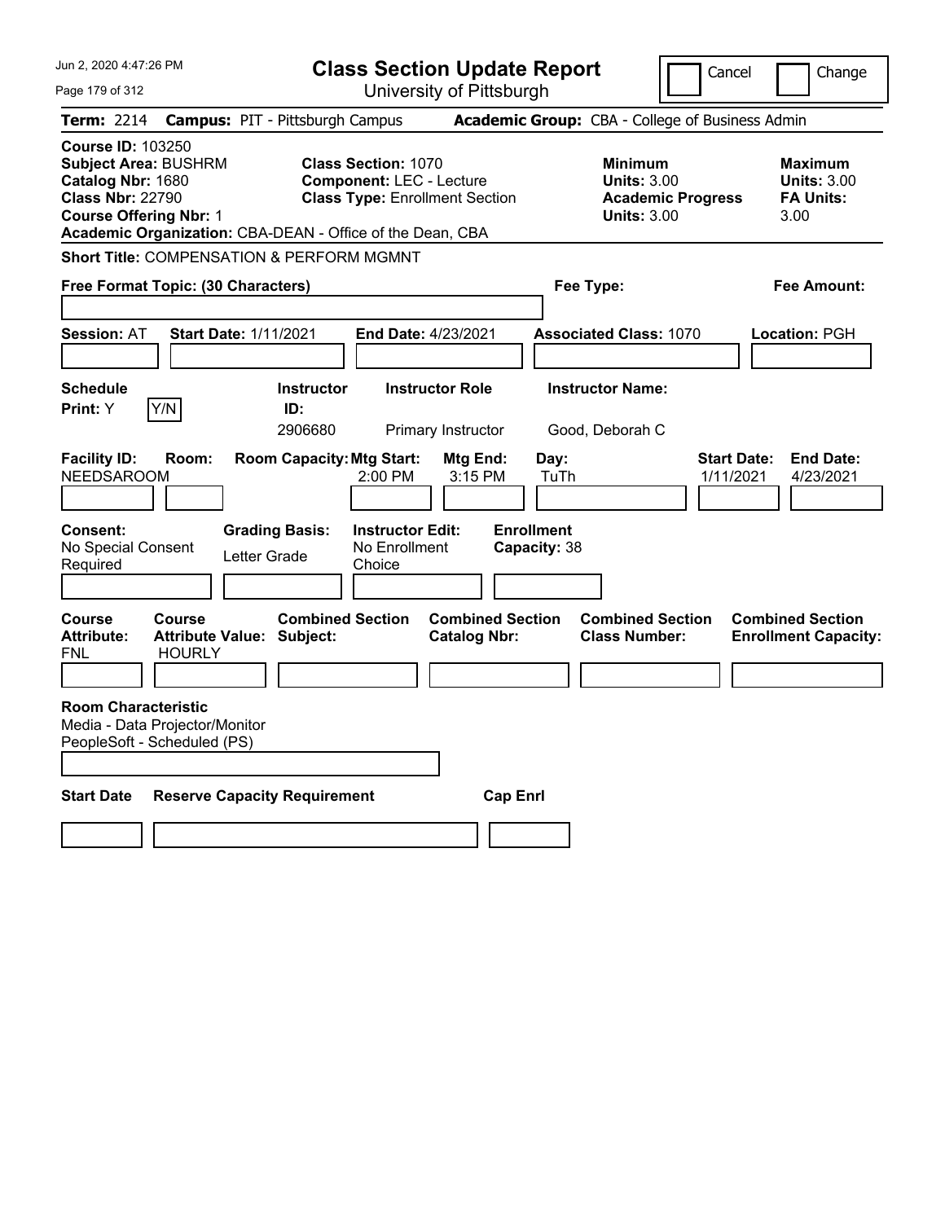# Class Section Update Report

University of Pittsburgh

Jun 2, 2020 4:47:26 PM

Cancel | Change

**Term:** 2214 **Campus:** PIT - Pittsburgh Campus **Academic Group:** CBA - College of Business Admin

**Course ID:** 103250
**Subject Area:** BUSHRM
**Catalog Nbr:** 1680
**Class Nbr:** 22790
**Course Offering Nbr:** 1
**Academic Organization:** CBA-DEAN - Office of the Dean, CBA

**Class Section:** 1070
**Component:** LEC - Lecture
**Class Type:** Enrollment Section

**Minimum Units:** 3.00
**Academic Progress Units:** 3.00

**Maximum Units:** 3.00
**FA Units:** 3.00

**Short Title:** COMPENSATION & PERFORM MGMNT

**Free Format Topic: (30 Characters)**

**Fee Type:**

**Fee Amount:**

**Session:** AT **Start Date:** 1/11/2021 **End Date:** 4/23/2021 **Associated Class:** 1070 **Location:** PGH

| Schedule Print | Instructor ID | Instructor Role | Instructor Name |
|---|---|---|---|
| Y (Y/N) | 2906680 | Primary Instructor | Good, Deborah C |

| Facility ID | Room | Room Capacity | Mtg Start | Mtg End | Day | Start Date | End Date |
|---|---|---|---|---|---|---|---|
| NEEDSAROOM | | | 2:00 PM | 3:15 PM | TuTh | 1/11/2021 | 4/23/2021 |

**Consent:** No Special Consent Required
**Grading Basis:** Letter Grade
**Instructor Edit:** No Enrollment Choice
**Enrollment Capacity:** 38

| Course Attribute | Course Attribute Value | Combined Section Subject | Combined Section Catalog Nbr | Combined Section Class Number | Combined Section Enrollment Capacity |
|---|---|---|---|---|---|
| FNL | HOURLY | | | | |

**Room Characteristic**
Media - Data Projector/Monitor
PeopleSoft - Scheduled (PS)

| Start Date | Reserve Capacity Requirement | Cap Enrl |
|---|---|---|
| | | |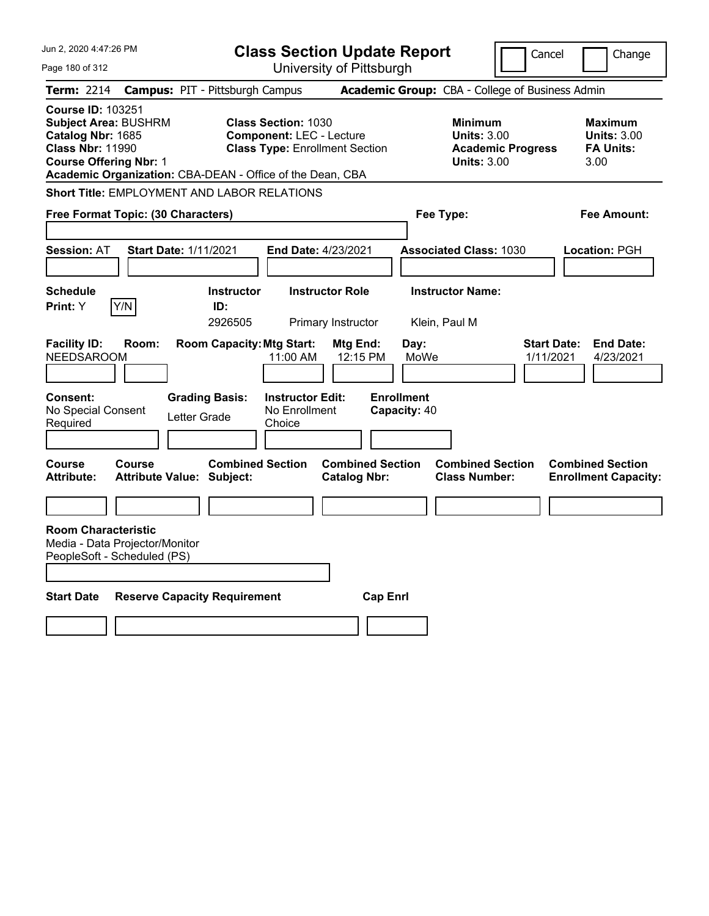# Class Section Update Report

University of Pittsburgh

Cancel | Change

**Term:** 2214 **Campus:** PIT - Pittsburgh Campus **Academic Group:** CBA - College of Business Admin

**Course ID:** 103251
**Subject Area:** BUSHRM
**Catalog Nbr:** 1685
**Class Nbr:** 11990
**Course Offering Nbr:** 1
**Academic Organization:** CBA-DEAN - Office of the Dean, CBA

**Class Section:** 1030
**Component:** LEC - Lecture
**Class Type:** Enrollment Section

**Minimum**
**Units:** 3.00
**Academic Progress Units:** 3.00

**Maximum**
**Units:** 3.00
**FA Units:** 3.00

**Short Title:** EMPLOYMENT AND LABOR RELATIONS

**Free Format Topic: (30 Characters)**

**Fee Type:**

**Fee Amount:**

**Session:** AT **Start Date:** 1/11/2021 **End Date:** 4/23/2021 **Associated Class:** 1030 **Location:** PGH

| Schedule Print: | Instructor ID: | Instructor Role | Instructor Name: |
|---|---|---|---|
| Y [Y/N] | 2926505 | Primary Instructor | Klein, Paul M |

| Facility ID: | Room: | Room Capacity: | Mtg Start: | Mtg End: | Day: | Start Date: | End Date: |
|---|---|---|---|---|---|---|---|
| NEEDSAROOM | | | 11:00 AM | 12:15 PM | MoWe | 1/11/2021 | 4/23/2021 |

| Consent: | Grading Basis: | Instructor Edit: | Enrollment Capacity: |
|---|---|---|---|
| No Special Consent Required | Letter Grade | No Enrollment Choice | 40 |

| Course Attribute: | Course Attribute Value: | Combined Section Subject: | Combined Section Catalog Nbr: | Combined Section Class Number: | Combined Section Enrollment Capacity: |
|---|---|---|---|---|---|
| | | | | | |

**Room Characteristic**
Media - Data Projector/Monitor
PeopleSoft - Scheduled (PS)

| Start Date | Reserve Capacity Requirement | Cap Enrl |
|---|---|---|
| | | |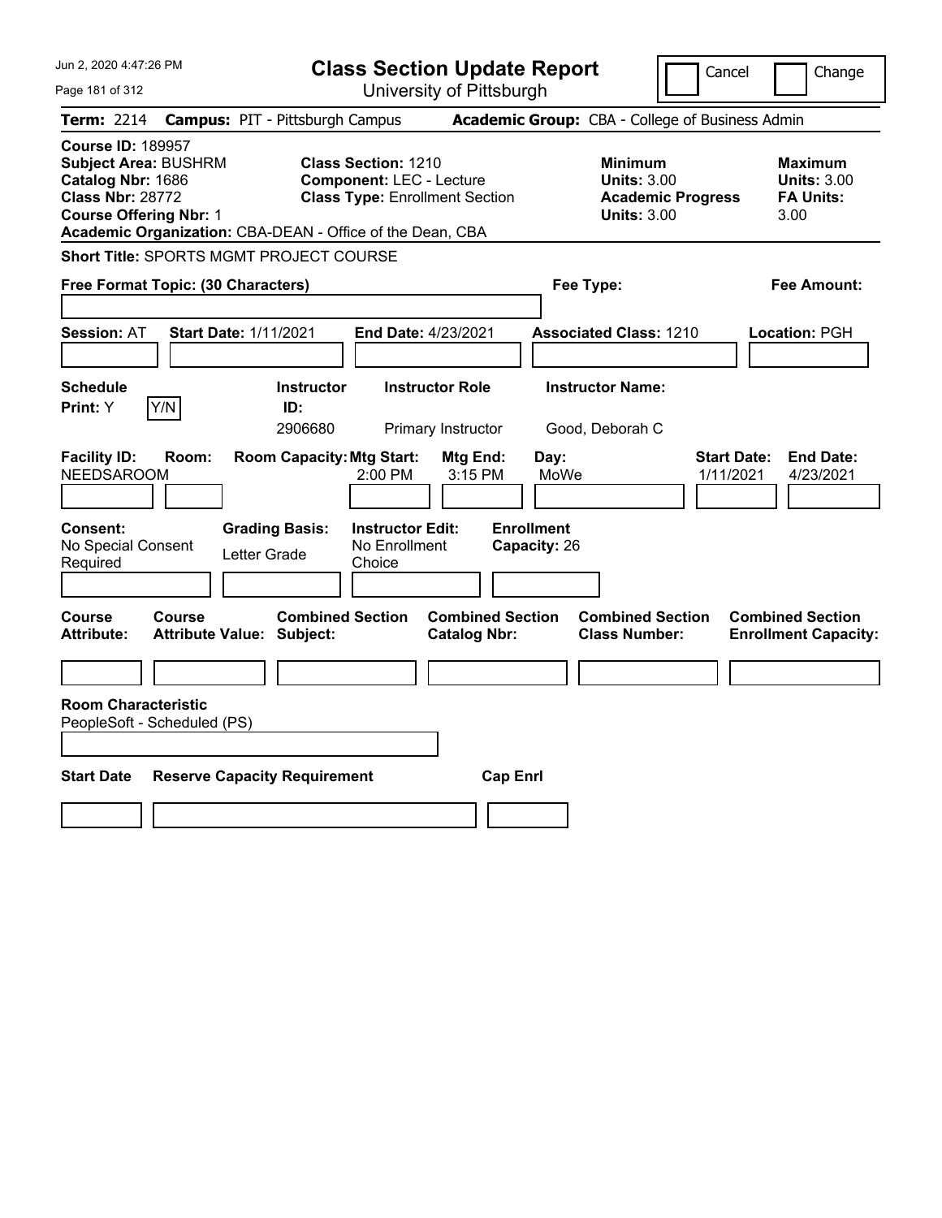# Class Section Update Report

University of Pittsburgh

Cancel | Change

**Term:** 2214 **Campus:** PIT - Pittsburgh Campus **Academic Group:** CBA - College of Business Admin

**Course ID:** 189957
**Subject Area:** BUSHRM
**Catalog Nbr:** 1686
**Class Nbr:** 28772
**Course Offering Nbr:** 1
**Academic Organization:** CBA-DEAN - Office of the Dean, CBA

**Class Section:** 1210
**Component:** LEC - Lecture
**Class Type:** Enrollment Section

**Minimum**
**Units:** 3.00
**Academic Progress Units:** 3.00

**Maximum**
**Units:** 3.00
**FA Units:** 3.00

**Short Title:** SPORTS MGMT PROJECT COURSE

**Free Format Topic: (30 Characters)**

**Fee Type:**

**Fee Amount:**

**Session:** AT **Start Date:** 1/11/2021 **End Date:** 4/23/2021 **Associated Class:** 1210 **Location:** PGH

| Schedule Print | Instructor ID | Instructor Role | Instructor Name |
|---|---|---|---|
| Y (Y/N) | 2906680 | Primary Instructor | Good, Deborah C |

| Facility ID | Room | Room Capacity | Mtg Start | Mtg End | Day | Start Date | End Date |
|---|---|---|---|---|---|---|---|
| NEEDSAROOM | | | 2:00 PM | 3:15 PM | MoWe | 1/11/2021 | 4/23/2021 |

| Consent | Grading Basis | Instructor Edit | Enrollment Capacity |
|---|---|---|---|
| No Special Consent Required | Letter Grade | No Enrollment Choice | 26 |

| Course Attribute | Course Attribute Value | Combined Section Subject | Combined Section Catalog Nbr | Combined Section Class Number | Combined Section Enrollment Capacity |
|---|---|---|---|---|---|
| | | | | | |

**Room Characteristic**
PeopleSoft - Scheduled (PS)

| Start Date | Reserve Capacity Requirement | Cap Enrl |
|---|---|---|
| | | |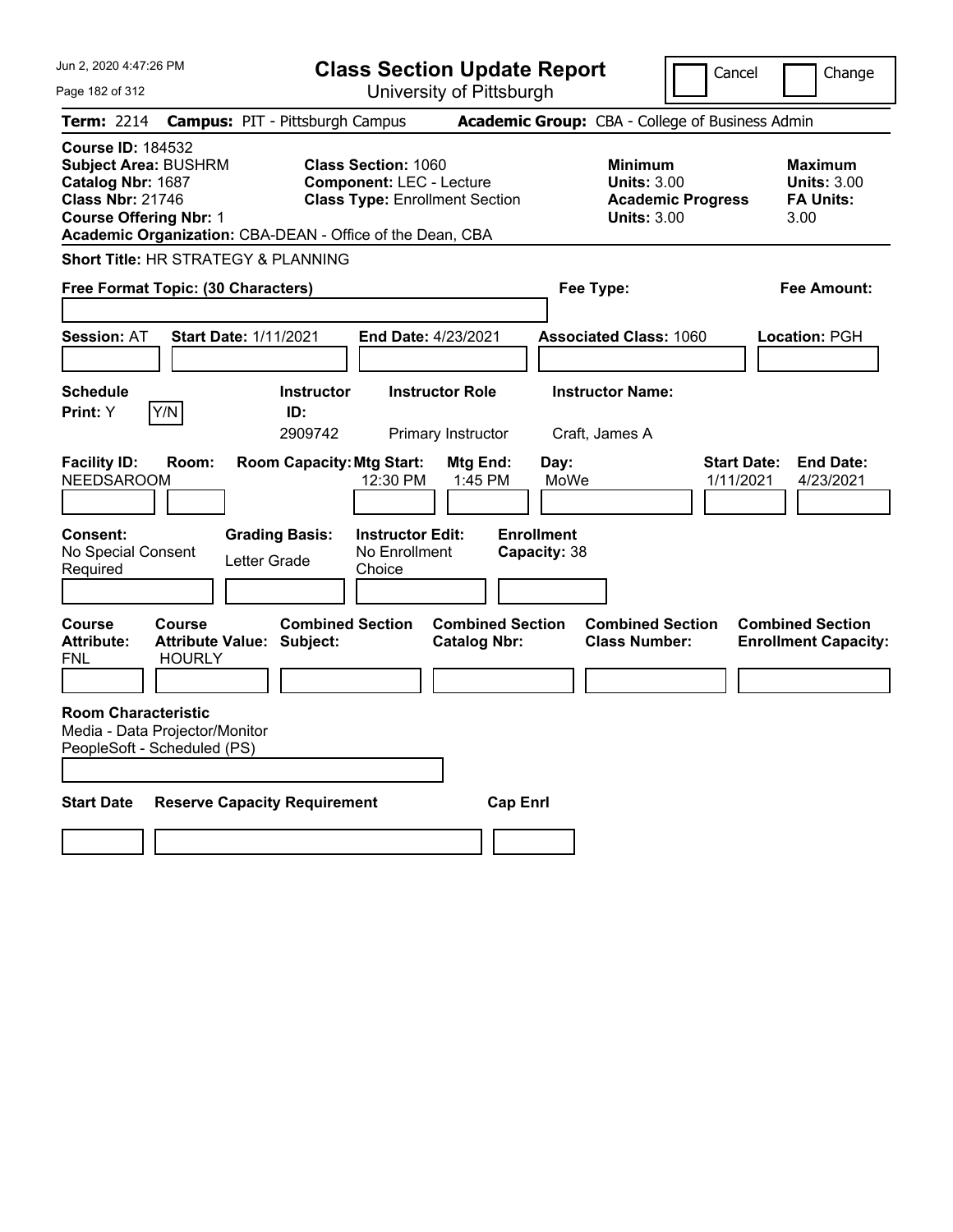# Class Section Update Report

University of Pittsburgh

Cancel | Change

**Term:** 2214 **Campus:** PIT - Pittsburgh Campus **Academic Group:** CBA - College of Business Admin

**Course ID:** 184532
**Subject Area:** BUSHRM
**Catalog Nbr:** 1687
**Class Nbr:** 21746
**Course Offering Nbr:** 1
**Academic Organization:** CBA-DEAN - Office of the Dean, CBA

**Class Section:** 1060
**Component:** LEC - Lecture
**Class Type:** Enrollment Section

**Minimum**
**Units:** 3.00
**Academic Progress Units:** 3.00

**Maximum**
**Units:** 3.00
**FA Units:** 3.00

**Short Title:** HR STRATEGY & PLANNING

**Free Format Topic: (30 Characters)**

**Fee Type:**

**Fee Amount:**

**Session:** AT **Start Date:** 1/11/2021 **End Date:** 4/23/2021 **Associated Class:** 1060 **Location:** PGH

| Schedule Print: | Instructor ID: | Instructor Role | Instructor Name: |
|---|---|---|---|
| Y [Y/N] | 2909742 | Primary Instructor | Craft, James A |

| Facility ID: | Room: | Room Capacity: | Mtg Start: | Mtg End: | Day: | Start Date: | End Date: |
|---|---|---|---|---|---|---|---|
| NEEDSAROOM | | | 12:30 PM | 1:45 PM | MoWe | 1/11/2021 | 4/23/2021 |

| Consent: | Grading Basis: | Instructor Edit: | Enrollment Capacity: |
|---|---|---|---|
| No Special Consent Required | Letter Grade | No Enrollment Choice | 38 |

| Course Attribute: | Course Attribute Value: | Combined Section Subject: | Combined Section Catalog Nbr: | Combined Section Class Number: | Combined Section Enrollment Capacity: |
|---|---|---|---|---|---|
| FNL | HOURLY | | | | |

**Room Characteristic**
Media - Data Projector/Monitor
PeopleSoft - Scheduled (PS)

| Start Date | Reserve Capacity Requirement | Cap Enrl |
|---|---|---|
| | | |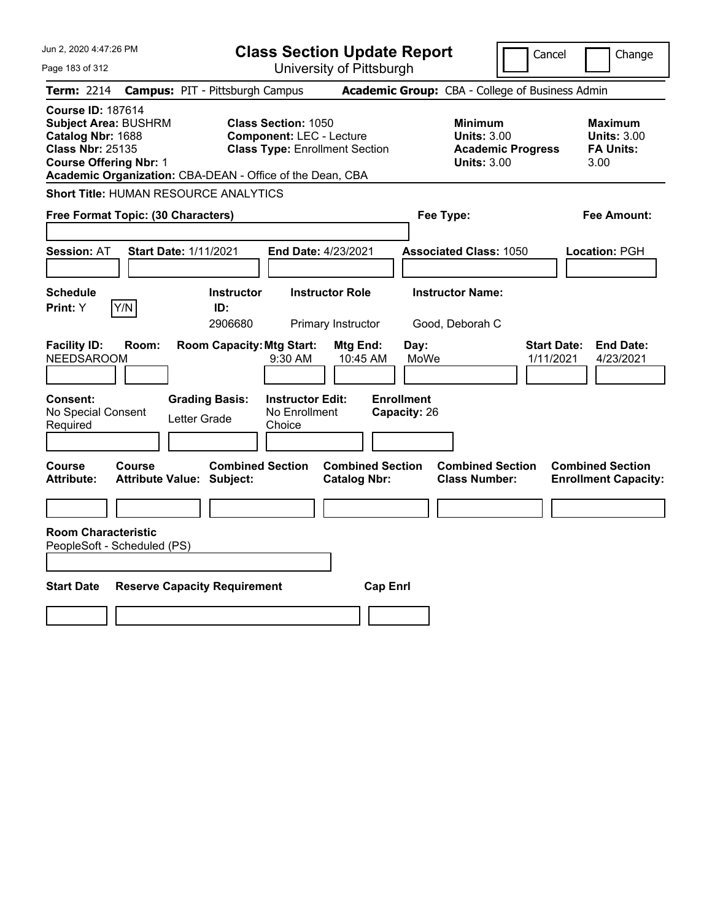# Class Section Update Report

University of Pittsburgh

Jun 2, 2020 4:47:26 PM

Cancel | Change

**Term:** 2214 **Campus:** PIT - Pittsburgh Campus **Academic Group:** CBA - College of Business Admin

**Course ID:** 187614
**Subject Area:** BUSHRM
**Catalog Nbr:** 1688
**Class Nbr:** 25135
**Course Offering Nbr:** 1
**Academic Organization:** CBA-DEAN - Office of the Dean, CBA

**Class Section:** 1050
**Component:** LEC - Lecture
**Class Type:** Enrollment Section

**Minimum Units:** 3.00
**Academic Progress Units:** 3.00

**Maximum Units:** 3.00
**FA Units:** 3.00

**Short Title:** HUMAN RESOURCE ANALYTICS

**Free Format Topic: (30 Characters)**

**Fee Type:**

**Fee Amount:**

**Session:** AT **Start Date:** 1/11/2021 **End Date:** 4/23/2021 **Associated Class:** 1050 **Location:** PGH

| Schedule Print | Instructor ID | Instructor Role | Instructor Name |
|---|---|---|---|
| Y | 2906680 | Primary Instructor | Good, Deborah C |

| Facility ID | Room | Room Capacity | Mtg Start | Mtg End | Day | Start Date | End Date |
|---|---|---|---|---|---|---|---|
| NEEDSAROOM | | | 9:30 AM | 10:45 AM | MoWe | 1/11/2021 | 4/23/2021 |

**Consent:** No Special Consent Required
**Grading Basis:** Letter Grade
**Instructor Edit:** No Enrollment Choice
**Enrollment Capacity:** 26

| Course Attribute | Course Attribute Value | Combined Section Subject | Combined Section Catalog Nbr | Combined Section Class Number | Combined Section Enrollment Capacity |
|---|---|---|---|---|---|
| | | | | | |

**Room Characteristic**
PeopleSoft - Scheduled (PS)

| Start Date | Reserve Capacity Requirement | Cap Enrl |
|---|---|---|
| | | |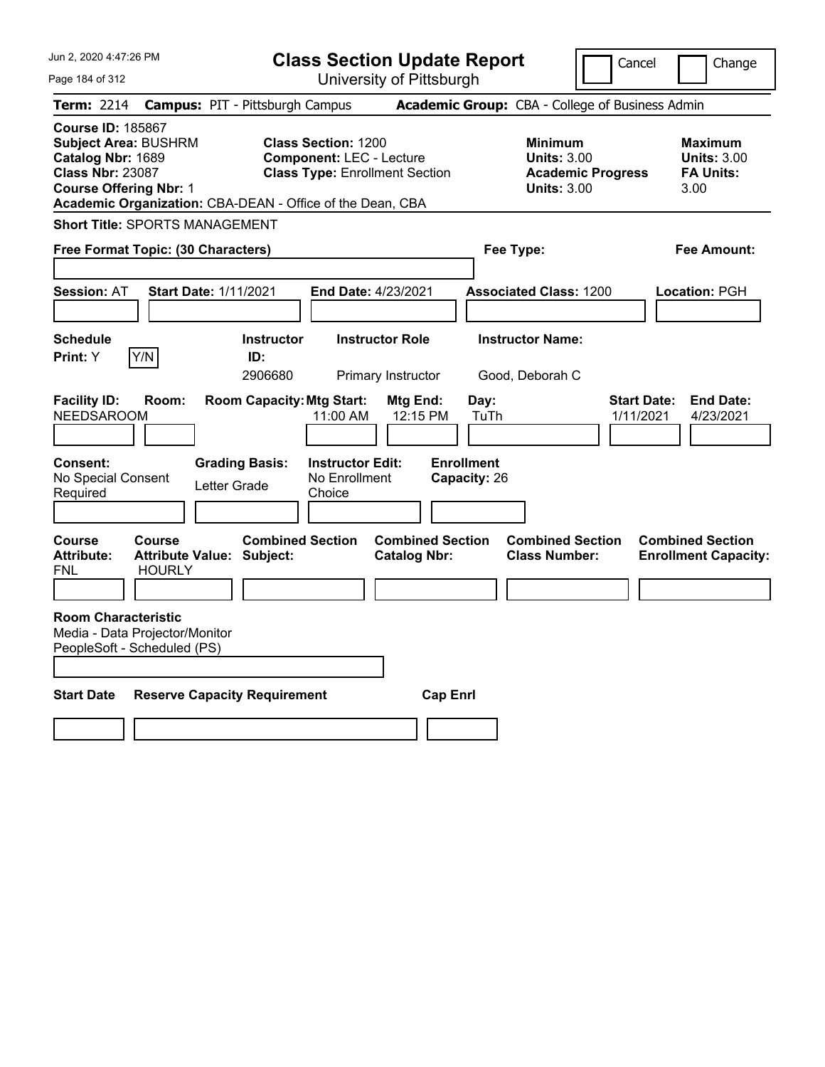Jun 2, 2020 4:47:26 PM

# Class Section Update Report

University of Pittsburgh

Cancel | Change

**Term:** 2214 **Campus:** PIT - Pittsburgh Campus **Academic Group:** CBA - College of Business Admin

**Course ID:** 185867
**Subject Area:** BUSHRM
**Catalog Nbr:** 1689
**Class Nbr:** 23087
**Course Offering Nbr:** 1
**Academic Organization:** CBA-DEAN - Office of the Dean, CBA

**Class Section:** 1200
**Component:** LEC - Lecture
**Class Type:** Enrollment Section

**Minimum**
**Units:** 3.00
**Academic Progress Units:** 3.00

**Maximum**
**Units:** 3.00
**FA Units:** 3.00

**Short Title:** SPORTS MANAGEMENT

**Free Format Topic: (30 Characters)**

**Fee Type:**

**Fee Amount:**

**Session:** AT **Start Date:** 1/11/2021 **End Date:** 4/23/2021 **Associated Class:** 1200 **Location:** PGH

| Schedule Print: | Instructor ID: | Instructor Role | Instructor Name: |
|---|---|---|---|
| Y Y/N | 2906680 | Primary Instructor | Good, Deborah C |

| Facility ID: | Room: | Room Capacity: | Mtg Start: | Mtg End: | Day: | Start Date: | End Date: |
|---|---|---|---|---|---|---|---|
| NEEDSAROOM | | | 11:00 AM | 12:15 PM | TuTh | 1/11/2021 | 4/23/2021 |

**Consent:** No Special Consent Required
**Grading Basis:** Letter Grade
**Instructor Edit:** No Enrollment Choice
**Enrollment Capacity:** 26

| Course Attribute: | Course Attribute Value: | Combined Section Subject: | Combined Section Catalog Nbr: | Combined Section Class Number: | Combined Section Enrollment Capacity: |
|---|---|---|---|---|---|
| FNL | HOURLY | | | | |

**Room Characteristic**
Media - Data Projector/Monitor
PeopleSoft - Scheduled (PS)

| Start Date | Reserve Capacity Requirement | Cap Enrl |
|---|---|---|
| | | |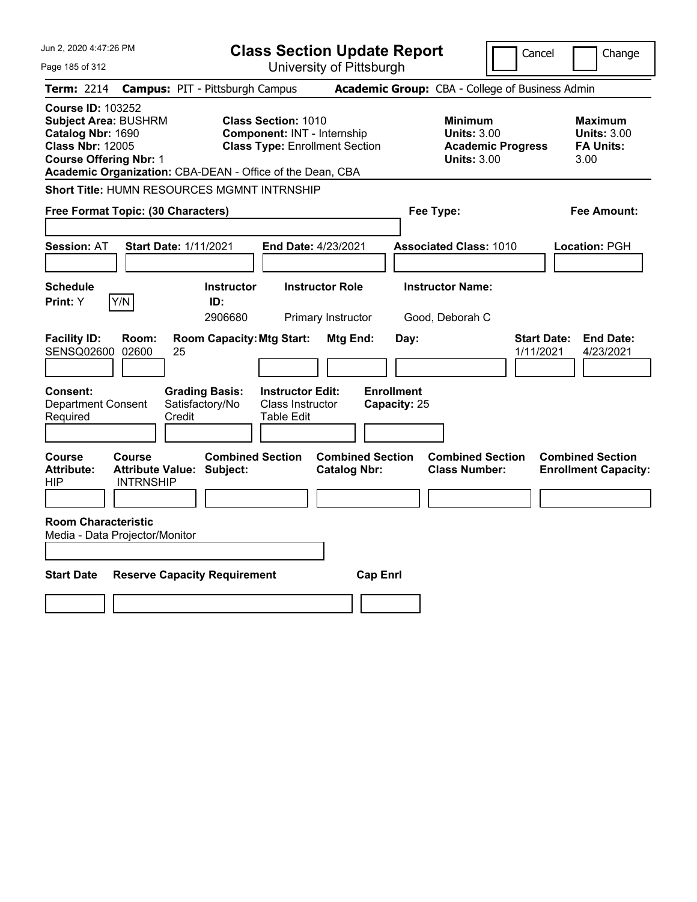Jun 2, 2020 4:47:26 PM

# Class Section Update Report

University of Pittsburgh

Cancel | Change

**Term:** 2214 **Campus:** PIT - Pittsburgh Campus **Academic Group:** CBA - College of Business Admin

**Course ID:** 103252
**Subject Area:** BUSHRM
**Catalog Nbr:** 1690
**Class Nbr:** 12005
**Course Offering Nbr:** 1
**Academic Organization:** CBA-DEAN - Office of the Dean, CBA

**Class Section:** 1010
**Component:** INT - Internship
**Class Type:** Enrollment Section

**Minimum Units:** 3.00
**Academic Progress Units:** 3.00

**Maximum Units:** 3.00
**FA Units:** 3.00

**Short Title:** HUMN RESOURCES MGMNT INTRNSHIP

**Free Format Topic: (30 Characters)**

**Fee Type:**

**Fee Amount:**

**Session:** AT **Start Date:** 1/11/2021 **End Date:** 4/23/2021 **Associated Class:** 1010 **Location:** PGH

| Schedule Print | Instructor ID | Instructor Role | Instructor Name |
|---|---|---|---|
| Y (Y/N) | 2906680 | Primary Instructor | Good, Deborah C |

| Facility ID | Room | Room Capacity | Mtg Start | Mtg End | Day | Start Date | End Date |
|---|---|---|---|---|---|---|---|
| SENSQ02600 | 02600 | 25 | | | | 1/11/2021 | 4/23/2021 |

| Consent | Grading Basis | Instructor Edit | Enrollment Capacity |
|---|---|---|---|
| Department Consent Required | Satisfactory/No Credit | Class Instructor Table Edit | 25 |

| Course Attribute | Course Attribute Value | Combined Section Subject | Combined Section Catalog Nbr | Combined Section Class Number | Combined Section Enrollment Capacity |
|---|---|---|---|---|---|
| HIP | INTRNSHIP | | | | |

**Room Characteristic**
Media - Data Projector/Monitor

| Start Date | Reserve Capacity Requirement | Cap Enrl |
|---|---|---|
| | | |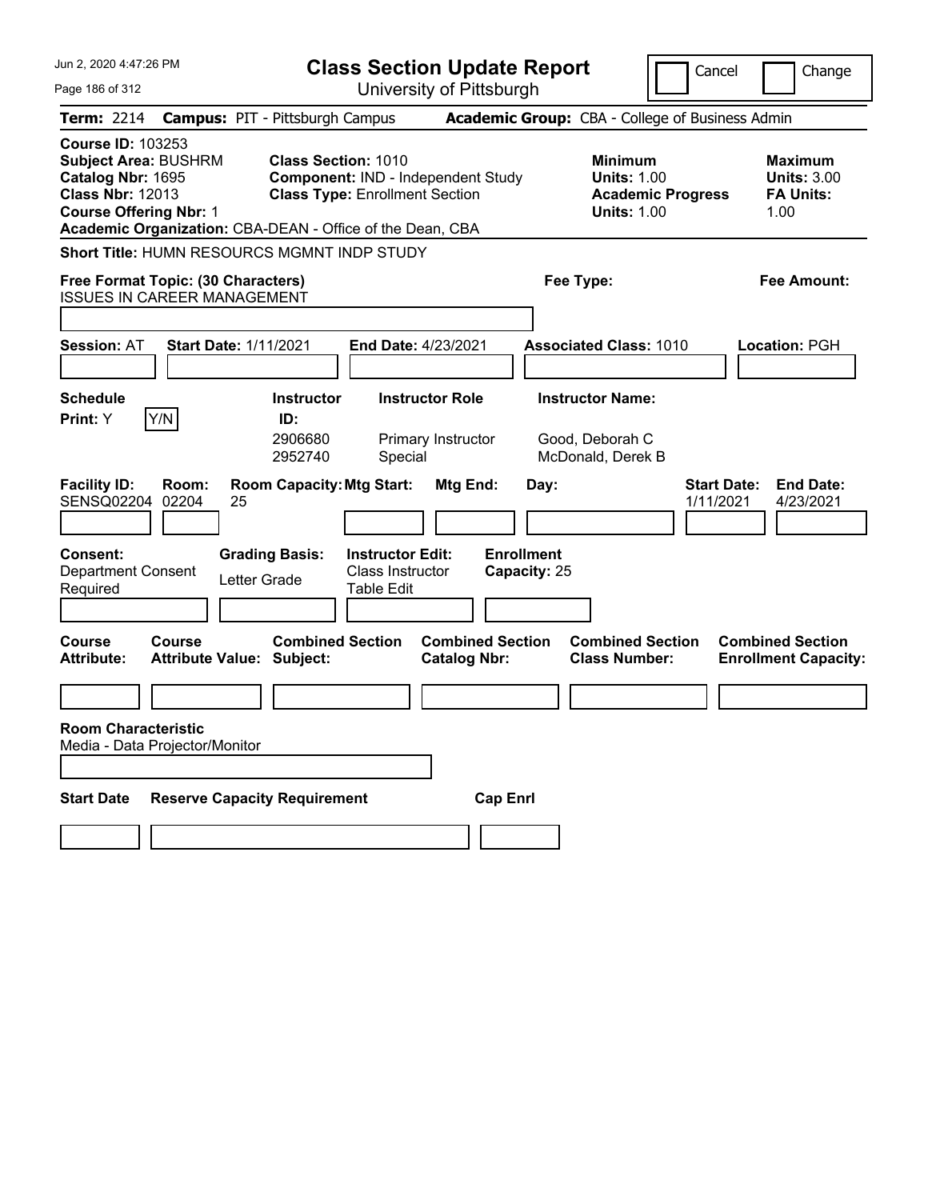# Class Section Update Report

University of Pittsburgh

Cancel | Change

**Term:** 2214 **Campus:** PIT - Pittsburgh Campus **Academic Group:** CBA - College of Business Admin

**Course ID:** 103253
**Subject Area:** BUSHRM
**Catalog Nbr:** 1695
**Class Nbr:** 12013
**Course Offering Nbr:** 1
**Academic Organization:** CBA-DEAN - Office of the Dean, CBA

**Class Section:** 1010
**Component:** IND - Independent Study
**Class Type:** Enrollment Section

**Minimum Units:** 1.00
**Academic Progress Units:** 1.00

**Maximum Units:** 3.00
**FA Units:** 1.00

**Short Title:** HUMN RESOURCS MGMNT INDP STUDY

**Free Format Topic: (30 Characters)** ISSUES IN CAREER MANAGEMENT

**Fee Type:**

**Fee Amount:**

**Session:** AT **Start Date:** 1/11/2021 **End Date:** 4/23/2021 **Associated Class:** 1010 **Location:** PGH

**Schedule Print:** Y [Y/N]

| Instructor ID | Instructor Role | Instructor Name |
|---|---|---|
| 2906680 | Primary Instructor | Good, Deborah C |
| 2952740 | Special | McDonald, Derek B |

| Facility ID | Room | Room Capacity | Mtg Start | Mtg End | Day | Start Date | End Date |
|---|---|---|---|---|---|---|---|
| SENSQ02204 | 02204 | 25 | | | | 1/11/2021 | 4/23/2021 |

**Consent:** Department Consent Required
**Grading Basis:** Letter Grade
**Instructor Edit:** Class Instructor Table Edit
**Enrollment Capacity:** 25

| Course Attribute | Course Attribute Value | Combined Section Subject | Combined Section Catalog Nbr | Combined Section Class Number | Combined Section Enrollment Capacity |
|---|---|---|---|---|---|
| | | | | | |

**Room Characteristic**
Media - Data Projector/Monitor

| Start Date | Reserve Capacity Requirement | Cap Enrl |
|---|---|---|
| | | |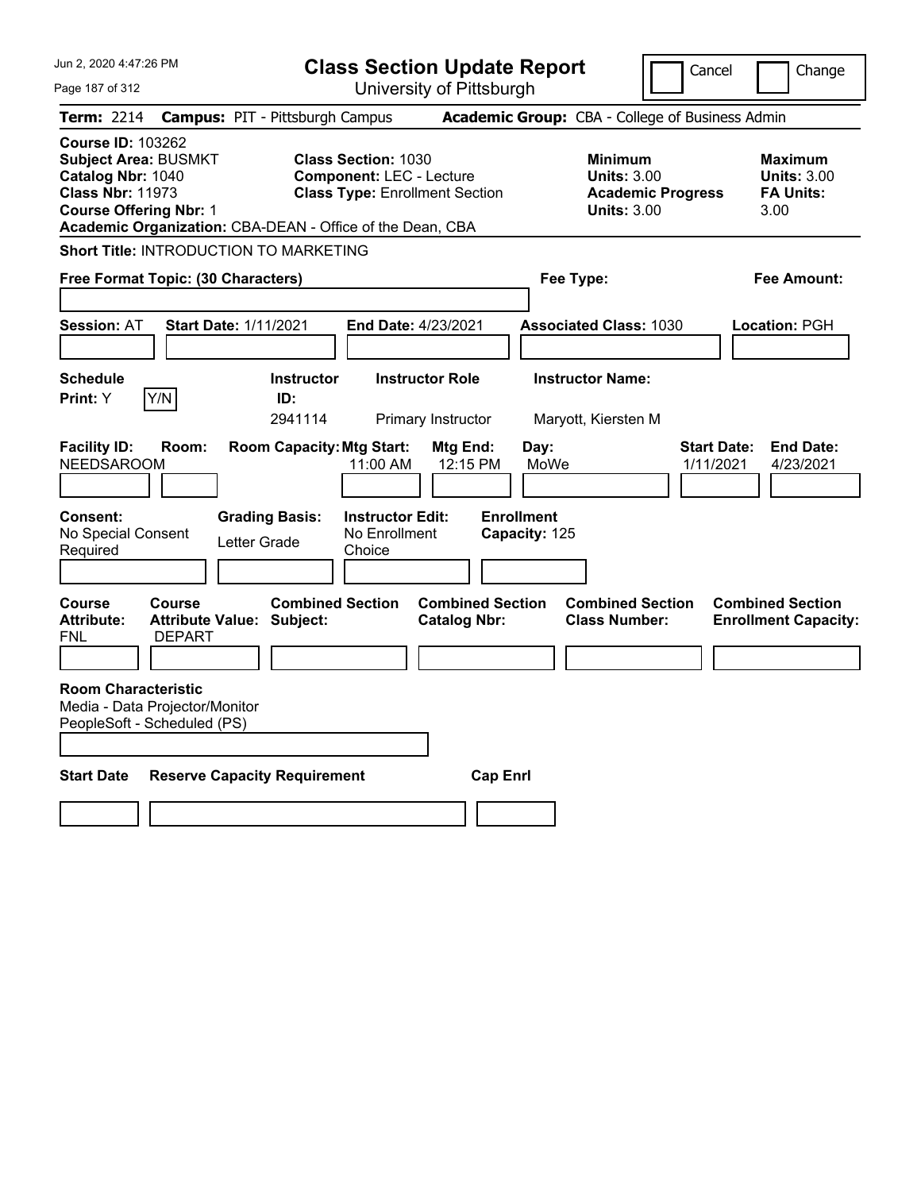# Class Section Update Report

University of Pittsburgh

Jun 2, 2020 4:47:26 PM

Cancel | Change

**Term:** 2214 **Campus:** PIT - Pittsburgh Campus **Academic Group:** CBA - College of Business Admin

**Course ID:** 103262
**Subject Area:** BUSMKT
**Catalog Nbr:** 1040
**Class Nbr:** 11973
**Course Offering Nbr:** 1
**Academic Organization:** CBA-DEAN - Office of the Dean, CBA

**Class Section:** 1030
**Component:** LEC - Lecture
**Class Type:** Enrollment Section

**Minimum Units:** 3.00
**Academic Progress Units:** 3.00

**Maximum Units:** 3.00
**FA Units:** 3.00

**Short Title:** INTRODUCTION TO MARKETING

**Free Format Topic: (30 Characters)**

**Fee Type:**

**Fee Amount:**

**Session:** AT **Start Date:** 1/11/2021 **End Date:** 4/23/2021 **Associated Class:** 1030 **Location:** PGH

| Schedule Print | Instructor ID | Instructor Role | Instructor Name |
|---|---|---|---|
| Y (Y/N) | 2941114 | Primary Instructor | Maryott, Kiersten M |

| Facility ID | Room | Room Capacity | Mtg Start | Mtg End | Day | Start Date | End Date |
|---|---|---|---|---|---|---|---|
| NEEDSAROOM | | | 11:00 AM | 12:15 PM | MoWe | 1/11/2021 | 4/23/2021 |

| Consent | Grading Basis | Instructor Edit | Enrollment Capacity |
|---|---|---|---|
| No Special Consent Required | Letter Grade | No Enrollment Choice | 125 |

| Course Attribute | Course Attribute Value | Combined Section Subject | Combined Section Catalog Nbr | Combined Section Class Number | Combined Section Enrollment Capacity |
|---|---|---|---|---|---|
| FNL | DEPART | | | | |

**Room Characteristic**
Media - Data Projector/Monitor
PeopleSoft - Scheduled (PS)

| Start Date | Reserve Capacity Requirement | Cap Enrl |
|---|---|---|
| | | |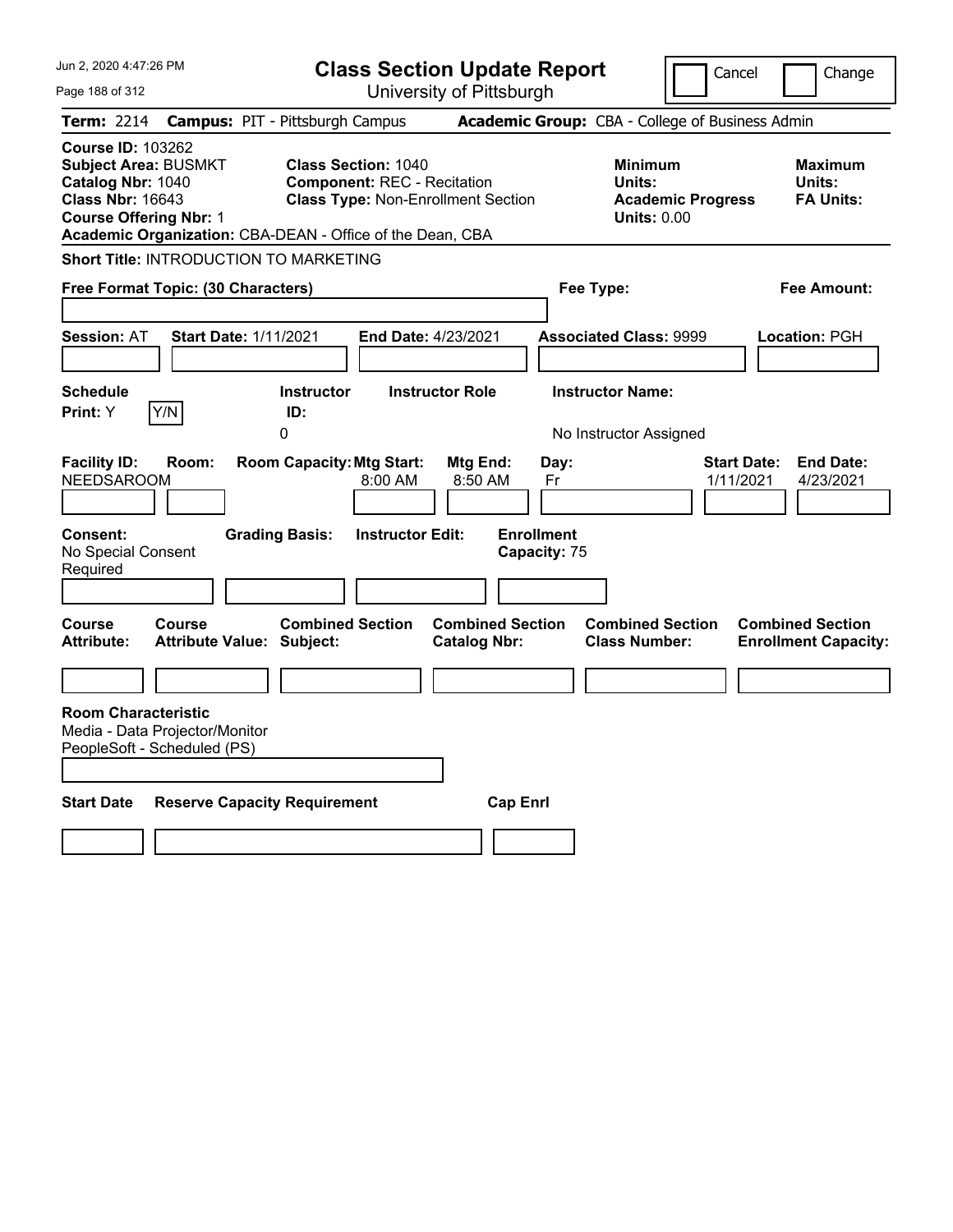# Class Section Update Report

University of Pittsburgh

Cancel | Change

**Term:** 2214 **Campus:** PIT - Pittsburgh Campus **Academic Group:** CBA - College of Business Admin

**Course ID:** 103262
**Subject Area:** BUSMKT
**Catalog Nbr:** 1040
**Class Nbr:** 16643
**Course Offering Nbr:** 1
**Academic Organization:** CBA-DEAN - Office of the Dean, CBA

**Class Section:** 1040
**Component:** REC - Recitation
**Class Type:** Non-Enrollment Section

**Minimum Units:**
**Academic Progress Units:** 0.00

**Maximum Units:**
**FA Units:**

**Short Title:** INTRODUCTION TO MARKETING

**Free Format Topic: (30 Characters)**

**Fee Type:**

**Fee Amount:**

**Session:** AT **Start Date:** 1/11/2021 **End Date:** 4/23/2021 **Associated Class:** 9999 **Location:** PGH

| Schedule Print: | Instructor ID: | Instructor Role | Instructor Name: |
|---|---|---|---|
| Y | 0 | | No Instructor Assigned |

| Facility ID: | Room: | Room Capacity: | Mtg Start: | Mtg End: | Day: | Start Date: | End Date: |
|---|---|---|---|---|---|---|---|
| NEEDSAROOM | | | 8:00 AM | 8:50 AM | Fr | 1/11/2021 | 4/23/2021 |

**Consent:** No Special Consent Required

**Grading Basis:**

**Instructor Edit:**

**Enrollment Capacity:** 75

| Course Attribute: | Course Attribute Value: | Combined Section Subject: | Combined Section Catalog Nbr: | Combined Section Class Number: | Combined Section Enrollment Capacity: |
|---|---|---|---|---|---|
| | | | | | |

**Room Characteristic**

Media - Data Projector/Monitor
PeopleSoft - Scheduled (PS)

| Start Date | Reserve Capacity Requirement | Cap Enrl |
|---|---|---|
| | | |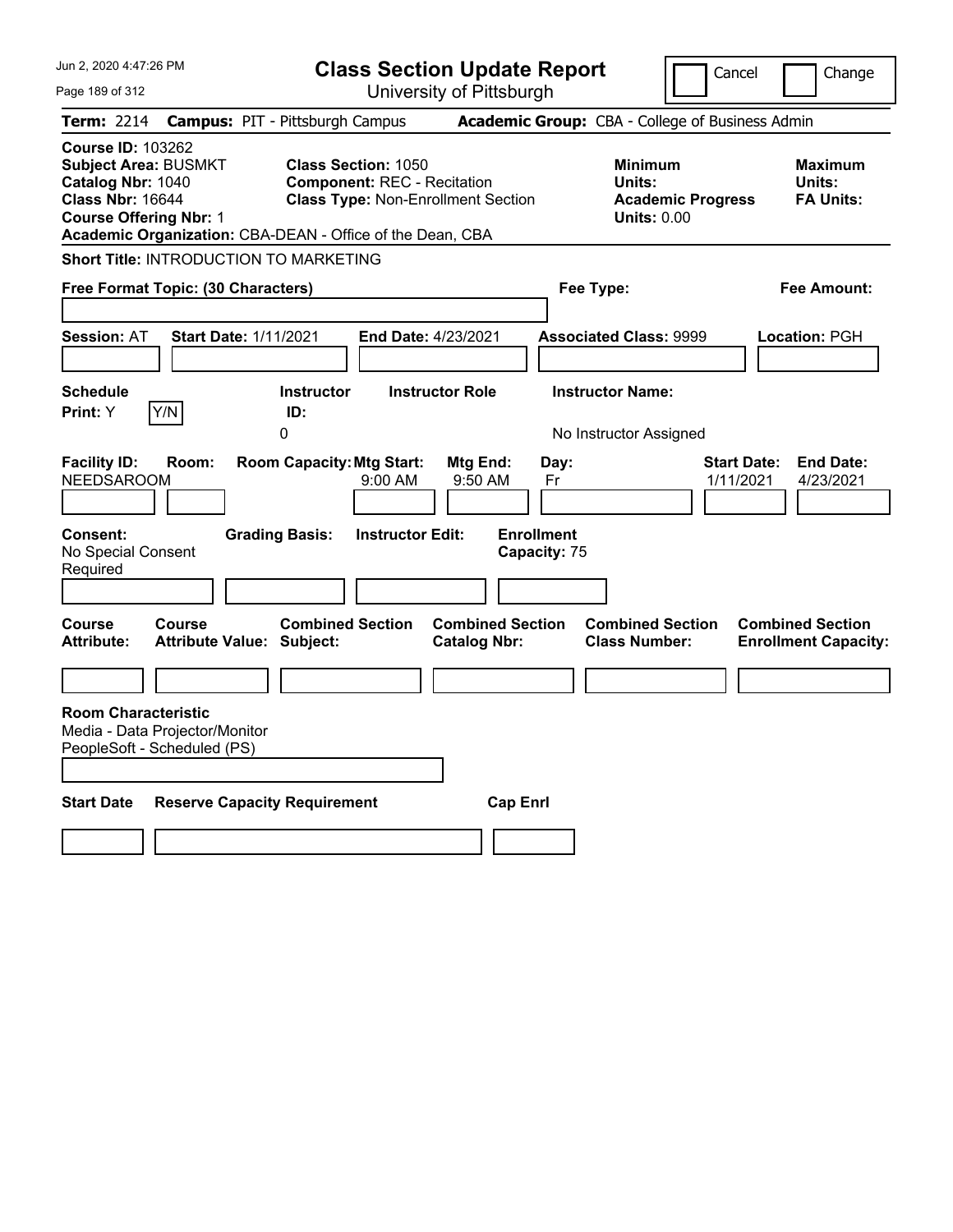# Class Section Update Report

University of Pittsburgh

Cancel | Change

**Term:** 2214 **Campus:** PIT - Pittsburgh Campus **Academic Group:** CBA - College of Business Admin

**Course ID:** 103262
**Subject Area:** BUSMKT
**Catalog Nbr:** 1040
**Class Nbr:** 16644
**Course Offering Nbr:** 1
**Academic Organization:** CBA-DEAN - Office of the Dean, CBA

**Class Section:** 1050
**Component:** REC - Recitation
**Class Type:** Non-Enrollment Section

**Minimum Units:**
**Academic Progress Units:** 0.00

**Maximum Units:**
**FA Units:**

**Short Title:** INTRODUCTION TO MARKETING

**Free Format Topic: (30 Characters)**

**Fee Type:**

**Fee Amount:**

**Session:** AT **Start Date:** 1/11/2021 **End Date:** 4/23/2021 **Associated Class:** 9999 **Location:** PGH

**Schedule Print:** Y [Y/N]

| Instructor ID | Instructor Role | Instructor Name |
|---|---|---|
| 0 | | No Instructor Assigned |

| Facility ID | Room | Room Capacity | Mtg Start | Mtg End | Day | Start Date | End Date |
|---|---|---|---|---|---|---|---|
| NEEDSAROOM | | | 9:00 AM | 9:50 AM | Fr | 1/11/2021 | 4/23/2021 |

**Consent:** No Special Consent Required

**Grading Basis:**

**Instructor Edit:**

**Enrollment Capacity:** 75

| Course Attribute | Course Attribute Value | Combined Section Subject | Combined Section Catalog Nbr | Combined Section Class Number | Combined Section Enrollment Capacity |
|---|---|---|---|---|---|
| | | | | | |

**Room Characteristic**
Media - Data Projector/Monitor
PeopleSoft - Scheduled (PS)

| Start Date | Reserve Capacity Requirement | Cap Enrl |
|---|---|---|
| | | |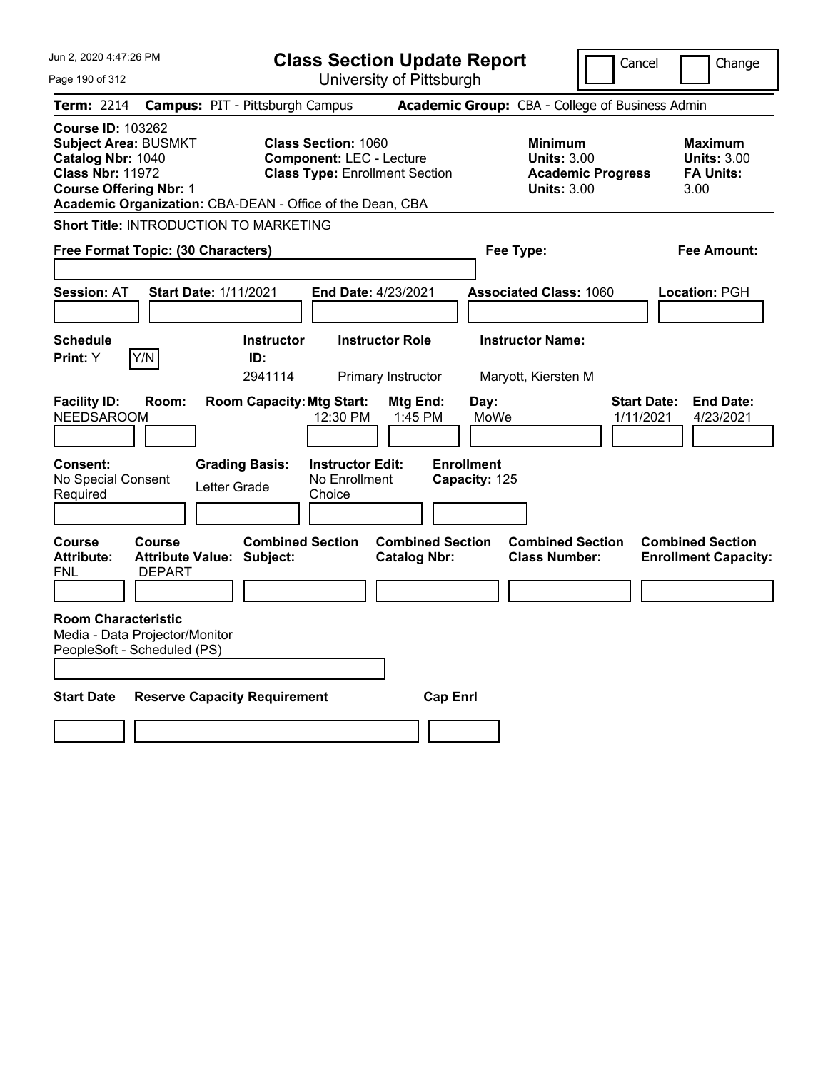# Class Section Update Report

University of Pittsburgh

Cancel | Change

**Term:** 2214 **Campus:** PIT - Pittsburgh Campus **Academic Group:** CBA - College of Business Admin

**Course ID:** 103262
**Subject Area:** BUSMKT
**Catalog Nbr:** 1040
**Class Nbr:** 11972
**Course Offering Nbr:** 1
**Academic Organization:** CBA-DEAN - Office of the Dean, CBA

**Class Section:** 1060
**Component:** LEC - Lecture
**Class Type:** Enrollment Section

**Minimum**
**Units:** 3.00
**Academic Progress Units:** 3.00

**Maximum**
**Units:** 3.00
**FA Units:** 3.00

**Short Title:** INTRODUCTION TO MARKETING

**Free Format Topic: (30 Characters)**

**Fee Type:**

**Fee Amount:**

**Session:** AT **Start Date:** 1/11/2021 **End Date:** 4/23/2021 **Associated Class:** 1060 **Location:** PGH

| Schedule Print: | Instructor ID: | Instructor Role | Instructor Name: |
|---|---|---|---|
| Y (Y/N) | 2941114 | Primary Instructor | Maryott, Kiersten M |

| Facility ID: | Room: | Room Capacity: | Mtg Start: | Mtg End: | Day: | Start Date: | End Date: |
|---|---|---|---|---|---|---|---|
| NEEDSAROOM | | | 12:30 PM | 1:45 PM | MoWe | 1/11/2021 | 4/23/2021 |

**Consent:** No Special Consent Required
**Grading Basis:** Letter Grade
**Instructor Edit:** No Enrollment Choice
**Enrollment Capacity:** 125

| Course Attribute: | Course Attribute Value: | Combined Section Subject: | Combined Section Catalog Nbr: | Combined Section Class Number: | Combined Section Enrollment Capacity: |
|---|---|---|---|---|---|
| FNL | DEPART | | | | |

**Room Characteristic**
Media - Data Projector/Monitor
PeopleSoft - Scheduled (PS)

| Start Date | Reserve Capacity Requirement | Cap Enrl |
|---|---|---|
| | | |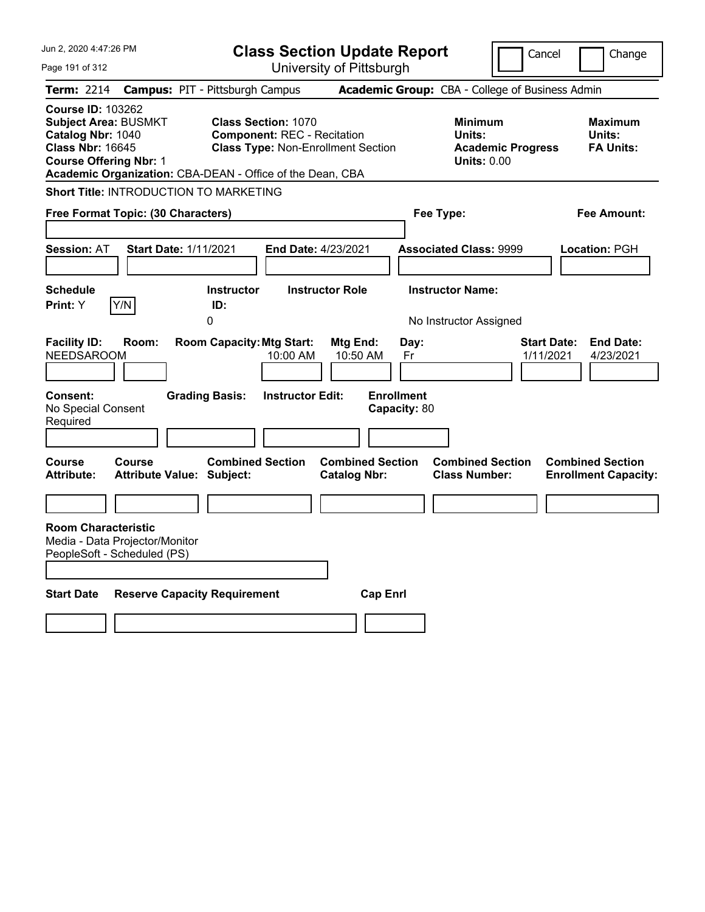# Class Section Update Report

University of Pittsburgh

Cancel | Change

**Term:** 2214 **Campus:** PIT - Pittsburgh Campus **Academic Group:** CBA - College of Business Admin

**Course ID:** 103262
**Subject Area:** BUSMKT
**Catalog Nbr:** 1040
**Class Nbr:** 16645
**Course Offering Nbr:** 1
**Academic Organization:** CBA-DEAN - Office of the Dean, CBA

**Class Section:** 1070
**Component:** REC - Recitation
**Class Type:** Non-Enrollment Section

**Minimum Units:**
**Academic Progress Units:** 0.00

**Maximum Units:**
**FA Units:**

**Short Title:** INTRODUCTION TO MARKETING

**Free Format Topic: (30 Characters)**

**Fee Type:**

**Fee Amount:**

**Session:** AT **Start Date:** 1/11/2021 **End Date:** 4/23/2021 **Associated Class:** 9999 **Location:** PGH

**Schedule Print:** Y Y/N

**Instructor ID:** 0

**Instructor Role**

**Instructor Name:** No Instructor Assigned

| Facility ID: | Room: | Room Capacity: | Mtg Start: | Mtg End: | Day: | Start Date: | End Date: |
|---|---|---|---|---|---|---|---|
| NEEDSAROOM | | | 10:00 AM | 10:50 AM | Fr | 1/11/2021 | 4/23/2021 |

**Consent:** No Special Consent Required

**Grading Basis:**

**Instructor Edit:**

**Enrollment Capacity:** 80

| Course Attribute: | Course Attribute Value: | Combined Section Subject: | Combined Section Catalog Nbr: | Combined Section Class Number: | Combined Section Enrollment Capacity: |
|---|---|---|---|---|---|
| | | | | | |

**Room Characteristic**
Media - Data Projector/Monitor
PeopleSoft - Scheduled (PS)

| Start Date | Reserve Capacity Requirement | Cap Enrl |
|---|---|---|
| | | |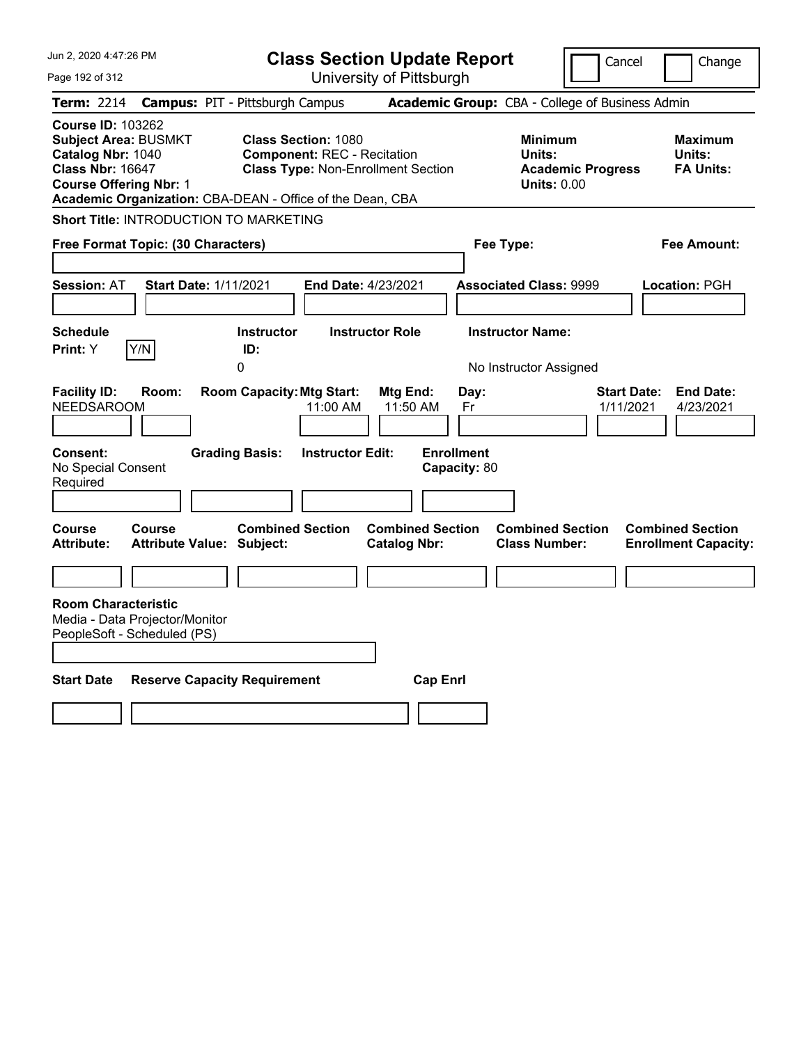# Class Section Update Report

University of Pittsburgh

Cancel | Change

**Term:** 2214 **Campus:** PIT - Pittsburgh Campus **Academic Group:** CBA - College of Business Admin

**Course ID:** 103262
**Subject Area:** BUSMKT
**Catalog Nbr:** 1040
**Class Nbr:** 16647
**Course Offering Nbr:** 1
**Academic Organization:** CBA-DEAN - Office of the Dean, CBA

**Class Section:** 1080
**Component:** REC - Recitation
**Class Type:** Non-Enrollment Section

**Minimum Units:**
**Academic Progress Units:** 0.00

**Maximum Units:**
**FA Units:**

**Short Title:** INTRODUCTION TO MARKETING

**Free Format Topic: (30 Characters)**

**Fee Type:**

**Fee Amount:**

**Session:** AT **Start Date:** 1/11/2021 **End Date:** 4/23/2021 **Associated Class:** 9999 **Location:** PGH

| Schedule Print: | Instructor ID: | Instructor Role | Instructor Name: |
|---|---|---|---|
| Y (Y/N) | 0 | | No Instructor Assigned |

| Facility ID: | Room: | Room Capacity: | Mtg Start: | Mtg End: | Day: | Start Date: | End Date: |
|---|---|---|---|---|---|---|---|
| NEEDSAROOM | | | 11:00 AM | 11:50 AM | Fr | 1/11/2021 | 4/23/2021 |

| Consent: | Grading Basis: | Instructor Edit: | Enrollment Capacity: |
|---|---|---|---|
| No Special Consent Required | | | 80 |

| Course Attribute: | Course Attribute Value: | Combined Section Subject: | Combined Section Catalog Nbr: | Combined Section Class Number: | Combined Section Enrollment Capacity: |
|---|---|---|---|---|---|
| | | | | | |

**Room Characteristic**
Media - Data Projector/Monitor
PeopleSoft - Scheduled (PS)

| Start Date | Reserve Capacity Requirement | Cap Enrl |
|---|---|---|
| | | |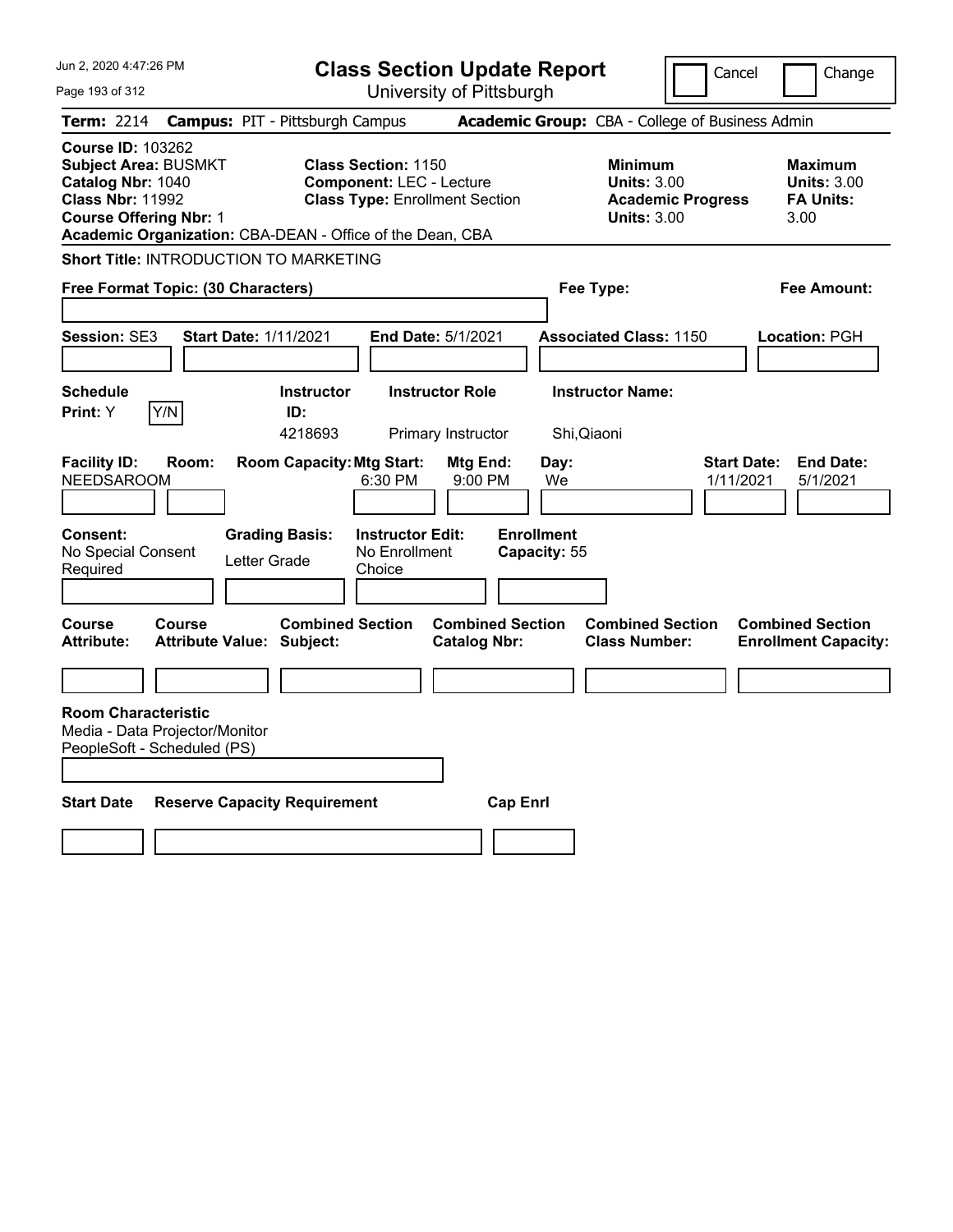# Class Section Update Report

University of Pittsburgh

Cancel | Change

**Term:** 2214 **Campus:** PIT - Pittsburgh Campus **Academic Group:** CBA - College of Business Admin

**Course ID:** 103262
**Subject Area:** BUSMKT
**Catalog Nbr:** 1040
**Class Nbr:** 11992
**Course Offering Nbr:** 1
**Academic Organization:** CBA-DEAN - Office of the Dean, CBA

**Class Section:** 1150
**Component:** LEC - Lecture
**Class Type:** Enrollment Section

**Minimum Units:** 3.00
**Academic Progress Units:** 3.00

**Maximum Units:** 3.00
**FA Units:** 3.00

**Short Title:** INTRODUCTION TO MARKETING

**Free Format Topic: (30 Characters)**

**Fee Type:**

**Fee Amount:**

**Session:** SE3 **Start Date:** 1/11/2021 **End Date:** 5/1/2021 **Associated Class:** 1150 **Location:** PGH

| Schedule Print | Instructor ID | Instructor Role | Instructor Name |
|---|---|---|---|
| Y (Y/N) | 4218693 | Primary Instructor | Shi,Qiaoni |

| Facility ID | Room | Room Capacity | Mtg Start | Mtg End | Day | Start Date | End Date |
|---|---|---|---|---|---|---|---|
| NEEDSAROOM | | | 6:30 PM | 9:00 PM | We | 1/11/2021 | 5/1/2021 |

**Consent:** No Special Consent Required
**Grading Basis:** Letter Grade
**Instructor Edit:** No Enrollment Choice
**Enrollment Capacity:** 55

| Course Attribute | Course Attribute Value | Combined Section Subject | Combined Section Catalog Nbr | Combined Section Class Number | Combined Section Enrollment Capacity |
|---|---|---|---|---|---|
| | | | | | |

**Room Characteristic**
Media - Data Projector/Monitor
PeopleSoft - Scheduled (PS)

| Start Date | Reserve Capacity Requirement | Cap Enrl |
|---|---|---|
| | | |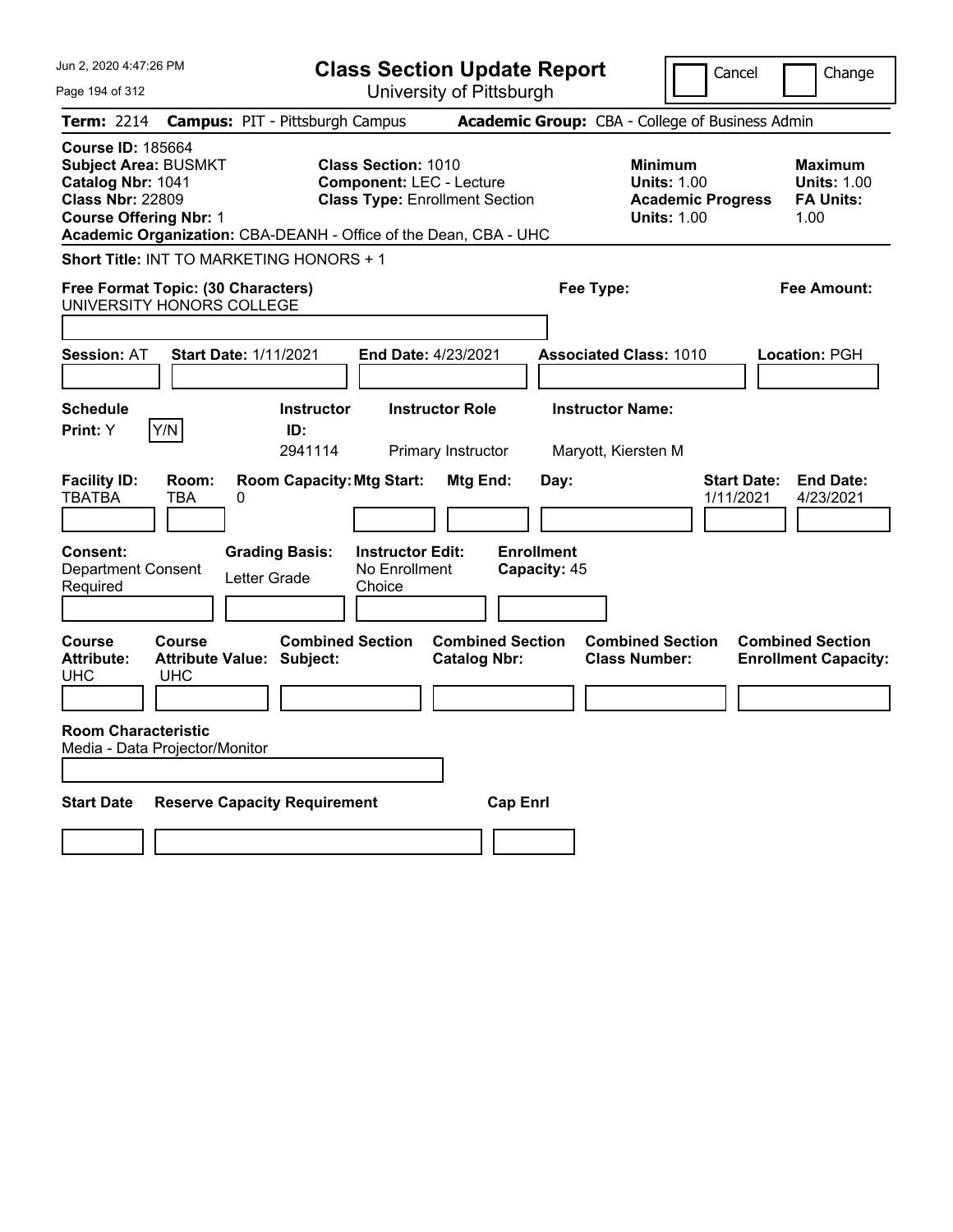# Class Section Update Report

University of Pittsburgh

Cancel | Change

**Term:** 2214 **Campus:** PIT - Pittsburgh Campus **Academic Group:** CBA - College of Business Admin

**Course ID:** 185664
**Subject Area:** BUSMKT
**Catalog Nbr:** 1041
**Class Nbr:** 22809
**Course Offering Nbr:** 1
**Academic Organization:** CBA-DEANH - Office of the Dean, CBA - UHC

**Class Section:** 1010
**Component:** LEC - Lecture
**Class Type:** Enrollment Section

**Minimum Units:** 1.00
**Academic Progress Units:** 1.00

**Maximum Units:** 1.00
**FA Units:** 1.00

**Short Title:** INT TO MARKETING HONORS + 1

**Free Format Topic: (30 Characters)** UNIVERSITY HONORS COLLEGE

**Fee Type:**

**Fee Amount:**

**Session:** AT **Start Date:** 1/11/2021 **End Date:** 4/23/2021 **Associated Class:** 1010 **Location:** PGH

| Schedule Print | Instructor ID | Instructor Role | Instructor Name |
|---|---|---|---|
| Y (Y/N) | 2941114 | Primary Instructor | Maryott, Kiersten M |

| Facility ID | Room | Room Capacity | Mtg Start | Mtg End | Day | Start Date | End Date |
|---|---|---|---|---|---|---|---|
| TBATBA | TBA | 0 | | | | 1/11/2021 | 4/23/2021 |

**Consent:** Department Consent Required
**Grading Basis:** Letter Grade
**Instructor Edit:** No Enrollment Choice
**Enrollment Capacity:** 45

| Course Attribute | Course Attribute Value | Combined Section Subject | Combined Section Catalog Nbr | Combined Section Class Number | Combined Section Enrollment Capacity |
|---|---|---|---|---|---|
| UHC | UHC | | | | |

**Room Characteristic**
Media - Data Projector/Monitor

| Start Date | Reserve Capacity Requirement | Cap Enrl |
|---|---|---|
| | | |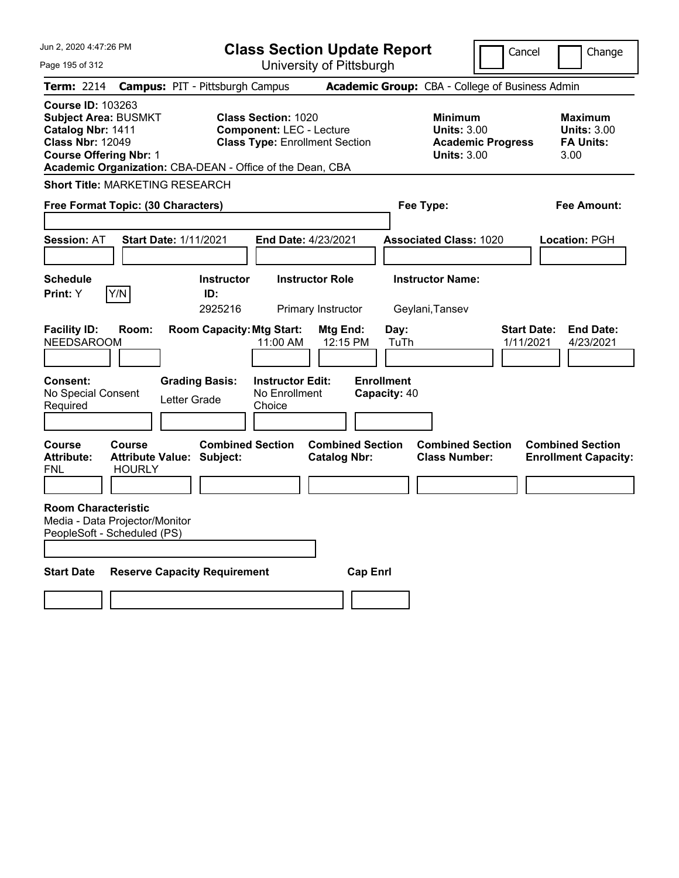# Class Section Update Report

University of Pittsburgh

Cancel | Change

**Term:** 2214 **Campus:** PIT - Pittsburgh Campus **Academic Group:** CBA - College of Business Admin

**Course ID:** 103263
**Subject Area:** BUSMKT
**Catalog Nbr:** 1411
**Class Nbr:** 12049
**Course Offering Nbr:** 1
**Academic Organization:** CBA-DEAN - Office of the Dean, CBA

**Class Section:** 1020
**Component:** LEC - Lecture
**Class Type:** Enrollment Section

**Minimum Units:** 3.00
**Academic Progress Units:** 3.00

**Maximum Units:** 3.00
**FA Units:** 3.00

**Short Title:** MARKETING RESEARCH

**Free Format Topic: (30 Characters)**

**Fee Type:**

**Fee Amount:**

**Session:** AT **Start Date:** 1/11/2021 **End Date:** 4/23/2021 **Associated Class:** 1020 **Location:** PGH

| Schedule Print: | Y/N | Instructor ID: | Instructor Role | Instructor Name: |
|---|---|---|---|---|
| Y | | 2925216 | Primary Instructor | Geylani,Tansev |

| Facility ID: | Room: | Room Capacity: | Mtg Start: | Mtg End: | Day: | Start Date: | End Date: |
|---|---|---|---|---|---|---|---|
| NEEDSAROOM | | | 11:00 AM | 12:15 PM | TuTh | 1/11/2021 | 4/23/2021 |

| Consent: | Grading Basis: | Instructor Edit: | Enrollment Capacity: |
|---|---|---|---|
| No Special Consent Required | Letter Grade | No Enrollment Choice | 40 |

| Course Attribute: | Course Attribute Value: | Combined Section Subject: | Combined Section Catalog Nbr: | Combined Section Class Number: | Combined Section Enrollment Capacity: |
|---|---|---|---|---|---|
| FNL | HOURLY | | | | |

**Room Characteristic**
Media - Data Projector/Monitor
PeopleSoft - Scheduled (PS)

| Start Date | Reserve Capacity Requirement | Cap Enrl |
|---|---|---|
| | | |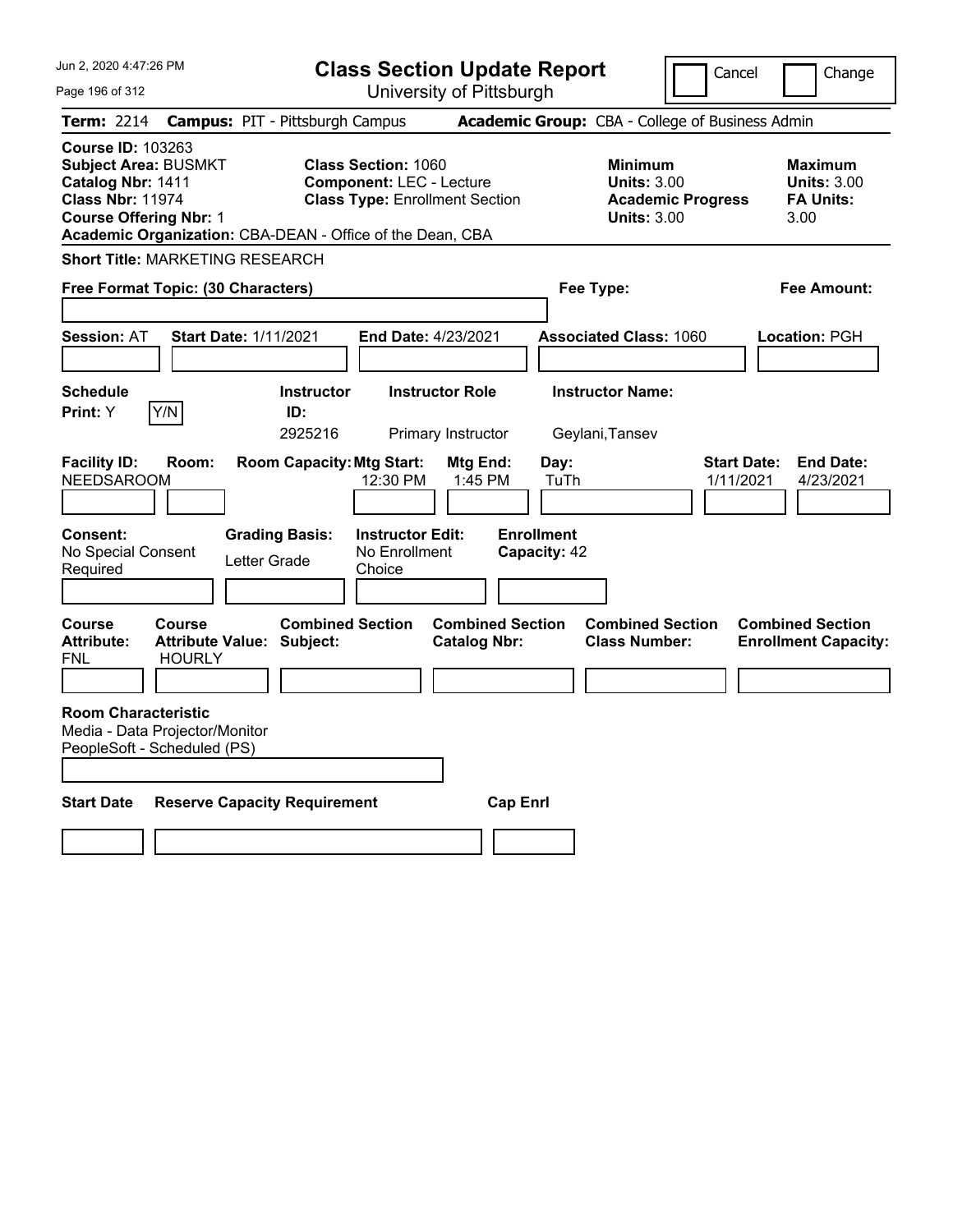# Class Section Update Report

University of Pittsburgh

Cancel | Change

**Term:** 2214 **Campus:** PIT - Pittsburgh Campus **Academic Group:** CBA - College of Business Admin

**Course ID:** 103263
**Subject Area:** BUSMKT
**Catalog Nbr:** 1411
**Class Nbr:** 11974
**Course Offering Nbr:** 1
**Academic Organization:** CBA-DEAN - Office of the Dean, CBA

**Class Section:** 1060
**Component:** LEC - Lecture
**Class Type:** Enrollment Section

**Minimum Units:** 3.00
**Academic Progress Units:** 3.00

**Maximum Units:** 3.00
**FA Units:** 3.00

**Short Title:** MARKETING RESEARCH

**Free Format Topic: (30 Characters)**

**Fee Type:**

**Fee Amount:**

**Session:** AT **Start Date:** 1/11/2021 **End Date:** 4/23/2021 **Associated Class:** 1060 **Location:** PGH

| Schedule Print | Instructor ID | Instructor Role | Instructor Name |
|---|---|---|---|
| Y (Y/N) | 2925216 | Primary Instructor | Geylani,Tansev |

| Facility ID | Room | Room Capacity | Mtg Start | Mtg End | Day | Start Date | End Date |
|---|---|---|---|---|---|---|---|
| NEEDSAROOM | | | 12:30 PM | 1:45 PM | TuTh | 1/11/2021 | 4/23/2021 |

| Consent | Grading Basis | Instructor Edit | Enrollment Capacity |
|---|---|---|---|
| No Special Consent Required | Letter Grade | No Enrollment Choice | 42 |

| Course Attribute | Course Attribute Value | Combined Section Subject | Combined Section Catalog Nbr | Combined Section Class Number | Combined Section Enrollment Capacity |
|---|---|---|---|---|---|
| FNL | HOURLY | | | | |

**Room Characteristic**
Media - Data Projector/Monitor
PeopleSoft - Scheduled (PS)

| Start Date | Reserve Capacity Requirement | Cap Enrl |
|---|---|---|
| | | |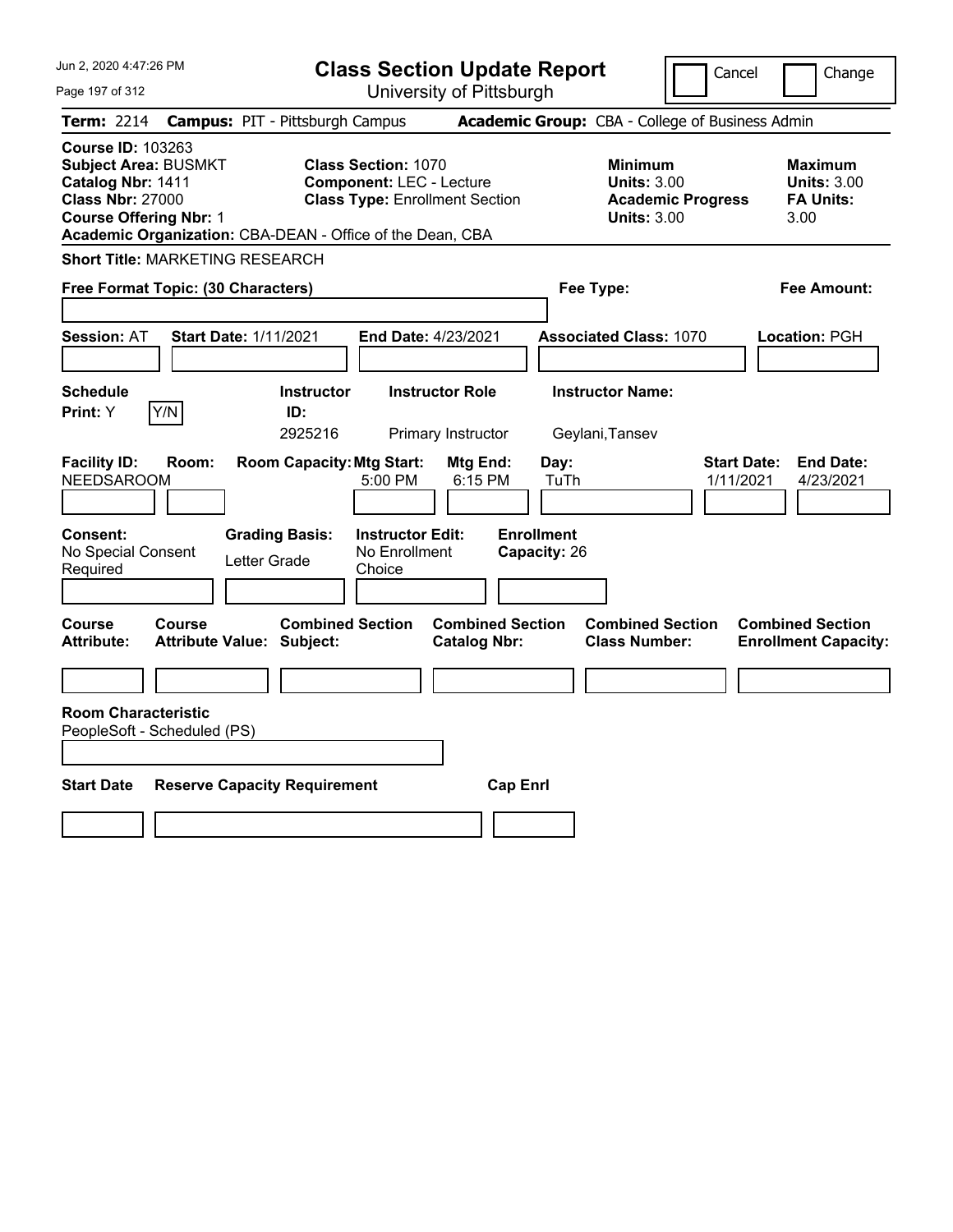# Class Section Update Report

University of Pittsburgh

Cancel | Change

**Term:** 2214 **Campus:** PIT - Pittsburgh Campus **Academic Group:** CBA - College of Business Admin

**Course ID:** 103263
**Subject Area:** BUSMKT
**Catalog Nbr:** 1411
**Class Nbr:** 27000
**Course Offering Nbr:** 1
**Academic Organization:** CBA-DEAN - Office of the Dean, CBA

**Class Section:** 1070
**Component:** LEC - Lecture
**Class Type:** Enrollment Section

**Minimum Units:** 3.00
**Academic Progress Units:** 3.00

**Maximum Units:** 3.00
**FA Units:** 3.00

**Short Title:** MARKETING RESEARCH

**Free Format Topic: (30 Characters)**

**Fee Type:**

**Fee Amount:**

**Session:** AT **Start Date:** 1/11/2021 **End Date:** 4/23/2021 **Associated Class:** 1070 **Location:** PGH

| Schedule Print: | Y/N | Instructor ID: | Instructor Role | Instructor Name: |
|---|---|---|---|---|
| Y | | 2925216 | Primary Instructor | Geylani,Tansev |

| Facility ID: | Room: | Room Capacity: | Mtg Start: | Mtg End: | Day: | Start Date: | End Date: |
|---|---|---|---|---|---|---|---|
| NEEDSAROOM | | | 5:00 PM | 6:15 PM | TuTh | 1/11/2021 | 4/23/2021 |

| Consent: | Grading Basis: | Instructor Edit: | Enrollment Capacity: |
|---|---|---|---|
| No Special Consent Required | Letter Grade | No Enrollment Choice | 26 |

| Course Attribute: | Course Attribute Value: | Combined Section Subject: | Combined Section Catalog Nbr: | Combined Section Class Number: | Combined Section Enrollment Capacity: |
|---|---|---|---|---|---|
| | | | | | |

**Room Characteristic**
PeopleSoft - Scheduled (PS)

| Start Date | Reserve Capacity Requirement | Cap Enrl |
|---|---|---|
| | | |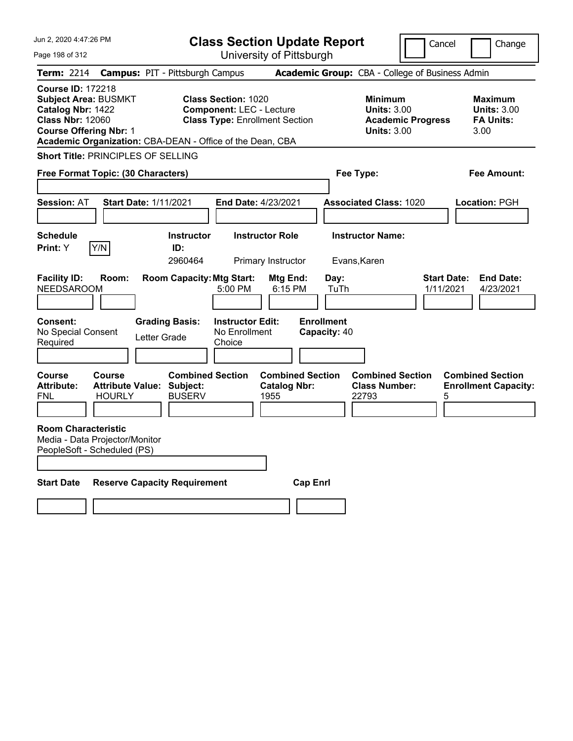# Class Section Update Report

University of Pittsburgh

Jun 2, 2020 4:47:26 PM

Cancel | Change

**Term:** 2214 **Campus:** PIT - Pittsburgh Campus **Academic Group:** CBA - College of Business Admin

**Course ID:** 172218
**Subject Area:** BUSMKT
**Catalog Nbr:** 1422
**Class Nbr:** 12060
**Course Offering Nbr:** 1
**Academic Organization:** CBA-DEAN - Office of the Dean, CBA

**Class Section:** 1020
**Component:** LEC - Lecture
**Class Type:** Enrollment Section

**Minimum Units:** 3.00
**Academic Progress Units:** 3.00

**Maximum Units:** 3.00
**FA Units:** 3.00

**Short Title:** PRINCIPLES OF SELLING

**Free Format Topic: (30 Characters)**

**Fee Type:**

**Fee Amount:**

**Session:** AT **Start Date:** 1/11/2021 **End Date:** 4/23/2021 **Associated Class:** 1020 **Location:** PGH

| Schedule Print | Y/N | Instructor ID | Instructor Role | Instructor Name |
|---|---|---|---|---|
| Y | | 2960464 | Primary Instructor | Evans,Karen |

| Facility ID | Room | Room Capacity | Mtg Start | Mtg End | Day | Start Date | End Date |
|---|---|---|---|---|---|---|---|
| NEEDSAROOM | | | 5:00 PM | 6:15 PM | TuTh | 1/11/2021 | 4/23/2021 |

| Consent | Grading Basis | Instructor Edit | Enrollment Capacity |
|---|---|---|---|
| No Special Consent Required | Letter Grade | No Enrollment Choice | 40 |

| Course Attribute | Course Attribute Value | Combined Section Subject | Combined Section Catalog Nbr | Combined Section Class Number | Combined Section Enrollment Capacity |
|---|---|---|---|---|---|
| FNL | HOURLY | BUSERV | 1955 | 22793 | 5 |

**Room Characteristic**
Media - Data Projector/Monitor
PeopleSoft - Scheduled (PS)

| Start Date | Reserve Capacity Requirement | Cap Enrl |
|---|---|---|
| | | |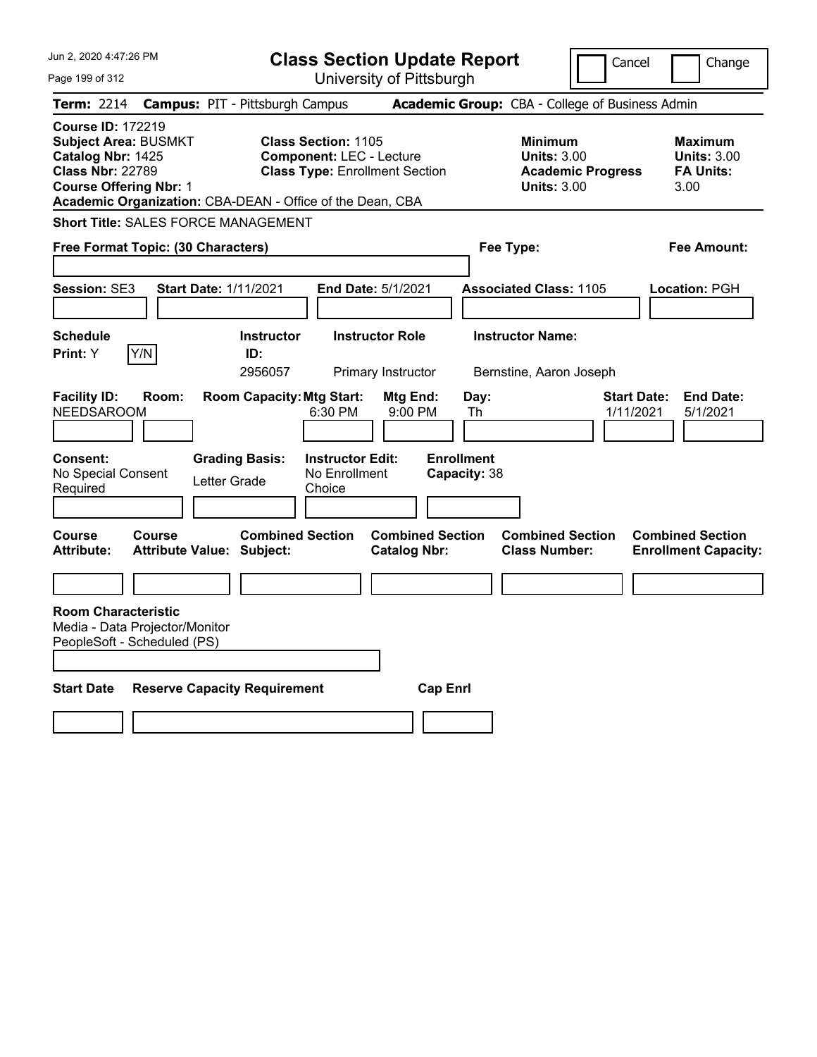Jun 2, 2020 4:47:26 PM

# Class Section Update Report

University of Pittsburgh

Cancel | Change

**Term:** 2214 **Campus:** PIT - Pittsburgh Campus **Academic Group:** CBA - College of Business Admin

**Course ID:** 172219
**Subject Area:** BUSMKT
**Catalog Nbr:** 1425
**Class Nbr:** 22789
**Course Offering Nbr:** 1
**Academic Organization:** CBA-DEAN - Office of the Dean, CBA

**Class Section:** 1105
**Component:** LEC - Lecture
**Class Type:** Enrollment Section

**Minimum Units:** 3.00
**Academic Progress Units:** 3.00

**Maximum Units:** 3.00
**FA Units:** 3.00

**Short Title:** SALES FORCE MANAGEMENT

**Free Format Topic: (30 Characters)**

**Fee Type:**

**Fee Amount:**

**Session:** SE3 **Start Date:** 1/11/2021 **End Date:** 5/1/2021 **Associated Class:** 1105 **Location:** PGH

| Schedule Print | Instructor ID | Instructor Role | Instructor Name |
|---|---|---|---|
| Y (Y/N) | 2956057 | Primary Instructor | Bernstine, Aaron Joseph |

| Facility ID | Room | Room Capacity | Mtg Start | Mtg End | Day | Start Date | End Date |
|---|---|---|---|---|---|---|---|
| NEEDSAROOM | | | 6:30 PM | 9:00 PM | Th | 1/11/2021 | 5/1/2021 |

| Consent | Grading Basis | Instructor Edit | Enrollment Capacity |
|---|---|---|---|
| No Special Consent Required | Letter Grade | No Enrollment Choice | 38 |

| Course Attribute | Course Attribute Value | Combined Section Subject | Combined Section Catalog Nbr | Combined Section Class Number | Combined Section Enrollment Capacity |
|---|---|---|---|---|---|
| | | | | | |

**Room Characteristic**
Media - Data Projector/Monitor
PeopleSoft - Scheduled (PS)

| Start Date | Reserve Capacity Requirement | Cap Enrl |
|---|---|---|
| | | |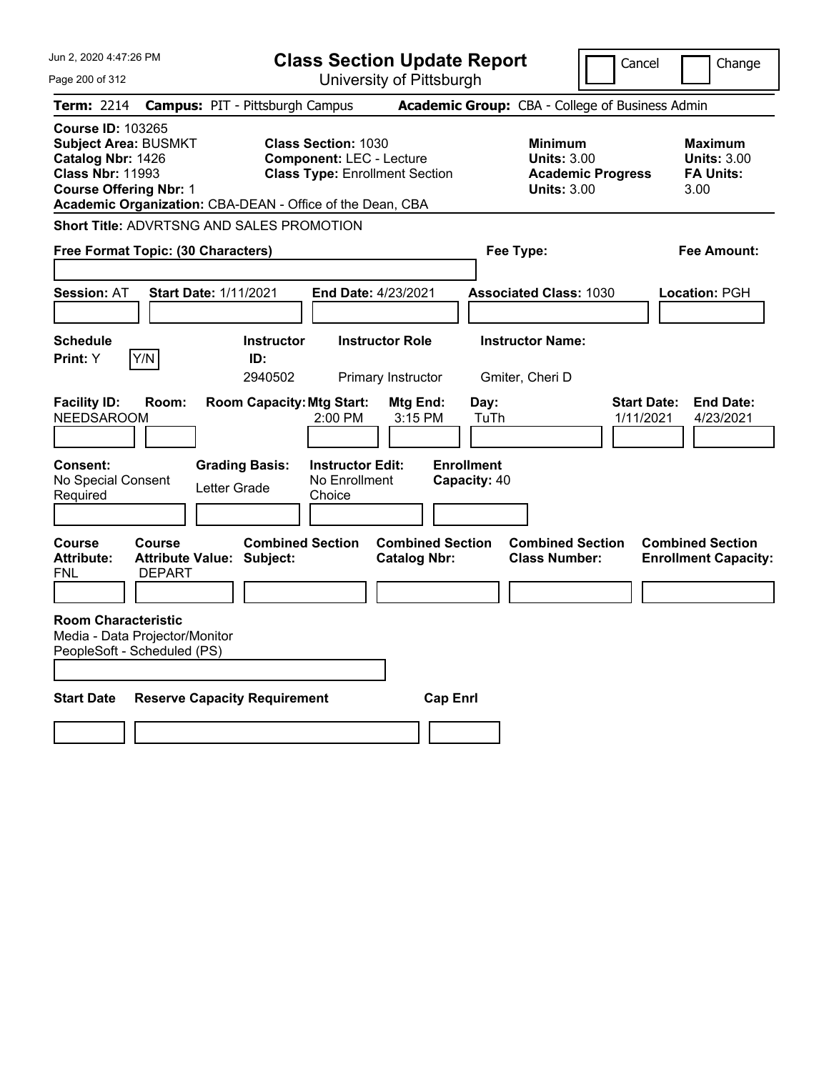# Class Section Update Report

University of Pittsburgh

Jun 2, 2020 4:47:26 PM

Cancel | Change

**Term:** 2214 **Campus:** PIT - Pittsburgh Campus **Academic Group:** CBA - College of Business Admin

**Course ID:** 103265
**Subject Area:** BUSMKT
**Catalog Nbr:** 1426
**Class Nbr:** 11993
**Course Offering Nbr:** 1
**Academic Organization:** CBA-DEAN - Office of the Dean, CBA

**Class Section:** 1030
**Component:** LEC - Lecture
**Class Type:** Enrollment Section

**Minimum**
**Units:** 3.00
**Academic Progress Units:** 3.00

**Maximum**
**Units:** 3.00
**FA Units:** 3.00

**Short Title:** ADVRTSNG AND SALES PROMOTION

**Free Format Topic: (30 Characters)**

**Fee Type:**

**Fee Amount:**

**Session:** AT **Start Date:** 1/11/2021 **End Date:** 4/23/2021 **Associated Class:** 1030 **Location:** PGH

| Schedule Print: | Instructor ID: | Instructor Role | Instructor Name: |
|---|---|---|---|
| Y [Y/N] | 2940502 | Primary Instructor | Gmiter, Cheri D |

| Facility ID: | Room: | Room Capacity: | Mtg Start: | Mtg End: | Day: | Start Date: | End Date: |
|---|---|---|---|---|---|---|---|
| NEEDSAROOM | | | 2:00 PM | 3:15 PM | TuTh | 1/11/2021 | 4/23/2021 |

| Consent: | Grading Basis: | Instructor Edit: | Enrollment Capacity: |
|---|---|---|---|
| No Special Consent Required | Letter Grade | No Enrollment Choice | 40 |

| Course Attribute: | Course Attribute Value: | Combined Section Subject: | Combined Section Catalog Nbr: | Combined Section Class Number: | Combined Section Enrollment Capacity: |
|---|---|---|---|---|---|
| FNL | DEPART | | | | |

**Room Characteristic**
Media - Data Projector/Monitor
PeopleSoft - Scheduled (PS)

| Start Date | Reserve Capacity Requirement | Cap Enrl |
|---|---|---|
| | | |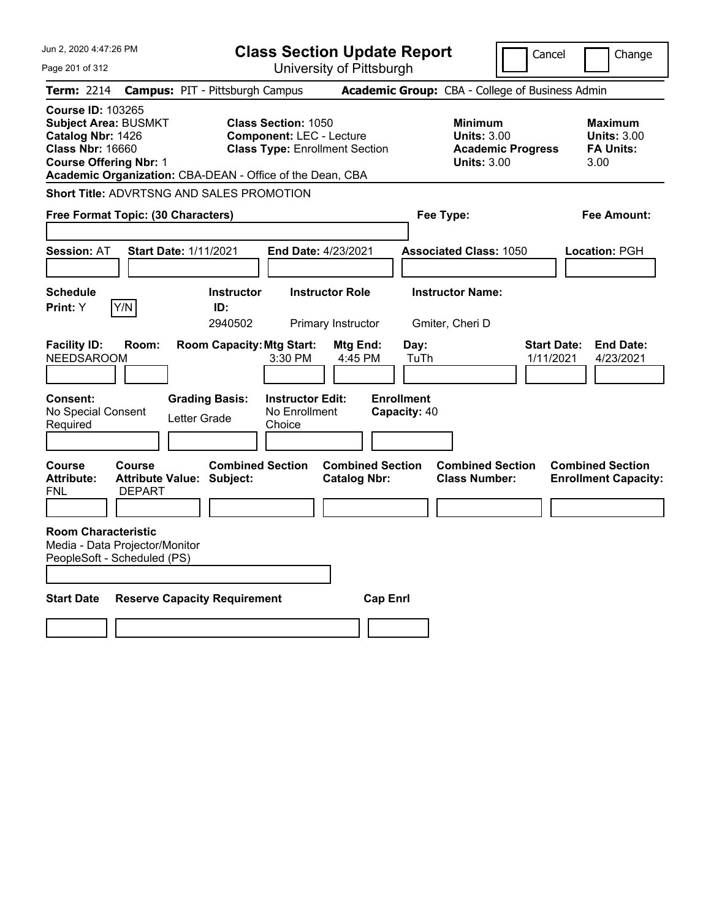# Class Section Update Report

University of Pittsburgh

Cancel | Change

**Term:** 2214 **Campus:** PIT - Pittsburgh Campus **Academic Group:** CBA - College of Business Admin

**Course ID:** 103265
**Subject Area:** BUSMKT
**Catalog Nbr:** 1426
**Class Nbr:** 16660
**Course Offering Nbr:** 1
**Academic Organization:** CBA-DEAN - Office of the Dean, CBA

**Class Section:** 1050
**Component:** LEC - Lecture
**Class Type:** Enrollment Section

| | Minimum | Maximum |
|---|---|---|
| Units | 3.00 | 3.00 |
| Academic Progress Units | 3.00 | |
| FA Units | | 3.00 |

**Short Title:** ADVRTSNG AND SALES PROMOTION

**Free Format Topic: (30 Characters)** | **Fee Type:** | **Fee Amount:**

**Session:** AT **Start Date:** 1/11/2021 **End Date:** 4/23/2021 **Associated Class:** 1050 **Location:** PGH

| Schedule Print | Instructor ID | Instructor Role | Instructor Name |
|---|---|---|---|
| Y (Y/N) | 2940502 | Primary Instructor | Gmiter, Cheri D |

| Facility ID | Room | Room Capacity | Mtg Start | Mtg End | Day | Start Date | End Date |
|---|---|---|---|---|---|---|---|
| NEEDSAROOM | | | 3:30 PM | 4:45 PM | TuTh | 1/11/2021 | 4/23/2021 |

| Consent | Grading Basis | Instructor Edit | Enrollment Capacity |
|---|---|---|---|
| No Special Consent Required | Letter Grade | No Enrollment Choice | 40 |

| Course Attribute | Course Attribute Value | Combined Section Subject | Combined Section Catalog Nbr | Combined Section Class Number | Combined Section Enrollment Capacity |
|---|---|---|---|---|---|
| FNL | DEPART | | | | |

**Room Characteristic**
Media - Data Projector/Monitor
PeopleSoft - Scheduled (PS)

| Start Date | Reserve Capacity Requirement | Cap Enrl |
|---|---|---|
| | | |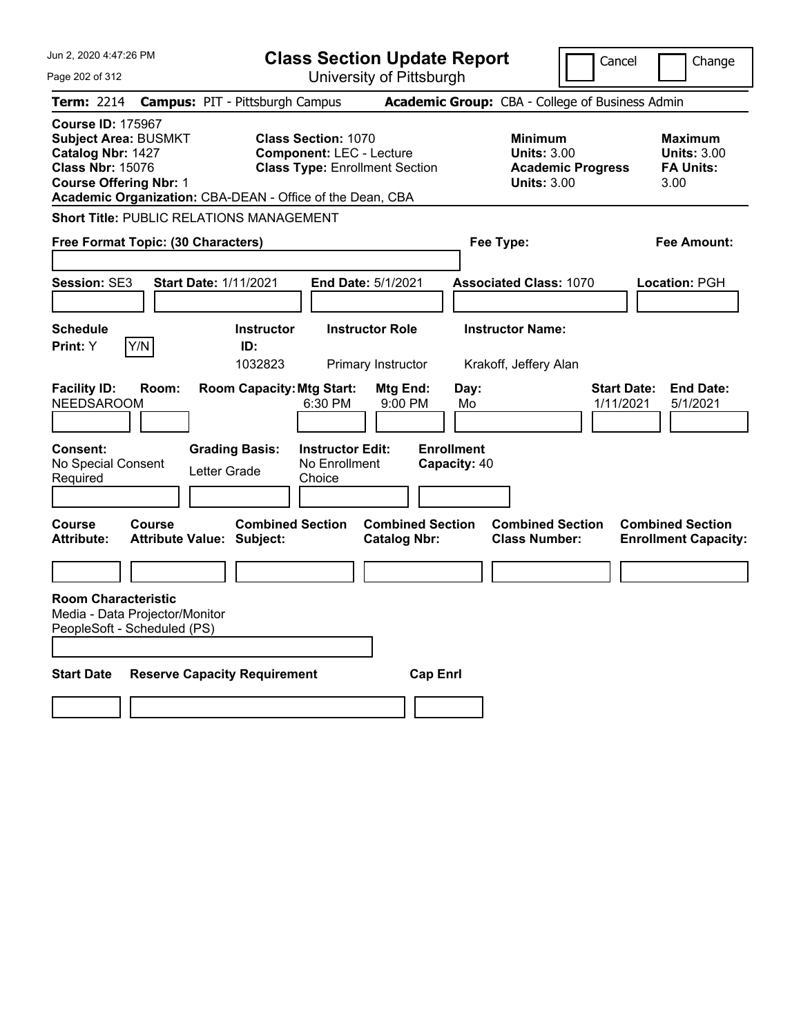# Class Section Update Report

University of Pittsburgh

Cancel | Change

**Term:** 2214 **Campus:** PIT - Pittsburgh Campus **Academic Group:** CBA - College of Business Admin

**Course ID:** 175967
**Subject Area:** BUSMKT
**Catalog Nbr:** 1427
**Class Nbr:** 15076
**Course Offering Nbr:** 1
**Academic Organization:** CBA-DEAN - Office of the Dean, CBA

**Class Section:** 1070
**Component:** LEC - Lecture
**Class Type:** Enrollment Section

**Minimum**
**Units:** 3.00
**Academic Progress Units:** 3.00

**Maximum**
**Units:** 3.00
**FA Units:** 3.00

**Short Title:** PUBLIC RELATIONS MANAGEMENT

**Free Format Topic: (30 Characters)**

**Fee Type:**

**Fee Amount:**

**Session:** SE3 **Start Date:** 1/11/2021 **End Date:** 5/1/2021 **Associated Class:** 1070 **Location:** PGH

| Schedule Print | Instructor ID | Instructor Role | Instructor Name |
|---|---|---|---|
| Y | 1032823 | Primary Instructor | Krakoff, Jeffery Alan |

| Facility ID | Room | Room Capacity | Mtg Start | Mtg End | Day | Start Date | End Date |
|---|---|---|---|---|---|---|---|
| NEEDSAROOM | | | 6:30 PM | 9:00 PM | Mo | 1/11/2021 | 5/1/2021 |

**Consent:** No Special Consent Required
**Grading Basis:** Letter Grade
**Instructor Edit:** No Enrollment Choice
**Enrollment Capacity:** 40

| Course Attribute | Course Attribute Value | Combined Section Subject | Combined Section Catalog Nbr | Combined Section Class Number | Combined Section Enrollment Capacity |
|---|---|---|---|---|---|
| | | | | | |

**Room Characteristic**
Media - Data Projector/Monitor
PeopleSoft - Scheduled (PS)

| Start Date | Reserve Capacity Requirement | Cap Enrl |
|---|---|---|
| | | |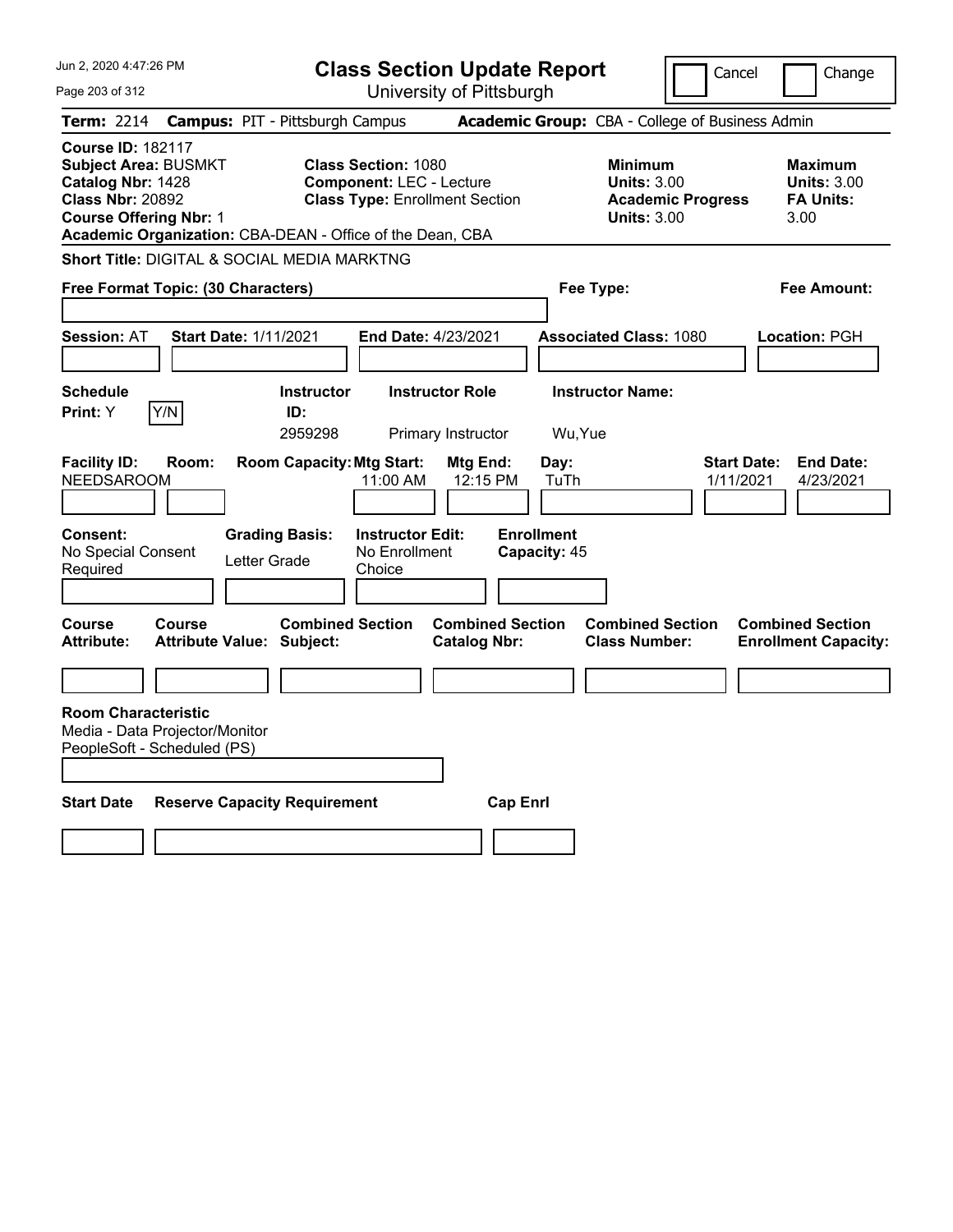# Class Section Update Report

University of Pittsburgh

Cancel | Change

**Term:** 2214 **Campus:** PIT - Pittsburgh Campus **Academic Group:** CBA - College of Business Admin

**Course ID:** 182117
**Subject Area:** BUSMKT
**Catalog Nbr:** 1428
**Class Nbr:** 20892
**Course Offering Nbr:** 1
**Academic Organization:** CBA-DEAN - Office of the Dean, CBA

**Class Section:** 1080
**Component:** LEC - Lecture
**Class Type:** Enrollment Section

**Minimum Units:** 3.00
**Academic Progress Units:** 3.00

**Maximum Units:** 3.00
**FA Units:** 3.00

**Short Title:** DIGITAL & SOCIAL MEDIA MARKTNG

**Free Format Topic: (30 Characters)**

**Fee Type:**

**Fee Amount:**

**Session:** AT **Start Date:** 1/11/2021 **End Date:** 4/23/2021 **Associated Class:** 1080 **Location:** PGH

**Schedule Print:** Y Y/N

| Instructor ID | Instructor Role | Instructor Name |
|---|---|---|
| 2959298 | Primary Instructor | Wu,Yue |

| Facility ID | Room | Room Capacity | Mtg Start | Mtg End | Day | Start Date | End Date |
|---|---|---|---|---|---|---|---|
| NEEDSAROOM | | | 11:00 AM | 12:15 PM | TuTh | 1/11/2021 | 4/23/2021 |

**Consent:** No Special Consent Required
**Grading Basis:** Letter Grade
**Instructor Edit:** No Enrollment Choice
**Enrollment Capacity:** 45

| Course Attribute | Course Attribute Value | Combined Section Subject | Combined Section Catalog Nbr | Combined Section Class Number | Combined Section Enrollment Capacity |
|---|---|---|---|---|---|
| | | | | | |

**Room Characteristic**
Media - Data Projector/Monitor
PeopleSoft - Scheduled (PS)

| Start Date | Reserve Capacity Requirement | Cap Enrl |
|---|---|---|
| | | |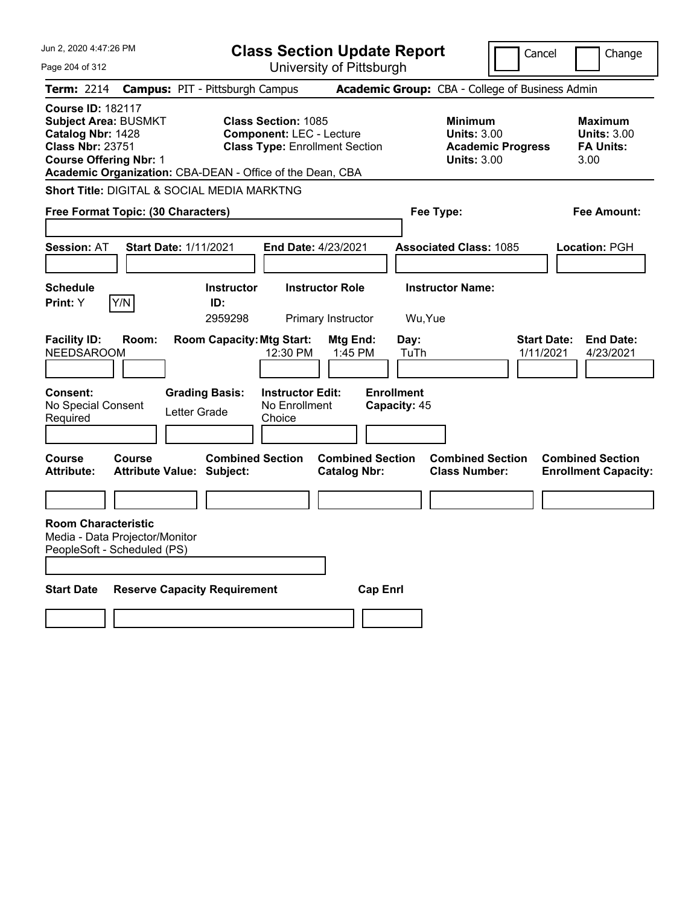# Class Section Update Report

University of Pittsburgh

Cancel | Change

**Term:** 2214 **Campus:** PIT - Pittsburgh Campus **Academic Group:** CBA - College of Business Admin

**Course ID:** 182117
**Subject Area:** BUSMKT
**Catalog Nbr:** 1428
**Class Nbr:** 23751
**Course Offering Nbr:** 1
**Academic Organization:** CBA-DEAN - Office of the Dean, CBA

**Class Section:** 1085
**Component:** LEC - Lecture
**Class Type:** Enrollment Section

**Minimum**
**Units:** 3.00
**Academic Progress Units:** 3.00

**Maximum**
**Units:** 3.00
**FA Units:** 3.00

**Short Title:** DIGITAL & SOCIAL MEDIA MARKTNG

**Free Format Topic: (30 Characters)**

**Fee Type:**

**Fee Amount:**

**Session:** AT **Start Date:** 1/11/2021 **End Date:** 4/23/2021 **Associated Class:** 1085 **Location:** PGH

| Schedule Print: | Instructor ID: | Instructor Role | Instructor Name: |
|---|---|---|---|
| Y (Y/N) | 2959298 | Primary Instructor | Wu,Yue |

| Facility ID: | Room: | Room Capacity: | Mtg Start: | Mtg End: | Day: | Start Date: | End Date: |
|---|---|---|---|---|---|---|---|
| NEEDSAROOM | | | 12:30 PM | 1:45 PM | TuTh | 1/11/2021 | 4/23/2021 |

| Consent: | Grading Basis: | Instructor Edit: | Enrollment Capacity: |
|---|---|---|---|
| No Special Consent Required | Letter Grade | No Enrollment Choice | 45 |

| Course Attribute: | Course Attribute Value: | Combined Section Subject: | Combined Section Catalog Nbr: | Combined Section Class Number: | Combined Section Enrollment Capacity: |
|---|---|---|---|---|---|
| | | | | | |

**Room Characteristic**
Media - Data Projector/Monitor
PeopleSoft - Scheduled (PS)

| Start Date | Reserve Capacity Requirement | Cap Enrl |
|---|---|---|
| | | |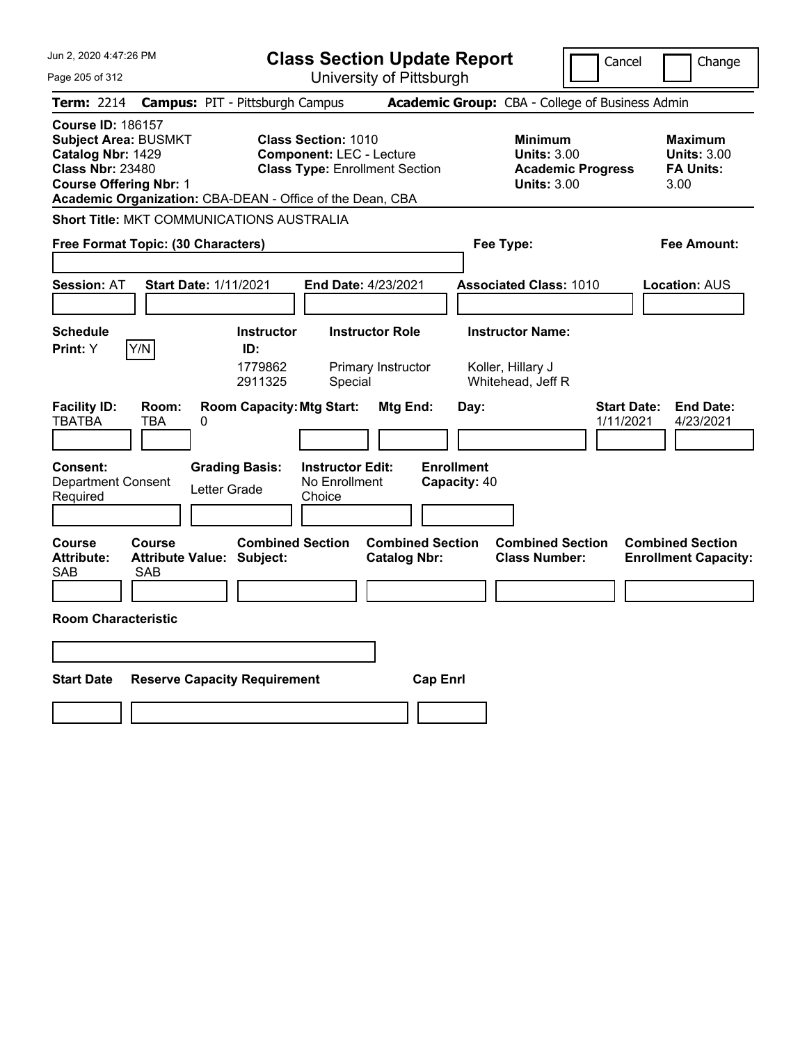# Class Section Update Report

University of Pittsburgh

Cancel | Change

**Term:** 2214 **Campus:** PIT - Pittsburgh Campus **Academic Group:** CBA - College of Business Admin

**Course ID:** 186157
**Subject Area:** BUSMKT
**Catalog Nbr:** 1429
**Class Nbr:** 23480
**Course Offering Nbr:** 1
**Academic Organization:** CBA-DEAN - Office of the Dean, CBA

**Class Section:** 1010
**Component:** LEC - Lecture
**Class Type:** Enrollment Section

**Minimum**
**Units:** 3.00
**Academic Progress Units:** 3.00

**Maximum**
**Units:** 3.00
**FA Units:** 3.00

**Short Title:** MKT COMMUNICATIONS AUSTRALIA

**Free Format Topic: (30 Characters)**

**Fee Type:**

**Fee Amount:**

**Session:** AT **Start Date:** 1/11/2021 **End Date:** 4/23/2021 **Associated Class:** 1010 **Location:** AUS

**Schedule Print:** Y Y/N

| Instructor ID: | Instructor Role | Instructor Name: |
|---|---|---|
| 1779862 | Primary Instructor | Koller, Hillary J |
| 2911325 | Special | Whitehead, Jeff R |

| Facility ID: | Room: | Room Capacity: | Mtg Start: | Mtg End: | Day: | Start Date: | End Date: |
|---|---|---|---|---|---|---|---|
| TBATBA | TBA | 0 | | | | 1/11/2021 | 4/23/2021 |

**Consent:** Department Consent Required
**Grading Basis:** Letter Grade
**Instructor Edit:** No Enrollment Choice
**Enrollment Capacity:** 40

| Course Attribute: | Course Attribute Value: | Combined Section Subject: | Combined Section Catalog Nbr: | Combined Section Class Number: | Combined Section Enrollment Capacity: |
|---|---|---|---|---|---|
| SAB | SAB | | | | |

**Room Characteristic**

| Start Date | Reserve Capacity Requirement | Cap Enrl |
|---|---|---|
| | | |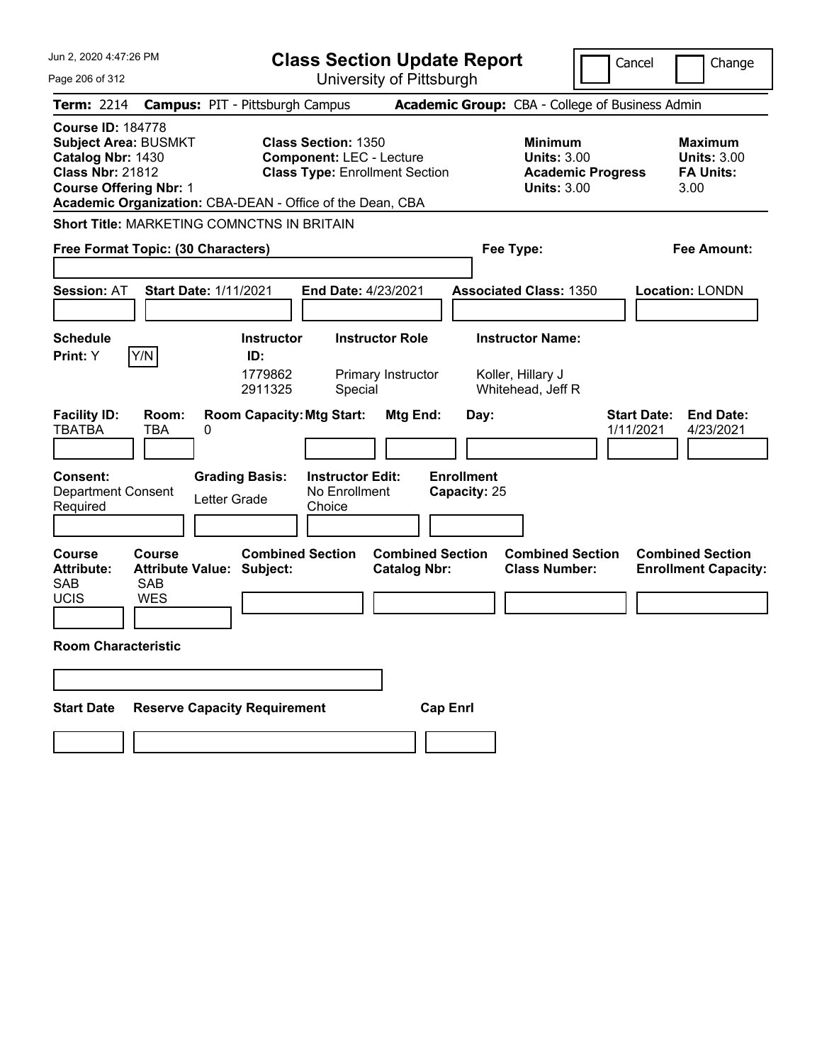Jun 2, 2020 4:47:26 PM

# Class Section Update Report

University of Pittsburgh

Cancel | Change

**Term:** 2214 **Campus:** PIT - Pittsburgh Campus **Academic Group:** CBA - College of Business Admin

**Course ID:** 184778
**Subject Area:** BUSMKT
**Catalog Nbr:** 1430
**Class Nbr:** 21812
**Course Offering Nbr:** 1
**Academic Organization:** CBA-DEAN - Office of the Dean, CBA

**Class Section:** 1350
**Component:** LEC - Lecture
**Class Type:** Enrollment Section

**Minimum Units:** 3.00
**Academic Progress Units:** 3.00

**Maximum Units:** 3.00
**FA Units:** 3.00

**Short Title:** MARKETING COMNCTNS IN BRITAIN

**Free Format Topic: (30 Characters)**

**Fee Type:**

**Fee Amount:**

**Session:** AT **Start Date:** 1/11/2021 **End Date:** 4/23/2021 **Associated Class:** 1350 **Location:** LONDN

**Schedule Print:** Y [Y/N]

| Instructor ID | Instructor Role | Instructor Name |
|---|---|---|
| 1779862 | Primary Instructor | Koller, Hillary J |
| 2911325 | Special | Whitehead, Jeff R |

| Facility ID | Room | Room Capacity | Mtg Start | Mtg End | Day | Start Date | End Date |
|---|---|---|---|---|---|---|---|
| TBATBA | TBA | 0 | | | | 1/11/2021 | 4/23/2021 |

**Consent:** Department Consent Required
**Grading Basis:** Letter Grade
**Instructor Edit:** No Enrollment Choice
**Enrollment Capacity:** 25

| Course Attribute | Course Attribute Value | Combined Section Subject | Combined Section Catalog Nbr | Combined Section Class Number | Combined Section Enrollment Capacity |
|---|---|---|---|---|---|
| SAB | SAB | | | | |
| UCIS | WES | | | | |

**Room Characteristic**

**Start Date** **Reserve Capacity Requirement** **Cap Enrl**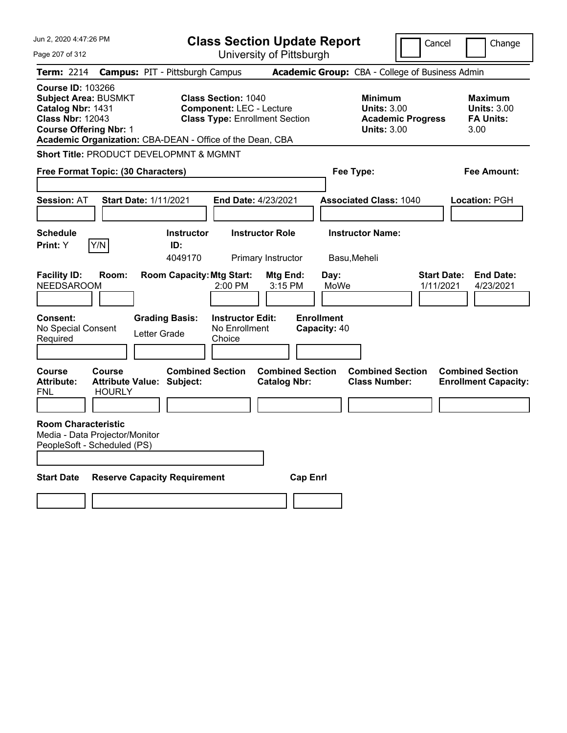# Class Section Update Report

University of Pittsburgh

Cancel | Change

**Term:** 2214 **Campus:** PIT - Pittsburgh Campus **Academic Group:** CBA - College of Business Admin

**Course ID:** 103266
**Subject Area:** BUSMKT
**Catalog Nbr:** 1431
**Class Nbr:** 12043
**Course Offering Nbr:** 1
**Academic Organization:** CBA-DEAN - Office of the Dean, CBA

**Class Section:** 1040
**Component:** LEC - Lecture
**Class Type:** Enrollment Section

**Minimum Units:** 3.00
**Academic Progress Units:** 3.00

**Maximum Units:** 3.00
**FA Units:** 3.00

**Short Title:** PRODUCT DEVELOPMNT & MGMNT

**Free Format Topic: (30 Characters)**

**Fee Type:**

**Fee Amount:**

**Session:** AT **Start Date:** 1/11/2021 **End Date:** 4/23/2021 **Associated Class:** 1040 **Location:** PGH

| Schedule Print | Instructor ID | Instructor Role | Instructor Name |
|---|---|---|---|
| Y (Y/N) | 4049170 | Primary Instructor | Basu,Meheli |

| Facility ID | Room | Room Capacity | Mtg Start | Mtg End | Day | Start Date | End Date |
|---|---|---|---|---|---|---|---|
| NEEDSAROOM | | | 2:00 PM | 3:15 PM | MoWe | 1/11/2021 | 4/23/2021 |

**Consent:** No Special Consent Required
**Grading Basis:** Letter Grade
**Instructor Edit:** No Enrollment Choice
**Enrollment Capacity:** 40

| Course Attribute | Course Attribute Value | Combined Section Subject | Combined Section Catalog Nbr | Combined Section Class Number | Combined Section Enrollment Capacity |
|---|---|---|---|---|---|
| FNL | HOURLY | | | | |

**Room Characteristic**
Media - Data Projector/Monitor
PeopleSoft - Scheduled (PS)

| Start Date | Reserve Capacity Requirement | Cap Enrl |
|---|---|---|
| | | |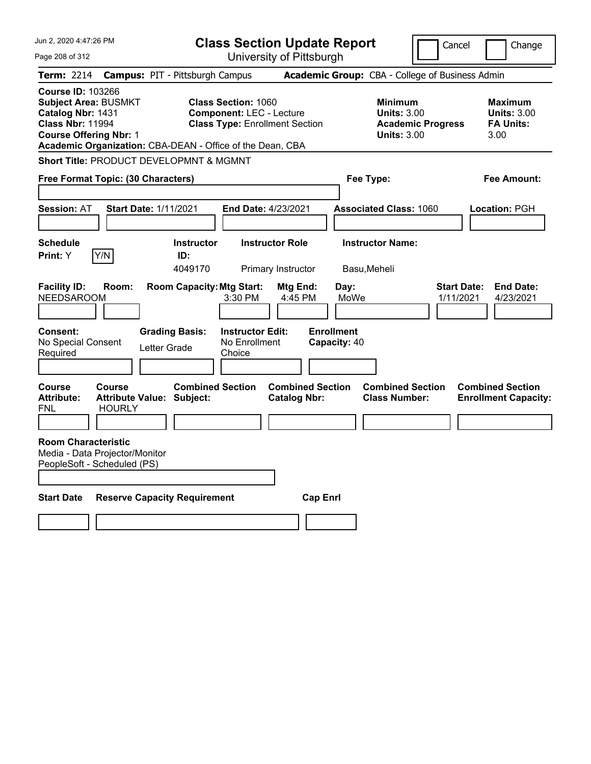# Class Section Update Report

University of Pittsburgh

Cancel | Change

**Term:** 2214 **Campus:** PIT - Pittsburgh Campus **Academic Group:** CBA - College of Business Admin

**Course ID:** 103266
**Subject Area:** BUSMKT
**Catalog Nbr:** 1431
**Class Nbr:** 11994
**Course Offering Nbr:** 1
**Academic Organization:** CBA-DEAN - Office of the Dean, CBA

**Class Section:** 1060
**Component:** LEC - Lecture
**Class Type:** Enrollment Section

| | Minimum | Maximum |
|---|---|---|
| Units | 3.00 | 3.00 |
| Academic Progress Units / FA Units | 3.00 | 3.00 |

**Short Title:** PRODUCT DEVELOPMNT & MGMNT

**Free Format Topic: (30 Characters)**

**Fee Type:**

**Fee Amount:**

**Session:** AT **Start Date:** 1/11/2021 **End Date:** 4/23/2021 **Associated Class:** 1060 **Location:** PGH

| Schedule Print | Instructor ID | Instructor Role | Instructor Name |
|---|---|---|---|
| Y | 4049170 | Primary Instructor | Basu,Meheli |

| Facility ID | Room | Room Capacity | Mtg Start | Mtg End | Day | Start Date | End Date |
|---|---|---|---|---|---|---|---|
| NEEDSAROOM | | | 3:30 PM | 4:45 PM | MoWe | 1/11/2021 | 4/23/2021 |

| Consent | Grading Basis | Instructor Edit | Enrollment Capacity |
|---|---|---|---|
| No Special Consent Required | Letter Grade | No Enrollment Choice | 40 |

| Course Attribute | Course Attribute Value | Combined Section Subject | Combined Section Catalog Nbr | Combined Section Class Number | Combined Section Enrollment Capacity |
|---|---|---|---|---|---|
| FNL | HOURLY | | | | |

**Room Characteristic**
Media - Data Projector/Monitor
PeopleSoft - Scheduled (PS)

| Start Date | Reserve Capacity Requirement | Cap Enrl |
|---|---|---|
| | | |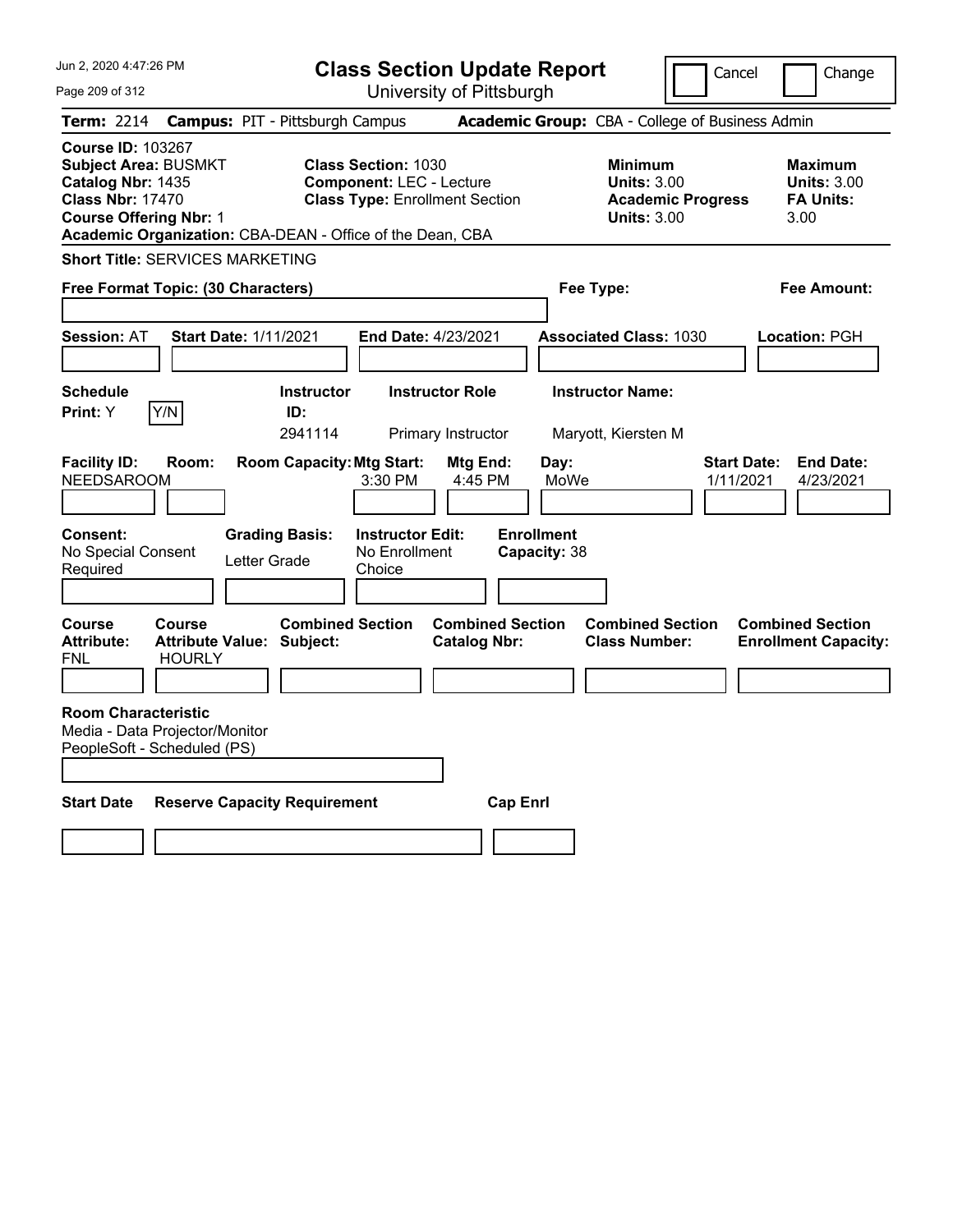Jun 2, 2020 4:47:26 PM

# Class Section Update Report

University of Pittsburgh

Cancel | Change

**Term:** 2214 **Campus:** PIT - Pittsburgh Campus **Academic Group:** CBA - College of Business Admin

**Course ID:** 103267
**Subject Area:** BUSMKT
**Catalog Nbr:** 1435
**Class Nbr:** 17470
**Course Offering Nbr:** 1
**Academic Organization:** CBA-DEAN - Office of the Dean, CBA

**Class Section:** 1030
**Component:** LEC - Lecture
**Class Type:** Enrollment Section

**Minimum Units:** 3.00
**Academic Progress Units:** 3.00

**Maximum Units:** 3.00
**FA Units:** 3.00

**Short Title:** SERVICES MARKETING

**Free Format Topic: (30 Characters)**

**Fee Type:**

**Fee Amount:**

**Session:** AT **Start Date:** 1/11/2021 **End Date:** 4/23/2021 **Associated Class:** 1030 **Location:** PGH

| Schedule Print | Instructor ID | Instructor Role | Instructor Name |
|---|---|---|---|
| Y (Y/N) | 2941114 | Primary Instructor | Maryott, Kiersten M |

| Facility ID | Room | Room Capacity | Mtg Start | Mtg End | Day | Start Date | End Date |
|---|---|---|---|---|---|---|---|
| NEEDSAROOM | | | 3:30 PM | 4:45 PM | MoWe | 1/11/2021 | 4/23/2021 |

| Consent | Grading Basis | Instructor Edit | Enrollment Capacity |
|---|---|---|---|
| No Special Consent Required | Letter Grade | No Enrollment Choice | 38 |

| Course Attribute | Course Attribute Value | Combined Section Subject | Combined Section Catalog Nbr | Combined Section Class Number | Combined Section Enrollment Capacity |
|---|---|---|---|---|---|
| FNL | HOURLY | | | | |

**Room Characteristic**
Media - Data Projector/Monitor
PeopleSoft - Scheduled (PS)

| Start Date | Reserve Capacity Requirement | Cap Enrl |
|---|---|---|
| | | |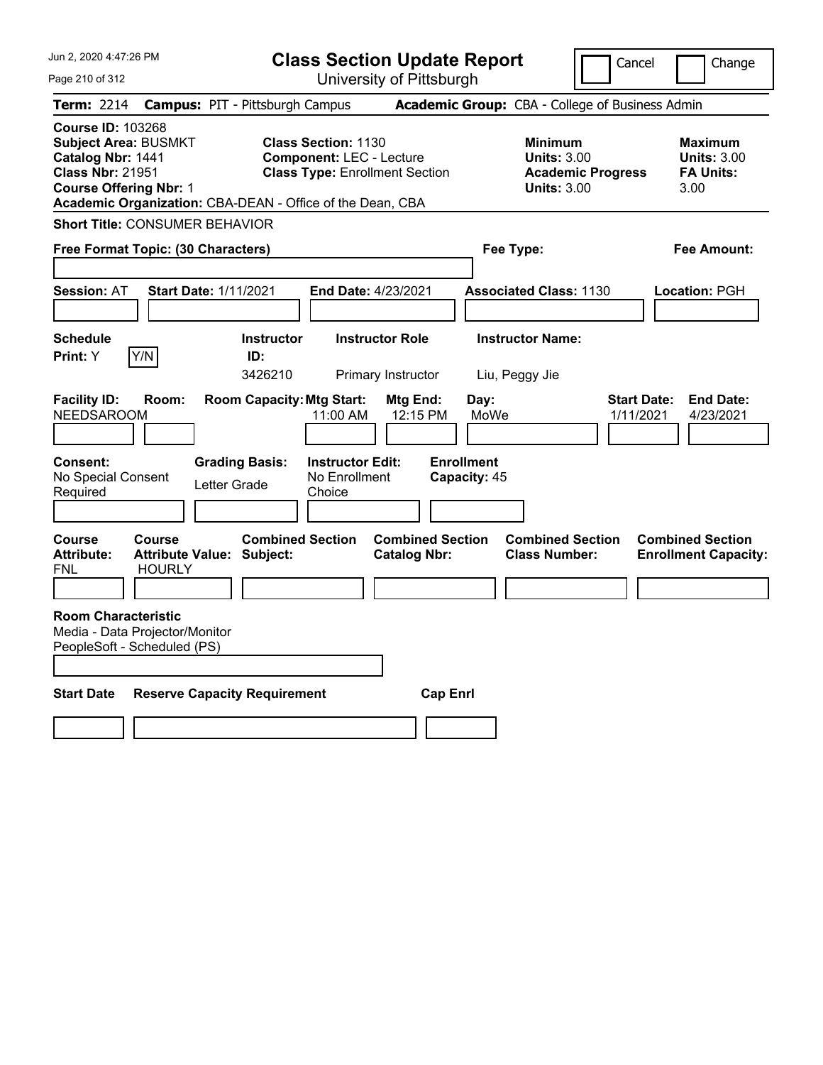# Class Section Update Report

University of Pittsburgh

Cancel | Change

**Term:** 2214 **Campus:** PIT - Pittsburgh Campus **Academic Group:** CBA - College of Business Admin

**Course ID:** 103268
**Subject Area:** BUSMKT
**Catalog Nbr:** 1441
**Class Nbr:** 21951
**Course Offering Nbr:** 1

**Class Section:** 1130
**Component:** LEC - Lecture
**Class Type:** Enrollment Section

**Minimum Units:** 3.00
**Academic Progress Units:** 3.00

**Maximum Units:** 3.00
**FA Units:** 3.00

**Academic Organization:** CBA-DEAN - Office of the Dean, CBA

**Short Title:** CONSUMER BEHAVIOR

**Free Format Topic: (30 Characters)**

**Fee Type:**

**Fee Amount:**

**Session:** AT **Start Date:** 1/11/2021 **End Date:** 4/23/2021 **Associated Class:** 1130 **Location:** PGH

| Schedule Print | Instructor ID | Instructor Role | Instructor Name |
|---|---|---|---|
| Y | 3426210 | Primary Instructor | Liu, Peggy Jie |

| Facility ID | Room | Room Capacity | Mtg Start | Mtg End | Day | Start Date | End Date |
|---|---|---|---|---|---|---|---|
| NEEDSAROOM | | | 11:00 AM | 12:15 PM | MoWe | 1/11/2021 | 4/23/2021 |

**Consent:** No Special Consent Required
**Grading Basis:** Letter Grade
**Instructor Edit:** No Enrollment Choice
**Enrollment Capacity:** 45

| Course Attribute | Course Attribute Value | Combined Section Subject | Combined Section Catalog Nbr | Combined Section Class Number | Combined Section Enrollment Capacity |
|---|---|---|---|---|---|
| FNL | HOURLY | | | | |

**Room Characteristic**
Media - Data Projector/Monitor
PeopleSoft - Scheduled (PS)

| Start Date | Reserve Capacity Requirement | Cap Enrl |
|---|---|---|
| | | |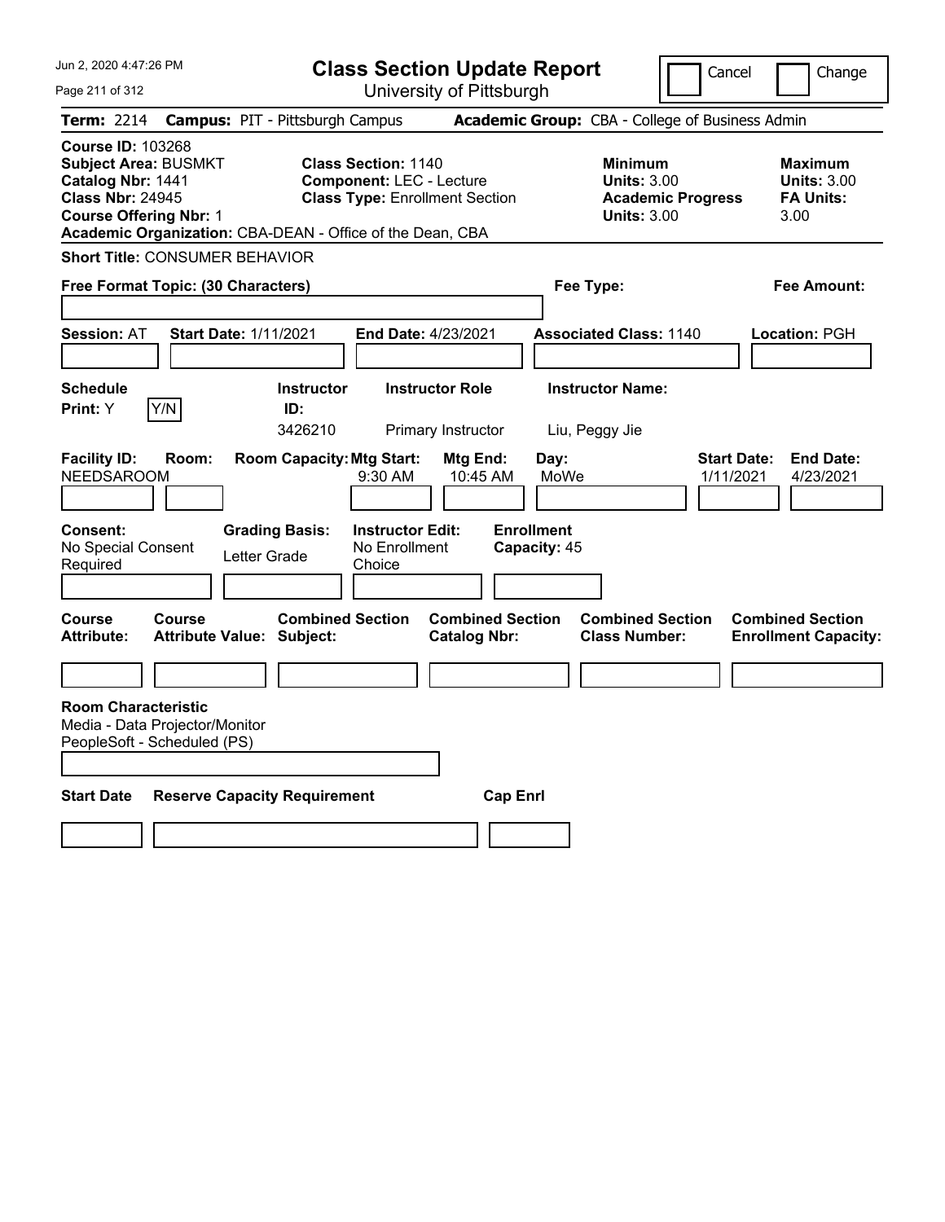Jun 2, 2020 4:47:26 PM

# Class Section Update Report

University of Pittsburgh

Cancel | Change

**Term:** 2214 **Campus:** PIT - Pittsburgh Campus **Academic Group:** CBA - College of Business Admin

**Course ID:** 103268
**Subject Area:** BUSMKT
**Catalog Nbr:** 1441
**Class Nbr:** 24945
**Course Offering Nbr:** 1
**Academic Organization:** CBA-DEAN - Office of the Dean, CBA

**Class Section:** 1140
**Component:** LEC - Lecture
**Class Type:** Enrollment Section

**Minimum Units:** 3.00
**Academic Progress Units:** 3.00

**Maximum Units:** 3.00
**FA Units:** 3.00

**Short Title:** CONSUMER BEHAVIOR

**Free Format Topic: (30 Characters)**

**Fee Type:**

**Fee Amount:**

**Session:** AT **Start Date:** 1/11/2021 **End Date:** 4/23/2021 **Associated Class:** 1140 **Location:** PGH

| Schedule Print | | Instructor ID | Instructor Role | Instructor Name |
|---|---|---|---|---|
| Y | Y/N | 3426210 | Primary Instructor | Liu, Peggy Jie |

| Facility ID | Room | Room Capacity | Mtg Start | Mtg End | Day | Start Date | End Date |
|---|---|---|---|---|---|---|---|
| NEEDSAROOM | | | 9:30 AM | 10:45 AM | MoWe | 1/11/2021 | 4/23/2021 |

**Consent:** No Special Consent Required
**Grading Basis:** Letter Grade
**Instructor Edit:** No Enrollment Choice
**Enrollment Capacity:** 45

| Course Attribute | Course Attribute Value | Combined Section Subject | Combined Section Catalog Nbr | Combined Section Class Number | Combined Section Enrollment Capacity |
|---|---|---|---|---|---|
| | | | | | |

**Room Characteristic**
Media - Data Projector/Monitor
PeopleSoft - Scheduled (PS)

| Start Date | Reserve Capacity Requirement | Cap Enrl |
|---|---|---|
| | | |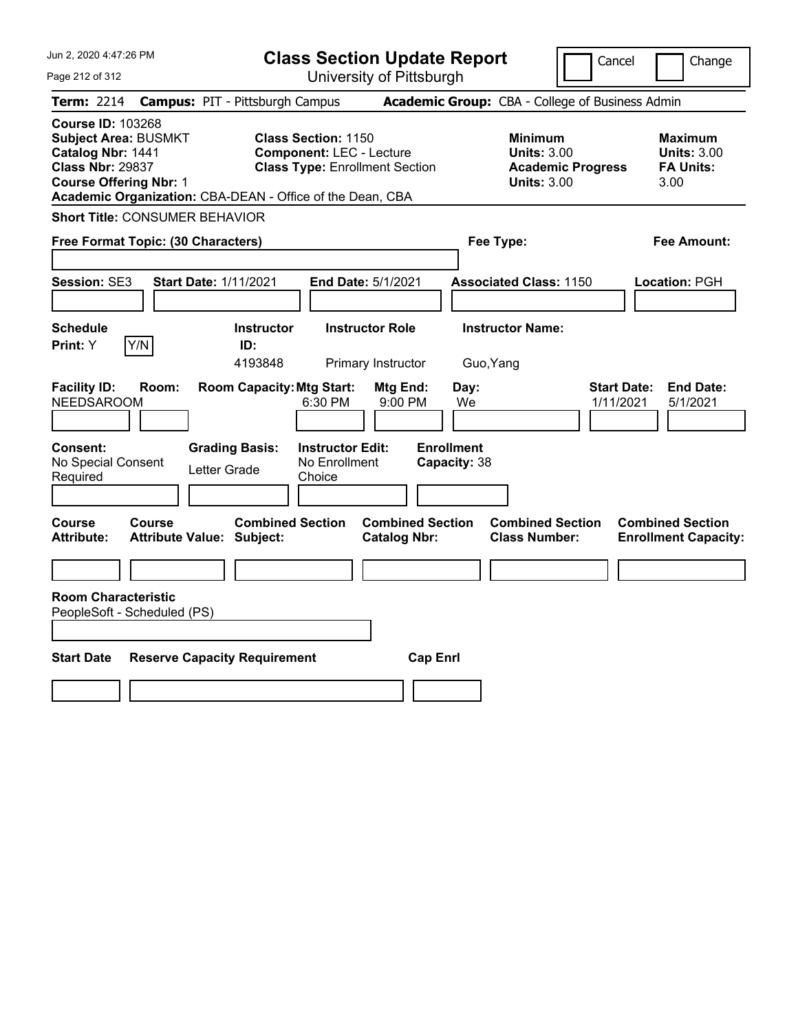# Class Section Update Report

University of Pittsburgh

Jun 2, 2020 4:47:26 PM

Cancel | Change

**Term:** 2214 **Campus:** PIT - Pittsburgh Campus **Academic Group:** CBA - College of Business Admin

**Course ID:** 103268
**Subject Area:** BUSMKT
**Catalog Nbr:** 1441
**Class Nbr:** 29837
**Course Offering Nbr:** 1
**Academic Organization:** CBA-DEAN - Office of the Dean, CBA

**Class Section:** 1150
**Component:** LEC - Lecture
**Class Type:** Enrollment Section

**Minimum Units:** 3.00
**Academic Progress Units:** 3.00

**Maximum Units:** 3.00
**FA Units:** 3.00

**Short Title:** CONSUMER BEHAVIOR

**Free Format Topic: (30 Characters)**

**Fee Type:**

**Fee Amount:**

**Session:** SE3 **Start Date:** 1/11/2021 **End Date:** 5/1/2021 **Associated Class:** 1150 **Location:** PGH

| Schedule Print | Instructor ID | Instructor Role | Instructor Name |
|---|---|---|---|
| Y | 4193848 | Primary Instructor | Guo,Yang |

| Facility ID | Room | Room Capacity | Mtg Start | Mtg End | Day | Start Date | End Date |
|---|---|---|---|---|---|---|---|
| NEEDSAROOM | | | 6:30 PM | 9:00 PM | We | 1/11/2021 | 5/1/2021 |

| Consent | Grading Basis | Instructor Edit | Enrollment Capacity |
|---|---|---|---|
| No Special Consent Required | Letter Grade | No Enrollment Choice | 38 |

| Course Attribute | Course Attribute Value | Combined Section Subject | Combined Section Catalog Nbr | Combined Section Class Number | Combined Section Enrollment Capacity |
|---|---|---|---|---|---|
| | | | | | |

**Room Characteristic**
PeopleSoft - Scheduled (PS)

| Start Date | Reserve Capacity Requirement | Cap Enrl |
|---|---|---|
| | | |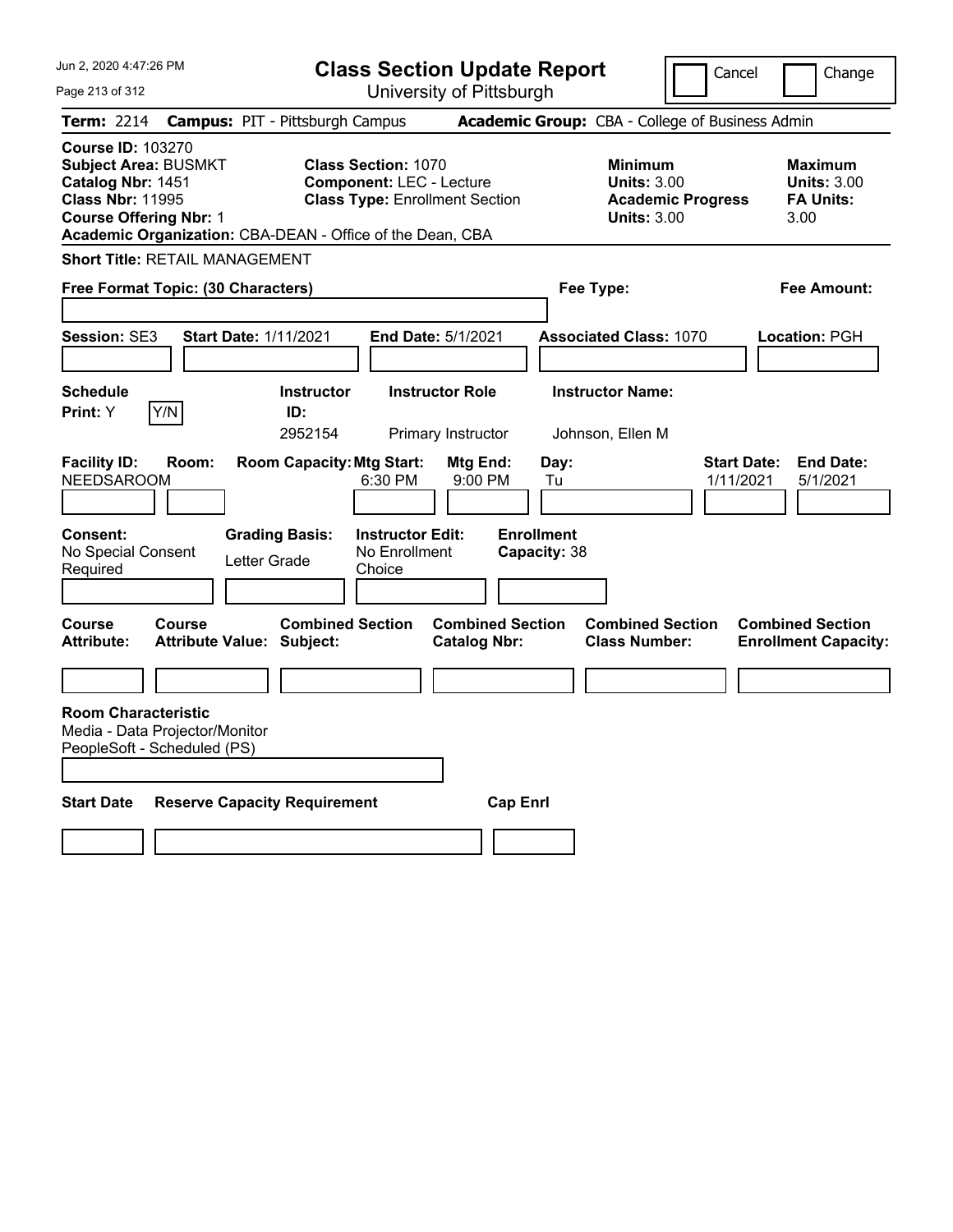# Class Section Update Report

University of Pittsburgh

Cancel | Change

**Term:** 2214 **Campus:** PIT - Pittsburgh Campus **Academic Group:** CBA - College of Business Admin

**Course ID:** 103270
**Subject Area:** BUSMKT
**Catalog Nbr:** 1451
**Class Nbr:** 11995
**Course Offering Nbr:** 1
**Academic Organization:** CBA-DEAN - Office of the Dean, CBA

**Class Section:** 1070
**Component:** LEC - Lecture
**Class Type:** Enrollment Section

**Minimum Units:** 3.00
**Academic Progress Units:** 3.00

**Maximum Units:** 3.00
**FA Units:** 3.00

**Short Title:** RETAIL MANAGEMENT

**Free Format Topic: (30 Characters)**

**Fee Type:**

**Fee Amount:**

**Session:** SE3 **Start Date:** 1/11/2021 **End Date:** 5/1/2021 **Associated Class:** 1070 **Location:** PGH

| Schedule Print | Instructor ID | Instructor Role | Instructor Name |
|---|---|---|---|
| Y | 2952154 | Primary Instructor | Johnson, Ellen M |

| Facility ID | Room | Room Capacity | Mtg Start | Mtg End | Day | Start Date | End Date |
|---|---|---|---|---|---|---|---|
| NEEDSAROOM | | | 6:30 PM | 9:00 PM | Tu | 1/11/2021 | 5/1/2021 |

**Consent:** No Special Consent Required
**Grading Basis:** Letter Grade
**Instructor Edit:** No Enrollment Choice
**Enrollment Capacity:** 38

| Course Attribute | Course Attribute Value | Combined Section Subject | Combined Section Catalog Nbr | Combined Section Class Number | Combined Section Enrollment Capacity |
|---|---|---|---|---|---|
| | | | | | |

**Room Characteristic**
Media - Data Projector/Monitor
PeopleSoft - Scheduled (PS)

| Start Date | Reserve Capacity Requirement | Cap Enrl |
|---|---|---|
| | | |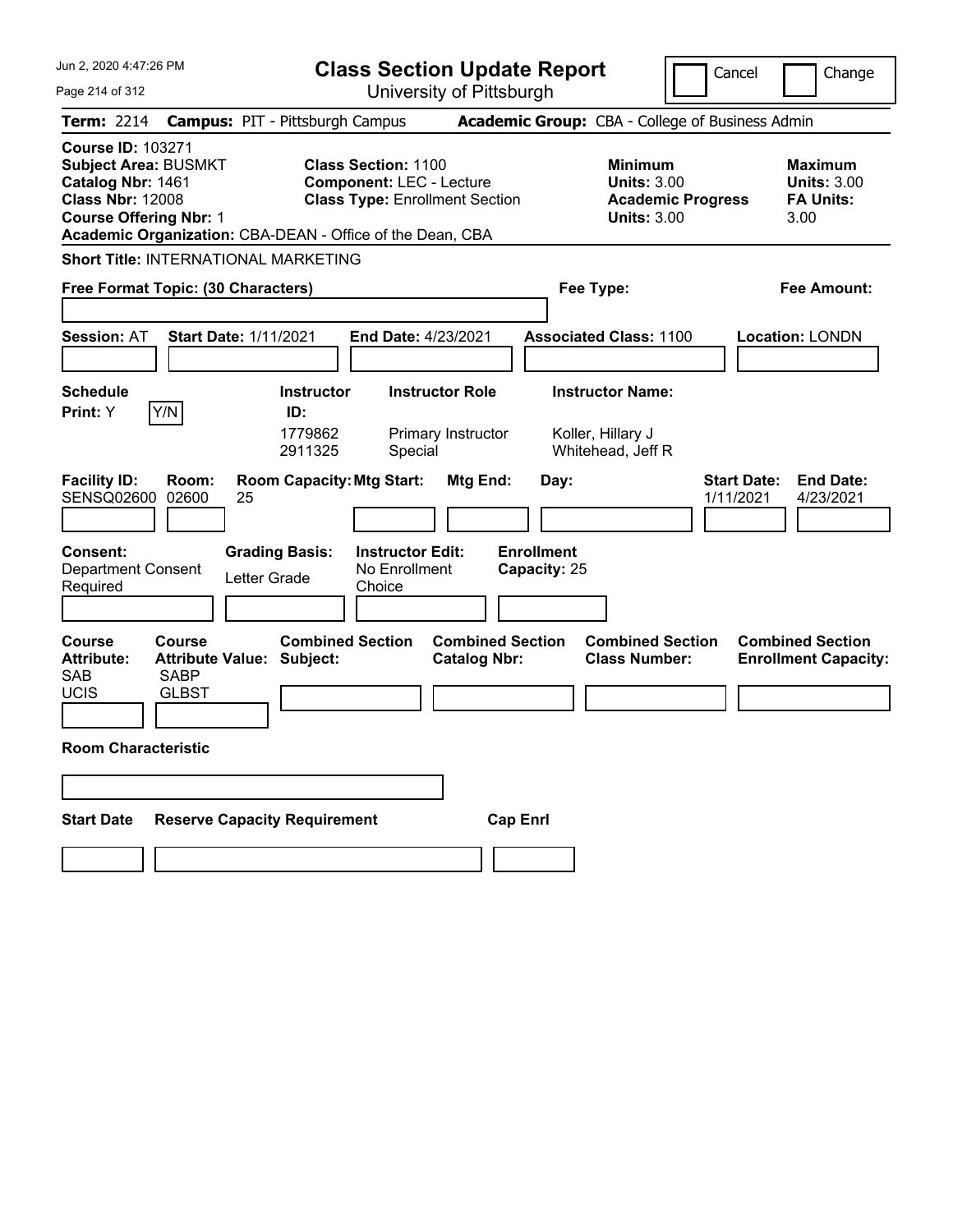# Class Section Update Report

University of Pittsburgh

Jun 2, 2020 4:47:26 PM

Cancel   Change

**Term:** 2214 **Campus:** PIT - Pittsburgh Campus **Academic Group:** CBA - College of Business Admin

**Course ID:** 103271
**Subject Area:** BUSMKT
**Catalog Nbr:** 1461
**Class Nbr:** 12008
**Course Offering Nbr:** 1
**Academic Organization:** CBA-DEAN - Office of the Dean, CBA

**Class Section:** 1100
**Component:** LEC - Lecture
**Class Type:** Enrollment Section

**Minimum Units:** 3.00
**Academic Progress Units:** 3.00

**Maximum Units:** 3.00
**FA Units:** 3.00

**Short Title:** INTERNATIONAL MARKETING

**Free Format Topic: (30 Characters)**

**Fee Type:**

**Fee Amount:**

**Session:** AT **Start Date:** 1/11/2021 **End Date:** 4/23/2021 **Associated Class:** 1100 **Location:** LONDN

| Schedule Print: | Instructor ID: | Instructor Role | Instructor Name: |
|---|---|---|---|
| Y (Y/N) | 1779862 | Primary Instructor | Koller, Hillary J |
| | 2911325 | Special | Whitehead, Jeff R |

| Facility ID: | Room: | Room Capacity: | Mtg Start: | Mtg End: | Day: | Start Date: | End Date: |
|---|---|---|---|---|---|---|---|
| SENSQ02600 | 02600 | 25 | | | | 1/11/2021 | 4/23/2021 |

**Consent:** Department Consent Required

**Grading Basis:** Letter Grade

**Instructor Edit:** No Enrollment Choice

**Enrollment Capacity:** 25

| Course Attribute: | Course Attribute Value: | Combined Section Subject: | Combined Section Catalog Nbr: | Combined Section Class Number: | Combined Section Enrollment Capacity: |
|---|---|---|---|---|---|
| SAB | SABP | | | | |
| UCIS | GLBST | | | | |

**Room Characteristic**

| Start Date | Reserve Capacity Requirement | Cap Enrl |
|---|---|---|
| | | |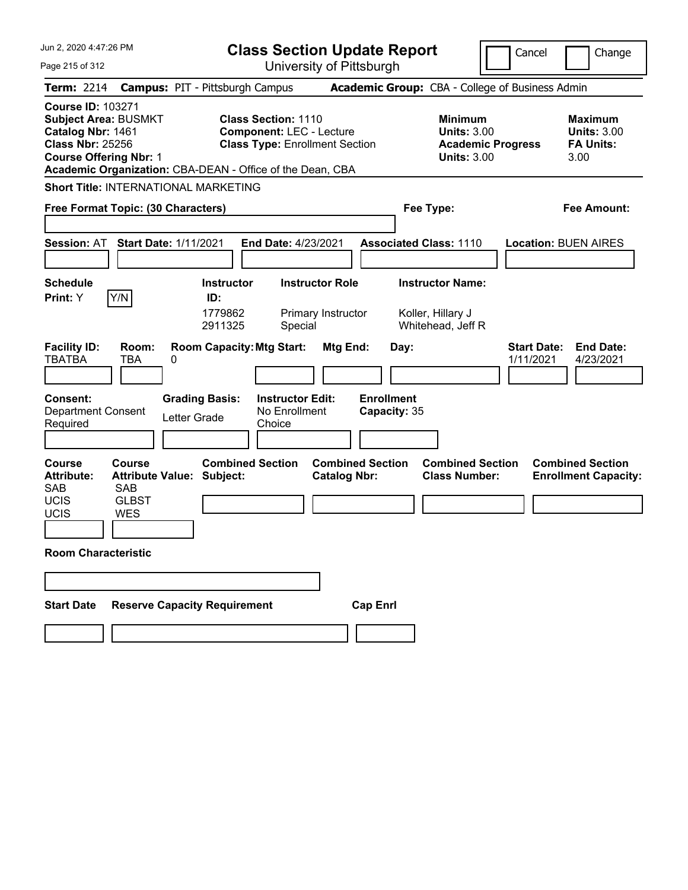# Class Section Update Report

University of Pittsburgh

Jun 2, 2020 4:47:26 PM

Cancel | Change

**Term:** 2214 **Campus:** PIT - Pittsburgh Campus **Academic Group:** CBA - College of Business Admin

**Course ID:** 103271
**Subject Area:** BUSMKT
**Catalog Nbr:** 1461
**Class Nbr:** 25256
**Course Offering Nbr:** 1
**Academic Organization:** CBA-DEAN - Office of the Dean, CBA

**Class Section:** 1110
**Component:** LEC - Lecture
**Class Type:** Enrollment Section

**Minimum Units:** 3.00
**Academic Progress Units:** 3.00

**Maximum Units:** 3.00
**FA Units:** 3.00

**Short Title:** INTERNATIONAL MARKETING

**Free Format Topic: (30 Characters)**

**Fee Type:**

**Fee Amount:**

**Session:** AT **Start Date:** 1/11/2021 **End Date:** 4/23/2021 **Associated Class:** 1110 **Location:** BUEN AIRES

| Schedule Print: | Instructor ID: | Instructor Role | Instructor Name: |
|---|---|---|---|
| Y Y/N | 1779862 | Primary Instructor | Koller, Hillary J |
| | 2911325 | Special | Whitehead, Jeff R |

| Facility ID: | Room: | Room Capacity: | Mtg Start: | Mtg End: | Day: | Start Date: | End Date: |
|---|---|---|---|---|---|---|---|
| TBATBA | TBA | 0 | | | | 1/11/2021 | 4/23/2021 |

**Consent:** Department Consent Required

**Grading Basis:** Letter Grade

**Instructor Edit:** No Enrollment Choice

**Enrollment Capacity:** 35

| Course Attribute: | Course Attribute Value: | Combined Section Subject: | Combined Section Catalog Nbr: | Combined Section Class Number: | Combined Section Enrollment Capacity: |
|---|---|---|---|---|---|
| SAB | SAB | | | | |
| UCIS | GLBST | | | | |
| UCIS | WES | | | | |

**Room Characteristic**

| Start Date | Reserve Capacity Requirement | Cap Enrl |
|---|---|---|
| | | |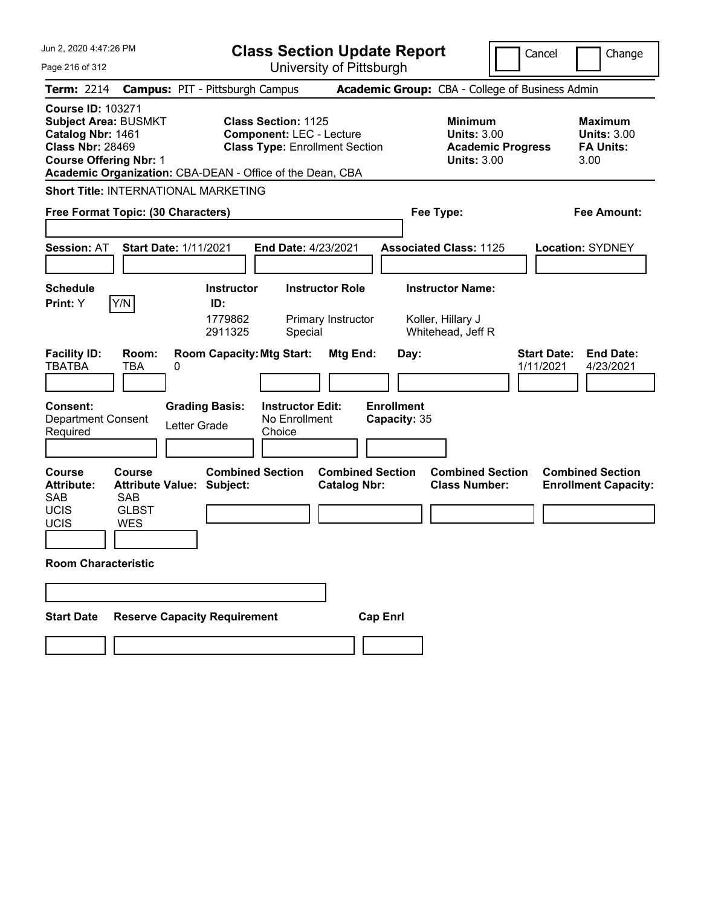# Class Section Update Report

University of Pittsburgh

Jun 2, 2020 4:47:26 PM

Cancel | Change

**Term:** 2214 **Campus:** PIT - Pittsburgh Campus **Academic Group:** CBA - College of Business Admin

**Course ID:** 103271
**Subject Area:** BUSMKT
**Catalog Nbr:** 1461
**Class Nbr:** 28469
**Course Offering Nbr:** 1
**Academic Organization:** CBA-DEAN - Office of the Dean, CBA

**Class Section:** 1125
**Component:** LEC - Lecture
**Class Type:** Enrollment Section

**Minimum Units:** 3.00
**Academic Progress Units:** 3.00

**Maximum Units:** 3.00
**FA Units:** 3.00

**Short Title:** INTERNATIONAL MARKETING

**Free Format Topic: (30 Characters)**

**Fee Type:**

**Fee Amount:**

**Session:** AT **Start Date:** 1/11/2021 **End Date:** 4/23/2021 **Associated Class:** 1125 **Location:** SYDNEY

**Schedule Print:** Y Y/N

| Instructor ID | Instructor Role | Instructor Name |
|---|---|---|
| 1779862 | Primary Instructor | Koller, Hillary J |
| 2911325 | Special | Whitehead, Jeff R |

| Facility ID | Room | Room Capacity | Mtg Start | Mtg End | Day | Start Date | End Date |
|---|---|---|---|---|---|---|---|
| TBATBA | TBA | 0 | | | | 1/11/2021 | 4/23/2021 |

**Consent:** Department Consent Required

**Grading Basis:** Letter Grade

**Instructor Edit:** No Enrollment Choice

**Enrollment Capacity:** 35

| Course Attribute | Course Attribute Value |
|---|---|
| SAB | SAB |
| UCIS | GLBST |
| UCIS | WES |

**Combined Section Subject:**

**Combined Section Catalog Nbr:**

**Combined Section Class Number:**

**Combined Section Enrollment Capacity:**

**Room Characteristic**

**Start Date** **Reserve Capacity Requirement** **Cap Enrl**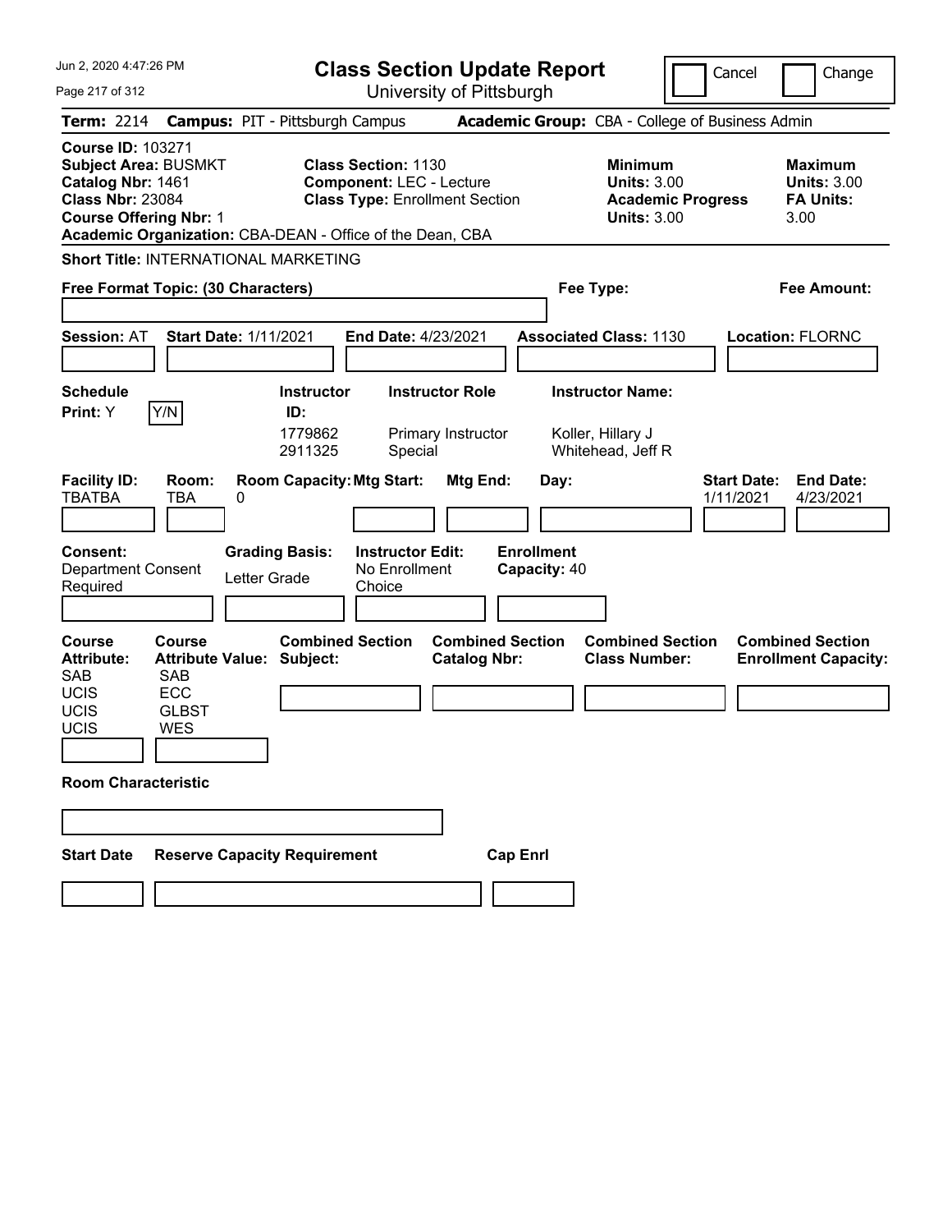# Class Section Update Report

University of Pittsburgh

Cancel | Change

**Term:** 2214 **Campus:** PIT - Pittsburgh Campus **Academic Group:** CBA - College of Business Admin

**Course ID:** 103271
**Subject Area:** BUSMKT
**Catalog Nbr:** 1461
**Class Nbr:** 23084
**Course Offering Nbr:** 1
**Academic Organization:** CBA-DEAN - Office of the Dean, CBA

**Class Section:** 1130
**Component:** LEC - Lecture
**Class Type:** Enrollment Section

**Minimum Units:** 3.00
**Academic Progress Units:** 3.00

**Maximum Units:** 3.00
**FA Units:** 3.00

**Short Title:** INTERNATIONAL MARKETING

**Free Format Topic: (30 Characters)**

**Fee Type:**

**Fee Amount:**

**Session:** AT **Start Date:** 1/11/2021 **End Date:** 4/23/2021 **Associated Class:** 1130 **Location:** FLORNC

**Schedule Print:** Y [Y/N]

| Instructor ID: | Instructor Role | Instructor Name: |
|---|---|---|
| 1779862 | Primary Instructor | Koller, Hillary J |
| 2911325 | Special | Whitehead, Jeff R |

| Facility ID: | Room: | Room Capacity: | Mtg Start: | Mtg End: | Day: | Start Date: | End Date: |
|---|---|---|---|---|---|---|---|
| TBATBA | TBA | 0 | | | | 1/11/2021 | 4/23/2021 |

**Consent:** Department Consent Required
**Grading Basis:** Letter Grade
**Instructor Edit:** No Enrollment Choice
**Enrollment Capacity:** 40

| Course Attribute: | Course Attribute Value: |
|---|---|
| SAB | SAB |
| UCIS | ECC |
| UCIS | GLBST |
| UCIS | WES |

**Combined Section Subject:**
**Combined Section Catalog Nbr:**
**Combined Section Class Number:**
**Combined Section Enrollment Capacity:**

**Room Characteristic**

**Start Date** **Reserve Capacity Requirement** **Cap Enrl**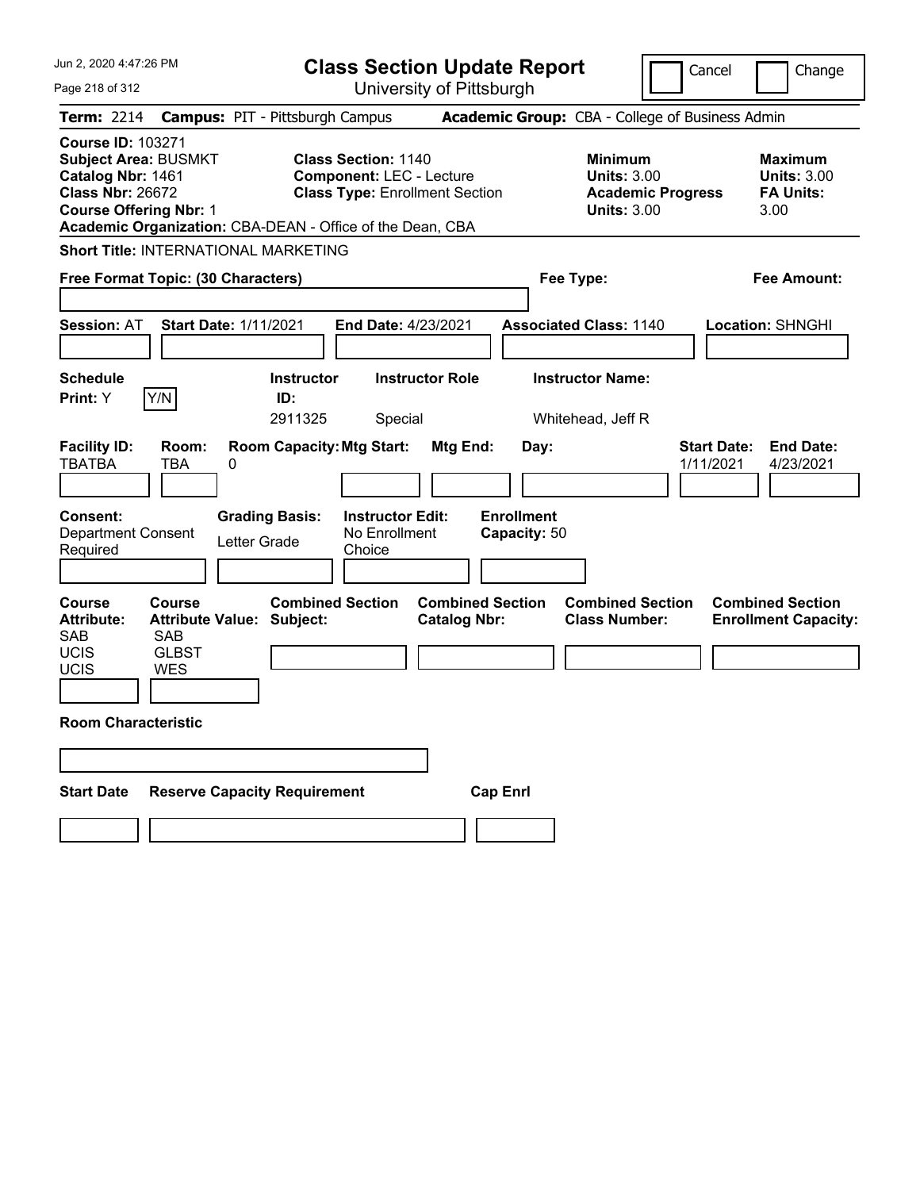# Class Section Update Report

University of Pittsburgh

Jun 2, 2020 4:47:26 PM

Cancel | Change

**Term:** 2214 **Campus:** PIT - Pittsburgh Campus **Academic Group:** CBA - College of Business Admin

**Course ID:** 103271
**Subject Area:** BUSMKT
**Catalog Nbr:** 1461
**Class Nbr:** 26672
**Course Offering Nbr:** 1
**Academic Organization:** CBA-DEAN - Office of the Dean, CBA

**Class Section:** 1140
**Component:** LEC - Lecture
**Class Type:** Enrollment Section

**Minimum**
**Units:** 3.00
**Academic Progress Units:** 3.00

**Maximum**
**Units:** 3.00
**FA Units:** 3.00

**Short Title:** INTERNATIONAL MARKETING

**Free Format Topic: (30 Characters)**

**Fee Type:**

**Fee Amount:**

**Session:** AT **Start Date:** 1/11/2021 **End Date:** 4/23/2021 **Associated Class:** 1140 **Location:** SHNGHI

| Schedule Print: | Instructor ID: | Instructor Role | Instructor Name: |
|---|---|---|---|
| Y | 2911325 | Special | Whitehead, Jeff R |

| Facility ID: | Room: | Room Capacity: | Mtg Start: | Mtg End: | Day: | Start Date: | End Date: |
|---|---|---|---|---|---|---|---|
| TBATBA | TBA | 0 | | | | 1/11/2021 | 4/23/2021 |

| Consent: | Grading Basis: | Instructor Edit: | Enrollment Capacity: |
|---|---|---|---|
| Department Consent Required | Letter Grade | No Enrollment Choice | 50 |

| Course Attribute: | Course Attribute Value: | Combined Section Subject: | Combined Section Catalog Nbr: | Combined Section Class Number: | Combined Section Enrollment Capacity: |
|---|---|---|---|---|---|
| SAB | SAB | | | | |
| UCIS | GLBST | | | | |
| UCIS | WES | | | | |

**Room Characteristic**

| Start Date | Reserve Capacity Requirement | Cap Enrl |
|---|---|---|
| | | |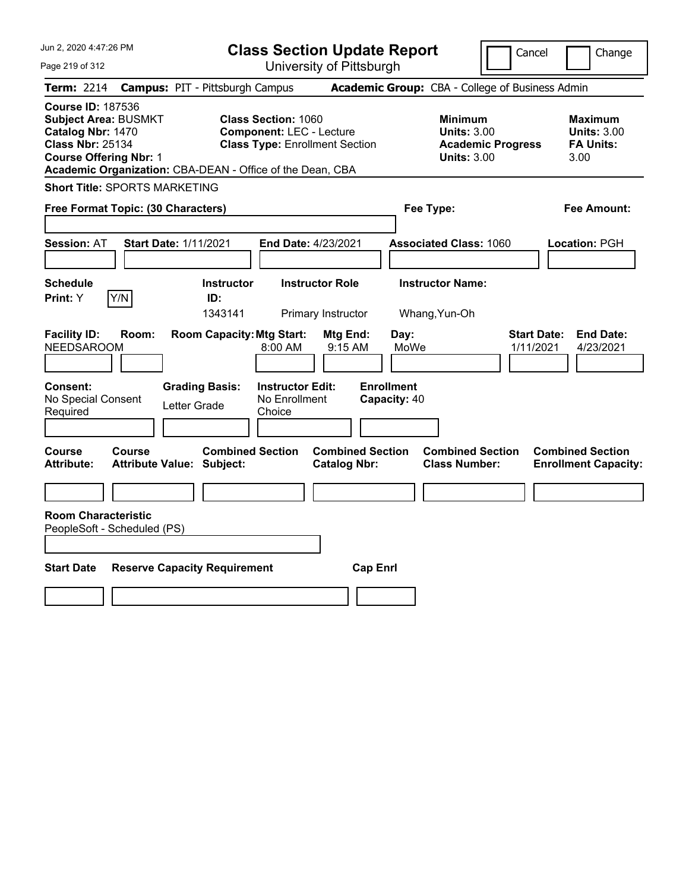# Class Section Update Report

University of Pittsburgh

Jun 2, 2020 4:47:26 PM

Cancel | Change

**Term:** 2214 **Campus:** PIT - Pittsburgh Campus **Academic Group:** CBA - College of Business Admin

**Course ID:** 187536
**Subject Area:** BUSMKT
**Catalog Nbr:** 1470
**Class Nbr:** 25134
**Course Offering Nbr:** 1
**Academic Organization:** CBA-DEAN - Office of the Dean, CBA

**Class Section:** 1060
**Component:** LEC - Lecture
**Class Type:** Enrollment Section

**Minimum Units:** 3.00
**Academic Progress Units:** 3.00

**Maximum Units:** 3.00
**FA Units:** 3.00

**Short Title:** SPORTS MARKETING

**Free Format Topic: (30 Characters)**

**Fee Type:**

**Fee Amount:**

**Session:** AT **Start Date:** 1/11/2021 **End Date:** 4/23/2021 **Associated Class:** 1060 **Location:** PGH

| Schedule Print | Instructor ID | Instructor Role | Instructor Name |
|---|---|---|---|
| Y | 1343141 | Primary Instructor | Whang,Yun-Oh |

| Facility ID | Room | Room Capacity | Mtg Start | Mtg End | Day | Start Date | End Date |
|---|---|---|---|---|---|---|---|
| NEEDSAROOM | | | 8:00 AM | 9:15 AM | MoWe | 1/11/2021 | 4/23/2021 |

**Consent:** No Special Consent Required
**Grading Basis:** Letter Grade
**Instructor Edit:** No Enrollment Choice
**Enrollment Capacity:** 40

| Course Attribute | Course Attribute Value | Combined Section Subject | Combined Section Catalog Nbr | Combined Section Class Number | Combined Section Enrollment Capacity |
|---|---|---|---|---|---|
| | | | | | |

**Room Characteristic**
PeopleSoft - Scheduled (PS)

| Start Date | Reserve Capacity Requirement | Cap Enrl |
|---|---|---|
| | | |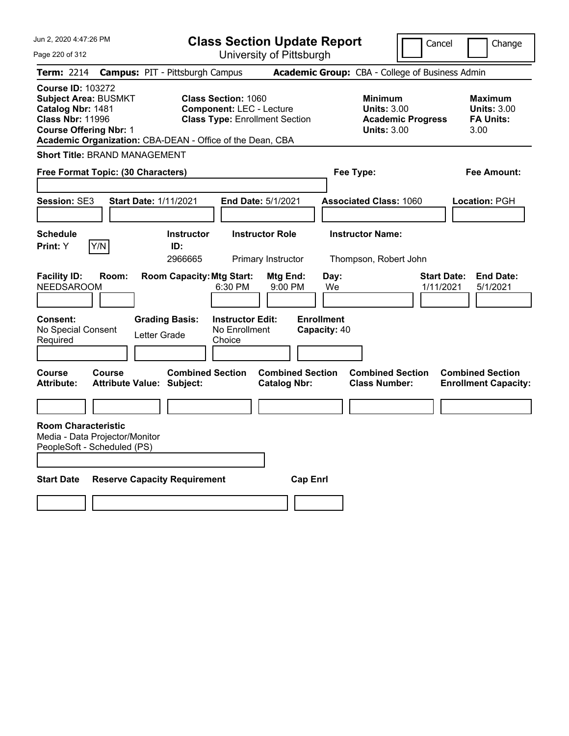# Class Section Update Report

University of Pittsburgh

Cancel / Change

**Term:** 2214 **Campus:** PIT - Pittsburgh Campus **Academic Group:** CBA - College of Business Admin

**Course ID:** 103272
**Subject Area:** BUSMKT
**Catalog Nbr:** 1481
**Class Nbr:** 11996
**Course Offering Nbr:** 1
**Academic Organization:** CBA-DEAN - Office of the Dean, CBA

**Class Section:** 1060
**Component:** LEC - Lecture
**Class Type:** Enrollment Section

**Minimum Units:** 3.00
**Academic Progress Units:** 3.00

**Maximum Units:** 3.00
**FA Units:** 3.00

**Short Title:** BRAND MANAGEMENT

**Free Format Topic: (30 Characters)**

**Fee Type:**

**Fee Amount:**

**Session:** SE3 **Start Date:** 1/11/2021 **End Date:** 5/1/2021 **Associated Class:** 1060 **Location:** PGH

| Schedule Print | Instructor ID | Instructor Role | Instructor Name |
|---|---|---|---|
| Y (Y/N) | 2966665 | Primary Instructor | Thompson, Robert John |

| Facility ID | Room | Room Capacity | Mtg Start | Mtg End | Day | Start Date | End Date |
|---|---|---|---|---|---|---|---|
| NEEDSAROOM | | | 6:30 PM | 9:00 PM | We | 1/11/2021 | 5/1/2021 |

**Consent:** No Special Consent Required
**Grading Basis:** Letter Grade
**Instructor Edit:** No Enrollment Choice
**Enrollment Capacity:** 40

| Course Attribute | Course Attribute Value | Combined Section Subject | Combined Section Catalog Nbr | Combined Section Class Number | Combined Section Enrollment Capacity |
|---|---|---|---|---|---|
| | | | | | |

**Room Characteristic**
Media - Data Projector/Monitor
PeopleSoft - Scheduled (PS)

| Start Date | Reserve Capacity Requirement | Cap Enrl |
|---|---|---|
| | | |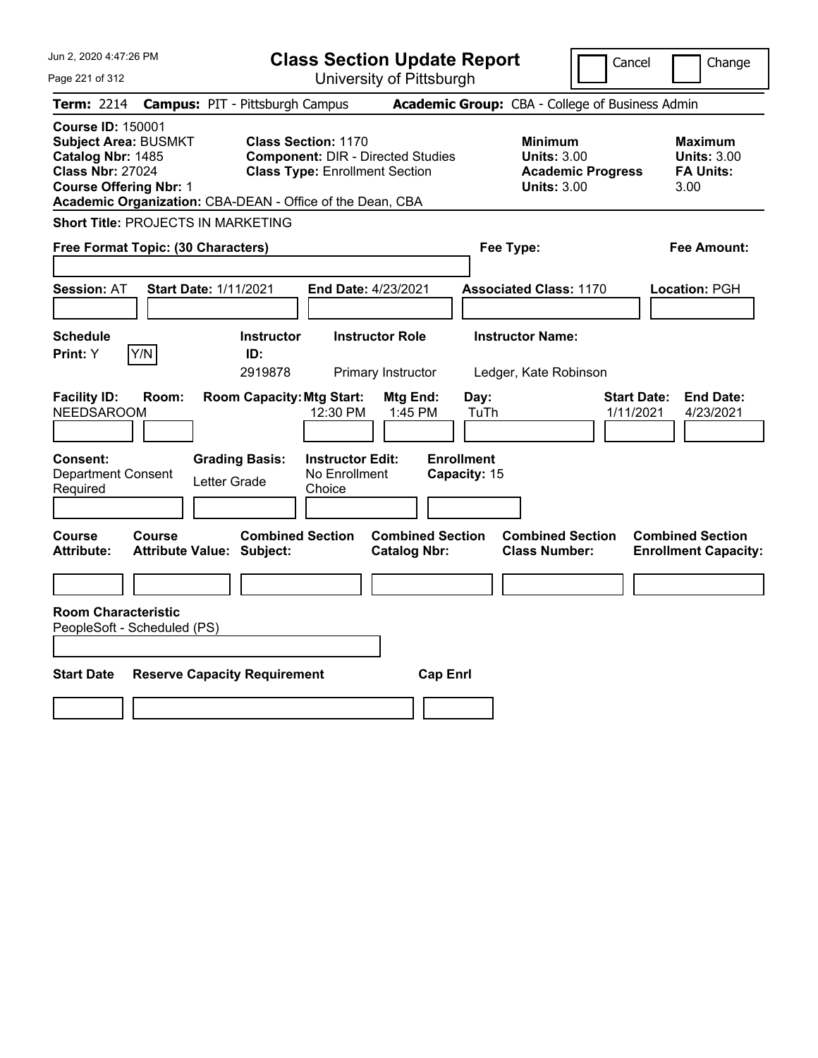Jun 2, 2020 4:47:26 PM

# Class Section Update Report

University of Pittsburgh

Cancel | Change

**Term:** 2214 **Campus:** PIT - Pittsburgh Campus **Academic Group:** CBA - College of Business Admin

**Course ID:** 150001
**Subject Area:** BUSMKT
**Catalog Nbr:** 1485
**Class Nbr:** 27024
**Course Offering Nbr:** 1
**Academic Organization:** CBA-DEAN - Office of the Dean, CBA

**Class Section:** 1170
**Component:** DIR - Directed Studies
**Class Type:** Enrollment Section

**Minimum Units:** 3.00
**Academic Progress Units:** 3.00

**Maximum Units:** 3.00
**FA Units:** 3.00

**Short Title:** PROJECTS IN MARKETING

**Free Format Topic: (30 Characters)**

**Fee Type:**

**Fee Amount:**

**Session:** AT **Start Date:** 1/11/2021 **End Date:** 4/23/2021 **Associated Class:** 1170 **Location:** PGH

| Schedule Print: | Instructor ID: | Instructor Role | Instructor Name: |
|---|---|---|---|
| Y (Y/N) | 2919878 | Primary Instructor | Ledger, Kate Robinson |

| Facility ID: | Room: | Room Capacity: | Mtg Start: | Mtg End: | Day: | Start Date: | End Date: |
|---|---|---|---|---|---|---|---|
| NEEDSAROOM | | | 12:30 PM | 1:45 PM | TuTh | 1/11/2021 | 4/23/2021 |

| Consent: | Grading Basis: | Instructor Edit: | Enrollment Capacity: |
|---|---|---|---|
| Department Consent Required | Letter Grade | No Enrollment Choice | 15 |

| Course Attribute: | Course Attribute Value: | Combined Section Subject: | Combined Section Catalog Nbr: | Combined Section Class Number: | Combined Section Enrollment Capacity: |
|---|---|---|---|---|---|
| | | | | | |

**Room Characteristic**
PeopleSoft - Scheduled (PS)

| Start Date | Reserve Capacity Requirement | Cap Enrl |
|---|---|---|
| | | |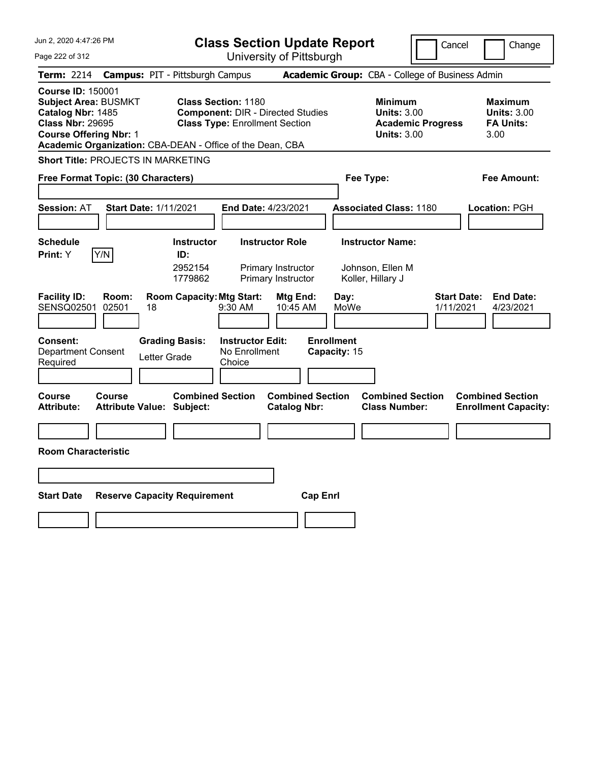# Class Section Update Report

University of Pittsburgh

Cancel | Change

**Term:** 2214 **Campus:** PIT - Pittsburgh Campus **Academic Group:** CBA - College of Business Admin

**Course ID:** 150001
**Subject Area:** BUSMKT
**Catalog Nbr:** 1485
**Class Nbr:** 29695
**Course Offering Nbr:** 1
**Academic Organization:** CBA-DEAN - Office of the Dean, CBA

**Class Section:** 1180
**Component:** DIR - Directed Studies
**Class Type:** Enrollment Section

**Minimum Units:** 3.00
**Academic Progress Units:** 3.00

**Maximum Units:** 3.00
**FA Units:** 3.00

**Short Title:** PROJECTS IN MARKETING

**Free Format Topic: (30 Characters)**

**Fee Type:**

**Fee Amount:**

**Session:** AT **Start Date:** 1/11/2021 **End Date:** 4/23/2021 **Associated Class:** 1180 **Location:** PGH

**Schedule Print:** Y Y/N

| Instructor ID | Instructor Role | Instructor Name |
|---|---|---|
| 2952154 | Primary Instructor | Johnson, Ellen M |
| 1779862 | Primary Instructor | Koller, Hillary J |

| Facility ID | Room | Room Capacity | Mtg Start | Mtg End | Day | Start Date | End Date |
|---|---|---|---|---|---|---|---|
| SENSQ02501 | 02501 | 18 | 9:30 AM | 10:45 AM | MoWe | 1/11/2021 | 4/23/2021 |

**Consent:** Department Consent Required
**Grading Basis:** Letter Grade
**Instructor Edit:** No Enrollment Choice
**Enrollment Capacity:** 15

| Course Attribute | Course Attribute Value | Combined Section Subject | Combined Section Catalog Nbr | Combined Section Class Number | Combined Section Enrollment Capacity |
|---|---|---|---|---|---|
| | | | | | |

**Room Characteristic**

| Start Date | Reserve Capacity Requirement | Cap Enrl |
|---|---|---|
| | | |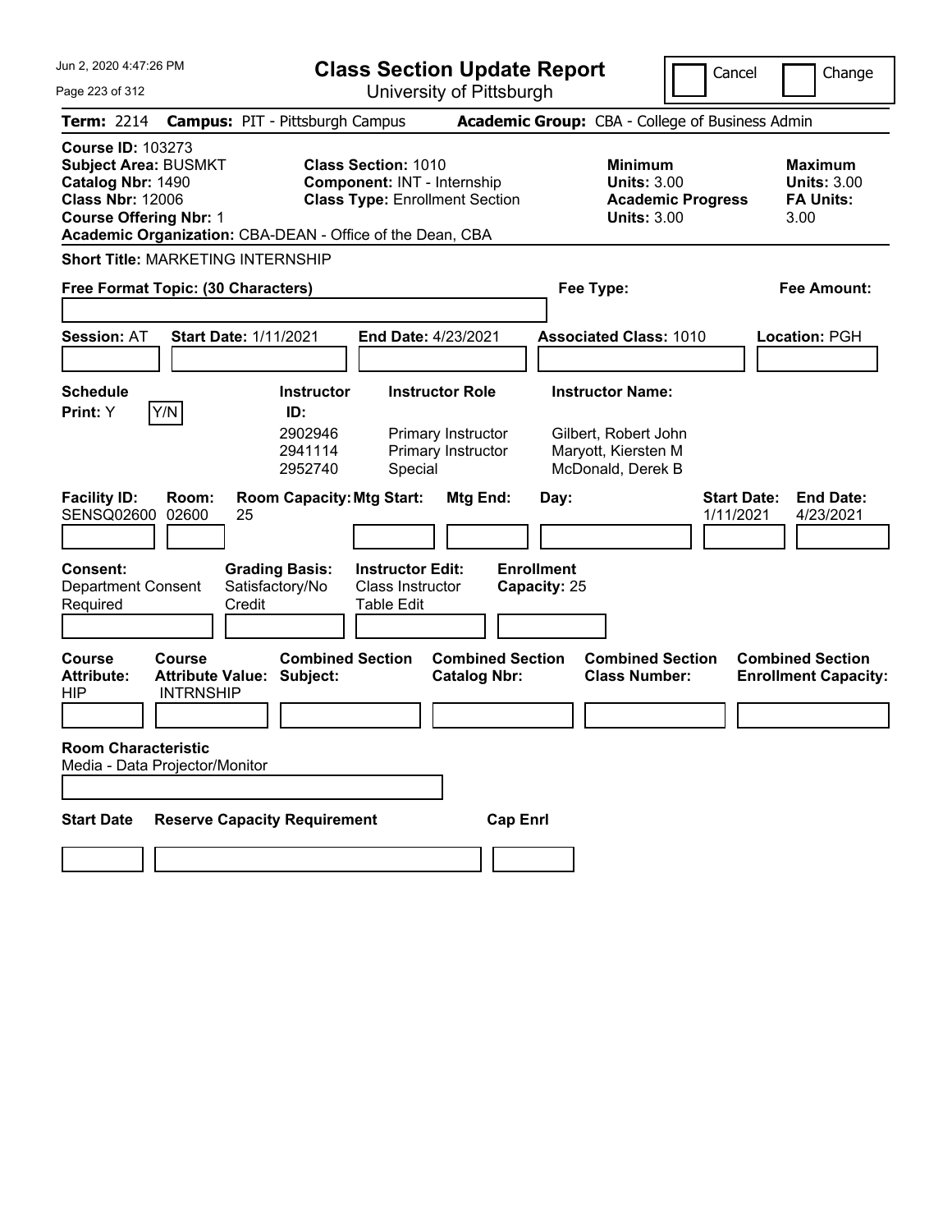# Class Section Update Report

University of Pittsburgh

Cancel | Change

**Term:** 2214 **Campus:** PIT - Pittsburgh Campus **Academic Group:** CBA - College of Business Admin

**Course ID:** 103273
**Subject Area:** BUSMKT
**Catalog Nbr:** 1490
**Class Nbr:** 12006
**Course Offering Nbr:** 1
**Academic Organization:** CBA-DEAN - Office of the Dean, CBA

**Class Section:** 1010
**Component:** INT - Internship
**Class Type:** Enrollment Section

**Minimum Units:** 3.00
**Academic Progress Units:** 3.00

**Maximum Units:** 3.00
**FA Units:** 3.00

**Short Title:** MARKETING INTERNSHIP

**Free Format Topic: (30 Characters)**

**Fee Type:**

**Fee Amount:**

**Session:** AT **Start Date:** 1/11/2021 **End Date:** 4/23/2021 **Associated Class:** 1010 **Location:** PGH

**Schedule Print:** Y Y/N

| Instructor ID | Instructor Role | Instructor Name |
|---|---|---|
| 2902946 | Primary Instructor | Gilbert, Robert John |
| 2941114 | Primary Instructor | Maryott, Kiersten M |
| 2952740 | Special | McDonald, Derek B |

| Facility ID | Room | Room Capacity | Mtg Start | Mtg End | Day | Start Date | End Date |
|---|---|---|---|---|---|---|---|
| SENSQ02600 | 02600 | 25 | | | | 1/11/2021 | 4/23/2021 |

**Consent:** Department Consent Required
**Grading Basis:** Satisfactory/No Credit
**Instructor Edit:** Class Instructor Table Edit
**Enrollment Capacity:** 25

| Course Attribute | Course Attribute Value | Combined Section Subject | Combined Section Catalog Nbr | Combined Section Class Number | Combined Section Enrollment Capacity |
|---|---|---|---|---|---|
| HIP | INTRNSHIP | | | | |

**Room Characteristic**
Media - Data Projector/Monitor

| Start Date | Reserve Capacity Requirement | Cap Enrl |
|---|---|---|
| | | |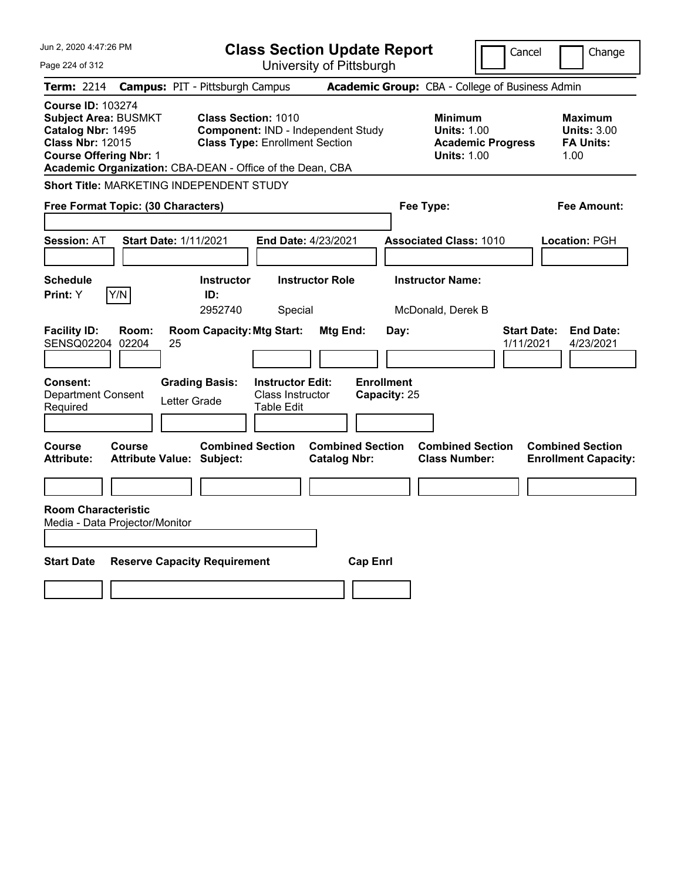# Class Section Update Report

University of Pittsburgh

Jun 2, 2020 4:47:26 PM

Cancel / Change

**Term:** 2214 **Campus:** PIT - Pittsburgh Campus **Academic Group:** CBA - College of Business Admin

**Course ID:** 103274
**Subject Area:** BUSMKT
**Catalog Nbr:** 1495
**Class Nbr:** 12015
**Course Offering Nbr:** 1
**Academic Organization:** CBA-DEAN - Office of the Dean, CBA

**Class Section:** 1010
**Component:** IND - Independent Study
**Class Type:** Enrollment Section

**Minimum Units:** 1.00
**Academic Progress Units:** 1.00

**Maximum Units:** 3.00
**FA Units:** 1.00

**Short Title:** MARKETING INDEPENDENT STUDY

**Free Format Topic: (30 Characters)**

**Fee Type:**

**Fee Amount:**

**Session:** AT **Start Date:** 1/11/2021 **End Date:** 4/23/2021 **Associated Class:** 1010 **Location:** PGH

| Schedule Print | | Instructor ID | Instructor Role | Instructor Name |
|---|---|---|---|---|
| Y | Y/N | 2952740 | Special | McDonald, Derek B |

| Facility ID | Room | Room Capacity | Mtg Start | Mtg End | Day | Start Date | End Date |
|---|---|---|---|---|---|---|---|
| SENSQ02204 | 02204 | 25 | | | | 1/11/2021 | 4/23/2021 |

**Consent:** Department Consent Required
**Grading Basis:** Letter Grade
**Instructor Edit:** Class Instructor Table Edit
**Enrollment Capacity:** 25

| Course Attribute | Course Attribute Value | Combined Section Subject | Combined Section Catalog Nbr | Combined Section Class Number | Combined Section Enrollment Capacity |
|---|---|---|---|---|---|
| | | | | | |

**Room Characteristic**
Media - Data Projector/Monitor

| Start Date | Reserve Capacity Requirement | Cap Enrl |
|---|---|---|
| | | |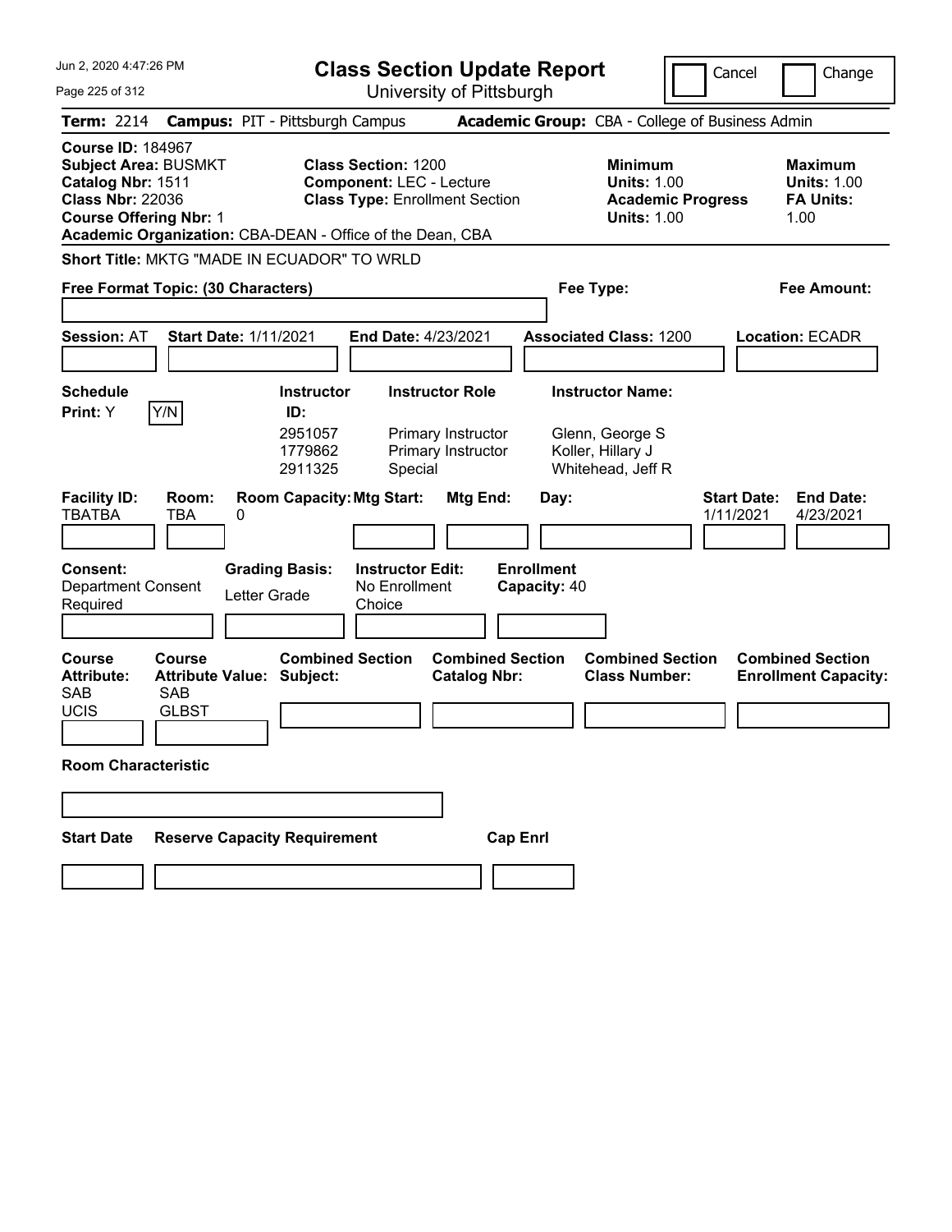# Class Section Update Report

University of Pittsburgh

Jun 2, 2020 4:47:26 PM

Cancel | Change

**Term:** 2214 **Campus:** PIT - Pittsburgh Campus **Academic Group:** CBA - College of Business Admin

**Course ID:** 184967
**Subject Area:** BUSMKT
**Catalog Nbr:** 1511
**Class Nbr:** 22036
**Course Offering Nbr:** 1
**Academic Organization:** CBA-DEAN - Office of the Dean, CBA

**Class Section:** 1200
**Component:** LEC - Lecture
**Class Type:** Enrollment Section

**Minimum Units:** 1.00
**Academic Progress Units:** 1.00

**Maximum Units:** 1.00
**FA Units:** 1.00

**Short Title:** MKTG "MADE IN ECUADOR" TO WRLD

**Free Format Topic: (30 Characters)**

**Fee Type:**

**Fee Amount:**

**Session:** AT **Start Date:** 1/11/2021 **End Date:** 4/23/2021 **Associated Class:** 1200 **Location:** ECADR

**Schedule Print:** Y Y/N

| Instructor ID: | Instructor Role | Instructor Name: |
|---|---|---|
| 2951057 | Primary Instructor | Glenn, George S |
| 1779862 | Primary Instructor | Koller, Hillary J |
| 2911325 | Special | Whitehead, Jeff R |

| Facility ID: | Room: | Room Capacity: | Mtg Start: | Mtg End: | Day: | Start Date: | End Date: |
|---|---|---|---|---|---|---|---|
| TBATBA | TBA | 0 | | | | 1/11/2021 | 4/23/2021 |

**Consent:** Department Consent Required

**Grading Basis:** Letter Grade

**Instructor Edit:** No Enrollment Choice

**Enrollment Capacity:** 40

| Course Attribute: | Course Attribute Value: | Combined Section Subject: | Combined Section Catalog Nbr: | Combined Section Class Number: | Combined Section Enrollment Capacity: |
|---|---|---|---|---|---|
| SAB | SAB | | | | |
| UCIS | GLBST | | | | |

**Room Characteristic**

**Start Date** **Reserve Capacity Requirement** **Cap Enrl**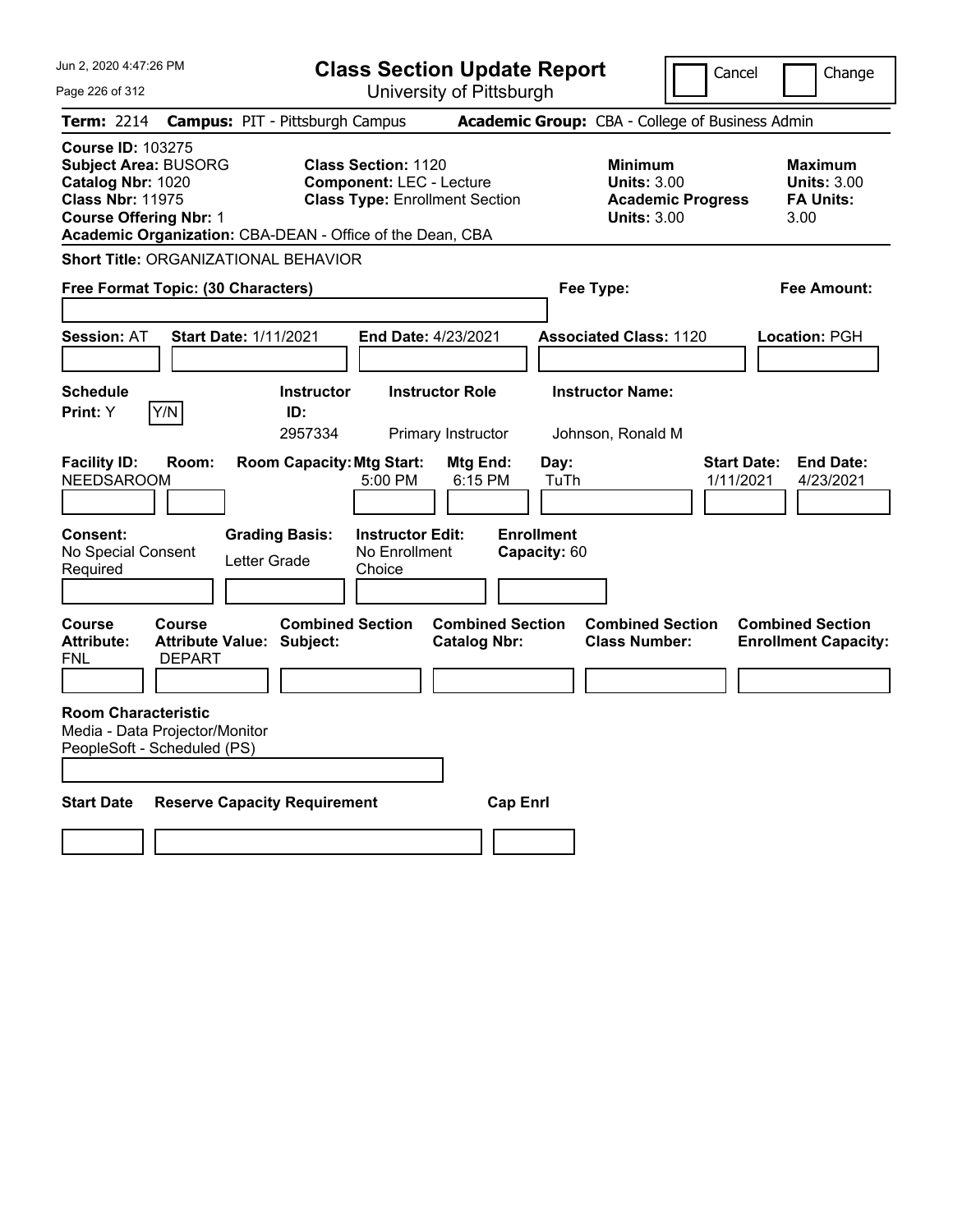# Class Section Update Report

University of Pittsburgh

Jun 2, 2020 4:47:26 PM

Cancel | Change

**Term:** 2214 **Campus:** PIT - Pittsburgh Campus **Academic Group:** CBA - College of Business Admin

**Course ID:** 103275
**Subject Area:** BUSORG
**Catalog Nbr:** 1020
**Class Nbr:** 11975
**Course Offering Nbr:** 1
**Academic Organization:** CBA-DEAN - Office of the Dean, CBA

**Class Section:** 1120
**Component:** LEC - Lecture
**Class Type:** Enrollment Section

**Minimum Units:** 3.00
**Academic Progress Units:** 3.00

**Maximum Units:** 3.00
**FA Units:** 3.00

**Short Title:** ORGANIZATIONAL BEHAVIOR

**Free Format Topic: (30 Characters)**

**Fee Type:**

**Fee Amount:**

**Session:** AT **Start Date:** 1/11/2021 **End Date:** 4/23/2021 **Associated Class:** 1120 **Location:** PGH

| Schedule Print | Instructor ID | Instructor Role | Instructor Name |
|---|---|---|---|
| Y (Y/N) | 2957334 | Primary Instructor | Johnson, Ronald M |

| Facility ID | Room | Room Capacity | Mtg Start | Mtg End | Day | Start Date | End Date |
|---|---|---|---|---|---|---|---|
| NEEDSAROOM | | | 5:00 PM | 6:15 PM | TuTh | 1/11/2021 | 4/23/2021 |

| Consent | Grading Basis | Instructor Edit | Enrollment Capacity |
|---|---|---|---|
| No Special Consent Required | Letter Grade | No Enrollment Choice | 60 |

| Course Attribute | Course Attribute Value | Combined Section Subject | Combined Section Catalog Nbr | Combined Section Class Number | Combined Section Enrollment Capacity |
|---|---|---|---|---|---|
| FNL | DEPART | | | | |

**Room Characteristic**
Media - Data Projector/Monitor
PeopleSoft - Scheduled (PS)

| Start Date | Reserve Capacity Requirement | Cap Enrl |
|---|---|---|
| | | |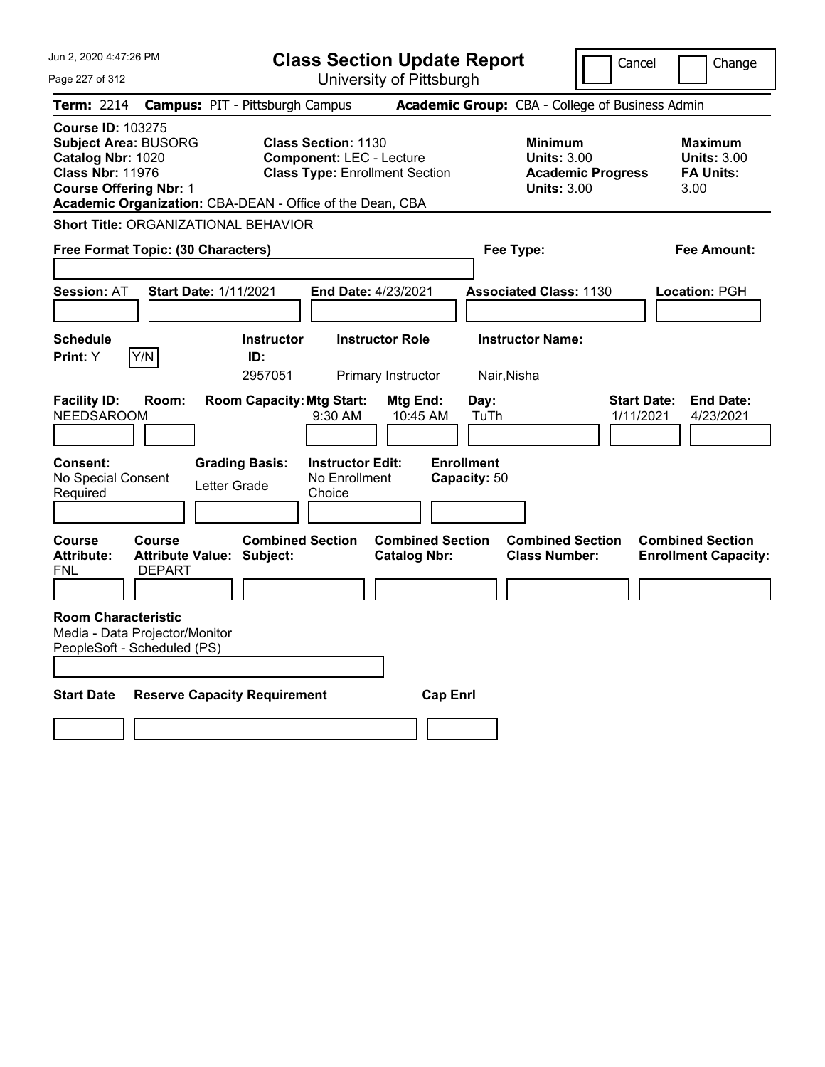# Class Section Update Report

University of Pittsburgh

Cancel | Change

**Term:** 2214 **Campus:** PIT - Pittsburgh Campus **Academic Group:** CBA - College of Business Admin

**Course ID:** 103275
**Subject Area:** BUSORG
**Catalog Nbr:** 1020
**Class Nbr:** 11976
**Course Offering Nbr:** 1
**Academic Organization:** CBA-DEAN - Office of the Dean, CBA

**Class Section:** 1130
**Component:** LEC - Lecture
**Class Type:** Enrollment Section

**Minimum Units:** 3.00
**Academic Progress Units:** 3.00

**Maximum Units:** 3.00
**FA Units:** 3.00

**Short Title:** ORGANIZATIONAL BEHAVIOR

**Free Format Topic: (30 Characters)**

**Fee Type:**

**Fee Amount:**

**Session:** AT **Start Date:** 1/11/2021 **End Date:** 4/23/2021 **Associated Class:** 1130 **Location:** PGH

| Schedule Print | Y/N | Instructor ID | Instructor Role | Instructor Name |
|---|---|---|---|---|
| Y | | 2957051 | Primary Instructor | Nair,Nisha |

| Facility ID | Room | Room Capacity | Mtg Start | Mtg End | Day | Start Date | End Date |
|---|---|---|---|---|---|---|---|
| NEEDSAROOM | | | 9:30 AM | 10:45 AM | TuTh | 1/11/2021 | 4/23/2021 |

| Consent | Grading Basis | Instructor Edit | Enrollment Capacity |
|---|---|---|---|
| No Special Consent Required | Letter Grade | No Enrollment Choice | 50 |

| Course Attribute | Course Attribute Value | Combined Section Subject | Combined Section Catalog Nbr | Combined Section Class Number | Combined Section Enrollment Capacity |
|---|---|---|---|---|---|
| FNL | DEPART | | | | |

**Room Characteristic**
Media - Data Projector/Monitor
PeopleSoft - Scheduled (PS)

| Start Date | Reserve Capacity Requirement | Cap Enrl |
|---|---|---|
| | | |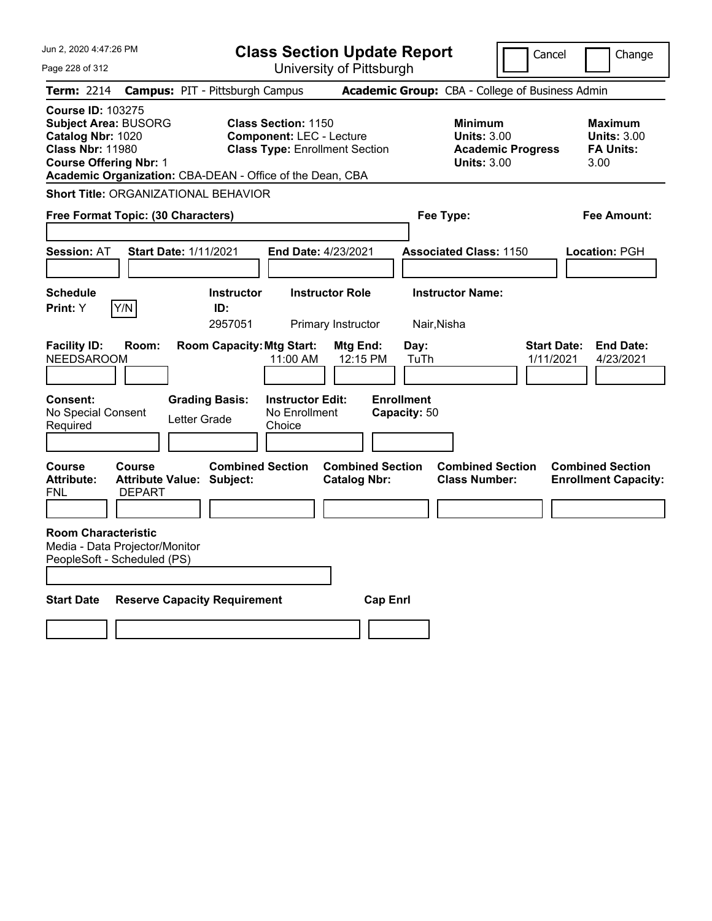Jun 2, 2020 4:47:26 PM

# Class Section Update Report

University of Pittsburgh

Cancel | Change

**Term:** 2214 **Campus:** PIT - Pittsburgh Campus **Academic Group:** CBA - College of Business Admin

**Course ID:** 103275
**Subject Area:** BUSORG
**Catalog Nbr:** 1020
**Class Nbr:** 11980
**Course Offering Nbr:** 1
**Academic Organization:** CBA-DEAN - Office of the Dean, CBA

**Class Section:** 1150
**Component:** LEC - Lecture
**Class Type:** Enrollment Section

| | Minimum | Maximum |
|---|---|---|
| Units | 3.00 | 3.00 |
| Academic Progress Units | 3.00 | |
| FA Units | | 3.00 |

**Short Title:** ORGANIZATIONAL BEHAVIOR

**Free Format Topic: (30 Characters)**

**Fee Type:**

**Fee Amount:**

**Session:** AT **Start Date:** 1/11/2021 **End Date:** 4/23/2021 **Associated Class:** 1150 **Location:** PGH

| Schedule Print | Instructor ID | Instructor Role | Instructor Name |
|---|---|---|---|
| Y | 2957051 | Primary Instructor | Nair,Nisha |

| Facility ID | Room | Room Capacity | Mtg Start | Mtg End | Day | Start Date | End Date |
|---|---|---|---|---|---|---|---|
| NEEDSAROOM | | | 11:00 AM | 12:15 PM | TuTh | 1/11/2021 | 4/23/2021 |

**Consent:** No Special Consent Required
**Grading Basis:** Letter Grade
**Instructor Edit:** No Enrollment Choice
**Enrollment Capacity:** 50

| Course Attribute | Course Attribute Value | Combined Section Subject | Combined Section Catalog Nbr | Combined Section Class Number | Combined Section Enrollment Capacity |
|---|---|---|---|---|---|
| FNL | DEPART | | | | |

**Room Characteristic**
Media - Data Projector/Monitor
PeopleSoft - Scheduled (PS)

| Start Date | Reserve Capacity Requirement | Cap Enrl |
|---|---|---|
| | | |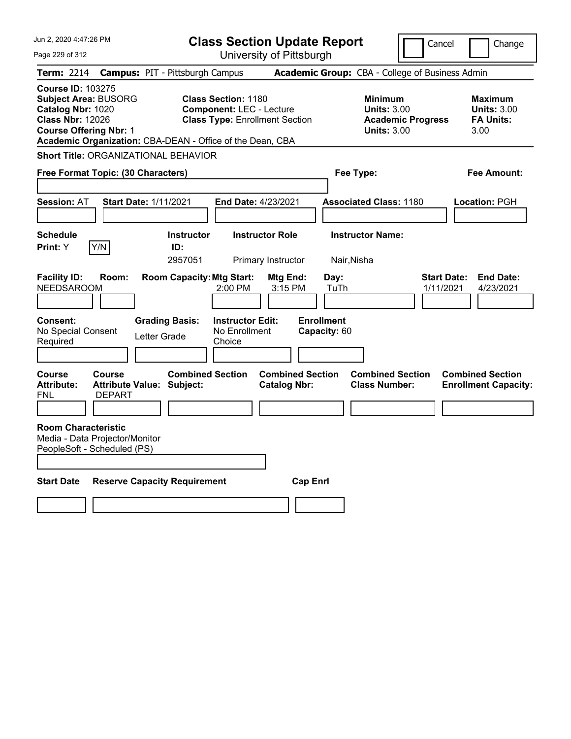# Class Section Update Report

University of Pittsburgh

Cancel | Change

**Term:** 2214 **Campus:** PIT - Pittsburgh Campus **Academic Group:** CBA - College of Business Admin

**Course ID:** 103275
**Subject Area:** BUSORG
**Catalog Nbr:** 1020
**Class Nbr:** 12026
**Course Offering Nbr:** 1
**Academic Organization:** CBA-DEAN - Office of the Dean, CBA

**Class Section:** 1180
**Component:** LEC - Lecture
**Class Type:** Enrollment Section

**Minimum**
**Units:** 3.00
**Academic Progress Units:** 3.00

**Maximum**
**Units:** 3.00
**FA Units:** 3.00

**Short Title:** ORGANIZATIONAL BEHAVIOR

**Free Format Topic: (30 Characters)**

**Fee Type:**

**Fee Amount:**

**Session:** AT **Start Date:** 1/11/2021 **End Date:** 4/23/2021 **Associated Class:** 1180 **Location:** PGH

| Schedule Print | Instructor ID | Instructor Role | Instructor Name |
|---|---|---|---|
| Y (Y/N) | 2957051 | Primary Instructor | Nair,Nisha |

| Facility ID | Room | Room Capacity | Mtg Start | Mtg End | Day | Start Date | End Date |
|---|---|---|---|---|---|---|---|
| NEEDSAROOM | | | 2:00 PM | 3:15 PM | TuTh | 1/11/2021 | 4/23/2021 |

**Consent:** No Special Consent Required
**Grading Basis:** Letter Grade
**Instructor Edit:** No Enrollment Choice
**Enrollment Capacity:** 60

| Course Attribute | Course Attribute Value | Combined Section Subject | Combined Section Catalog Nbr | Combined Section Class Number | Combined Section Enrollment Capacity |
|---|---|---|---|---|---|
| FNL | DEPART | | | | |

**Room Characteristic**
Media - Data Projector/Monitor
PeopleSoft - Scheduled (PS)

| Start Date | Reserve Capacity Requirement | Cap Enrl |
|---|---|---|
| | | |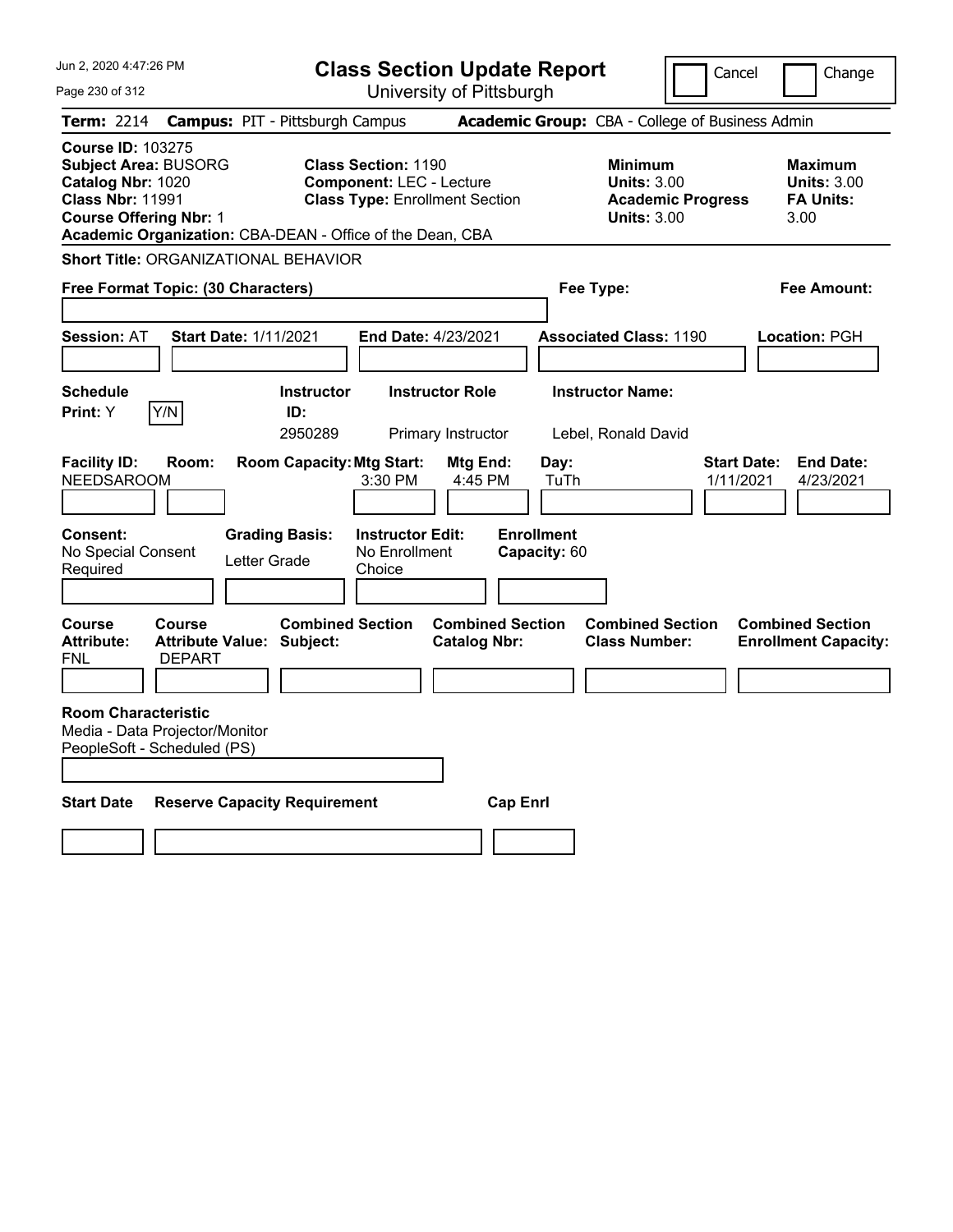# Class Section Update Report

University of Pittsburgh

Jun 2, 2020 4:47:26 PM

Cancel | Change

**Term:** 2214 **Campus:** PIT - Pittsburgh Campus **Academic Group:** CBA - College of Business Admin

**Course ID:** 103275
**Subject Area:** BUSORG
**Catalog Nbr:** 1020
**Class Nbr:** 11991
**Course Offering Nbr:** 1
**Academic Organization:** CBA-DEAN - Office of the Dean, CBA

**Class Section:** 1190
**Component:** LEC - Lecture
**Class Type:** Enrollment Section

**Minimum Units:** 3.00
**Academic Progress Units:** 3.00

**Maximum Units:** 3.00
**FA Units:** 3.00

**Short Title:** ORGANIZATIONAL BEHAVIOR

**Free Format Topic: (30 Characters)**

**Fee Type:**

**Fee Amount:**

**Session:** AT **Start Date:** 1/11/2021 **End Date:** 4/23/2021 **Associated Class:** 1190 **Location:** PGH

| Schedule Print | Instructor ID | Instructor Role | Instructor Name |
|---|---|---|---|
| Y (Y/N) | 2950289 | Primary Instructor | Lebel, Ronald David |

| Facility ID | Room | Room Capacity | Mtg Start | Mtg End | Day | Start Date | End Date |
|---|---|---|---|---|---|---|---|
| NEEDSAROOM | | | 3:30 PM | 4:45 PM | TuTh | 1/11/2021 | 4/23/2021 |

**Consent:** No Special Consent Required
**Grading Basis:** Letter Grade
**Instructor Edit:** No Enrollment Choice
**Enrollment Capacity:** 60

| Course Attribute | Course Attribute Value | Combined Section Subject | Combined Section Catalog Nbr | Combined Section Class Number | Combined Section Enrollment Capacity |
|---|---|---|---|---|---|
| FNL | DEPART | | | | |

**Room Characteristic**
Media - Data Projector/Monitor
PeopleSoft - Scheduled (PS)

| Start Date | Reserve Capacity Requirement | Cap Enrl |
|---|---|---|
| | | |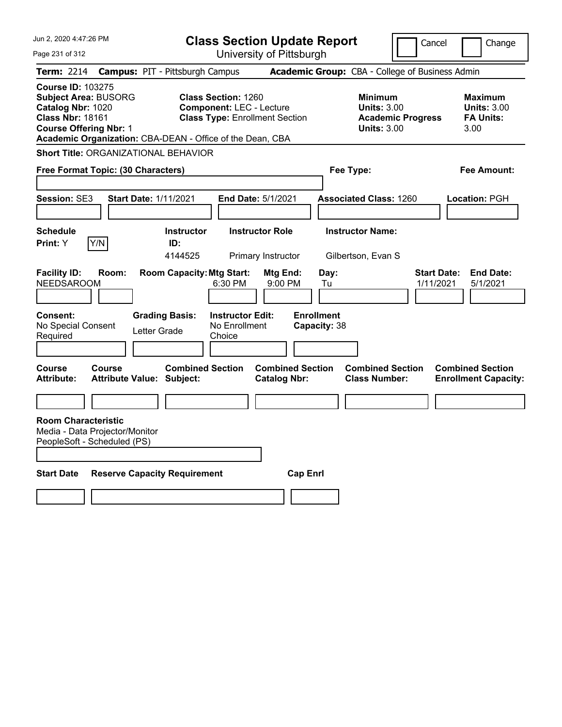# Class Section Update Report

University of Pittsburgh

Cancel | Change

**Term:** 2214 **Campus:** PIT - Pittsburgh Campus **Academic Group:** CBA - College of Business Admin

**Course ID:** 103275
**Subject Area:** BUSORG
**Catalog Nbr:** 1020
**Class Nbr:** 18161
**Course Offering Nbr:** 1
**Academic Organization:** CBA-DEAN - Office of the Dean, CBA

**Class Section:** 1260
**Component:** LEC - Lecture
**Class Type:** Enrollment Section

**Minimum Units:** 3.00
**Academic Progress Units:** 3.00

**Maximum Units:** 3.00
**FA Units:** 3.00

**Short Title:** ORGANIZATIONAL BEHAVIOR

**Free Format Topic: (30 Characters)**

**Fee Type:**

**Fee Amount:**

**Session:** SE3 **Start Date:** 1/11/2021 **End Date:** 5/1/2021 **Associated Class:** 1260 **Location:** PGH

| Schedule Print | | Instructor ID | Instructor Role | Instructor Name |
|---|---|---|---|---|
| Y | Y/N | 4144525 | Primary Instructor | Gilbertson, Evan S |

| Facility ID | Room | Room Capacity | Mtg Start | Mtg End | Day | Start Date | End Date |
|---|---|---|---|---|---|---|---|
| NEEDSAROOM | | | 6:30 PM | 9:00 PM | Tu | 1/11/2021 | 5/1/2021 |

| Consent | Grading Basis | Instructor Edit | Enrollment Capacity |
|---|---|---|---|
| No Special Consent Required | Letter Grade | No Enrollment Choice | 38 |

| Course Attribute | Course Attribute Value | Combined Section Subject | Combined Section Catalog Nbr | Combined Section Class Number | Combined Section Enrollment Capacity |
|---|---|---|---|---|---|
| | | | | | |

**Room Characteristic**
Media - Data Projector/Monitor
PeopleSoft - Scheduled (PS)

| Start Date | Reserve Capacity Requirement | Cap Enrl |
|---|---|---|
| | | |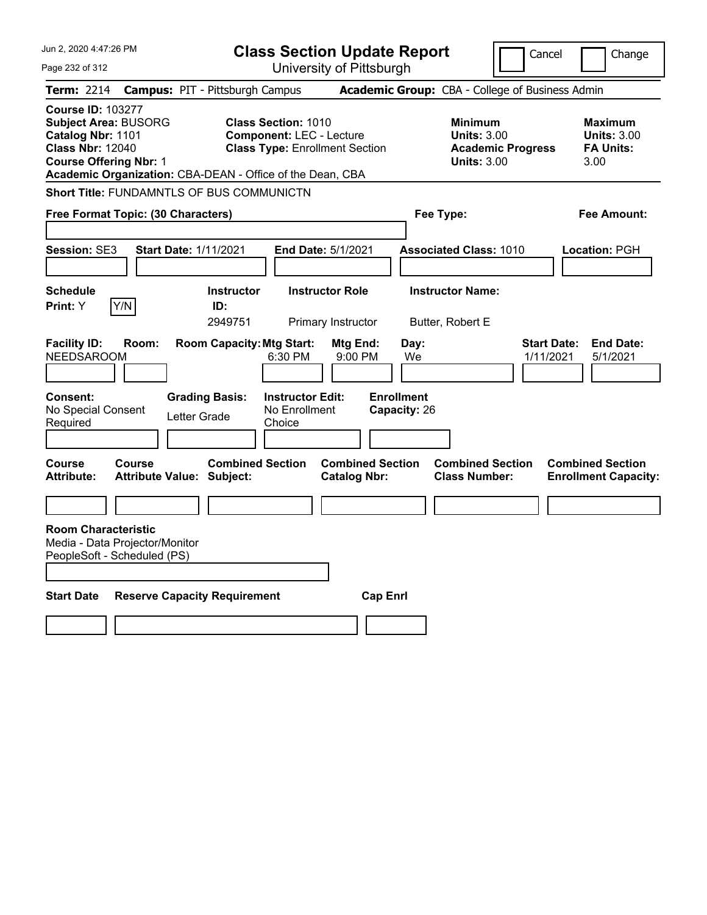Jun 2, 2020 4:47:26 PM

# Class Section Update Report

University of Pittsburgh

Cancel | Change

**Term:** 2214 **Campus:** PIT - Pittsburgh Campus **Academic Group:** CBA - College of Business Admin

**Course ID:** 103277
**Subject Area:** BUSORG
**Catalog Nbr:** 1101
**Class Nbr:** 12040
**Course Offering Nbr:** 1
**Academic Organization:** CBA-DEAN - Office of the Dean, CBA

**Class Section:** 1010
**Component:** LEC - Lecture
**Class Type:** Enrollment Section

**Minimum Units:** 3.00
**Academic Progress Units:** 3.00

**Maximum Units:** 3.00
**FA Units:** 3.00

**Short Title:** FUNDAMNTLS OF BUS COMMUNICTN

**Free Format Topic: (30 Characters)**

**Fee Type:**

**Fee Amount:**

**Session:** SE3 **Start Date:** 1/11/2021 **End Date:** 5/1/2021 **Associated Class:** 1010 **Location:** PGH

| Schedule Print | Instructor ID | Instructor Role | Instructor Name |
|---|---|---|---|
| Y | 2949751 | Primary Instructor | Butter, Robert E |

| Facility ID | Room | Room Capacity | Mtg Start | Mtg End | Day | Start Date | End Date |
|---|---|---|---|---|---|---|---|
| NEEDSAROOM | | | 6:30 PM | 9:00 PM | We | 1/11/2021 | 5/1/2021 |

**Consent:** No Special Consent Required
**Grading Basis:** Letter Grade
**Instructor Edit:** No Enrollment Choice
**Enrollment Capacity:** 26

| Course Attribute | Course Attribute Value | Combined Section Subject | Combined Section Catalog Nbr | Combined Section Class Number | Combined Section Enrollment Capacity |
|---|---|---|---|---|---|
| | | | | | |

**Room Characteristic**
Media - Data Projector/Monitor
PeopleSoft - Scheduled (PS)

| Start Date | Reserve Capacity Requirement | Cap Enrl |
|---|---|---|
| | | |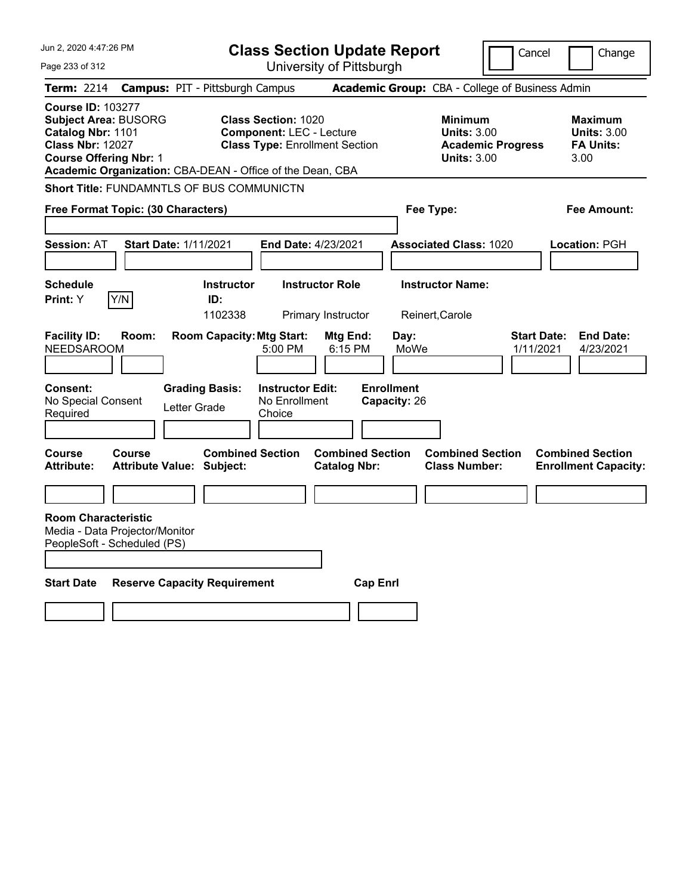# Class Section Update Report

University of Pittsburgh

Cancel | Change

**Term:** 2214 **Campus:** PIT - Pittsburgh Campus **Academic Group:** CBA - College of Business Admin

**Course ID:** 103277
**Subject Area:** BUSORG
**Catalog Nbr:** 1101
**Class Nbr:** 12027
**Course Offering Nbr:** 1
**Academic Organization:** CBA-DEAN - Office of the Dean, CBA

**Class Section:** 1020
**Component:** LEC - Lecture
**Class Type:** Enrollment Section

**Minimum Units:** 3.00
**Academic Progress Units:** 3.00

**Maximum Units:** 3.00
**FA Units:** 3.00

**Short Title:** FUNDAMNTLS OF BUS COMMUNICTN

**Free Format Topic: (30 Characters)**

**Fee Type:**

**Fee Amount:**

**Session:** AT **Start Date:** 1/11/2021 **End Date:** 4/23/2021 **Associated Class:** 1020 **Location:** PGH

| Schedule Print | | Instructor ID | Instructor Role | Instructor Name |
|---|---|---|---|---|
| Y | Y/N | 1102338 | Primary Instructor | Reinert,Carole |

| Facility ID | Room | Room Capacity | Mtg Start | Mtg End | Day | Start Date | End Date |
|---|---|---|---|---|---|---|---|
| NEEDSAROOM | | | 5:00 PM | 6:15 PM | MoWe | 1/11/2021 | 4/23/2021 |

| Consent | Grading Basis | Instructor Edit | Enrollment Capacity |
|---|---|---|---|
| No Special Consent Required | Letter Grade | No Enrollment Choice | 26 |

| Course Attribute | Course Attribute Value | Combined Section Subject | Combined Section Catalog Nbr | Combined Section Class Number | Combined Section Enrollment Capacity |
|---|---|---|---|---|---|
| | | | | | |

**Room Characteristic**
Media - Data Projector/Monitor
PeopleSoft - Scheduled (PS)

| Start Date | Reserve Capacity Requirement | Cap Enrl |
|---|---|---|
| | | |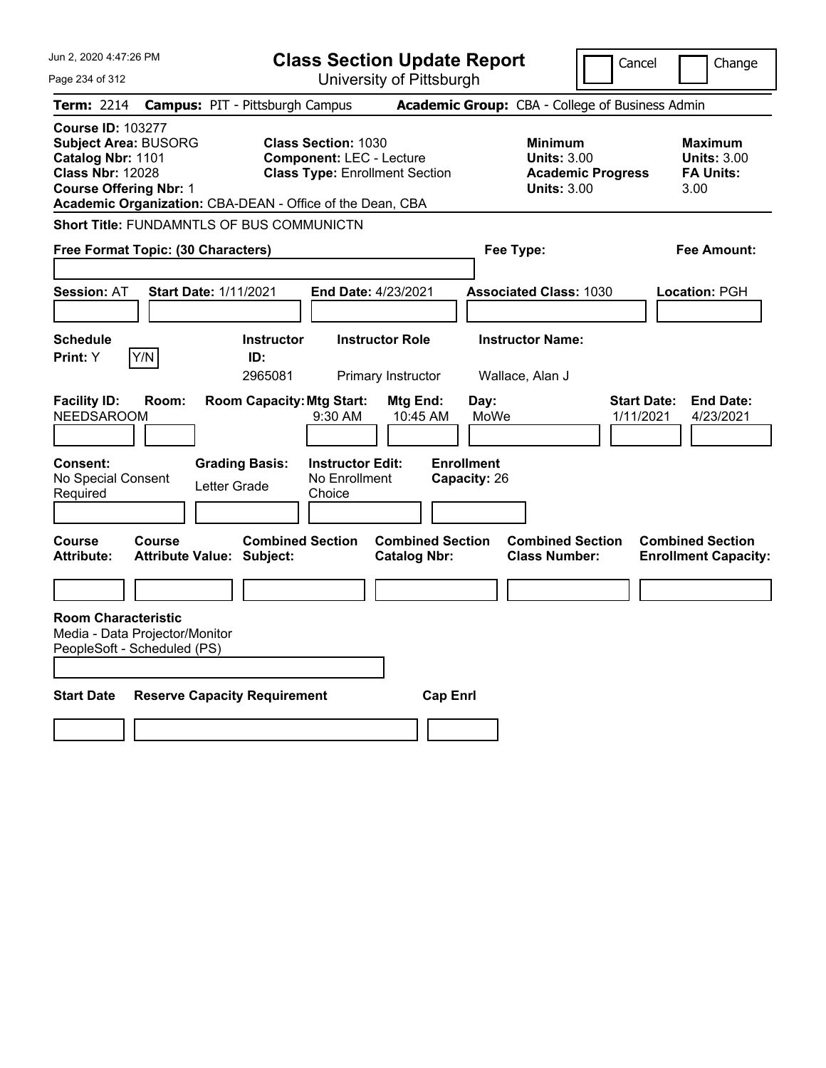# Class Section Update Report

University of Pittsburgh

Cancel | Change

**Term:** 2214 **Campus:** PIT - Pittsburgh Campus **Academic Group:** CBA - College of Business Admin

**Course ID:** 103277
**Subject Area:** BUSORG
**Catalog Nbr:** 1101
**Class Nbr:** 12028
**Course Offering Nbr:** 1
**Academic Organization:** CBA-DEAN - Office of the Dean, CBA

**Class Section:** 1030
**Component:** LEC - Lecture
**Class Type:** Enrollment Section

**Minimum Units:** 3.00
**Academic Progress Units:** 3.00

**Maximum Units:** 3.00
**FA Units:** 3.00

**Short Title:** FUNDAMNTLS OF BUS COMMUNICTN

**Free Format Topic: (30 Characters)**

**Fee Type:**

**Fee Amount:**

**Session:** AT **Start Date:** 1/11/2021 **End Date:** 4/23/2021 **Associated Class:** 1030 **Location:** PGH

| Schedule Print | Instructor ID | Instructor Role | Instructor Name |
|---|---|---|---|
| Y (Y/N) | 2965081 | Primary Instructor | Wallace, Alan J |

| Facility ID | Room | Room Capacity | Mtg Start | Mtg End | Day | Start Date | End Date |
|---|---|---|---|---|---|---|---|
| NEEDSAROOM | | | 9:30 AM | 10:45 AM | MoWe | 1/11/2021 | 4/23/2021 |

**Consent:** No Special Consent Required
**Grading Basis:** Letter Grade
**Instructor Edit:** No Enrollment Choice
**Enrollment Capacity:** 26

| Course Attribute | Course Attribute Value | Combined Section Subject | Combined Section Catalog Nbr | Combined Section Class Number | Combined Section Enrollment Capacity |
|---|---|---|---|---|---|
| | | | | | |

**Room Characteristic**
Media - Data Projector/Monitor
PeopleSoft - Scheduled (PS)

| Start Date | Reserve Capacity Requirement | Cap Enrl |
|---|---|---|
| | | |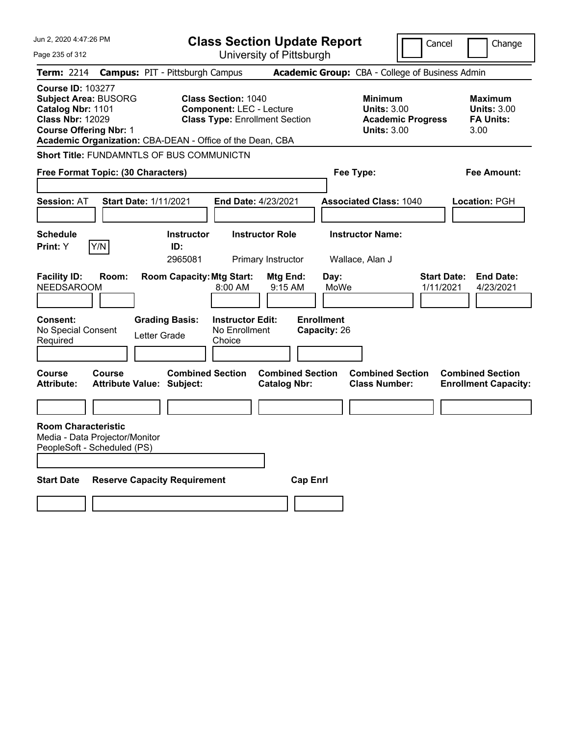# Class Section Update Report

University of Pittsburgh

Cancel | Change

**Term:** 2214 **Campus:** PIT - Pittsburgh Campus **Academic Group:** CBA - College of Business Admin

**Course ID:** 103277
**Subject Area:** BUSORG
**Catalog Nbr:** 1101
**Class Nbr:** 12029
**Course Offering Nbr:** 1
**Academic Organization:** CBA-DEAN - Office of the Dean, CBA

**Class Section:** 1040
**Component:** LEC - Lecture
**Class Type:** Enrollment Section

**Minimum Units:** 3.00
**Academic Progress Units:** 3.00

**Maximum Units:** 3.00
**FA Units:** 3.00

**Short Title:** FUNDAMNTLS OF BUS COMMUNICTN

**Free Format Topic: (30 Characters)**

**Fee Type:**

**Fee Amount:**

**Session:** AT **Start Date:** 1/11/2021 **End Date:** 4/23/2021 **Associated Class:** 1040 **Location:** PGH

| Schedule Print | Instructor ID | Instructor Role | Instructor Name |
|---|---|---|---|
| Y (Y/N) | 2965081 | Primary Instructor | Wallace, Alan J |

| Facility ID | Room | Room Capacity | Mtg Start | Mtg End | Day | Start Date | End Date |
|---|---|---|---|---|---|---|---|
| NEEDSAROOM | | | 8:00 AM | 9:15 AM | MoWe | 1/11/2021 | 4/23/2021 |

| Consent | Grading Basis | Instructor Edit | Enrollment Capacity |
|---|---|---|---|
| No Special Consent Required | Letter Grade | No Enrollment Choice | 26 |

| Course Attribute | Course Attribute Value | Combined Section Subject | Combined Section Catalog Nbr | Combined Section Class Number | Combined Section Enrollment Capacity |
|---|---|---|---|---|---|
| | | | | | |

**Room Characteristic**
Media - Data Projector/Monitor
PeopleSoft - Scheduled (PS)

| Start Date | Reserve Capacity Requirement | Cap Enrl |
|---|---|---|
| | | |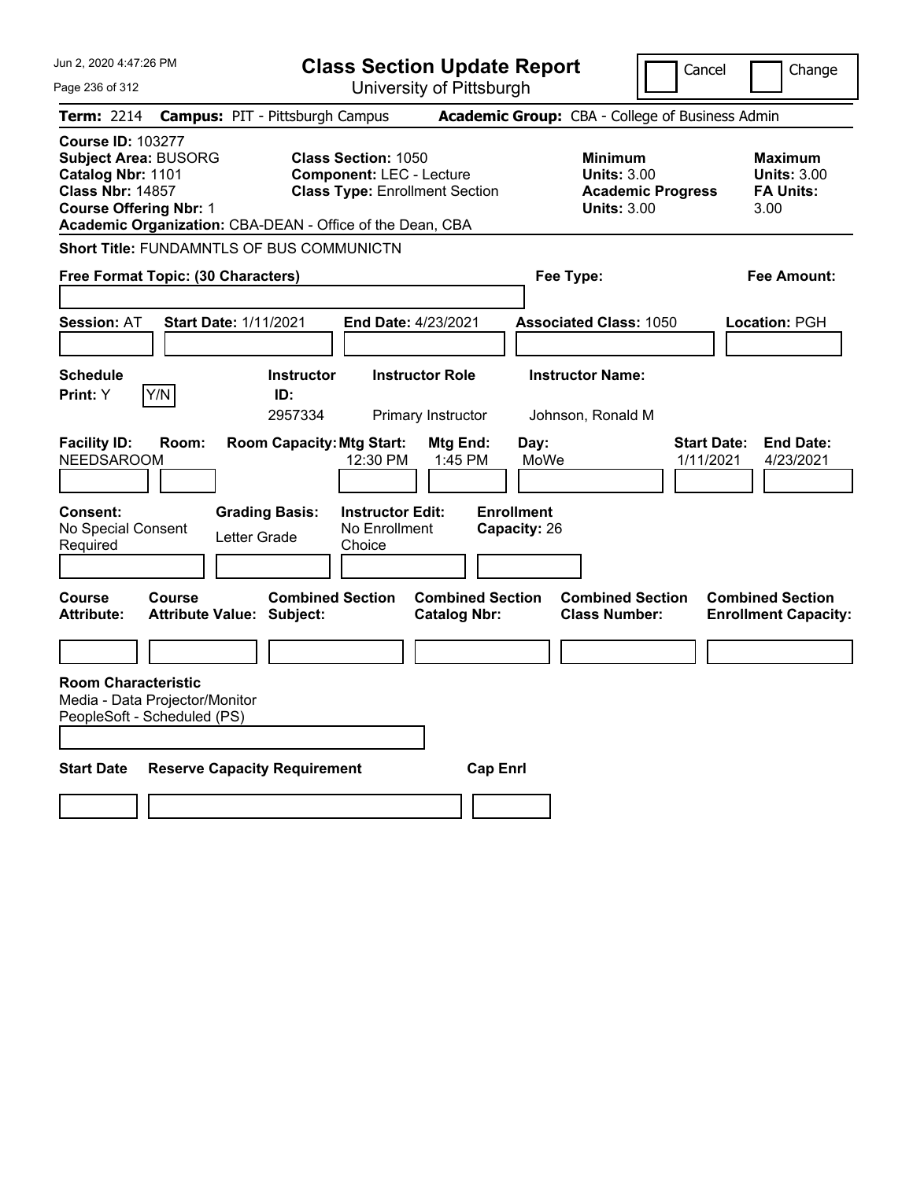# Class Section Update Report

University of Pittsburgh

Jun 2, 2020 4:47:26 PM

Cancel | Change

**Term:** 2214 **Campus:** PIT - Pittsburgh Campus **Academic Group:** CBA - College of Business Admin

**Course ID:** 103277
**Subject Area:** BUSORG
**Catalog Nbr:** 1101
**Class Nbr:** 14857
**Course Offering Nbr:** 1
**Academic Organization:** CBA-DEAN - Office of the Dean, CBA

**Class Section:** 1050
**Component:** LEC - Lecture
**Class Type:** Enrollment Section

**Minimum Units:** 3.00
**Academic Progress Units:** 3.00

**Maximum Units:** 3.00
**FA Units:** 3.00

**Short Title:** FUNDAMNTLS OF BUS COMMUNICTN

**Free Format Topic: (30 Characters)**

**Fee Type:**

**Fee Amount:**

**Session:** AT **Start Date:** 1/11/2021 **End Date:** 4/23/2021 **Associated Class:** 1050 **Location:** PGH

| Schedule Print: | Instructor ID: | Instructor Role | Instructor Name: |
|---|---|---|---|
| Y (Y/N) | 2957334 | Primary Instructor | Johnson, Ronald M |

| Facility ID: | Room: | Room Capacity: | Mtg Start: | Mtg End: | Day: | Start Date: | End Date: |
|---|---|---|---|---|---|---|---|
| NEEDSAROOM | | | 12:30 PM | 1:45 PM | MoWe | 1/11/2021 | 4/23/2021 |

| Consent: | Grading Basis: | Instructor Edit: | Enrollment Capacity: |
|---|---|---|---|
| No Special Consent Required | Letter Grade | No Enrollment Choice | 26 |

| Course Attribute: | Course Attribute Value: | Combined Section Subject: | Combined Section Catalog Nbr: | Combined Section Class Number: | Combined Section Enrollment Capacity: |
|---|---|---|---|---|---|
| | | | | | |

**Room Characteristic**
Media - Data Projector/Monitor
PeopleSoft - Scheduled (PS)

| Start Date | Reserve Capacity Requirement | Cap Enrl |
|---|---|---|
| | | |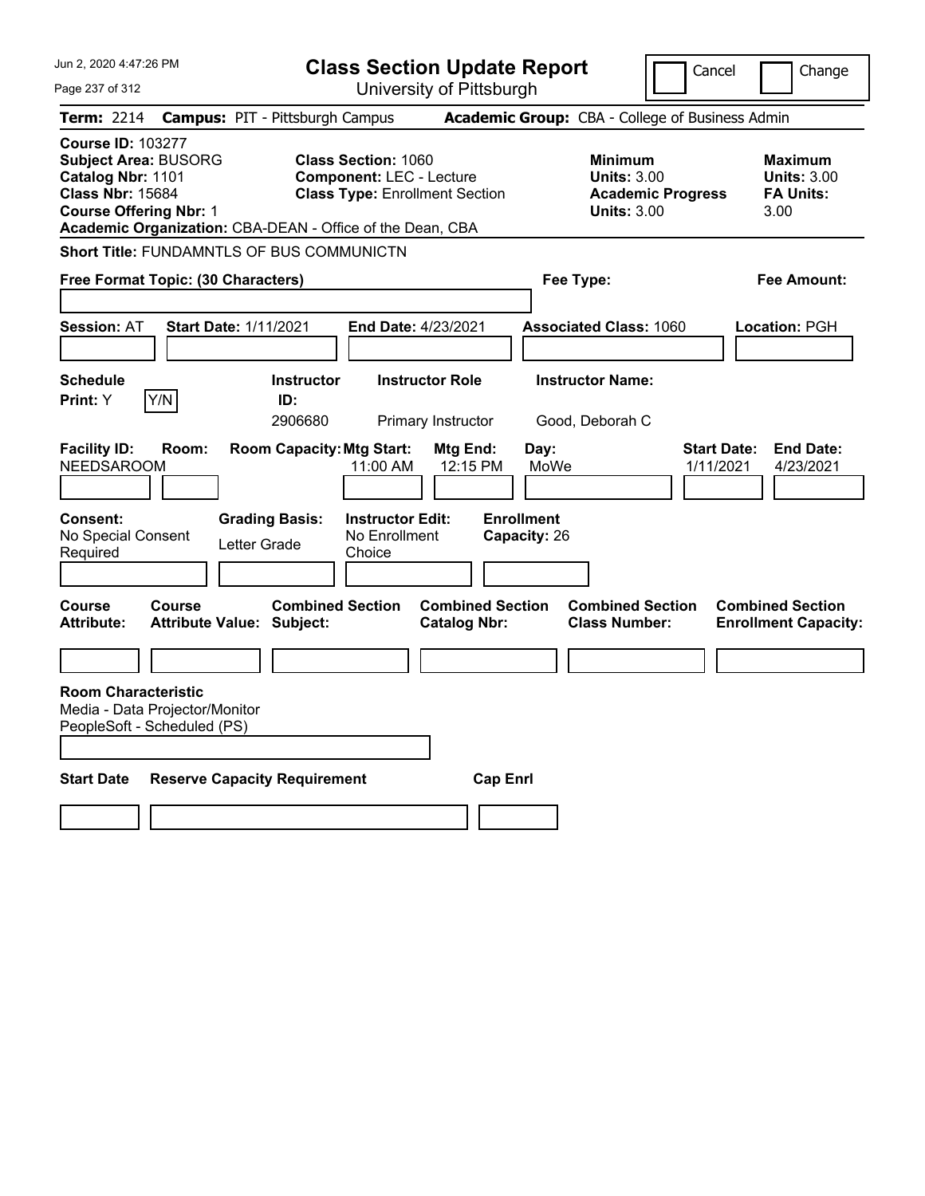# Class Section Update Report

University of Pittsburgh

Cancel | Change

**Term:** 2214 **Campus:** PIT - Pittsburgh Campus **Academic Group:** CBA - College of Business Admin

**Course ID:** 103277
**Subject Area:** BUSORG
**Catalog Nbr:** 1101
**Class Nbr:** 15684
**Course Offering Nbr:** 1
**Academic Organization:** CBA-DEAN - Office of the Dean, CBA

**Class Section:** 1060
**Component:** LEC - Lecture
**Class Type:** Enrollment Section

**Minimum**
**Units:** 3.00
**Academic Progress Units:** 3.00

**Maximum**
**Units:** 3.00
**FA Units:** 3.00

**Short Title:** FUNDAMNTLS OF BUS COMMUNICTN

**Free Format Topic: (30 Characters)**

**Fee Type:**

**Fee Amount:**

**Session:** AT **Start Date:** 1/11/2021 **End Date:** 4/23/2021 **Associated Class:** 1060 **Location:** PGH

| Schedule Print: | Instructor ID: | Instructor Role | Instructor Name: |
|---|---|---|---|
| Y (Y/N) | 2906680 | Primary Instructor | Good, Deborah C |

| Facility ID: | Room: | Room Capacity: | Mtg Start: | Mtg End: | Day: | Start Date: | End Date: |
|---|---|---|---|---|---|---|---|
| NEEDSAROOM | | | 11:00 AM | 12:15 PM | MoWe | 1/11/2021 | 4/23/2021 |

| Consent: | Grading Basis: | Instructor Edit: | Enrollment Capacity: |
|---|---|---|---|
| No Special Consent Required | Letter Grade | No Enrollment Choice | 26 |

| Course Attribute: | Course Attribute Value: | Combined Section Subject: | Combined Section Catalog Nbr: | Combined Section Class Number: | Combined Section Enrollment Capacity: |
|---|---|---|---|---|---|
| | | | | | |

**Room Characteristic**
Media - Data Projector/Monitor
PeopleSoft - Scheduled (PS)

| Start Date | Reserve Capacity Requirement | Cap Enrl |
|---|---|---|
| | | |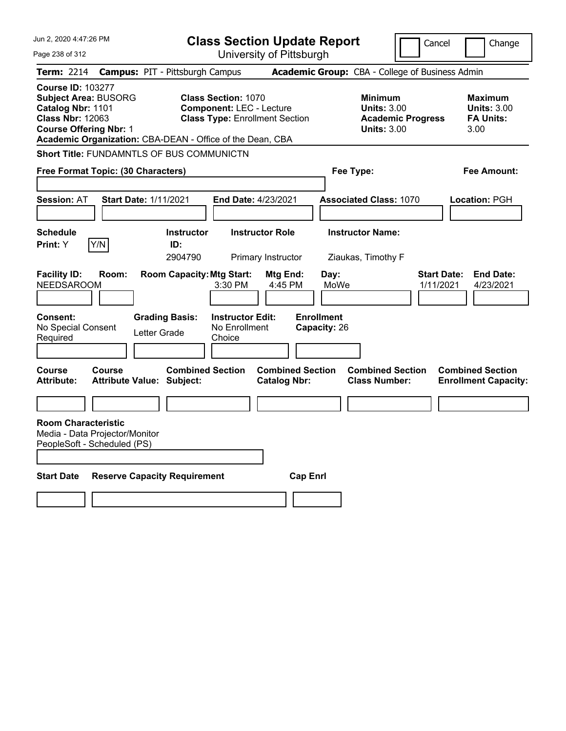# Class Section Update Report

University of Pittsburgh

Cancel | Change

**Term:** 2214 **Campus:** PIT - Pittsburgh Campus **Academic Group:** CBA - College of Business Admin

**Course ID:** 103277
**Subject Area:** BUSORG
**Catalog Nbr:** 1101
**Class Nbr:** 12063
**Course Offering Nbr:** 1
**Academic Organization:** CBA-DEAN - Office of the Dean, CBA

**Class Section:** 1070
**Component:** LEC - Lecture
**Class Type:** Enrollment Section

**Minimum Units:** 3.00
**Academic Progress Units:** 3.00

**Maximum Units:** 3.00
**FA Units:** 3.00

**Short Title:** FUNDAMNTLS OF BUS COMMUNICTN

**Free Format Topic: (30 Characters)**

**Fee Type:**

**Fee Amount:**

**Session:** AT **Start Date:** 1/11/2021 **End Date:** 4/23/2021 **Associated Class:** 1070 **Location:** PGH

| Schedule Print: | Instructor ID: | Instructor Role | Instructor Name: |
|---|---|---|---|
| Y [Y/N] | 2904790 | Primary Instructor | Ziaukas, Timothy F |

| Facility ID: | Room: | Room Capacity: | Mtg Start: | Mtg End: | Day: | Start Date: | End Date: |
|---|---|---|---|---|---|---|---|
| NEEDSAROOM | | | 3:30 PM | 4:45 PM | MoWe | 1/11/2021 | 4/23/2021 |

| Consent: | Grading Basis: | Instructor Edit: | Enrollment Capacity: |
|---|---|---|---|
| No Special Consent Required | Letter Grade | No Enrollment Choice | 26 |

| Course Attribute: | Course Attribute Value: | Combined Section Subject: | Combined Section Catalog Nbr: | Combined Section Class Number: | Combined Section Enrollment Capacity: |
|---|---|---|---|---|---|
| | | | | | |

**Room Characteristic**
Media - Data Projector/Monitor
PeopleSoft - Scheduled (PS)

| Start Date | Reserve Capacity Requirement | Cap Enrl |
|---|---|---|
| | | |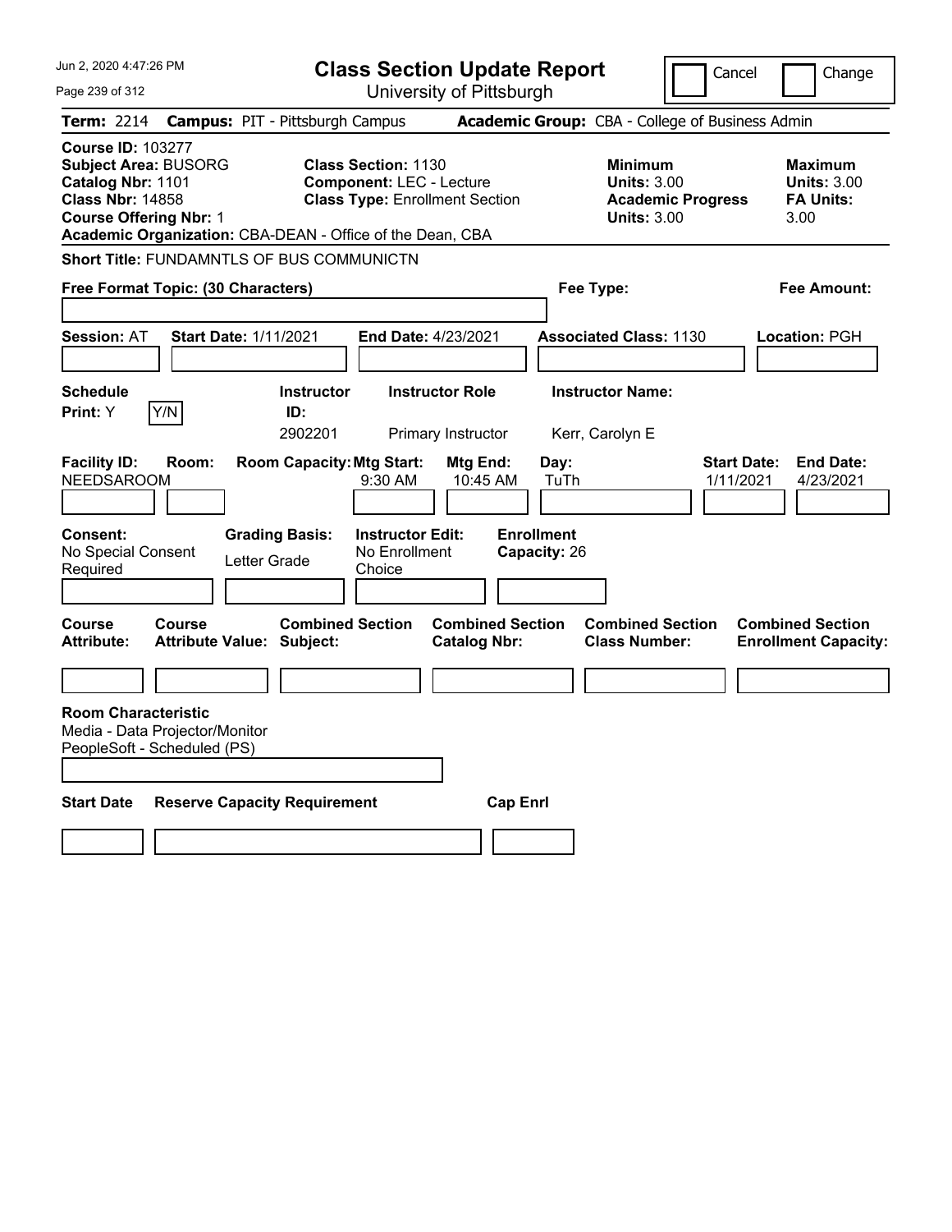# Class Section Update Report

University of Pittsburgh

Cancel | Change

**Term:** 2214 **Campus:** PIT - Pittsburgh Campus **Academic Group:** CBA - College of Business Admin

**Course ID:** 103277
**Subject Area:** BUSORG
**Catalog Nbr:** 1101
**Class Nbr:** 14858
**Course Offering Nbr:** 1
**Academic Organization:** CBA-DEAN - Office of the Dean, CBA

**Class Section:** 1130
**Component:** LEC - Lecture
**Class Type:** Enrollment Section

**Minimum Units:** 3.00
**Academic Progress Units:** 3.00

**Maximum Units:** 3.00
**FA Units:** 3.00

**Short Title:** FUNDAMNTLS OF BUS COMMUNICTN

**Free Format Topic: (30 Characters)**

**Fee Type:**

**Fee Amount:**

**Session:** AT **Start Date:** 1/11/2021 **End Date:** 4/23/2021 **Associated Class:** 1130 **Location:** PGH

| Schedule Print | | Instructor ID | Instructor Role | Instructor Name |
|---|---|---|---|---|
| Y | Y/N | 2902201 | Primary Instructor | Kerr, Carolyn E |

| Facility ID | Room | Room Capacity | Mtg Start | Mtg End | Day | Start Date | End Date |
|---|---|---|---|---|---|---|---|
| NEEDSAROOM | | | 9:30 AM | 10:45 AM | TuTh | 1/11/2021 | 4/23/2021 |

| Consent | Grading Basis | Instructor Edit | Enrollment Capacity |
|---|---|---|---|
| No Special Consent Required | Letter Grade | No Enrollment Choice | 26 |

| Course Attribute | Course Attribute Value | Combined Section Subject | Combined Section Catalog Nbr | Combined Section Class Number | Combined Section Enrollment Capacity |
|---|---|---|---|---|---|
| | | | | | |

**Room Characteristic**
Media - Data Projector/Monitor
PeopleSoft - Scheduled (PS)

| Start Date | Reserve Capacity Requirement | Cap Enrl |
|---|---|---|
| | | |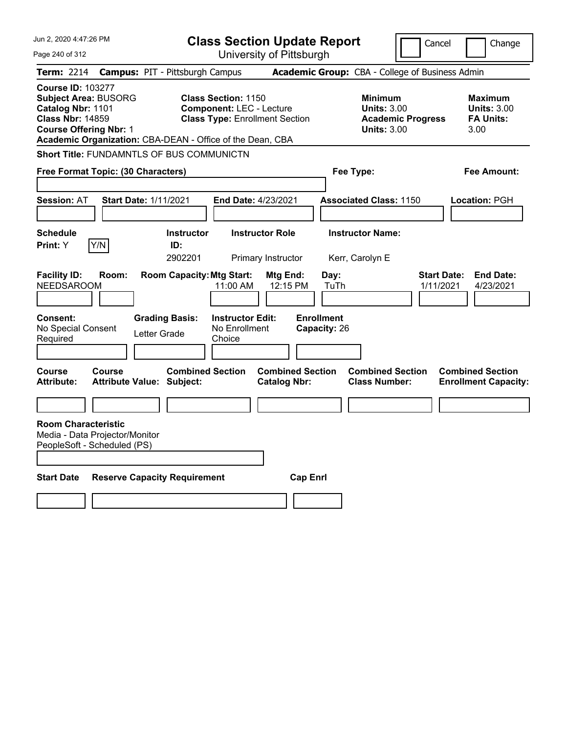# Class Section Update Report

University of Pittsburgh

Cancel | Change

**Term:** 2214 **Campus:** PIT - Pittsburgh Campus **Academic Group:** CBA - College of Business Admin

**Course ID:** 103277
**Subject Area:** BUSORG
**Catalog Nbr:** 1101
**Class Nbr:** 14859
**Course Offering Nbr:** 1
**Academic Organization:** CBA-DEAN - Office of the Dean, CBA

**Class Section:** 1150
**Component:** LEC - Lecture
**Class Type:** Enrollment Section

**Minimum Units:** 3.00
**Academic Progress Units:** 3.00

**Maximum Units:** 3.00
**FA Units:** 3.00

**Short Title:** FUNDAMNTLS OF BUS COMMUNICTN

**Free Format Topic: (30 Characters)**

**Fee Type:**

**Fee Amount:**

**Session:** AT **Start Date:** 1/11/2021 **End Date:** 4/23/2021 **Associated Class:** 1150 **Location:** PGH

| Schedule Print | Instructor ID | Instructor Role | Instructor Name |
|---|---|---|---|
| Y [Y/N] | 2902201 | Primary Instructor | Kerr, Carolyn E |

| Facility ID | Room | Room Capacity | Mtg Start | Mtg End | Day | Start Date | End Date |
|---|---|---|---|---|---|---|---|
| NEEDSAROOM | | | 11:00 AM | 12:15 PM | TuTh | 1/11/2021 | 4/23/2021 |

**Consent:** No Special Consent Required
**Grading Basis:** Letter Grade
**Instructor Edit:** No Enrollment Choice
**Enrollment Capacity:** 26

| Course Attribute | Course Attribute Value | Combined Section Subject | Combined Section Catalog Nbr | Combined Section Class Number | Combined Section Enrollment Capacity |
|---|---|---|---|---|---|
| | | | | | |

**Room Characteristic**
Media - Data Projector/Monitor
PeopleSoft - Scheduled (PS)

| Start Date | Reserve Capacity Requirement | Cap Enrl |
|---|---|---|
| | | |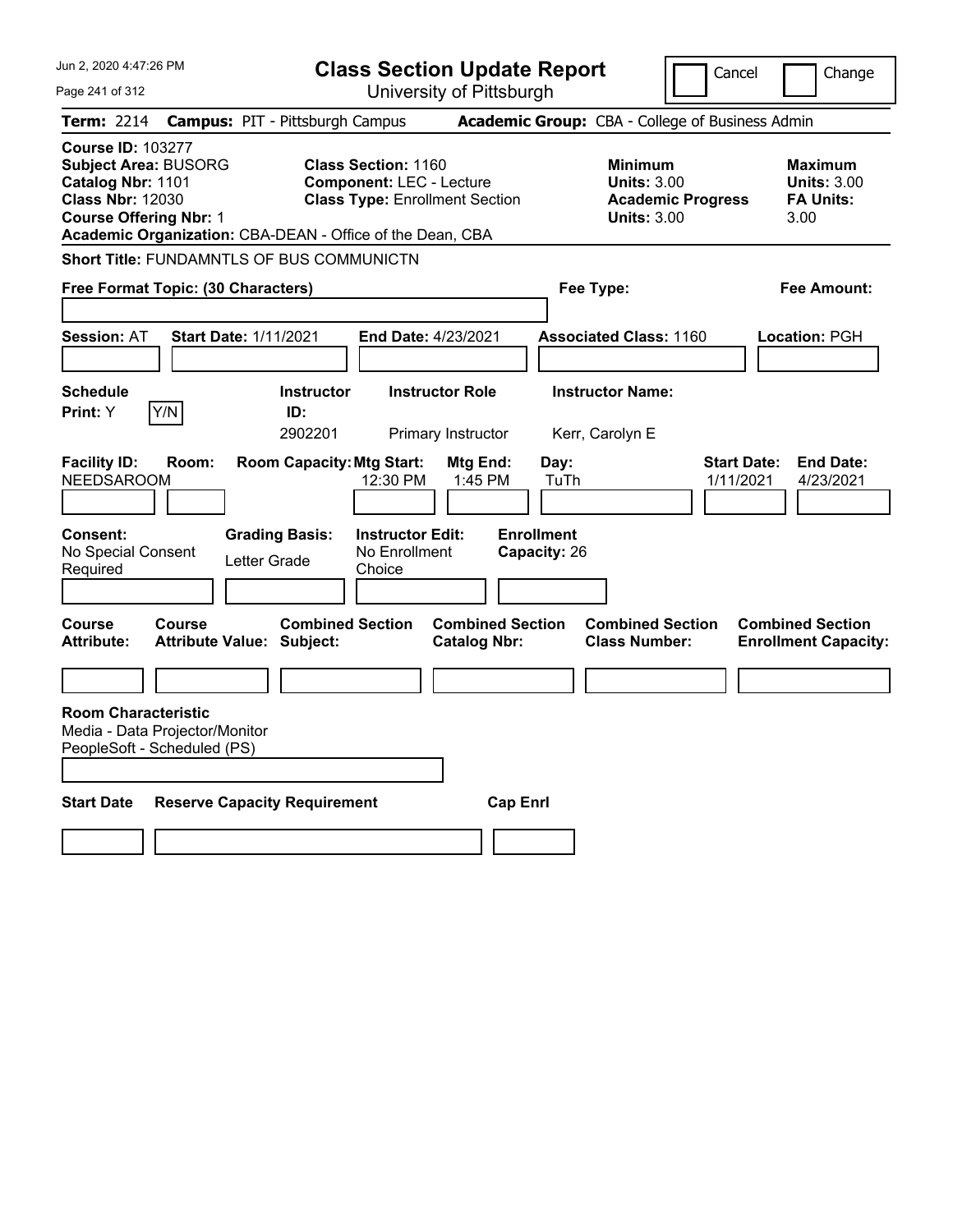# Class Section Update Report

University of Pittsburgh

Cancel | Change

**Term:** 2214 **Campus:** PIT - Pittsburgh Campus **Academic Group:** CBA - College of Business Admin

**Course ID:** 103277
**Subject Area:** BUSORG
**Catalog Nbr:** 1101
**Class Nbr:** 12030
**Course Offering Nbr:** 1
**Academic Organization:** CBA-DEAN - Office of the Dean, CBA

**Class Section:** 1160
**Component:** LEC - Lecture
**Class Type:** Enrollment Section

**Minimum Units:** 3.00
**Academic Progress Units:** 3.00

**Maximum Units:** 3.00
**FA Units:** 3.00

**Short Title:** FUNDAMNTLS OF BUS COMMUNICTN

**Free Format Topic: (30 Characters)**

**Fee Type:**

**Fee Amount:**

**Session:** AT **Start Date:** 1/11/2021 **End Date:** 4/23/2021 **Associated Class:** 1160 **Location:** PGH

| Schedule Print: | | Instructor ID: | Instructor Role | Instructor Name: |
|---|---|---|---|---|
| Y | Y/N | 2902201 | Primary Instructor | Kerr, Carolyn E |

| Facility ID: | Room: | Room Capacity: | Mtg Start: | Mtg End: | Day: | Start Date: | End Date: |
|---|---|---|---|---|---|---|---|
| NEEDSAROOM | | | 12:30 PM | 1:45 PM | TuTh | 1/11/2021 | 4/23/2021 |

| Consent: | Grading Basis: | Instructor Edit: | Enrollment Capacity: |
|---|---|---|---|
| No Special Consent Required | Letter Grade | No Enrollment Choice | 26 |

| Course Attribute: | Course Attribute Value: | Combined Section Subject: | Combined Section Catalog Nbr: | Combined Section Class Number: | Combined Section Enrollment Capacity: |
|---|---|---|---|---|---|
| | | | | | |

**Room Characteristic**
Media - Data Projector/Monitor
PeopleSoft - Scheduled (PS)

| Start Date | Reserve Capacity Requirement | Cap Enrl |
|---|---|---|
| | | |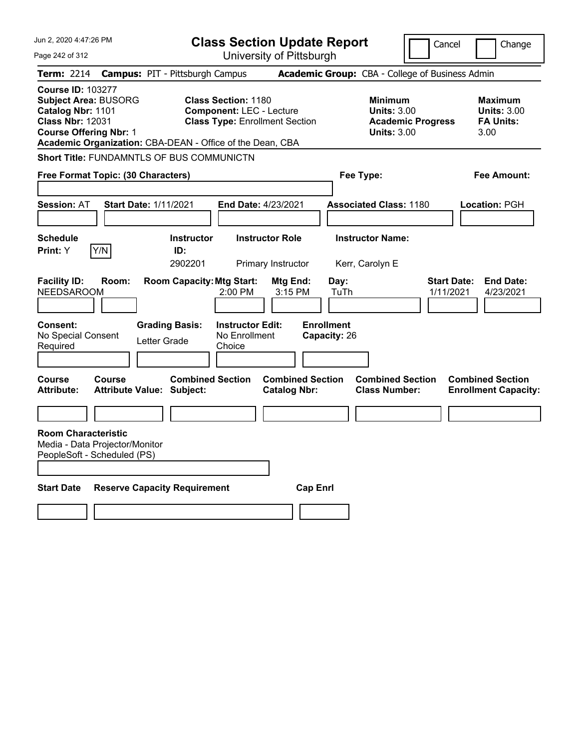# Class Section Update Report

University of Pittsburgh

Jun 2, 2020 4:47:26 PM

Cancel | Change

**Term:** 2214 **Campus:** PIT - Pittsburgh Campus **Academic Group:** CBA - College of Business Admin

**Course ID:** 103277
**Subject Area:** BUSORG
**Catalog Nbr:** 1101
**Class Nbr:** 12031
**Course Offering Nbr:** 1
**Academic Organization:** CBA-DEAN - Office of the Dean, CBA

**Class Section:** 1180
**Component:** LEC - Lecture
**Class Type:** Enrollment Section

**Minimum Units:** 3.00
**Academic Progress Units:** 3.00

**Maximum Units:** 3.00
**FA Units:** 3.00

**Short Title:** FUNDAMNTLS OF BUS COMMUNICTN

**Free Format Topic: (30 Characters)**

**Fee Type:**

**Fee Amount:**

**Session:** AT **Start Date:** 1/11/2021 **End Date:** 4/23/2021 **Associated Class:** 1180 **Location:** PGH

| Schedule Print | Instructor ID | Instructor Role | Instructor Name |
|---|---|---|---|
| Y | 2902201 | Primary Instructor | Kerr, Carolyn E |

| Facility ID | Room | Room Capacity | Mtg Start | Mtg End | Day | Start Date | End Date |
|---|---|---|---|---|---|---|---|
| NEEDSAROOM | | | 2:00 PM | 3:15 PM | TuTh | 1/11/2021 | 4/23/2021 |

**Consent:** No Special Consent Required
**Grading Basis:** Letter Grade
**Instructor Edit:** No Enrollment Choice
**Enrollment Capacity:** 26

| Course Attribute | Course Attribute Value | Combined Section Subject | Combined Section Catalog Nbr | Combined Section Class Number | Combined Section Enrollment Capacity |
|---|---|---|---|---|---|
| | | | | | |

**Room Characteristic**
Media - Data Projector/Monitor
PeopleSoft - Scheduled (PS)

| Start Date | Reserve Capacity Requirement | Cap Enrl |
|---|---|---|
| | | |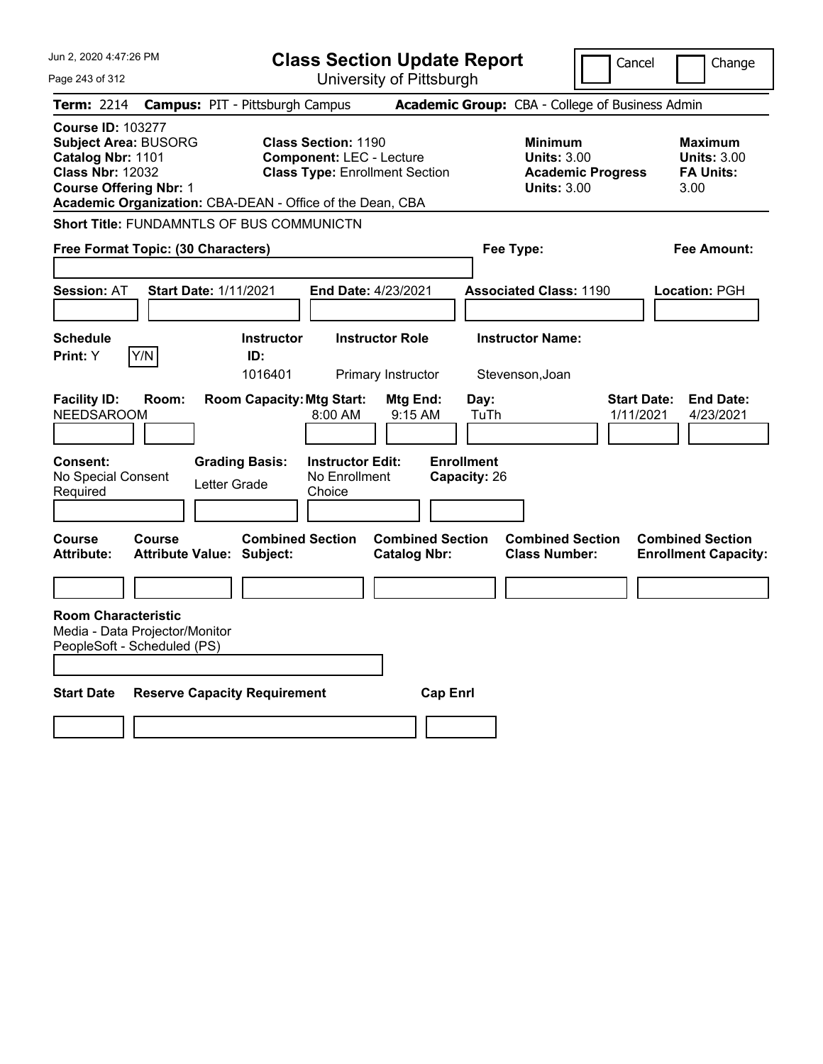# Class Section Update Report

University of Pittsburgh

Cancel | Change

Jun 2, 2020 4:47:26 PM

**Term:** 2214 **Campus:** PIT - Pittsburgh Campus **Academic Group:** CBA - College of Business Admin

**Course ID:** 103277
**Subject Area:** BUSORG
**Catalog Nbr:** 1101
**Class Nbr:** 12032
**Course Offering Nbr:** 1
**Academic Organization:** CBA-DEAN - Office of the Dean, CBA

**Class Section:** 1190
**Component:** LEC - Lecture
**Class Type:** Enrollment Section

**Minimum Units:** 3.00
**Academic Progress Units:** 3.00

**Maximum Units:** 3.00
**FA Units:** 3.00

**Short Title:** FUNDAMNTLS OF BUS COMMUNICTN

**Free Format Topic: (30 Characters)**

**Fee Type:**

**Fee Amount:**

**Session:** AT **Start Date:** 1/11/2021 **End Date:** 4/23/2021 **Associated Class:** 1190 **Location:** PGH

| Schedule Print | Y/N | Instructor ID | Instructor Role | Instructor Name |
|---|---|---|---|---|
| Y | | 1016401 | Primary Instructor | Stevenson,Joan |

| Facility ID | Room | Room Capacity | Mtg Start | Mtg End | Day | Start Date | End Date |
|---|---|---|---|---|---|---|---|
| NEEDSAROOM | | | 8:00 AM | 9:15 AM | TuTh | 1/11/2021 | 4/23/2021 |

**Consent:** No Special Consent Required
**Grading Basis:** Letter Grade
**Instructor Edit:** No Enrollment Choice
**Enrollment Capacity:** 26

| Course Attribute | Course Attribute Value | Combined Section Subject | Combined Section Catalog Nbr | Combined Section Class Number | Combined Section Enrollment Capacity |
|---|---|---|---|---|---|
| | | | | | |

**Room Characteristic**
Media - Data Projector/Monitor
PeopleSoft - Scheduled (PS)

| Start Date | Reserve Capacity Requirement | Cap Enrl |
|---|---|---|
| | | |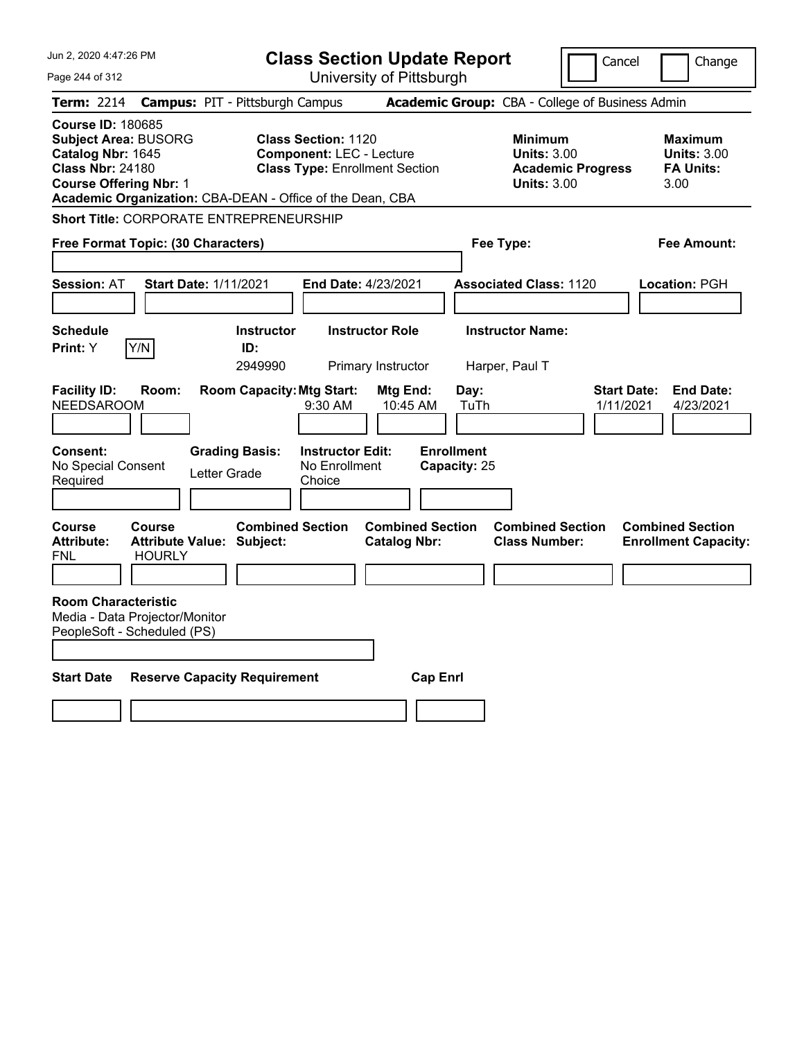# Class Section Update Report

University of Pittsburgh

Cancel | Change

**Term:** 2214 **Campus:** PIT - Pittsburgh Campus **Academic Group:** CBA - College of Business Admin

**Course ID:** 180685
**Subject Area:** BUSORG
**Catalog Nbr:** 1645
**Class Nbr:** 24180
**Course Offering Nbr:** 1
**Academic Organization:** CBA-DEAN - Office of the Dean, CBA

**Class Section:** 1120
**Component:** LEC - Lecture
**Class Type:** Enrollment Section

| | Minimum | Maximum |
|---|---|---|
| Units | 3.00 | 3.00 |
| Academic Progress Units / FA Units | 3.00 | 3.00 |

**Short Title:** CORPORATE ENTREPRENEURSHIP

**Free Format Topic: (30 Characters)**

**Fee Type:**

**Fee Amount:**

**Session:** AT **Start Date:** 1/11/2021 **End Date:** 4/23/2021 **Associated Class:** 1120 **Location:** PGH

| Schedule Print | Instructor ID | Instructor Role | Instructor Name |
|---|---|---|---|
| Y | 2949990 | Primary Instructor | Harper, Paul T |

| Facility ID | Room | Room Capacity | Mtg Start | Mtg End | Day | Start Date | End Date |
|---|---|---|---|---|---|---|---|
| NEEDSAROOM | | | 9:30 AM | 10:45 AM | TuTh | 1/11/2021 | 4/23/2021 |

| Consent | Grading Basis | Instructor Edit | Enrollment Capacity |
|---|---|---|---|
| No Special Consent Required | Letter Grade | No Enrollment Choice | 25 |

| Course Attribute | Course Attribute Value | Combined Section Subject | Combined Section Catalog Nbr | Combined Section Class Number | Combined Section Enrollment Capacity |
|---|---|---|---|---|---|
| FNL | HOURLY | | | | |

**Room Characteristic**
Media - Data Projector/Monitor
PeopleSoft - Scheduled (PS)

| Start Date | Reserve Capacity Requirement | Cap Enrl |
|---|---|---|
| | | |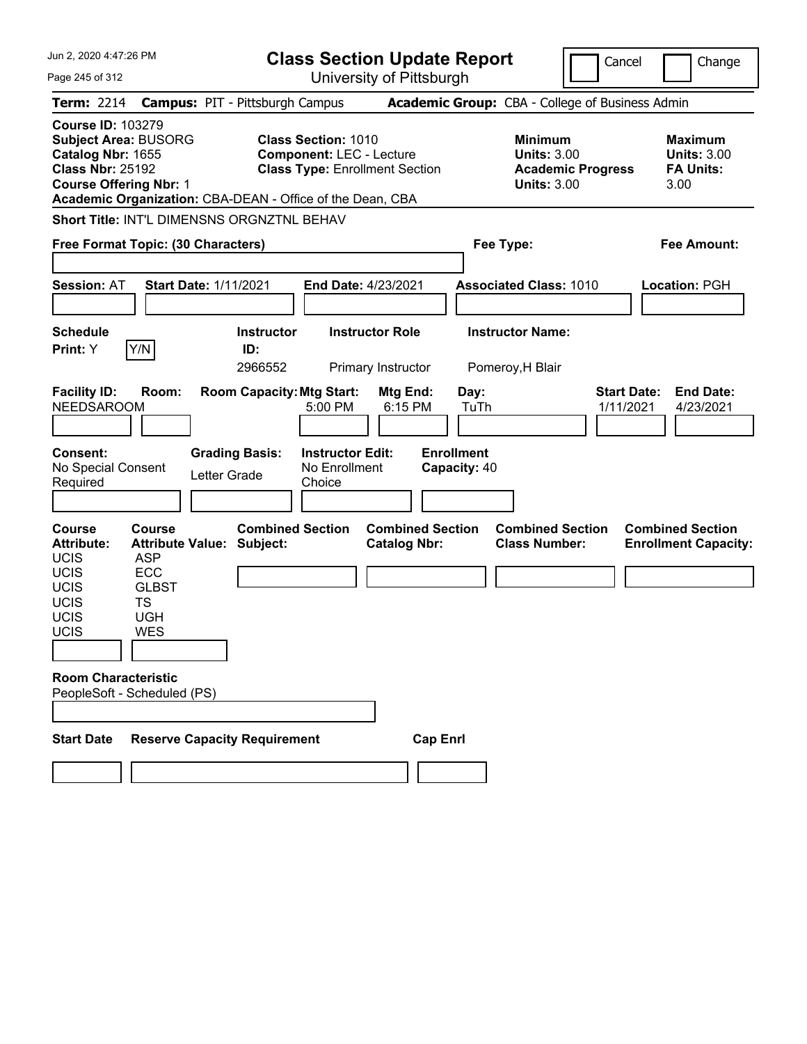# Class Section Update Report

University of Pittsburgh

Jun 2, 2020 4:47:26 PM

Cancel | Change

**Term:** 2214 **Campus:** PIT - Pittsburgh Campus **Academic Group:** CBA - College of Business Admin

**Course ID:** 103279
**Subject Area:** BUSORG
**Catalog Nbr:** 1655
**Class Nbr:** 25192
**Course Offering Nbr:** 1
**Academic Organization:** CBA-DEAN - Office of the Dean, CBA

**Class Section:** 1010
**Component:** LEC - Lecture
**Class Type:** Enrollment Section

**Minimum Units:** 3.00
**Academic Progress Units:** 3.00

**Maximum Units:** 3.00
**FA Units:** 3.00

**Short Title:** INT'L DIMENSNS ORGNZTNL BEHAV

**Free Format Topic: (30 Characters)**

**Fee Type:**

**Fee Amount:**

**Session:** AT **Start Date:** 1/11/2021 **End Date:** 4/23/2021 **Associated Class:** 1010 **Location:** PGH

| Schedule Print | Instructor ID | Instructor Role | Instructor Name |
|---|---|---|---|
| Y (Y/N) | 2966552 | Primary Instructor | Pomeroy,H Blair |

| Facility ID | Room | Room Capacity | Mtg Start | Mtg End | Day | Start Date | End Date |
|---|---|---|---|---|---|---|---|
| NEEDSAROOM | | | 5:00 PM | 6:15 PM | TuTh | 1/11/2021 | 4/23/2021 |

**Consent:** No Special Consent Required
**Grading Basis:** Letter Grade
**Instructor Edit:** No Enrollment Choice
**Enrollment Capacity:** 40

| Course Attribute | Course Attribute Value |
|---|---|
| UCIS | ASP |
| UCIS | ECC |
| UCIS | GLBST |
| UCIS | TS |
| UCIS | UGH |
| UCIS | WES |

**Combined Section Subject:**
**Combined Section Catalog Nbr:**
**Combined Section Class Number:**
**Combined Section Enrollment Capacity:**

**Room Characteristic**
PeopleSoft - Scheduled (PS)

**Start Date** | **Reserve Capacity Requirement** | **Cap Enrl**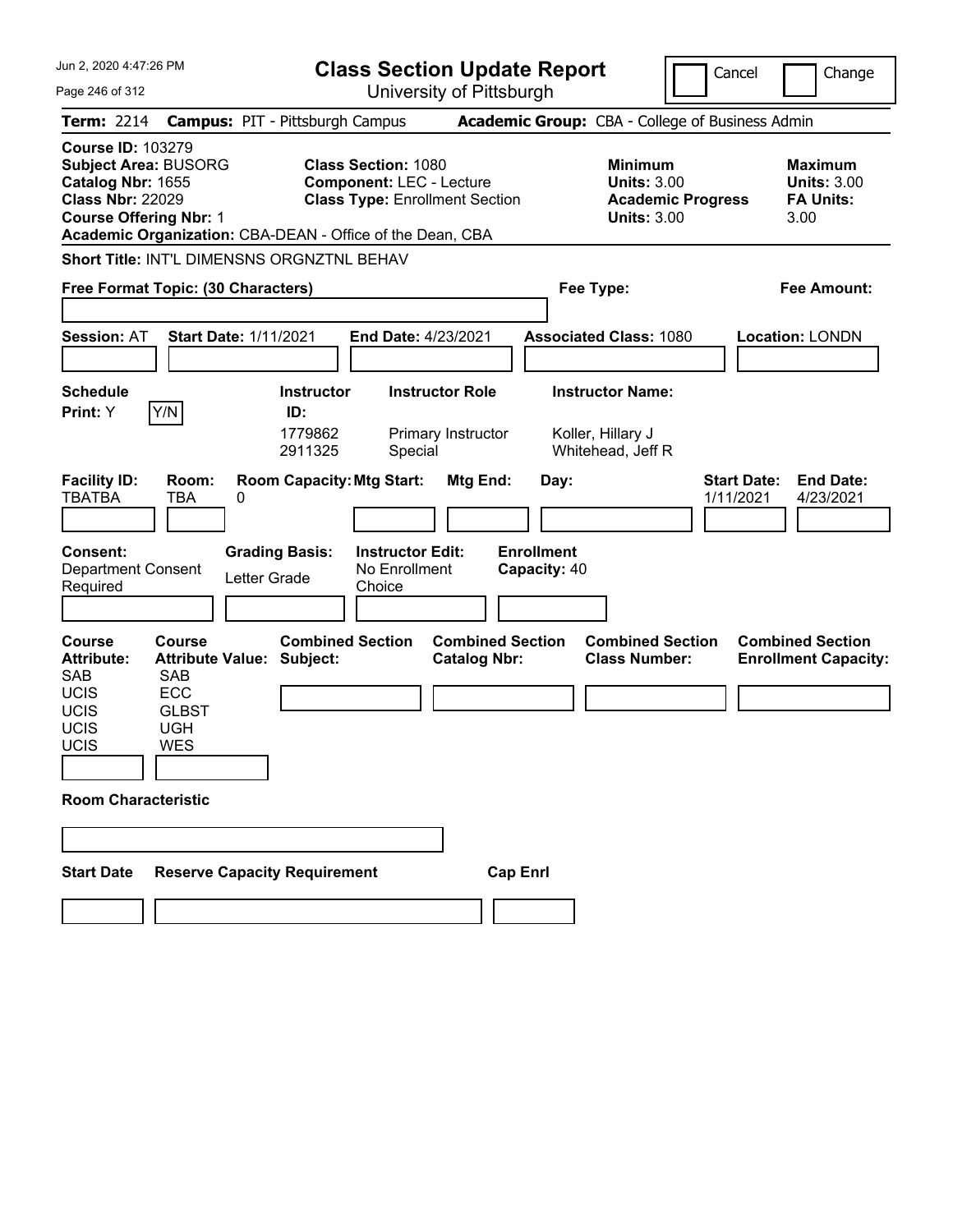Jun 2, 2020 4:47:26 PM

# Class Section Update Report

University of Pittsburgh

Cancel | Change

**Term:** 2214 **Campus:** PIT - Pittsburgh Campus **Academic Group:** CBA - College of Business Admin

**Course ID:** 103279
**Subject Area:** BUSORG
**Catalog Nbr:** 1655
**Class Nbr:** 22029
**Course Offering Nbr:** 1
**Academic Organization:** CBA-DEAN - Office of the Dean, CBA

**Class Section:** 1080
**Component:** LEC - Lecture
**Class Type:** Enrollment Section

**Minimum Units:** 3.00
**Academic Progress Units:** 3.00

**Maximum Units:** 3.00
**FA Units:** 3.00

**Short Title:** INT'L DIMENSNS ORGNZTNL BEHAV

**Free Format Topic: (30 Characters)**

**Fee Type:**

**Fee Amount:**

**Session:** AT **Start Date:** 1/11/2021 **End Date:** 4/23/2021 **Associated Class:** 1080 **Location:** LONDN

**Schedule Print:** Y Y/N

| Instructor ID: | Instructor Role | Instructor Name: |
|---|---|---|
| 1779862 | Primary Instructor | Koller, Hillary J |
| 2911325 | Special | Whitehead, Jeff R |

| Facility ID: | Room: | Room Capacity: | Mtg Start: | Mtg End: | Day: | Start Date: | End Date: |
|---|---|---|---|---|---|---|---|
| TBATBA | TBA | 0 | | | | 1/11/2021 | 4/23/2021 |

**Consent:** Department Consent Required
**Grading Basis:** Letter Grade
**Instructor Edit:** No Enrollment Choice
**Enrollment Capacity:** 40

| Course Attribute: | Course Attribute Value: |
|---|---|
| SAB | SAB |
| UCIS | ECC |
| UCIS | GLBST |
| UCIS | UGH |
| UCIS | WES |

**Combined Section Subject:**
**Combined Section Catalog Nbr:**
**Combined Section Class Number:**
**Combined Section Enrollment Capacity:**

**Room Characteristic**

**Start Date** **Reserve Capacity Requirement** **Cap Enrl**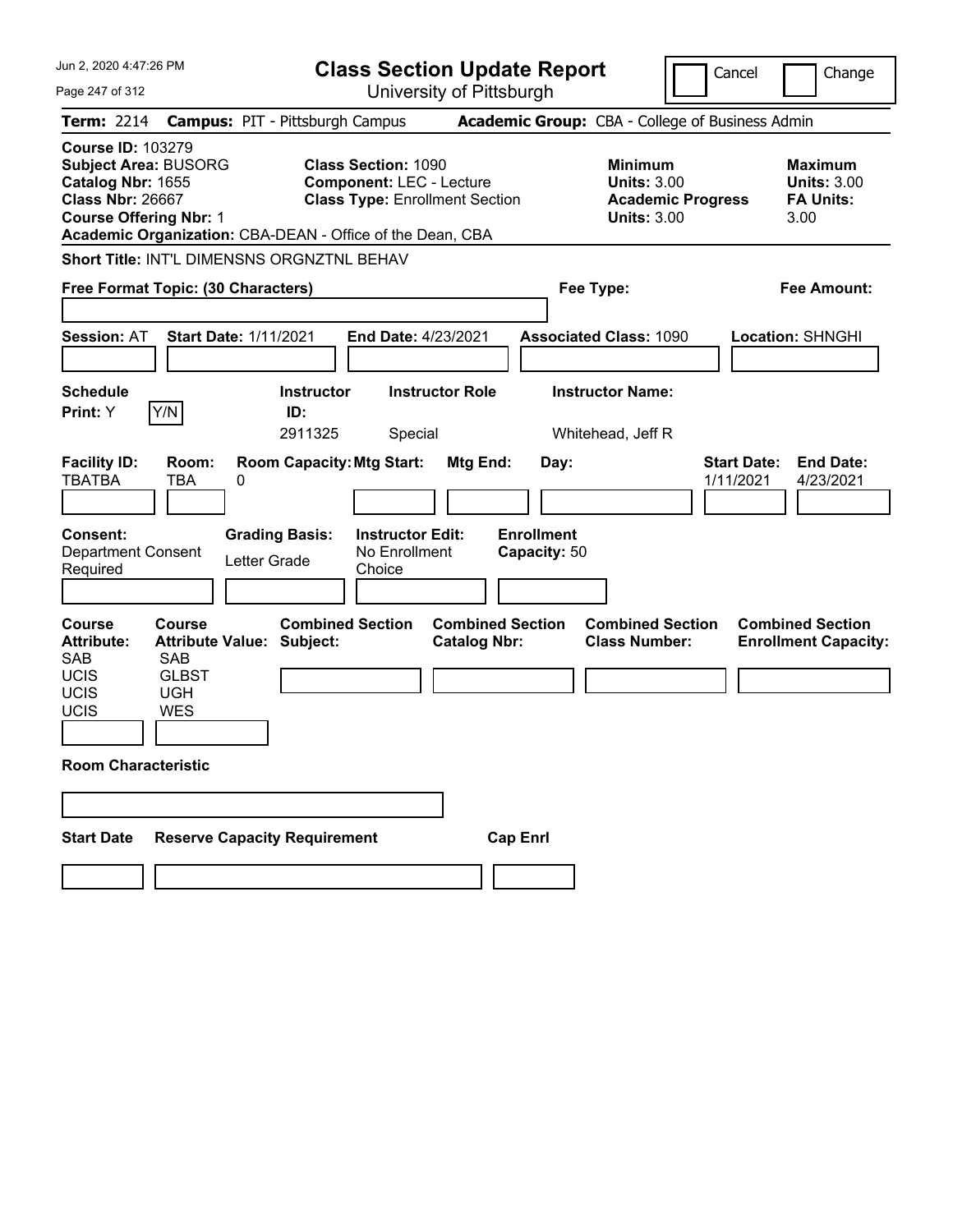Jun 2, 2020 4:47:26 PM

# Class Section Update Report

University of Pittsburgh

Cancel | Change

**Term:** 2214 **Campus:** PIT - Pittsburgh Campus **Academic Group:** CBA - College of Business Admin

**Course ID:** 103279
**Subject Area:** BUSORG
**Catalog Nbr:** 1655
**Class Nbr:** 26667
**Course Offering Nbr:** 1
**Academic Organization:** CBA-DEAN - Office of the Dean, CBA

**Class Section:** 1090
**Component:** LEC - Lecture
**Class Type:** Enrollment Section

**Minimum Units:** 3.00
**Academic Progress Units:** 3.00

**Maximum Units:** 3.00
**FA Units:** 3.00

**Short Title:** INT'L DIMENSNS ORGNZTNL BEHAV

**Free Format Topic: (30 Characters)**

**Fee Type:**

**Fee Amount:**

**Session:** AT **Start Date:** 1/11/2021 **End Date:** 4/23/2021 **Associated Class:** 1090 **Location:** SHNGHI

| Schedule Print | Instructor ID | Instructor Role | Instructor Name |
|---|---|---|---|
| Y (Y/N) | 2911325 | Special | Whitehead, Jeff R |

| Facility ID | Room | Room Capacity | Mtg Start | Mtg End | Day | Start Date | End Date |
|---|---|---|---|---|---|---|---|
| TBATBA | TBA | 0 | | | | 1/11/2021 | 4/23/2021 |

| Consent | Grading Basis | Instructor Edit | Enrollment Capacity |
|---|---|---|---|
| Department Consent Required | Letter Grade | No Enrollment Choice | 50 |

| Course Attribute | Course Attribute Value | Combined Section Subject | Combined Section Catalog Nbr | Combined Section Class Number | Combined Section Enrollment Capacity |
|---|---|---|---|---|---|
| SAB | SAB | | | | |
| UCIS | GLBST | | | | |
| UCIS | UGH | | | | |
| UCIS | WES | | | | |

**Room Characteristic**

| Start Date | Reserve Capacity Requirement | Cap Enrl |
|---|---|---|
| | | |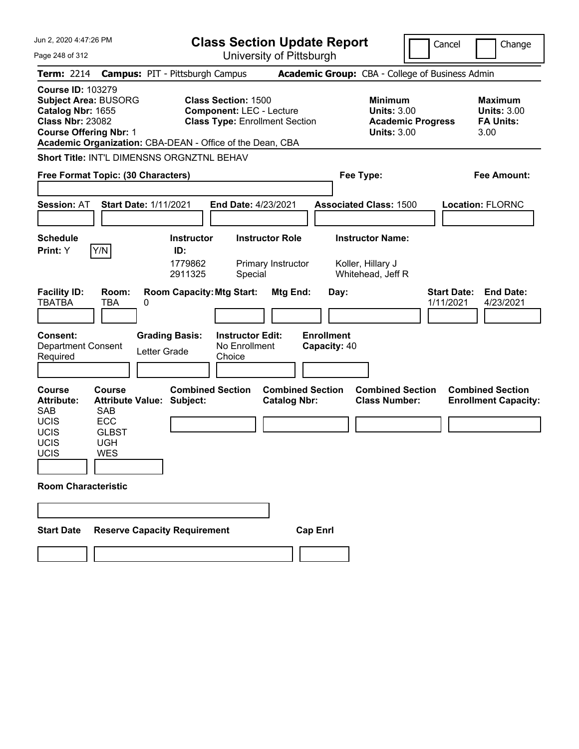# Class Section Update Report

University of Pittsburgh

Cancel | Change

**Term:** 2214 **Campus:** PIT - Pittsburgh Campus **Academic Group:** CBA - College of Business Admin

**Course ID:** 103279
**Subject Area:** BUSORG
**Catalog Nbr:** 1655
**Class Nbr:** 23082
**Course Offering Nbr:** 1
**Academic Organization:** CBA-DEAN - Office of the Dean, CBA

**Class Section:** 1500
**Component:** LEC - Lecture
**Class Type:** Enrollment Section

**Minimum Units:** 3.00
**Academic Progress Units:** 3.00

**Maximum Units:** 3.00
**FA Units:** 3.00

**Short Title:** INT'L DIMENSNS ORGNZTNL BEHAV

**Free Format Topic: (30 Characters)**

**Fee Type:**

**Fee Amount:**

**Session:** AT **Start Date:** 1/11/2021 **End Date:** 4/23/2021 **Associated Class:** 1500 **Location:** FLORNC

**Schedule Print:** Y [Y/N]

| Instructor ID | Instructor Role | Instructor Name |
|---|---|---|
| 1779862 | Primary Instructor | Koller, Hillary J |
| 2911325 | Special | Whitehead, Jeff R |

| Facility ID | Room | Room Capacity | Mtg Start | Mtg End | Day | Start Date | End Date |
|---|---|---|---|---|---|---|---|
| TBATBA | TBA | 0 | | | | 1/11/2021 | 4/23/2021 |

**Consent:** Department Consent Required
**Grading Basis:** Letter Grade
**Instructor Edit:** No Enrollment Choice
**Enrollment Capacity:** 40

| Course Attribute | Course Attribute Value |
|---|---|
| SAB | SAB |
| UCIS | ECC |
| UCIS | GLBST |
| UCIS | UGH |
| UCIS | WES |

**Combined Section Subject:**
**Combined Section Catalog Nbr:**
**Combined Section Class Number:**
**Combined Section Enrollment Capacity:**

**Room Characteristic**

| Start Date | Reserve Capacity Requirement | Cap Enrl |
|---|---|---|
| | | |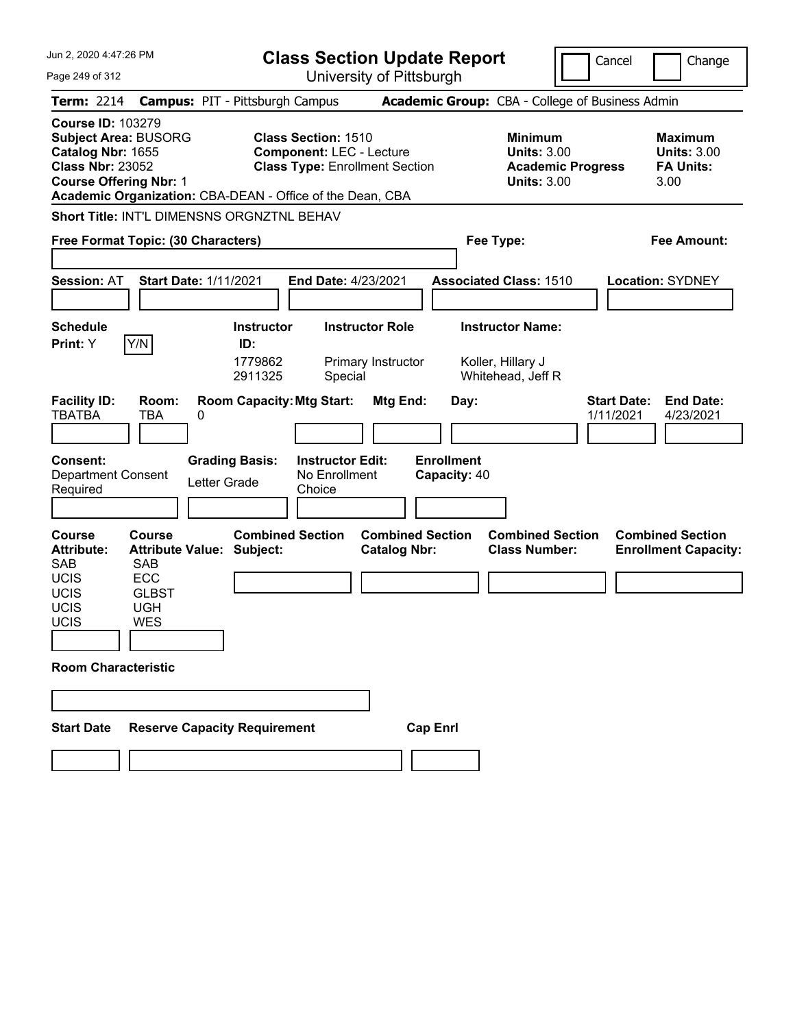# Class Section Update Report

University of Pittsburgh

Jun 2, 2020 4:47:26 PM

Cancel | Change

**Term:** 2214 **Campus:** PIT - Pittsburgh Campus **Academic Group:** CBA - College of Business Admin

**Course ID:** 103279
**Subject Area:** BUSORG
**Catalog Nbr:** 1655
**Class Nbr:** 23052
**Course Offering Nbr:** 1
**Academic Organization:** CBA-DEAN - Office of the Dean, CBA

**Class Section:** 1510
**Component:** LEC - Lecture
**Class Type:** Enrollment Section

**Minimum Units:** 3.00
**Academic Progress Units:** 3.00

**Maximum Units:** 3.00
**FA Units:** 3.00

**Short Title:** INT'L DIMENSNS ORGNZTNL BEHAV

**Free Format Topic: (30 Characters)**

**Fee Type:**

**Fee Amount:**

**Session:** AT **Start Date:** 1/11/2021 **End Date:** 4/23/2021 **Associated Class:** 1510 **Location:** SYDNEY

**Schedule Print:** Y Y/N

| Instructor ID | Instructor Role | Instructor Name |
|---|---|---|
| 1779862 | Primary Instructor | Koller, Hillary J |
| 2911325 | Special | Whitehead, Jeff R |

| Facility ID | Room | Room Capacity | Mtg Start | Mtg End | Day | Start Date | End Date |
|---|---|---|---|---|---|---|---|
| TBATBA | TBA | 0 | | | | 1/11/2021 | 4/23/2021 |

**Consent:** Department Consent Required
**Grading Basis:** Letter Grade
**Instructor Edit:** No Enrollment Choice
**Enrollment Capacity:** 40

| Course Attribute | Course Attribute Value |
|---|---|
| SAB | SAB |
| UCIS | ECC |
| UCIS | GLBST |
| UCIS | UGH |
| UCIS | WES |

**Combined Section Subject:**
**Combined Section Catalog Nbr:**
**Combined Section Class Number:**
**Combined Section Enrollment Capacity:**

**Room Characteristic**

**Start Date** **Reserve Capacity Requirement** **Cap Enrl**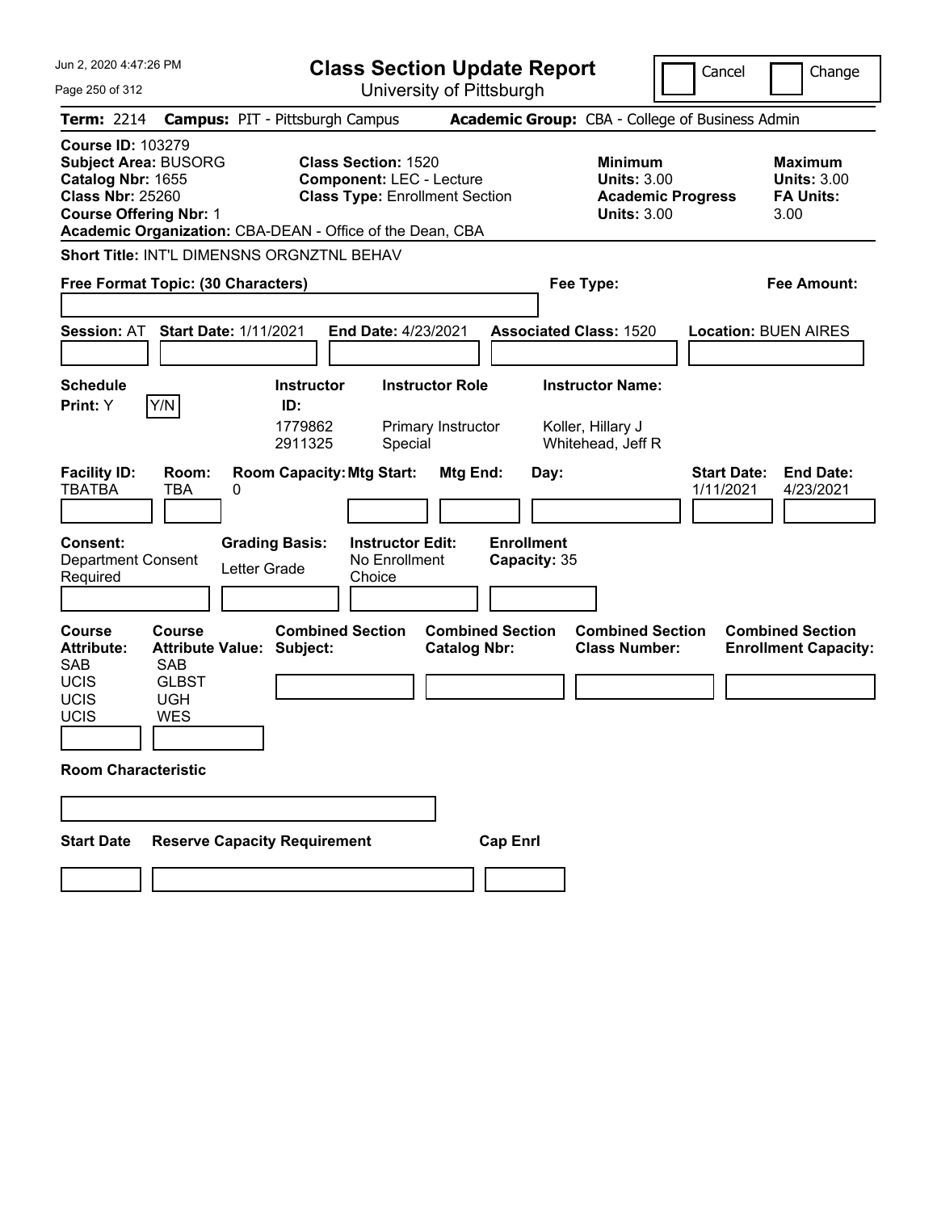# Class Section Update Report

University of Pittsburgh

Jun 2, 2020 4:47:26 PM

Cancel | Change

**Term:** 2214 **Campus:** PIT - Pittsburgh Campus **Academic Group:** CBA - College of Business Admin

**Course ID:** 103279
**Subject Area:** BUSORG
**Catalog Nbr:** 1655
**Class Nbr:** 25260
**Course Offering Nbr:** 1
**Academic Organization:** CBA-DEAN - Office of the Dean, CBA

**Class Section:** 1520
**Component:** LEC - Lecture
**Class Type:** Enrollment Section

**Minimum Units:** 3.00
**Academic Progress Units:** 3.00

**Maximum Units:** 3.00
**FA Units:** 3.00

**Short Title:** INT'L DIMENSNS ORGNZTNL BEHAV

**Free Format Topic: (30 Characters)**

**Fee Type:**

**Fee Amount:**

**Session:** AT **Start Date:** 1/11/2021 **End Date:** 4/23/2021 **Associated Class:** 1520 **Location:** BUEN AIRES

| Schedule Print | Instructor ID | Instructor Role | Instructor Name |
|---|---|---|---|
| Y (Y/N) | 1779862 | Primary Instructor | Koller, Hillary J |
| | 2911325 | Special | Whitehead, Jeff R |

| Facility ID | Room | Room Capacity | Mtg Start | Mtg End | Day | Start Date | End Date |
|---|---|---|---|---|---|---|---|
| TBATBA | TBA | 0 | | | | 1/11/2021 | 4/23/2021 |

**Consent:** Department Consent Required
**Grading Basis:** Letter Grade
**Instructor Edit:** No Enrollment Choice
**Enrollment Capacity:** 35

| Course Attribute | Course Attribute Value |
|---|---|
| SAB | SAB |
| UCIS | GLBST |
| UCIS | UGH |
| UCIS | WES |

**Combined Section Subject:**
**Combined Section Catalog Nbr:**
**Combined Section Class Number:**
**Combined Section Enrollment Capacity:**

**Room Characteristic**

| Start Date | Reserve Capacity Requirement | Cap Enrl |
|---|---|---|
| | | |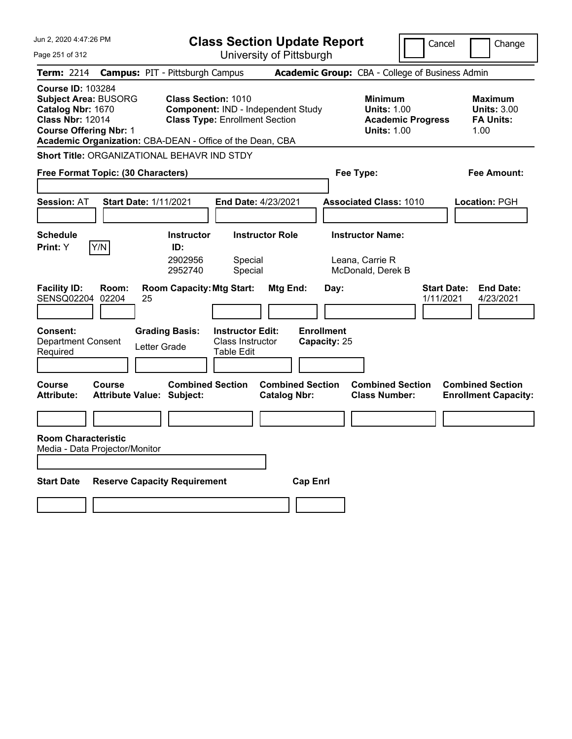# Class Section Update Report

University of Pittsburgh

Cancel | Change

**Term:** 2214 **Campus:** PIT - Pittsburgh Campus **Academic Group:** CBA - College of Business Admin

**Course ID:** 103284
**Subject Area:** BUSORG
**Catalog Nbr:** 1670
**Class Nbr:** 12014
**Course Offering Nbr:** 1
**Academic Organization:** CBA-DEAN - Office of the Dean, CBA

**Class Section:** 1010
**Component:** IND - Independent Study
**Class Type:** Enrollment Section

**Minimum Units:** 1.00
**Academic Progress Units:** 1.00

**Maximum Units:** 3.00
**FA Units:** 1.00

**Short Title:** ORGANIZATIONAL BEHAVR IND STDY

**Free Format Topic: (30 Characters)**

**Fee Type:**

**Fee Amount:**

**Session:** AT **Start Date:** 1/11/2021 **End Date:** 4/23/2021 **Associated Class:** 1010 **Location:** PGH

**Schedule Print:** Y Y/N

| Instructor ID | Instructor Role | Instructor Name |
|---|---|---|
| 2902956 | Special | Leana, Carrie R |
| 2952740 | Special | McDonald, Derek B |

| Facility ID: | Room: | Room Capacity: | Mtg Start: | Mtg End: | Day: | Start Date: | End Date: |
|---|---|---|---|---|---|---|---|
| SENSQ02204 | 02204 | 25 | | | | 1/11/2021 | 4/23/2021 |

**Consent:** Department Consent Required
**Grading Basis:** Letter Grade
**Instructor Edit:** Class Instructor Table Edit
**Enrollment Capacity:** 25

| Course Attribute: | Course Attribute Value: | Combined Section Subject: | Combined Section Catalog Nbr: | Combined Section Class Number: | Combined Section Enrollment Capacity: |
|---|---|---|---|---|---|
| | | | | | |

**Room Characteristic**
Media - Data Projector/Monitor

| Start Date | Reserve Capacity Requirement | Cap Enrl |
|---|---|---|
| | | |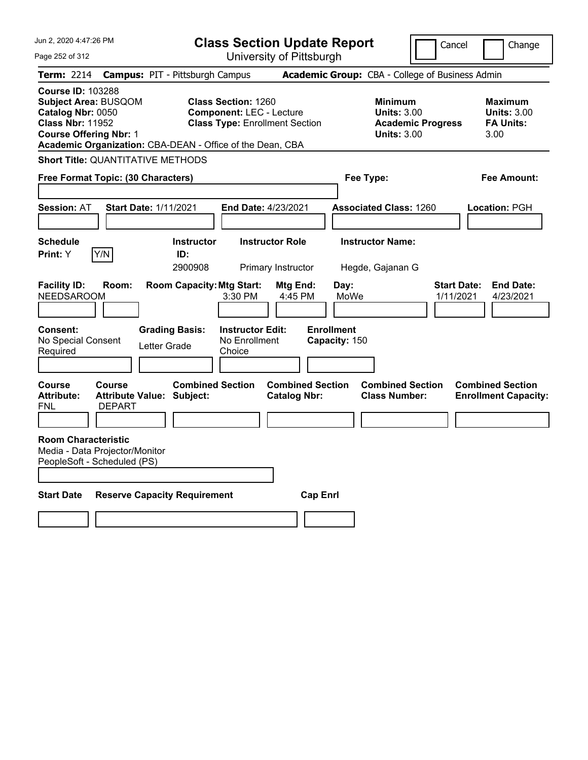# Class Section Update Report

University of Pittsburgh

Cancel / Change

**Term:** 2214 **Campus:** PIT - Pittsburgh Campus **Academic Group:** CBA - College of Business Admin

**Course ID:** 103288
**Subject Area:** BUSQOM
**Catalog Nbr:** 0050
**Class Nbr:** 11952
**Course Offering Nbr:** 1
**Academic Organization:** CBA-DEAN - Office of the Dean, CBA

**Class Section:** 1260
**Component:** LEC - Lecture
**Class Type:** Enrollment Section

| | Minimum | Maximum |
|---|---|---|
| Units | 3.00 | 3.00 |
| Academic Progress Units | 3.00 | |
| FA Units | | 3.00 |

**Short Title:** QUANTITATIVE METHODS

**Free Format Topic: (30 Characters)**

**Fee Type:**

**Fee Amount:**

**Session:** AT **Start Date:** 1/11/2021 **End Date:** 4/23/2021 **Associated Class:** 1260 **Location:** PGH

**Schedule Print:** Y Y/N

| Instructor ID | Instructor Role | Instructor Name |
|---|---|---|
| 2900908 | Primary Instructor | Hegde, Gajanan G |

| Facility ID | Room | Room Capacity | Mtg Start | Mtg End | Day | Start Date | End Date |
|---|---|---|---|---|---|---|---|
| NEEDSAROOM | | | 3:30 PM | 4:45 PM | MoWe | 1/11/2021 | 4/23/2021 |

**Consent:** No Special Consent Required
**Grading Basis:** Letter Grade
**Instructor Edit:** No Enrollment Choice
**Enrollment Capacity:** 150

| Course Attribute | Course Attribute Value | Combined Section Subject | Combined Section Catalog Nbr | Combined Section Class Number | Combined Section Enrollment Capacity |
|---|---|---|---|---|---|
| FNL | DEPART | | | | |

**Room Characteristic**
Media - Data Projector/Monitor
PeopleSoft - Scheduled (PS)

| Start Date | Reserve Capacity Requirement | Cap Enrl |
|---|---|---|
| | | |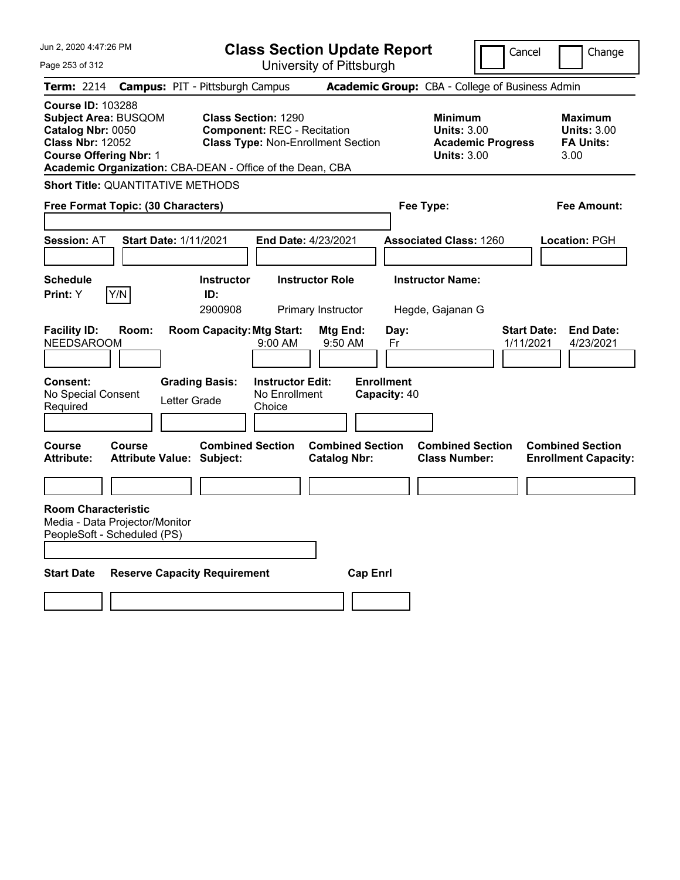# Class Section Update Report

University of Pittsburgh

Cancel | Change

**Term:** 2214 **Campus:** PIT - Pittsburgh Campus **Academic Group:** CBA - College of Business Admin

**Course ID:** 103288
**Subject Area:** BUSQOM
**Catalog Nbr:** 0050
**Class Nbr:** 12052
**Course Offering Nbr:** 1
**Academic Organization:** CBA-DEAN - Office of the Dean, CBA

**Class Section:** 1290
**Component:** REC - Recitation
**Class Type:** Non-Enrollment Section

**Minimum Units:** 3.00
**Academic Progress Units:** 3.00

**Maximum Units:** 3.00
**FA Units:** 3.00

**Short Title:** QUANTITATIVE METHODS

**Free Format Topic: (30 Characters)**

**Fee Type:**

**Fee Amount:**

**Session:** AT **Start Date:** 1/11/2021 **End Date:** 4/23/2021 **Associated Class:** 1260 **Location:** PGH

| Schedule Print | Instructor ID | Instructor Role | Instructor Name |
|---|---|---|---|
| Y | 2900908 | Primary Instructor | Hegde, Gajanan G |

| Facility ID | Room | Room Capacity | Mtg Start | Mtg End | Day | Start Date | End Date |
|---|---|---|---|---|---|---|---|
| NEEDSAROOM | | | 9:00 AM | 9:50 AM | Fr | 1/11/2021 | 4/23/2021 |

**Consent:** No Special Consent Required
**Grading Basis:** Letter Grade
**Instructor Edit:** No Enrollment Choice
**Enrollment Capacity:** 40

| Course Attribute | Course Attribute Value | Combined Section Subject | Combined Section Catalog Nbr | Combined Section Class Number | Combined Section Enrollment Capacity |
|---|---|---|---|---|---|
| | | | | | |

**Room Characteristic**
Media - Data Projector/Monitor
PeopleSoft - Scheduled (PS)

| Start Date | Reserve Capacity Requirement | Cap Enrl |
|---|---|---|
| | | |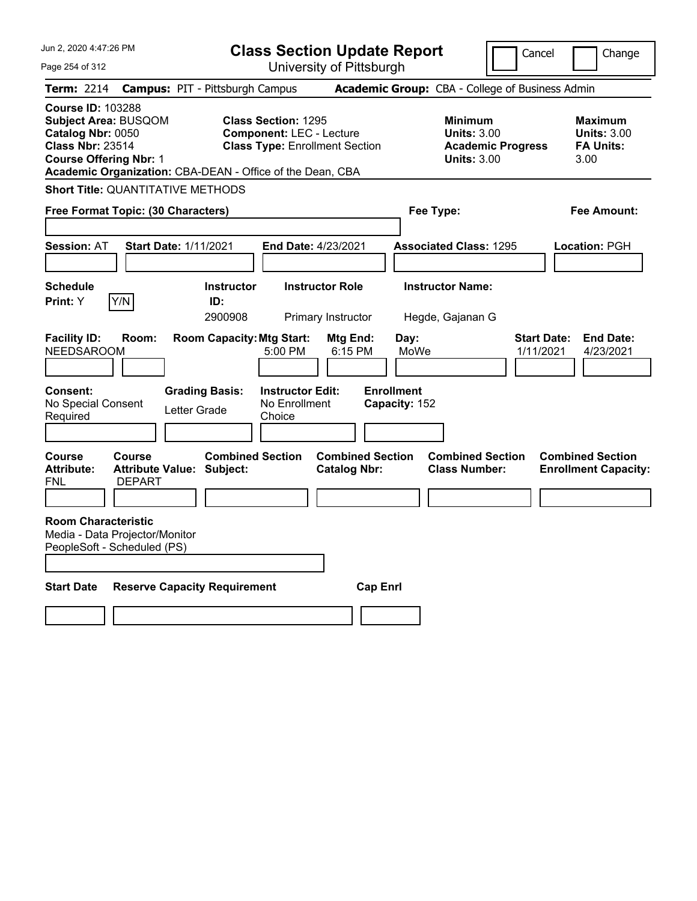# Class Section Update Report

University of Pittsburgh

Cancel | Change

**Term:** 2214 **Campus:** PIT - Pittsburgh Campus **Academic Group:** CBA - College of Business Admin

**Course ID:** 103288
**Subject Area:** BUSQOM
**Catalog Nbr:** 0050
**Class Nbr:** 23514
**Course Offering Nbr:** 1
**Academic Organization:** CBA-DEAN - Office of the Dean, CBA

**Class Section:** 1295
**Component:** LEC - Lecture
**Class Type:** Enrollment Section

**Minimum Units:** 3.00
**Academic Progress Units:** 3.00

**Maximum Units:** 3.00
**FA Units:** 3.00

**Short Title:** QUANTITATIVE METHODS

**Free Format Topic: (30 Characters)**

**Fee Type:**

**Fee Amount:**

**Session:** AT **Start Date:** 1/11/2021 **End Date:** 4/23/2021 **Associated Class:** 1295 **Location:** PGH

| Schedule Print: | | Instructor ID: | Instructor Role | Instructor Name: |
|---|---|---|---|---|
| Y | Y/N | 2900908 | Primary Instructor | Hegde, Gajanan G |

| Facility ID: | Room: | Room Capacity: | Mtg Start: | Mtg End: | Day: | Start Date: | End Date: |
|---|---|---|---|---|---|---|---|
| NEEDSAROOM | | | 5:00 PM | 6:15 PM | MoWe | 1/11/2021 | 4/23/2021 |

**Consent:** No Special Consent Required

**Grading Basis:** Letter Grade

**Instructor Edit:** No Enrollment Choice

**Enrollment Capacity:** 152

| Course Attribute: | Course Attribute Value: | Combined Section Subject: | Combined Section Catalog Nbr: | Combined Section Class Number: | Combined Section Enrollment Capacity: |
|---|---|---|---|---|---|
| FNL | DEPART | | | | |

**Room Characteristic**
Media - Data Projector/Monitor
PeopleSoft - Scheduled (PS)

| Start Date | Reserve Capacity Requirement | Cap Enrl |
|---|---|---|
| | | |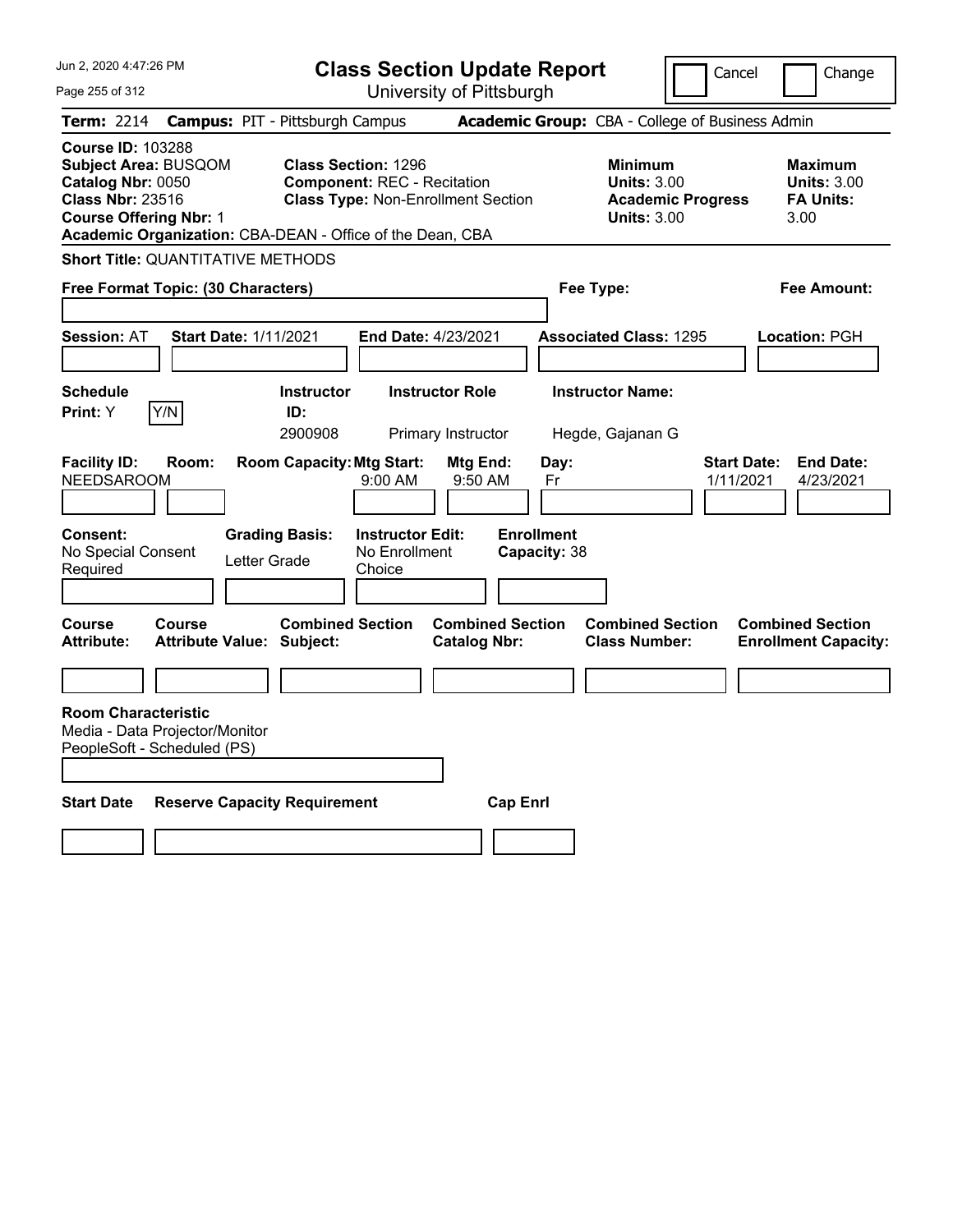# Class Section Update Report

University of Pittsburgh

Cancel | Change

**Term:** 2214 **Campus:** PIT - Pittsburgh Campus **Academic Group:** CBA - College of Business Admin

**Course ID:** 103288
**Subject Area:** BUSQOM
**Catalog Nbr:** 0050
**Class Nbr:** 23516
**Course Offering Nbr:** 1
**Academic Organization:** CBA-DEAN - Office of the Dean, CBA

**Class Section:** 1296
**Component:** REC - Recitation
**Class Type:** Non-Enrollment Section

**Minimum Units:** 3.00
**Academic Progress Units:** 3.00

**Maximum Units:** 3.00
**FA Units:** 3.00

**Short Title:** QUANTITATIVE METHODS

**Free Format Topic: (30 Characters)**

**Fee Type:**

**Fee Amount:**

**Session:** AT **Start Date:** 1/11/2021 **End Date:** 4/23/2021 **Associated Class:** 1295 **Location:** PGH

| Schedule Print: | Y/N | Instructor ID: | Instructor Role | Instructor Name: |
|---|---|---|---|---|
| Y | | 2900908 | Primary Instructor | Hegde, Gajanan G |

| Facility ID: | Room: | Room Capacity: | Mtg Start: | Mtg End: | Day: | Start Date: | End Date: |
|---|---|---|---|---|---|---|---|
| NEEDSAROOM | | | 9:00 AM | 9:50 AM | Fr | 1/11/2021 | 4/23/2021 |

| Consent: | Grading Basis: | Instructor Edit: | Enrollment Capacity: |
|---|---|---|---|
| No Special Consent Required | Letter Grade | No Enrollment Choice | 38 |

| Course Attribute: | Course Attribute Value: | Combined Section Subject: | Combined Section Catalog Nbr: | Combined Section Class Number: | Combined Section Enrollment Capacity: |
|---|---|---|---|---|---|
| | | | | | |

**Room Characteristic**
Media - Data Projector/Monitor
PeopleSoft - Scheduled (PS)

| Start Date | Reserve Capacity Requirement | Cap Enrl |
|---|---|---|
| | | |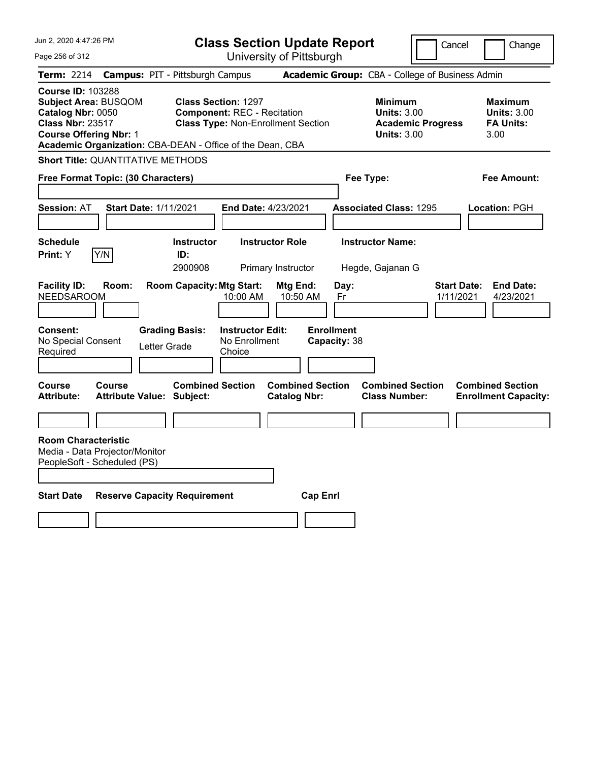Jun 2, 2020 4:47:26 PM

# Class Section Update Report

University of Pittsburgh

Cancel | Change

**Term:** 2214 **Campus:** PIT - Pittsburgh Campus **Academic Group:** CBA - College of Business Admin

**Course ID:** 103288
**Subject Area:** BUSQOM
**Catalog Nbr:** 0050
**Class Nbr:** 23517
**Course Offering Nbr:** 1
**Academic Organization:** CBA-DEAN - Office of the Dean, CBA

**Class Section:** 1297
**Component:** REC - Recitation
**Class Type:** Non-Enrollment Section

**Minimum Units:** 3.00
**Academic Progress Units:** 3.00

**Maximum Units:** 3.00
**FA Units:** 3.00

**Short Title:** QUANTITATIVE METHODS

**Free Format Topic: (30 Characters)**

**Fee Type:**

**Fee Amount:**

**Session:** AT **Start Date:** 1/11/2021 **End Date:** 4/23/2021 **Associated Class:** 1295 **Location:** PGH

| Schedule Print | Instructor ID | Instructor Role | Instructor Name |
|---|---|---|---|
| Y (Y/N) | 2900908 | Primary Instructor | Hegde, Gajanan G |

| Facility ID | Room | Room Capacity | Mtg Start | Mtg End | Day | Start Date | End Date |
|---|---|---|---|---|---|---|---|
| NEEDSAROOM | | | 10:00 AM | 10:50 AM | Fr | 1/11/2021 | 4/23/2021 |

**Consent:** No Special Consent Required
**Grading Basis:** Letter Grade
**Instructor Edit:** No Enrollment Choice
**Enrollment Capacity:** 38

| Course Attribute | Course Attribute Value | Combined Section Subject | Combined Section Catalog Nbr | Combined Section Class Number | Combined Section Enrollment Capacity |
|---|---|---|---|---|---|
| | | | | | |

**Room Characteristic**
Media - Data Projector/Monitor
PeopleSoft - Scheduled (PS)

| Start Date | Reserve Capacity Requirement | Cap Enrl |
|---|---|---|
| | | |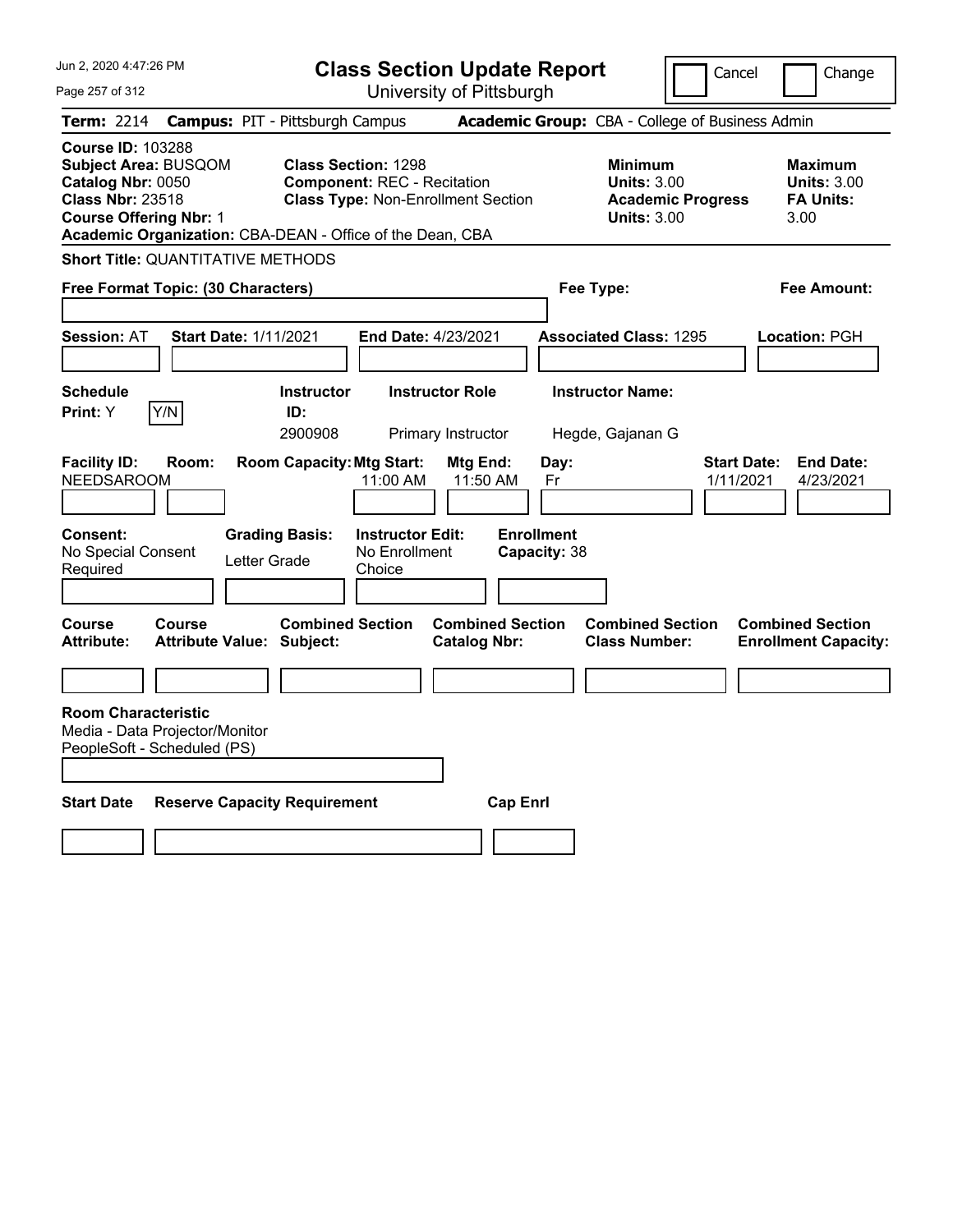# Class Section Update Report

University of Pittsburgh

Cancel | Change

Jun 2, 2020 4:47:26 PM

**Term:** 2214 **Campus:** PIT - Pittsburgh Campus **Academic Group:** CBA - College of Business Admin

**Course ID:** 103288
**Subject Area:** BUSQOM
**Catalog Nbr:** 0050
**Class Nbr:** 23518
**Course Offering Nbr:** 1
**Academic Organization:** CBA-DEAN - Office of the Dean, CBA

**Class Section:** 1298
**Component:** REC - Recitation
**Class Type:** Non-Enrollment Section

**Minimum Units:** 3.00
**Academic Progress Units:** 3.00

**Maximum Units:** 3.00
**FA Units:** 3.00

**Short Title:** QUANTITATIVE METHODS

**Free Format Topic: (30 Characters)**

**Fee Type:**

**Fee Amount:**

**Session:** AT **Start Date:** 1/11/2021 **End Date:** 4/23/2021 **Associated Class:** 1295 **Location:** PGH

| Schedule Print | | Instructor ID | Instructor Role | Instructor Name |
|---|---|---|---|---|
| Y | Y/N | 2900908 | Primary Instructor | Hegde, Gajanan G |

| Facility ID | Room | Room Capacity | Mtg Start | Mtg End | Day | Start Date | End Date |
|---|---|---|---|---|---|---|---|
| NEEDSAROOM | | | 11:00 AM | 11:50 AM | Fr | 1/11/2021 | 4/23/2021 |

**Consent:** No Special Consent Required
**Grading Basis:** Letter Grade
**Instructor Edit:** No Enrollment Choice
**Enrollment Capacity:** 38

| Course Attribute | Course Attribute Value | Combined Section Subject | Combined Section Catalog Nbr | Combined Section Class Number | Combined Section Enrollment Capacity |
|---|---|---|---|---|---|
| | | | | | |

**Room Characteristic**
Media - Data Projector/Monitor
PeopleSoft - Scheduled (PS)

| Start Date | Reserve Capacity Requirement | Cap Enrl |
|---|---|---|
| | | |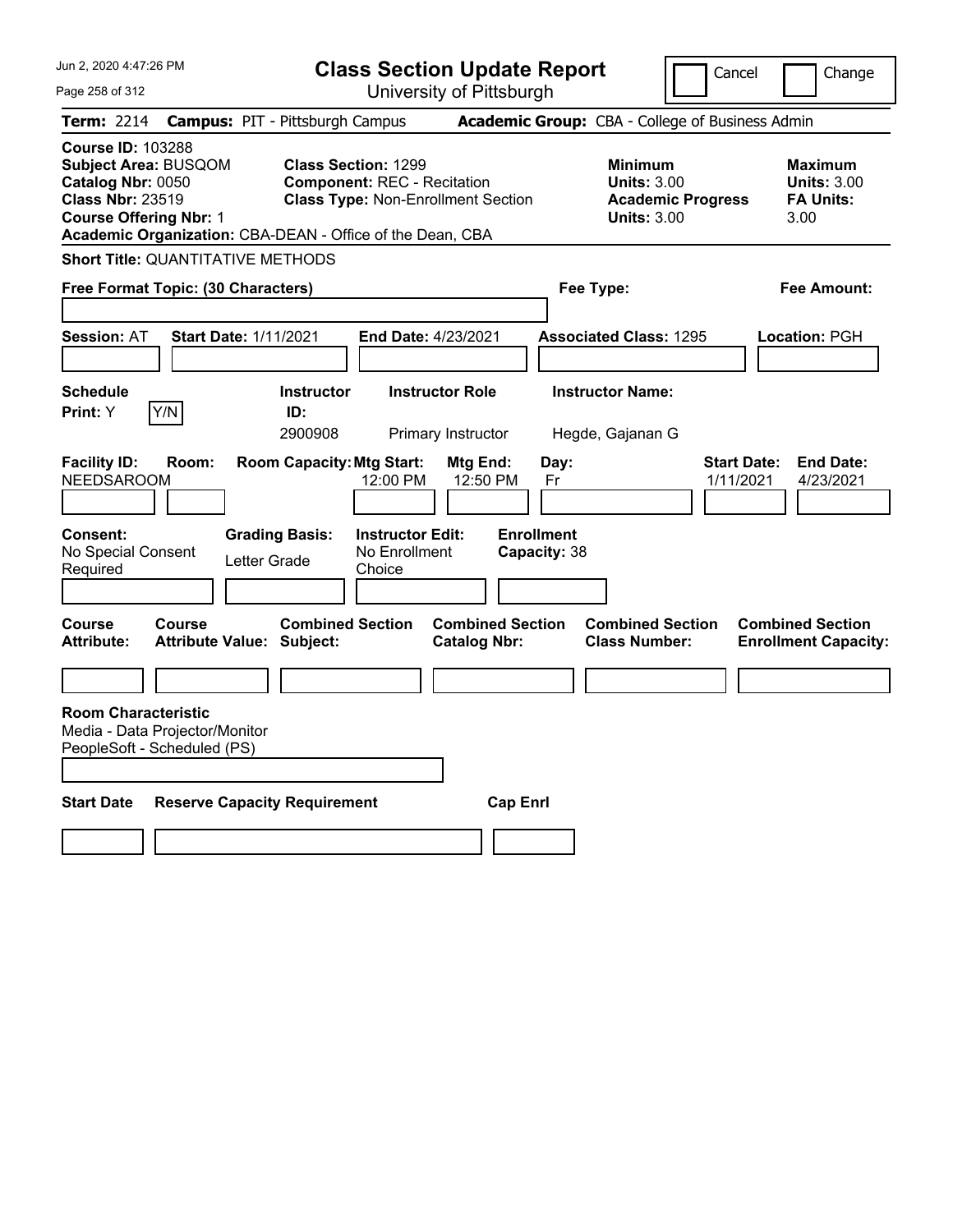# Class Section Update Report

University of Pittsburgh

Cancel | Change

**Term:** 2214 **Campus:** PIT - Pittsburgh Campus **Academic Group:** CBA - College of Business Admin

**Course ID:** 103288
**Subject Area:** BUSQOM
**Catalog Nbr:** 0050
**Class Nbr:** 23519
**Course Offering Nbr:** 1
**Academic Organization:** CBA-DEAN - Office of the Dean, CBA

**Class Section:** 1299
**Component:** REC - Recitation
**Class Type:** Non-Enrollment Section

**Minimum Units:** 3.00
**Academic Progress Units:** 3.00

**Maximum Units:** 3.00
**FA Units:** 3.00

**Short Title:** QUANTITATIVE METHODS

**Free Format Topic: (30 Characters)**

**Fee Type:**

**Fee Amount:**

**Session:** AT **Start Date:** 1/11/2021 **End Date:** 4/23/2021 **Associated Class:** 1295 **Location:** PGH

| Schedule Print | Instructor ID | Instructor Role | Instructor Name |
|---|---|---|---|
| Y | 2900908 | Primary Instructor | Hegde, Gajanan G |

| Facility ID | Room | Room Capacity | Mtg Start | Mtg End | Day | Start Date | End Date |
|---|---|---|---|---|---|---|---|
| NEEDSAROOM | | | 12:00 PM | 12:50 PM | Fr | 1/11/2021 | 4/23/2021 |

**Consent:** No Special Consent Required
**Grading Basis:** Letter Grade
**Instructor Edit:** No Enrollment Choice
**Enrollment Capacity:** 38

| Course Attribute | Course Attribute Value | Combined Section Subject | Combined Section Catalog Nbr | Combined Section Class Number | Combined Section Enrollment Capacity |
|---|---|---|---|---|---|
| | | | | | |

**Room Characteristic**
Media - Data Projector/Monitor
PeopleSoft - Scheduled (PS)

| Start Date | Reserve Capacity Requirement | Cap Enrl |
|---|---|---|
| | | |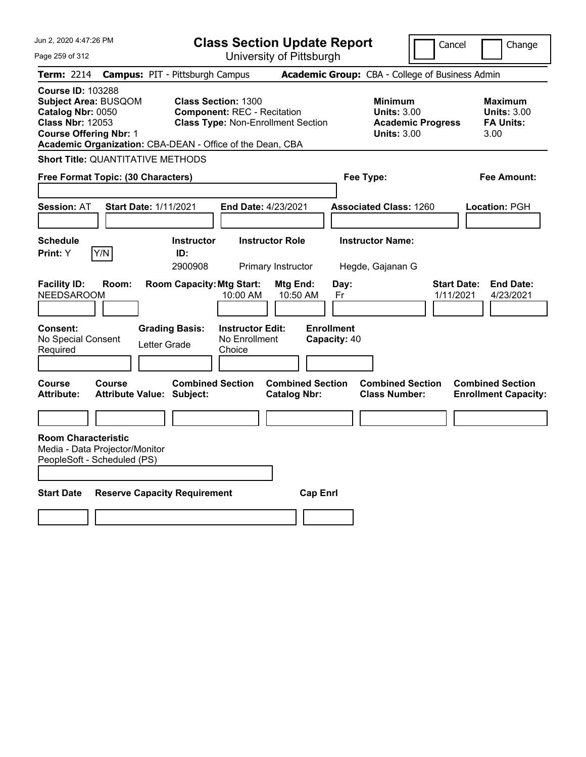# Class Section Update Report

University of Pittsburgh

Jun 2, 2020 4:47:26 PM

Cancel | Change

**Term:** 2214 **Campus:** PIT - Pittsburgh Campus **Academic Group:** CBA - College of Business Admin

**Course ID:** 103288
**Subject Area:** BUSQOM
**Catalog Nbr:** 0050
**Class Nbr:** 12053
**Course Offering Nbr:** 1
**Academic Organization:** CBA-DEAN - Office of the Dean, CBA

**Class Section:** 1300
**Component:** REC - Recitation
**Class Type:** Non-Enrollment Section

**Minimum Units:** 3.00
**Academic Progress Units:** 3.00

**Maximum Units:** 3.00
**FA Units:** 3.00

**Short Title:** QUANTITATIVE METHODS

**Free Format Topic: (30 Characters)**

**Fee Type:**

**Fee Amount:**

**Session:** AT **Start Date:** 1/11/2021 **End Date:** 4/23/2021 **Associated Class:** 1260 **Location:** PGH

**Schedule Print:** Y Y/N

| Instructor ID | Instructor Role | Instructor Name |
|---|---|---|
| 2900908 | Primary Instructor | Hegde, Gajanan G |

| Facility ID | Room | Room Capacity | Mtg Start | Mtg End | Day | Start Date | End Date |
|---|---|---|---|---|---|---|---|
| NEEDSAROOM | | | 10:00 AM | 10:50 AM | Fr | 1/11/2021 | 4/23/2021 |

**Consent:** No Special Consent Required
**Grading Basis:** Letter Grade
**Instructor Edit:** No Enrollment Choice
**Enrollment Capacity:** 40

| Course Attribute | Course Attribute Value | Combined Section Subject | Combined Section Catalog Nbr | Combined Section Class Number | Combined Section Enrollment Capacity |
|---|---|---|---|---|---|
| | | | | | |

**Room Characteristic**
Media - Data Projector/Monitor
PeopleSoft - Scheduled (PS)

| Start Date | Reserve Capacity Requirement | Cap Enrl |
|---|---|---|
| | | |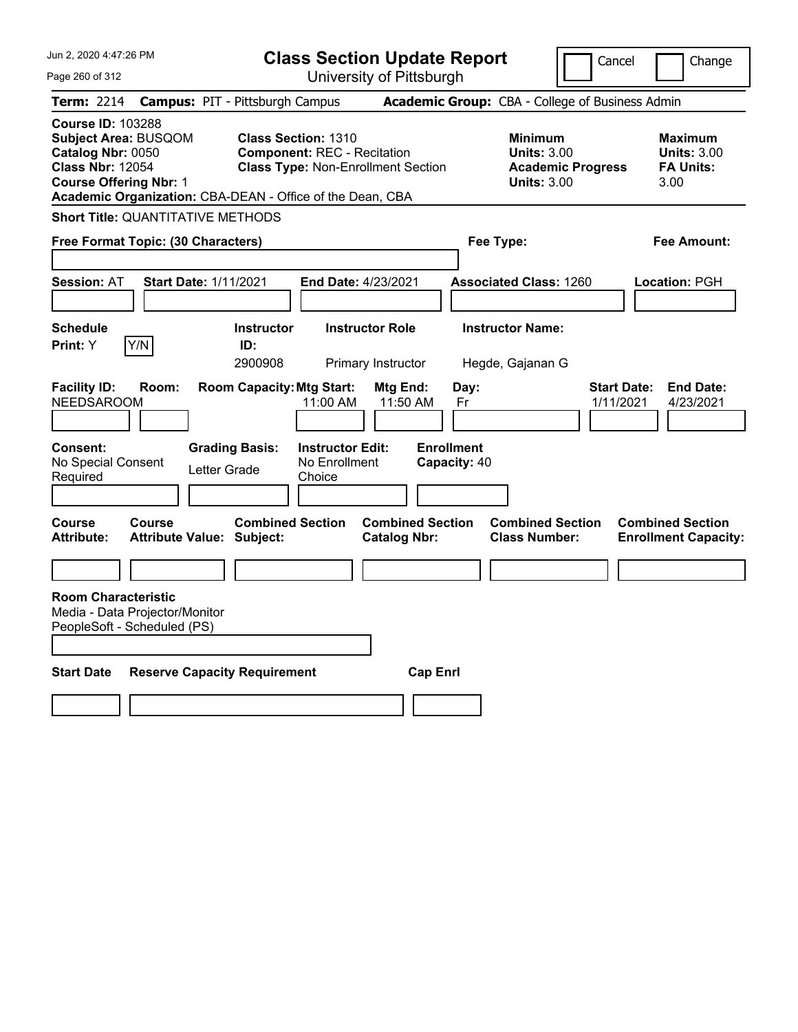# Class Section Update Report

University of Pittsburgh

Cancel | Change

**Term:** 2214 **Campus:** PIT - Pittsburgh Campus **Academic Group:** CBA - College of Business Admin

**Course ID:** 103288
**Subject Area:** BUSQOM
**Catalog Nbr:** 0050
**Class Nbr:** 12054
**Course Offering Nbr:** 1
**Academic Organization:** CBA-DEAN - Office of the Dean, CBA

**Class Section:** 1310
**Component:** REC - Recitation
**Class Type:** Non-Enrollment Section

**Minimum Units:** 3.00
**Academic Progress Units:** 3.00

**Maximum Units:** 3.00
**FA Units:** 3.00

**Short Title:** QUANTITATIVE METHODS

**Free Format Topic: (30 Characters)**

**Fee Type:**

**Fee Amount:**

**Session:** AT **Start Date:** 1/11/2021 **End Date:** 4/23/2021 **Associated Class:** 1260 **Location:** PGH

| Schedule Print | Instructor ID | Instructor Role | Instructor Name |
|---|---|---|---|
| Y (Y/N) | 2900908 | Primary Instructor | Hegde, Gajanan G |

| Facility ID | Room | Room Capacity | Mtg Start | Mtg End | Day | Start Date | End Date |
|---|---|---|---|---|---|---|---|
| NEEDSAROOM | | | 11:00 AM | 11:50 AM | Fr | 1/11/2021 | 4/23/2021 |

| Consent | Grading Basis | Instructor Edit | Enrollment Capacity |
|---|---|---|---|
| No Special Consent Required | Letter Grade | No Enrollment Choice | 40 |

| Course Attribute | Course Attribute Value | Combined Section Subject | Combined Section Catalog Nbr | Combined Section Class Number | Combined Section Enrollment Capacity |
|---|---|---|---|---|---|
| | | | | | |

**Room Characteristic**
Media - Data Projector/Monitor
PeopleSoft - Scheduled (PS)

| Start Date | Reserve Capacity Requirement | Cap Enrl |
|---|---|---|
| | | |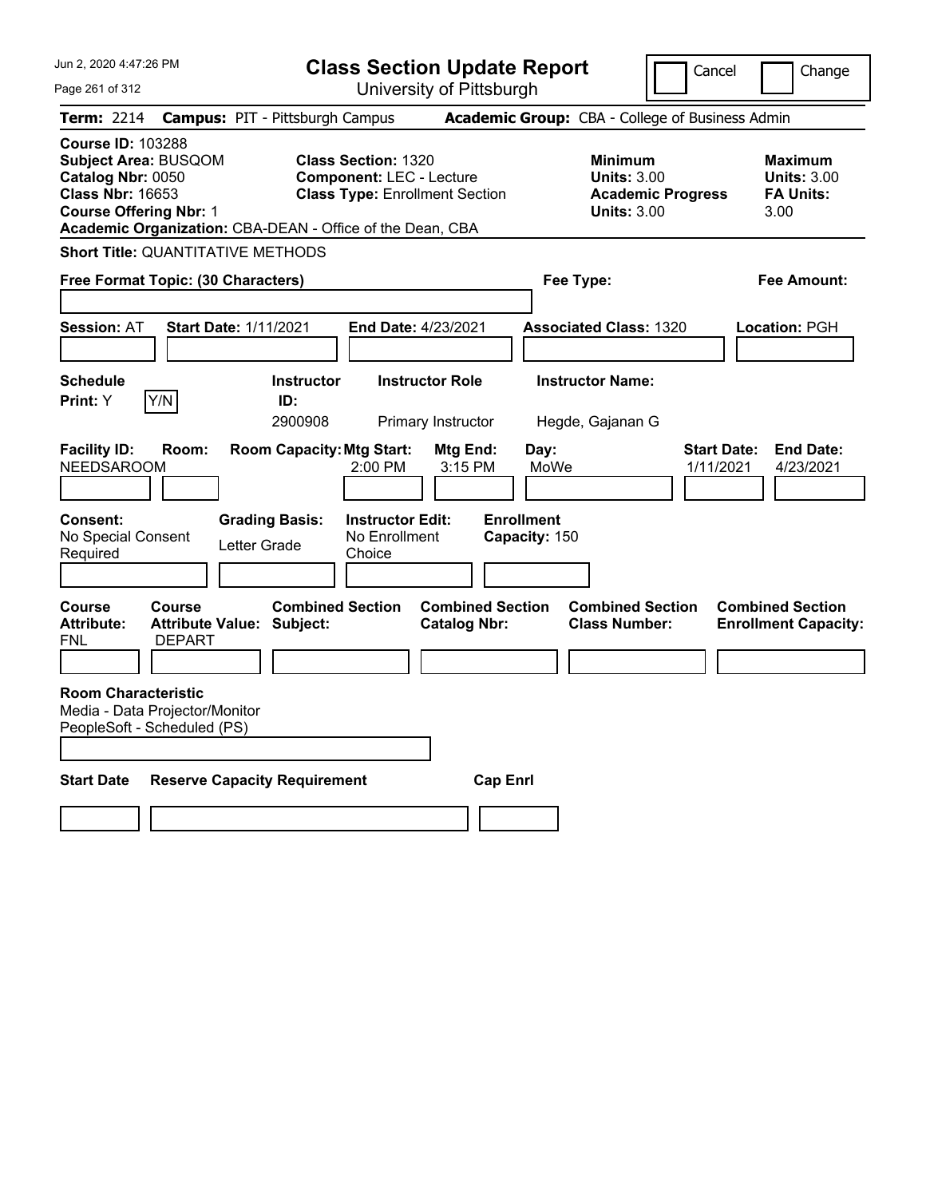Jun 2, 2020 4:47:26 PM

# Class Section Update Report

University of Pittsburgh

Cancel | Change

**Term:** 2214 **Campus:** PIT - Pittsburgh Campus **Academic Group:** CBA - College of Business Admin

**Course ID:** 103288
**Subject Area:** BUSQOM
**Catalog Nbr:** 0050
**Class Nbr:** 16653
**Course Offering Nbr:** 1
**Academic Organization:** CBA-DEAN - Office of the Dean, CBA

**Class Section:** 1320
**Component:** LEC - Lecture
**Class Type:** Enrollment Section

**Minimum Units:** 3.00
**Academic Progress Units:** 3.00

**Maximum Units:** 3.00
**FA Units:** 3.00

**Short Title:** QUANTITATIVE METHODS

**Free Format Topic: (30 Characters)**

**Fee Type:**

**Fee Amount:**

**Session:** AT **Start Date:** 1/11/2021 **End Date:** 4/23/2021 **Associated Class:** 1320 **Location:** PGH

| Schedule Print | Instructor ID | Instructor Role | Instructor Name |
|---|---|---|---|
| Y (Y/N) | 2900908 | Primary Instructor | Hegde, Gajanan G |

| Facility ID | Room | Room Capacity | Mtg Start | Mtg End | Day | Start Date | End Date |
|---|---|---|---|---|---|---|---|
| NEEDSAROOM | | | 2:00 PM | 3:15 PM | MoWe | 1/11/2021 | 4/23/2021 |

| Consent | Grading Basis | Instructor Edit | Enrollment Capacity |
|---|---|---|---|
| No Special Consent Required | Letter Grade | No Enrollment Choice | 150 |

| Course Attribute | Course Attribute Value | Combined Section Subject | Combined Section Catalog Nbr | Combined Section Class Number | Combined Section Enrollment Capacity |
|---|---|---|---|---|---|
| FNL | DEPART | | | | |

**Room Characteristic**
Media - Data Projector/Monitor
PeopleSoft - Scheduled (PS)

| Start Date | Reserve Capacity Requirement | Cap Enrl |
|---|---|---|
| | | |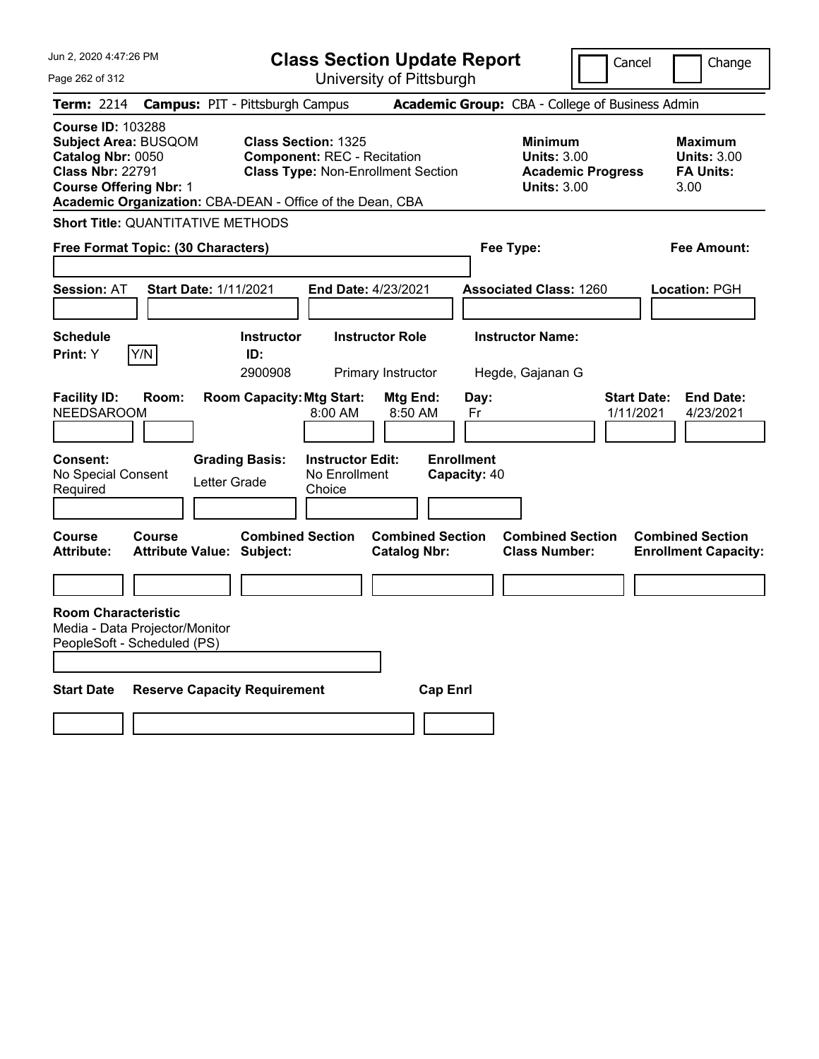# Class Section Update Report

University of Pittsburgh

Jun 2, 2020 4:47:26 PM

Cancel | Change

**Term:** 2214 **Campus:** PIT - Pittsburgh Campus **Academic Group:** CBA - College of Business Admin

**Course ID:** 103288
**Subject Area:** BUSQOM
**Catalog Nbr:** 0050
**Class Nbr:** 22791
**Course Offering Nbr:** 1
**Academic Organization:** CBA-DEAN - Office of the Dean, CBA

**Class Section:** 1325
**Component:** REC - Recitation
**Class Type:** Non-Enrollment Section

**Minimum Units:** 3.00
**Academic Progress Units:** 3.00

**Maximum Units:** 3.00
**FA Units:** 3.00

**Short Title:** QUANTITATIVE METHODS

**Free Format Topic: (30 Characters)**

**Fee Type:**

**Fee Amount:**

**Session:** AT **Start Date:** 1/11/2021 **End Date:** 4/23/2021 **Associated Class:** 1260 **Location:** PGH

| Schedule Print | Instructor ID | Instructor Role | Instructor Name |
|---|---|---|---|
| Y (Y/N) | 2900908 | Primary Instructor | Hegde, Gajanan G |

| Facility ID | Room | Room Capacity | Mtg Start | Mtg End | Day | Start Date | End Date |
|---|---|---|---|---|---|---|---|
| NEEDSAROOM | | | 8:00 AM | 8:50 AM | Fr | 1/11/2021 | 4/23/2021 |

| Consent | Grading Basis | Instructor Edit | Enrollment Capacity |
|---|---|---|---|
| No Special Consent Required | Letter Grade | No Enrollment Choice | 40 |

| Course Attribute | Course Attribute Value | Combined Section Subject | Combined Section Catalog Nbr | Combined Section Class Number | Combined Section Enrollment Capacity |
|---|---|---|---|---|---|
| | | | | | |

**Room Characteristic**
Media - Data Projector/Monitor
PeopleSoft - Scheduled (PS)

| Start Date | Reserve Capacity Requirement | Cap Enrl |
|---|---|---|
| | | |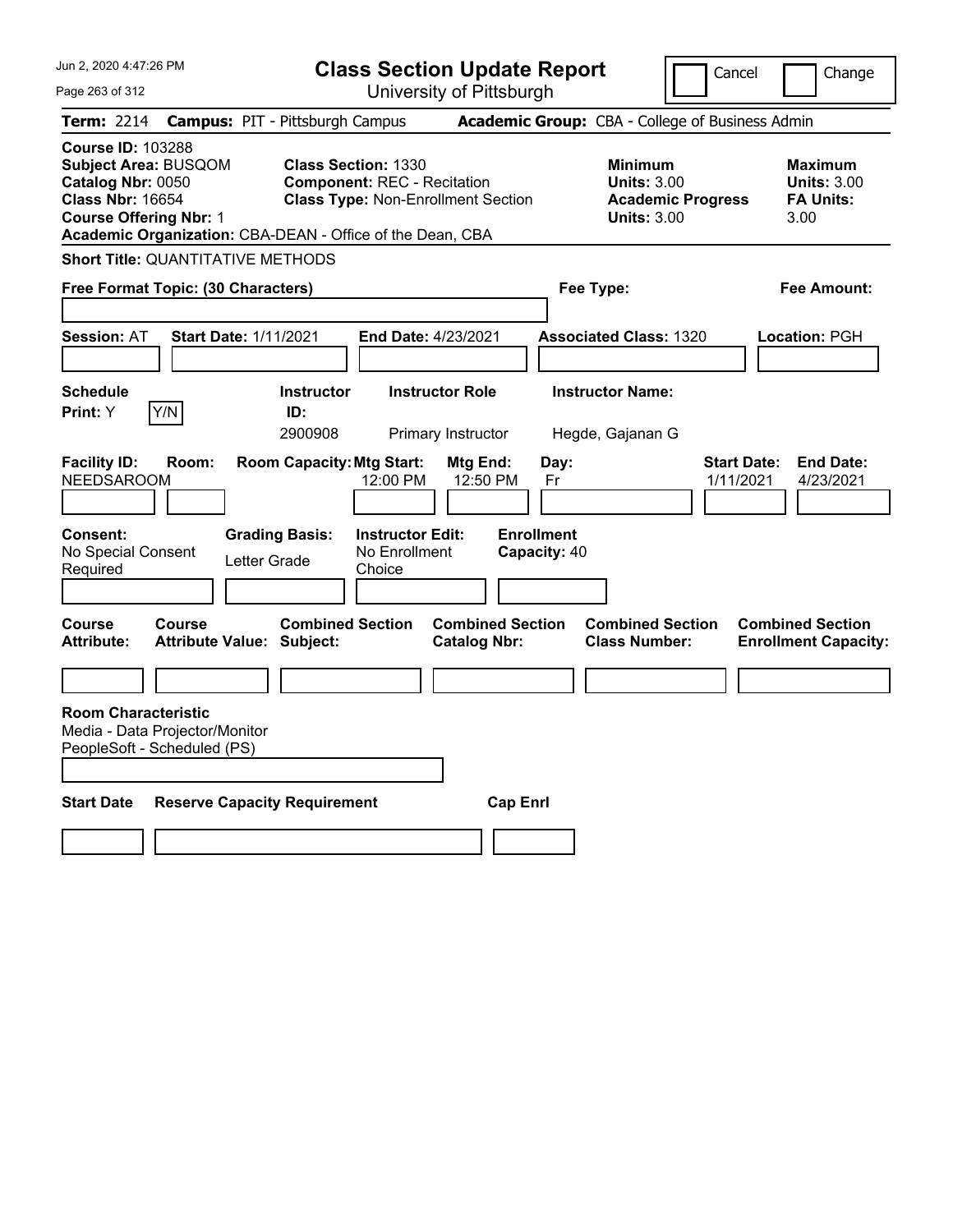# Class Section Update Report

University of Pittsburgh

Cancel | Change

**Term:** 2214 **Campus:** PIT - Pittsburgh Campus **Academic Group:** CBA - College of Business Admin

**Course ID:** 103288
**Subject Area:** BUSQOM
**Catalog Nbr:** 0050
**Class Nbr:** 16654
**Course Offering Nbr:** 1
**Academic Organization:** CBA-DEAN - Office of the Dean, CBA

**Class Section:** 1330
**Component:** REC - Recitation
**Class Type:** Non-Enrollment Section

**Minimum Units:** 3.00
**Academic Progress Units:** 3.00

**Maximum Units:** 3.00
**FA Units:** 3.00

**Short Title:** QUANTITATIVE METHODS

**Free Format Topic: (30 Characters)**

**Fee Type:**

**Fee Amount:**

**Session:** AT **Start Date:** 1/11/2021 **End Date:** 4/23/2021 **Associated Class:** 1320 **Location:** PGH

| Schedule Print | Instructor ID | Instructor Role | Instructor Name |
|---|---|---|---|
| Y (Y/N) | 2900908 | Primary Instructor | Hegde, Gajanan G |

| Facility ID | Room | Room Capacity | Mtg Start | Mtg End | Day | Start Date | End Date |
|---|---|---|---|---|---|---|---|
| NEEDSAROOM | | | 12:00 PM | 12:50 PM | Fr | 1/11/2021 | 4/23/2021 |

| Consent | Grading Basis | Instructor Edit | Enrollment Capacity |
|---|---|---|---|
| No Special Consent Required | Letter Grade | No Enrollment Choice | 40 |

| Course Attribute | Course Attribute Value | Combined Section Subject | Combined Section Catalog Nbr | Combined Section Class Number | Combined Section Enrollment Capacity |
|---|---|---|---|---|---|
| | | | | | |

**Room Characteristic**
Media - Data Projector/Monitor
PeopleSoft - Scheduled (PS)

| Start Date | Reserve Capacity Requirement | Cap Enrl |
|---|---|---|
| | | |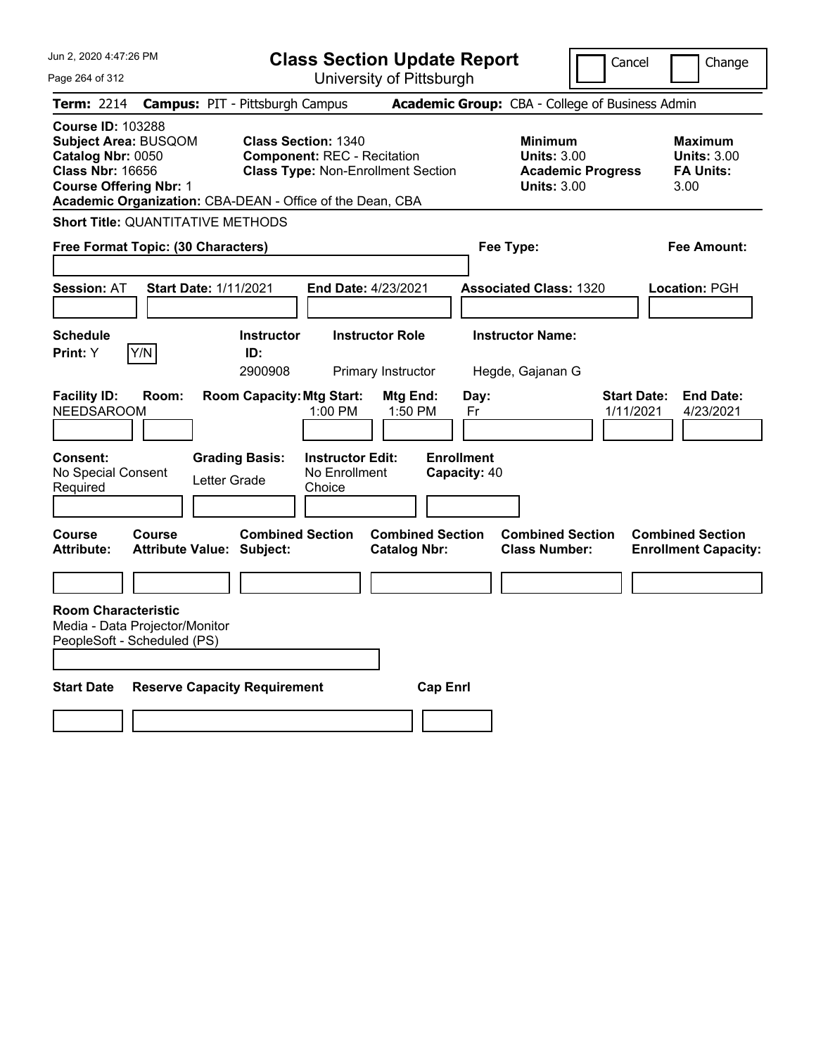# Class Section Update Report

University of Pittsburgh

Jun 2, 2020 4:47:26 PM

Cancel ☐ Change ☐

**Term:** 2214 **Campus:** PIT - Pittsburgh Campus **Academic Group:** CBA - College of Business Admin

**Course ID:** 103288
**Subject Area:** BUSQOM
**Catalog Nbr:** 0050
**Class Nbr:** 16656
**Course Offering Nbr:** 1
**Academic Organization:** CBA-DEAN - Office of the Dean, CBA

**Class Section:** 1340
**Component:** REC - Recitation
**Class Type:** Non-Enrollment Section

| | Minimum | Maximum |
|---|---|---|
| Units | 3.00 | 3.00 |
| Academic Progress Units / FA Units | 3.00 | 3.00 |

**Short Title:** QUANTITATIVE METHODS

**Free Format Topic: (30 Characters)**

**Fee Type:**

**Fee Amount:**

**Session:** AT **Start Date:** 1/11/2021 **End Date:** 4/23/2021 **Associated Class:** 1320 **Location:** PGH

**Schedule Print:** Y Y/N

| Instructor ID | Instructor Role | Instructor Name |
|---|---|---|
| 2900908 | Primary Instructor | Hegde, Gajanan G |

| Facility ID | Room | Room Capacity | Mtg Start | Mtg End | Day | Start Date | End Date |
|---|---|---|---|---|---|---|---|
| NEEDSAROOM | | | 1:00 PM | 1:50 PM | Fr | 1/11/2021 | 4/23/2021 |

**Consent:** No Special Consent Required
**Grading Basis:** Letter Grade
**Instructor Edit:** No Enrollment Choice
**Enrollment Capacity:** 40

| Course Attribute | Course Attribute Value | Combined Section Subject | Combined Section Catalog Nbr | Combined Section Class Number | Combined Section Enrollment Capacity |
|---|---|---|---|---|---|
| | | | | | |

**Room Characteristic**
Media - Data Projector/Monitor
PeopleSoft - Scheduled (PS)

| Start Date | Reserve Capacity Requirement | Cap Enrl |
|---|---|---|
| | | |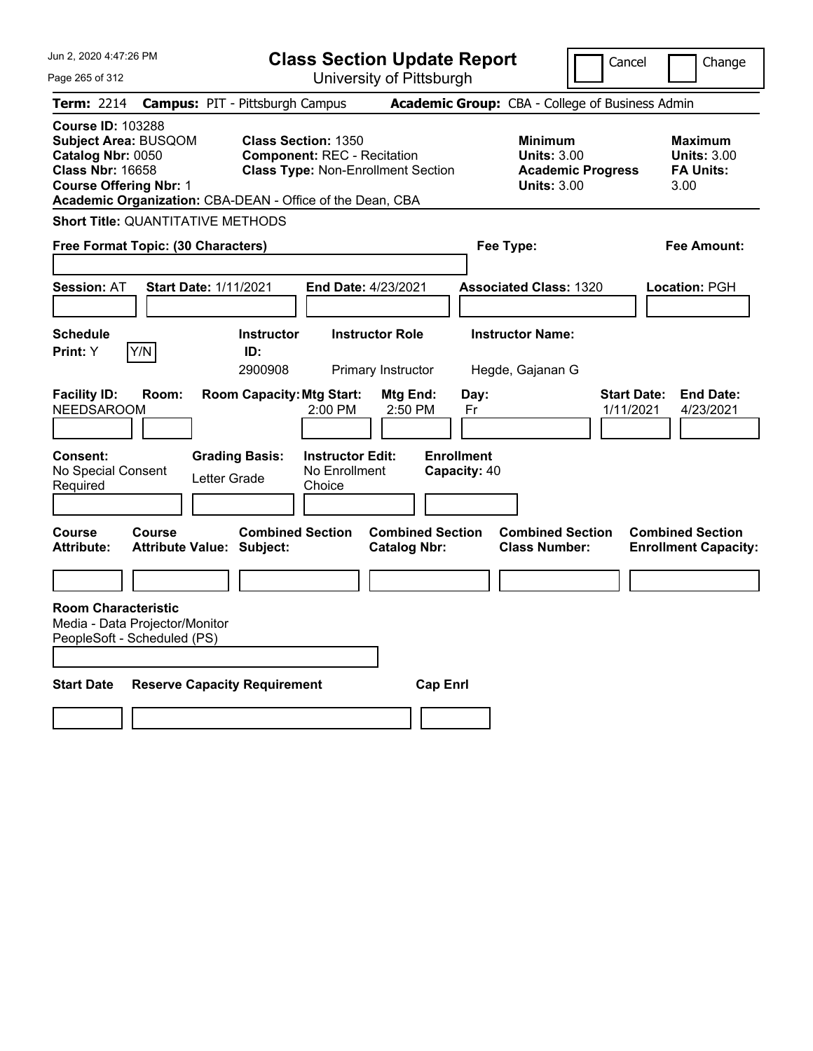# Class Section Update Report

University of Pittsburgh

Cancel / Change

**Term:** 2214 **Campus:** PIT - Pittsburgh Campus **Academic Group:** CBA - College of Business Admin

**Course ID:** 103288
**Subject Area:** BUSQOM
**Catalog Nbr:** 0050
**Class Nbr:** 16658
**Course Offering Nbr:** 1
**Academic Organization:** CBA-DEAN - Office of the Dean, CBA

**Class Section:** 1350
**Component:** REC - Recitation
**Class Type:** Non-Enrollment Section

**Minimum Units:** 3.00
**Academic Progress Units:** 3.00

**Maximum Units:** 3.00
**FA Units:** 3.00

**Short Title:** QUANTITATIVE METHODS

**Free Format Topic: (30 Characters)**

**Fee Type:**

**Fee Amount:**

**Session:** AT **Start Date:** 1/11/2021 **End Date:** 4/23/2021 **Associated Class:** 1320 **Location:** PGH

| Schedule Print | Instructor ID | Instructor Role | Instructor Name |
|---|---|---|---|
| Y (Y/N) | 2900908 | Primary Instructor | Hegde, Gajanan G |

| Facility ID | Room | Room Capacity | Mtg Start | Mtg End | Day | Start Date | End Date |
|---|---|---|---|---|---|---|---|
| NEEDSAROOM | | | 2:00 PM | 2:50 PM | Fr | 1/11/2021 | 4/23/2021 |

**Consent:** No Special Consent Required
**Grading Basis:** Letter Grade
**Instructor Edit:** No Enrollment Choice
**Enrollment Capacity:** 40

| Course Attribute | Course Attribute Value | Combined Section Subject | Combined Section Catalog Nbr | Combined Section Class Number | Combined Section Enrollment Capacity |
|---|---|---|---|---|---|
| | | | | | |

**Room Characteristic**
Media - Data Projector/Monitor
PeopleSoft - Scheduled (PS)

| Start Date | Reserve Capacity Requirement | Cap Enrl |
|---|---|---|
| | | |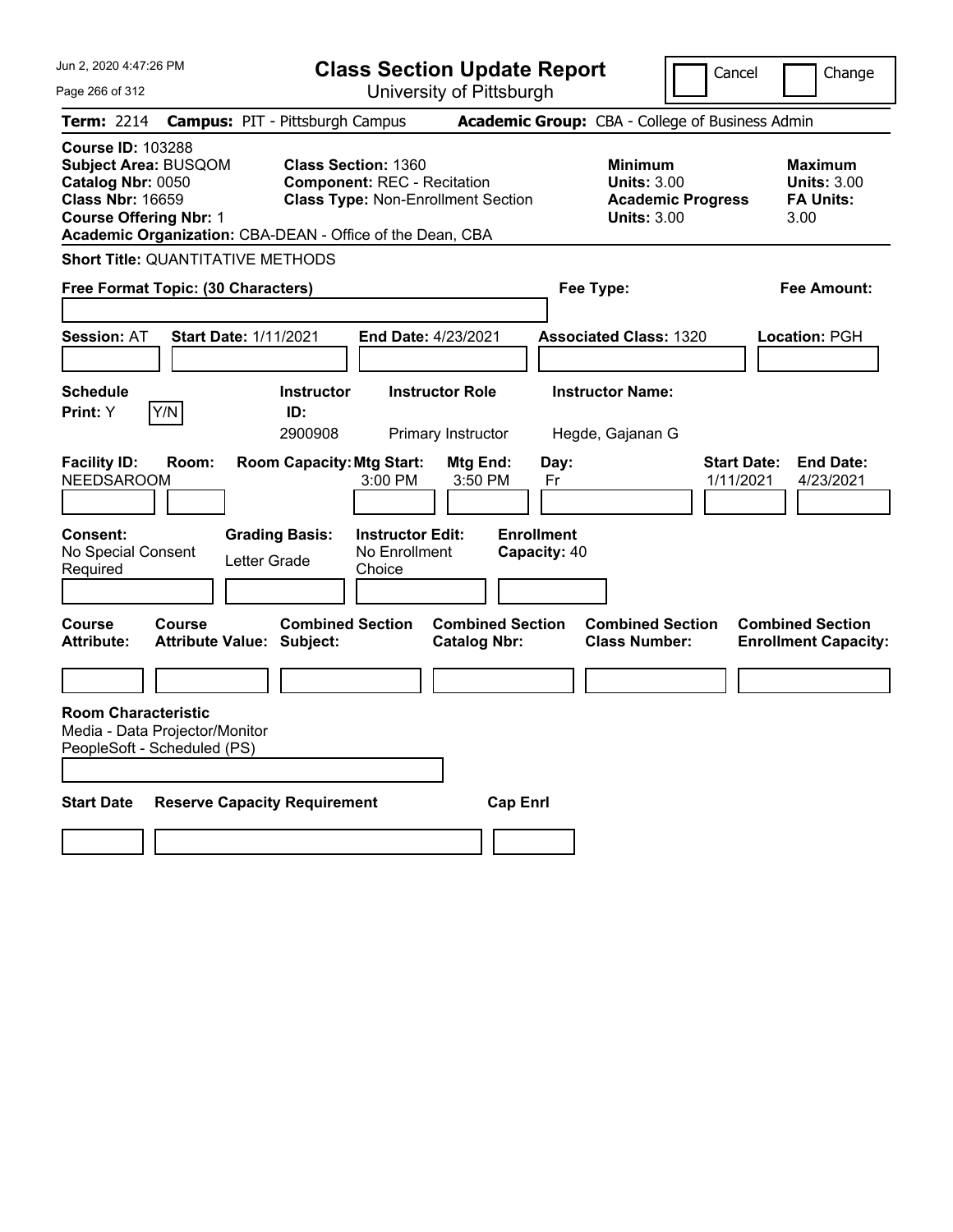# Class Section Update Report

University of Pittsburgh

Cancel | Change

**Term:** 2214 **Campus:** PIT - Pittsburgh Campus **Academic Group:** CBA - College of Business Admin

**Course ID:** 103288
**Subject Area:** BUSQOM
**Catalog Nbr:** 0050
**Class Nbr:** 16659
**Course Offering Nbr:** 1
**Academic Organization:** CBA-DEAN - Office of the Dean, CBA

**Class Section:** 1360
**Component:** REC - Recitation
**Class Type:** Non-Enrollment Section

**Minimum Units:** 3.00
**Academic Progress Units:** 3.00

**Maximum Units:** 3.00
**FA Units:** 3.00

**Short Title:** QUANTITATIVE METHODS

**Free Format Topic: (30 Characters)**

**Fee Type:**

**Fee Amount:**

**Session:** AT **Start Date:** 1/11/2021 **End Date:** 4/23/2021 **Associated Class:** 1320 **Location:** PGH

**Schedule Print:** Y Y/N

| Instructor ID | Instructor Role | Instructor Name |
|---|---|---|
| 2900908 | Primary Instructor | Hegde, Gajanan G |

| Facility ID | Room | Room Capacity | Mtg Start | Mtg End | Day | Start Date | End Date |
|---|---|---|---|---|---|---|---|
| NEEDSAROOM | | | 3:00 PM | 3:50 PM | Fr | 1/11/2021 | 4/23/2021 |

**Consent:** No Special Consent Required
**Grading Basis:** Letter Grade
**Instructor Edit:** No Enrollment Choice
**Enrollment Capacity:** 40

| Course Attribute | Course Attribute Value | Combined Section Subject | Combined Section Catalog Nbr | Combined Section Class Number | Combined Section Enrollment Capacity |
|---|---|---|---|---|---|
| | | | | | |

**Room Characteristic**
Media - Data Projector/Monitor
PeopleSoft - Scheduled (PS)

| Start Date | Reserve Capacity Requirement | Cap Enrl |
|---|---|---|
| | | |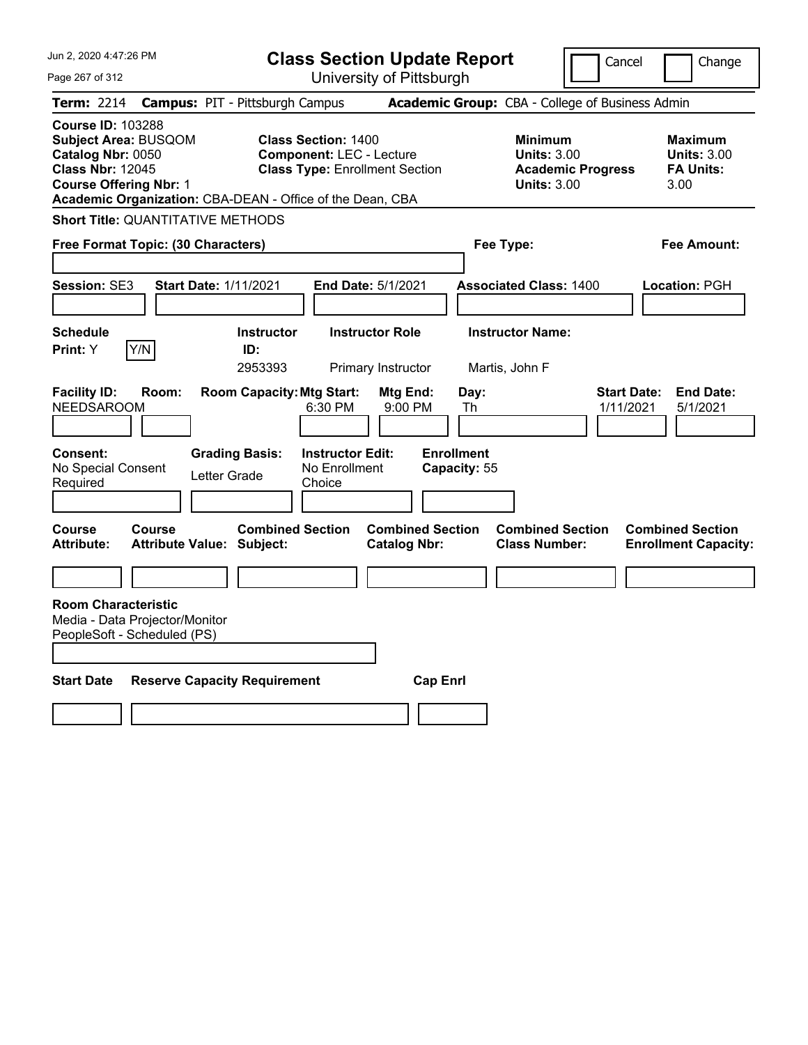# Class Section Update Report

University of Pittsburgh

Cancel | Change

**Term:** 2214 **Campus:** PIT - Pittsburgh Campus **Academic Group:** CBA - College of Business Admin

**Course ID:** 103288
**Subject Area:** BUSQOM
**Catalog Nbr:** 0050
**Class Nbr:** 12045
**Course Offering Nbr:** 1
**Academic Organization:** CBA-DEAN - Office of the Dean, CBA

**Class Section:** 1400
**Component:** LEC - Lecture
**Class Type:** Enrollment Section

**Minimum Units:** 3.00
**Academic Progress Units:** 3.00

**Maximum Units:** 3.00
**FA Units:** 3.00

**Short Title:** QUANTITATIVE METHODS

**Free Format Topic: (30 Characters)**

**Fee Type:**

**Fee Amount:**

**Session:** SE3 **Start Date:** 1/11/2021 **End Date:** 5/1/2021 **Associated Class:** 1400 **Location:** PGH

| Schedule Print: | Instructor ID: | Instructor Role | Instructor Name: |
|---|---|---|---|
| Y  [Y/N] | 2953393 | Primary Instructor | Martis, John F |

| Facility ID: | Room: | Room Capacity: | Mtg Start: | Mtg End: | Day: | Start Date: | End Date: |
|---|---|---|---|---|---|---|---|
| NEEDSAROOM | | | 6:30 PM | 9:00 PM | Th | 1/11/2021 | 5/1/2021 |

| Consent: | Grading Basis: | Instructor Edit: | Enrollment Capacity: |
|---|---|---|---|
| No Special Consent Required | Letter Grade | No Enrollment Choice | 55 |

| Course Attribute: | Course Attribute Value: | Combined Section Subject: | Combined Section Catalog Nbr: | Combined Section Class Number: | Combined Section Enrollment Capacity: |
|---|---|---|---|---|---|
| | | | | | |

**Room Characteristic**
Media - Data Projector/Monitor
PeopleSoft - Scheduled (PS)

| Start Date | Reserve Capacity Requirement | Cap Enrl |
|---|---|---|
| | | |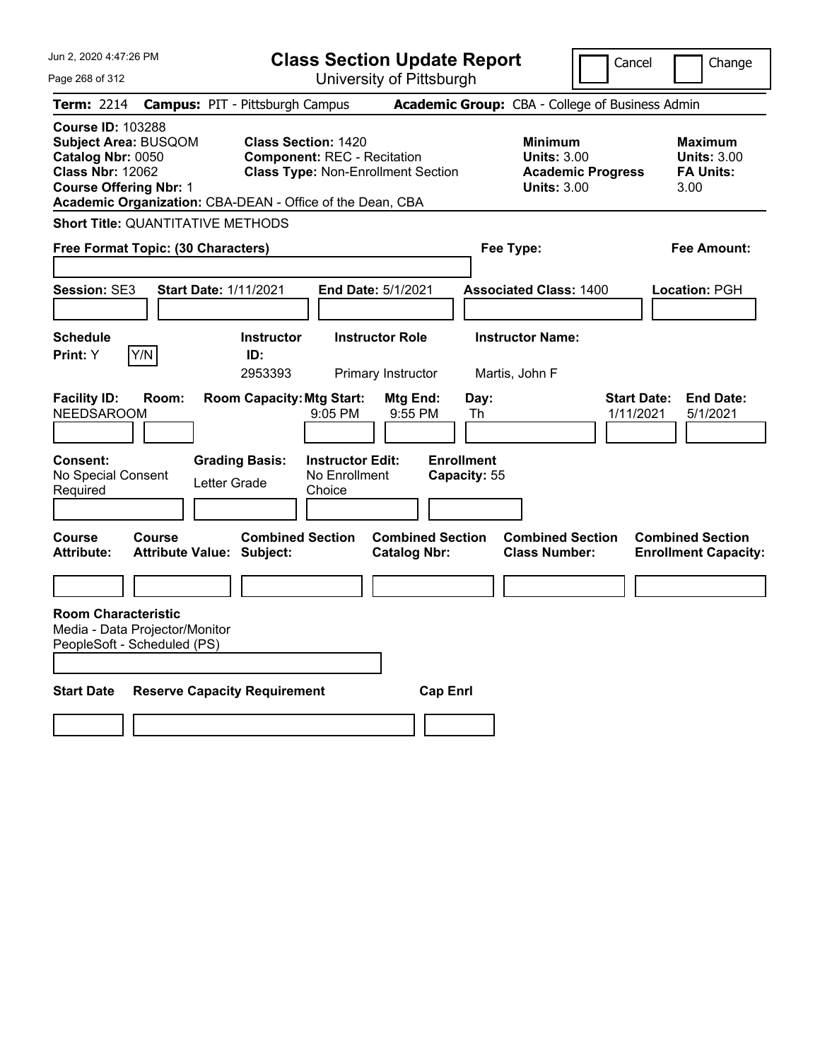# Class Section Update Report

University of Pittsburgh

Cancel | Change

**Term:** 2214 **Campus:** PIT - Pittsburgh Campus **Academic Group:** CBA - College of Business Admin

**Course ID:** 103288
**Subject Area:** BUSQOM
**Catalog Nbr:** 0050
**Class Nbr:** 12062
**Course Offering Nbr:** 1
**Academic Organization:** CBA-DEAN - Office of the Dean, CBA

**Class Section:** 1420
**Component:** REC - Recitation
**Class Type:** Non-Enrollment Section

**Minimum Units:** 3.00
**Academic Progress Units:** 3.00

**Maximum Units:** 3.00
**FA Units:** 3.00

**Short Title:** QUANTITATIVE METHODS

**Free Format Topic: (30 Characters)**

**Fee Type:**

**Fee Amount:**

**Session:** SE3 **Start Date:** 1/11/2021 **End Date:** 5/1/2021 **Associated Class:** 1400 **Location:** PGH

| Schedule Print | Instructor ID | Instructor Role | Instructor Name |
|---|---|---|---|
| Y | 2953393 | Primary Instructor | Martis, John F |

| Facility ID | Room | Room Capacity | Mtg Start | Mtg End | Day | Start Date | End Date |
|---|---|---|---|---|---|---|---|
| NEEDSAROOM | | | 9:05 PM | 9:55 PM | Th | 1/11/2021 | 5/1/2021 |

| Consent | Grading Basis | Instructor Edit | Enrollment Capacity |
|---|---|---|---|
| No Special Consent Required | Letter Grade | No Enrollment Choice | 55 |

| Course Attribute | Course Attribute Value | Combined Section Subject | Combined Section Catalog Nbr | Combined Section Class Number | Combined Section Enrollment Capacity |
|---|---|---|---|---|---|
| | | | | | |

**Room Characteristic**
Media - Data Projector/Monitor
PeopleSoft - Scheduled (PS)

| Start Date | Reserve Capacity Requirement | Cap Enrl |
|---|---|---|
| | | |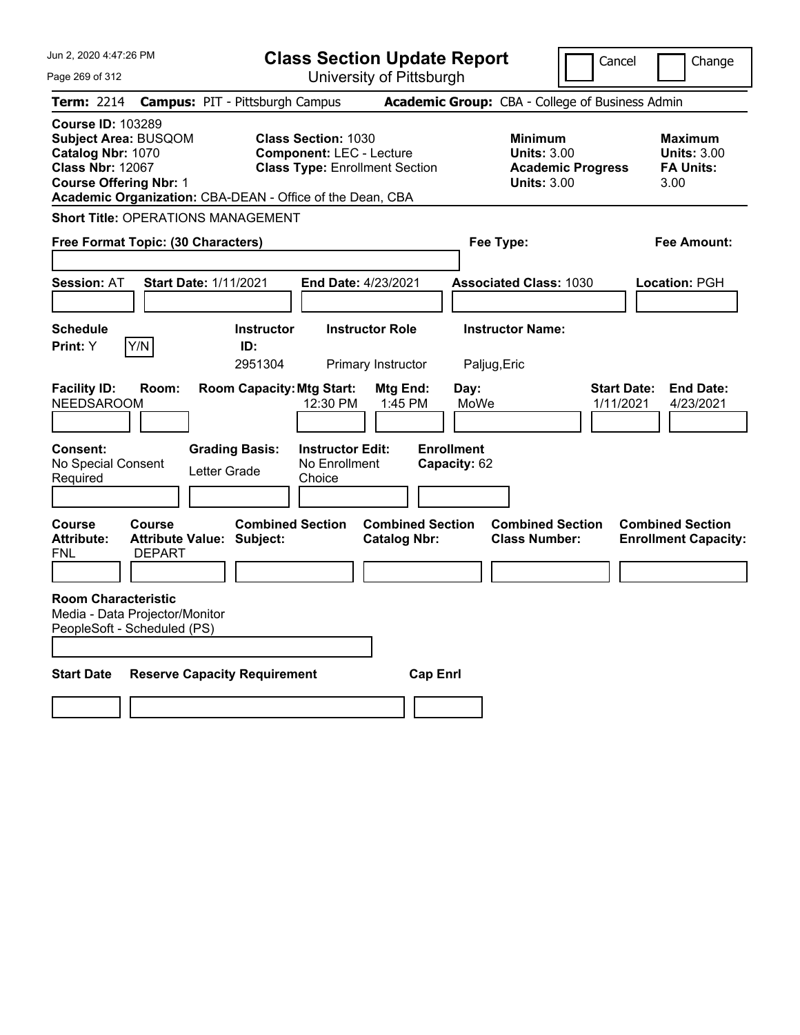# Class Section Update Report

University of Pittsburgh

Jun 2, 2020 4:47:26 PM

Cancel | Change

**Term:** 2214 **Campus:** PIT - Pittsburgh Campus **Academic Group:** CBA - College of Business Admin

**Course ID:** 103289
**Subject Area:** BUSQOM
**Catalog Nbr:** 1070
**Class Nbr:** 12067
**Course Offering Nbr:** 1
**Academic Organization:** CBA-DEAN - Office of the Dean, CBA

**Class Section:** 1030
**Component:** LEC - Lecture
**Class Type:** Enrollment Section

**Minimum Units:** 3.00
**Academic Progress Units:** 3.00

**Maximum Units:** 3.00
**FA Units:** 3.00

**Short Title:** OPERATIONS MANAGEMENT

**Free Format Topic: (30 Characters)**

**Fee Type:**

**Fee Amount:**

**Session:** AT **Start Date:** 1/11/2021 **End Date:** 4/23/2021 **Associated Class:** 1030 **Location:** PGH

| Schedule Print: | Instructor ID: | Instructor Role | Instructor Name: |
|---|---|---|---|
| Y (Y/N) | 2951304 | Primary Instructor | Paljug,Eric |

| Facility ID: | Room: | Room Capacity: | Mtg Start: | Mtg End: | Day: | Start Date: | End Date: |
|---|---|---|---|---|---|---|---|
| NEEDSAROOM | | | 12:30 PM | 1:45 PM | MoWe | 1/11/2021 | 4/23/2021 |

| Consent: | Grading Basis: | Instructor Edit: | Enrollment Capacity: |
|---|---|---|---|
| No Special Consent Required | Letter Grade | No Enrollment Choice | 62 |

| Course Attribute: | Course Attribute Value: | Combined Section Subject: | Combined Section Catalog Nbr: | Combined Section Class Number: | Combined Section Enrollment Capacity: |
|---|---|---|---|---|---|
| FNL | DEPART | | | | |

**Room Characteristic**
Media - Data Projector/Monitor
PeopleSoft - Scheduled (PS)

| Start Date | Reserve Capacity Requirement | Cap Enrl |
|---|---|---|
| | | |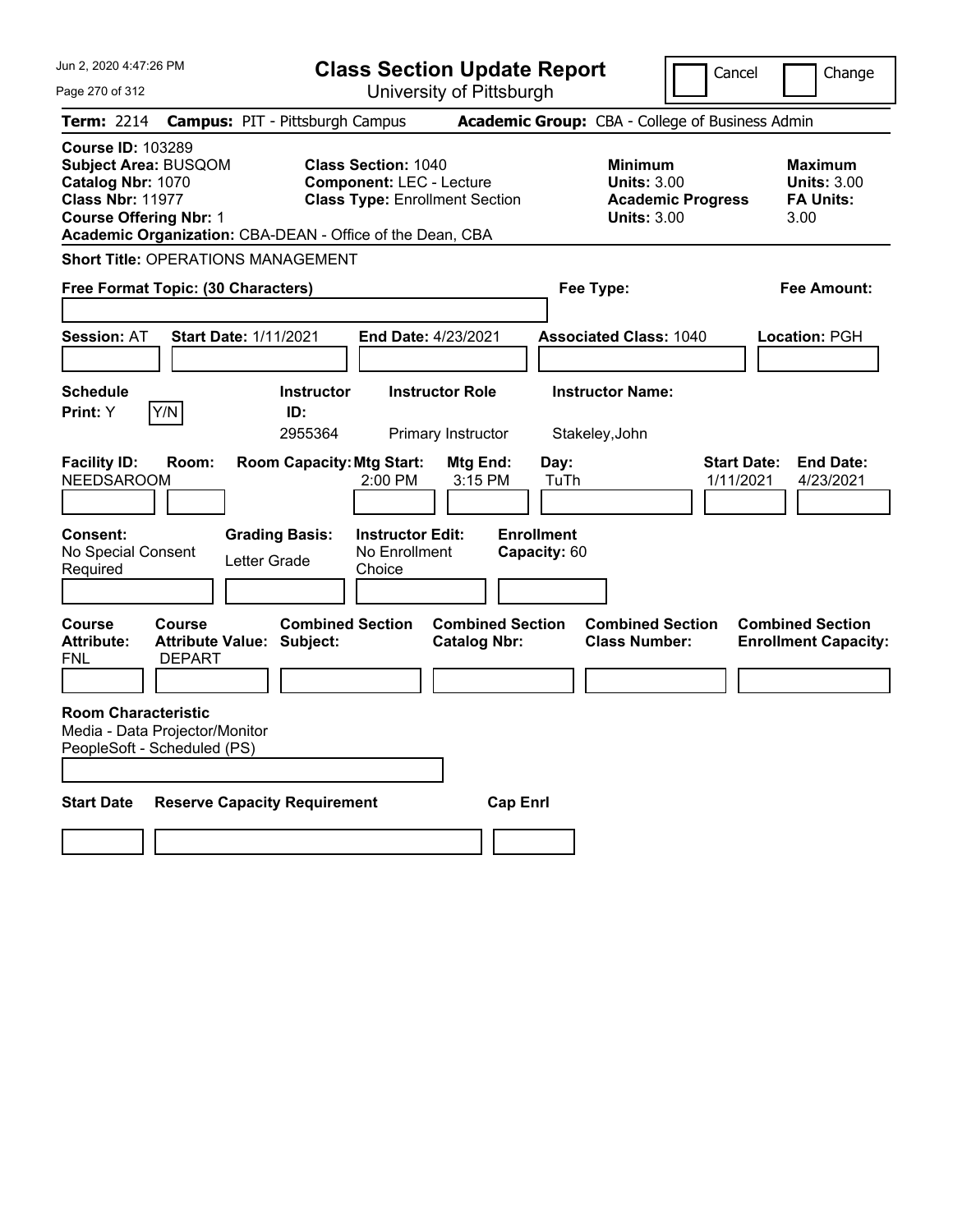# Class Section Update Report

University of Pittsburgh

Jun 2, 2020 4:47:26 PM

Cancel | Change

**Term:** 2214 **Campus:** PIT - Pittsburgh Campus **Academic Group:** CBA - College of Business Admin

**Course ID:** 103289
**Subject Area:** BUSQOM
**Catalog Nbr:** 1070
**Class Nbr:** 11977
**Course Offering Nbr:** 1
**Academic Organization:** CBA-DEAN - Office of the Dean, CBA

**Class Section:** 1040
**Component:** LEC - Lecture
**Class Type:** Enrollment Section

**Minimum Units:** 3.00
**Academic Progress Units:** 3.00

**Maximum Units:** 3.00
**FA Units:** 3.00

**Short Title:** OPERATIONS MANAGEMENT

**Free Format Topic: (30 Characters)**

**Fee Type:**

**Fee Amount:**

**Session:** AT **Start Date:** 1/11/2021 **End Date:** 4/23/2021 **Associated Class:** 1040 **Location:** PGH

| Schedule Print | Instructor ID | Instructor Role | Instructor Name |
|---|---|---|---|
| Y (Y/N) | 2955364 | Primary Instructor | Stakeley,John |

| Facility ID | Room | Room Capacity | Mtg Start | Mtg End | Day | Start Date | End Date |
|---|---|---|---|---|---|---|---|
| NEEDSAROOM | | | 2:00 PM | 3:15 PM | TuTh | 1/11/2021 | 4/23/2021 |

| Consent | Grading Basis | Instructor Edit | Enrollment Capacity |
|---|---|---|---|
| No Special Consent Required | Letter Grade | No Enrollment Choice | 60 |

| Course Attribute | Course Attribute Value | Combined Section Subject | Combined Section Catalog Nbr | Combined Section Class Number | Combined Section Enrollment Capacity |
|---|---|---|---|---|---|
| FNL | DEPART | | | | |

**Room Characteristic**
Media - Data Projector/Monitor
PeopleSoft - Scheduled (PS)

| Start Date | Reserve Capacity Requirement | Cap Enrl |
|---|---|---|
| | | |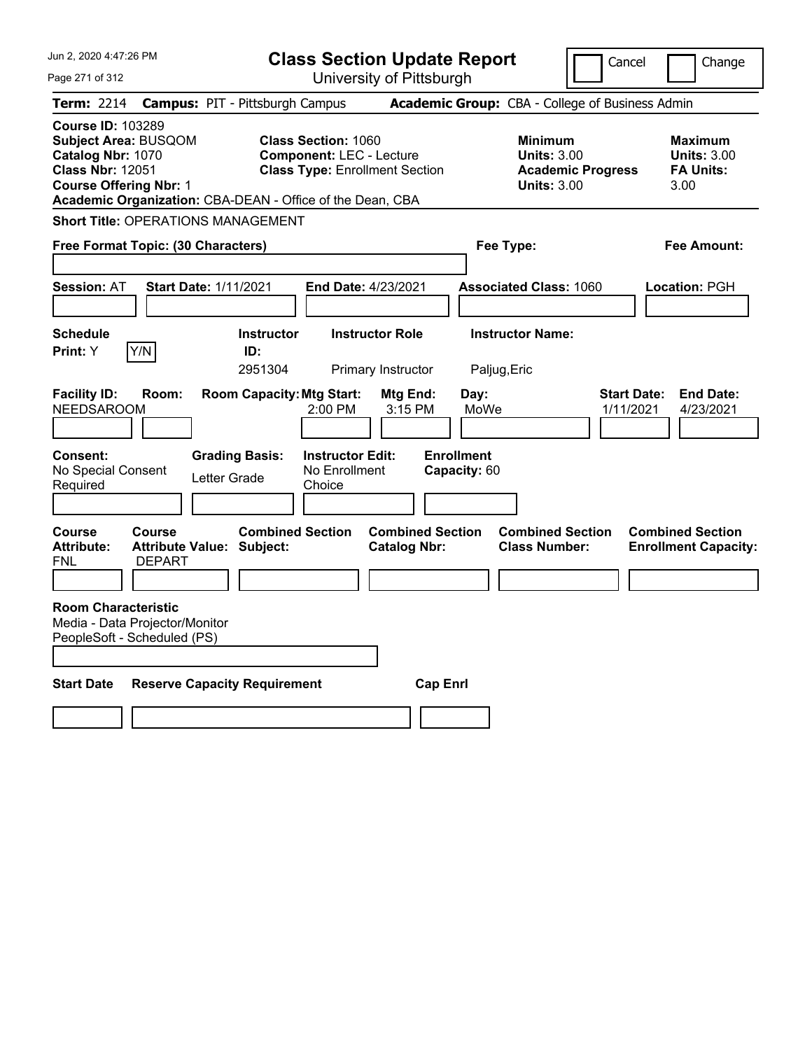Jun 2, 2020 4:47:26 PM

# Class Section Update Report

University of Pittsburgh

Cancel | Change

**Term:** 2214 **Campus:** PIT - Pittsburgh Campus **Academic Group:** CBA - College of Business Admin

**Course ID:** 103289
**Subject Area:** BUSQOM
**Catalog Nbr:** 1070
**Class Nbr:** 12051
**Course Offering Nbr:** 1
**Academic Organization:** CBA-DEAN - Office of the Dean, CBA

**Class Section:** 1060
**Component:** LEC - Lecture
**Class Type:** Enrollment Section

**Minimum Units:** 3.00
**Academic Progress Units:** 3.00

**Maximum Units:** 3.00
**FA Units:** 3.00

**Short Title:** OPERATIONS MANAGEMENT

**Free Format Topic: (30 Characters)**

**Fee Type:**

**Fee Amount:**

**Session:** AT **Start Date:** 1/11/2021 **End Date:** 4/23/2021 **Associated Class:** 1060 **Location:** PGH

| Schedule Print | Instructor ID | Instructor Role | Instructor Name |
|---|---|---|---|
| Y (Y/N) | 2951304 | Primary Instructor | Paljug,Eric |

| Facility ID | Room | Room Capacity | Mtg Start | Mtg End | Day | Start Date | End Date |
|---|---|---|---|---|---|---|---|
| NEEDSAROOM | | | 2:00 PM | 3:15 PM | MoWe | 1/11/2021 | 4/23/2021 |

| Consent | Grading Basis | Instructor Edit | Enrollment Capacity |
|---|---|---|---|
| No Special Consent Required | Letter Grade | No Enrollment Choice | 60 |

| Course Attribute | Course Attribute Value | Combined Section Subject | Combined Section Catalog Nbr | Combined Section Class Number | Combined Section Enrollment Capacity |
|---|---|---|---|---|---|
| FNL | DEPART | | | | |

**Room Characteristic**
Media - Data Projector/Monitor
PeopleSoft - Scheduled (PS)

| Start Date | Reserve Capacity Requirement | Cap Enrl |
|---|---|---|
| | | |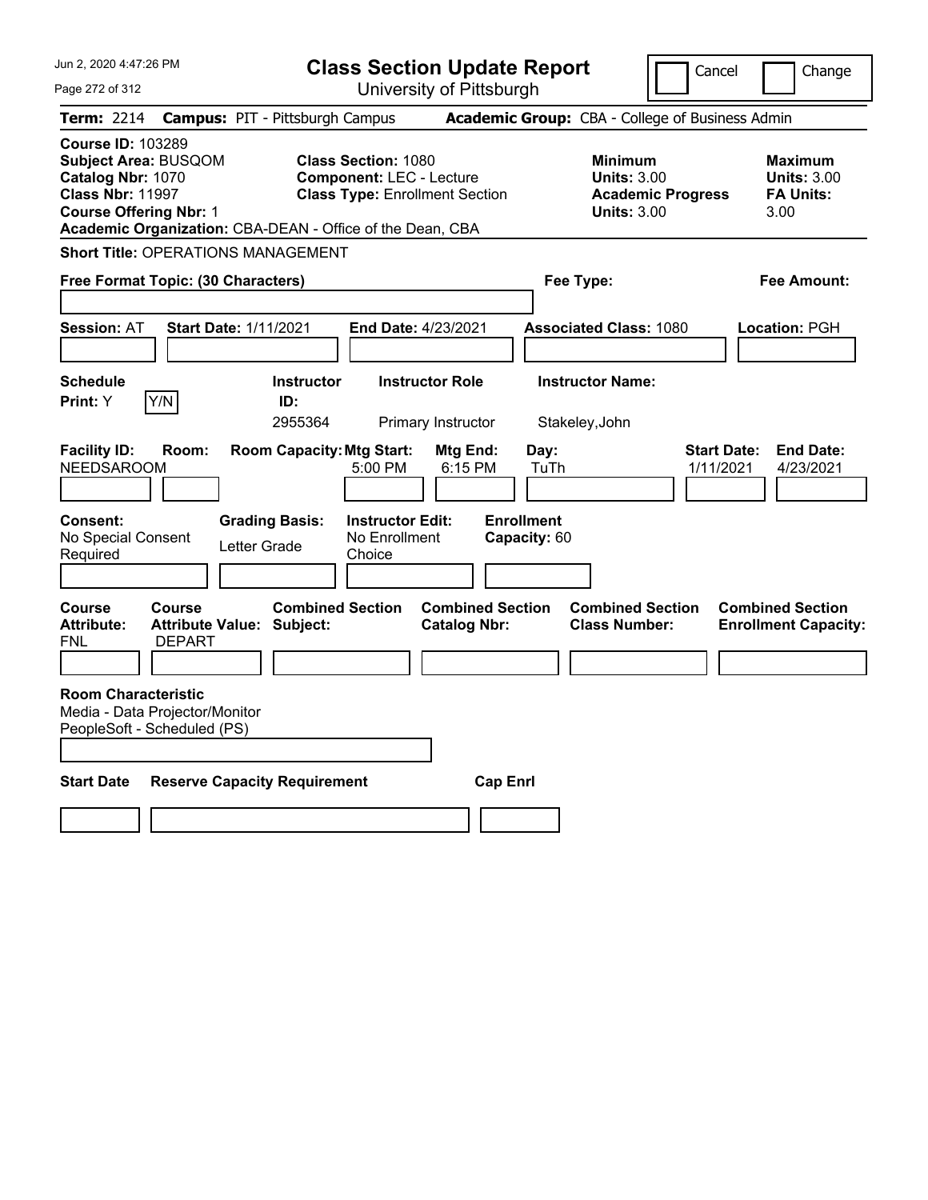# Class Section Update Report

University of Pittsburgh

Cancel | Change

**Term:** 2214 **Campus:** PIT - Pittsburgh Campus **Academic Group:** CBA - College of Business Admin

**Course ID:** 103289
**Subject Area:** BUSQOM
**Catalog Nbr:** 1070
**Class Nbr:** 11997
**Course Offering Nbr:** 1
**Academic Organization:** CBA-DEAN - Office of the Dean, CBA

**Class Section:** 1080
**Component:** LEC - Lecture
**Class Type:** Enrollment Section

**Minimum**
**Units:** 3.00
**Academic Progress Units:** 3.00

**Maximum**
**Units:** 3.00
**FA Units:** 3.00

**Short Title:** OPERATIONS MANAGEMENT

**Free Format Topic: (30 Characters)**

**Fee Type:**

**Fee Amount:**

**Session:** AT **Start Date:** 1/11/2021 **End Date:** 4/23/2021 **Associated Class:** 1080 **Location:** PGH

| Schedule Print: | Y/N | Instructor ID: | Instructor Role | Instructor Name: |
|---|---|---|---|---|
| Y | | 2955364 | Primary Instructor | Stakeley,John |

| Facility ID: | Room: | Room Capacity: | Mtg Start: | Mtg End: | Day: | Start Date: | End Date: |
|---|---|---|---|---|---|---|---|
| NEEDSAROOM | | | 5:00 PM | 6:15 PM | TuTh | 1/11/2021 | 4/23/2021 |

| Consent: | Grading Basis: | Instructor Edit: | Enrollment Capacity: |
|---|---|---|---|
| No Special Consent Required | Letter Grade | No Enrollment Choice | 60 |

| Course Attribute: | Course Attribute Value: | Combined Section Subject: | Combined Section Catalog Nbr: | Combined Section Class Number: | Combined Section Enrollment Capacity: |
|---|---|---|---|---|---|
| FNL | DEPART | | | | |

**Room Characteristic**
Media - Data Projector/Monitor
PeopleSoft - Scheduled (PS)

| Start Date | Reserve Capacity Requirement | Cap Enrl |
|---|---|---|
| | | |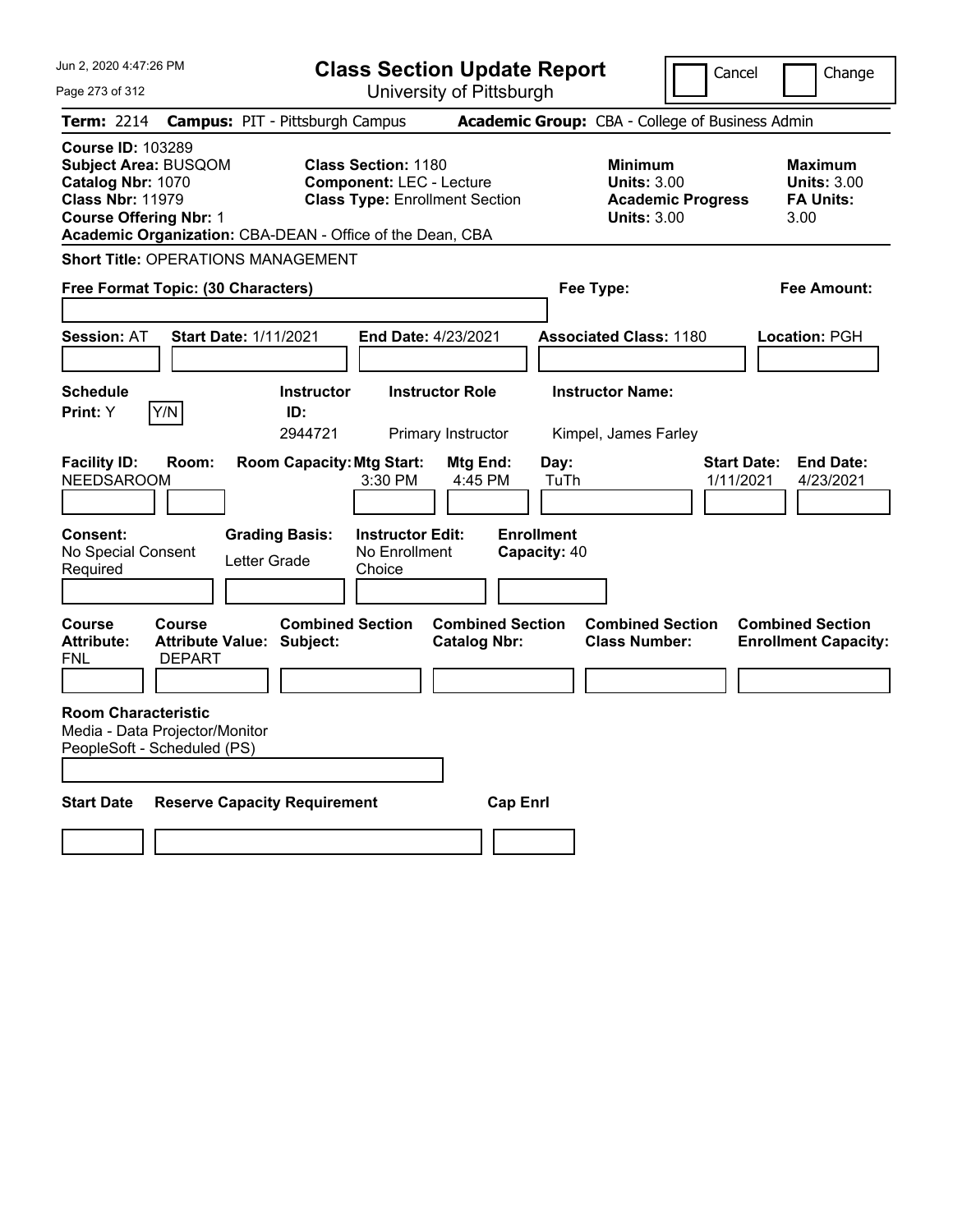Jun 2, 2020 4:47:26 PM

# Class Section Update Report

University of Pittsburgh

Cancel | Change

**Term:** 2214 **Campus:** PIT - Pittsburgh Campus **Academic Group:** CBA - College of Business Admin

**Course ID:** 103289
**Subject Area:** BUSQOM
**Catalog Nbr:** 1070
**Class Nbr:** 11979
**Course Offering Nbr:** 1
**Academic Organization:** CBA-DEAN - Office of the Dean, CBA

**Class Section:** 1180
**Component:** LEC - Lecture
**Class Type:** Enrollment Section

**Minimum Units:** 3.00
**Academic Progress Units:** 3.00

**Maximum Units:** 3.00
**FA Units:** 3.00

**Short Title:** OPERATIONS MANAGEMENT

**Free Format Topic: (30 Characters)**

**Fee Type:**

**Fee Amount:**

**Session:** AT **Start Date:** 1/11/2021 **End Date:** 4/23/2021 **Associated Class:** 1180 **Location:** PGH

| Schedule Print | Instructor ID | Instructor Role | Instructor Name |
|---|---|---|---|
| Y (Y/N) | 2944721 | Primary Instructor | Kimpel, James Farley |

| Facility ID | Room | Room Capacity | Mtg Start | Mtg End | Day | Start Date | End Date |
|---|---|---|---|---|---|---|---|
| NEEDSAROOM | | | 3:30 PM | 4:45 PM | TuTh | 1/11/2021 | 4/23/2021 |

| Consent | Grading Basis | Instructor Edit | Enrollment Capacity |
|---|---|---|---|
| No Special Consent Required | Letter Grade | No Enrollment Choice | 40 |

| Course Attribute | Course Attribute Value | Combined Section Subject | Combined Section Catalog Nbr | Combined Section Class Number | Combined Section Enrollment Capacity |
|---|---|---|---|---|---|
| FNL | DEPART | | | | |

**Room Characteristic**
Media - Data Projector/Monitor
PeopleSoft - Scheduled (PS)

| Start Date | Reserve Capacity Requirement | Cap Enrl |
|---|---|---|
| | | |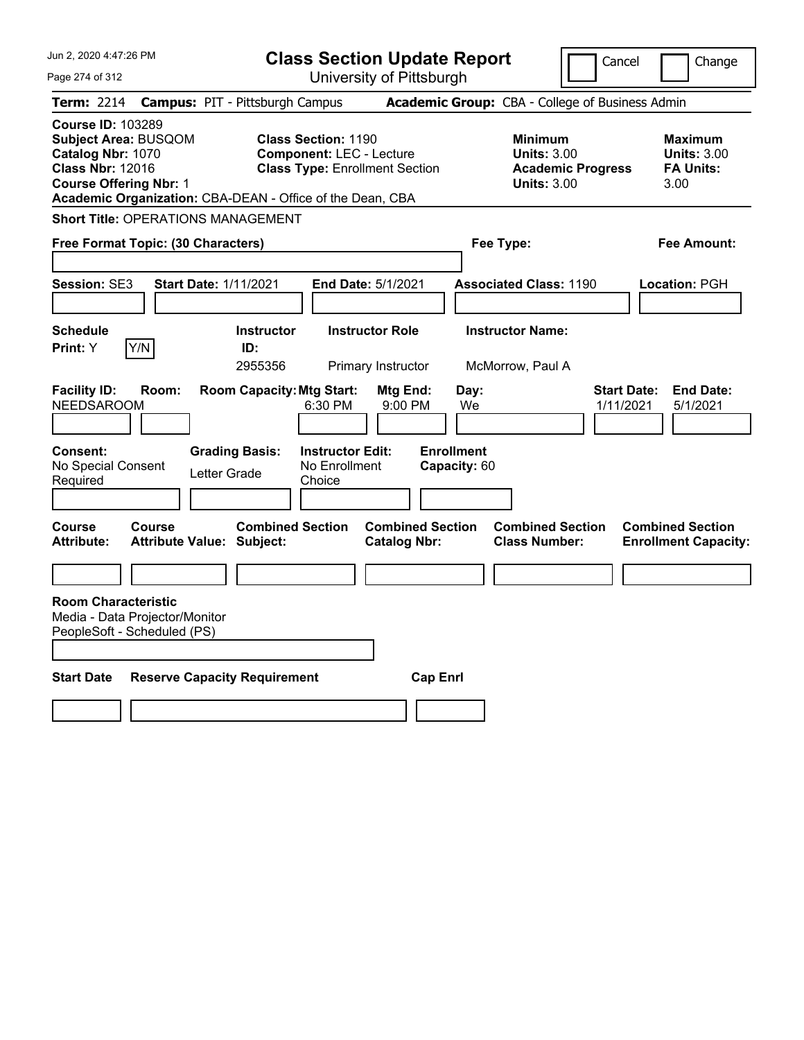# Class Section Update Report

University of Pittsburgh

Cancel ☐ Change ☐

**Term:** 2214 **Campus:** PIT - Pittsburgh Campus **Academic Group:** CBA - College of Business Admin

**Course ID:** 103289
**Subject Area:** BUSQOM
**Catalog Nbr:** 1070
**Class Nbr:** 12016
**Course Offering Nbr:** 1
**Academic Organization:** CBA-DEAN - Office of the Dean, CBA

**Class Section:** 1190
**Component:** LEC - Lecture
**Class Type:** Enrollment Section

**Minimum Units:** 3.00
**Academic Progress Units:** 3.00

**Maximum Units:** 3.00
**FA Units:** 3.00

**Short Title:** OPERATIONS MANAGEMENT

**Free Format Topic: (30 Characters)**

**Fee Type:**

**Fee Amount:**

**Session:** SE3 **Start Date:** 1/11/2021 **End Date:** 5/1/2021 **Associated Class:** 1190 **Location:** PGH

| Schedule Print | Instructor ID | Instructor Role | Instructor Name |
|---|---|---|---|
| Y (Y/N) | 2955356 | Primary Instructor | McMorrow, Paul A |

| Facility ID | Room | Room Capacity | Mtg Start | Mtg End | Day | Start Date | End Date |
|---|---|---|---|---|---|---|---|
| NEEDSAROOM | | | 6:30 PM | 9:00 PM | We | 1/11/2021 | 5/1/2021 |

| Consent | Grading Basis | Instructor Edit | Enrollment Capacity |
|---|---|---|---|
| No Special Consent Required | Letter Grade | No Enrollment Choice | 60 |

| Course Attribute | Course Attribute Value | Combined Section Subject | Combined Section Catalog Nbr | Combined Section Class Number | Combined Section Enrollment Capacity |
|---|---|---|---|---|---|
| | | | | | |

**Room Characteristic**
Media - Data Projector/Monitor
PeopleSoft - Scheduled (PS)

| Start Date | Reserve Capacity Requirement | Cap Enrl |
|---|---|---|
| | | |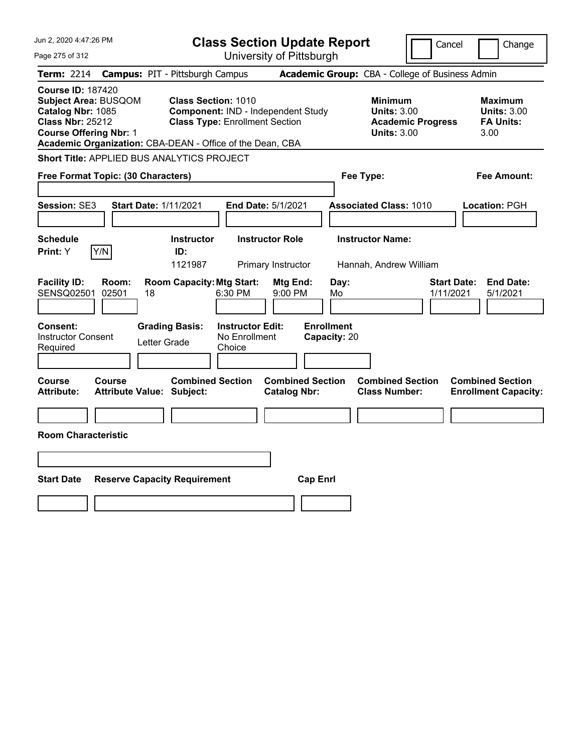# Class Section Update Report

University of Pittsburgh

Jun 2, 2020 4:47:26 PM

Cancel | Change

**Term:** 2214 **Campus:** PIT - Pittsburgh Campus **Academic Group:** CBA - College of Business Admin

**Course ID:** 187420
**Subject Area:** BUSQOM
**Catalog Nbr:** 1085
**Class Nbr:** 25212
**Course Offering Nbr:** 1
**Academic Organization:** CBA-DEAN - Office of the Dean, CBA

**Class Section:** 1010
**Component:** IND - Independent Study
**Class Type:** Enrollment Section

**Minimum Units:** 3.00
**Academic Progress Units:** 3.00

**Maximum Units:** 3.00
**FA Units:** 3.00

**Short Title:** APPLIED BUS ANALYTICS PROJECT

**Free Format Topic: (30 Characters)**

**Fee Type:**

**Fee Amount:**

**Session:** SE3 **Start Date:** 1/11/2021 **End Date:** 5/1/2021 **Associated Class:** 1010 **Location:** PGH

| Schedule Print | Instructor ID | Instructor Role | Instructor Name |
|---|---|---|---|
| Y | 1121987 | Primary Instructor | Hannah, Andrew William |

| Facility ID | Room | Room Capacity | Mtg Start | Mtg End | Day | Start Date | End Date |
|---|---|---|---|---|---|---|---|
| SENSQ02501 | 02501 | 18 | 6:30 PM | 9:00 PM | Mo | 1/11/2021 | 5/1/2021 |

**Consent:** Instructor Consent Required
**Grading Basis:** Letter Grade
**Instructor Edit:** No Enrollment Choice
**Enrollment Capacity:** 20

| Course Attribute | Course Attribute Value | Combined Section Subject | Combined Section Catalog Nbr | Combined Section Class Number | Combined Section Enrollment Capacity |
|---|---|---|---|---|---|
| | | | | | |

**Room Characteristic**

| Start Date | Reserve Capacity Requirement | Cap Enrl |
|---|---|---|
| | | |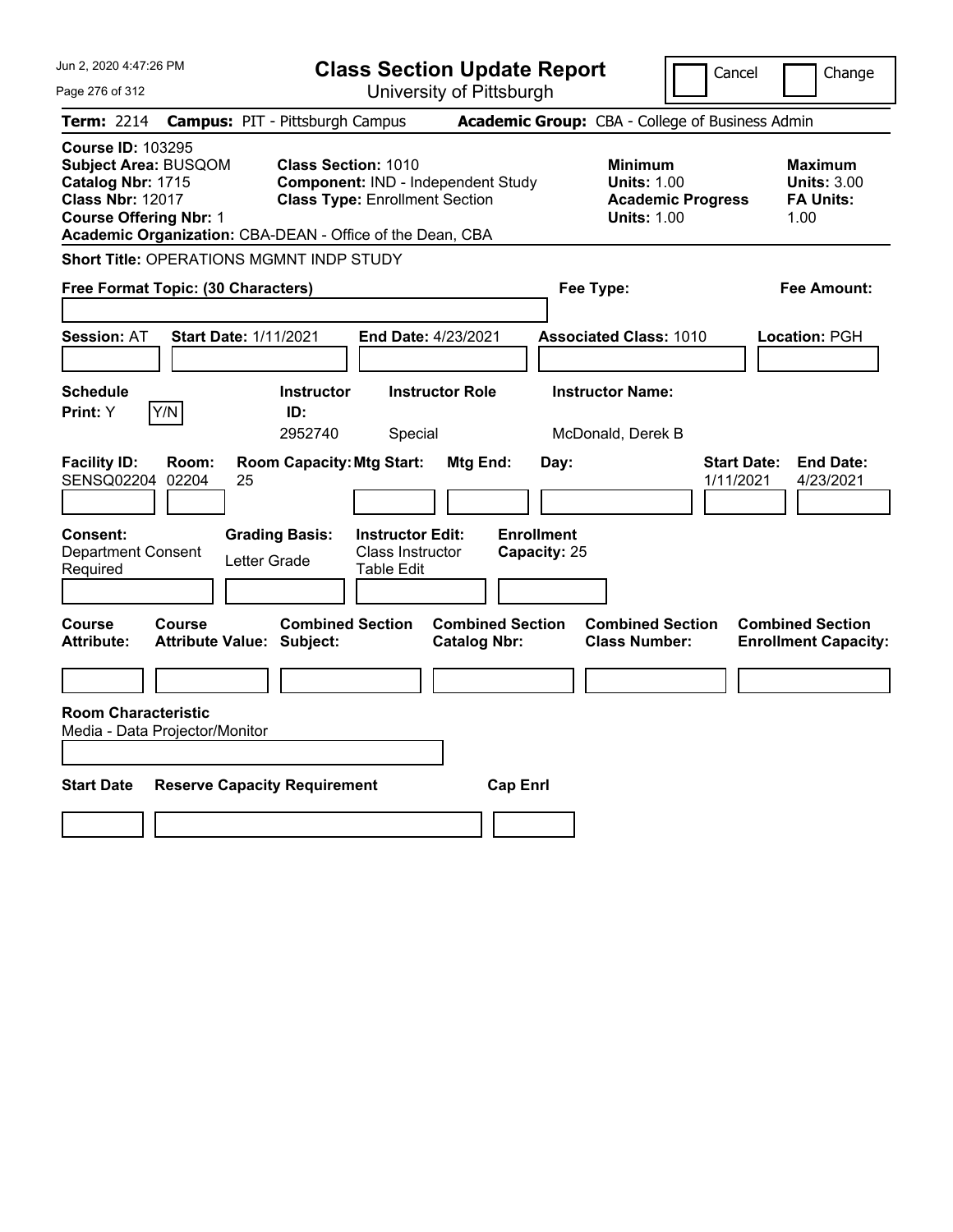# Class Section Update Report

University of Pittsburgh

Cancel | Change

**Term:** 2214 **Campus:** PIT - Pittsburgh Campus **Academic Group:** CBA - College of Business Admin

**Course ID:** 103295
**Subject Area:** BUSQOM
**Catalog Nbr:** 1715
**Class Nbr:** 12017
**Course Offering Nbr:** 1
**Academic Organization:** CBA-DEAN - Office of the Dean, CBA

**Class Section:** 1010
**Component:** IND - Independent Study
**Class Type:** Enrollment Section

**Minimum**
**Units:** 1.00
**Academic Progress Units:** 1.00

**Maximum**
**Units:** 3.00
**FA Units:** 1.00

**Short Title:** OPERATIONS MGMNT INDP STUDY

**Free Format Topic: (30 Characters)**

**Fee Type:**

**Fee Amount:**

**Session:** AT **Start Date:** 1/11/2021 **End Date:** 4/23/2021 **Associated Class:** 1010 **Location:** PGH

| Schedule Print | Instructor ID | Instructor Role | Instructor Name |
|---|---|---|---|
| Y | 2952740 | Special | McDonald, Derek B |

| Facility ID | Room | Room Capacity | Mtg Start | Mtg End | Day | Start Date | End Date |
|---|---|---|---|---|---|---|---|
| SENSQ02204 | 02204 | 25 | | | | 1/11/2021 | 4/23/2021 |

**Consent:** Department Consent Required
**Grading Basis:** Letter Grade
**Instructor Edit:** Class Instructor Table Edit
**Enrollment Capacity:** 25

| Course Attribute | Course Attribute Value | Combined Section Subject | Combined Section Catalog Nbr | Combined Section Class Number | Combined Section Enrollment Capacity |
|---|---|---|---|---|---|
| | | | | | |

**Room Characteristic**
Media - Data Projector/Monitor

| Start Date | Reserve Capacity Requirement | Cap Enrl |
|---|---|---|
| | | |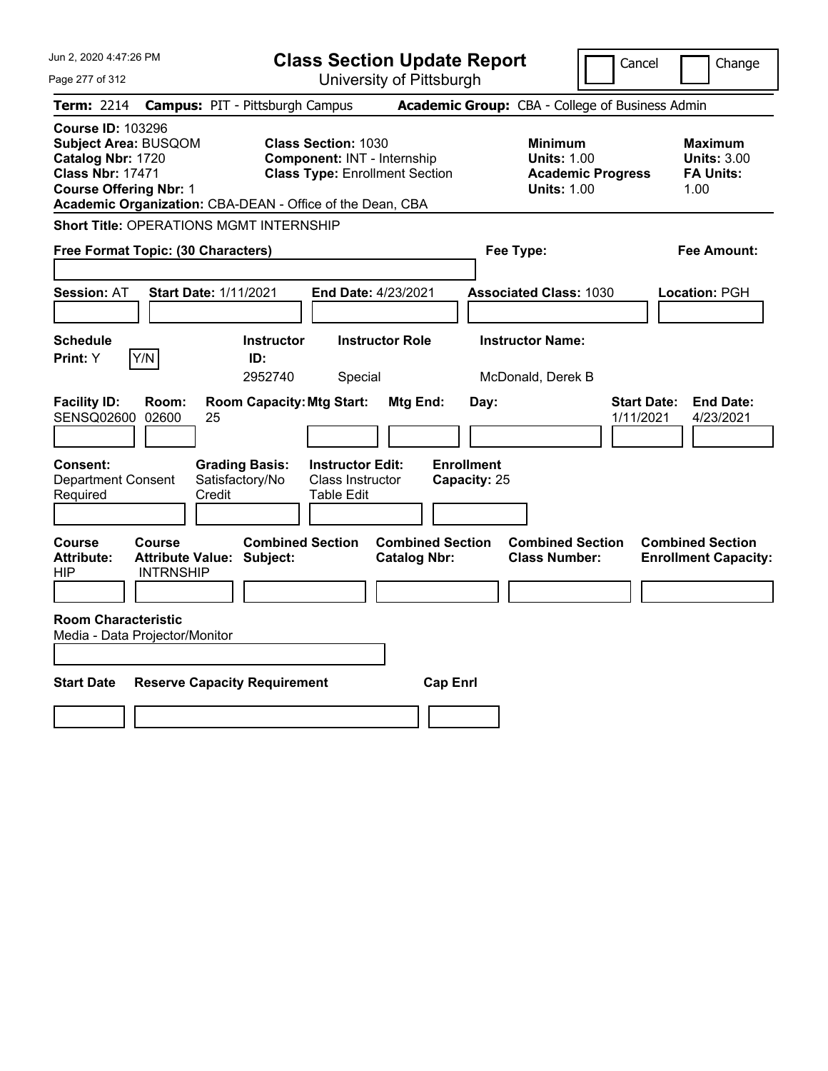Jun 2, 2020 4:47:26 PM

# Class Section Update Report

University of Pittsburgh

Cancel | Change

**Term:** 2214 **Campus:** PIT - Pittsburgh Campus **Academic Group:** CBA - College of Business Admin

**Course ID:** 103296
**Subject Area:** BUSQOM
**Catalog Nbr:** 1720
**Class Nbr:** 17471
**Course Offering Nbr:** 1
**Academic Organization:** CBA-DEAN - Office of the Dean, CBA

**Class Section:** 1030
**Component:** INT - Internship
**Class Type:** Enrollment Section

**Minimum Units:** 1.00
**Academic Progress Units:** 1.00

**Maximum Units:** 3.00
**FA Units:** 1.00

**Short Title:** OPERATIONS MGMT INTERNSHIP

**Free Format Topic: (30 Characters)**

**Fee Type:**

**Fee Amount:**

**Session:** AT **Start Date:** 1/11/2021 **End Date:** 4/23/2021 **Associated Class:** 1030 **Location:** PGH

| Schedule Print | Instructor ID | Instructor Role | Instructor Name |
|---|---|---|---|
| Y (Y/N) | 2952740 | Special | McDonald, Derek B |

| Facility ID | Room | Room Capacity | Mtg Start | Mtg End | Day | Start Date | End Date |
|---|---|---|---|---|---|---|---|
| SENSQ02600 | 02600 | 25 | | | | 1/11/2021 | 4/23/2021 |

**Consent:** Department Consent Required
**Grading Basis:** Satisfactory/No Credit
**Instructor Edit:** Class Instructor Table Edit
**Enrollment Capacity:** 25

| Course Attribute | Course Attribute Value | Combined Section Subject | Combined Section Catalog Nbr | Combined Section Class Number | Combined Section Enrollment Capacity |
|---|---|---|---|---|---|
| HIP | INTRNSHIP | | | | |

**Room Characteristic**
Media - Data Projector/Monitor

| Start Date | Reserve Capacity Requirement | Cap Enrl |
|---|---|---|
| | | |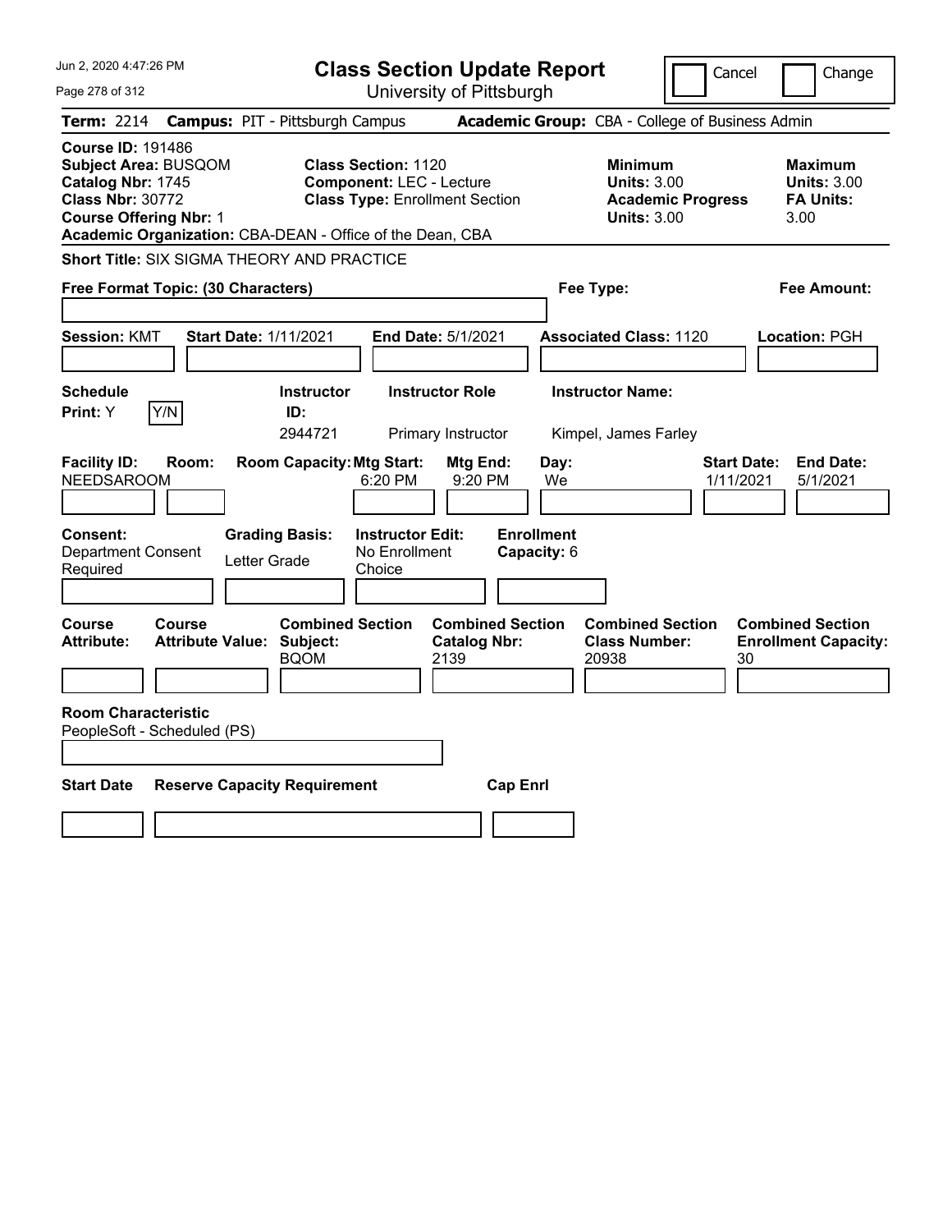# Class Section Update Report

University of Pittsburgh

Cancel | Change

**Term:** 2214 **Campus:** PIT - Pittsburgh Campus **Academic Group:** CBA - College of Business Admin

**Course ID:** 191486
**Subject Area:** BUSQOM
**Catalog Nbr:** 1745
**Class Nbr:** 30772
**Course Offering Nbr:** 1
**Academic Organization:** CBA-DEAN - Office of the Dean, CBA

**Class Section:** 1120
**Component:** LEC - Lecture
**Class Type:** Enrollment Section

| | Minimum | Maximum |
|---|---|---|
| Units | 3.00 | 3.00 |
| Academic Progress Units | 3.00 | |
| FA Units | | 3.00 |

**Short Title:** SIX SIGMA THEORY AND PRACTICE

**Free Format Topic: (30 Characters)**

**Fee Type:**

**Fee Amount:**

**Session:** KMT **Start Date:** 1/11/2021 **End Date:** 5/1/2021 **Associated Class:** 1120 **Location:** PGH

| Schedule Print | Instructor ID | Instructor Role | Instructor Name |
|---|---|---|---|
| Y | 2944721 | Primary Instructor | Kimpel, James Farley |

| Facility ID | Room | Room Capacity | Mtg Start | Mtg End | Day | Start Date | End Date |
|---|---|---|---|---|---|---|---|
| NEEDSAROOM | | | 6:20 PM | 9:20 PM | We | 1/11/2021 | 5/1/2021 |

| Consent | Grading Basis | Instructor Edit | Enrollment Capacity |
|---|---|---|---|
| Department Consent Required | Letter Grade | No Enrollment Choice | 6 |

| Course Attribute | Course Attribute Value | Combined Section Subject | Combined Section Catalog Nbr | Combined Section Class Number | Combined Section Enrollment Capacity |
|---|---|---|---|---|---|
| | | BQOM | 2139 | 20938 | 30 |

**Room Characteristic**
PeopleSoft - Scheduled (PS)

| Start Date | Reserve Capacity Requirement | Cap Enrl |
|---|---|---|
| | | |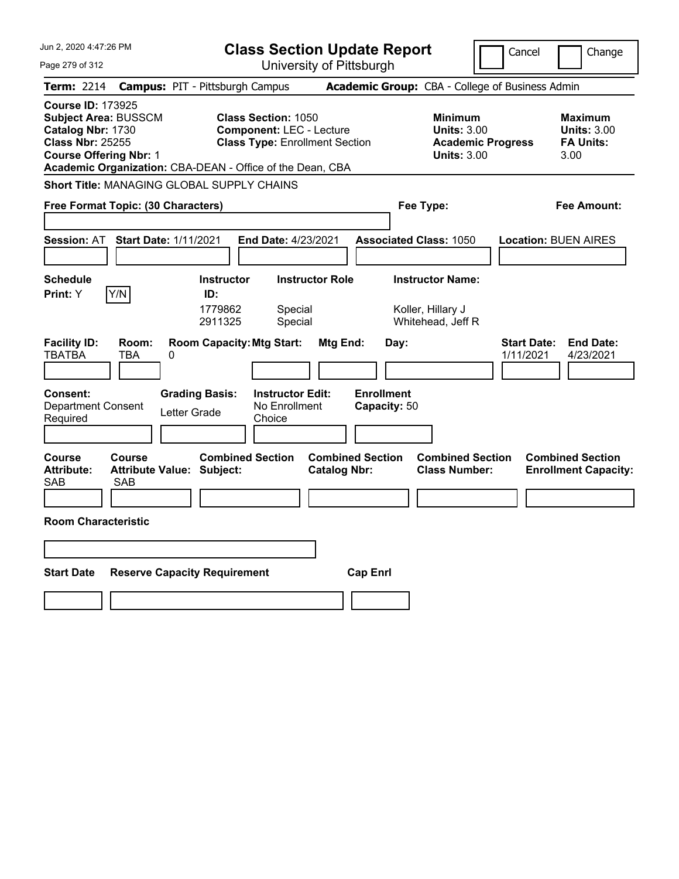# Class Section Update Report

University of Pittsburgh

Jun 2, 2020 4:47:26 PM

Cancel | Change

**Term:** 2214 **Campus:** PIT - Pittsburgh Campus **Academic Group:** CBA - College of Business Admin

**Course ID:** 173925
**Subject Area:** BUSSCM
**Catalog Nbr:** 1730
**Class Nbr:** 25255
**Course Offering Nbr:** 1
**Academic Organization:** CBA-DEAN - Office of the Dean, CBA

**Class Section:** 1050
**Component:** LEC - Lecture
**Class Type:** Enrollment Section

**Minimum Units:** 3.00
**Academic Progress Units:** 3.00

**Maximum Units:** 3.00
**FA Units:** 3.00

**Short Title:** MANAGING GLOBAL SUPPLY CHAINS

**Free Format Topic: (30 Characters)**

**Fee Type:**

**Fee Amount:**

**Session:** AT **Start Date:** 1/11/2021 **End Date:** 4/23/2021 **Associated Class:** 1050 **Location:** BUEN AIRES

**Schedule Print:** Y [Y/N]

| Instructor ID: | Instructor Role | Instructor Name: |
|---|---|---|
| 1779862 | Special | Koller, Hillary J |
| 2911325 | Special | Whitehead, Jeff R |

| Facility ID: | Room: | Room Capacity: | Mtg Start: | Mtg End: | Day: | Start Date: | End Date: |
|---|---|---|---|---|---|---|---|
| TBATBA | TBA | 0 | | | | 1/11/2021 | 4/23/2021 |

**Consent:** Department Consent Required

**Grading Basis:** Letter Grade

**Instructor Edit:** No Enrollment Choice

**Enrollment Capacity:** 50

| Course Attribute: | Course Attribute Value: | Combined Section Subject: | Combined Section Catalog Nbr: | Combined Section Class Number: | Combined Section Enrollment Capacity: |
|---|---|---|---|---|---|
| SAB | SAB | | | | |

**Room Characteristic**

| Start Date | Reserve Capacity Requirement | Cap Enrl |
|---|---|---|
| | | |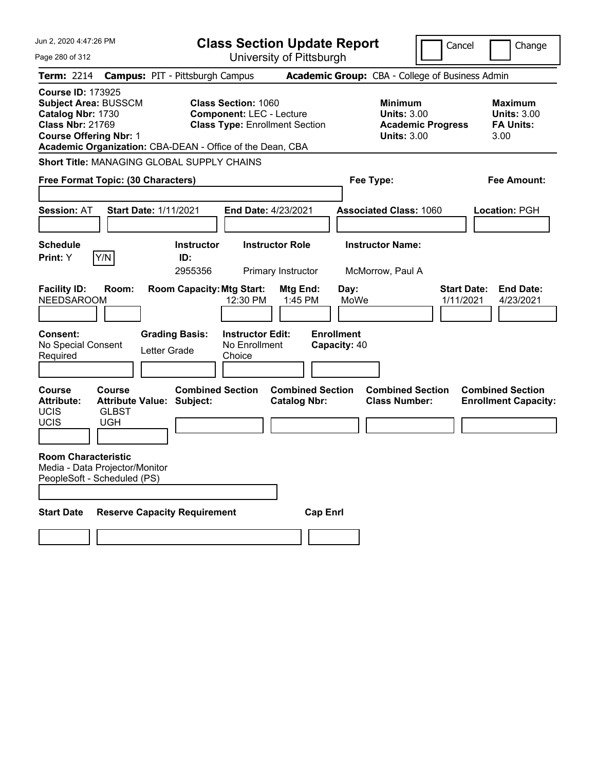Jun 2, 2020 4:47:26 PM

# Class Section Update Report

University of Pittsburgh

Cancel | Change

**Term:** 2214 **Campus:** PIT - Pittsburgh Campus **Academic Group:** CBA - College of Business Admin

**Course ID:** 173925
**Subject Area:** BUSSCM
**Catalog Nbr:** 1730
**Class Nbr:** 21769
**Course Offering Nbr:** 1
**Academic Organization:** CBA-DEAN - Office of the Dean, CBA

**Class Section:** 1060
**Component:** LEC - Lecture
**Class Type:** Enrollment Section

**Minimum**
**Units:** 3.00
**Academic Progress Units:** 3.00

**Maximum**
**Units:** 3.00
**FA Units:** 3.00

**Short Title:** MANAGING GLOBAL SUPPLY CHAINS

**Free Format Topic: (30 Characters)**

**Fee Type:**

**Fee Amount:**

**Session:** AT **Start Date:** 1/11/2021 **End Date:** 4/23/2021 **Associated Class:** 1060 **Location:** PGH

| Schedule Print | Instructor ID | Instructor Role | Instructor Name |
|---|---|---|---|
| Y | 2955356 | Primary Instructor | McMorrow, Paul A |

| Facility ID | Room | Room Capacity | Mtg Start | Mtg End | Day | Start Date | End Date |
|---|---|---|---|---|---|---|---|
| NEEDSAROOM | | | 12:30 PM | 1:45 PM | MoWe | 1/11/2021 | 4/23/2021 |

**Consent:** No Special Consent Required
**Grading Basis:** Letter Grade
**Instructor Edit:** No Enrollment Choice
**Enrollment Capacity:** 40

| Course Attribute | Course Attribute Value | Combined Section Subject | Combined Section Catalog Nbr | Combined Section Class Number | Combined Section Enrollment Capacity |
|---|---|---|---|---|---|
| UCIS | GLBST | | | | |
| UCIS | UGH | | | | |

**Room Characteristic**
Media - Data Projector/Monitor
PeopleSoft - Scheduled (PS)

| Start Date | Reserve Capacity Requirement | Cap Enrl |
|---|---|---|
| | | |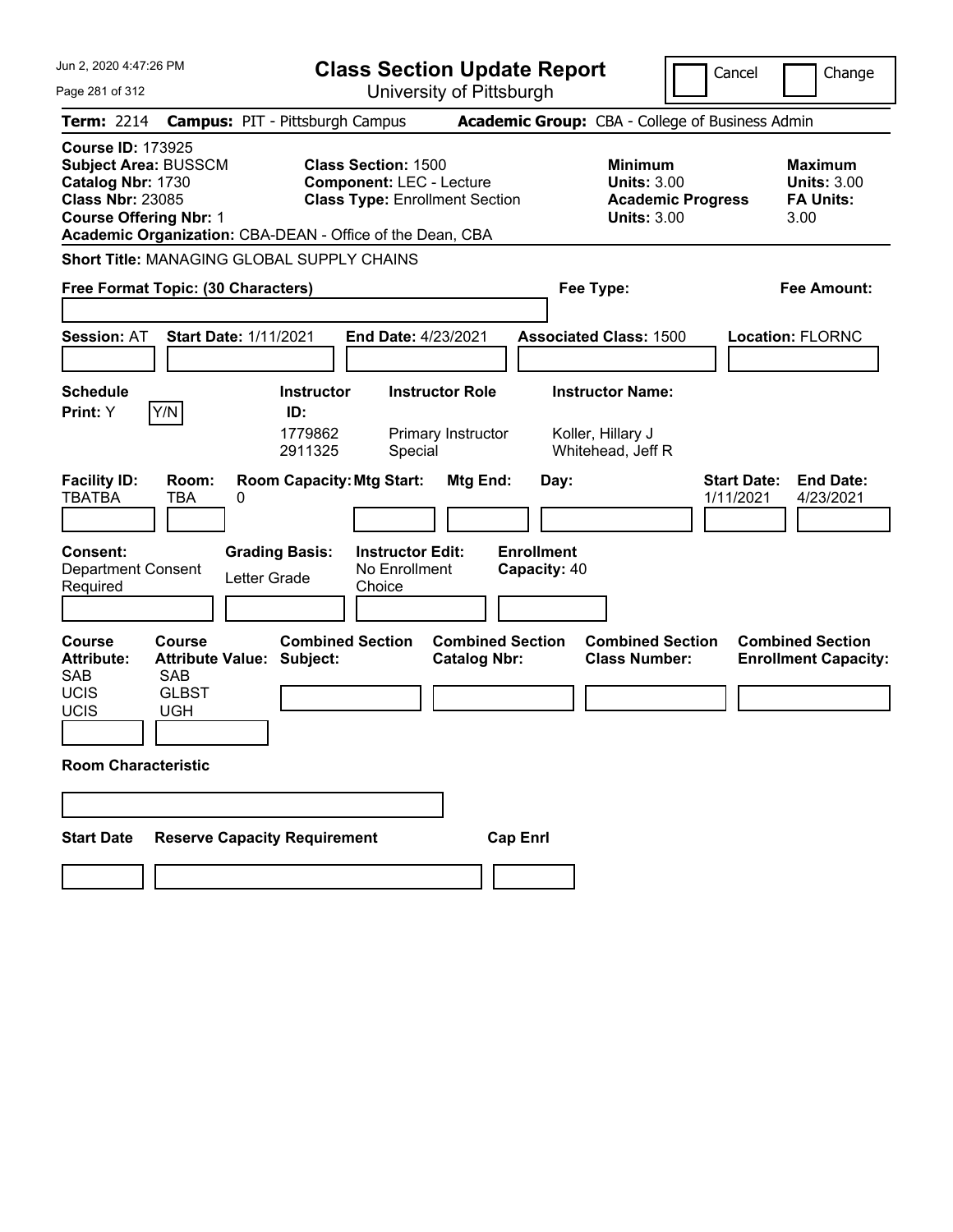Jun 2, 2020 4:47:26 PM

# Class Section Update Report

University of Pittsburgh

Cancel | Change

**Term:** 2214 **Campus:** PIT - Pittsburgh Campus **Academic Group:** CBA - College of Business Admin

**Course ID:** 173925
**Subject Area:** BUSSCM
**Catalog Nbr:** 1730
**Class Nbr:** 23085
**Course Offering Nbr:** 1
**Academic Organization:** CBA-DEAN - Office of the Dean, CBA

**Class Section:** 1500
**Component:** LEC - Lecture
**Class Type:** Enrollment Section

**Minimum Units:** 3.00
**Academic Progress Units:** 3.00

**Maximum Units:** 3.00
**FA Units:** 3.00

**Short Title:** MANAGING GLOBAL SUPPLY CHAINS

**Free Format Topic: (30 Characters)**

**Fee Type:**

**Fee Amount:**

**Session:** AT **Start Date:** 1/11/2021 **End Date:** 4/23/2021 **Associated Class:** 1500 **Location:** FLORNC

**Schedule Print:** Y Y/N

| Instructor ID: | Instructor Role | Instructor Name: |
|---|---|---|
| 1779862 | Primary Instructor | Koller, Hillary J |
| 2911325 | Special | Whitehead, Jeff R |

| Facility ID: | Room: | Room Capacity: | Mtg Start: | Mtg End: | Day: | Start Date: | End Date: |
|---|---|---|---|---|---|---|---|
| TBATBA | TBA | 0 | | | | 1/11/2021 | 4/23/2021 |

**Consent:** Department Consent Required

**Grading Basis:** Letter Grade

**Instructor Edit:** No Enrollment Choice

**Enrollment Capacity:** 40

| Course Attribute: | Course Attribute Value: |
|---|---|
| SAB | SAB |
| UCIS | GLBST |
| UCIS | UGH |

**Combined Section Subject:**

**Combined Section Catalog Nbr:**

**Combined Section Class Number:**

**Combined Section Enrollment Capacity:**

**Room Characteristic**

**Start Date** **Reserve Capacity Requirement** **Cap Enrl**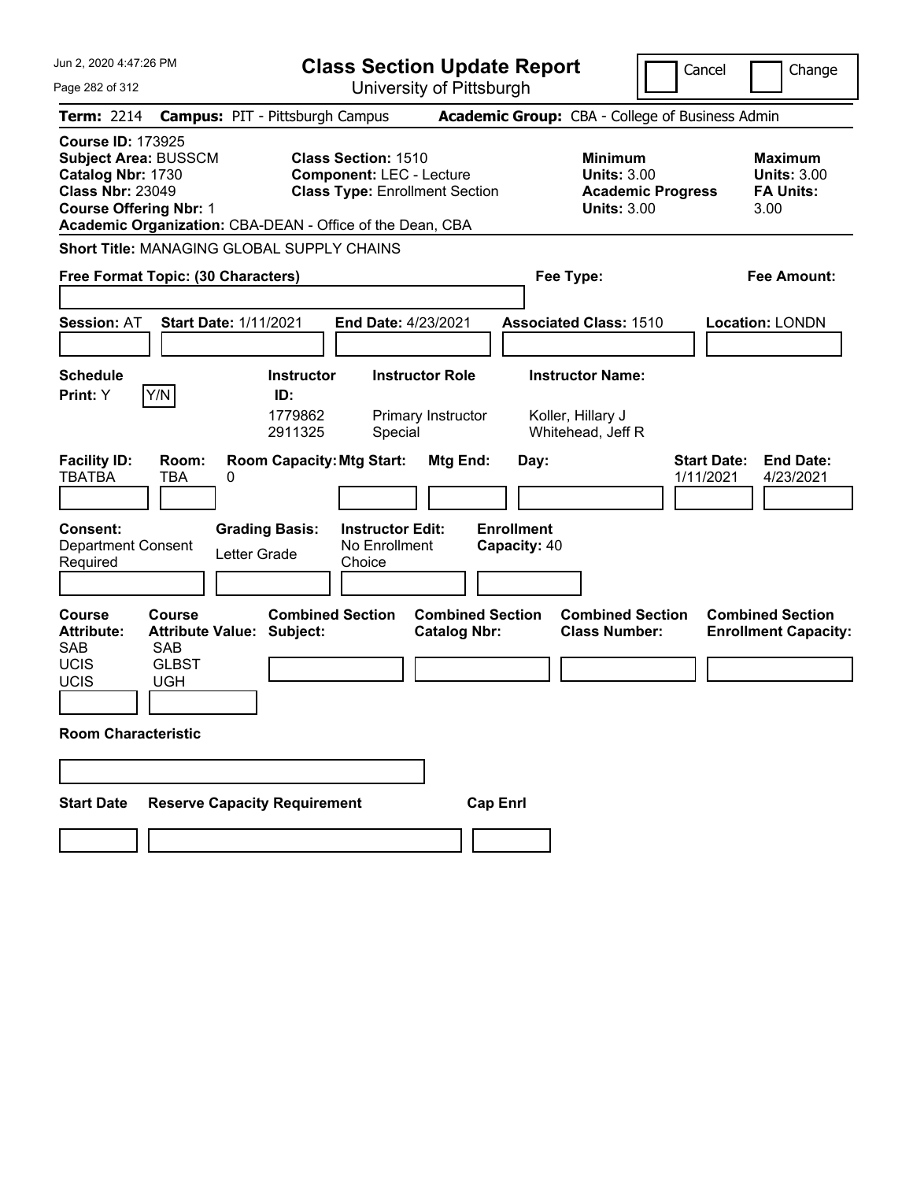Jun 2, 2020 4:47:26 PM

# Class Section Update Report

University of Pittsburgh

Cancel | Change

**Term:** 2214 **Campus:** PIT - Pittsburgh Campus **Academic Group:** CBA - College of Business Admin

**Course ID:** 173925
**Subject Area:** BUSSCM
**Catalog Nbr:** 1730
**Class Nbr:** 23049
**Course Offering Nbr:** 1
**Academic Organization:** CBA-DEAN - Office of the Dean, CBA

**Class Section:** 1510
**Component:** LEC - Lecture
**Class Type:** Enrollment Section

**Minimum Units:** 3.00
**Academic Progress Units:** 3.00

**Maximum Units:** 3.00
**FA Units:** 3.00

**Short Title:** MANAGING GLOBAL SUPPLY CHAINS

**Free Format Topic: (30 Characters)**

**Fee Type:**

**Fee Amount:**

**Session:** AT **Start Date:** 1/11/2021 **End Date:** 4/23/2021 **Associated Class:** 1510 **Location:** LONDN

**Schedule Print:** Y [Y/N]

| Instructor ID: | Instructor Role | Instructor Name: |
|---|---|---|
| 1779862 | Primary Instructor | Koller, Hillary J |
| 2911325 | Special | Whitehead, Jeff R |

| Facility ID: | Room: | Room Capacity: | Mtg Start: | Mtg End: | Day: | Start Date: | End Date: |
|---|---|---|---|---|---|---|---|
| TBATBA | TBA | 0 | | | | 1/11/2021 | 4/23/2021 |

**Consent:** Department Consent Required
**Grading Basis:** Letter Grade
**Instructor Edit:** No Enrollment Choice
**Enrollment Capacity:** 40

| Course Attribute: | Course Attribute Value: |
|---|---|
| SAB | SAB |
| UCIS | GLBST |
| UCIS | UGH |

**Combined Section Subject:**
**Combined Section Catalog Nbr:**
**Combined Section Class Number:**
**Combined Section Enrollment Capacity:**

**Room Characteristic**

**Start Date** **Reserve Capacity Requirement** **Cap Enrl**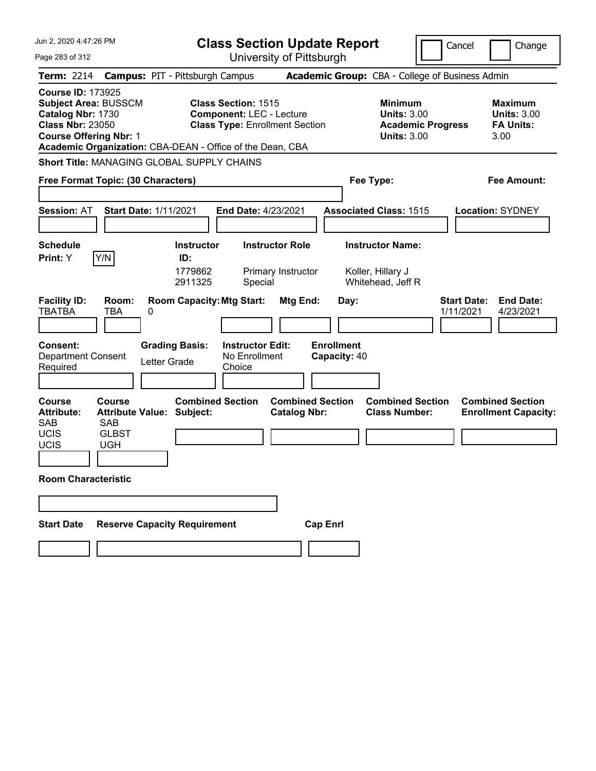# Class Section Update Report

University of Pittsburgh

Cancel | Change

**Term:** 2214 **Campus:** PIT - Pittsburgh Campus **Academic Group:** CBA - College of Business Admin

**Course ID:** 173925
**Subject Area:** BUSSCM
**Catalog Nbr:** 1730
**Class Nbr:** 23050
**Course Offering Nbr:** 1
**Academic Organization:** CBA-DEAN - Office of the Dean, CBA

**Class Section:** 1515
**Component:** LEC - Lecture
**Class Type:** Enrollment Section

**Minimum Units:** 3.00
**Academic Progress Units:** 3.00

**Maximum Units:** 3.00
**FA Units:** 3.00

**Short Title:** MANAGING GLOBAL SUPPLY CHAINS

**Free Format Topic: (30 Characters)**

**Fee Type:**

**Fee Amount:**

**Session:** AT **Start Date:** 1/11/2021 **End Date:** 4/23/2021 **Associated Class:** 1515 **Location:** SYDNEY

**Schedule Print:** Y Y/N

| Instructor ID: | Instructor Role | Instructor Name: |
|---|---|---|
| 1779862 | Primary Instructor | Koller, Hillary J |
| 2911325 | Special | Whitehead, Jeff R |

| Facility ID: | Room: | Room Capacity: | Mtg Start: | Mtg End: | Day: | Start Date: | End Date: |
|---|---|---|---|---|---|---|---|
| TBATBA | TBA | 0 | | | | 1/11/2021 | 4/23/2021 |

**Consent:** Department Consent Required

**Grading Basis:** Letter Grade

**Instructor Edit:** No Enrollment Choice

**Enrollment Capacity:** 40

| Course Attribute: | Course Attribute Value: | Combined Section Subject: | Combined Section Catalog Nbr: | Combined Section Class Number: | Combined Section Enrollment Capacity: |
|---|---|---|---|---|---|
| SAB | SAB | | | | |
| UCIS | GLBST | | | | |
| UCIS | UGH | | | | |

**Room Characteristic**

**Start Date** **Reserve Capacity Requirement** **Cap Enrl**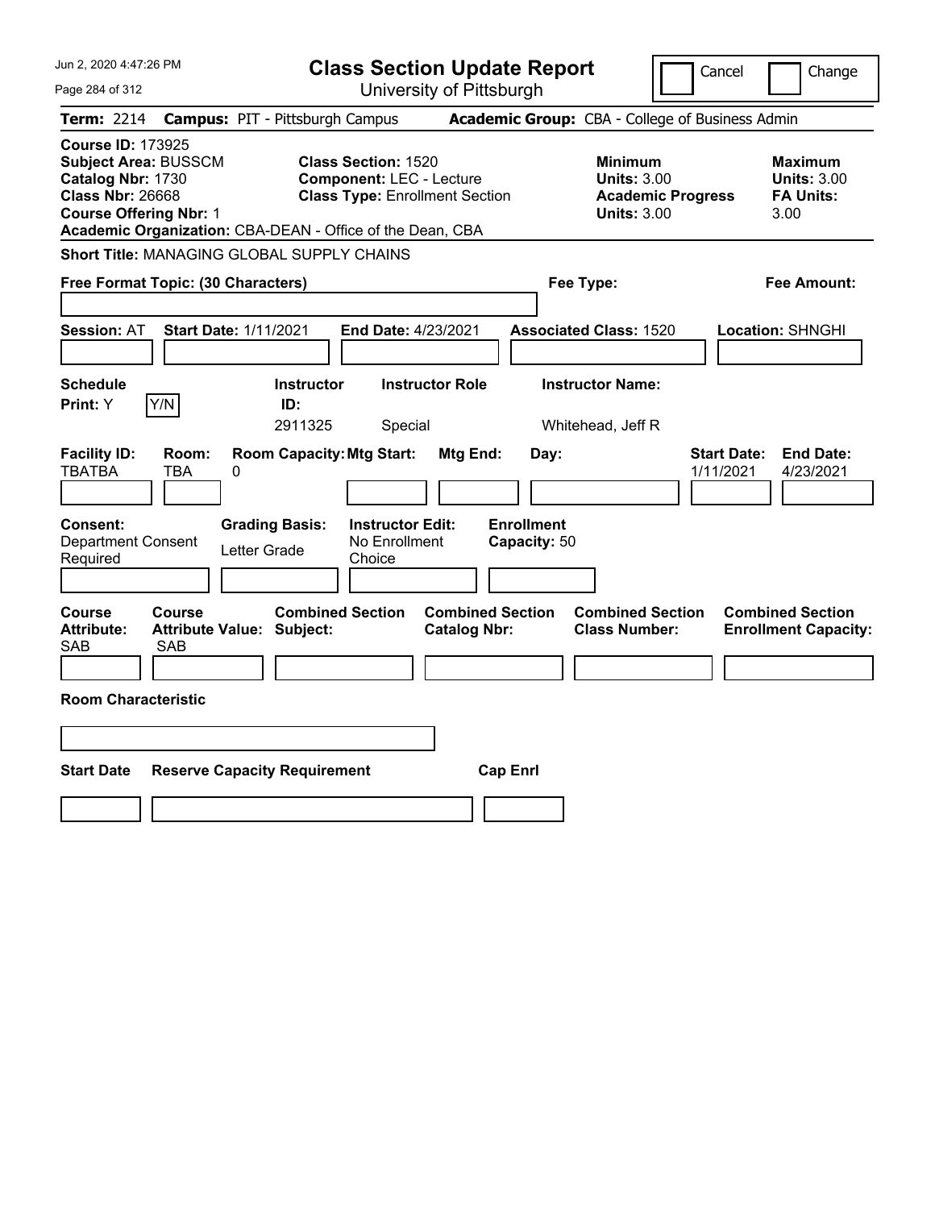# Class Section Update Report

University of Pittsburgh

Jun 2, 2020 4:47:26 PM

Cancel | Change

**Term:** 2214 **Campus:** PIT - Pittsburgh Campus **Academic Group:** CBA - College of Business Admin

**Course ID:** 173925
**Subject Area:** BUSSCM
**Catalog Nbr:** 1730
**Class Nbr:** 26668
**Course Offering Nbr:** 1
**Academic Organization:** CBA-DEAN - Office of the Dean, CBA

**Class Section:** 1520
**Component:** LEC - Lecture
**Class Type:** Enrollment Section

**Minimum Units:** 3.00
**Academic Progress Units:** 3.00

**Maximum Units:** 3.00
**FA Units:** 3.00

**Short Title:** MANAGING GLOBAL SUPPLY CHAINS

**Free Format Topic: (30 Characters)**

**Fee Type:**

**Fee Amount:**

**Session:** AT **Start Date:** 1/11/2021 **End Date:** 4/23/2021 **Associated Class:** 1520 **Location:** SHNGHI

| Schedule Print | Instructor ID | Instructor Role | Instructor Name |
|---|---|---|---|
| Y | 2911325 | Special | Whitehead, Jeff R |

| Facility ID | Room | Room Capacity | Mtg Start | Mtg End | Day | Start Date | End Date |
|---|---|---|---|---|---|---|---|
| TBATBA | TBA | 0 | | | | 1/11/2021 | 4/23/2021 |

**Consent:** Department Consent Required
**Grading Basis:** Letter Grade
**Instructor Edit:** No Enrollment Choice
**Enrollment Capacity:** 50

| Course Attribute | Course Attribute Value | Combined Section Subject | Combined Section Catalog Nbr | Combined Section Class Number | Combined Section Enrollment Capacity |
|---|---|---|---|---|---|
| SAB | SAB | | | | |

**Room Characteristic**

| Start Date | Reserve Capacity Requirement | Cap Enrl |
|---|---|---|
| | | |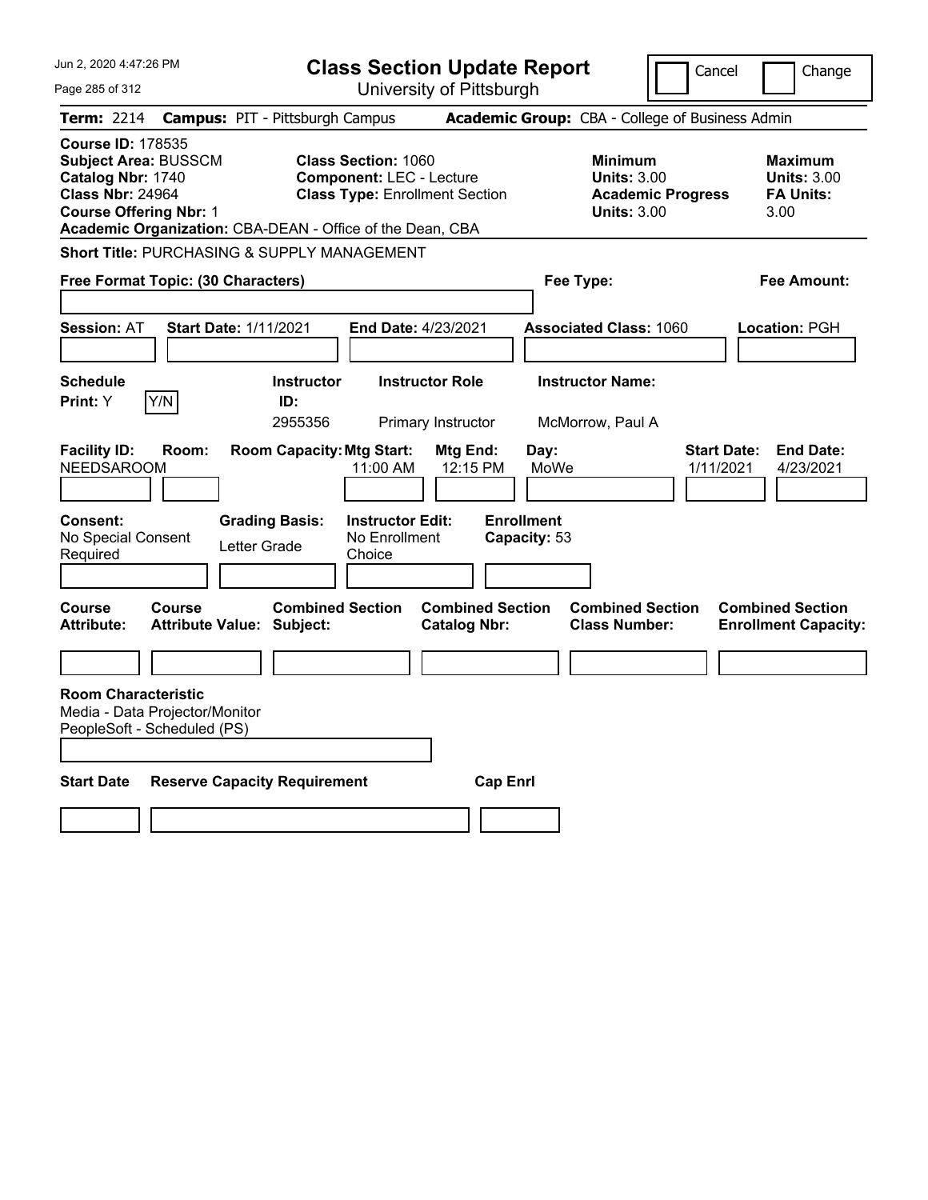# Class Section Update Report

University of Pittsburgh

Jun 2, 2020 4:47:26 PM

Cancel | Change

**Term:** 2214 **Campus:** PIT - Pittsburgh Campus **Academic Group:** CBA - College of Business Admin

**Course ID:** 178535
**Subject Area:** BUSSCM
**Catalog Nbr:** 1740
**Class Nbr:** 24964
**Course Offering Nbr:** 1
**Academic Organization:** CBA-DEAN - Office of the Dean, CBA

**Class Section:** 1060
**Component:** LEC - Lecture
**Class Type:** Enrollment Section

**Minimum Units:** 3.00
**Academic Progress Units:** 3.00

**Maximum Units:** 3.00
**FA Units:** 3.00

**Short Title:** PURCHASING & SUPPLY MANAGEMENT

**Free Format Topic: (30 Characters)**

**Fee Type:**

**Fee Amount:**

**Session:** AT **Start Date:** 1/11/2021 **End Date:** 4/23/2021 **Associated Class:** 1060 **Location:** PGH

| Schedule Print: | Instructor ID: | Instructor Role | Instructor Name: |
|---|---|---|---|
| Y | 2955356 | Primary Instructor | McMorrow, Paul A |

| Facility ID: | Room: | Room Capacity: | Mtg Start: | Mtg End: | Day: | Start Date: | End Date: |
|---|---|---|---|---|---|---|---|
| NEEDSAROOM | | | 11:00 AM | 12:15 PM | MoWe | 1/11/2021 | 4/23/2021 |

| Consent: | Grading Basis: | Instructor Edit: | Enrollment Capacity: |
|---|---|---|---|
| No Special Consent Required | Letter Grade | No Enrollment Choice | 53 |

| Course Attribute: | Course Attribute Value: | Combined Section Subject: | Combined Section Catalog Nbr: | Combined Section Class Number: | Combined Section Enrollment Capacity: |
|---|---|---|---|---|---|
| | | | | | |

**Room Characteristic**
Media - Data Projector/Monitor
PeopleSoft - Scheduled (PS)

| Start Date | Reserve Capacity Requirement | Cap Enrl |
|---|---|---|
| | | |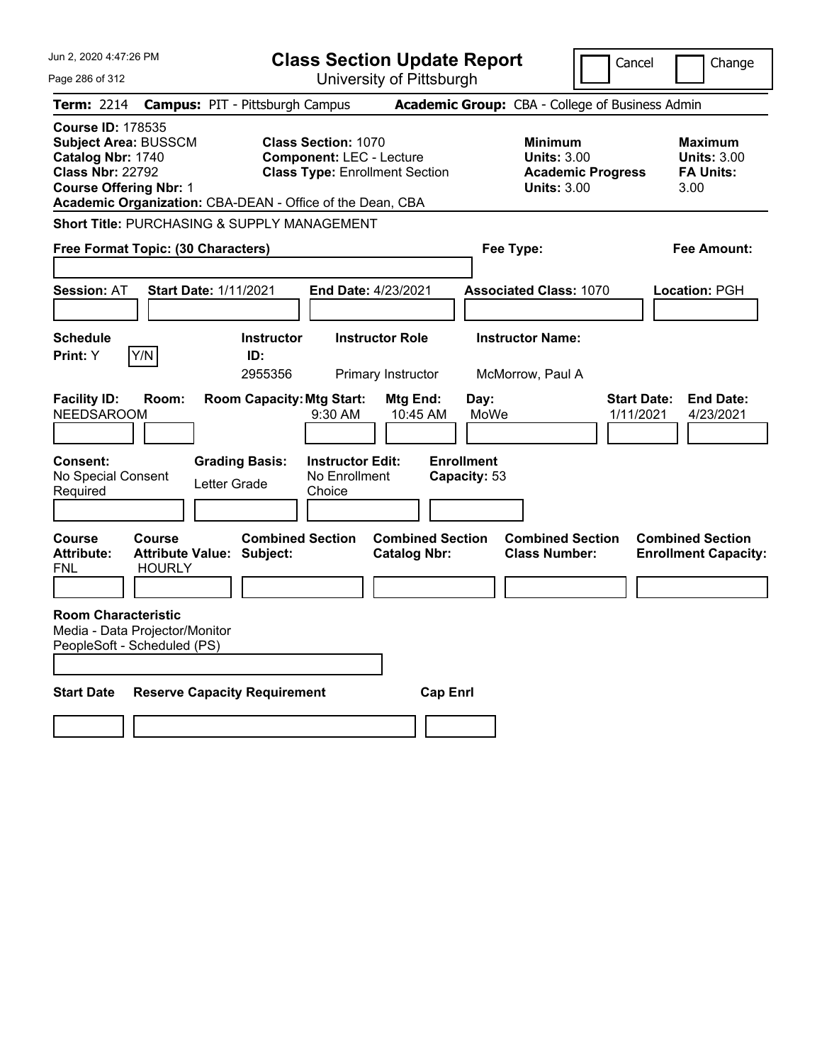Jun 2, 2020 4:47:26 PM

# Class Section Update Report

University of Pittsburgh

Cancel | Change

**Term:** 2214 **Campus:** PIT - Pittsburgh Campus **Academic Group:** CBA - College of Business Admin

**Course ID:** 178535
**Subject Area:** BUSSCM
**Catalog Nbr:** 1740
**Class Nbr:** 22792
**Course Offering Nbr:** 1

**Class Section:** 1070
**Component:** LEC - Lecture
**Class Type:** Enrollment Section

**Minimum Units:** 3.00
**Academic Progress Units:** 3.00

**Maximum Units:** 3.00
**FA Units:** 3.00

**Academic Organization:** CBA-DEAN - Office of the Dean, CBA

**Short Title:** PURCHASING & SUPPLY MANAGEMENT

**Free Format Topic: (30 Characters)**

**Fee Type:**

**Fee Amount:**

**Session:** AT **Start Date:** 1/11/2021 **End Date:** 4/23/2021 **Associated Class:** 1070 **Location:** PGH

| Schedule Print | Instructor ID | Instructor Role | Instructor Name |
|---|---|---|---|
| Y | 2955356 | Primary Instructor | McMorrow, Paul A |

| Facility ID | Room | Room Capacity | Mtg Start | Mtg End | Day | Start Date | End Date |
|---|---|---|---|---|---|---|---|
| NEEDSAROOM | | | 9:30 AM | 10:45 AM | MoWe | 1/11/2021 | 4/23/2021 |

| Consent | Grading Basis | Instructor Edit | Enrollment Capacity |
|---|---|---|---|
| No Special Consent Required | Letter Grade | No Enrollment Choice | 53 |

| Course Attribute | Course Attribute Value | Combined Section Subject | Combined Section Catalog Nbr | Combined Section Class Number | Combined Section Enrollment Capacity |
|---|---|---|---|---|---|
| FNL | HOURLY | | | | |

**Room Characteristic**
Media - Data Projector/Monitor
PeopleSoft - Scheduled (PS)

| Start Date | Reserve Capacity Requirement | Cap Enrl |
|---|---|---|
| | | |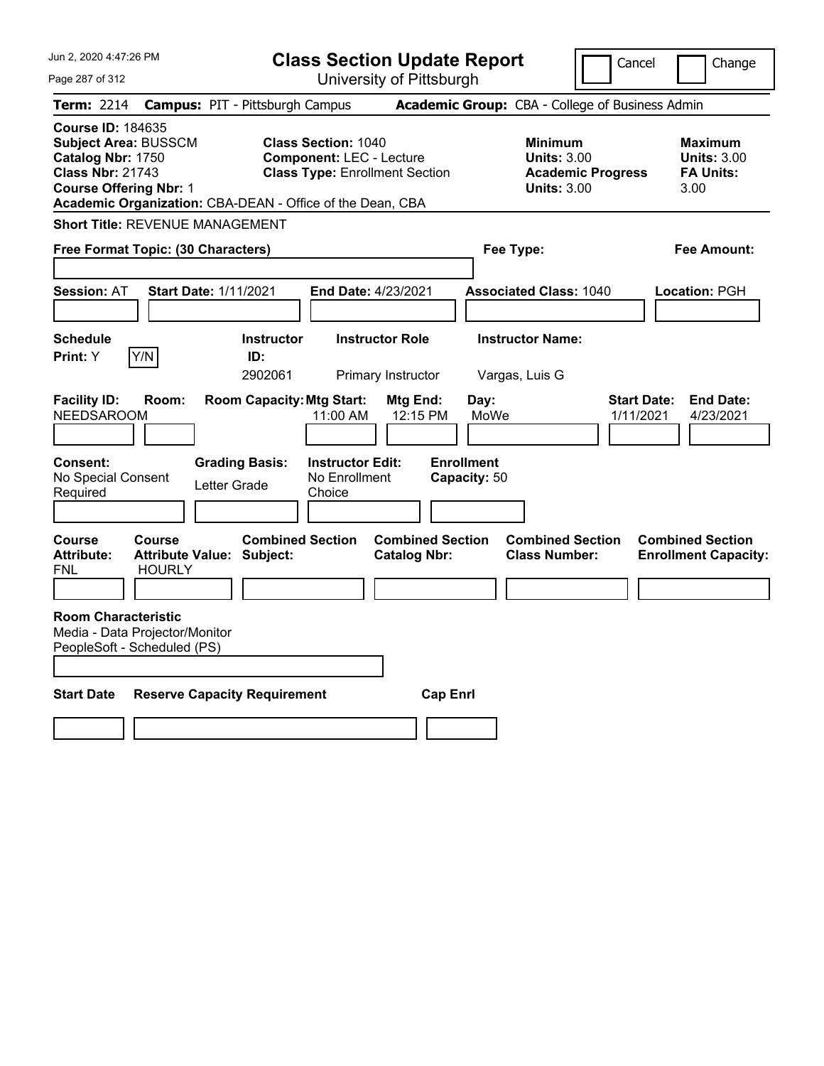Jun 2, 2020 4:47:26 PM

# Class Section Update Report

University of Pittsburgh

Cancel | Change

**Term:** 2214 **Campus:** PIT - Pittsburgh Campus **Academic Group:** CBA - College of Business Admin

**Course ID:** 184635
**Subject Area:** BUSSCM
**Catalog Nbr:** 1750
**Class Nbr:** 21743
**Course Offering Nbr:** 1
**Academic Organization:** CBA-DEAN - Office of the Dean, CBA

**Class Section:** 1040
**Component:** LEC - Lecture
**Class Type:** Enrollment Section

**Minimum Units:** 3.00
**Academic Progress Units:** 3.00

**Maximum Units:** 3.00
**FA Units:** 3.00

**Short Title:** REVENUE MANAGEMENT

**Free Format Topic: (30 Characters)**

**Fee Type:**

**Fee Amount:**

**Session:** AT **Start Date:** 1/11/2021 **End Date:** 4/23/2021 **Associated Class:** 1040 **Location:** PGH

| Schedule Print: | | Instructor ID: | Instructor Role | Instructor Name: |
|---|---|---|---|---|
| Y | Y/N | 2902061 | Primary Instructor | Vargas, Luis G |

| Facility ID: | Room: | Room Capacity: | Mtg Start: | Mtg End: | Day: | Start Date: | End Date: |
|---|---|---|---|---|---|---|---|
| NEEDSAROOM | | | 11:00 AM | 12:15 PM | MoWe | 1/11/2021 | 4/23/2021 |

**Consent:** No Special Consent Required
**Grading Basis:** Letter Grade
**Instructor Edit:** No Enrollment Choice
**Enrollment Capacity:** 50

| Course Attribute: | Course Attribute Value: | Combined Section Subject: | Combined Section Catalog Nbr: | Combined Section Class Number: | Combined Section Enrollment Capacity: |
|---|---|---|---|---|---|
| FNL | HOURLY | | | | |

**Room Characteristic**
Media - Data Projector/Monitor
PeopleSoft - Scheduled (PS)

| Start Date | Reserve Capacity Requirement | Cap Enrl |
|---|---|---|
| | | |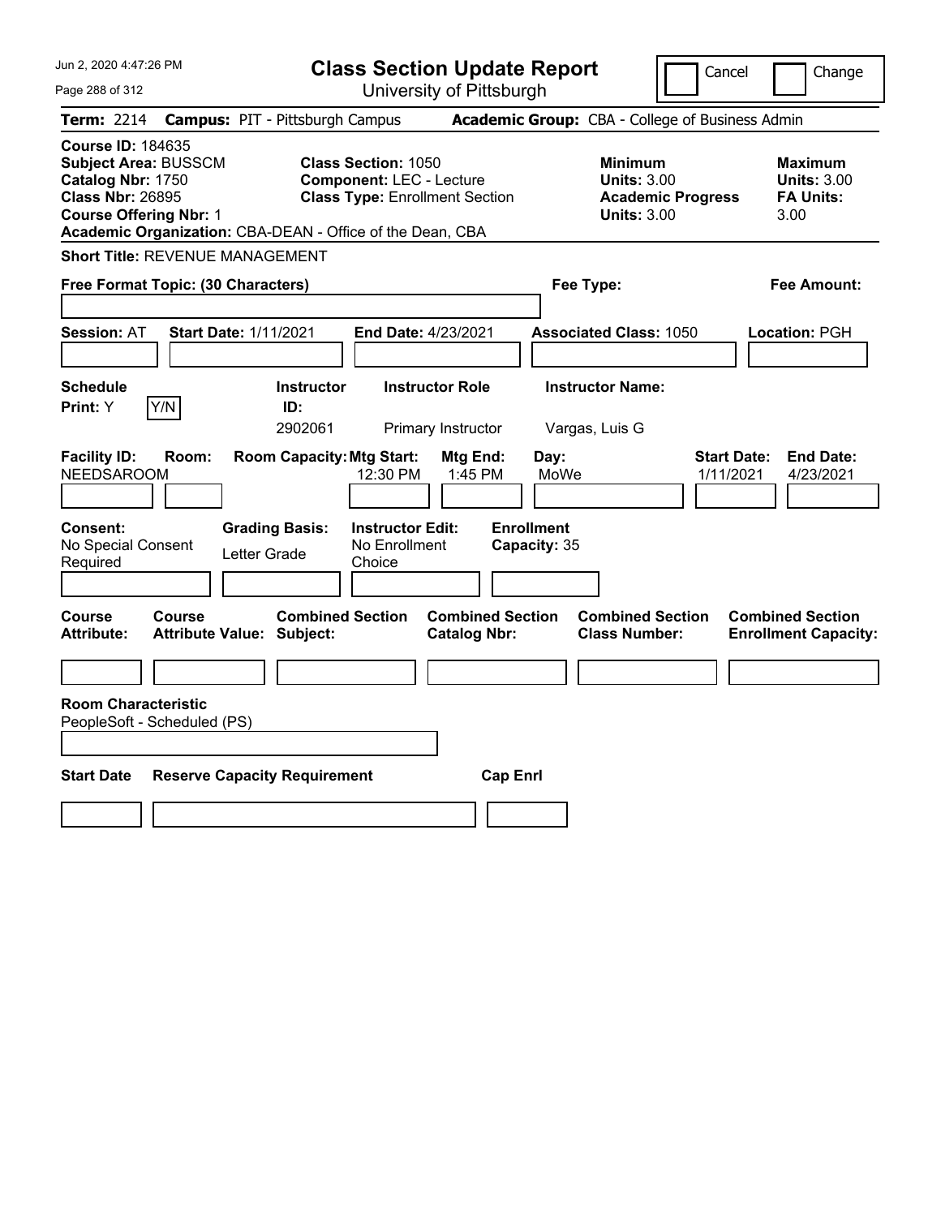# Class Section Update Report

University of Pittsburgh

Cancel | Change

**Term:** 2214 **Campus:** PIT - Pittsburgh Campus **Academic Group:** CBA - College of Business Admin

**Course ID:** 184635
**Subject Area:** BUSSCM
**Catalog Nbr:** 1750
**Class Nbr:** 26895
**Course Offering Nbr:** 1
**Academic Organization:** CBA-DEAN - Office of the Dean, CBA

**Class Section:** 1050
**Component:** LEC - Lecture
**Class Type:** Enrollment Section

| | Minimum | Maximum |
|---|---|---|
| Units | 3.00 | 3.00 |
| Academic Progress Units | 3.00 | |
| FA Units | | 3.00 |

**Short Title:** REVENUE MANAGEMENT

**Free Format Topic: (30 Characters)**

**Fee Type:**

**Fee Amount:**

**Session:** AT **Start Date:** 1/11/2021 **End Date:** 4/23/2021 **Associated Class:** 1050 **Location:** PGH

| Schedule Print | Instructor ID | Instructor Role | Instructor Name |
|---|---|---|---|
| Y | 2902061 | Primary Instructor | Vargas, Luis G |

| Facility ID | Room | Room Capacity | Mtg Start | Mtg End | Day | Start Date | End Date |
|---|---|---|---|---|---|---|---|
| NEEDSAROOM | | | 12:30 PM | 1:45 PM | MoWe | 1/11/2021 | 4/23/2021 |

| Consent | Grading Basis | Instructor Edit | Enrollment Capacity |
|---|---|---|---|
| No Special Consent Required | Letter Grade | No Enrollment Choice | 35 |

| Course Attribute | Course Attribute Value | Combined Section Subject | Combined Section Catalog Nbr | Combined Section Class Number | Combined Section Enrollment Capacity |
|---|---|---|---|---|---|
| | | | | | |

**Room Characteristic**
PeopleSoft - Scheduled (PS)

| Start Date | Reserve Capacity Requirement | Cap Enrl |
|---|---|---|
| | | |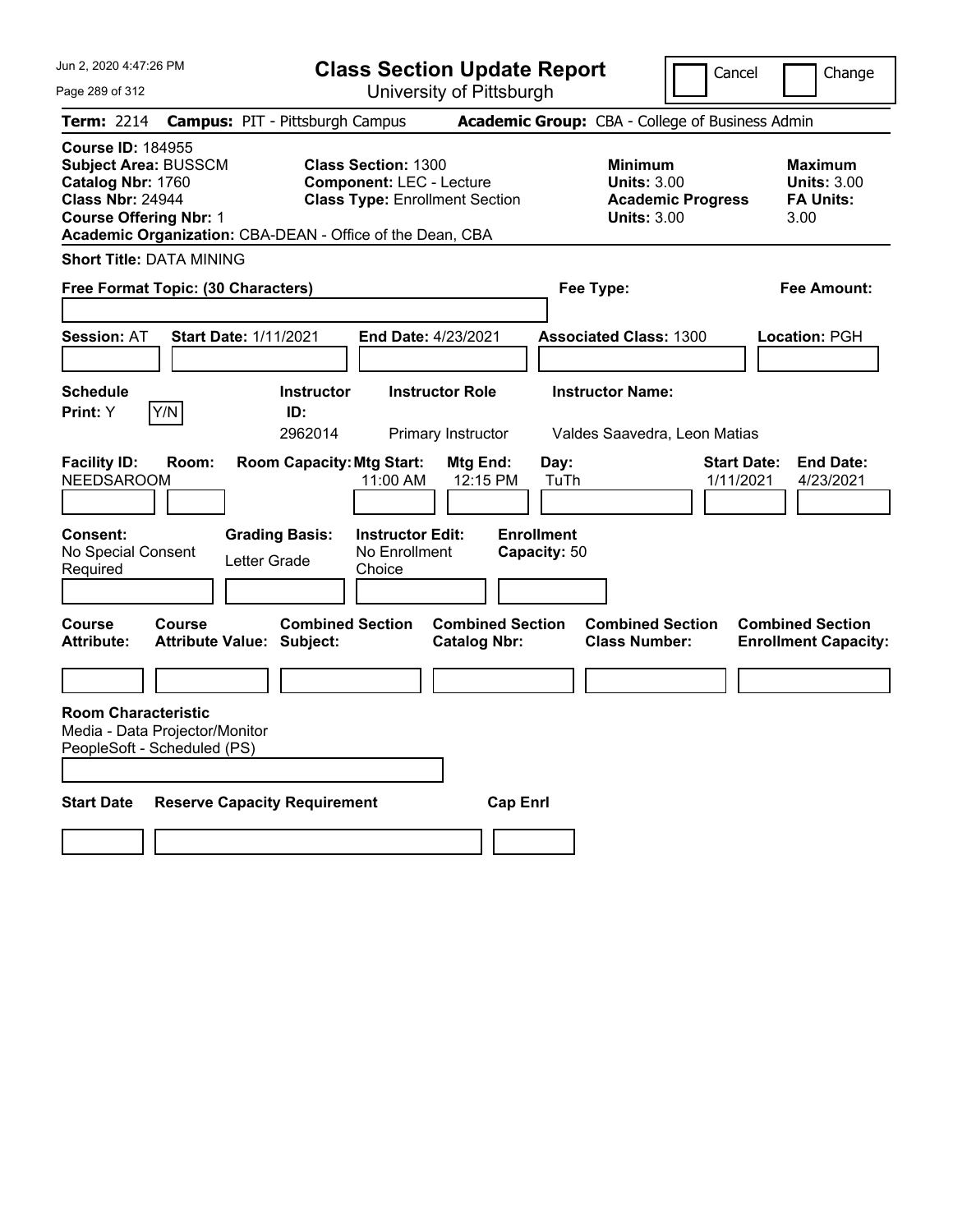# Class Section Update Report

University of Pittsburgh

Jun 2, 2020 4:47:26 PM

Cancel / Change

**Term:** 2214 **Campus:** PIT - Pittsburgh Campus **Academic Group:** CBA - College of Business Admin

**Course ID:** 184955
**Subject Area:** BUSSCM
**Catalog Nbr:** 1760
**Class Nbr:** 24944
**Course Offering Nbr:** 1
**Academic Organization:** CBA-DEAN - Office of the Dean, CBA

**Class Section:** 1300
**Component:** LEC - Lecture
**Class Type:** Enrollment Section

**Minimum Units:** 3.00
**Academic Progress Units:** 3.00

**Maximum Units:** 3.00
**FA Units:** 3.00

**Short Title:** DATA MINING

**Free Format Topic: (30 Characters)**

**Fee Type:**

**Fee Amount:**

**Session:** AT **Start Date:** 1/11/2021 **End Date:** 4/23/2021 **Associated Class:** 1300 **Location:** PGH

**Schedule Print:** Y Y/N

| Instructor ID | Instructor Role | Instructor Name |
|---|---|---|
| 2962014 | Primary Instructor | Valdes Saavedra, Leon Matias |

| Facility ID | Room | Room Capacity | Mtg Start | Mtg End | Day | Start Date | End Date |
|---|---|---|---|---|---|---|---|
| NEEDSAROOM | | | 11:00 AM | 12:15 PM | TuTh | 1/11/2021 | 4/23/2021 |

**Consent:** No Special Consent Required
**Grading Basis:** Letter Grade
**Instructor Edit:** No Enrollment Choice
**Enrollment Capacity:** 50

| Course Attribute | Course Attribute Value | Combined Section Subject | Combined Section Catalog Nbr | Combined Section Class Number | Combined Section Enrollment Capacity |
|---|---|---|---|---|---|
| | | | | | |

**Room Characteristic**
Media - Data Projector/Monitor
PeopleSoft - Scheduled (PS)

| Start Date | Reserve Capacity Requirement | Cap Enrl |
|---|---|---|
| | | |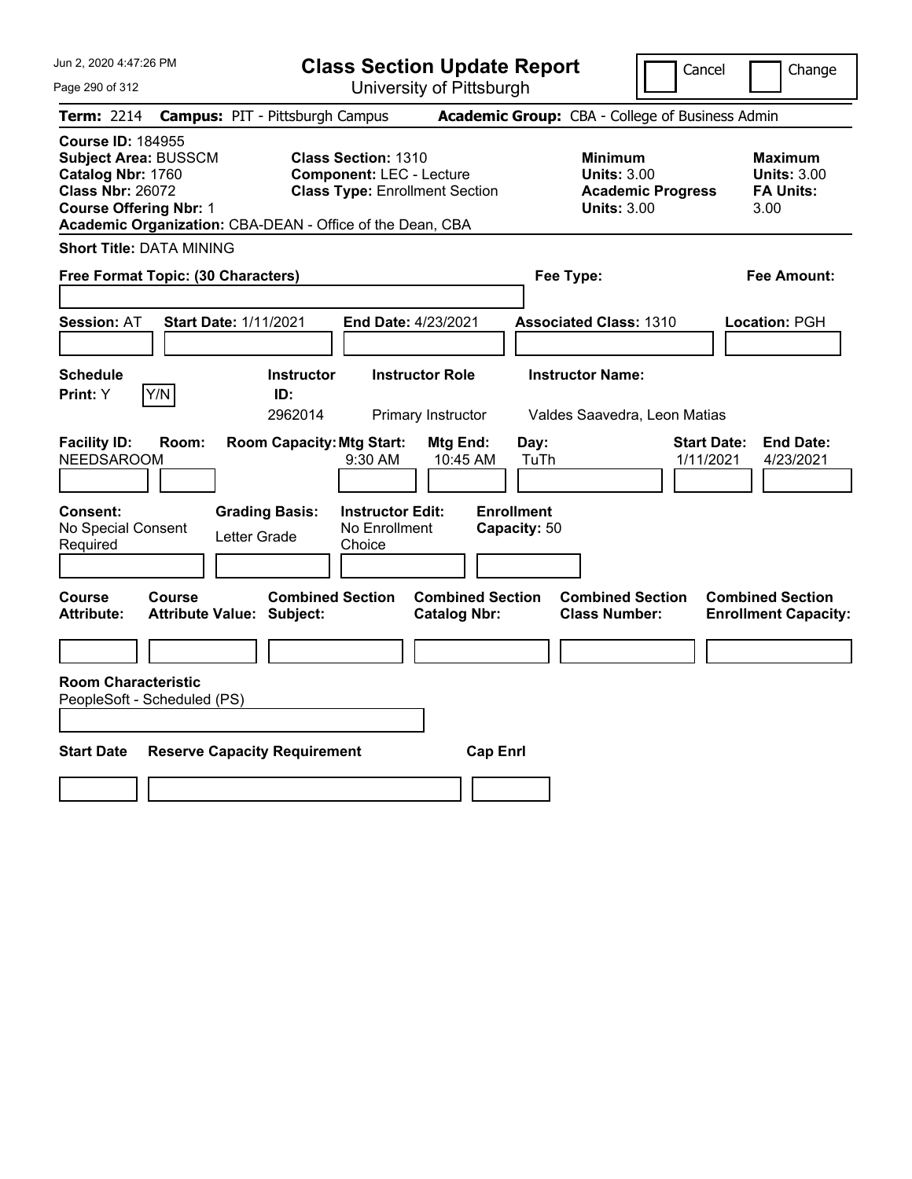Jun 2, 2020 4:47:26 PM

# Class Section Update Report

University of Pittsburgh

Cancel | Change

**Term:** 2214 **Campus:** PIT - Pittsburgh Campus **Academic Group:** CBA - College of Business Admin

**Course ID:** 184955
**Subject Area:** BUSSCM
**Catalog Nbr:** 1760
**Class Nbr:** 26072
**Course Offering Nbr:** 1
**Academic Organization:** CBA-DEAN - Office of the Dean, CBA

**Class Section:** 1310
**Component:** LEC - Lecture
**Class Type:** Enrollment Section

**Minimum Units:** 3.00
**Academic Progress Units:** 3.00

**Maximum Units:** 3.00
**FA Units:** 3.00

**Short Title:** DATA MINING

**Free Format Topic: (30 Characters)**

**Fee Type:**

**Fee Amount:**

**Session:** AT **Start Date:** 1/11/2021 **End Date:** 4/23/2021 **Associated Class:** 1310 **Location:** PGH

| Schedule Print: | Instructor ID: | Instructor Role | Instructor Name: |
|---|---|---|---|
| Y [Y/N] | 2962014 | Primary Instructor | Valdes Saavedra, Leon Matias |

| Facility ID: | Room: | Room Capacity: | Mtg Start: | Mtg End: | Day: | Start Date: | End Date: |
|---|---|---|---|---|---|---|---|
| NEEDSAROOM | | | 9:30 AM | 10:45 AM | TuTh | 1/11/2021 | 4/23/2021 |

| Consent: | Grading Basis: | Instructor Edit: | Enrollment Capacity: |
|---|---|---|---|
| No Special Consent Required | Letter Grade | No Enrollment Choice | 50 |

| Course Attribute: | Course Attribute Value: | Combined Section Subject: | Combined Section Catalog Nbr: | Combined Section Class Number: | Combined Section Enrollment Capacity: |
|---|---|---|---|---|---|
| | | | | | |

**Room Characteristic**
PeopleSoft - Scheduled (PS)

| Start Date | Reserve Capacity Requirement | Cap Enrl |
|---|---|---|
| | | |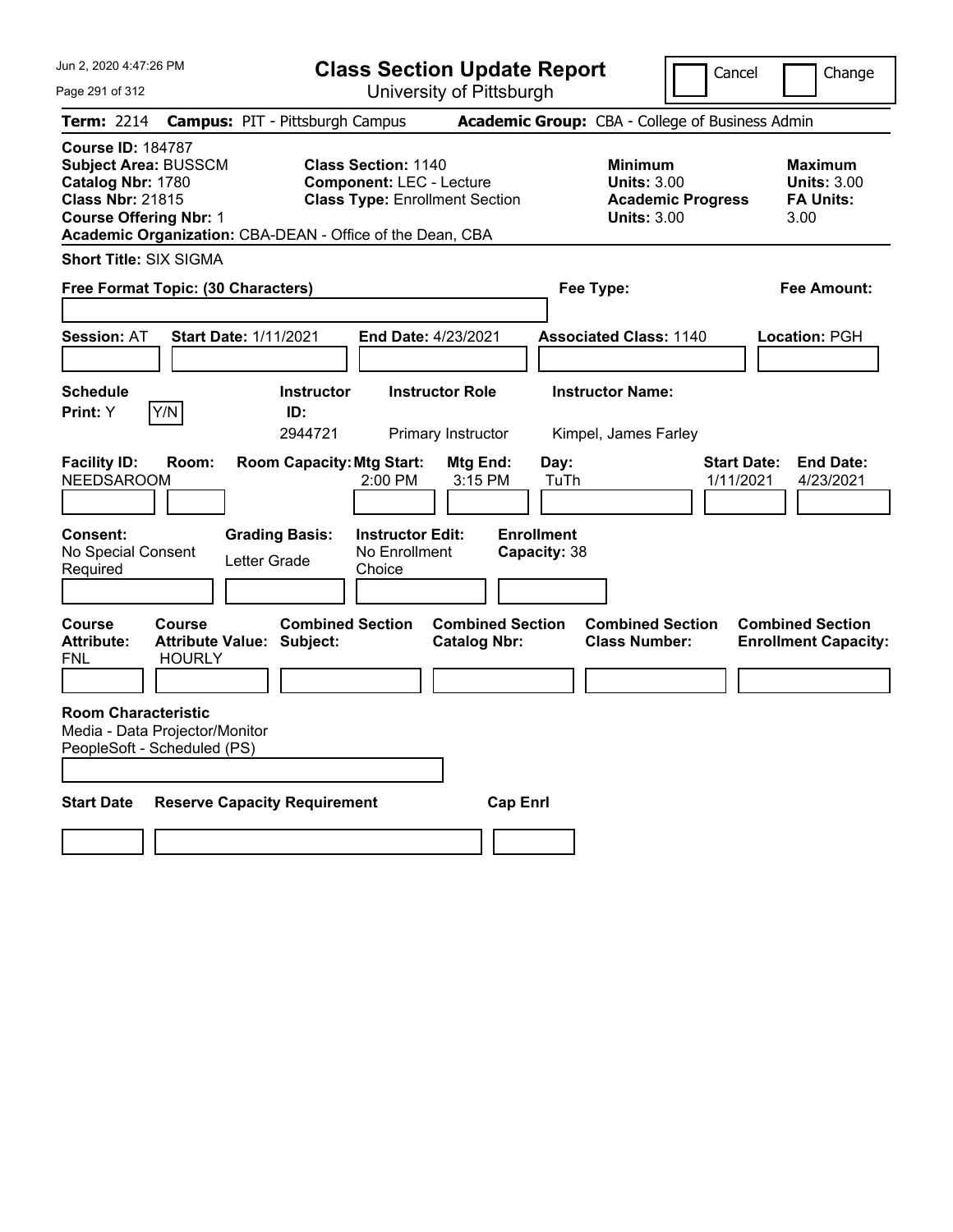# Class Section Update Report

University of Pittsburgh

Cancel ☐ Change ☐

**Term:** 2214 **Campus:** PIT - Pittsburgh Campus **Academic Group:** CBA - College of Business Admin

**Course ID:** 184787
**Subject Area:** BUSSCM
**Catalog Nbr:** 1780
**Class Nbr:** 21815
**Course Offering Nbr:** 1
**Academic Organization:** CBA-DEAN - Office of the Dean, CBA

**Class Section:** 1140
**Component:** LEC - Lecture
**Class Type:** Enrollment Section

| | Minimum | Maximum |
|---|---|---|
| Units | 3.00 | 3.00 |
| Academic Progress Units / FA Units | 3.00 | 3.00 |

**Short Title:** SIX SIGMA

**Free Format Topic: (30 Characters)**

**Fee Type:**

**Fee Amount:**

**Session:** AT **Start Date:** 1/11/2021 **End Date:** 4/23/2021 **Associated Class:** 1140 **Location:** PGH

**Schedule Print:** Y Y/N

| Instructor ID | Instructor Role | Instructor Name |
|---|---|---|
| 2944721 | Primary Instructor | Kimpel, James Farley |

| Facility ID | Room | Room Capacity | Mtg Start | Mtg End | Day | Start Date | End Date |
|---|---|---|---|---|---|---|---|
| NEEDSAROOM | | | 2:00 PM | 3:15 PM | TuTh | 1/11/2021 | 4/23/2021 |

| Consent | Grading Basis | Instructor Edit | Enrollment Capacity |
|---|---|---|---|
| No Special Consent Required | Letter Grade | No Enrollment Choice | 38 |

| Course Attribute | Course Attribute Value | Combined Section Subject | Combined Section Catalog Nbr | Combined Section Class Number | Combined Section Enrollment Capacity |
|---|---|---|---|---|---|
| FNL | HOURLY | | | | |

**Room Characteristic**
Media - Data Projector/Monitor
PeopleSoft - Scheduled (PS)

| Start Date | Reserve Capacity Requirement | Cap Enrl |
|---|---|---|
| | | |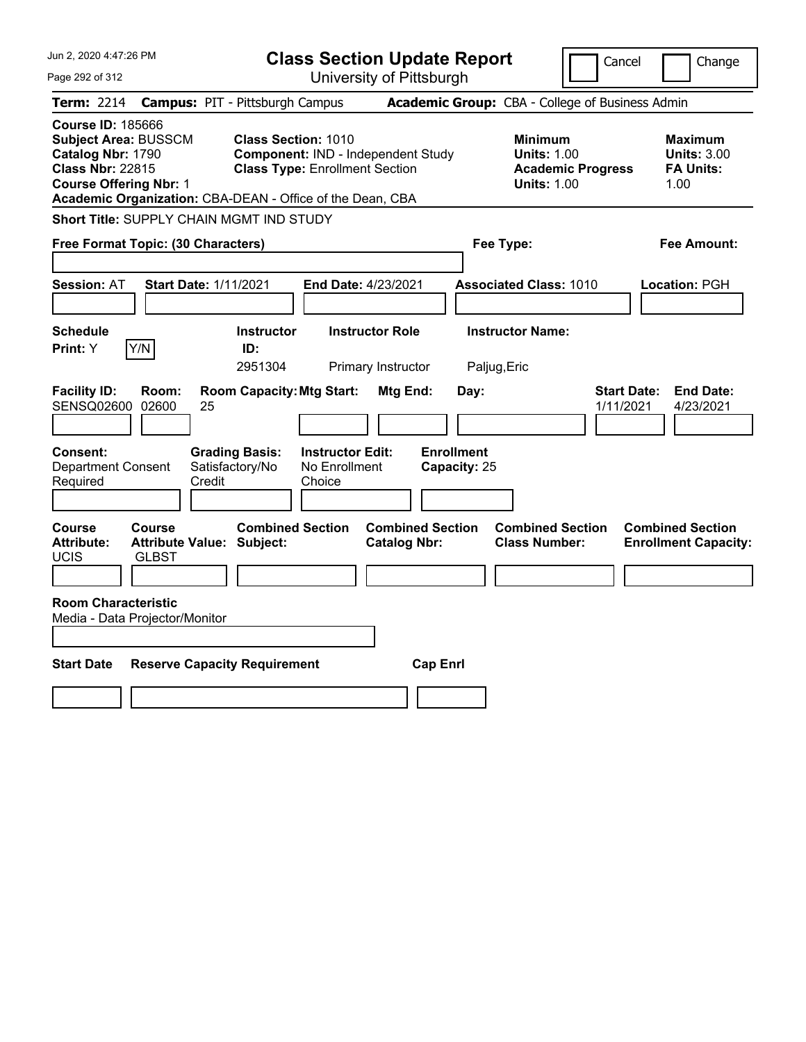# Class Section Update Report

University of Pittsburgh

Jun 2, 2020 4:47:26 PM

Cancel | Change

**Term:** 2214 **Campus:** PIT - Pittsburgh Campus **Academic Group:** CBA - College of Business Admin

**Course ID:** 185666
**Subject Area:** BUSSCM
**Catalog Nbr:** 1790
**Class Nbr:** 22815
**Course Offering Nbr:** 1
**Academic Organization:** CBA-DEAN - Office of the Dean, CBA

**Class Section:** 1010
**Component:** IND - Independent Study
**Class Type:** Enrollment Section

**Minimum Units:** 1.00
**Academic Progress Units:** 1.00

**Maximum Units:** 3.00
**FA Units:** 1.00

**Short Title:** SUPPLY CHAIN MGMT IND STUDY

**Free Format Topic: (30 Characters)**

**Fee Type:**

**Fee Amount:**

**Session:** AT **Start Date:** 1/11/2021 **End Date:** 4/23/2021 **Associated Class:** 1010 **Location:** PGH

| Schedule Print | Instructor ID | Instructor Role | Instructor Name |
|---|---|---|---|
| Y (Y/N) | 2951304 | Primary Instructor | Paljug,Eric |

| Facility ID | Room | Room Capacity | Mtg Start | Mtg End | Day | Start Date | End Date |
|---|---|---|---|---|---|---|---|
| SENSQ02600 | 02600 | 25 | | | | 1/11/2021 | 4/23/2021 |

**Consent:** Department Consent Required
**Grading Basis:** Satisfactory/No Credit
**Instructor Edit:** No Enrollment Choice
**Enrollment Capacity:** 25

| Course Attribute | Course Attribute Value | Combined Section Subject | Combined Section Catalog Nbr | Combined Section Class Number | Combined Section Enrollment Capacity |
|---|---|---|---|---|---|
| UCIS | GLBST | | | | |

**Room Characteristic**
Media - Data Projector/Monitor

| Start Date | Reserve Capacity Requirement | Cap Enrl |
|---|---|---|
| | | |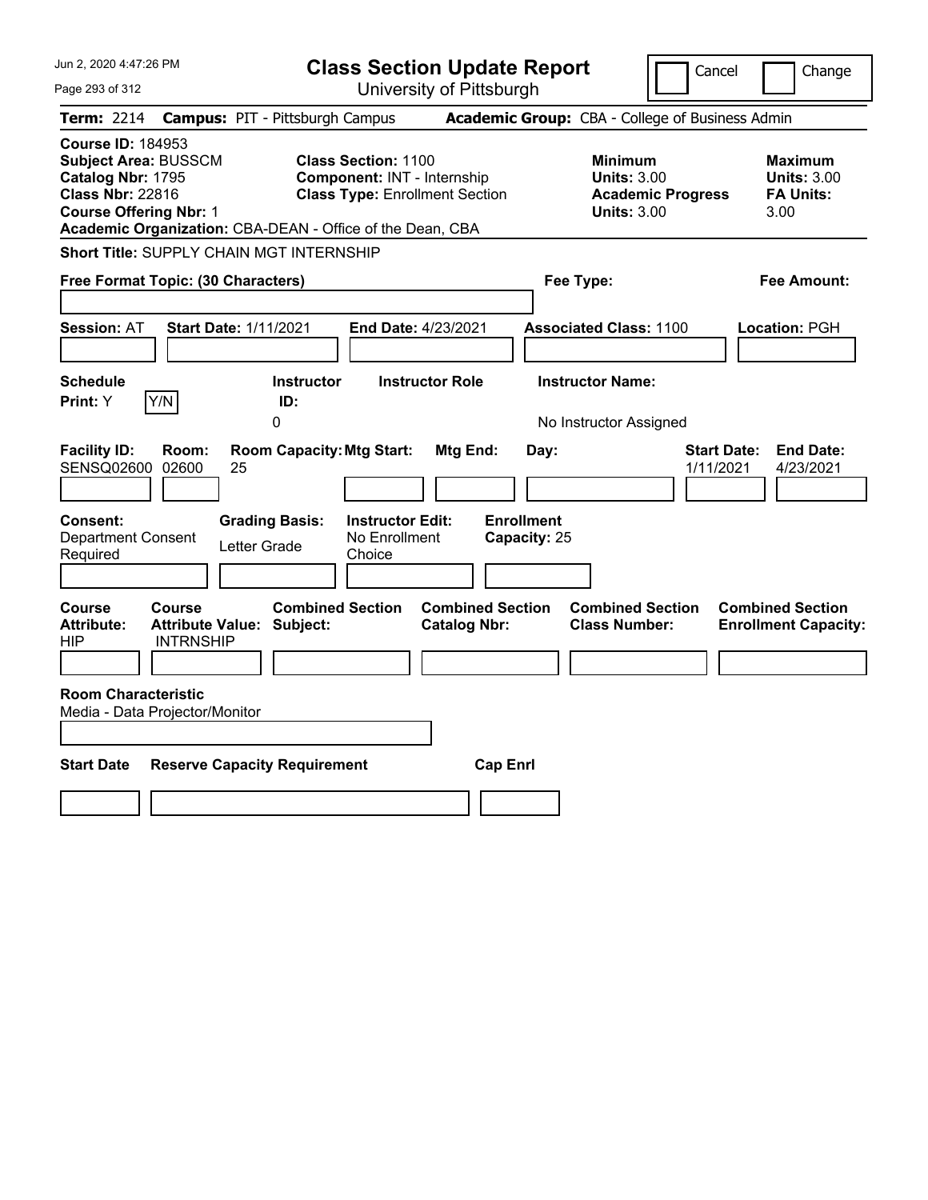Jun 2, 2020 4:47:26 PM

# Class Section Update Report

University of Pittsburgh

Cancel | Change

**Term:** 2214 **Campus:** PIT - Pittsburgh Campus **Academic Group:** CBA - College of Business Admin

**Course ID:** 184953
**Subject Area:** BUSSCM
**Catalog Nbr:** 1795
**Class Nbr:** 22816
**Course Offering Nbr:** 1
**Academic Organization:** CBA-DEAN - Office of the Dean, CBA

**Class Section:** 1100
**Component:** INT - Internship
**Class Type:** Enrollment Section

**Minimum Units:** 3.00
**Academic Progress Units:** 3.00

**Maximum Units:** 3.00
**FA Units:** 3.00

**Short Title:** SUPPLY CHAIN MGT INTERNSHIP

**Free Format Topic: (30 Characters)**

**Fee Type:**

**Fee Amount:**

**Session:** AT **Start Date:** 1/11/2021 **End Date:** 4/23/2021 **Associated Class:** 1100 **Location:** PGH

| Schedule Print | Instructor ID | Instructor Role | Instructor Name |
|---|---|---|---|
| Y | 0 | | No Instructor Assigned |

| Facility ID | Room | Room Capacity | Mtg Start | Mtg End | Day | Start Date | End Date |
|---|---|---|---|---|---|---|---|
| SENSQ02600 | 02600 | 25 | | | | 1/11/2021 | 4/23/2021 |

**Consent:** Department Consent Required
**Grading Basis:** Letter Grade
**Instructor Edit:** No Enrollment Choice
**Enrollment Capacity:** 25

| Course Attribute | Course Attribute Value | Combined Section Subject | Combined Section Catalog Nbr | Combined Section Class Number | Combined Section Enrollment Capacity |
|---|---|---|---|---|---|
| HIP | INTRNSHIP | | | | |

**Room Characteristic**
Media - Data Projector/Monitor

| Start Date | Reserve Capacity Requirement | Cap Enrl |
|---|---|---|
| | | |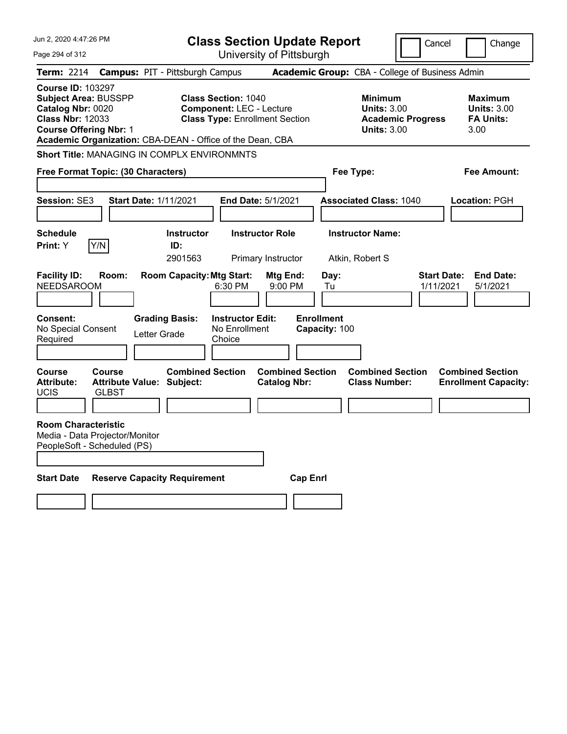Jun 2, 2020 4:47:26 PM

# Class Section Update Report

University of Pittsburgh

Cancel | Change

**Term:** 2214 **Campus:** PIT - Pittsburgh Campus **Academic Group:** CBA - College of Business Admin

**Course ID:** 103297
**Subject Area:** BUSSPP
**Catalog Nbr:** 0020
**Class Nbr:** 12033
**Course Offering Nbr:** 1
**Academic Organization:** CBA-DEAN - Office of the Dean, CBA

**Class Section:** 1040
**Component:** LEC - Lecture
**Class Type:** Enrollment Section

**Minimum Units:** 3.00
**Academic Progress Units:** 3.00

**Maximum Units:** 3.00
**FA Units:** 3.00

**Short Title:** MANAGING IN COMPLX ENVIRONMNTS

**Free Format Topic: (30 Characters)**

**Fee Type:**

**Fee Amount:**

**Session:** SE3 **Start Date:** 1/11/2021 **End Date:** 5/1/2021 **Associated Class:** 1040 **Location:** PGH

| Schedule Print | Instructor ID | Instructor Role | Instructor Name |
|---|---|---|---|
| Y (Y/N) | 2901563 | Primary Instructor | Atkin, Robert S |

| Facility ID | Room | Room Capacity | Mtg Start | Mtg End | Day | Start Date | End Date |
|---|---|---|---|---|---|---|---|
| NEEDSAROOM | | | 6:30 PM | 9:00 PM | Tu | 1/11/2021 | 5/1/2021 |

**Consent:** No Special Consent Required
**Grading Basis:** Letter Grade
**Instructor Edit:** No Enrollment Choice
**Enrollment Capacity:** 100

| Course Attribute | Course Attribute Value | Combined Section Subject | Combined Section Catalog Nbr | Combined Section Class Number | Combined Section Enrollment Capacity |
|---|---|---|---|---|---|
| UCIS | GLBST | | | | |

**Room Characteristic**
Media - Data Projector/Monitor
PeopleSoft - Scheduled (PS)

| Start Date | Reserve Capacity Requirement | Cap Enrl |
|---|---|---|
| | | |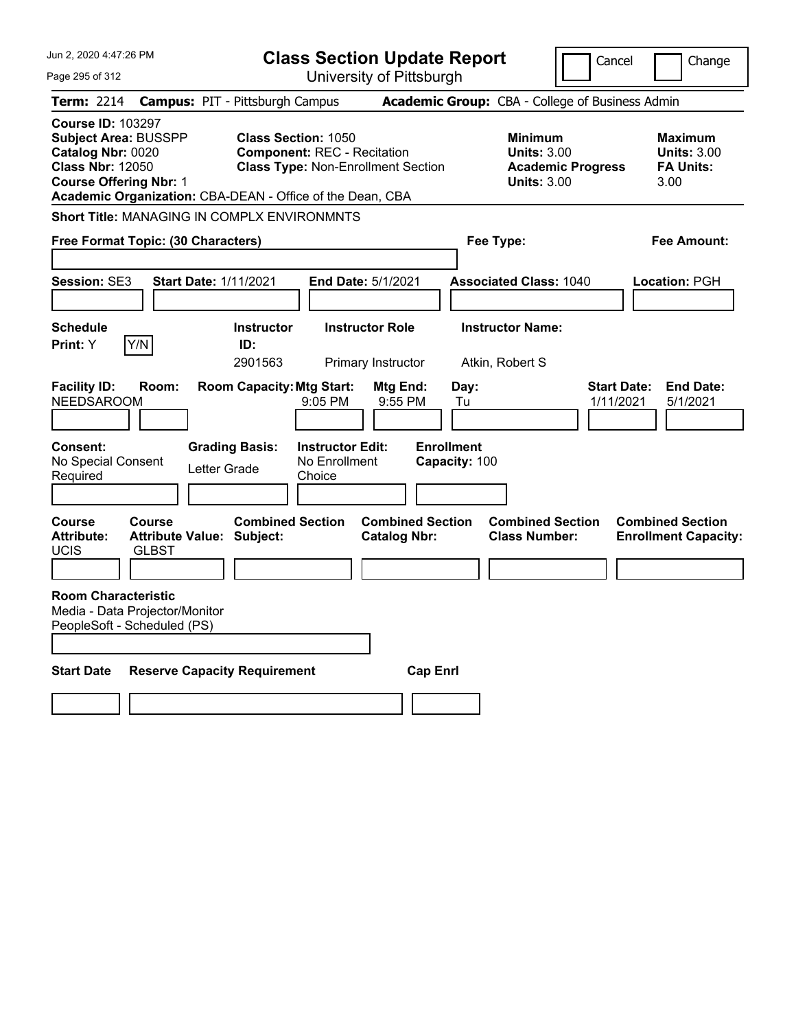# Class Section Update Report

University of Pittsburgh

Cancel | Change

**Term:** 2214 **Campus:** PIT - Pittsburgh Campus **Academic Group:** CBA - College of Business Admin

**Course ID:** 103297
**Subject Area:** BUSSPP
**Catalog Nbr:** 0020
**Class Nbr:** 12050
**Course Offering Nbr:** 1
**Academic Organization:** CBA-DEAN - Office of the Dean, CBA

**Class Section:** 1050
**Component:** REC - Recitation
**Class Type:** Non-Enrollment Section

**Minimum Units:** 3.00
**Academic Progress Units:** 3.00

**Maximum Units:** 3.00
**FA Units:** 3.00

**Short Title:** MANAGING IN COMPLX ENVIRONMNTS

**Free Format Topic: (30 Characters)**

**Fee Type:**

**Fee Amount:**

**Session:** SE3 **Start Date:** 1/11/2021 **End Date:** 5/1/2021 **Associated Class:** 1040 **Location:** PGH

| Schedule Print | Instructor ID | Instructor Role | Instructor Name |
|---|---|---|---|
| Y | 2901563 | Primary Instructor | Atkin, Robert S |

| Facility ID | Room | Room Capacity | Mtg Start | Mtg End | Day | Start Date | End Date |
|---|---|---|---|---|---|---|---|
| NEEDSAROOM | | | 9:05 PM | 9:55 PM | Tu | 1/11/2021 | 5/1/2021 |

**Consent:** No Special Consent Required
**Grading Basis:** Letter Grade
**Instructor Edit:** No Enrollment Choice
**Enrollment Capacity:** 100

| Course Attribute | Course Attribute Value | Combined Section Subject | Combined Section Catalog Nbr | Combined Section Class Number | Combined Section Enrollment Capacity |
|---|---|---|---|---|---|
| UCIS | GLBST | | | | |

**Room Characteristic**
Media - Data Projector/Monitor
PeopleSoft - Scheduled (PS)

| Start Date | Reserve Capacity Requirement | Cap Enrl |
|---|---|---|
| | | |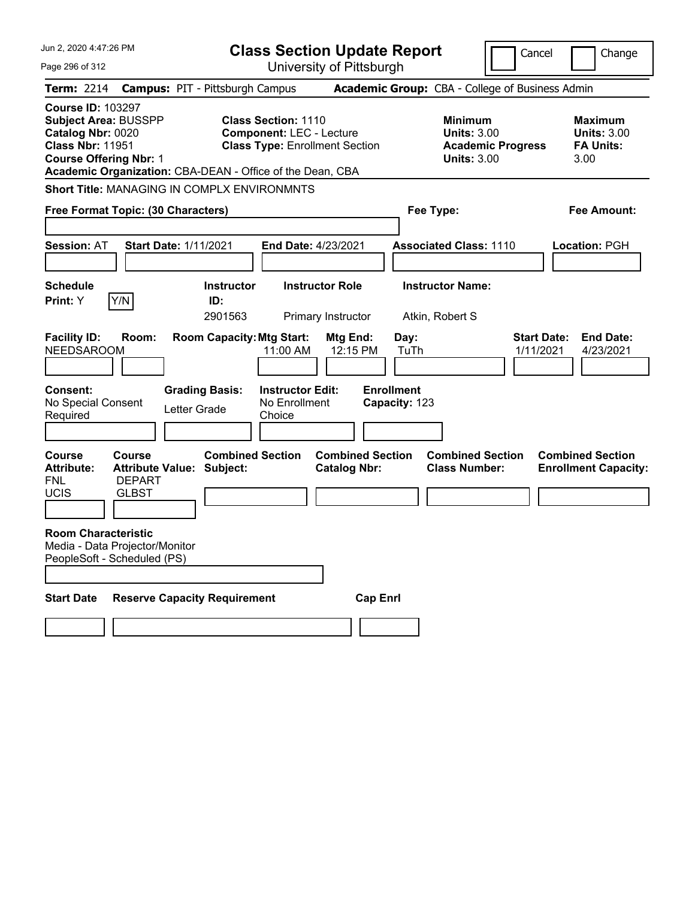# Class Section Update Report

University of Pittsburgh

Cancel | Change

**Term:** 2214 **Campus:** PIT - Pittsburgh Campus **Academic Group:** CBA - College of Business Admin

**Course ID:** 103297
**Subject Area:** BUSSPP
**Catalog Nbr:** 0020
**Class Nbr:** 11951
**Course Offering Nbr:** 1
**Academic Organization:** CBA-DEAN - Office of the Dean, CBA

**Class Section:** 1110
**Component:** LEC - Lecture
**Class Type:** Enrollment Section

**Minimum Units:** 3.00
**Academic Progress Units:** 3.00

**Maximum Units:** 3.00
**FA Units:** 3.00

**Short Title:** MANAGING IN COMPLX ENVIRONMNTS

**Free Format Topic: (30 Characters)**

**Fee Type:**

**Fee Amount:**

**Session:** AT **Start Date:** 1/11/2021 **End Date:** 4/23/2021 **Associated Class:** 1110 **Location:** PGH

| Schedule Print | Instructor ID | Instructor Role | Instructor Name |
|---|---|---|---|
| Y | 2901563 | Primary Instructor | Atkin, Robert S |

| Facility ID | Room | Room Capacity | Mtg Start | Mtg End | Day | Start Date | End Date |
|---|---|---|---|---|---|---|---|
| NEEDSAROOM | | | 11:00 AM | 12:15 PM | TuTh | 1/11/2021 | 4/23/2021 |

**Consent:** No Special Consent Required
**Grading Basis:** Letter Grade
**Instructor Edit:** No Enrollment Choice
**Enrollment Capacity:** 123

| Course Attribute | Course Attribute Value | Combined Section Subject | Combined Section Catalog Nbr | Combined Section Class Number | Combined Section Enrollment Capacity |
|---|---|---|---|---|---|
| FNL | DEPART | | | | |
| UCIS | GLBST | | | | |

**Room Characteristic**
Media - Data Projector/Monitor
PeopleSoft - Scheduled (PS)

| Start Date | Reserve Capacity Requirement | Cap Enrl |
|---|---|---|
| | | |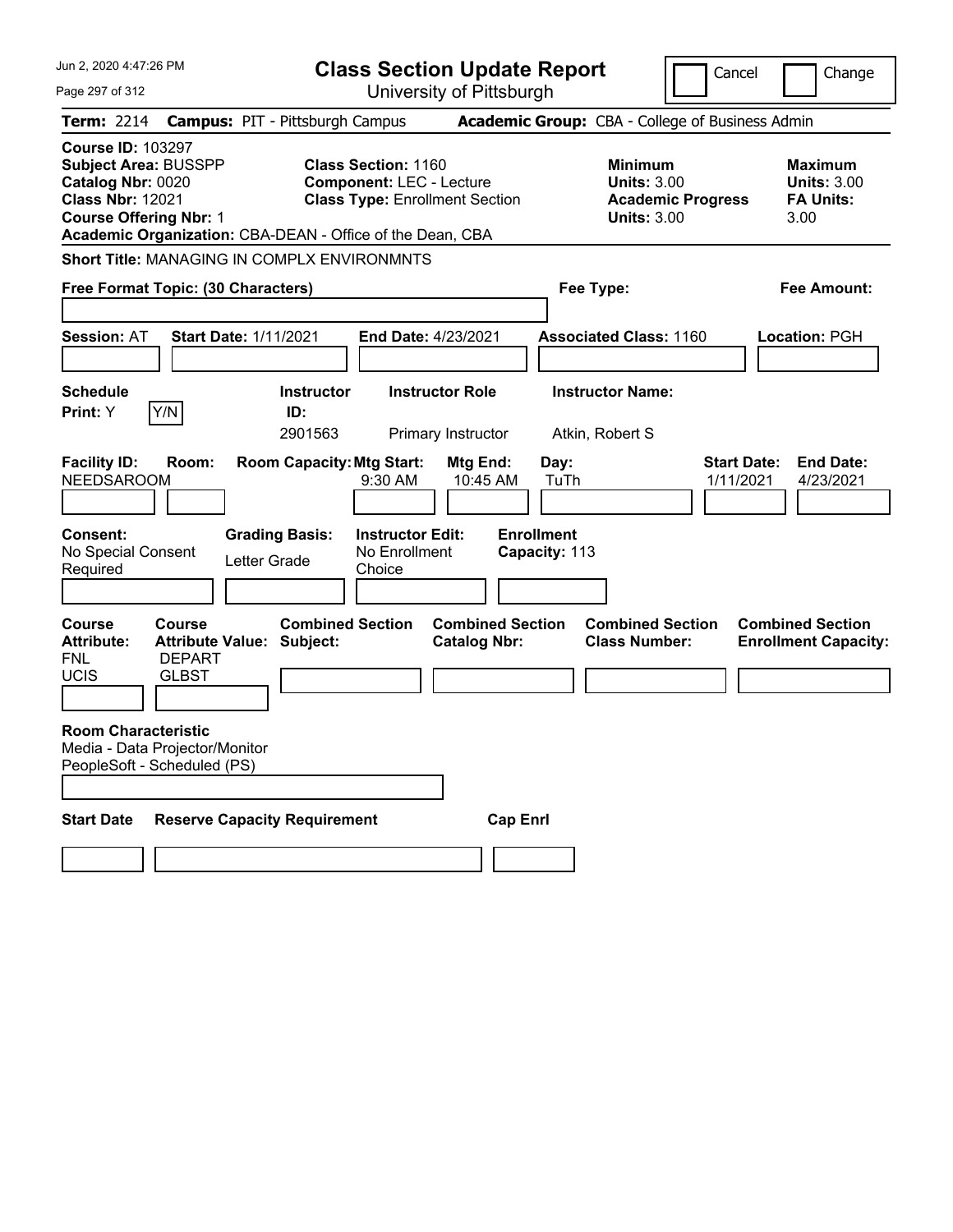# Class Section Update Report

University of Pittsburgh

Cancel | Change

**Term:** 2214 **Campus:** PIT - Pittsburgh Campus **Academic Group:** CBA - College of Business Admin

**Course ID:** 103297
**Subject Area:** BUSSPP
**Catalog Nbr:** 0020
**Class Nbr:** 12021
**Course Offering Nbr:** 1
**Academic Organization:** CBA-DEAN - Office of the Dean, CBA

**Class Section:** 1160
**Component:** LEC - Lecture
**Class Type:** Enrollment Section

**Minimum**
**Units:** 3.00
**Academic Progress Units:** 3.00

**Maximum**
**Units:** 3.00
**FA Units:** 3.00

**Short Title:** MANAGING IN COMPLX ENVIRONMNTS

**Free Format Topic: (30 Characters)**

**Fee Type:**

**Fee Amount:**

**Session:** AT **Start Date:** 1/11/2021 **End Date:** 4/23/2021 **Associated Class:** 1160 **Location:** PGH

| Schedule Print: | Instructor ID: | Instructor Role | Instructor Name: |
|---|---|---|---|
| Y  Y/N | 2901563 | Primary Instructor | Atkin, Robert S |

| Facility ID: | Room: | Room Capacity: | Mtg Start: | Mtg End: | Day: | Start Date: | End Date: |
|---|---|---|---|---|---|---|---|
| NEEDSAROOM | | | 9:30 AM | 10:45 AM | TuTh | 1/11/2021 | 4/23/2021 |

| Consent: | Grading Basis: | Instructor Edit: | Enrollment Capacity: |
|---|---|---|---|
| No Special Consent Required | Letter Grade | No Enrollment Choice | 113 |

| Course Attribute: | Course Attribute Value: | Combined Section Subject: | Combined Section Catalog Nbr: | Combined Section Class Number: | Combined Section Enrollment Capacity: |
|---|---|---|---|---|---|
| FNL | DEPART | | | | |
| UCIS | GLBST | | | | |

**Room Characteristic**
Media - Data Projector/Monitor
PeopleSoft - Scheduled (PS)

| Start Date | Reserve Capacity Requirement | Cap Enrl |
|---|---|---|
| | | |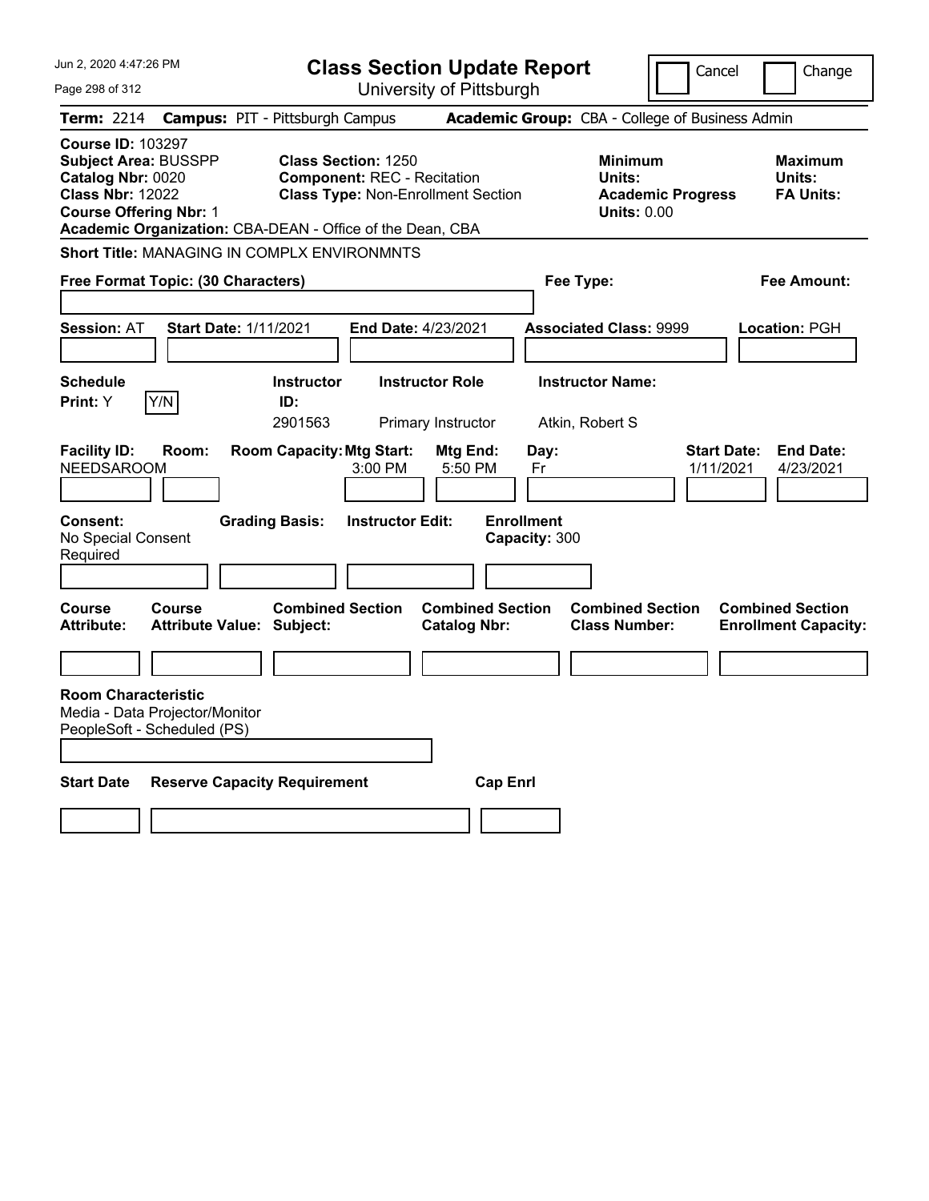# Class Section Update Report

University of Pittsburgh

Cancel | Change

**Term:** 2214 **Campus:** PIT - Pittsburgh Campus **Academic Group:** CBA - College of Business Admin

**Course ID:** 103297
**Subject Area:** BUSSPP
**Catalog Nbr:** 0020
**Class Nbr:** 12022
**Course Offering Nbr:** 1
**Academic Organization:** CBA-DEAN - Office of the Dean, CBA

**Class Section:** 1250
**Component:** REC - Recitation
**Class Type:** Non-Enrollment Section

**Minimum Units:**
**Academic Progress Units:** 0.00

**Maximum Units:**
**FA Units:**

**Short Title:** MANAGING IN COMPLX ENVIRONMNTS

**Free Format Topic: (30 Characters)**

**Fee Type:**

**Fee Amount:**

**Session:** AT **Start Date:** 1/11/2021 **End Date:** 4/23/2021 **Associated Class:** 9999 **Location:** PGH

**Schedule Print:** Y Y/N

| Instructor ID: | Instructor Role | Instructor Name: |
|---|---|---|
| 2901563 | Primary Instructor | Atkin, Robert S |

| Facility ID: | Room: | Room Capacity: | Mtg Start: | Mtg End: | Day: | Start Date: | End Date: |
|---|---|---|---|---|---|---|---|
| NEEDSAROOM | | | 3:00 PM | 5:50 PM | Fr | 1/11/2021 | 4/23/2021 |

**Consent:** No Special Consent Required
**Grading Basis:**
**Instructor Edit:**
**Enrollment Capacity:** 300

| Course Attribute: | Course Attribute Value: | Combined Section Subject: | Combined Section Catalog Nbr: | Combined Section Class Number: | Combined Section Enrollment Capacity: |
|---|---|---|---|---|---|
| | | | | | |

**Room Characteristic**
Media - Data Projector/Monitor
PeopleSoft - Scheduled (PS)

| Start Date | Reserve Capacity Requirement | Cap Enrl |
|---|---|---|
| | | |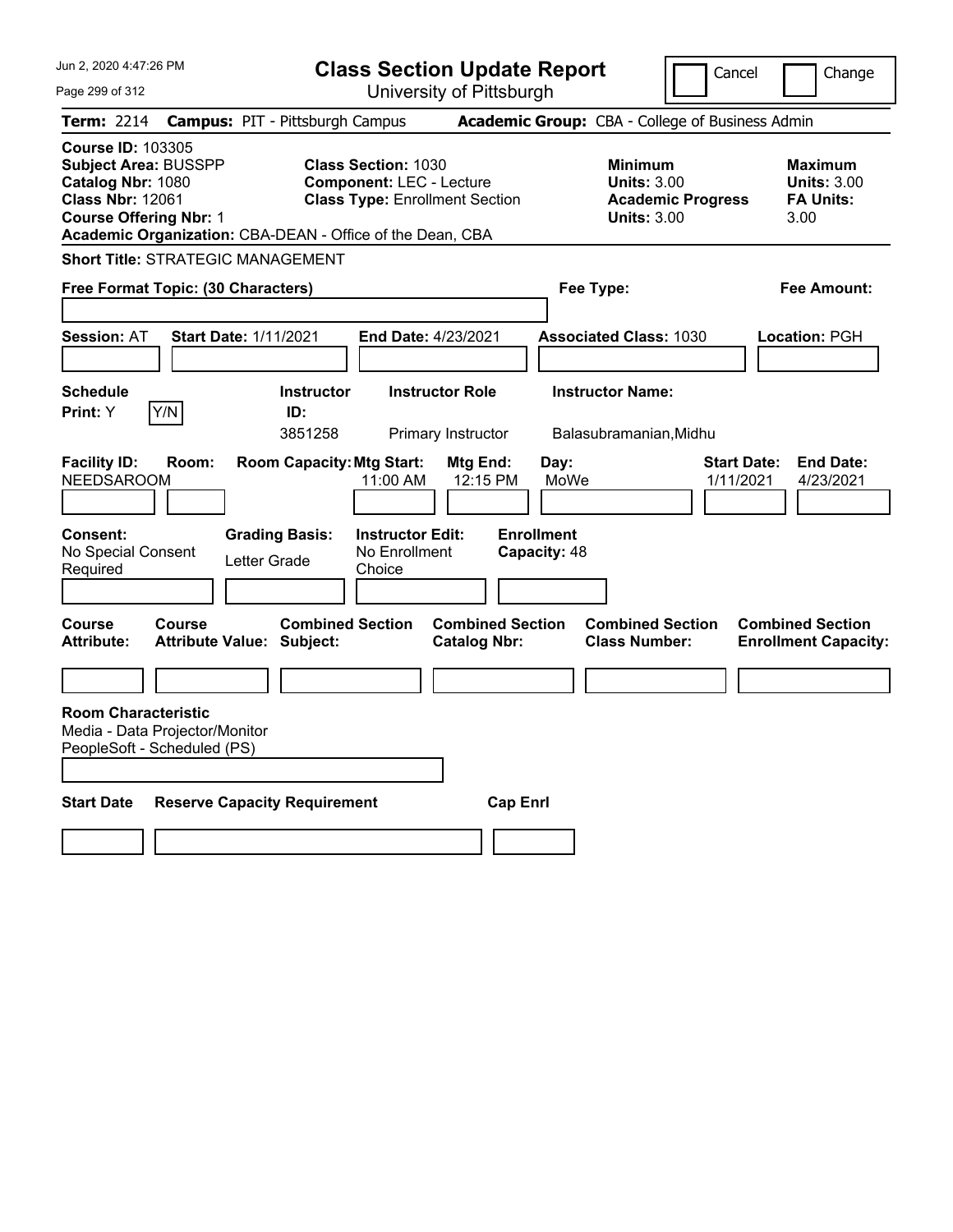# Class Section Update Report

University of Pittsburgh

Cancel | Change

**Term:** 2214 **Campus:** PIT - Pittsburgh Campus **Academic Group:** CBA - College of Business Admin

**Course ID:** 103305
**Subject Area:** BUSSPP
**Catalog Nbr:** 1080
**Class Nbr:** 12061
**Course Offering Nbr:** 1
**Academic Organization:** CBA-DEAN - Office of the Dean, CBA

**Class Section:** 1030
**Component:** LEC - Lecture
**Class Type:** Enrollment Section

**Minimum Units:** 3.00
**Academic Progress Units:** 3.00

**Maximum Units:** 3.00
**FA Units:** 3.00

**Short Title:** STRATEGIC MANAGEMENT

**Free Format Topic: (30 Characters)**

**Fee Type:**

**Fee Amount:**

**Session:** AT **Start Date:** 1/11/2021 **End Date:** 4/23/2021 **Associated Class:** 1030 **Location:** PGH

| Schedule Print | | Instructor ID | Instructor Role | Instructor Name |
|---|---|---|---|---|
| Y | Y/N | 3851258 | Primary Instructor | Balasubramanian,Midhu |

| Facility ID | Room | Room Capacity | Mtg Start | Mtg End | Day | Start Date | End Date |
|---|---|---|---|---|---|---|---|
| NEEDSAROOM | | | 11:00 AM | 12:15 PM | MoWe | 1/11/2021 | 4/23/2021 |

| Consent | Grading Basis | Instructor Edit | Enrollment Capacity |
|---|---|---|---|
| No Special Consent Required | Letter Grade | No Enrollment Choice | 48 |

| Course Attribute | Course Attribute Value | Combined Section Subject | Combined Section Catalog Nbr | Combined Section Class Number | Combined Section Enrollment Capacity |
|---|---|---|---|---|---|
| | | | | | |

**Room Characteristic**
Media - Data Projector/Monitor
PeopleSoft - Scheduled (PS)

| Start Date | Reserve Capacity Requirement | Cap Enrl |
|---|---|---|
| | | |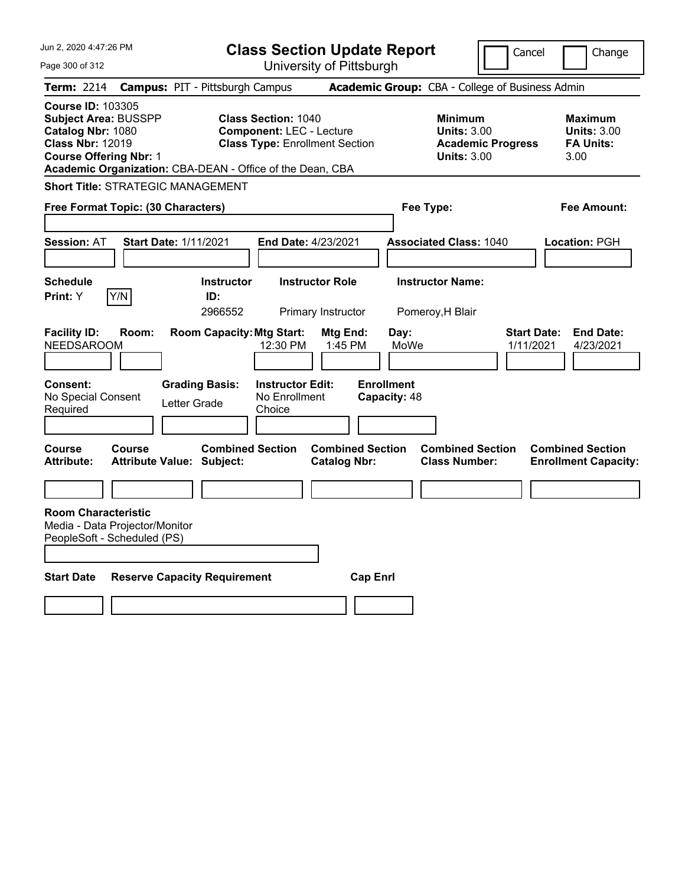Jun 2, 2020 4:47:26 PM

# Class Section Update Report

University of Pittsburgh

Cancel | Change

**Term:** 2214 **Campus:** PIT - Pittsburgh Campus **Academic Group:** CBA - College of Business Admin

**Course ID:** 103305
**Subject Area:** BUSSPP
**Catalog Nbr:** 1080
**Class Nbr:** 12019
**Course Offering Nbr:** 1
**Academic Organization:** CBA-DEAN - Office of the Dean, CBA

**Class Section:** 1040
**Component:** LEC - Lecture
**Class Type:** Enrollment Section

**Minimum Units:** 3.00
**Academic Progress Units:** 3.00

**Maximum Units:** 3.00
**FA Units:** 3.00

**Short Title:** STRATEGIC MANAGEMENT

**Free Format Topic: (30 Characters)**

**Fee Type:**

**Fee Amount:**

**Session:** AT **Start Date:** 1/11/2021 **End Date:** 4/23/2021 **Associated Class:** 1040 **Location:** PGH

| Schedule Print | Instructor ID | Instructor Role | Instructor Name |
|---|---|---|---|
| Y | 2966552 | Primary Instructor | Pomeroy,H Blair |

| Facility ID | Room | Room Capacity | Mtg Start | Mtg End | Day | Start Date | End Date |
|---|---|---|---|---|---|---|---|
| NEEDSAROOM | | | 12:30 PM | 1:45 PM | MoWe | 1/11/2021 | 4/23/2021 |

| Consent | Grading Basis | Instructor Edit | Enrollment Capacity |
|---|---|---|---|
| No Special Consent Required | Letter Grade | No Enrollment Choice | 48 |

| Course Attribute | Course Attribute Value | Combined Section Subject | Combined Section Catalog Nbr | Combined Section Class Number | Combined Section Enrollment Capacity |
|---|---|---|---|---|---|
| | | | | | |

**Room Characteristic**
Media - Data Projector/Monitor
PeopleSoft - Scheduled (PS)

| Start Date | Reserve Capacity Requirement | Cap Enrl |
|---|---|---|
| | | |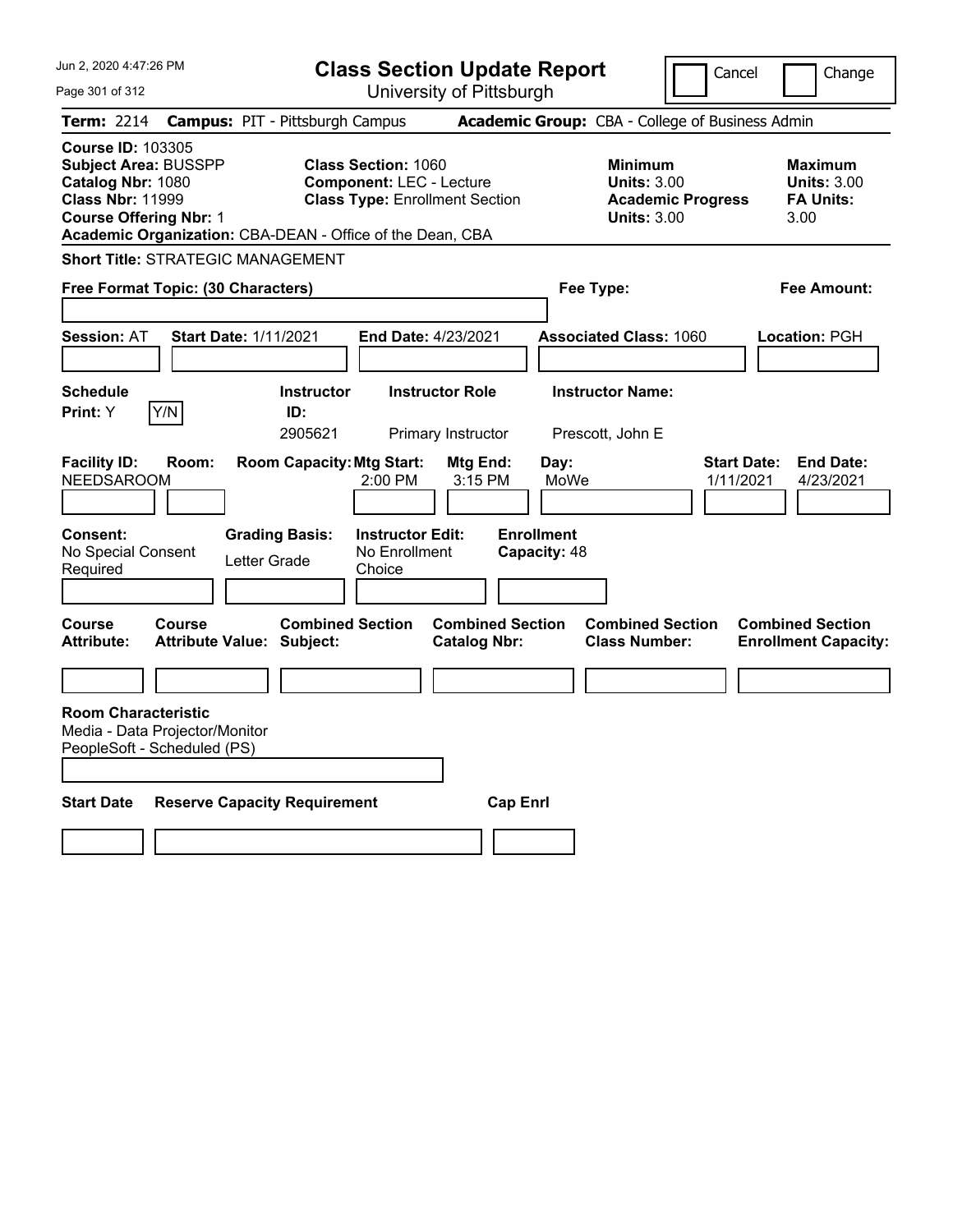Jun 2, 2020 4:47:26 PM

# Class Section Update Report

University of Pittsburgh

Cancel | Change

**Term:** 2214 **Campus:** PIT - Pittsburgh Campus **Academic Group:** CBA - College of Business Admin

**Course ID:** 103305
**Subject Area:** BUSSPP
**Catalog Nbr:** 1080
**Class Nbr:** 11999
**Course Offering Nbr:** 1
**Academic Organization:** CBA-DEAN - Office of the Dean, CBA

**Class Section:** 1060
**Component:** LEC - Lecture
**Class Type:** Enrollment Section

**Minimum Units:** 3.00
**Academic Progress Units:** 3.00

**Maximum Units:** 3.00
**FA Units:** 3.00

**Short Title:** STRATEGIC MANAGEMENT

**Free Format Topic: (30 Characters)**

**Fee Type:**

**Fee Amount:**

**Session:** AT **Start Date:** 1/11/2021 **End Date:** 4/23/2021 **Associated Class:** 1060 **Location:** PGH

| Schedule Print | Instructor ID | Instructor Role | Instructor Name |
|---|---|---|---|
| Y | 2905621 | Primary Instructor | Prescott, John E |

| Facility ID | Room | Room Capacity | Mtg Start | Mtg End | Day | Start Date | End Date |
|---|---|---|---|---|---|---|---|
| NEEDSAROOM | | | 2:00 PM | 3:15 PM | MoWe | 1/11/2021 | 4/23/2021 |

| Consent | Grading Basis | Instructor Edit | Enrollment Capacity |
|---|---|---|---|
| No Special Consent Required | Letter Grade | No Enrollment Choice | 48 |

| Course Attribute | Course Attribute Value | Combined Section Subject | Combined Section Catalog Nbr | Combined Section Class Number | Combined Section Enrollment Capacity |
|---|---|---|---|---|---|
| | | | | | |

**Room Characteristic**
Media - Data Projector/Monitor
PeopleSoft - Scheduled (PS)

| Start Date | Reserve Capacity Requirement | Cap Enrl |
|---|---|---|
| | | |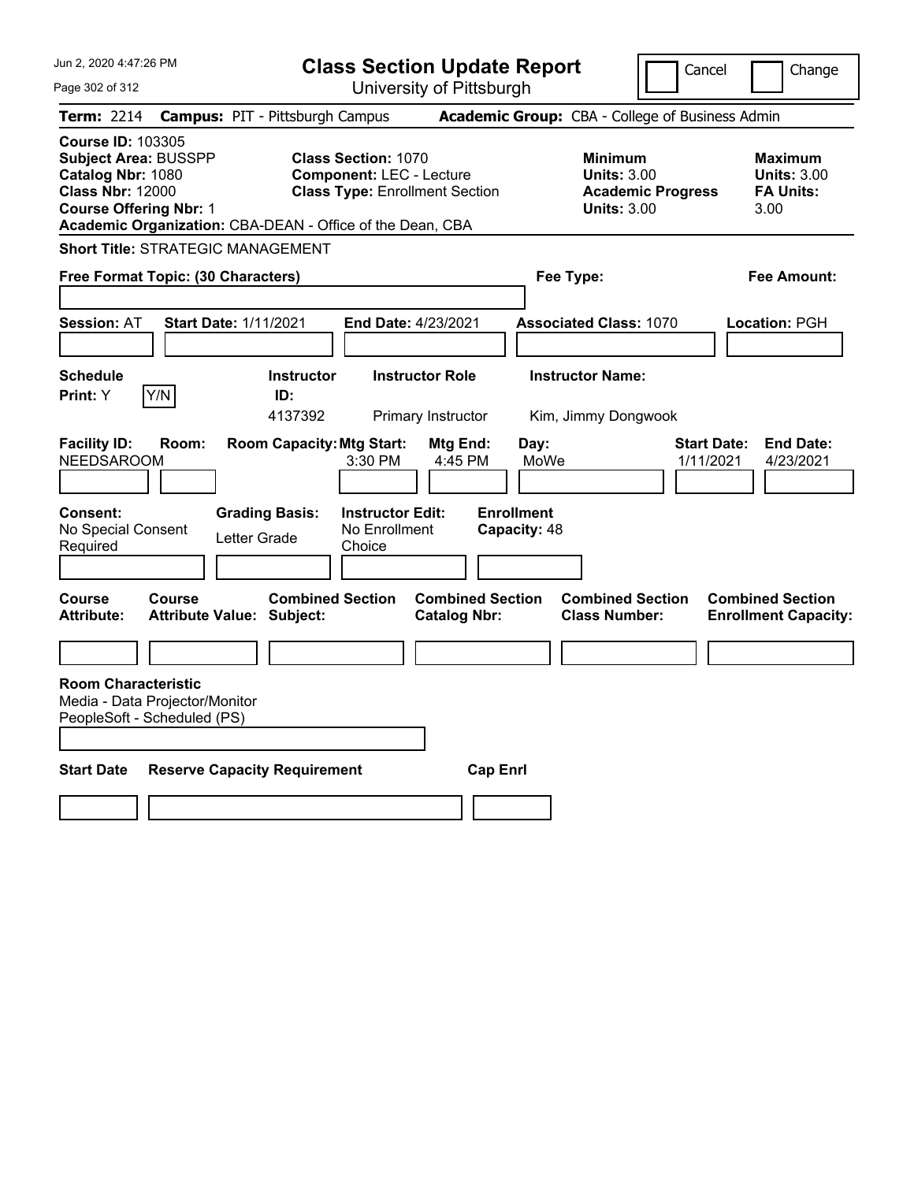# Class Section Update Report

University of Pittsburgh

Cancel | Change

**Term:** 2214 **Campus:** PIT - Pittsburgh Campus **Academic Group:** CBA - College of Business Admin

**Course ID:** 103305
**Subject Area:** BUSSPP
**Catalog Nbr:** 1080
**Class Nbr:** 12000
**Course Offering Nbr:** 1
**Academic Organization:** CBA-DEAN - Office of the Dean, CBA

**Class Section:** 1070
**Component:** LEC - Lecture
**Class Type:** Enrollment Section

**Minimum Units:** 3.00
**Academic Progress Units:** 3.00

**Maximum Units:** 3.00
**FA Units:** 3.00

**Short Title:** STRATEGIC MANAGEMENT

**Free Format Topic: (30 Characters)**

**Fee Type:**

**Fee Amount:**

**Session:** AT **Start Date:** 1/11/2021 **End Date:** 4/23/2021 **Associated Class:** 1070 **Location:** PGH

| Schedule Print | Instructor ID | Instructor Role | Instructor Name |
|---|---|---|---|
| Y (Y/N) | 4137392 | Primary Instructor | Kim, Jimmy Dongwook |

| Facility ID | Room | Room Capacity | Mtg Start | Mtg End | Day | Start Date | End Date |
|---|---|---|---|---|---|---|---|
| NEEDSAROOM | | | 3:30 PM | 4:45 PM | MoWe | 1/11/2021 | 4/23/2021 |

| Consent | Grading Basis | Instructor Edit | Enrollment Capacity |
|---|---|---|---|
| No Special Consent Required | Letter Grade | No Enrollment Choice | 48 |

| Course Attribute | Course Attribute Value | Combined Section Subject | Combined Section Catalog Nbr | Combined Section Class Number | Combined Section Enrollment Capacity |
|---|---|---|---|---|---|
| | | | | | |

**Room Characteristic**
Media - Data Projector/Monitor
PeopleSoft - Scheduled (PS)

| Start Date | Reserve Capacity Requirement | Cap Enrl |
|---|---|---|
| | | |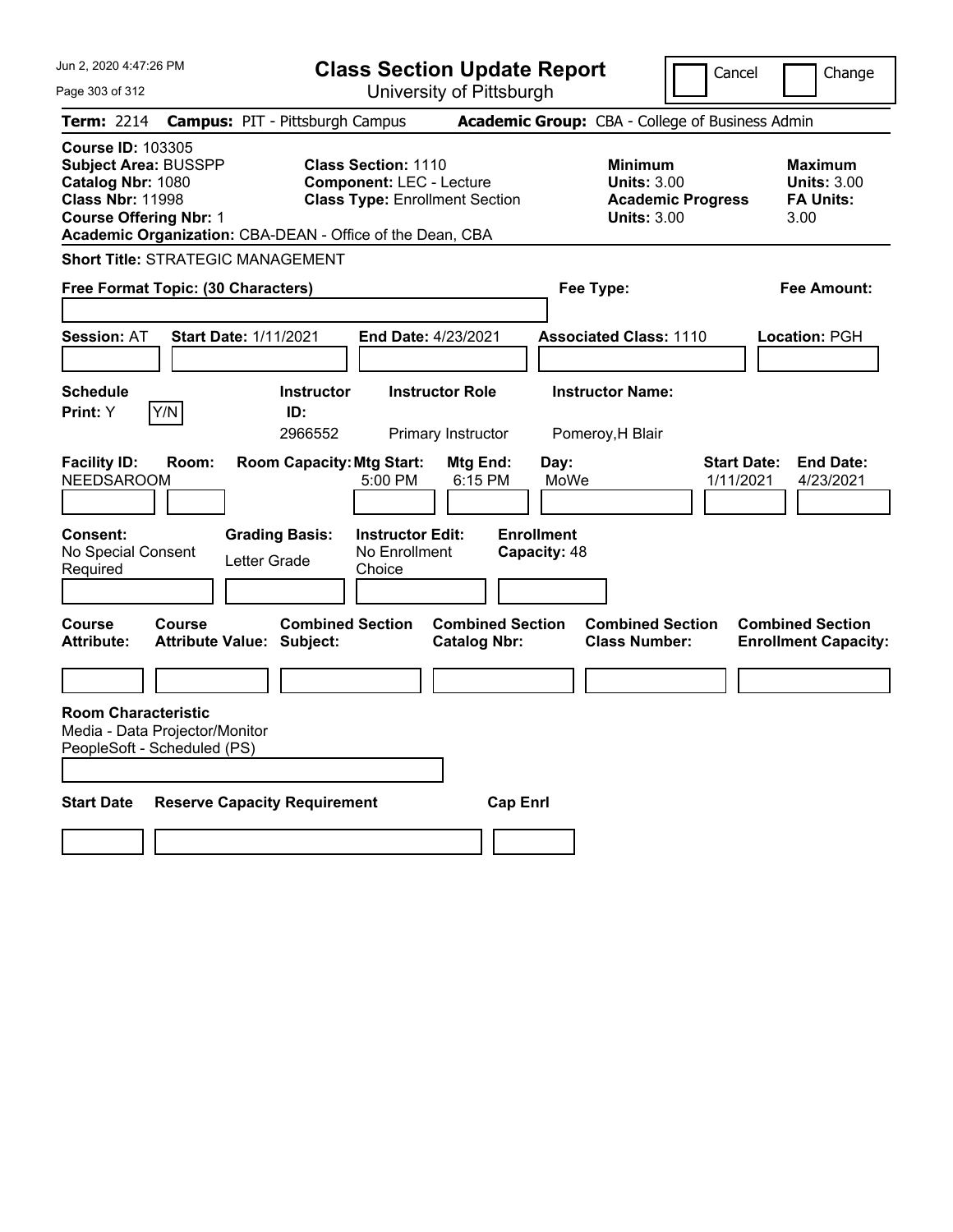Jun 2, 2020 4:47:26 PM

# Class Section Update Report

University of Pittsburgh

Cancel | Change

**Term:** 2214 **Campus:** PIT - Pittsburgh Campus **Academic Group:** CBA - College of Business Admin

**Course ID:** 103305
**Subject Area:** BUSSPP
**Catalog Nbr:** 1080
**Class Nbr:** 11998
**Course Offering Nbr:** 1
**Academic Organization:** CBA-DEAN - Office of the Dean, CBA

**Class Section:** 1110
**Component:** LEC - Lecture
**Class Type:** Enrollment Section

**Minimum Units:** 3.00
**Academic Progress Units:** 3.00

**Maximum Units:** 3.00
**FA Units:** 3.00

**Short Title:** STRATEGIC MANAGEMENT

**Free Format Topic: (30 Characters)**

**Fee Type:**

**Fee Amount:**

**Session:** AT **Start Date:** 1/11/2021 **End Date:** 4/23/2021 **Associated Class:** 1110 **Location:** PGH

| Schedule Print | Instructor ID | Instructor Role | Instructor Name |
|---|---|---|---|
| Y (Y/N) | 2966552 | Primary Instructor | Pomeroy,H Blair |

| Facility ID | Room | Room Capacity | Mtg Start | Mtg End | Day | Start Date | End Date |
|---|---|---|---|---|---|---|---|
| NEEDSAROOM | | | 5:00 PM | 6:15 PM | MoWe | 1/11/2021 | 4/23/2021 |

| Consent | Grading Basis | Instructor Edit | Enrollment Capacity |
|---|---|---|---|
| No Special Consent Required | Letter Grade | No Enrollment Choice | 48 |

| Course Attribute | Course Attribute Value | Combined Section Subject | Combined Section Catalog Nbr | Combined Section Class Number | Combined Section Enrollment Capacity |
|---|---|---|---|---|---|
| | | | | | |

**Room Characteristic**
Media - Data Projector/Monitor
PeopleSoft - Scheduled (PS)

| Start Date | Reserve Capacity Requirement | Cap Enrl |
|---|---|---|
| | | |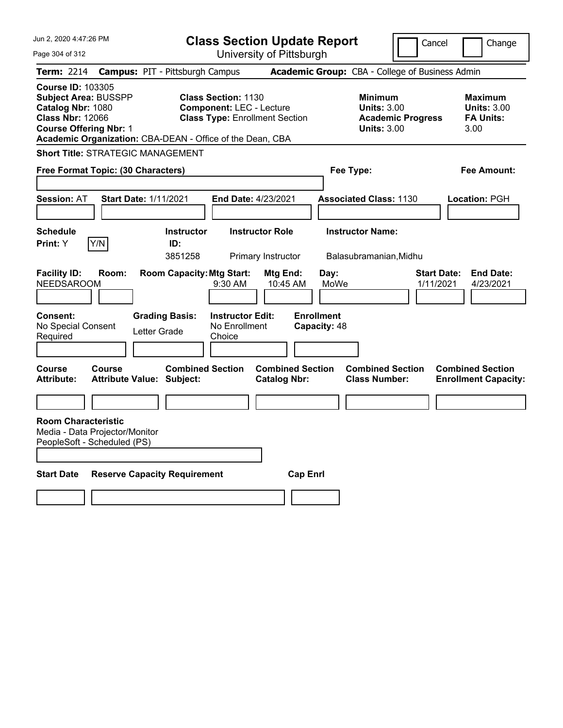# Class Section Update Report

University of Pittsburgh

Cancel | Change

**Term:** 2214 **Campus:** PIT - Pittsburgh Campus **Academic Group:** CBA - College of Business Admin

**Course ID:** 103305
**Subject Area:** BUSSPP
**Catalog Nbr:** 1080
**Class Nbr:** 12066
**Course Offering Nbr:** 1
**Academic Organization:** CBA-DEAN - Office of the Dean, CBA

**Class Section:** 1130
**Component:** LEC - Lecture
**Class Type:** Enrollment Section

**Minimum Units:** 3.00
**Academic Progress Units:** 3.00

**Maximum Units:** 3.00
**FA Units:** 3.00

**Short Title:** STRATEGIC MANAGEMENT

**Free Format Topic: (30 Characters)**

**Fee Type:**

**Fee Amount:**

**Session:** AT **Start Date:** 1/11/2021 **End Date:** 4/23/2021 **Associated Class:** 1130 **Location:** PGH

| Schedule Print | Instructor ID | Instructor Role | Instructor Name |
|---|---|---|---|
| Y (Y/N) | 3851258 | Primary Instructor | Balasubramanian,Midhu |

| Facility ID | Room | Room Capacity | Mtg Start | Mtg End | Day | Start Date | End Date |
|---|---|---|---|---|---|---|---|
| NEEDSAROOM | | | 9:30 AM | 10:45 AM | MoWe | 1/11/2021 | 4/23/2021 |

**Consent:** No Special Consent Required
**Grading Basis:** Letter Grade
**Instructor Edit:** No Enrollment Choice
**Enrollment Capacity:** 48

| Course Attribute | Course Attribute Value | Combined Section Subject | Combined Section Catalog Nbr | Combined Section Class Number | Combined Section Enrollment Capacity |
|---|---|---|---|---|---|
| | | | | | |

**Room Characteristic**
Media - Data Projector/Monitor
PeopleSoft - Scheduled (PS)

| Start Date | Reserve Capacity Requirement | Cap Enrl |
|---|---|---|
| | | |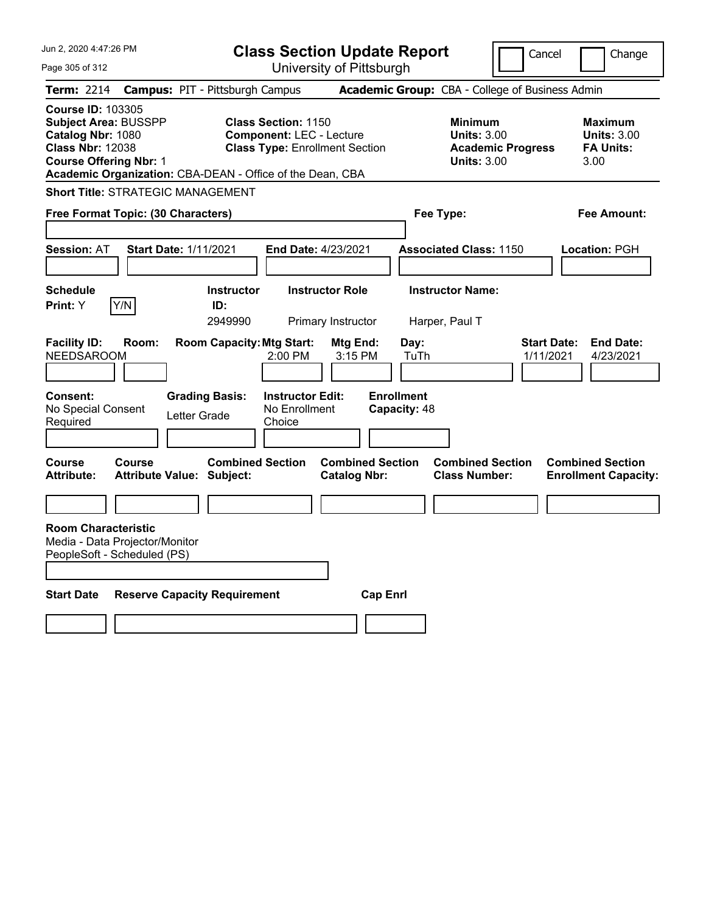# Class Section Update Report

University of Pittsburgh

Cancel | Change

**Term:** 2214 **Campus:** PIT - Pittsburgh Campus **Academic Group:** CBA - College of Business Admin

**Course ID:** 103305
**Subject Area:** BUSSPP
**Catalog Nbr:** 1080
**Class Nbr:** 12038
**Course Offering Nbr:** 1

**Class Section:** 1150
**Component:** LEC - Lecture
**Class Type:** Enrollment Section

**Minimum Units:** 3.00
**Academic Progress Units:** 3.00

**Maximum Units:** 3.00
**FA Units:** 3.00

**Academic Organization:** CBA-DEAN - Office of the Dean, CBA

**Short Title:** STRATEGIC MANAGEMENT

**Free Format Topic: (30 Characters)**

**Fee Type:**

**Fee Amount:**

**Session:** AT **Start Date:** 1/11/2021 **End Date:** 4/23/2021 **Associated Class:** 1150 **Location:** PGH

| Schedule Print | Instructor ID | Instructor Role | Instructor Name |
|---|---|---|---|
| Y (Y/N) | 2949990 | Primary Instructor | Harper, Paul T |

| Facility ID | Room | Room Capacity | Mtg Start | Mtg End | Day | Start Date | End Date |
|---|---|---|---|---|---|---|---|
| NEEDSAROOM | | | 2:00 PM | 3:15 PM | TuTh | 1/11/2021 | 4/23/2021 |

| Consent | Grading Basis | Instructor Edit | Enrollment Capacity |
|---|---|---|---|
| No Special Consent Required | Letter Grade | No Enrollment Choice | 48 |

| Course Attribute | Course Attribute Value | Combined Section Subject | Combined Section Catalog Nbr | Combined Section Class Number | Combined Section Enrollment Capacity |
|---|---|---|---|---|---|
| | | | | | |

**Room Characteristic**
Media - Data Projector/Monitor
PeopleSoft - Scheduled (PS)

| Start Date | Reserve Capacity Requirement | Cap Enrl |
|---|---|---|
| | | |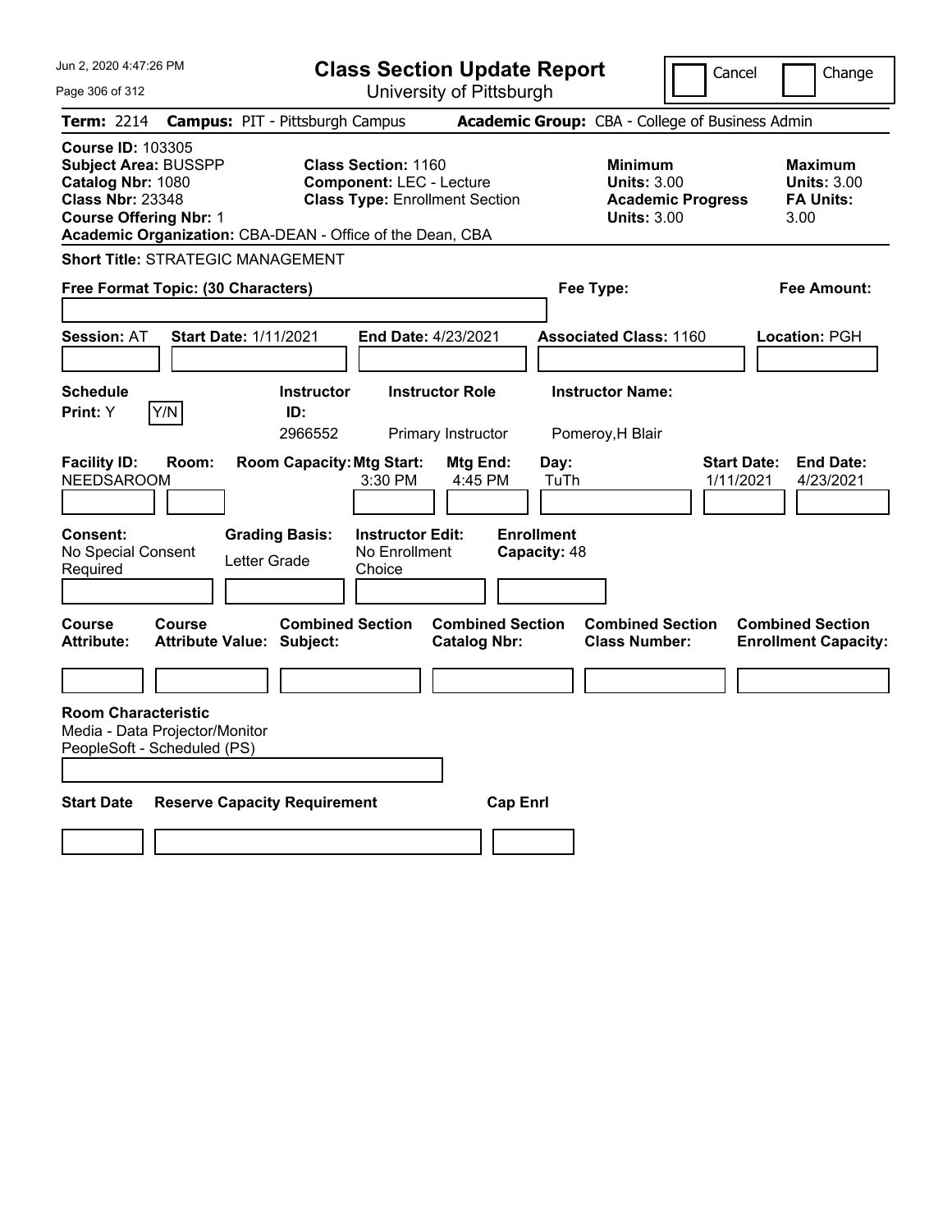# Class Section Update Report

University of Pittsburgh

Cancel | Change

**Term:** 2214 **Campus:** PIT - Pittsburgh Campus **Academic Group:** CBA - College of Business Admin

**Course ID:** 103305
**Subject Area:** BUSSPP
**Catalog Nbr:** 1080
**Class Nbr:** 23348
**Course Offering Nbr:** 1
**Academic Organization:** CBA-DEAN - Office of the Dean, CBA

**Class Section:** 1160
**Component:** LEC - Lecture
**Class Type:** Enrollment Section

**Minimum**
**Units:** 3.00
**Academic Progress Units:** 3.00

**Maximum**
**Units:** 3.00
**FA Units:** 3.00

**Short Title:** STRATEGIC MANAGEMENT

**Free Format Topic: (30 Characters)**

**Fee Type:**

**Fee Amount:**

**Session:** AT **Start Date:** 1/11/2021 **End Date:** 4/23/2021 **Associated Class:** 1160 **Location:** PGH

| Schedule Print | | Instructor ID | Instructor Role | Instructor Name |
|---|---|---|---|---|
| Y | Y/N | 2966552 | Primary Instructor | Pomeroy,H Blair |

| Facility ID | Room | Room Capacity | Mtg Start | Mtg End | Day | Start Date | End Date |
|---|---|---|---|---|---|---|---|
| NEEDSAROOM | | | 3:30 PM | 4:45 PM | TuTh | 1/11/2021 | 4/23/2021 |

| Consent | Grading Basis | Instructor Edit | Enrollment Capacity |
|---|---|---|---|
| No Special Consent Required | Letter Grade | No Enrollment Choice | 48 |

| Course Attribute | Course Attribute Value | Combined Section Subject | Combined Section Catalog Nbr | Combined Section Class Number | Combined Section Enrollment Capacity |
|---|---|---|---|---|---|
| | | | | | |

**Room Characteristic**
Media - Data Projector/Monitor
PeopleSoft - Scheduled (PS)

| Start Date | Reserve Capacity Requirement | Cap Enrl |
|---|---|---|
| | | |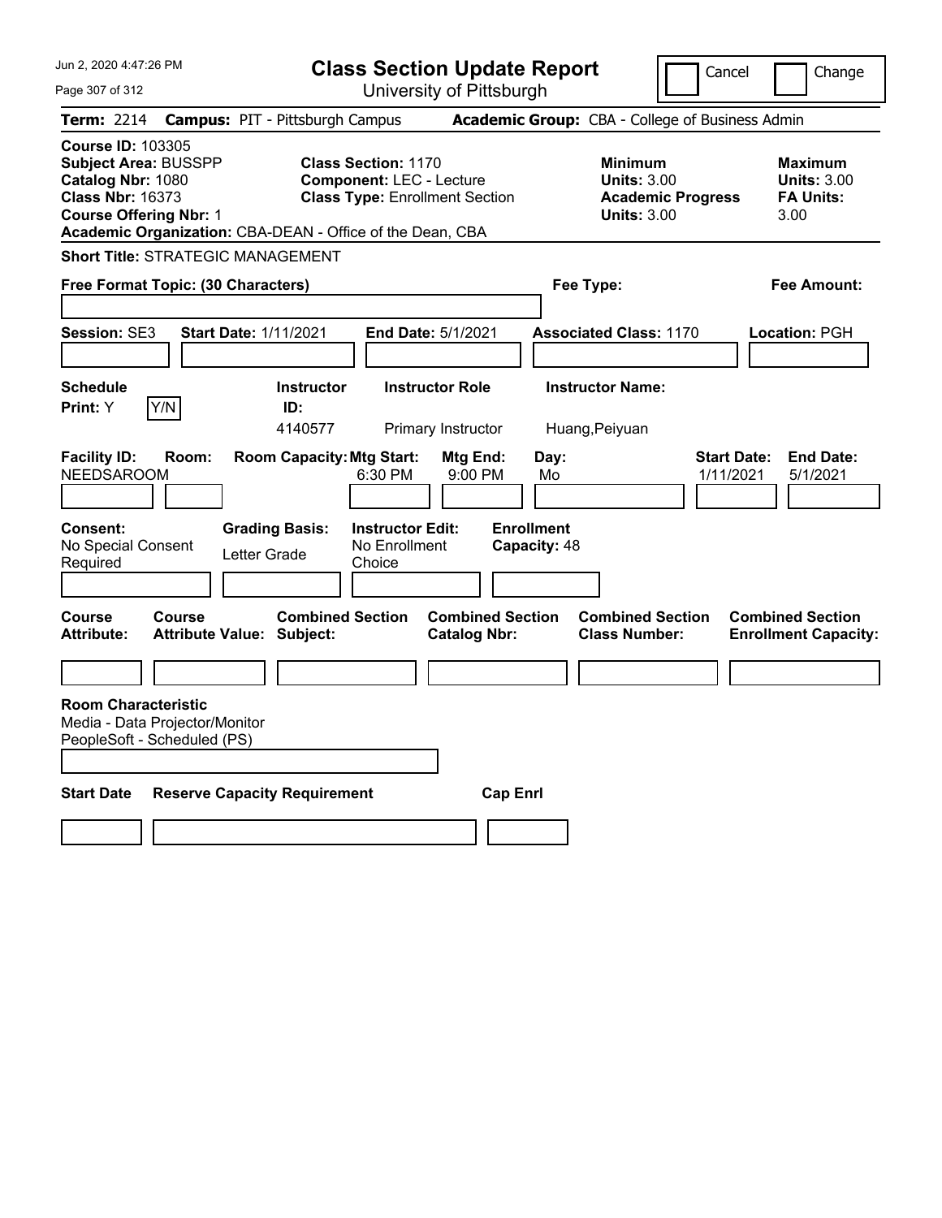# Class Section Update Report

University of Pittsburgh

Cancel | Change

**Term:** 2214 **Campus:** PIT - Pittsburgh Campus **Academic Group:** CBA - College of Business Admin

**Course ID:** 103305
**Subject Area:** BUSSPP
**Catalog Nbr:** 1080
**Class Nbr:** 16373
**Course Offering Nbr:** 1
**Academic Organization:** CBA-DEAN - Office of the Dean, CBA

**Class Section:** 1170
**Component:** LEC - Lecture
**Class Type:** Enrollment Section

**Minimum**
**Units:** 3.00
**Academic Progress Units:** 3.00

**Maximum**
**Units:** 3.00
**FA Units:** 3.00

**Short Title:** STRATEGIC MANAGEMENT

**Free Format Topic: (30 Characters)**

**Fee Type:**

**Fee Amount:**

**Session:** SE3 **Start Date:** 1/11/2021 **End Date:** 5/1/2021 **Associated Class:** 1170 **Location:** PGH

| Schedule Print | Instructor ID | Instructor Role | Instructor Name |
|---|---|---|---|
| Y (Y/N) | 4140577 | Primary Instructor | Huang,Peiyuan |

| Facility ID | Room | Room Capacity | Mtg Start | Mtg End | Day | Start Date | End Date |
|---|---|---|---|---|---|---|---|
| NEEDSAROOM | | | 6:30 PM | 9:00 PM | Mo | 1/11/2021 | 5/1/2021 |

**Consent:** No Special Consent Required
**Grading Basis:** Letter Grade
**Instructor Edit:** No Enrollment Choice
**Enrollment Capacity:** 48

| Course Attribute | Course Attribute Value | Combined Section Subject | Combined Section Catalog Nbr | Combined Section Class Number | Combined Section Enrollment Capacity |
|---|---|---|---|---|---|
| | | | | | |

**Room Characteristic**
Media - Data Projector/Monitor
PeopleSoft - Scheduled (PS)

| Start Date | Reserve Capacity Requirement | Cap Enrl |
|---|---|---|
| | | |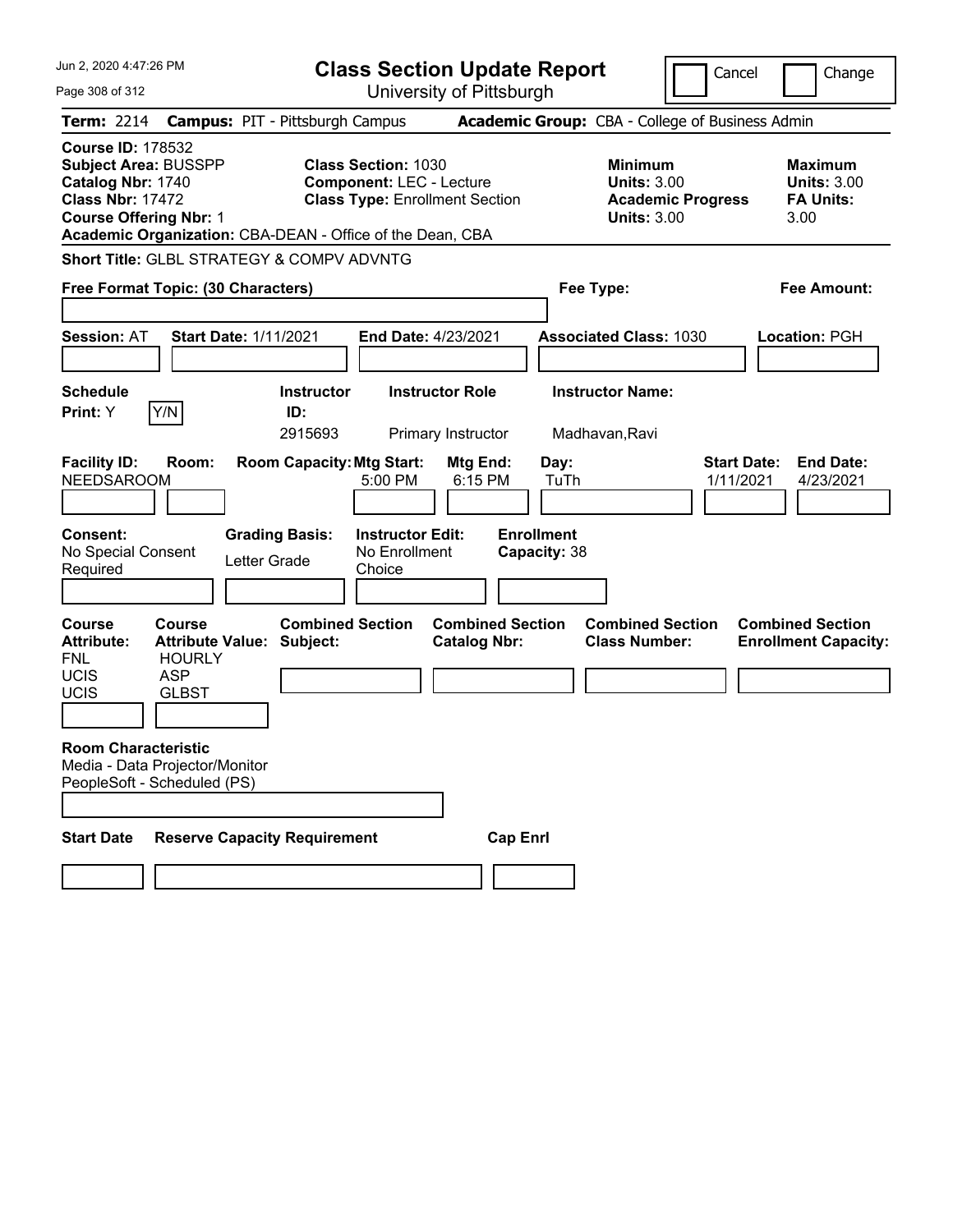# Class Section Update Report

University of Pittsburgh

Cancel | Change

**Term:** 2214 **Campus:** PIT - Pittsburgh Campus **Academic Group:** CBA - College of Business Admin

**Course ID:** 178532
**Subject Area:** BUSSPP
**Catalog Nbr:** 1740
**Class Nbr:** 17472
**Course Offering Nbr:** 1
**Academic Organization:** CBA-DEAN - Office of the Dean, CBA

**Class Section:** 1030
**Component:** LEC - Lecture
**Class Type:** Enrollment Section

| | Minimum | Maximum |
|---|---|---|
| Units | 3.00 | 3.00 |
| Academic Progress Units / FA Units | 3.00 | 3.00 |

**Short Title:** GLBL STRATEGY & COMPV ADVNTG

**Free Format Topic: (30 Characters)**

**Fee Type:**

**Fee Amount:**

**Session:** AT **Start Date:** 1/11/2021 **End Date:** 4/23/2021 **Associated Class:** 1030 **Location:** PGH

**Schedule Print:** Y [Y/N]

| Instructor ID | Instructor Role | Instructor Name |
|---|---|---|
| 2915693 | Primary Instructor | Madhavan,Ravi |

| Facility ID | Room | Room Capacity | Mtg Start | Mtg End | Day | Start Date | End Date |
|---|---|---|---|---|---|---|---|
| NEEDSAROOM | | | 5:00 PM | 6:15 PM | TuTh | 1/11/2021 | 4/23/2021 |

| Consent | Grading Basis | Instructor Edit | Enrollment Capacity |
|---|---|---|---|
| No Special Consent Required | Letter Grade | No Enrollment Choice | 38 |

| Course Attribute | Course Attribute Value |
|---|---|
| FNL | HOURLY |
| UCIS | ASP |
| UCIS | GLBST |

**Combined Section Subject:**
**Combined Section Catalog Nbr:**
**Combined Section Class Number:**
**Combined Section Enrollment Capacity:**

**Room Characteristic**
Media - Data Projector/Monitor
PeopleSoft - Scheduled (PS)

| Start Date | Reserve Capacity Requirement | Cap Enrl |
|---|---|---|
| | | |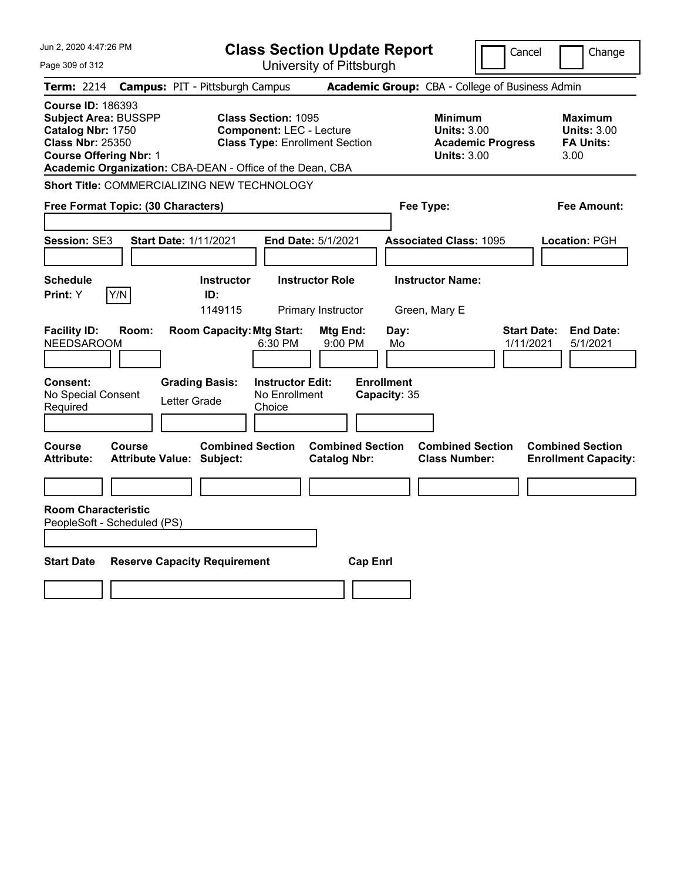# Class Section Update Report

University of Pittsburgh

Cancel | Change

**Term:** 2214 **Campus:** PIT - Pittsburgh Campus **Academic Group:** CBA - College of Business Admin

**Course ID:** 186393
**Subject Area:** BUSSPP
**Catalog Nbr:** 1750
**Class Nbr:** 25350
**Course Offering Nbr:** 1
**Academic Organization:** CBA-DEAN - Office of the Dean, CBA

**Class Section:** 1095
**Component:** LEC - Lecture
**Class Type:** Enrollment Section

**Minimum Units:** 3.00
**Academic Progress Units:** 3.00

**Maximum Units:** 3.00
**FA Units:** 3.00

**Short Title:** COMMERCIALIZING NEW TECHNOLOGY

**Free Format Topic: (30 Characters)**

**Fee Type:**

**Fee Amount:**

**Session:** SE3 **Start Date:** 1/11/2021 **End Date:** 5/1/2021 **Associated Class:** 1095 **Location:** PGH

| Schedule Print | Instructor ID | Instructor Role | Instructor Name |
|---|---|---|---|
| Y (Y/N) | 1149115 | Primary Instructor | Green, Mary E |

| Facility ID | Room | Room Capacity | Mtg Start | Mtg End | Day | Start Date | End Date |
|---|---|---|---|---|---|---|---|
| NEEDSAROOM | | | 6:30 PM | 9:00 PM | Mo | 1/11/2021 | 5/1/2021 |

**Consent:** No Special Consent Required
**Grading Basis:** Letter Grade
**Instructor Edit:** No Enrollment Choice
**Enrollment Capacity:** 35

| Course Attribute | Course Attribute Value | Combined Section Subject | Combined Section Catalog Nbr | Combined Section Class Number | Combined Section Enrollment Capacity |
|---|---|---|---|---|---|
| | | | | | |

**Room Characteristic**
PeopleSoft - Scheduled (PS)

| Start Date | Reserve Capacity Requirement | Cap Enrl |
|---|---|---|
| | | |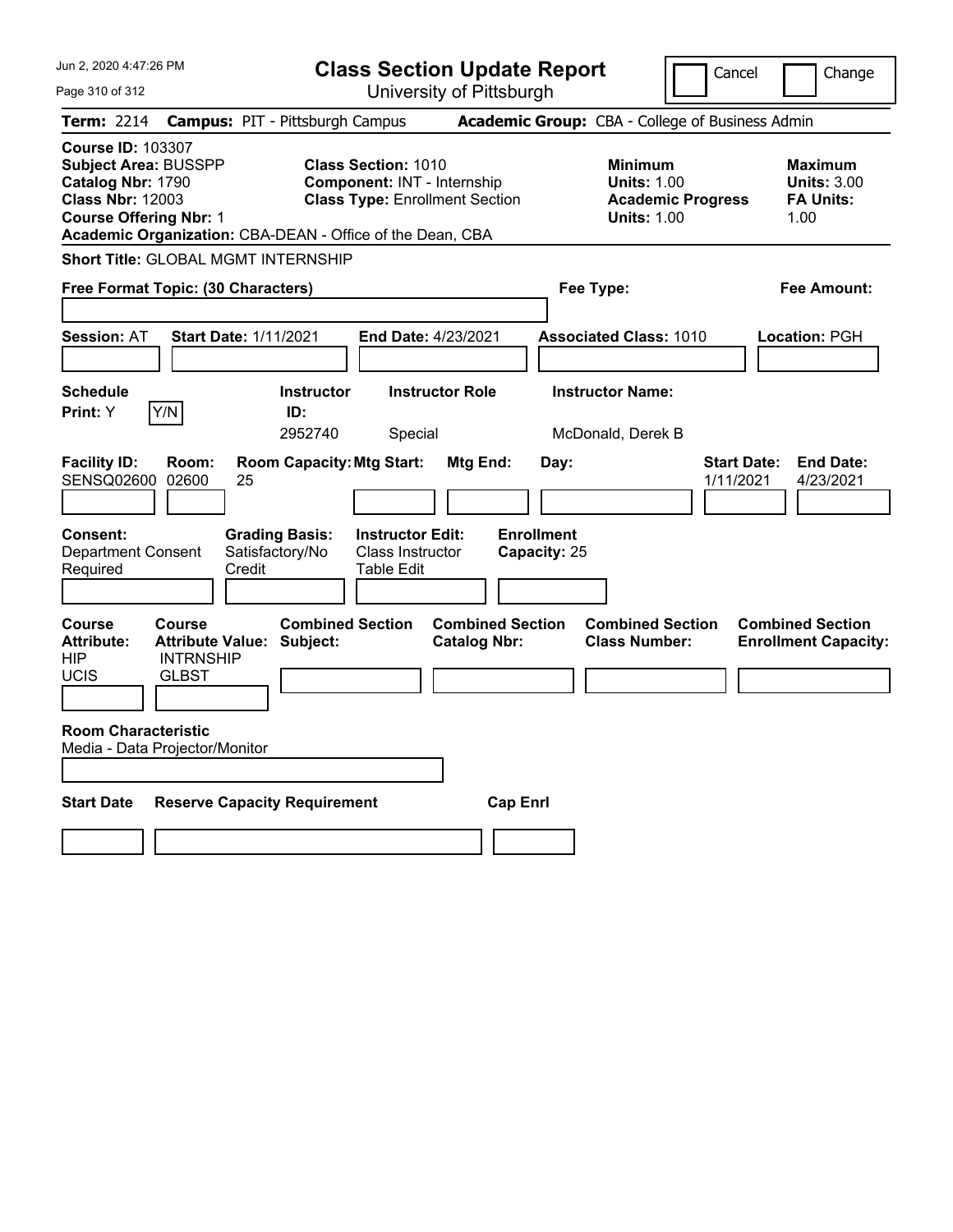Jun 2, 2020 4:47:26 PM

# Class Section Update Report

University of Pittsburgh

Cancel | Change

**Term:** 2214 **Campus:** PIT - Pittsburgh Campus **Academic Group:** CBA - College of Business Admin

**Course ID:** 103307
**Subject Area:** BUSSPP
**Catalog Nbr:** 1790
**Class Nbr:** 12003
**Course Offering Nbr:** 1
**Academic Organization:** CBA-DEAN - Office of the Dean, CBA

**Class Section:** 1010
**Component:** INT - Internship
**Class Type:** Enrollment Section

**Minimum Units:** 1.00
**Academic Progress Units:** 1.00

**Maximum Units:** 3.00
**FA Units:** 1.00

**Short Title:** GLOBAL MGMT INTERNSHIP

**Free Format Topic: (30 Characters)**

**Fee Type:**

**Fee Amount:**

**Session:** AT **Start Date:** 1/11/2021 **End Date:** 4/23/2021 **Associated Class:** 1010 **Location:** PGH

| Schedule Print | Instructor ID | Instructor Role | Instructor Name |
|---|---|---|---|
| Y (Y/N) | 2952740 | Special | McDonald, Derek B |

| Facility ID | Room | Room Capacity | Mtg Start | Mtg End | Day | Start Date | End Date |
|---|---|---|---|---|---|---|---|
| SENSQ02600 | 02600 | 25 | | | | 1/11/2021 | 4/23/2021 |

**Consent:** Department Consent Required
**Grading Basis:** Satisfactory/No Credit
**Instructor Edit:** Class Instructor Table Edit
**Enrollment Capacity:** 25

| Course Attribute | Course Attribute Value | Combined Section Subject | Combined Section Catalog Nbr | Combined Section Class Number | Combined Section Enrollment Capacity |
|---|---|---|---|---|---|
| HIP | INTRNSHIP | | | | |
| UCIS | GLBST | | | | |

**Room Characteristic**
Media - Data Projector/Monitor

| Start Date | Reserve Capacity Requirement | Cap Enrl |
|---|---|---|
| | | |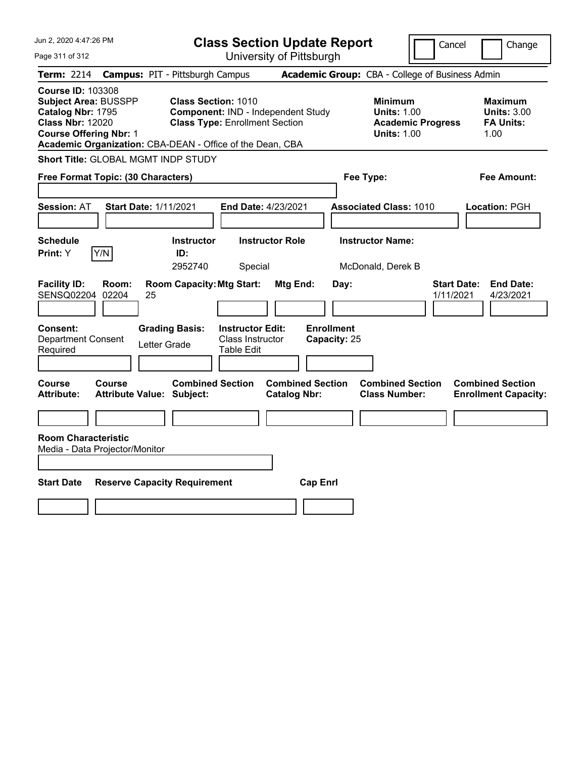# Class Section Update Report

University of Pittsburgh

Jun 2, 2020 4:47:26 PM

Cancel | Change

**Term:** 2214 **Campus:** PIT - Pittsburgh Campus **Academic Group:** CBA - College of Business Admin

**Course ID:** 103308
**Subject Area:** BUSSPP
**Catalog Nbr:** 1795
**Class Nbr:** 12020
**Course Offering Nbr:** 1

**Class Section:** 1010
**Component:** IND - Independent Study
**Class Type:** Enrollment Section

**Minimum Units:** 1.00
**Academic Progress Units:** 1.00

**Maximum Units:** 3.00
**FA Units:** 1.00

**Academic Organization:** CBA-DEAN - Office of the Dean, CBA

**Short Title:** GLOBAL MGMT INDP STUDY

**Free Format Topic: (30 Characters)**

**Fee Type:**

**Fee Amount:**

**Session:** AT **Start Date:** 1/11/2021 **End Date:** 4/23/2021 **Associated Class:** 1010 **Location:** PGH

| Schedule Print | Instructor ID | Instructor Role | Instructor Name |
|---|---|---|---|
| Y (Y/N) | 2952740 | Special | McDonald, Derek B |

| Facility ID | Room | Room Capacity | Mtg Start | Mtg End | Day | Start Date | End Date |
|---|---|---|---|---|---|---|---|
| SENSQ02204 | 02204 | 25 | | | | 1/11/2021 | 4/23/2021 |

**Consent:** Department Consent Required
**Grading Basis:** Letter Grade
**Instructor Edit:** Class Instructor Table Edit
**Enrollment Capacity:** 25

| Course Attribute | Course Attribute Value | Combined Section Subject | Combined Section Catalog Nbr | Combined Section Class Number | Combined Section Enrollment Capacity |
|---|---|---|---|---|---|
| | | | | | |

**Room Characteristic**
Media - Data Projector/Monitor

| Start Date | Reserve Capacity Requirement | Cap Enrl |
|---|---|---|
| | | |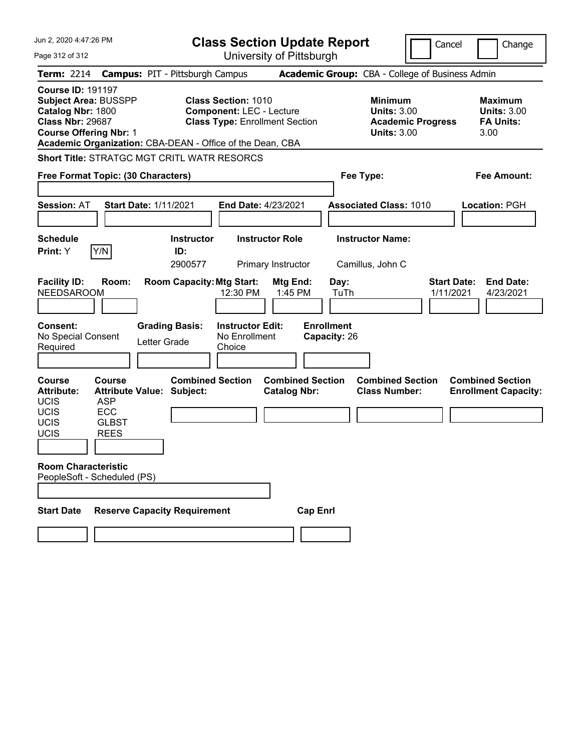# Class Section Update Report

University of Pittsburgh

Jun 2, 2020 4:47:26 PM

Cancel | Change

**Term:** 2214 **Campus:** PIT - Pittsburgh Campus **Academic Group:** CBA - College of Business Admin

**Course ID:** 191197
**Subject Area:** BUSSPP
**Catalog Nbr:** 1800
**Class Nbr:** 29687
**Course Offering Nbr:** 1
**Academic Organization:** CBA-DEAN - Office of the Dean, CBA

**Class Section:** 1010
**Component:** LEC - Lecture
**Class Type:** Enrollment Section

**Minimum Units:** 3.00
**Academic Progress Units:** 3.00

**Maximum Units:** 3.00
**FA Units:** 3.00

**Short Title:** STRATGC MGT CRITL WATR RESORCS

**Free Format Topic: (30 Characters)**

**Fee Type:**

**Fee Amount:**

**Session:** AT **Start Date:** 1/11/2021 **End Date:** 4/23/2021 **Associated Class:** 1010 **Location:** PGH

| Schedule Print | Instructor ID | Instructor Role | Instructor Name |
|---|---|---|---|
| Y (Y/N) | 2900577 | Primary Instructor | Camillus, John C |

| Facility ID | Room | Room Capacity | Mtg Start | Mtg End | Day | Start Date | End Date |
|---|---|---|---|---|---|---|---|
| NEEDSAROOM | | | 12:30 PM | 1:45 PM | TuTh | 1/11/2021 | 4/23/2021 |

| Consent | Grading Basis | Instructor Edit | Enrollment Capacity |
|---|---|---|---|
| No Special Consent Required | Letter Grade | No Enrollment Choice | 26 |

| Course Attribute | Course Attribute Value |
|---|---|
| UCIS | ASP |
| UCIS | ECC |
| UCIS | GLBST |
| UCIS | REES |

**Combined Section Subject:**
**Combined Section Catalog Nbr:**
**Combined Section Class Number:**
**Combined Section Enrollment Capacity:**

**Room Characteristic**
PeopleSoft - Scheduled (PS)

| Start Date | Reserve Capacity Requirement | Cap Enrl |
|---|---|---|
| | | |